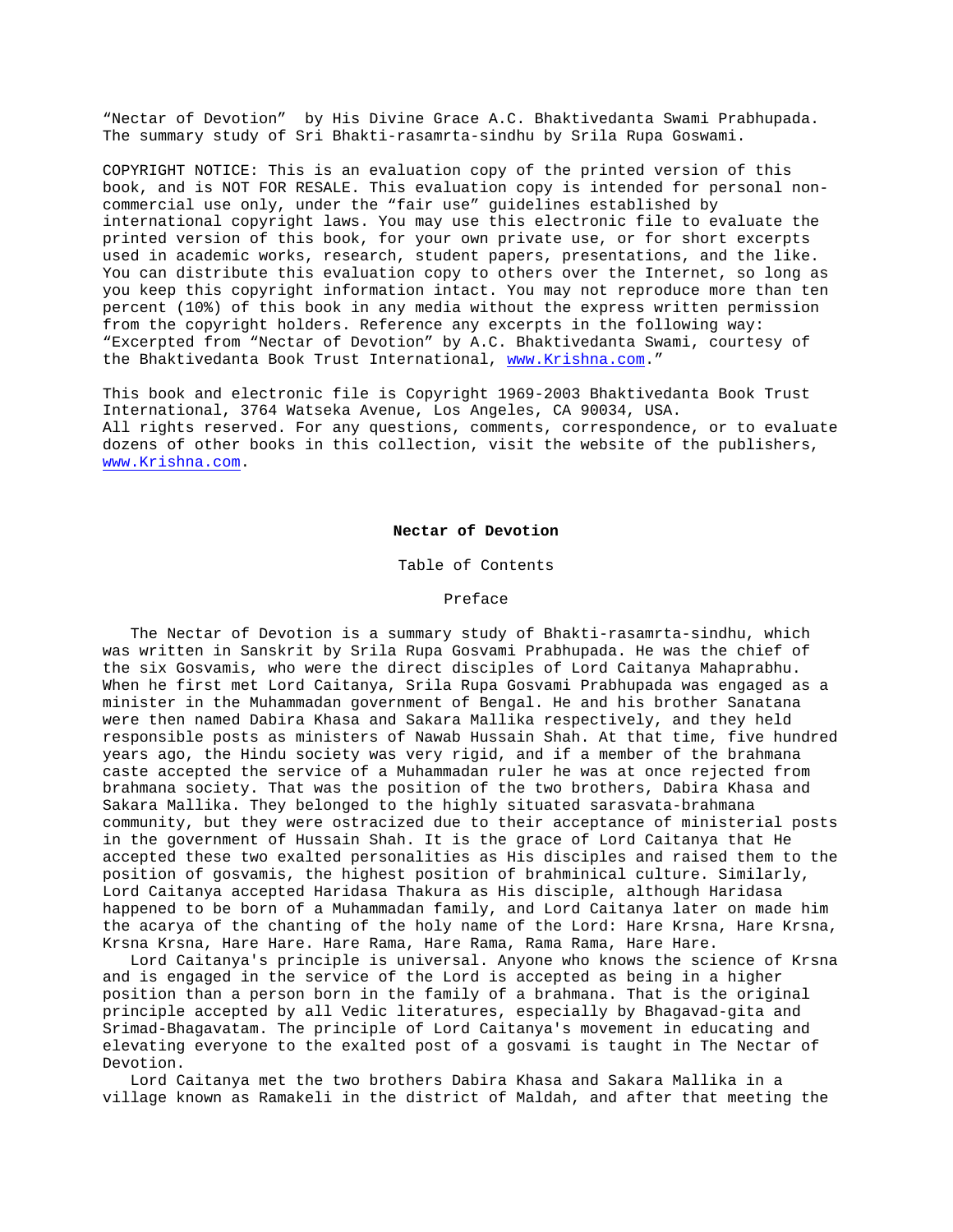"Nectar of Devotion" by His Divine Grace A.C. Bhaktivedanta Swami Prabhupada.
The summary study of Sri Bhakti-rasamrta-sindhu by Srila Rupa Goswami.

COPYRIGHT NOTICE: This is an evaluation copy of the printed version of this book, and is NOT FOR RESALE. This evaluation copy is intended for personal non-commercial use only, under the "fair use" guidelines established by international copyright laws. You may use this electronic file to evaluate the printed version of this book, for your own private use, or for short excerpts used in academic works, research, student papers, presentations, and the like. You can distribute this evaluation copy to others over the Internet, so long as you keep this copyright information intact. You may not reproduce more than ten percent (10%) of this book in any media without the express written permission from the copyright holders. Reference any excerpts in the following way: "Excerpted from "Nectar of Devotion" by A.C. Bhaktivedanta Swami, courtesy of the Bhaktivedanta Book Trust International, www.Krishna.com."

This book and electronic file is Copyright 1969-2003 Bhaktivedanta Book Trust International, 3764 Watseka Avenue, Los Angeles, CA 90034, USA.
All rights reserved. For any questions, comments, correspondence, or to evaluate dozens of other books in this collection, visit the website of the publishers, www.Krishna.com.

# Nectar of Devotion

Table of Contents

## Preface

The Nectar of Devotion is a summary study of Bhakti-rasamrta-sindhu, which was written in Sanskrit by Srila Rupa Gosvami Prabhupada. He was the chief of the six Gosvamis, who were the direct disciples of Lord Caitanya Mahaprabhu. When he first met Lord Caitanya, Srila Rupa Gosvami Prabhupada was engaged as a minister in the Muhammadan government of Bengal. He and his brother Sanatana were then named Dabira Khasa and Sakara Mallika respectively, and they held responsible posts as ministers of Nawab Hussain Shah. At that time, five hundred years ago, the Hindu society was very rigid, and if a member of the brahmana caste accepted the service of a Muhammadan ruler he was at once rejected from brahmana society. That was the position of the two brothers, Dabira Khasa and Sakara Mallika. They belonged to the highly situated sarasvata-brahmana community, but they were ostracized due to their acceptance of ministerial posts in the government of Hussain Shah. It is the grace of Lord Caitanya that He accepted these two exalted personalities as His disciples and raised them to the position of gosvamis, the highest position of brahminical culture. Similarly, Lord Caitanya accepted Haridasa Thakura as His disciple, although Haridasa happened to be born of a Muhammadan family, and Lord Caitanya later on made him the acarya of the chanting of the holy name of the Lord: Hare Krsna, Hare Krsna, Krsna Krsna, Hare Hare. Hare Rama, Hare Rama, Rama Rama, Hare Hare.

Lord Caitanya's principle is universal. Anyone who knows the science of Krsna and is engaged in the service of the Lord is accepted as being in a higher position than a person born in the family of a brahmana. That is the original principle accepted by all Vedic literatures, especially by Bhagavad-gita and Srimad-Bhagavatam. The principle of Lord Caitanya's movement in educating and elevating everyone to the exalted post of a gosvami is taught in The Nectar of Devotion.

Lord Caitanya met the two brothers Dabira Khasa and Sakara Mallika in a village known as Ramakeli in the district of Maldah, and after that meeting the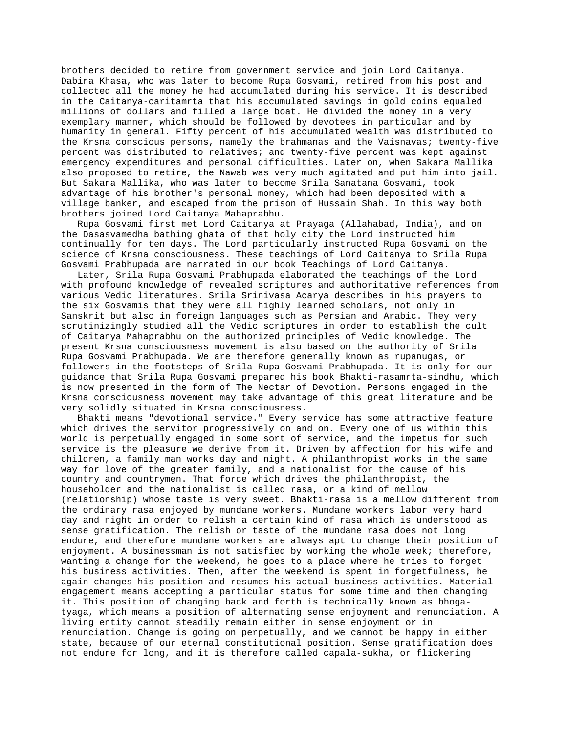brothers decided to retire from government service and join Lord Caitanya. Dabira Khasa, who was later to become Rupa Gosvami, retired from his post and collected all the money he had accumulated during his service. It is described in the Caitanya-caritamrta that his accumulated savings in gold coins equaled millions of dollars and filled a large boat. He divided the money in a very exemplary manner, which should be followed by devotees in particular and by humanity in general. Fifty percent of his accumulated wealth was distributed to the Krsna conscious persons, namely the brahmanas and the Vaisnavas; twenty-five percent was distributed to relatives; and twenty-five percent was kept against emergency expenditures and personal difficulties. Later on, when Sakara Mallika also proposed to retire, the Nawab was very much agitated and put him into jail. But Sakara Mallika, who was later to become Srila Sanatana Gosvami, took advantage of his brother's personal money, which had been deposited with a village banker, and escaped from the prison of Hussain Shah. In this way both brothers joined Lord Caitanya Mahaprabhu.

Rupa Gosvami first met Lord Caitanya at Prayaga (Allahabad, India), and on the Dasasvamedha bathing ghata of that holy city the Lord instructed him continually for ten days. The Lord particularly instructed Rupa Gosvami on the science of Krsna consciousness. These teachings of Lord Caitanya to Srila Rupa Gosvami Prabhupada are narrated in our book Teachings of Lord Caitanya.

Later, Srila Rupa Gosvami Prabhupada elaborated the teachings of the Lord with profound knowledge of revealed scriptures and authoritative references from various Vedic literatures. Srila Srinivasa Acarya describes in his prayers to the six Gosvamis that they were all highly learned scholars, not only in Sanskrit but also in foreign languages such as Persian and Arabic. They very scrutinizingly studied all the Vedic scriptures in order to establish the cult of Caitanya Mahaprabhu on the authorized principles of Vedic knowledge. The present Krsna consciousness movement is also based on the authority of Srila Rupa Gosvami Prabhupada. We are therefore generally known as rupanugas, or followers in the footsteps of Srila Rupa Gosvami Prabhupada. It is only for our guidance that Srila Rupa Gosvami prepared his book Bhakti-rasamrta-sindhu, which is now presented in the form of The Nectar of Devotion. Persons engaged in the Krsna consciousness movement may take advantage of this great literature and be very solidly situated in Krsna consciousness.

Bhakti means "devotional service." Every service has some attractive feature which drives the servitor progressively on and on. Every one of us within this world is perpetually engaged in some sort of service, and the impetus for such service is the pleasure we derive from it. Driven by affection for his wife and children, a family man works day and night. A philanthropist works in the same way for love of the greater family, and a nationalist for the cause of his country and countrymen. That force which drives the philanthropist, the householder and the nationalist is called rasa, or a kind of mellow (relationship) whose taste is very sweet. Bhakti-rasa is a mellow different from the ordinary rasa enjoyed by mundane workers. Mundane workers labor very hard day and night in order to relish a certain kind of rasa which is understood as sense gratification. The relish or taste of the mundane rasa does not long endure, and therefore mundane workers are always apt to change their position of enjoyment. A businessman is not satisfied by working the whole week; therefore, wanting a change for the weekend, he goes to a place where he tries to forget his business activities. Then, after the weekend is spent in forgetfulness, he again changes his position and resumes his actual business activities. Material engagement means accepting a particular status for some time and then changing it. This position of changing back and forth is technically known as bhoga-tyaga, which means a position of alternating sense enjoyment and renunciation. A living entity cannot steadily remain either in sense enjoyment or in renunciation. Change is going on perpetually, and we cannot be happy in either state, because of our eternal constitutional position. Sense gratification does not endure for long, and it is therefore called capala-sukha, or flickering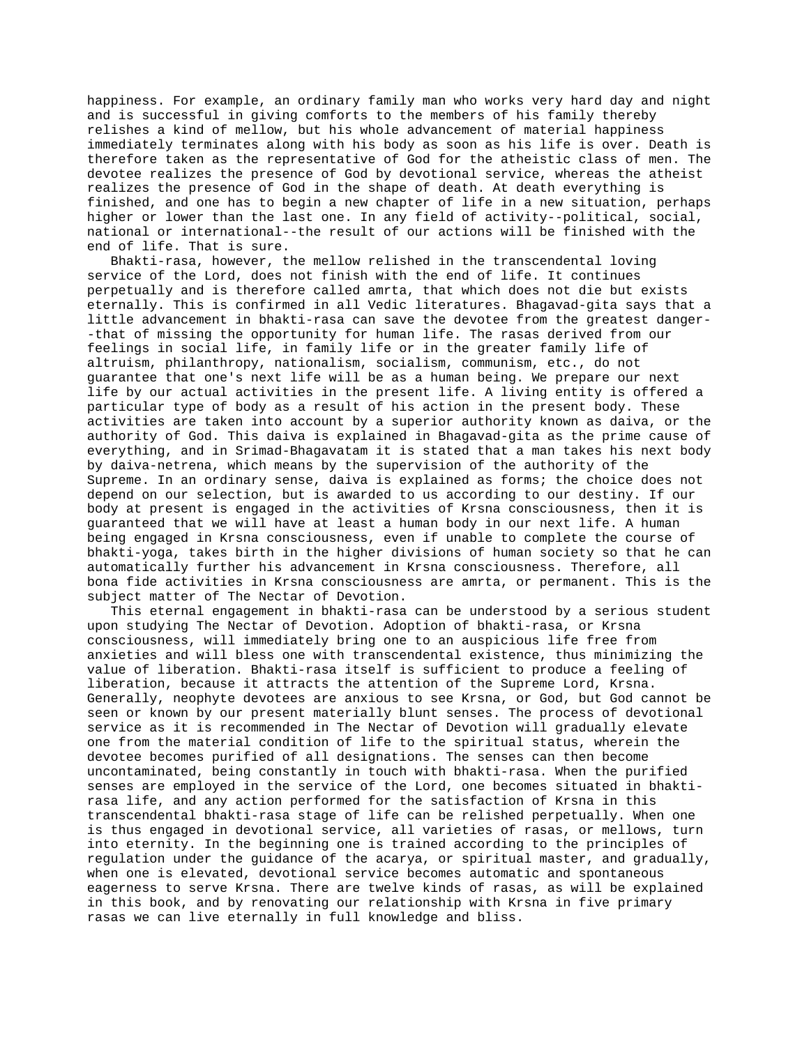happiness. For example, an ordinary family man who works very hard day and night and is successful in giving comforts to the members of his family thereby relishes a kind of mellow, but his whole advancement of material happiness immediately terminates along with his body as soon as his life is over. Death is therefore taken as the representative of God for the atheistic class of men. The devotee realizes the presence of God by devotional service, whereas the atheist realizes the presence of God in the shape of death. At death everything is finished, and one has to begin a new chapter of life in a new situation, perhaps higher or lower than the last one. In any field of activity--political, social, national or international--the result of our actions will be finished with the end of life. That is sure.

Bhakti-rasa, however, the mellow relished in the transcendental loving service of the Lord, does not finish with the end of life. It continues perpetually and is therefore called amrta, that which does not die but exists eternally. This is confirmed in all Vedic literatures. Bhagavad-gita says that a little advancement in bhakti-rasa can save the devotee from the greatest danger--that of missing the opportunity for human life. The rasas derived from our feelings in social life, in family life or in the greater family life of altruism, philanthropy, nationalism, socialism, communism, etc., do not guarantee that one's next life will be as a human being. We prepare our next life by our actual activities in the present life. A living entity is offered a particular type of body as a result of his action in the present body. These activities are taken into account by a superior authority known as daiva, or the authority of God. This daiva is explained in Bhagavad-gita as the prime cause of everything, and in Srimad-Bhagavatam it is stated that a man takes his next body by daiva-netrena, which means by the supervision of the authority of the Supreme. In an ordinary sense, daiva is explained as forms; the choice does not depend on our selection, but is awarded to us according to our destiny. If our body at present is engaged in the activities of Krsna consciousness, then it is guaranteed that we will have at least a human body in our next life. A human being engaged in Krsna consciousness, even if unable to complete the course of bhakti-yoga, takes birth in the higher divisions of human society so that he can automatically further his advancement in Krsna consciousness. Therefore, all bona fide activities in Krsna consciousness are amrta, or permanent. This is the subject matter of The Nectar of Devotion.

This eternal engagement in bhakti-rasa can be understood by a serious student upon studying The Nectar of Devotion. Adoption of bhakti-rasa, or Krsna consciousness, will immediately bring one to an auspicious life free from anxieties and will bless one with transcendental existence, thus minimizing the value of liberation. Bhakti-rasa itself is sufficient to produce a feeling of liberation, because it attracts the attention of the Supreme Lord, Krsna. Generally, neophyte devotees are anxious to see Krsna, or God, but God cannot be seen or known by our present materially blunt senses. The process of devotional service as it is recommended in The Nectar of Devotion will gradually elevate one from the material condition of life to the spiritual status, wherein the devotee becomes purified of all designations. The senses can then become uncontaminated, being constantly in touch with bhakti-rasa. When the purified senses are employed in the service of the Lord, one becomes situated in bhakti-rasa life, and any action performed for the satisfaction of Krsna in this transcendental bhakti-rasa stage of life can be relished perpetually. When one is thus engaged in devotional service, all varieties of rasas, or mellows, turn into eternity. In the beginning one is trained according to the principles of regulation under the guidance of the acarya, or spiritual master, and gradually, when one is elevated, devotional service becomes automatic and spontaneous eagerness to serve Krsna. There are twelve kinds of rasas, as will be explained in this book, and by renovating our relationship with Krsna in five primary rasas we can live eternally in full knowledge and bliss.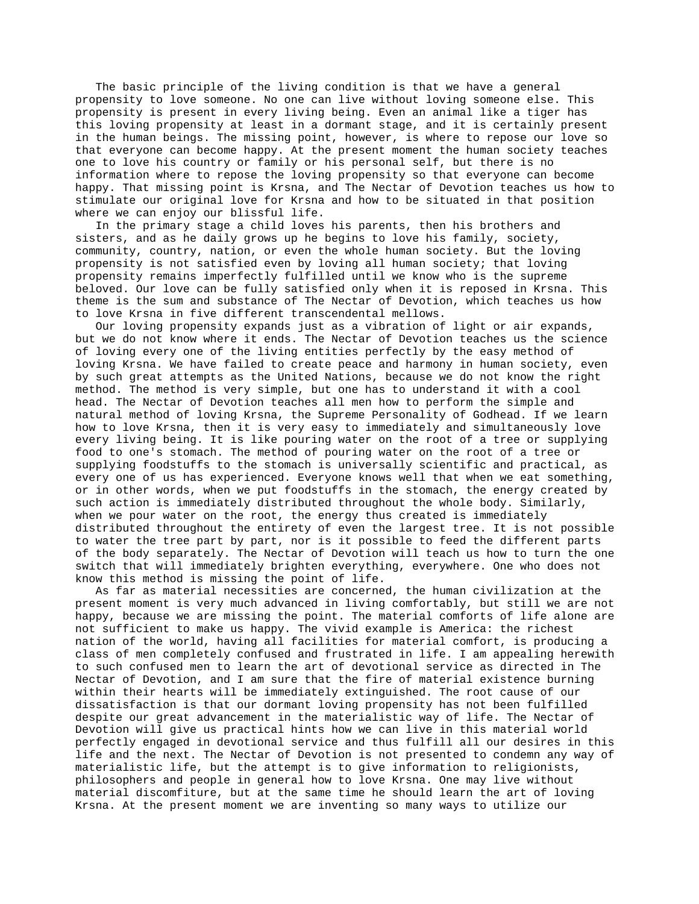The basic principle of the living condition is that we have a general propensity to love someone. No one can live without loving someone else. This propensity is present in every living being. Even an animal like a tiger has this loving propensity at least in a dormant stage, and it is certainly present in the human beings. The missing point, however, is where to repose our love so that everyone can become happy. At the present moment the human society teaches one to love his country or family or his personal self, but there is no information where to repose the loving propensity so that everyone can become happy. That missing point is Krsna, and The Nectar of Devotion teaches us how to stimulate our original love for Krsna and how to be situated in that position where we can enjoy our blissful life.

In the primary stage a child loves his parents, then his brothers and sisters, and as he daily grows up he begins to love his family, society, community, country, nation, or even the whole human society. But the loving propensity is not satisfied even by loving all human society; that loving propensity remains imperfectly fulfilled until we know who is the supreme beloved. Our love can be fully satisfied only when it is reposed in Krsna. This theme is the sum and substance of The Nectar of Devotion, which teaches us how to love Krsna in five different transcendental mellows.

Our loving propensity expands just as a vibration of light or air expands, but we do not know where it ends. The Nectar of Devotion teaches us the science of loving every one of the living entities perfectly by the easy method of loving Krsna. We have failed to create peace and harmony in human society, even by such great attempts as the United Nations, because we do not know the right method. The method is very simple, but one has to understand it with a cool head. The Nectar of Devotion teaches all men how to perform the simple and natural method of loving Krsna, the Supreme Personality of Godhead. If we learn how to love Krsna, then it is very easy to immediately and simultaneously love every living being. It is like pouring water on the root of a tree or supplying food to one's stomach. The method of pouring water on the root of a tree or supplying foodstuffs to the stomach is universally scientific and practical, as every one of us has experienced. Everyone knows well that when we eat something, or in other words, when we put foodstuffs in the stomach, the energy created by such action is immediately distributed throughout the whole body. Similarly, when we pour water on the root, the energy thus created is immediately distributed throughout the entirety of even the largest tree. It is not possible to water the tree part by part, nor is it possible to feed the different parts of the body separately. The Nectar of Devotion will teach us how to turn the one switch that will immediately brighten everything, everywhere. One who does not know this method is missing the point of life.

As far as material necessities are concerned, the human civilization at the present moment is very much advanced in living comfortably, but still we are not happy, because we are missing the point. The material comforts of life alone are not sufficient to make us happy. The vivid example is America: the richest nation of the world, having all facilities for material comfort, is producing a class of men completely confused and frustrated in life. I am appealing herewith to such confused men to learn the art of devotional service as directed in The Nectar of Devotion, and I am sure that the fire of material existence burning within their hearts will be immediately extinguished. The root cause of our dissatisfaction is that our dormant loving propensity has not been fulfilled despite our great advancement in the materialistic way of life. The Nectar of Devotion will give us practical hints how we can live in this material world perfectly engaged in devotional service and thus fulfill all our desires in this life and the next. The Nectar of Devotion is not presented to condemn any way of materialistic life, but the attempt is to give information to religionists, philosophers and people in general how to love Krsna. One may live without material discomfiture, but at the same time he should learn the art of loving Krsna. At the present moment we are inventing so many ways to utilize our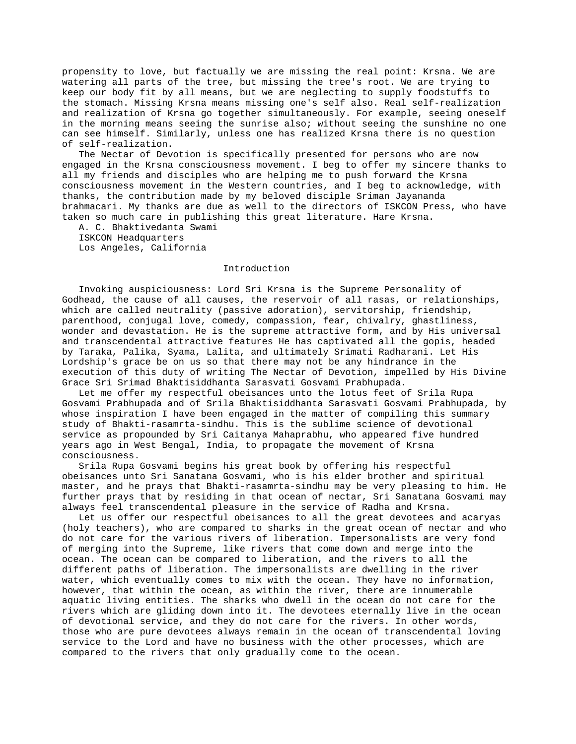propensity to love, but factually we are missing the real point: Krsna. We are watering all parts of the tree, but missing the tree's root. We are trying to keep our body fit by all means, but we are neglecting to supply foodstuffs to the stomach. Missing Krsna means missing one's self also. Real self-realization and realization of Krsna go together simultaneously. For example, seeing oneself in the morning means seeing the sunrise also; without seeing the sunshine no one can see himself. Similarly, unless one has realized Krsna there is no question of self-realization.

The Nectar of Devotion is specifically presented for persons who are now engaged in the Krsna consciousness movement. I beg to offer my sincere thanks to all my friends and disciples who are helping me to push forward the Krsna consciousness movement in the Western countries, and I beg to acknowledge, with thanks, the contribution made by my beloved disciple Sriman Jayananda brahmacari. My thanks are due as well to the directors of ISKCON Press, who have taken so much care in publishing this great literature. Hare Krsna.

A. C. Bhaktivedanta Swami
ISKCON Headquarters
Los Angeles, California

## Introduction

Invoking auspiciousness: Lord Sri Krsna is the Supreme Personality of Godhead, the cause of all causes, the reservoir of all rasas, or relationships, which are called neutrality (passive adoration), servitorship, friendship, parenthood, conjugal love, comedy, compassion, fear, chivalry, ghastliness, wonder and devastation. He is the supreme attractive form, and by His universal and transcendental attractive features He has captivated all the gopis, headed by Taraka, Palika, Syama, Lalita, and ultimately Srimati Radharani. Let His Lordship's grace be on us so that there may not be any hindrance in the execution of this duty of writing The Nectar of Devotion, impelled by His Divine Grace Sri Srimad Bhaktisiddhanta Sarasvati Gosvami Prabhupada.

Let me offer my respectful obeisances unto the lotus feet of Srila Rupa Gosvami Prabhupada and of Srila Bhaktisiddhanta Sarasvati Gosvami Prabhupada, by whose inspiration I have been engaged in the matter of compiling this summary study of Bhakti-rasamrta-sindhu. This is the sublime science of devotional service as propounded by Sri Caitanya Mahaprabhu, who appeared five hundred years ago in West Bengal, India, to propagate the movement of Krsna consciousness.

Srila Rupa Gosvami begins his great book by offering his respectful obeisances unto Sri Sanatana Gosvami, who is his elder brother and spiritual master, and he prays that Bhakti-rasamrta-sindhu may be very pleasing to him. He further prays that by residing in that ocean of nectar, Sri Sanatana Gosvami may always feel transcendental pleasure in the service of Radha and Krsna.

Let us offer our respectful obeisances to all the great devotees and acaryas (holy teachers), who are compared to sharks in the great ocean of nectar and who do not care for the various rivers of liberation. Impersonalists are very fond of merging into the Supreme, like rivers that come down and merge into the ocean. The ocean can be compared to liberation, and the rivers to all the different paths of liberation. The impersonalists are dwelling in the river water, which eventually comes to mix with the ocean. They have no information, however, that within the ocean, as within the river, there are innumerable aquatic living entities. The sharks who dwell in the ocean do not care for the rivers which are gliding down into it. The devotees eternally live in the ocean of devotional service, and they do not care for the rivers. In other words, those who are pure devotees always remain in the ocean of transcendental loving service to the Lord and have no business with the other processes, which are compared to the rivers that only gradually come to the ocean.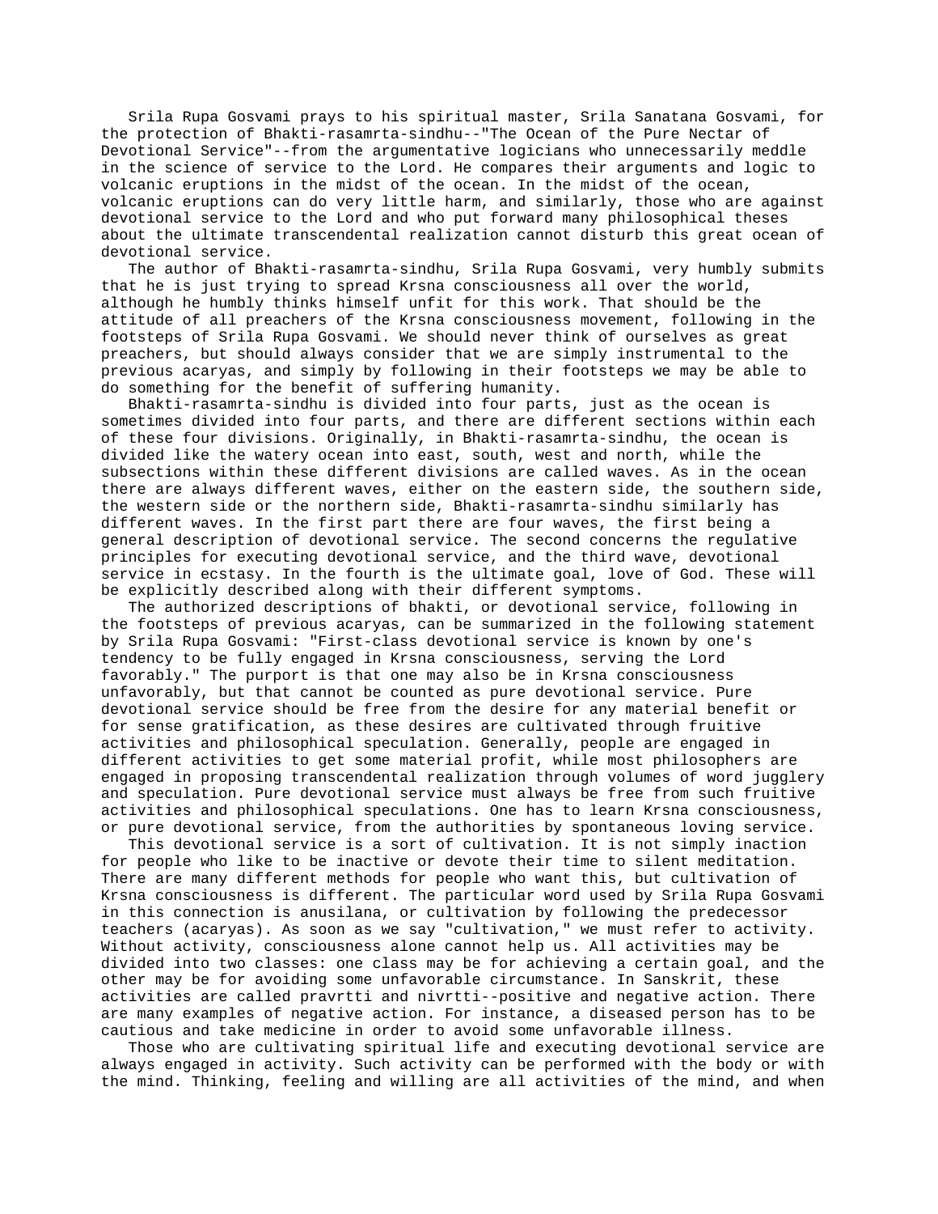Srila Rupa Gosvami prays to his spiritual master, Srila Sanatana Gosvami, for the protection of Bhakti-rasamrta-sindhu--"The Ocean of the Pure Nectar of Devotional Service"--from the argumentative logicians who unnecessarily meddle in the science of service to the Lord. He compares their arguments and logic to volcanic eruptions in the midst of the ocean. In the midst of the ocean, volcanic eruptions can do very little harm, and similarly, those who are against devotional service to the Lord and who put forward many philosophical theses about the ultimate transcendental realization cannot disturb this great ocean of devotional service.

The author of Bhakti-rasamrta-sindhu, Srila Rupa Gosvami, very humbly submits that he is just trying to spread Krsna consciousness all over the world, although he humbly thinks himself unfit for this work. That should be the attitude of all preachers of the Krsna consciousness movement, following in the footsteps of Srila Rupa Gosvami. We should never think of ourselves as great preachers, but should always consider that we are simply instrumental to the previous acaryas, and simply by following in their footsteps we may be able to do something for the benefit of suffering humanity.

Bhakti-rasamrta-sindhu is divided into four parts, just as the ocean is sometimes divided into four parts, and there are different sections within each of these four divisions. Originally, in Bhakti-rasamrta-sindhu, the ocean is divided like the watery ocean into east, south, west and north, while the subsections within these different divisions are called waves. As in the ocean there are always different waves, either on the eastern side, the southern side, the western side or the northern side, Bhakti-rasamrta-sindhu similarly has different waves. In the first part there are four waves, the first being a general description of devotional service. The second concerns the regulative principles for executing devotional service, and the third wave, devotional service in ecstasy. In the fourth is the ultimate goal, love of God. These will be explicitly described along with their different symptoms.

The authorized descriptions of bhakti, or devotional service, following in the footsteps of previous acaryas, can be summarized in the following statement by Srila Rupa Gosvami: "First-class devotional service is known by one's tendency to be fully engaged in Krsna consciousness, serving the Lord favorably." The purport is that one may also be in Krsna consciousness unfavorably, but that cannot be counted as pure devotional service. Pure devotional service should be free from the desire for any material benefit or for sense gratification, as these desires are cultivated through fruitive activities and philosophical speculation. Generally, people are engaged in different activities to get some material profit, while most philosophers are engaged in proposing transcendental realization through volumes of word jugglery and speculation. Pure devotional service must always be free from such fruitive activities and philosophical speculations. One has to learn Krsna consciousness, or pure devotional service, from the authorities by spontaneous loving service.

This devotional service is a sort of cultivation. It is not simply inaction for people who like to be inactive or devote their time to silent meditation. There are many different methods for people who want this, but cultivation of Krsna consciousness is different. The particular word used by Srila Rupa Gosvami in this connection is anusilana, or cultivation by following the predecessor teachers (acaryas). As soon as we say "cultivation," we must refer to activity. Without activity, consciousness alone cannot help us. All activities may be divided into two classes: one class may be for achieving a certain goal, and the other may be for avoiding some unfavorable circumstance. In Sanskrit, these activities are called pravrtti and nivrtti--positive and negative action. There are many examples of negative action. For instance, a diseased person has to be cautious and take medicine in order to avoid some unfavorable illness.

Those who are cultivating spiritual life and executing devotional service are always engaged in activity. Such activity can be performed with the body or with the mind. Thinking, feeling and willing are all activities of the mind, and when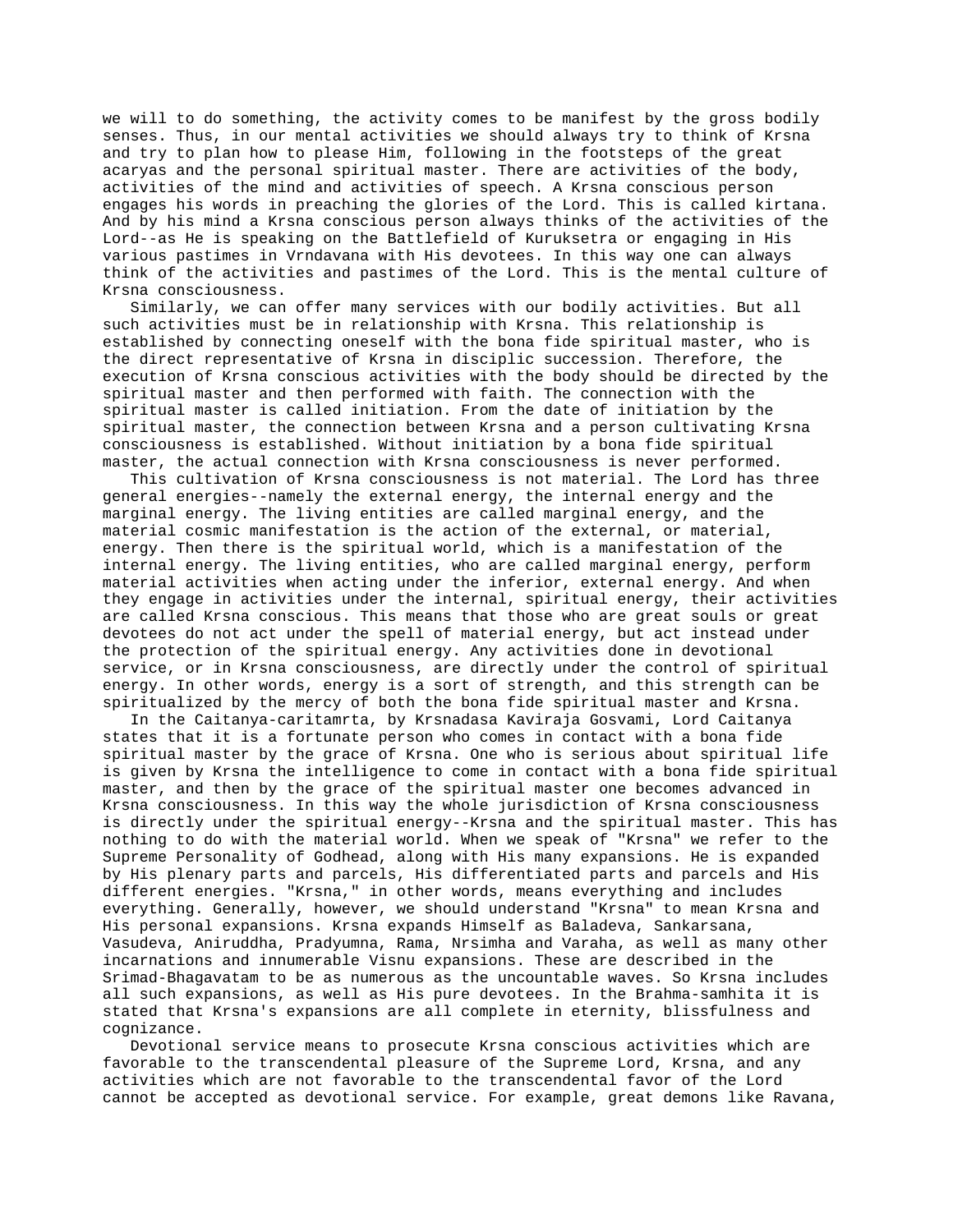we will to do something, the activity comes to be manifest by the gross bodily senses. Thus, in our mental activities we should always try to think of Krsna and try to plan how to please Him, following in the footsteps of the great acaryas and the personal spiritual master. There are activities of the body, activities of the mind and activities of speech. A Krsna conscious person engages his words in preaching the glories of the Lord. This is called kirtana. And by his mind a Krsna conscious person always thinks of the activities of the Lord--as He is speaking on the Battlefield of Kuruksetra or engaging in His various pastimes in Vrndavana with His devotees. In this way one can always think of the activities and pastimes of the Lord. This is the mental culture of Krsna consciousness.

Similarly, we can offer many services with our bodily activities. But all such activities must be in relationship with Krsna. This relationship is established by connecting oneself with the bona fide spiritual master, who is the direct representative of Krsna in disciplic succession. Therefore, the execution of Krsna conscious activities with the body should be directed by the spiritual master and then performed with faith. The connection with the spiritual master is called initiation. From the date of initiation by the spiritual master, the connection between Krsna and a person cultivating Krsna consciousness is established. Without initiation by a bona fide spiritual master, the actual connection with Krsna consciousness is never performed.

This cultivation of Krsna consciousness is not material. The Lord has three general energies--namely the external energy, the internal energy and the marginal energy. The living entities are called marginal energy, and the material cosmic manifestation is the action of the external, or material, energy. Then there is the spiritual world, which is a manifestation of the internal energy. The living entities, who are called marginal energy, perform material activities when acting under the inferior, external energy. And when they engage in activities under the internal, spiritual energy, their activities are called Krsna conscious. This means that those who are great souls or great devotees do not act under the spell of material energy, but act instead under the protection of the spiritual energy. Any activities done in devotional service, or in Krsna consciousness, are directly under the control of spiritual energy. In other words, energy is a sort of strength, and this strength can be spiritualized by the mercy of both the bona fide spiritual master and Krsna.

In the Caitanya-caritamrta, by Krsnadasa Kaviraja Gosvami, Lord Caitanya states that it is a fortunate person who comes in contact with a bona fide spiritual master by the grace of Krsna. One who is serious about spiritual life is given by Krsna the intelligence to come in contact with a bona fide spiritual master, and then by the grace of the spiritual master one becomes advanced in Krsna consciousness. In this way the whole jurisdiction of Krsna consciousness is directly under the spiritual energy--Krsna and the spiritual master. This has nothing to do with the material world. When we speak of "Krsna" we refer to the Supreme Personality of Godhead, along with His many expansions. He is expanded by His plenary parts and parcels, His differentiated parts and parcels and His different energies. "Krsna," in other words, means everything and includes everything. Generally, however, we should understand "Krsna" to mean Krsna and His personal expansions. Krsna expands Himself as Baladeva, Sankarsana, Vasudeva, Aniruddha, Pradyumna, Rama, Nrsimha and Varaha, as well as many other incarnations and innumerable Visnu expansions. These are described in the Srimad-Bhagavatam to be as numerous as the uncountable waves. So Krsna includes all such expansions, as well as His pure devotees. In the Brahma-samhita it is stated that Krsna's expansions are all complete in eternity, blissfulness and cognizance.

Devotional service means to prosecute Krsna conscious activities which are favorable to the transcendental pleasure of the Supreme Lord, Krsna, and any activities which are not favorable to the transcendental favor of the Lord cannot be accepted as devotional service. For example, great demons like Ravana,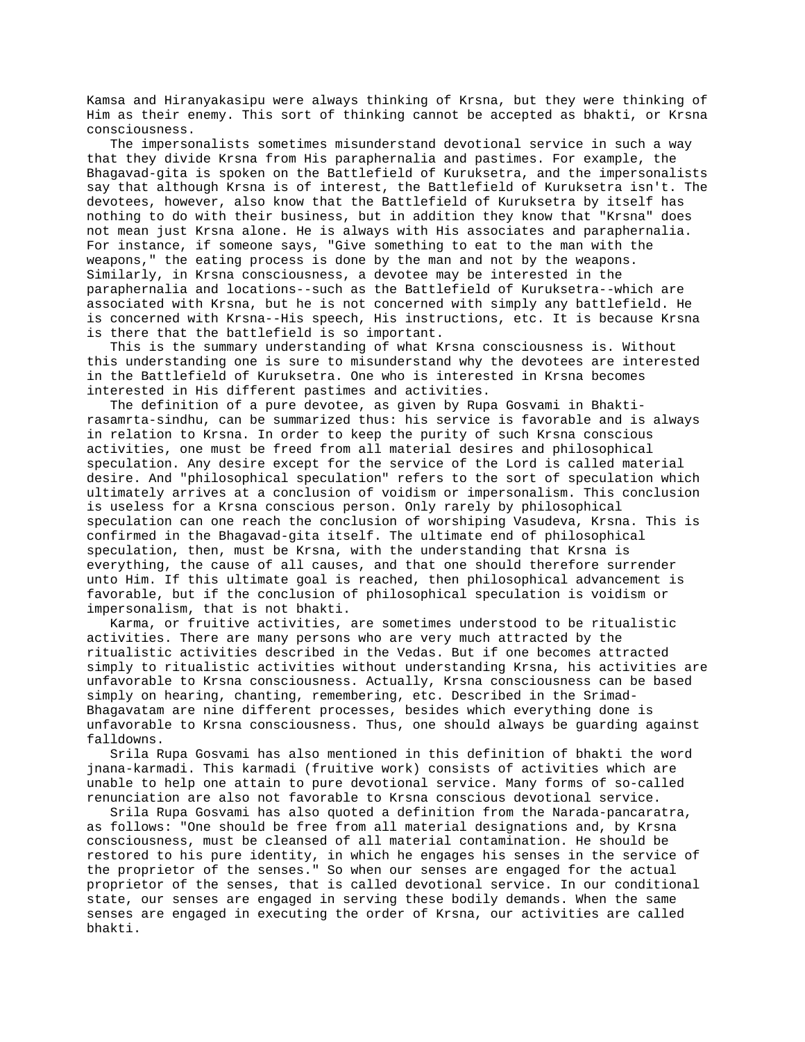Kamsa and Hiranyakasipu were always thinking of Krsna, but they were thinking of Him as their enemy. This sort of thinking cannot be accepted as bhakti, or Krsna consciousness.

The impersonalists sometimes misunderstand devotional service in such a way that they divide Krsna from His paraphernalia and pastimes. For example, the Bhagavad-gita is spoken on the Battlefield of Kuruksetra, and the impersonalists say that although Krsna is of interest, the Battlefield of Kuruksetra isn't. The devotees, however, also know that the Battlefield of Kuruksetra by itself has nothing to do with their business, but in addition they know that "Krsna" does not mean just Krsna alone. He is always with His associates and paraphernalia. For instance, if someone says, "Give something to eat to the man with the weapons," the eating process is done by the man and not by the weapons. Similarly, in Krsna consciousness, a devotee may be interested in the paraphernalia and locations--such as the Battlefield of Kuruksetra--which are associated with Krsna, but he is not concerned with simply any battlefield. He is concerned with Krsna--His speech, His instructions, etc. It is because Krsna is there that the battlefield is so important.

This is the summary understanding of what Krsna consciousness is. Without this understanding one is sure to misunderstand why the devotees are interested in the Battlefield of Kuruksetra. One who is interested in Krsna becomes interested in His different pastimes and activities.

The definition of a pure devotee, as given by Rupa Gosvami in Bhakti-rasamrta-sindhu, can be summarized thus: his service is favorable and is always in relation to Krsna. In order to keep the purity of such Krsna conscious activities, one must be freed from all material desires and philosophical speculation. Any desire except for the service of the Lord is called material desire. And "philosophical speculation" refers to the sort of speculation which ultimately arrives at a conclusion of voidism or impersonalism. This conclusion is useless for a Krsna conscious person. Only rarely by philosophical speculation can one reach the conclusion of worshiping Vasudeva, Krsna. This is confirmed in the Bhagavad-gita itself. The ultimate end of philosophical speculation, then, must be Krsna, with the understanding that Krsna is everything, the cause of all causes, and that one should therefore surrender unto Him. If this ultimate goal is reached, then philosophical advancement is favorable, but if the conclusion of philosophical speculation is voidism or impersonalism, that is not bhakti.

Karma, or fruitive activities, are sometimes understood to be ritualistic activities. There are many persons who are very much attracted by the ritualistic activities described in the Vedas. But if one becomes attracted simply to ritualistic activities without understanding Krsna, his activities are unfavorable to Krsna consciousness. Actually, Krsna consciousness can be based simply on hearing, chanting, remembering, etc. Described in the Srimad-Bhagavatam are nine different processes, besides which everything done is unfavorable to Krsna consciousness. Thus, one should always be guarding against falldowns.

Srila Rupa Gosvami has also mentioned in this definition of bhakti the word jnana-karmadi. This karmadi (fruitive work) consists of activities which are unable to help one attain to pure devotional service. Many forms of so-called renunciation are also not favorable to Krsna conscious devotional service.

Srila Rupa Gosvami has also quoted a definition from the Narada-pancaratra, as follows: "One should be free from all material designations and, by Krsna consciousness, must be cleansed of all material contamination. He should be restored to his pure identity, in which he engages his senses in the service of the proprietor of the senses." So when our senses are engaged for the actual proprietor of the senses, that is called devotional service. In our conditional state, our senses are engaged in serving these bodily demands. When the same senses are engaged in executing the order of Krsna, our activities are called bhakti.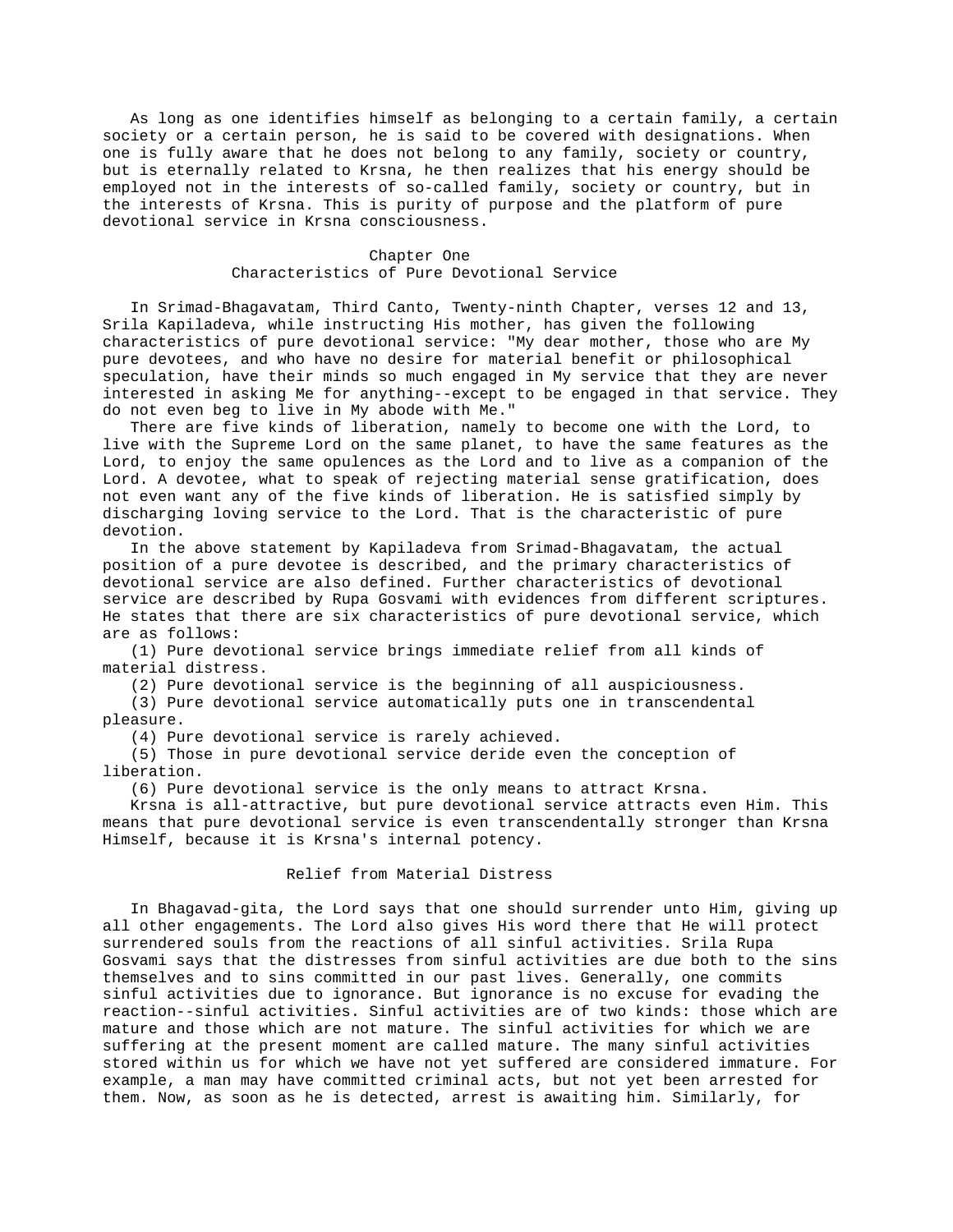As long as one identifies himself as belonging to a certain family, a certain society or a certain person, he is said to be covered with designations. When one is fully aware that he does not belong to any family, society or country, but is eternally related to Krsna, he then realizes that his energy should be employed not in the interests of so-called family, society or country, but in the interests of Krsna. This is purity of purpose and the platform of pure devotional service in Krsna consciousness.

# Chapter One
## Characteristics of Pure Devotional Service

In Srimad-Bhagavatam, Third Canto, Twenty-ninth Chapter, verses 12 and 13, Srila Kapiladeva, while instructing His mother, has given the following characteristics of pure devotional service: "My dear mother, those who are My pure devotees, and who have no desire for material benefit or philosophical speculation, have their minds so much engaged in My service that they are never interested in asking Me for anything--except to be engaged in that service. They do not even beg to live in My abode with Me."

There are five kinds of liberation, namely to become one with the Lord, to live with the Supreme Lord on the same planet, to have the same features as the Lord, to enjoy the same opulences as the Lord and to live as a companion of the Lord. A devotee, what to speak of rejecting material sense gratification, does not even want any of the five kinds of liberation. He is satisfied simply by discharging loving service to the Lord. That is the characteristic of pure devotion.

In the above statement by Kapiladeva from Srimad-Bhagavatam, the actual position of a pure devotee is described, and the primary characteristics of devotional service are also defined. Further characteristics of devotional service are described by Rupa Gosvami with evidences from different scriptures. He states that there are six characteristics of pure devotional service, which are as follows:

(1) Pure devotional service brings immediate relief from all kinds of material distress.

(2) Pure devotional service is the beginning of all auspiciousness.

(3) Pure devotional service automatically puts one in transcendental pleasure.

(4) Pure devotional service is rarely achieved.

(5) Those in pure devotional service deride even the conception of liberation.

(6) Pure devotional service is the only means to attract Krsna.

Krsna is all-attractive, but pure devotional service attracts even Him. This means that pure devotional service is even transcendentally stronger than Krsna Himself, because it is Krsna's internal potency.

### Relief from Material Distress

In Bhagavad-gita, the Lord says that one should surrender unto Him, giving up all other engagements. The Lord also gives His word there that He will protect surrendered souls from the reactions of all sinful activities. Srila Rupa Gosvami says that the distresses from sinful activities are due both to the sins themselves and to sins committed in our past lives. Generally, one commits sinful activities due to ignorance. But ignorance is no excuse for evading the reaction--sinful activities. Sinful activities are of two kinds: those which are mature and those which are not mature. The sinful activities for which we are suffering at the present moment are called mature. The many sinful activities stored within us for which we have not yet suffered are considered immature. For example, a man may have committed criminal acts, but not yet been arrested for them. Now, as soon as he is detected, arrest is awaiting him. Similarly, for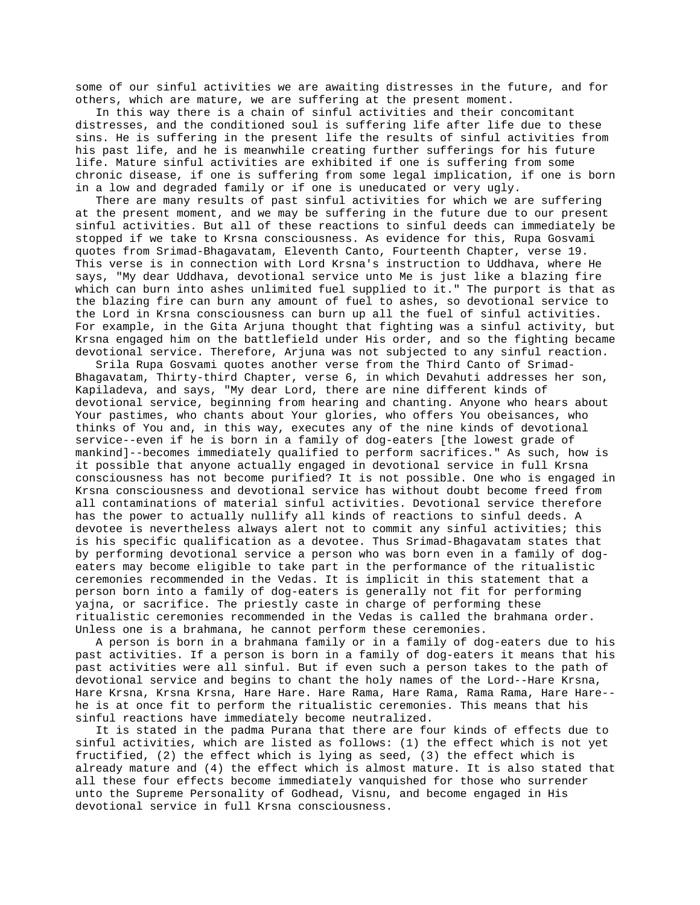some of our sinful activities we are awaiting distresses in the future, and for others, which are mature, we are suffering at the present moment.

In this way there is a chain of sinful activities and their concomitant distresses, and the conditioned soul is suffering life after life due to these sins. He is suffering in the present life the results of sinful activities from his past life, and he is meanwhile creating further sufferings for his future life. Mature sinful activities are exhibited if one is suffering from some chronic disease, if one is suffering from some legal implication, if one is born in a low and degraded family or if one is uneducated or very ugly.

There are many results of past sinful activities for which we are suffering at the present moment, and we may be suffering in the future due to our present sinful activities. But all of these reactions to sinful deeds can immediately be stopped if we take to Krsna consciousness. As evidence for this, Rupa Gosvami quotes from Srimad-Bhagavatam, Eleventh Canto, Fourteenth Chapter, verse 19. This verse is in connection with Lord Krsna's instruction to Uddhava, where He says, "My dear Uddhava, devotional service unto Me is just like a blazing fire which can burn into ashes unlimited fuel supplied to it." The purport is that as the blazing fire can burn any amount of fuel to ashes, so devotional service to the Lord in Krsna consciousness can burn up all the fuel of sinful activities. For example, in the Gita Arjuna thought that fighting was a sinful activity, but Krsna engaged him on the battlefield under His order, and so the fighting became devotional service. Therefore, Arjuna was not subjected to any sinful reaction.

Srila Rupa Gosvami quotes another verse from the Third Canto of Srimad-Bhagavatam, Thirty-third Chapter, verse 6, in which Devahuti addresses her son, Kapiladeva, and says, "My dear Lord, there are nine different kinds of devotional service, beginning from hearing and chanting. Anyone who hears about Your pastimes, who chants about Your glories, who offers You obeisances, who thinks of You and, in this way, executes any of the nine kinds of devotional service--even if he is born in a family of dog-eaters [the lowest grade of mankind]--becomes immediately qualified to perform sacrifices." As such, how is it possible that anyone actually engaged in devotional service in full Krsna consciousness has not become purified? It is not possible. One who is engaged in Krsna consciousness and devotional service has without doubt become freed from all contaminations of material sinful activities. Devotional service therefore has the power to actually nullify all kinds of reactions to sinful deeds. A devotee is nevertheless always alert not to commit any sinful activities; this is his specific qualification as a devotee. Thus Srimad-Bhagavatam states that by performing devotional service a person who was born even in a family of dog-eaters may become eligible to take part in the performance of the ritualistic ceremonies recommended in the Vedas. It is implicit in this statement that a person born into a family of dog-eaters is generally not fit for performing yajna, or sacrifice. The priestly caste in charge of performing these ritualistic ceremonies recommended in the Vedas is called the brahmana order. Unless one is a brahmana, he cannot perform these ceremonies.

A person is born in a brahmana family or in a family of dog-eaters due to his past activities. If a person is born in a family of dog-eaters it means that his past activities were all sinful. But if even such a person takes to the path of devotional service and begins to chant the holy names of the Lord--Hare Krsna, Hare Krsna, Krsna Krsna, Hare Hare. Hare Rama, Hare Rama, Rama Rama, Hare Hare--he is at once fit to perform the ritualistic ceremonies. This means that his sinful reactions have immediately become neutralized.

It is stated in the padma Purana that there are four kinds of effects due to sinful activities, which are listed as follows: (1) the effect which is not yet fructified, (2) the effect which is lying as seed, (3) the effect which is already mature and (4) the effect which is almost mature. It is also stated that all these four effects become immediately vanquished for those who surrender unto the Supreme Personality of Godhead, Visnu, and become engaged in His devotional service in full Krsna consciousness.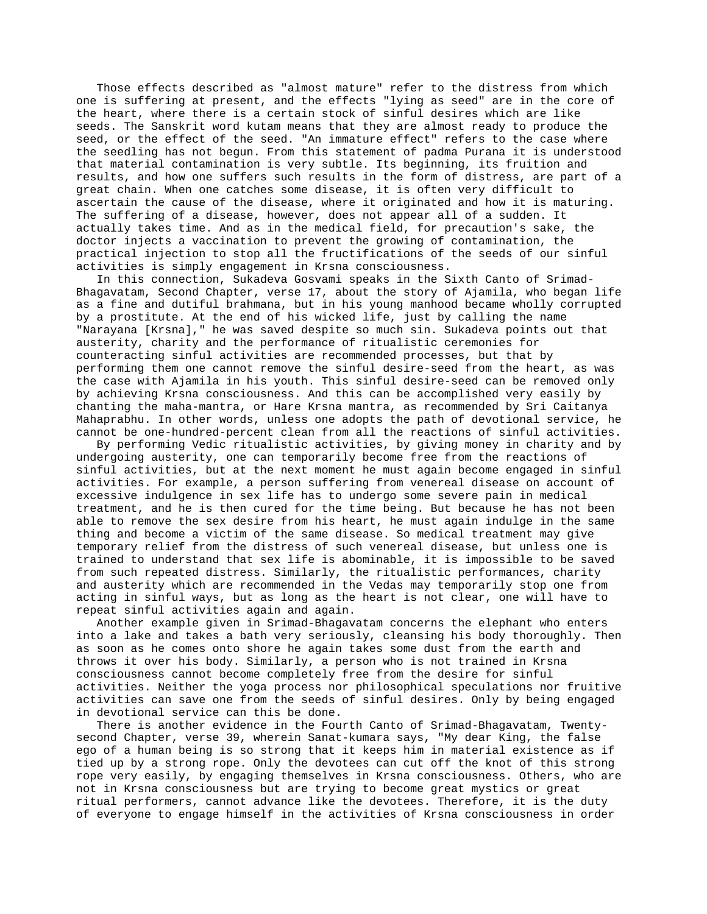Those effects described as "almost mature" refer to the distress from which one is suffering at present, and the effects "lying as seed" are in the core of the heart, where there is a certain stock of sinful desires which are like seeds. The Sanskrit word kutam means that they are almost ready to produce the seed, or the effect of the seed. "An immature effect" refers to the case where the seedling has not begun. From this statement of padma Purana it is understood that material contamination is very subtle. Its beginning, its fruition and results, and how one suffers such results in the form of distress, are part of a great chain. When one catches some disease, it is often very difficult to ascertain the cause of the disease, where it originated and how it is maturing. The suffering of a disease, however, does not appear all of a sudden. It actually takes time. And as in the medical field, for precaution's sake, the doctor injects a vaccination to prevent the growing of contamination, the practical injection to stop all the fructifications of the seeds of our sinful activities is simply engagement in Krsna consciousness.

In this connection, Sukadeva Gosvami speaks in the Sixth Canto of Srimad-Bhagavatam, Second Chapter, verse 17, about the story of Ajamila, who began life as a fine and dutiful brahmana, but in his young manhood became wholly corrupted by a prostitute. At the end of his wicked life, just by calling the name "Narayana [Krsna]," he was saved despite so much sin. Sukadeva points out that austerity, charity and the performance of ritualistic ceremonies for counteracting sinful activities are recommended processes, but that by performing them one cannot remove the sinful desire-seed from the heart, as was the case with Ajamila in his youth. This sinful desire-seed can be removed only by achieving Krsna consciousness. And this can be accomplished very easily by chanting the maha-mantra, or Hare Krsna mantra, as recommended by Sri Caitanya Mahaprabhu. In other words, unless one adopts the path of devotional service, he cannot be one-hundred-percent clean from all the reactions of sinful activities.

By performing Vedic ritualistic activities, by giving money in charity and by undergoing austerity, one can temporarily become free from the reactions of sinful activities, but at the next moment he must again become engaged in sinful activities. For example, a person suffering from venereal disease on account of excessive indulgence in sex life has to undergo some severe pain in medical treatment, and he is then cured for the time being. But because he has not been able to remove the sex desire from his heart, he must again indulge in the same thing and become a victim of the same disease. So medical treatment may give temporary relief from the distress of such venereal disease, but unless one is trained to understand that sex life is abominable, it is impossible to be saved from such repeated distress. Similarly, the ritualistic performances, charity and austerity which are recommended in the Vedas may temporarily stop one from acting in sinful ways, but as long as the heart is not clear, one will have to repeat sinful activities again and again.

Another example given in Srimad-Bhagavatam concerns the elephant who enters into a lake and takes a bath very seriously, cleansing his body thoroughly. Then as soon as he comes onto shore he again takes some dust from the earth and throws it over his body. Similarly, a person who is not trained in Krsna consciousness cannot become completely free from the desire for sinful activities. Neither the yoga process nor philosophical speculations nor fruitive activities can save one from the seeds of sinful desires. Only by being engaged in devotional service can this be done.

There is another evidence in the Fourth Canto of Srimad-Bhagavatam, Twenty-second Chapter, verse 39, wherein Sanat-kumara says, "My dear King, the false ego of a human being is so strong that it keeps him in material existence as if tied up by a strong rope. Only the devotees can cut off the knot of this strong rope very easily, by engaging themselves in Krsna consciousness. Others, who are not in Krsna consciousness but are trying to become great mystics or great ritual performers, cannot advance like the devotees. Therefore, it is the duty of everyone to engage himself in the activities of Krsna consciousness in order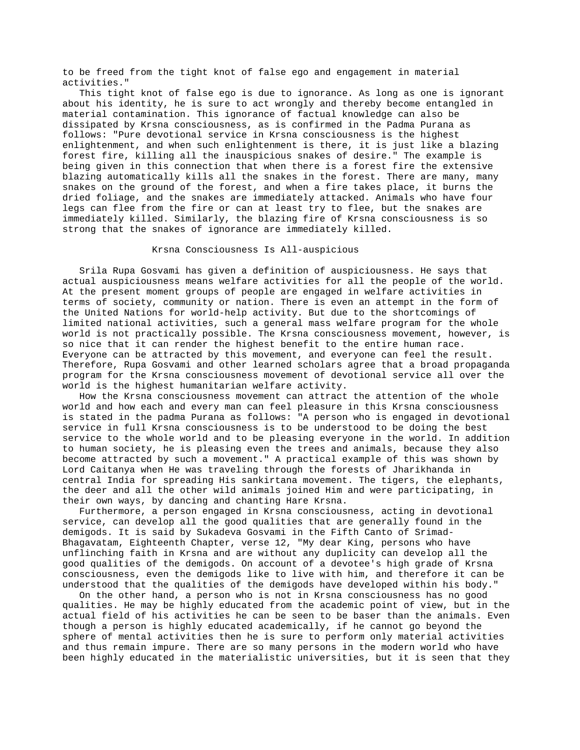to be freed from the tight knot of false ego and engagement in material activities."

This tight knot of false ego is due to ignorance. As long as one is ignorant about his identity, he is sure to act wrongly and thereby become entangled in material contamination. This ignorance of factual knowledge can also be dissipated by Krsna consciousness, as is confirmed in the Padma Purana as follows: "Pure devotional service in Krsna consciousness is the highest enlightenment, and when such enlightenment is there, it is just like a blazing forest fire, killing all the inauspicious snakes of desire." The example is being given in this connection that when there is a forest fire the extensive blazing automatically kills all the snakes in the forest. There are many, many snakes on the ground of the forest, and when a fire takes place, it burns the dried foliage, and the snakes are immediately attacked. Animals who have four legs can flee from the fire or can at least try to flee, but the snakes are immediately killed. Similarly, the blazing fire of Krsna consciousness is so strong that the snakes of ignorance are immediately killed.

## Krsna Consciousness Is All-auspicious

Srila Rupa Gosvami has given a definition of auspiciousness. He says that actual auspiciousness means welfare activities for all the people of the world. At the present moment groups of people are engaged in welfare activities in terms of society, community or nation. There is even an attempt in the form of the United Nations for world-help activity. But due to the shortcomings of limited national activities, such a general mass welfare program for the whole world is not practically possible. The Krsna consciousness movement, however, is so nice that it can render the highest benefit to the entire human race. Everyone can be attracted by this movement, and everyone can feel the result. Therefore, Rupa Gosvami and other learned scholars agree that a broad propaganda program for the Krsna consciousness movement of devotional service all over the world is the highest humanitarian welfare activity.

How the Krsna consciousness movement can attract the attention of the whole world and how each and every man can feel pleasure in this Krsna consciousness is stated in the padma Purana as follows: "A person who is engaged in devotional service in full Krsna consciousness is to be understood to be doing the best service to the whole world and to be pleasing everyone in the world. In addition to human society, he is pleasing even the trees and animals, because they also become attracted by such a movement." A practical example of this was shown by Lord Caitanya when He was traveling through the forests of Jharikhanda in central India for spreading His sankirtana movement. The tigers, the elephants, the deer and all the other wild animals joined Him and were participating, in their own ways, by dancing and chanting Hare Krsna.

Furthermore, a person engaged in Krsna consciousness, acting in devotional service, can develop all the good qualities that are generally found in the demigods. It is said by Sukadeva Gosvami in the Fifth Canto of Srimad-Bhagavatam, Eighteenth Chapter, verse 12, "My dear King, persons who have unflinching faith in Krsna and are without any duplicity can develop all the good qualities of the demigods. On account of a devotee's high grade of Krsna consciousness, even the demigods like to live with him, and therefore it can be understood that the qualities of the demigods have developed within his body."

On the other hand, a person who is not in Krsna consciousness has no good qualities. He may be highly educated from the academic point of view, but in the actual field of his activities he can be seen to be baser than the animals. Even though a person is highly educated academically, if he cannot go beyond the sphere of mental activities then he is sure to perform only material activities and thus remain impure. There are so many persons in the modern world who have been highly educated in the materialistic universities, but it is seen that they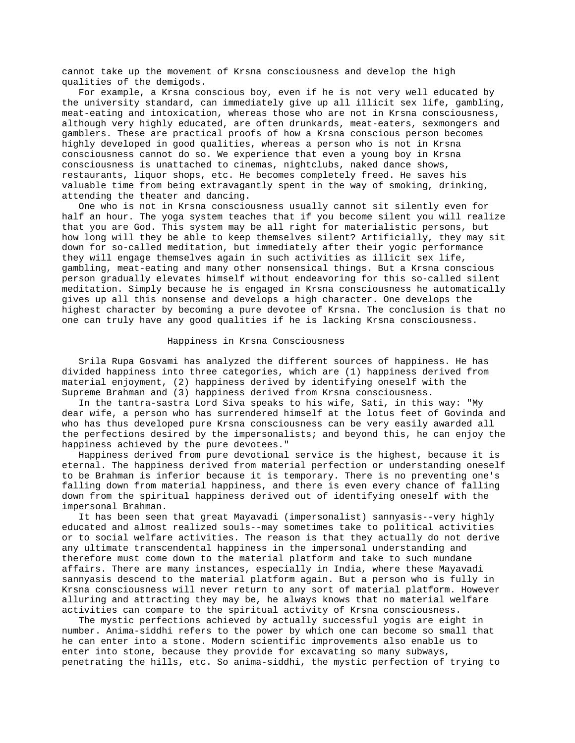cannot take up the movement of Krsna consciousness and develop the high qualities of the demigods.

For example, a Krsna conscious boy, even if he is not very well educated by the university standard, can immediately give up all illicit sex life, gambling, meat-eating and intoxication, whereas those who are not in Krsna consciousness, although very highly educated, are often drunkards, meat-eaters, sexmongers and gamblers. These are practical proofs of how a Krsna conscious person becomes highly developed in good qualities, whereas a person who is not in Krsna consciousness cannot do so. We experience that even a young boy in Krsna consciousness is unattached to cinemas, nightclubs, naked dance shows, restaurants, liquor shops, etc. He becomes completely freed. He saves his valuable time from being extravagantly spent in the way of smoking, drinking, attending the theater and dancing.

One who is not in Krsna consciousness usually cannot sit silently even for half an hour. The yoga system teaches that if you become silent you will realize that you are God. This system may be all right for materialistic persons, but how long will they be able to keep themselves silent? Artificially, they may sit down for so-called meditation, but immediately after their yogic performance they will engage themselves again in such activities as illicit sex life, gambling, meat-eating and many other nonsensical things. But a Krsna conscious person gradually elevates himself without endeavoring for this so-called silent meditation. Simply because he is engaged in Krsna consciousness he automatically gives up all this nonsense and develops a high character. One develops the highest character by becoming a pure devotee of Krsna. The conclusion is that no one can truly have any good qualities if he is lacking Krsna consciousness.

## Happiness in Krsna Consciousness

Srila Rupa Gosvami has analyzed the different sources of happiness. He has divided happiness into three categories, which are (1) happiness derived from material enjoyment, (2) happiness derived by identifying oneself with the Supreme Brahman and (3) happiness derived from Krsna consciousness.

In the tantra-sastra Lord Siva speaks to his wife, Sati, in this way: "My dear wife, a person who has surrendered himself at the lotus feet of Govinda and who has thus developed pure Krsna consciousness can be very easily awarded all the perfections desired by the impersonalists; and beyond this, he can enjoy the happiness achieved by the pure devotees."

Happiness derived from pure devotional service is the highest, because it is eternal. The happiness derived from material perfection or understanding oneself to be Brahman is inferior because it is temporary. There is no preventing one's falling down from material happiness, and there is even every chance of falling down from the spiritual happiness derived out of identifying oneself with the impersonal Brahman.

It has been seen that great Mayavadi (impersonalist) sannyasis--very highly educated and almost realized souls--may sometimes take to political activities or to social welfare activities. The reason is that they actually do not derive any ultimate transcendental happiness in the impersonal understanding and therefore must come down to the material platform and take to such mundane affairs. There are many instances, especially in India, where these Mayavadi sannyasis descend to the material platform again. But a person who is fully in Krsna consciousness will never return to any sort of material platform. However alluring and attracting they may be, he always knows that no material welfare activities can compare to the spiritual activity of Krsna consciousness.

The mystic perfections achieved by actually successful yogis are eight in number. Anima-siddhi refers to the power by which one can become so small that he can enter into a stone. Modern scientific improvements also enable us to enter into stone, because they provide for excavating so many subways, penetrating the hills, etc. So anima-siddhi, the mystic perfection of trying to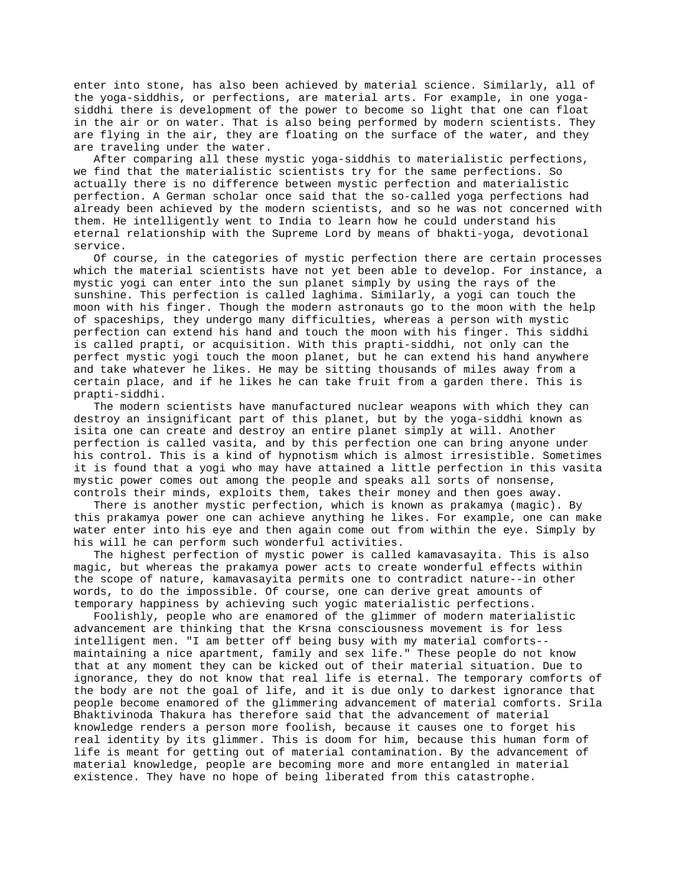enter into stone, has also been achieved by material science. Similarly, all of the yoga-siddhis, or perfections, are material arts. For example, in one yoga-siddhi there is development of the power to become so light that one can float in the air or on water. That is also being performed by modern scientists. They are flying in the air, they are floating on the surface of the water, and they are traveling under the water.

After comparing all these mystic yoga-siddhis to materialistic perfections, we find that the materialistic scientists try for the same perfections. So actually there is no difference between mystic perfection and materialistic perfection. A German scholar once said that the so-called yoga perfections had already been achieved by the modern scientists, and so he was not concerned with them. He intelligently went to India to learn how he could understand his eternal relationship with the Supreme Lord by means of bhakti-yoga, devotional service.

Of course, in the categories of mystic perfection there are certain processes which the material scientists have not yet been able to develop. For instance, a mystic yogi can enter into the sun planet simply by using the rays of the sunshine. This perfection is called laghima. Similarly, a yogi can touch the moon with his finger. Though the modern astronauts go to the moon with the help of spaceships, they undergo many difficulties, whereas a person with mystic perfection can extend his hand and touch the moon with his finger. This siddhi is called prapti, or acquisition. With this prapti-siddhi, not only can the perfect mystic yogi touch the moon planet, but he can extend his hand anywhere and take whatever he likes. He may be sitting thousands of miles away from a certain place, and if he likes he can take fruit from a garden there. This is prapti-siddhi.

The modern scientists have manufactured nuclear weapons with which they can destroy an insignificant part of this planet, but by the yoga-siddhi known as isita one can create and destroy an entire planet simply at will. Another perfection is called vasita, and by this perfection one can bring anyone under his control. This is a kind of hypnotism which is almost irresistible. Sometimes it is found that a yogi who may have attained a little perfection in this vasita mystic power comes out among the people and speaks all sorts of nonsense, controls their minds, exploits them, takes their money and then goes away.

There is another mystic perfection, which is known as prakamya (magic). By this prakamya power one can achieve anything he likes. For example, one can make water enter into his eye and then again come out from within the eye. Simply by his will he can perform such wonderful activities.

The highest perfection of mystic power is called kamavasayita. This is also magic, but whereas the prakamya power acts to create wonderful effects within the scope of nature, kamavasayita permits one to contradict nature--in other words, to do the impossible. Of course, one can derive great amounts of temporary happiness by achieving such yogic materialistic perfections.

Foolishly, people who are enamored of the glimmer of modern materialistic advancement are thinking that the Krsna consciousness movement is for less intelligent men. "I am better off being busy with my material comforts--maintaining a nice apartment, family and sex life." These people do not know that at any moment they can be kicked out of their material situation. Due to ignorance, they do not know that real life is eternal. The temporary comforts of the body are not the goal of life, and it is due only to darkest ignorance that people become enamored of the glimmering advancement of material comforts. Srila Bhaktivinoda Thakura has therefore said that the advancement of material knowledge renders a person more foolish, because it causes one to forget his real identity by its glimmer. This is doom for him, because this human form of life is meant for getting out of material contamination. By the advancement of material knowledge, people are becoming more and more entangled in material existence. They have no hope of being liberated from this catastrophe.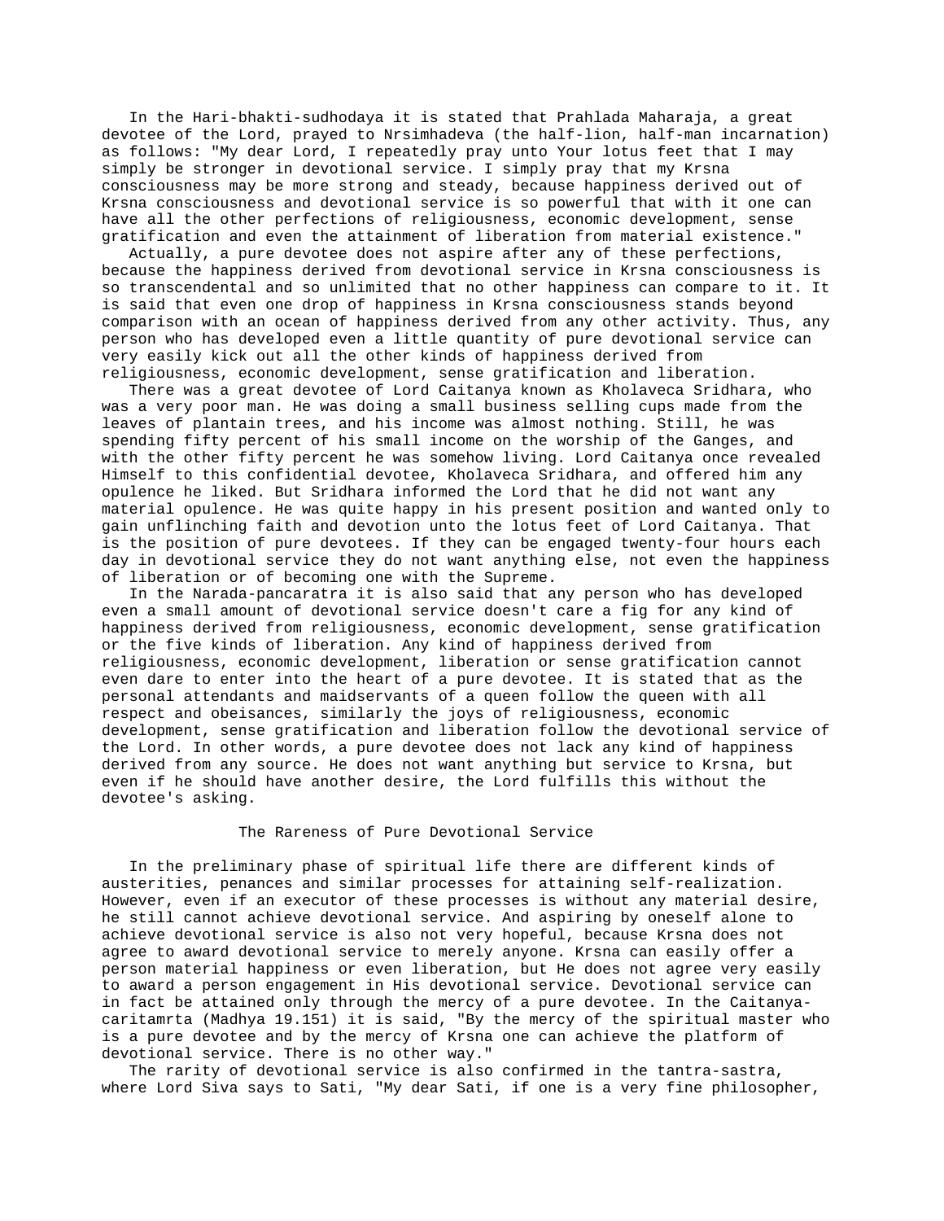In the Hari-bhakti-sudhodaya it is stated that Prahlada Maharaja, a great devotee of the Lord, prayed to Nrsimhadeva (the half-lion, half-man incarnation) as follows: "My dear Lord, I repeatedly pray unto Your lotus feet that I may simply be stronger in devotional service. I simply pray that my Krsna consciousness may be more strong and steady, because happiness derived out of Krsna consciousness and devotional service is so powerful that with it one can have all the other perfections of religiousness, economic development, sense gratification and even the attainment of liberation from material existence."

Actually, a pure devotee does not aspire after any of these perfections, because the happiness derived from devotional service in Krsna consciousness is so transcendental and so unlimited that no other happiness can compare to it. It is said that even one drop of happiness in Krsna consciousness stands beyond comparison with an ocean of happiness derived from any other activity. Thus, any person who has developed even a little quantity of pure devotional service can very easily kick out all the other kinds of happiness derived from religiousness, economic development, sense gratification and liberation.

There was a great devotee of Lord Caitanya known as Kholaveca Sridhara, who was a very poor man. He was doing a small business selling cups made from the leaves of plantain trees, and his income was almost nothing. Still, he was spending fifty percent of his small income on the worship of the Ganges, and with the other fifty percent he was somehow living. Lord Caitanya once revealed Himself to this confidential devotee, Kholaveca Sridhara, and offered him any opulence he liked. But Sridhara informed the Lord that he did not want any material opulence. He was quite happy in his present position and wanted only to gain unflinching faith and devotion unto the lotus feet of Lord Caitanya. That is the position of pure devotees. If they can be engaged twenty-four hours each day in devotional service they do not want anything else, not even the happiness of liberation or of becoming one with the Supreme.

In the Narada-pancaratra it is also said that any person who has developed even a small amount of devotional service doesn't care a fig for any kind of happiness derived from religiousness, economic development, sense gratification or the five kinds of liberation. Any kind of happiness derived from religiousness, economic development, liberation or sense gratification cannot even dare to enter into the heart of a pure devotee. It is stated that as the personal attendants and maidservants of a queen follow the queen with all respect and obeisances, similarly the joys of religiousness, economic development, sense gratification and liberation follow the devotional service of the Lord. In other words, a pure devotee does not lack any kind of happiness derived from any source. He does not want anything but service to Krsna, but even if he should have another desire, the Lord fulfills this without the devotee's asking.

## The Rareness of Pure Devotional Service

In the preliminary phase of spiritual life there are different kinds of austerities, penances and similar processes for attaining self-realization. However, even if an executor of these processes is without any material desire, he still cannot achieve devotional service. And aspiring by oneself alone to achieve devotional service is also not very hopeful, because Krsna does not agree to award devotional service to merely anyone. Krsna can easily offer a person material happiness or even liberation, but He does not agree very easily to award a person engagement in His devotional service. Devotional service can in fact be attained only through the mercy of a pure devotee. In the Caitanya-caritamrta (Madhya 19.151) it is said, "By the mercy of the spiritual master who is a pure devotee and by the mercy of Krsna one can achieve the platform of devotional service. There is no other way."

The rarity of devotional service is also confirmed in the tantra-sastra, where Lord Siva says to Sati, "My dear Sati, if one is a very fine philosopher,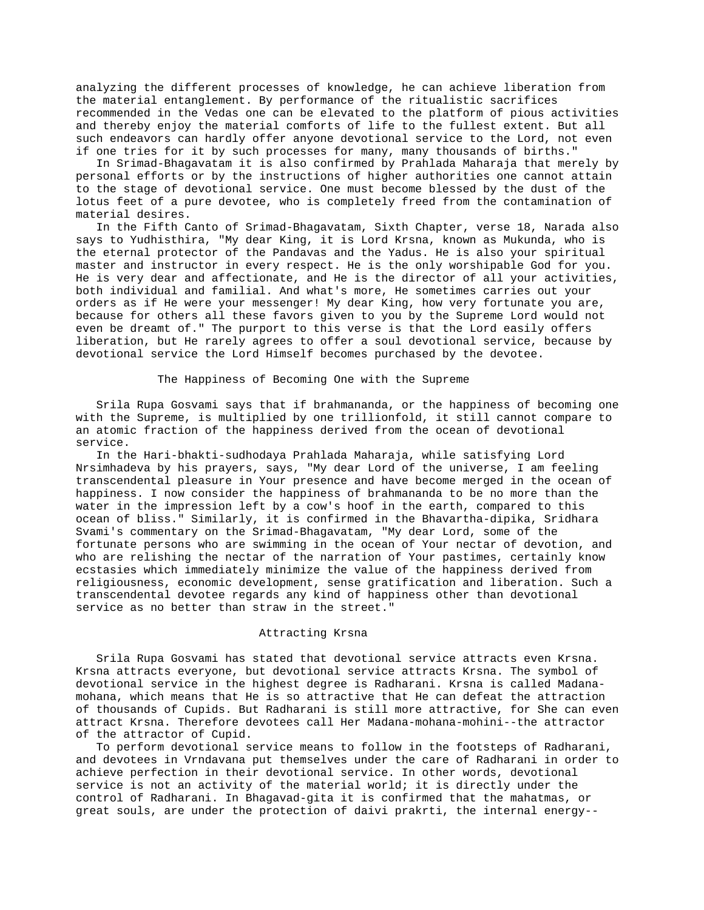analyzing the different processes of knowledge, he can achieve liberation from the material entanglement. By performance of the ritualistic sacrifices recommended in the Vedas one can be elevated to the platform of pious activities and thereby enjoy the material comforts of life to the fullest extent. But all such endeavors can hardly offer anyone devotional service to the Lord, not even if one tries for it by such processes for many, many thousands of births."

In Srimad-Bhagavatam it is also confirmed by Prahlada Maharaja that merely by personal efforts or by the instructions of higher authorities one cannot attain to the stage of devotional service. One must become blessed by the dust of the lotus feet of a pure devotee, who is completely freed from the contamination of material desires.

In the Fifth Canto of Srimad-Bhagavatam, Sixth Chapter, verse 18, Narada also says to Yudhisthira, "My dear King, it is Lord Krsna, known as Mukunda, who is the eternal protector of the Pandavas and the Yadus. He is also your spiritual master and instructor in every respect. He is the only worshipable God for you. He is very dear and affectionate, and He is the director of all your activities, both individual and familial. And what's more, He sometimes carries out your orders as if He were your messenger! My dear King, how very fortunate you are, because for others all these favors given to you by the Supreme Lord would not even be dreamt of." The purport to this verse is that the Lord easily offers liberation, but He rarely agrees to offer a soul devotional service, because by devotional service the Lord Himself becomes purchased by the devotee.

## The Happiness of Becoming One with the Supreme

Srila Rupa Gosvami says that if brahmananda, or the happiness of becoming one with the Supreme, is multiplied by one trillionfold, it still cannot compare to an atomic fraction of the happiness derived from the ocean of devotional service.

In the Hari-bhakti-sudhodaya Prahlada Maharaja, while satisfying Lord Nrsimhadeva by his prayers, says, "My dear Lord of the universe, I am feeling transcendental pleasure in Your presence and have become merged in the ocean of happiness. I now consider the happiness of brahmananda to be no more than the water in the impression left by a cow's hoof in the earth, compared to this ocean of bliss." Similarly, it is confirmed in the Bhavartha-dipika, Sridhara Svami's commentary on the Srimad-Bhagavatam, "My dear Lord, some of the fortunate persons who are swimming in the ocean of Your nectar of devotion, and who are relishing the nectar of the narration of Your pastimes, certainly know ecstasies which immediately minimize the value of the happiness derived from religiousness, economic development, sense gratification and liberation. Such a transcendental devotee regards any kind of happiness other than devotional service as no better than straw in the street."

## Attracting Krsna

Srila Rupa Gosvami has stated that devotional service attracts even Krsna. Krsna attracts everyone, but devotional service attracts Krsna. The symbol of devotional service in the highest degree is Radharani. Krsna is called Madana-mohana, which means that He is so attractive that He can defeat the attraction of thousands of Cupids. But Radharani is still more attractive, for She can even attract Krsna. Therefore devotees call Her Madana-mohana-mohini--the attractor of the attractor of Cupid.

To perform devotional service means to follow in the footsteps of Radharani, and devotees in Vrndavana put themselves under the care of Radharani in order to achieve perfection in their devotional service. In other words, devotional service is not an activity of the material world; it is directly under the control of Radharani. In Bhagavad-gita it is confirmed that the mahatmas, or great souls, are under the protection of daivi prakrti, the internal energy--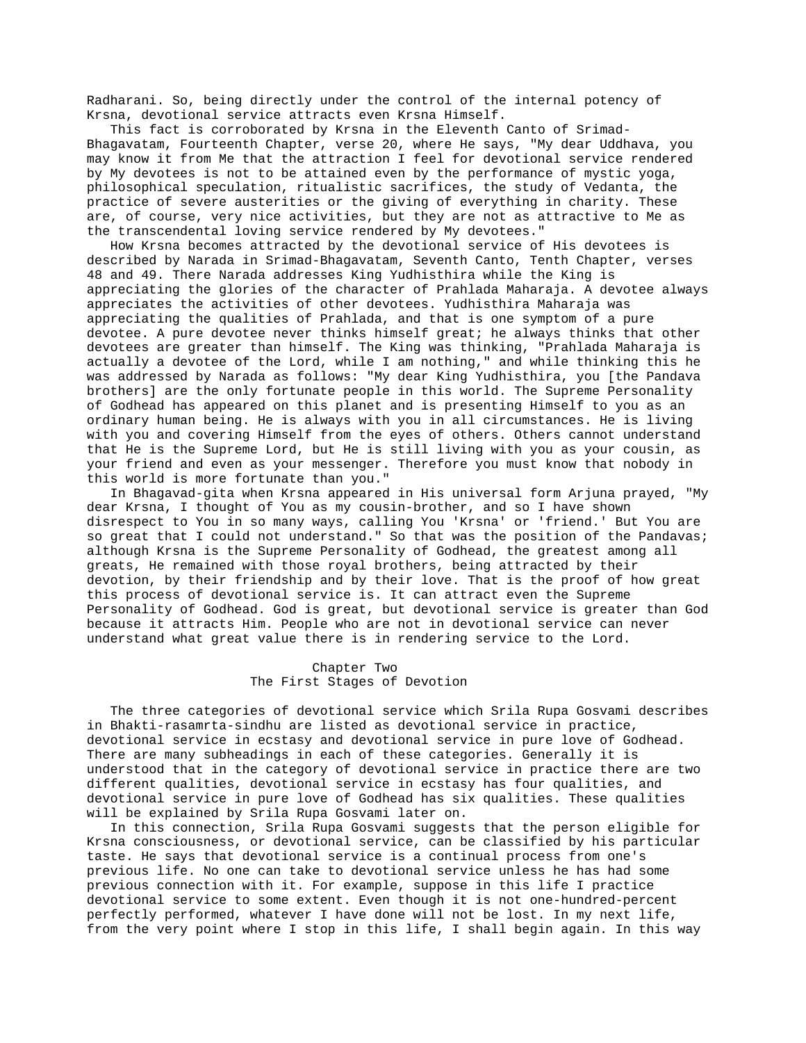Radharani. So, being directly under the control of the internal potency of Krsna, devotional service attracts even Krsna Himself.

This fact is corroborated by Krsna in the Eleventh Canto of Srimad-Bhagavatam, Fourteenth Chapter, verse 20, where He says, "My dear Uddhava, you may know it from Me that the attraction I feel for devotional service rendered by My devotees is not to be attained even by the performance of mystic yoga, philosophical speculation, ritualistic sacrifices, the study of Vedanta, the practice of severe austerities or the giving of everything in charity. These are, of course, very nice activities, but they are not as attractive to Me as the transcendental loving service rendered by My devotees."

How Krsna becomes attracted by the devotional service of His devotees is described by Narada in Srimad-Bhagavatam, Seventh Canto, Tenth Chapter, verses 48 and 49. There Narada addresses King Yudhisthira while the King is appreciating the glories of the character of Prahlada Maharaja. A devotee always appreciates the activities of other devotees. Yudhisthira Maharaja was appreciating the qualities of Prahlada, and that is one symptom of a pure devotee. A pure devotee never thinks himself great; he always thinks that other devotees are greater than himself. The King was thinking, "Prahlada Maharaja is actually a devotee of the Lord, while I am nothing," and while thinking this he was addressed by Narada as follows: "My dear King Yudhisthira, you [the Pandava brothers] are the only fortunate people in this world. The Supreme Personality of Godhead has appeared on this planet and is presenting Himself to you as an ordinary human being. He is always with you in all circumstances. He is living with you and covering Himself from the eyes of others. Others cannot understand that He is the Supreme Lord, but He is still living with you as your cousin, as your friend and even as your messenger. Therefore you must know that nobody in this world is more fortunate than you."

In Bhagavad-gita when Krsna appeared in His universal form Arjuna prayed, "My dear Krsna, I thought of You as my cousin-brother, and so I have shown disrespect to You in so many ways, calling You 'Krsna' or 'friend.' But You are so great that I could not understand." So that was the position of the Pandavas; although Krsna is the Supreme Personality of Godhead, the greatest among all greats, He remained with those royal brothers, being attracted by their devotion, by their friendship and by their love. That is the proof of how great this process of devotional service is. It can attract even the Supreme Personality of Godhead. God is great, but devotional service is greater than God because it attracts Him. People who are not in devotional service can never understand what great value there is in rendering service to the Lord.

## Chapter Two
## The First Stages of Devotion

The three categories of devotional service which Srila Rupa Gosvami describes in Bhakti-rasamrta-sindhu are listed as devotional service in practice, devotional service in ecstasy and devotional service in pure love of Godhead. There are many subheadings in each of these categories. Generally it is understood that in the category of devotional service in practice there are two different qualities, devotional service in ecstasy has four qualities, and devotional service in pure love of Godhead has six qualities. These qualities will be explained by Srila Rupa Gosvami later on.

In this connection, Srila Rupa Gosvami suggests that the person eligible for Krsna consciousness, or devotional service, can be classified by his particular taste. He says that devotional service is a continual process from one's previous life. No one can take to devotional service unless he has had some previous connection with it. For example, suppose in this life I practice devotional service to some extent. Even though it is not one-hundred-percent perfectly performed, whatever I have done will not be lost. In my next life, from the very point where I stop in this life, I shall begin again. In this way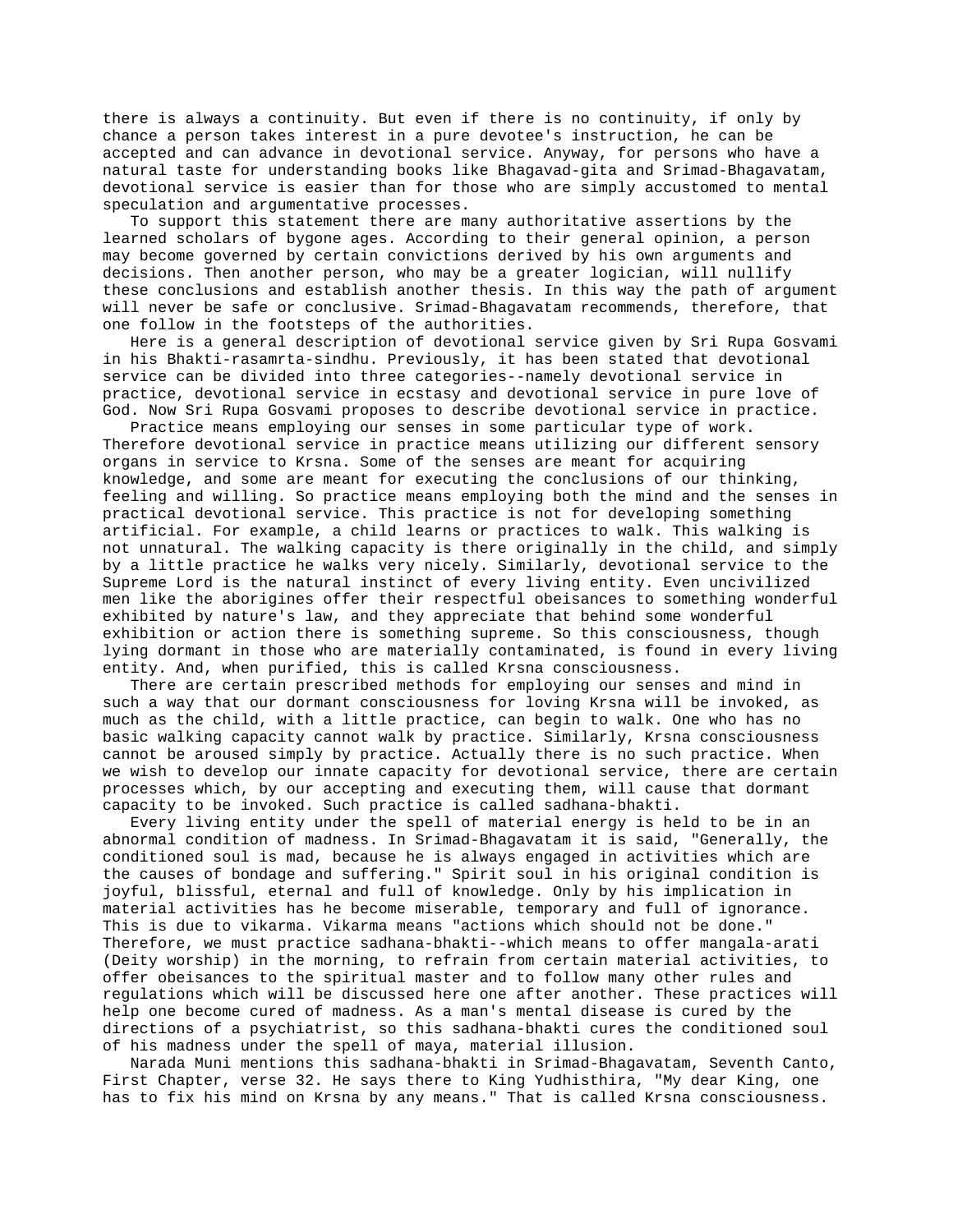there is always a continuity. But even if there is no continuity, if only by chance a person takes interest in a pure devotee's instruction, he can be accepted and can advance in devotional service. Anyway, for persons who have a natural taste for understanding books like Bhagavad-gita and Srimad-Bhagavatam, devotional service is easier than for those who are simply accustomed to mental speculation and argumentative processes.

To support this statement there are many authoritative assertions by the learned scholars of bygone ages. According to their general opinion, a person may become governed by certain convictions derived by his own arguments and decisions. Then another person, who may be a greater logician, will nullify these conclusions and establish another thesis. In this way the path of argument will never be safe or conclusive. Srimad-Bhagavatam recommends, therefore, that one follow in the footsteps of the authorities.

Here is a general description of devotional service given by Sri Rupa Gosvami in his Bhakti-rasamrta-sindhu. Previously, it has been stated that devotional service can be divided into three categories--namely devotional service in practice, devotional service in ecstasy and devotional service in pure love of God. Now Sri Rupa Gosvami proposes to describe devotional service in practice.

Practice means employing our senses in some particular type of work. Therefore devotional service in practice means utilizing our different sensory organs in service to Krsna. Some of the senses are meant for acquiring knowledge, and some are meant for executing the conclusions of our thinking, feeling and willing. So practice means employing both the mind and the senses in practical devotional service. This practice is not for developing something artificial. For example, a child learns or practices to walk. This walking is not unnatural. The walking capacity is there originally in the child, and simply by a little practice he walks very nicely. Similarly, devotional service to the Supreme Lord is the natural instinct of every living entity. Even uncivilized men like the aborigines offer their respectful obeisances to something wonderful exhibited by nature's law, and they appreciate that behind some wonderful exhibition or action there is something supreme. So this consciousness, though lying dormant in those who are materially contaminated, is found in every living entity. And, when purified, this is called Krsna consciousness.

There are certain prescribed methods for employing our senses and mind in such a way that our dormant consciousness for loving Krsna will be invoked, as much as the child, with a little practice, can begin to walk. One who has no basic walking capacity cannot walk by practice. Similarly, Krsna consciousness cannot be aroused simply by practice. Actually there is no such practice. When we wish to develop our innate capacity for devotional service, there are certain processes which, by our accepting and executing them, will cause that dormant capacity to be invoked. Such practice is called sadhana-bhakti.

Every living entity under the spell of material energy is held to be in an abnormal condition of madness. In Srimad-Bhagavatam it is said, "Generally, the conditioned soul is mad, because he is always engaged in activities which are the causes of bondage and suffering." Spirit soul in his original condition is joyful, blissful, eternal and full of knowledge. Only by his implication in material activities has he become miserable, temporary and full of ignorance. This is due to vikarma. Vikarma means "actions which should not be done." Therefore, we must practice sadhana-bhakti--which means to offer mangala-arati (Deity worship) in the morning, to refrain from certain material activities, to offer obeisances to the spiritual master and to follow many other rules and regulations which will be discussed here one after another. These practices will help one become cured of madness. As a man's mental disease is cured by the directions of a psychiatrist, so this sadhana-bhakti cures the conditioned soul of his madness under the spell of maya, material illusion.

Narada Muni mentions this sadhana-bhakti in Srimad-Bhagavatam, Seventh Canto, First Chapter, verse 32. He says there to King Yudhisthira, "My dear King, one has to fix his mind on Krsna by any means." That is called Krsna consciousness.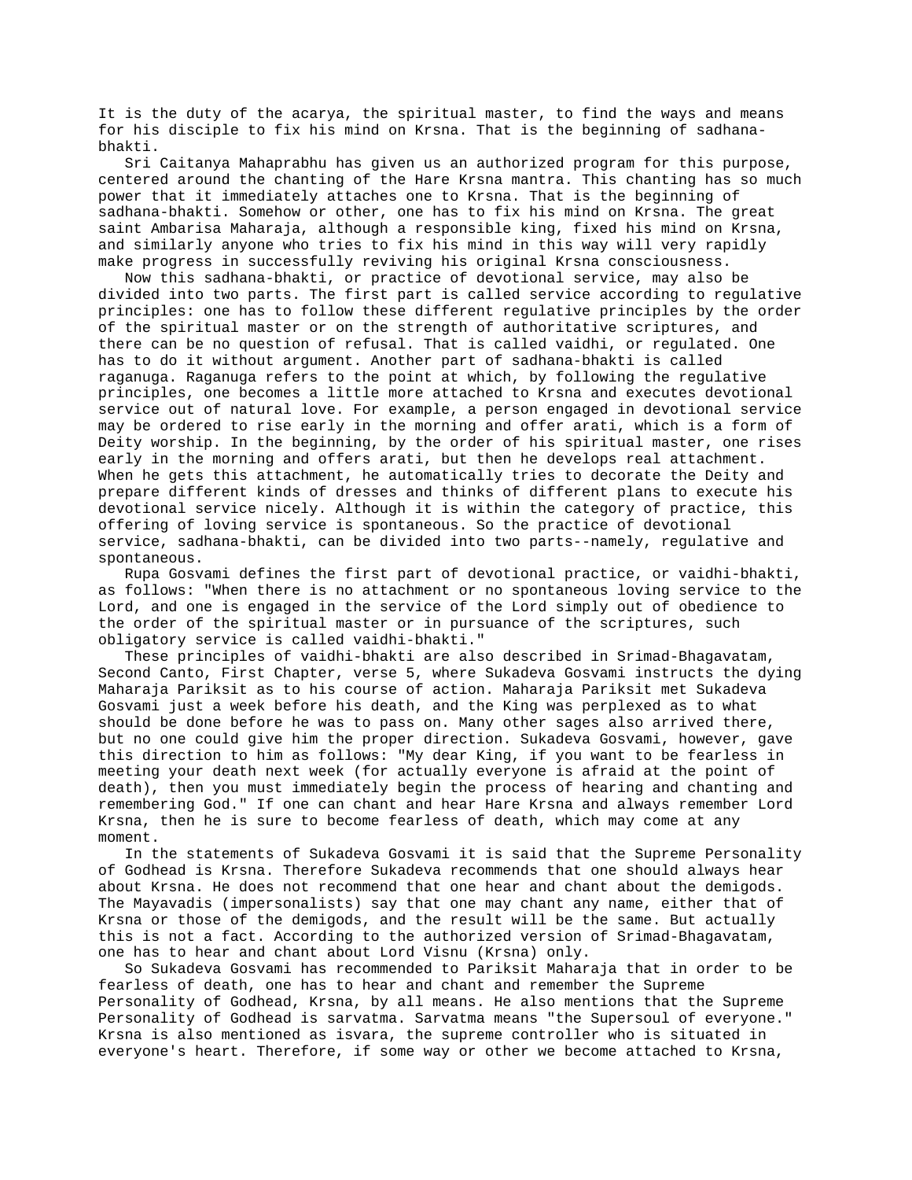It is the duty of the acarya, the spiritual master, to find the ways and means for his disciple to fix his mind on Krsna. That is the beginning of sadhana-bhakti.

Sri Caitanya Mahaprabhu has given us an authorized program for this purpose, centered around the chanting of the Hare Krsna mantra. This chanting has so much power that it immediately attaches one to Krsna. That is the beginning of sadhana-bhakti. Somehow or other, one has to fix his mind on Krsna. The great saint Ambarisa Maharaja, although a responsible king, fixed his mind on Krsna, and similarly anyone who tries to fix his mind in this way will very rapidly make progress in successfully reviving his original Krsna consciousness.

Now this sadhana-bhakti, or practice of devotional service, may also be divided into two parts. The first part is called service according to regulative principles: one has to follow these different regulative principles by the order of the spiritual master or on the strength of authoritative scriptures, and there can be no question of refusal. That is called vaidhi, or regulated. One has to do it without argument. Another part of sadhana-bhakti is called raganuga. Raganuga refers to the point at which, by following the regulative principles, one becomes a little more attached to Krsna and executes devotional service out of natural love. For example, a person engaged in devotional service may be ordered to rise early in the morning and offer arati, which is a form of Deity worship. In the beginning, by the order of his spiritual master, one rises early in the morning and offers arati, but then he develops real attachment. When he gets this attachment, he automatically tries to decorate the Deity and prepare different kinds of dresses and thinks of different plans to execute his devotional service nicely. Although it is within the category of practice, this offering of loving service is spontaneous. So the practice of devotional service, sadhana-bhakti, can be divided into two parts--namely, regulative and spontaneous.

Rupa Gosvami defines the first part of devotional practice, or vaidhi-bhakti, as follows: "When there is no attachment or no spontaneous loving service to the Lord, and one is engaged in the service of the Lord simply out of obedience to the order of the spiritual master or in pursuance of the scriptures, such obligatory service is called vaidhi-bhakti."

These principles of vaidhi-bhakti are also described in Srimad-Bhagavatam, Second Canto, First Chapter, verse 5, where Sukadeva Gosvami instructs the dying Maharaja Pariksit as to his course of action. Maharaja Pariksit met Sukadeva Gosvami just a week before his death, and the King was perplexed as to what should be done before he was to pass on. Many other sages also arrived there, but no one could give him the proper direction. Sukadeva Gosvami, however, gave this direction to him as follows: "My dear King, if you want to be fearless in meeting your death next week (for actually everyone is afraid at the point of death), then you must immediately begin the process of hearing and chanting and remembering God." If one can chant and hear Hare Krsna and always remember Lord Krsna, then he is sure to become fearless of death, which may come at any moment.

In the statements of Sukadeva Gosvami it is said that the Supreme Personality of Godhead is Krsna. Therefore Sukadeva recommends that one should always hear about Krsna. He does not recommend that one hear and chant about the demigods. The Mayavadis (impersonalists) say that one may chant any name, either that of Krsna or those of the demigods, and the result will be the same. But actually this is not a fact. According to the authorized version of Srimad-Bhagavatam, one has to hear and chant about Lord Visnu (Krsna) only.

So Sukadeva Gosvami has recommended to Pariksit Maharaja that in order to be fearless of death, one has to hear and chant and remember the Supreme Personality of Godhead, Krsna, by all means. He also mentions that the Supreme Personality of Godhead is sarvatma. Sarvatma means "the Supersoul of everyone." Krsna is also mentioned as isvara, the supreme controller who is situated in everyone's heart. Therefore, if some way or other we become attached to Krsna,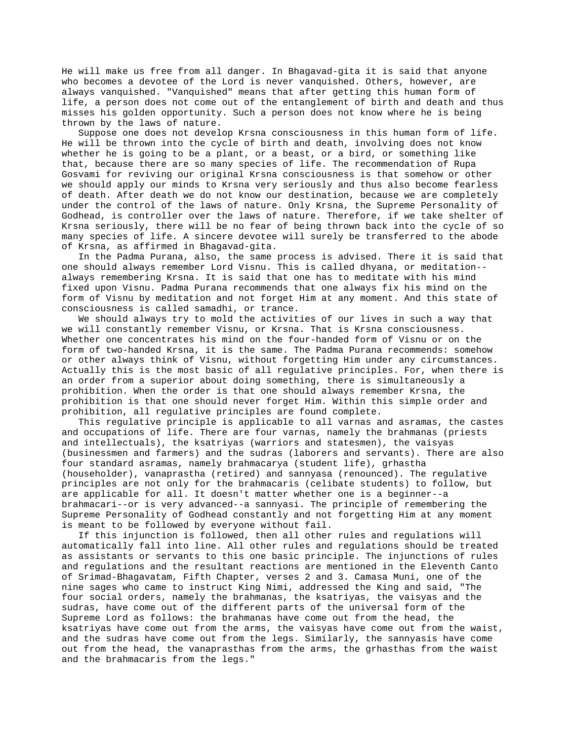He will make us free from all danger. In Bhagavad-gita it is said that anyone who becomes a devotee of the Lord is never vanquished. Others, however, are always vanquished. "Vanquished" means that after getting this human form of life, a person does not come out of the entanglement of birth and death and thus misses his golden opportunity. Such a person does not know where he is being thrown by the laws of nature.

Suppose one does not develop Krsna consciousness in this human form of life. He will be thrown into the cycle of birth and death, involving does not know whether he is going to be a plant, or a beast, or a bird, or something like that, because there are so many species of life. The recommendation of Rupa Gosvami for reviving our original Krsna consciousness is that somehow or other we should apply our minds to Krsna very seriously and thus also become fearless of death. After death we do not know our destination, because we are completely under the control of the laws of nature. Only Krsna, the Supreme Personality of Godhead, is controller over the laws of nature. Therefore, if we take shelter of Krsna seriously, there will be no fear of being thrown back into the cycle of so many species of life. A sincere devotee will surely be transferred to the abode of Krsna, as affirmed in Bhagavad-gita.

In the Padma Purana, also, the same process is advised. There it is said that one should always remember Lord Visnu. This is called dhyana, or meditation--always remembering Krsna. It is said that one has to meditate with his mind fixed upon Visnu. Padma Purana recommends that one always fix his mind on the form of Visnu by meditation and not forget Him at any moment. And this state of consciousness is called samadhi, or trance.

We should always try to mold the activities of our lives in such a way that we will constantly remember Visnu, or Krsna. That is Krsna consciousness. Whether one concentrates his mind on the four-handed form of Visnu or on the form of two-handed Krsna, it is the same. The Padma Purana recommends: somehow or other always think of Visnu, without forgetting Him under any circumstances. Actually this is the most basic of all regulative principles. For, when there is an order from a superior about doing something, there is simultaneously a prohibition. When the order is that one should always remember Krsna, the prohibition is that one should never forget Him. Within this simple order and prohibition, all regulative principles are found complete.

This regulative principle is applicable to all varnas and asramas, the castes and occupations of life. There are four varnas, namely the brahmanas (priests and intellectuals), the ksatriyas (warriors and statesmen), the vaisyas (businessmen and farmers) and the sudras (laborers and servants). There are also four standard asramas, namely brahmacarya (student life), grhastha (householder), vanaprastha (retired) and sannyasa (renounced). The regulative principles are not only for the brahmacaris (celibate students) to follow, but are applicable for all. It doesn't matter whether one is a beginner--a brahmacari--or is very advanced--a sannyasi. The principle of remembering the Supreme Personality of Godhead constantly and not forgetting Him at any moment is meant to be followed by everyone without fail.

If this injunction is followed, then all other rules and regulations will automatically fall into line. All other rules and regulations should be treated as assistants or servants to this one basic principle. The injunctions of rules and regulations and the resultant reactions are mentioned in the Eleventh Canto of Srimad-Bhagavatam, Fifth Chapter, verses 2 and 3. Camasa Muni, one of the nine sages who came to instruct King Nimi, addressed the King and said, "The four social orders, namely the brahmanas, the ksatriyas, the vaisyas and the sudras, have come out of the different parts of the universal form of the Supreme Lord as follows: the brahmanas have come out from the head, the ksatriyas have come out from the arms, the vaisyas have come out from the waist, and the sudras have come out from the legs. Similarly, the sannyasis have come out from the head, the vanaprasthas from the arms, the grhasthas from the waist and the brahmacaris from the legs."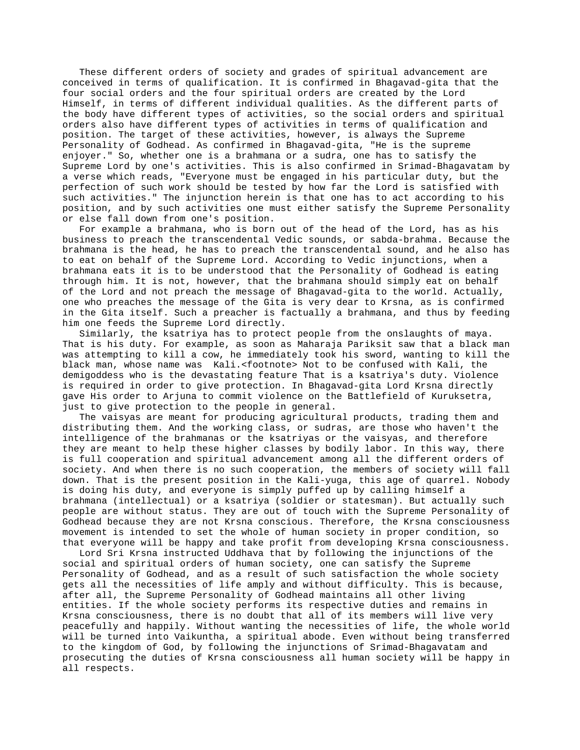These different orders of society and grades of spiritual advancement are conceived in terms of qualification. It is confirmed in Bhagavad-gita that the four social orders and the four spiritual orders are created by the Lord Himself, in terms of different individual qualities. As the different parts of the body have different types of activities, so the social orders and spiritual orders also have different types of activities in terms of qualification and position. The target of these activities, however, is always the Supreme Personality of Godhead. As confirmed in Bhagavad-gita, "He is the supreme enjoyer." So, whether one is a brahmana or a sudra, one has to satisfy the Supreme Lord by one's activities. This is also confirmed in Srimad-Bhagavatam by a verse which reads, "Everyone must be engaged in his particular duty, but the perfection of such work should be tested by how far the Lord is satisfied with such activities." The injunction herein is that one has to act according to his position, and by such activities one must either satisfy the Supreme Personality or else fall down from one's position.

For example a brahmana, who is born out of the head of the Lord, has as his business to preach the transcendental Vedic sounds, or sabda-brahma. Because the brahmana is the head, he has to preach the transcendental sound, and he also has to eat on behalf of the Supreme Lord. According to Vedic injunctions, when a brahmana eats it is to be understood that the Personality of Godhead is eating through him. It is not, however, that the brahmana should simply eat on behalf of the Lord and not preach the message of Bhagavad-gita to the world. Actually, one who preaches the message of the Gita is very dear to Krsna, as is confirmed in the Gita itself. Such a preacher is factually a brahmana, and thus by feeding him one feeds the Supreme Lord directly.

Similarly, the ksatriya has to protect people from the onslaughts of maya. That is his duty. For example, as soon as Maharaja Pariksit saw that a black man was attempting to kill a cow, he immediately took his sword, wanting to kill the black man, whose name was  Kali.<footnote> Not to be confused with Kali, the demigoddess who is the devastating feature That is a ksatriya's duty. Violence is required in order to give protection. In Bhagavad-gita Lord Krsna directly gave His order to Arjuna to commit violence on the Battlefield of Kuruksetra, just to give protection to the people in general.

The vaisyas are meant for producing agricultural products, trading them and distributing them. And the working class, or sudras, are those who haven't the intelligence of the brahmanas or the ksatriyas or the vaisyas, and therefore they are meant to help these higher classes by bodily labor. In this way, there is full cooperation and spiritual advancement among all the different orders of society. And when there is no such cooperation, the members of society will fall down. That is the present position in the Kali-yuga, this age of quarrel. Nobody is doing his duty, and everyone is simply puffed up by calling himself a brahmana (intellectual) or a ksatriya (soldier or statesman). But actually such people are without status. They are out of touch with the Supreme Personality of Godhead because they are not Krsna conscious. Therefore, the Krsna consciousness movement is intended to set the whole of human society in proper condition, so that everyone will be happy and take profit from developing Krsna consciousness.

Lord Sri Krsna instructed Uddhava that by following the injunctions of the social and spiritual orders of human society, one can satisfy the Supreme Personality of Godhead, and as a result of such satisfaction the whole society gets all the necessities of life amply and without difficulty. This is because, after all, the Supreme Personality of Godhead maintains all other living entities. If the whole society performs its respective duties and remains in Krsna consciousness, there is no doubt that all of its members will live very peacefully and happily. Without wanting the necessities of life, the whole world will be turned into Vaikuntha, a spiritual abode. Even without being transferred to the kingdom of God, by following the injunctions of Srimad-Bhagavatam and prosecuting the duties of Krsna consciousness all human society will be happy in all respects.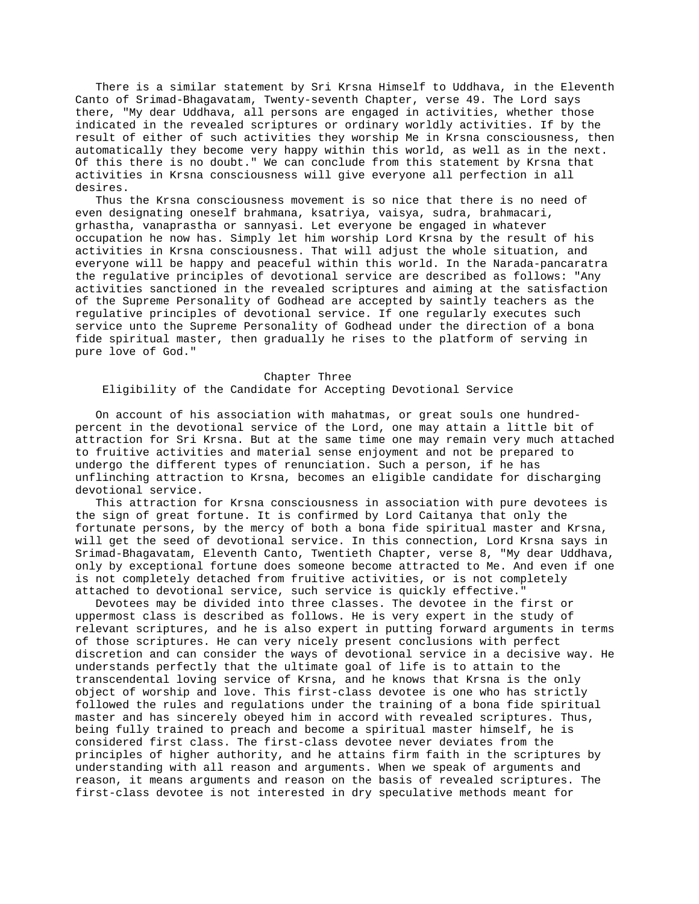There is a similar statement by Sri Krsna Himself to Uddhava, in the Eleventh Canto of Srimad-Bhagavatam, Twenty-seventh Chapter, verse 49. The Lord says there, "My dear Uddhava, all persons are engaged in activities, whether those indicated in the revealed scriptures or ordinary worldly activities. If by the result of either of such activities they worship Me in Krsna consciousness, then automatically they become very happy within this world, as well as in the next. Of this there is no doubt." We can conclude from this statement by Krsna that activities in Krsna consciousness will give everyone all perfection in all desires.

Thus the Krsna consciousness movement is so nice that there is no need of even designating oneself brahmana, ksatriya, vaisya, sudra, brahmacari, grhastha, vanaprastha or sannyasi. Let everyone be engaged in whatever occupation he now has. Simply let him worship Lord Krsna by the result of his activities in Krsna consciousness. That will adjust the whole situation, and everyone will be happy and peaceful within this world. In the Narada-pancaratra the regulative principles of devotional service are described as follows: "Any activities sanctioned in the revealed scriptures and aiming at the satisfaction of the Supreme Personality of Godhead are accepted by saintly teachers as the regulative principles of devotional service. If one regularly executes such service unto the Supreme Personality of Godhead under the direction of a bona fide spiritual master, then gradually he rises to the platform of serving in pure love of God."

## Chapter Three
## Eligibility of the Candidate for Accepting Devotional Service

On account of his association with mahatmas, or great souls one hundred-percent in the devotional service of the Lord, one may attain a little bit of attraction for Sri Krsna. But at the same time one may remain very much attached to fruitive activities and material sense enjoyment and not be prepared to undergo the different types of renunciation. Such a person, if he has unflinching attraction to Krsna, becomes an eligible candidate for discharging devotional service.

This attraction for Krsna consciousness in association with pure devotees is the sign of great fortune. It is confirmed by Lord Caitanya that only the fortunate persons, by the mercy of both a bona fide spiritual master and Krsna, will get the seed of devotional service. In this connection, Lord Krsna says in Srimad-Bhagavatam, Eleventh Canto, Twentieth Chapter, verse 8, "My dear Uddhava, only by exceptional fortune does someone become attracted to Me. And even if one is not completely detached from fruitive activities, or is not completely attached to devotional service, such service is quickly effective."

Devotees may be divided into three classes. The devotee in the first or uppermost class is described as follows. He is very expert in the study of relevant scriptures, and he is also expert in putting forward arguments in terms of those scriptures. He can very nicely present conclusions with perfect discretion and can consider the ways of devotional service in a decisive way. He understands perfectly that the ultimate goal of life is to attain to the transcendental loving service of Krsna, and he knows that Krsna is the only object of worship and love. This first-class devotee is one who has strictly followed the rules and regulations under the training of a bona fide spiritual master and has sincerely obeyed him in accord with revealed scriptures. Thus, being fully trained to preach and become a spiritual master himself, he is considered first class. The first-class devotee never deviates from the principles of higher authority, and he attains firm faith in the scriptures by understanding with all reason and arguments. When we speak of arguments and reason, it means arguments and reason on the basis of revealed scriptures. The first-class devotee is not interested in dry speculative methods meant for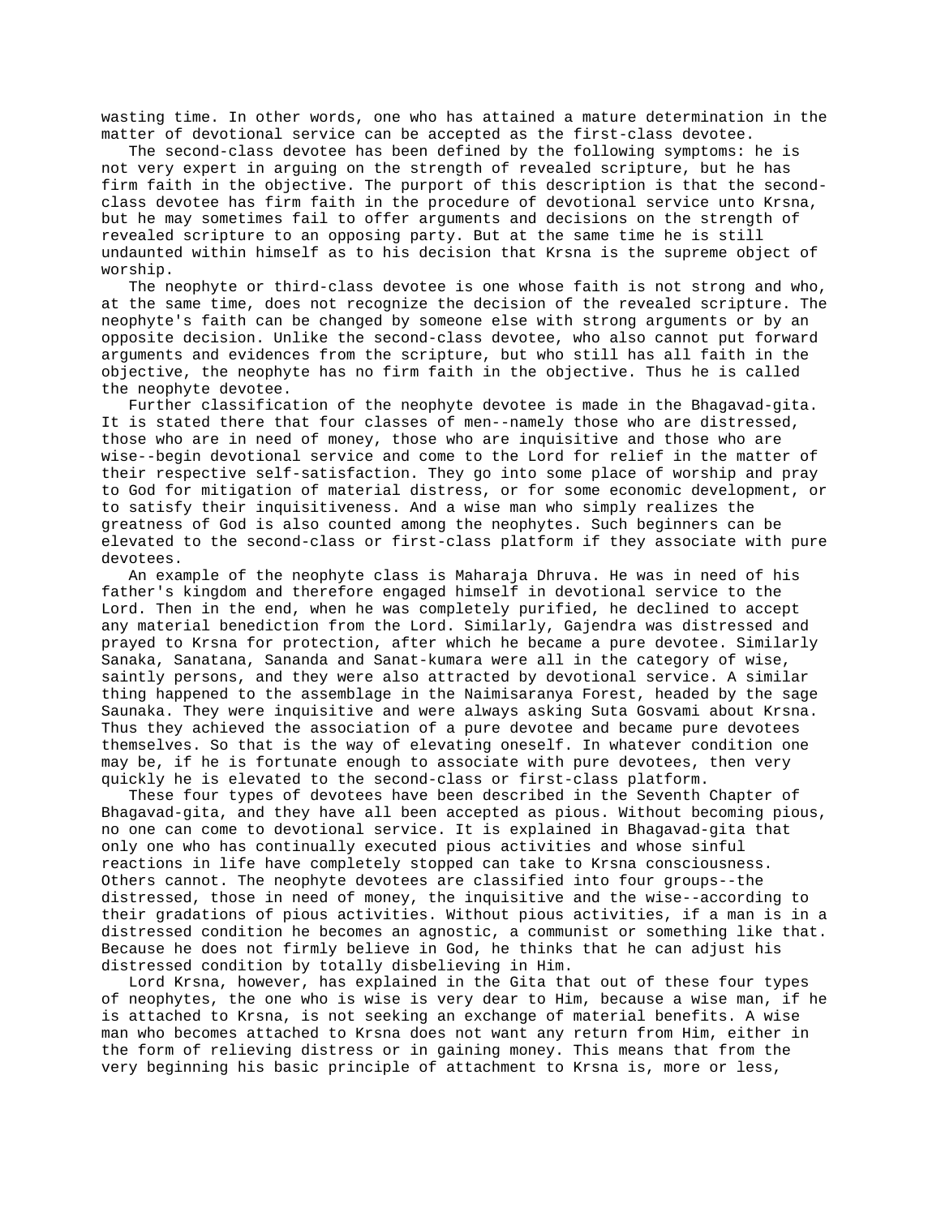wasting time. In other words, one who has attained a mature determination in the matter of devotional service can be accepted as the first-class devotee.

The second-class devotee has been defined by the following symptoms: he is not very expert in arguing on the strength of revealed scripture, but he has firm faith in the objective. The purport of this description is that the second-class devotee has firm faith in the procedure of devotional service unto Krsna, but he may sometimes fail to offer arguments and decisions on the strength of revealed scripture to an opposing party. But at the same time he is still undaunted within himself as to his decision that Krsna is the supreme object of worship.

The neophyte or third-class devotee is one whose faith is not strong and who, at the same time, does not recognize the decision of the revealed scripture. The neophyte's faith can be changed by someone else with strong arguments or by an opposite decision. Unlike the second-class devotee, who also cannot put forward arguments and evidences from the scripture, but who still has all faith in the objective, the neophyte has no firm faith in the objective. Thus he is called the neophyte devotee.

Further classification of the neophyte devotee is made in the Bhagavad-gita. It is stated there that four classes of men--namely those who are distressed, those who are in need of money, those who are inquisitive and those who are wise--begin devotional service and come to the Lord for relief in the matter of their respective self-satisfaction. They go into some place of worship and pray to God for mitigation of material distress, or for some economic development, or to satisfy their inquisitiveness. And a wise man who simply realizes the greatness of God is also counted among the neophytes. Such beginners can be elevated to the second-class or first-class platform if they associate with pure devotees.

An example of the neophyte class is Maharaja Dhruva. He was in need of his father's kingdom and therefore engaged himself in devotional service to the Lord. Then in the end, when he was completely purified, he declined to accept any material benediction from the Lord. Similarly, Gajendra was distressed and prayed to Krsna for protection, after which he became a pure devotee. Similarly Sanaka, Sanatana, Sananda and Sanat-kumara were all in the category of wise, saintly persons, and they were also attracted by devotional service. A similar thing happened to the assemblage in the Naimisaranya Forest, headed by the sage Saunaka. They were inquisitive and were always asking Suta Gosvami about Krsna. Thus they achieved the association of a pure devotee and became pure devotees themselves. So that is the way of elevating oneself. In whatever condition one may be, if he is fortunate enough to associate with pure devotees, then very quickly he is elevated to the second-class or first-class platform.

These four types of devotees have been described in the Seventh Chapter of Bhagavad-gita, and they have all been accepted as pious. Without becoming pious, no one can come to devotional service. It is explained in Bhagavad-gita that only one who has continually executed pious activities and whose sinful reactions in life have completely stopped can take to Krsna consciousness. Others cannot. The neophyte devotees are classified into four groups--the distressed, those in need of money, the inquisitive and the wise--according to their gradations of pious activities. Without pious activities, if a man is in a distressed condition he becomes an agnostic, a communist or something like that. Because he does not firmly believe in God, he thinks that he can adjust his distressed condition by totally disbelieving in Him.

Lord Krsna, however, has explained in the Gita that out of these four types of neophytes, the one who is wise is very dear to Him, because a wise man, if he is attached to Krsna, is not seeking an exchange of material benefits. A wise man who becomes attached to Krsna does not want any return from Him, either in the form of relieving distress or in gaining money. This means that from the very beginning his basic principle of attachment to Krsna is, more or less,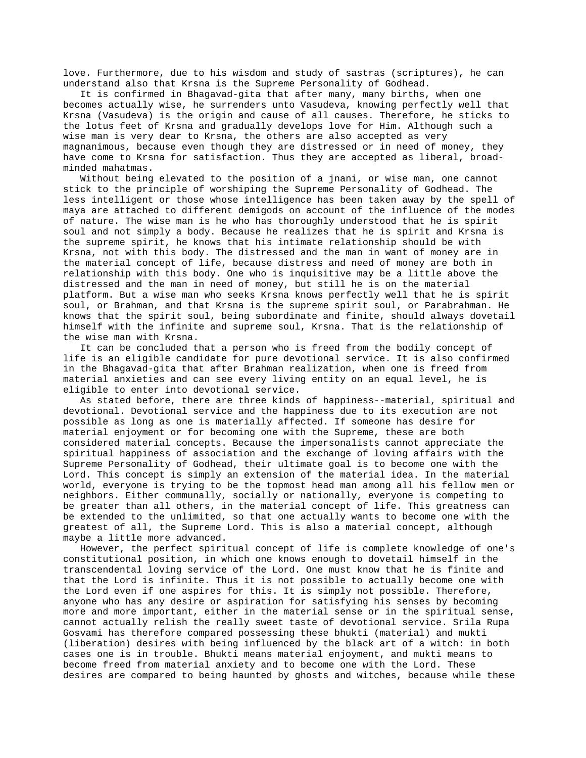love. Furthermore, due to his wisdom and study of sastras (scriptures), he can understand also that Krsna is the Supreme Personality of Godhead.

It is confirmed in Bhagavad-gita that after many, many births, when one becomes actually wise, he surrenders unto Vasudeva, knowing perfectly well that Krsna (Vasudeva) is the origin and cause of all causes. Therefore, he sticks to the lotus feet of Krsna and gradually develops love for Him. Although such a wise man is very dear to Krsna, the others are also accepted as very magnanimous, because even though they are distressed or in need of money, they have come to Krsna for satisfaction. Thus they are accepted as liberal, broad-minded mahatmas.

Without being elevated to the position of a jnani, or wise man, one cannot stick to the principle of worshiping the Supreme Personality of Godhead. The less intelligent or those whose intelligence has been taken away by the spell of maya are attached to different demigods on account of the influence of the modes of nature. The wise man is he who has thoroughly understood that he is spirit soul and not simply a body. Because he realizes that he is spirit and Krsna is the supreme spirit, he knows that his intimate relationship should be with Krsna, not with this body. The distressed and the man in want of money are in the material concept of life, because distress and need of money are both in relationship with this body. One who is inquisitive may be a little above the distressed and the man in need of money, but still he is on the material platform. But a wise man who seeks Krsna knows perfectly well that he is spirit soul, or Brahman, and that Krsna is the supreme spirit soul, or Parabrahman. He knows that the spirit soul, being subordinate and finite, should always dovetail himself with the infinite and supreme soul, Krsna. That is the relationship of the wise man with Krsna.

It can be concluded that a person who is freed from the bodily concept of life is an eligible candidate for pure devotional service. It is also confirmed in the Bhagavad-gita that after Brahman realization, when one is freed from material anxieties and can see every living entity on an equal level, he is eligible to enter into devotional service.

As stated before, there are three kinds of happiness--material, spiritual and devotional. Devotional service and the happiness due to its execution are not possible as long as one is materially affected. If someone has desire for material enjoyment or for becoming one with the Supreme, these are both considered material concepts. Because the impersonalists cannot appreciate the spiritual happiness of association and the exchange of loving affairs with the Supreme Personality of Godhead, their ultimate goal is to become one with the Lord. This concept is simply an extension of the material idea. In the material world, everyone is trying to be the topmost head man among all his fellow men or neighbors. Either communally, socially or nationally, everyone is competing to be greater than all others, in the material concept of life. This greatness can be extended to the unlimited, so that one actually wants to become one with the greatest of all, the Supreme Lord. This is also a material concept, although maybe a little more advanced.

However, the perfect spiritual concept of life is complete knowledge of one's constitutional position, in which one knows enough to dovetail himself in the transcendental loving service of the Lord. One must know that he is finite and that the Lord is infinite. Thus it is not possible to actually become one with the Lord even if one aspires for this. It is simply not possible. Therefore, anyone who has any desire or aspiration for satisfying his senses by becoming more and more important, either in the material sense or in the spiritual sense, cannot actually relish the really sweet taste of devotional service. Srila Rupa Gosvami has therefore compared possessing these bhukti (material) and mukti (liberation) desires with being influenced by the black art of a witch: in both cases one is in trouble. Bhukti means material enjoyment, and mukti means to become freed from material anxiety and to become one with the Lord. These desires are compared to being haunted by ghosts and witches, because while these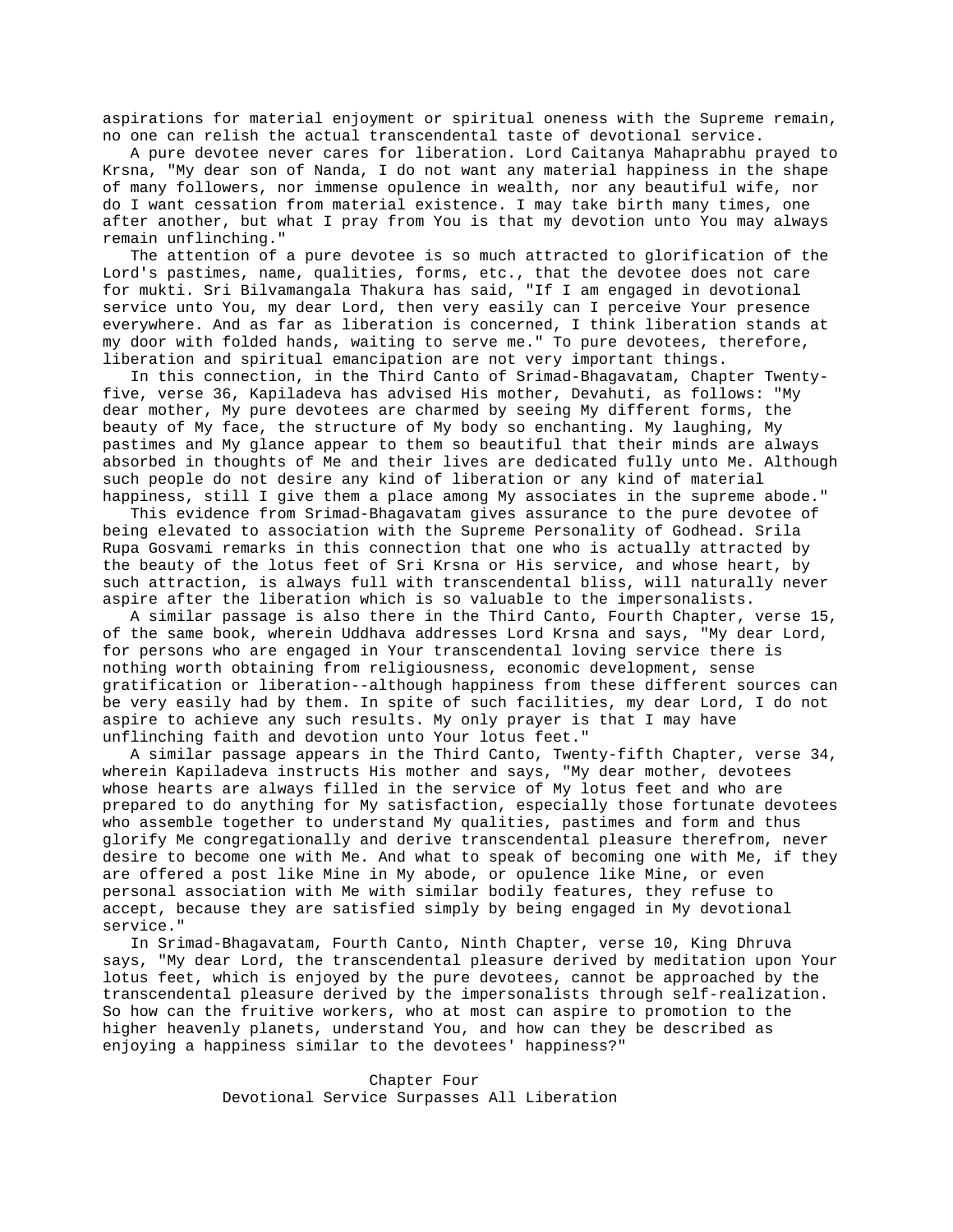aspirations for material enjoyment or spiritual oneness with the Supreme remain, no one can relish the actual transcendental taste of devotional service.

A pure devotee never cares for liberation. Lord Caitanya Mahaprabhu prayed to Krsna, "My dear son of Nanda, I do not want any material happiness in the shape of many followers, nor immense opulence in wealth, nor any beautiful wife, nor do I want cessation from material existence. I may take birth many times, one after another, but what I pray from You is that my devotion unto You may always remain unflinching."

The attention of a pure devotee is so much attracted to glorification of the Lord's pastimes, name, qualities, forms, etc., that the devotee does not care for mukti. Sri Bilvamangala Thakura has said, "If I am engaged in devotional service unto You, my dear Lord, then very easily can I perceive Your presence everywhere. And as far as liberation is concerned, I think liberation stands at my door with folded hands, waiting to serve me." To pure devotees, therefore, liberation and spiritual emancipation are not very important things.

In this connection, in the Third Canto of Srimad-Bhagavatam, Chapter Twenty-five, verse 36, Kapiladeva has advised His mother, Devahuti, as follows: "My dear mother, My pure devotees are charmed by seeing My different forms, the beauty of My face, the structure of My body so enchanting. My laughing, My pastimes and My glance appear to them so beautiful that their minds are always absorbed in thoughts of Me and their lives are dedicated fully unto Me. Although such people do not desire any kind of liberation or any kind of material happiness, still I give them a place among My associates in the supreme abode."

This evidence from Srimad-Bhagavatam gives assurance to the pure devotee of being elevated to association with the Supreme Personality of Godhead. Srila Rupa Gosvami remarks in this connection that one who is actually attracted by the beauty of the lotus feet of Sri Krsna or His service, and whose heart, by such attraction, is always full with transcendental bliss, will naturally never aspire after the liberation which is so valuable to the impersonalists.

A similar passage is also there in the Third Canto, Fourth Chapter, verse 15, of the same book, wherein Uddhava addresses Lord Krsna and says, "My dear Lord, for persons who are engaged in Your transcendental loving service there is nothing worth obtaining from religiousness, economic development, sense gratification or liberation--although happiness from these different sources can be very easily had by them. In spite of such facilities, my dear Lord, I do not aspire to achieve any such results. My only prayer is that I may have unflinching faith and devotion unto Your lotus feet."

A similar passage appears in the Third Canto, Twenty-fifth Chapter, verse 34, wherein Kapiladeva instructs His mother and says, "My dear mother, devotees whose hearts are always filled in the service of My lotus feet and who are prepared to do anything for My satisfaction, especially those fortunate devotees who assemble together to understand My qualities, pastimes and form and thus glorify Me congregationally and derive transcendental pleasure therefrom, never desire to become one with Me. And what to speak of becoming one with Me, if they are offered a post like Mine in My abode, or opulence like Mine, or even personal association with Me with similar bodily features, they refuse to accept, because they are satisfied simply by being engaged in My devotional service."

In Srimad-Bhagavatam, Fourth Canto, Ninth Chapter, verse 10, King Dhruva says, "My dear Lord, the transcendental pleasure derived by meditation upon Your lotus feet, which is enjoyed by the pure devotees, cannot be approached by the transcendental pleasure derived by the impersonalists through self-realization. So how can the fruitive workers, who at most can aspire to promotion to the higher heavenly planets, understand You, and how can they be described as enjoying a happiness similar to the devotees' happiness?"

# Chapter Four
## Devotional Service Surpasses All Liberation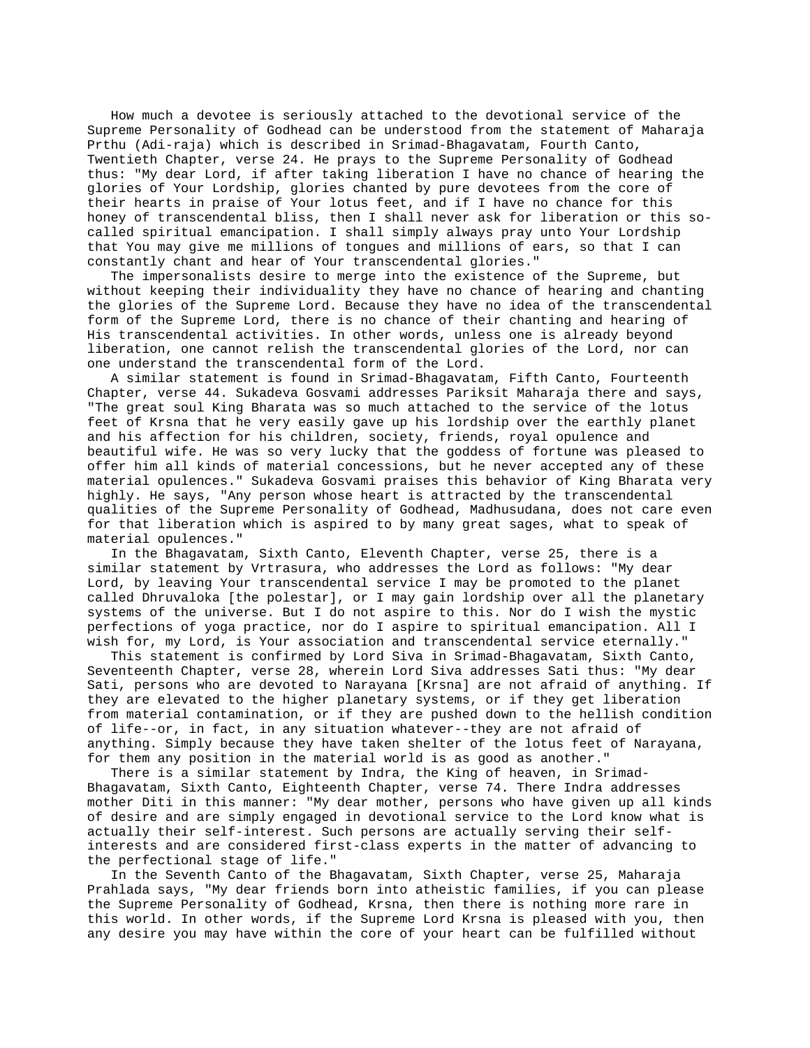How much a devotee is seriously attached to the devotional service of the Supreme Personality of Godhead can be understood from the statement of Maharaja Prthu (Adi-raja) which is described in Srimad-Bhagavatam, Fourth Canto, Twentieth Chapter, verse 24. He prays to the Supreme Personality of Godhead thus: "My dear Lord, if after taking liberation I have no chance of hearing the glories of Your Lordship, glories chanted by pure devotees from the core of their hearts in praise of Your lotus feet, and if I have no chance for this honey of transcendental bliss, then I shall never ask for liberation or this so-called spiritual emancipation. I shall simply always pray unto Your Lordship that You may give me millions of tongues and millions of ears, so that I can constantly chant and hear of Your transcendental glories."

The impersonalists desire to merge into the existence of the Supreme, but without keeping their individuality they have no chance of hearing and chanting the glories of the Supreme Lord. Because they have no idea of the transcendental form of the Supreme Lord, there is no chance of their chanting and hearing of His transcendental activities. In other words, unless one is already beyond liberation, one cannot relish the transcendental glories of the Lord, nor can one understand the transcendental form of the Lord.

A similar statement is found in Srimad-Bhagavatam, Fifth Canto, Fourteenth Chapter, verse 44. Sukadeva Gosvami addresses Pariksit Maharaja there and says, "The great soul King Bharata was so much attached to the service of the lotus feet of Krsna that he very easily gave up his lordship over the earthly planet and his affection for his children, society, friends, royal opulence and beautiful wife. He was so very lucky that the goddess of fortune was pleased to offer him all kinds of material concessions, but he never accepted any of these material opulences." Sukadeva Gosvami praises this behavior of King Bharata very highly. He says, "Any person whose heart is attracted by the transcendental qualities of the Supreme Personality of Godhead, Madhusudana, does not care even for that liberation which is aspired to by many great sages, what to speak of material opulences."

In the Bhagavatam, Sixth Canto, Eleventh Chapter, verse 25, there is a similar statement by Vrtrasura, who addresses the Lord as follows: "My dear Lord, by leaving Your transcendental service I may be promoted to the planet called Dhruvaloka [the polestar], or I may gain lordship over all the planetary systems of the universe. But I do not aspire to this. Nor do I wish the mystic perfections of yoga practice, nor do I aspire to spiritual emancipation. All I wish for, my Lord, is Your association and transcendental service eternally."

This statement is confirmed by Lord Siva in Srimad-Bhagavatam, Sixth Canto, Seventeenth Chapter, verse 28, wherein Lord Siva addresses Sati thus: "My dear Sati, persons who are devoted to Narayana [Krsna] are not afraid of anything. If they are elevated to the higher planetary systems, or if they get liberation from material contamination, or if they are pushed down to the hellish condition of life--or, in fact, in any situation whatever--they are not afraid of anything. Simply because they have taken shelter of the lotus feet of Narayana, for them any position in the material world is as good as another."

There is a similar statement by Indra, the King of heaven, in Srimad-Bhagavatam, Sixth Canto, Eighteenth Chapter, verse 74. There Indra addresses mother Diti in this manner: "My dear mother, persons who have given up all kinds of desire and are simply engaged in devotional service to the Lord know what is actually their self-interest. Such persons are actually serving their self-interests and are considered first-class experts in the matter of advancing to the perfectional stage of life."

In the Seventh Canto of the Bhagavatam, Sixth Chapter, verse 25, Maharaja Prahlada says, "My dear friends born into atheistic families, if you can please the Supreme Personality of Godhead, Krsna, then there is nothing more rare in this world. In other words, if the Supreme Lord Krsna is pleased with you, then any desire you may have within the core of your heart can be fulfilled without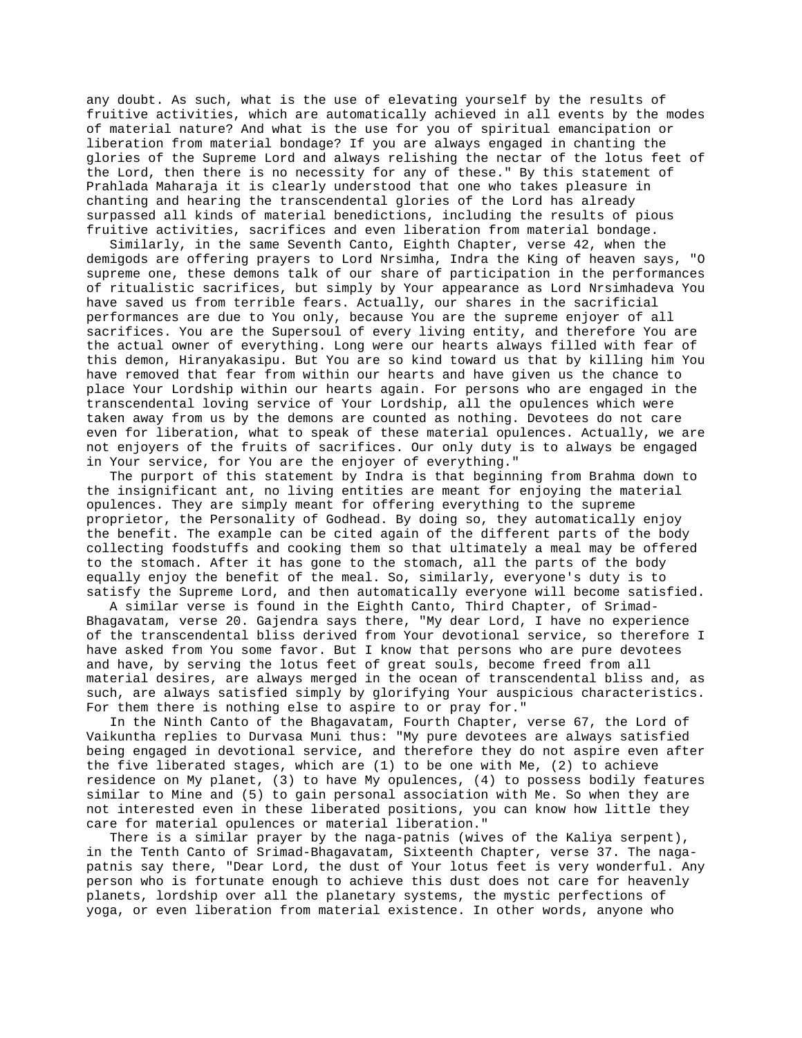any doubt. As such, what is the use of elevating yourself by the results of fruitive activities, which are automatically achieved in all events by the modes of material nature? And what is the use for you of spiritual emancipation or liberation from material bondage? If you are always engaged in chanting the glories of the Supreme Lord and always relishing the nectar of the lotus feet of the Lord, then there is no necessity for any of these." By this statement of Prahlada Maharaja it is clearly understood that one who takes pleasure in chanting and hearing the transcendental glories of the Lord has already surpassed all kinds of material benedictions, including the results of pious fruitive activities, sacrifices and even liberation from material bondage.

Similarly, in the same Seventh Canto, Eighth Chapter, verse 42, when the demigods are offering prayers to Lord Nrsimha, Indra the King of heaven says, "O supreme one, these demons talk of our share of participation in the performances of ritualistic sacrifices, but simply by Your appearance as Lord Nrsimhadeva You have saved us from terrible fears. Actually, our shares in the sacrificial performances are due to You only, because You are the supreme enjoyer of all sacrifices. You are the Supersoul of every living entity, and therefore You are the actual owner of everything. Long were our hearts always filled with fear of this demon, Hiranyakasipu. But You are so kind toward us that by killing him You have removed that fear from within our hearts and have given us the chance to place Your Lordship within our hearts again. For persons who are engaged in the transcendental loving service of Your Lordship, all the opulences which were taken away from us by the demons are counted as nothing. Devotees do not care even for liberation, what to speak of these material opulences. Actually, we are not enjoyers of the fruits of sacrifices. Our only duty is to always be engaged in Your service, for You are the enjoyer of everything."

The purport of this statement by Indra is that beginning from Brahma down to the insignificant ant, no living entities are meant for enjoying the material opulences. They are simply meant for offering everything to the supreme proprietor, the Personality of Godhead. By doing so, they automatically enjoy the benefit. The example can be cited again of the different parts of the body collecting foodstuffs and cooking them so that ultimately a meal may be offered to the stomach. After it has gone to the stomach, all the parts of the body equally enjoy the benefit of the meal. So, similarly, everyone's duty is to satisfy the Supreme Lord, and then automatically everyone will become satisfied.

A similar verse is found in the Eighth Canto, Third Chapter, of Srimad-Bhagavatam, verse 20. Gajendra says there, "My dear Lord, I have no experience of the transcendental bliss derived from Your devotional service, so therefore I have asked from You some favor. But I know that persons who are pure devotees and have, by serving the lotus feet of great souls, become freed from all material desires, are always merged in the ocean of transcendental bliss and, as such, are always satisfied simply by glorifying Your auspicious characteristics. For them there is nothing else to aspire to or pray for."

In the Ninth Canto of the Bhagavatam, Fourth Chapter, verse 67, the Lord of Vaikuntha replies to Durvasa Muni thus: "My pure devotees are always satisfied being engaged in devotional service, and therefore they do not aspire even after the five liberated stages, which are (1) to be one with Me, (2) to achieve residence on My planet, (3) to have My opulences, (4) to possess bodily features similar to Mine and (5) to gain personal association with Me. So when they are not interested even in these liberated positions, you can know how little they care for material opulences or material liberation."

There is a similar prayer by the naga-patnis (wives of the Kaliya serpent), in the Tenth Canto of Srimad-Bhagavatam, Sixteenth Chapter, verse 37. The naga-patnis say there, "Dear Lord, the dust of Your lotus feet is very wonderful. Any person who is fortunate enough to achieve this dust does not care for heavenly planets, lordship over all the planetary systems, the mystic perfections of yoga, or even liberation from material existence. In other words, anyone who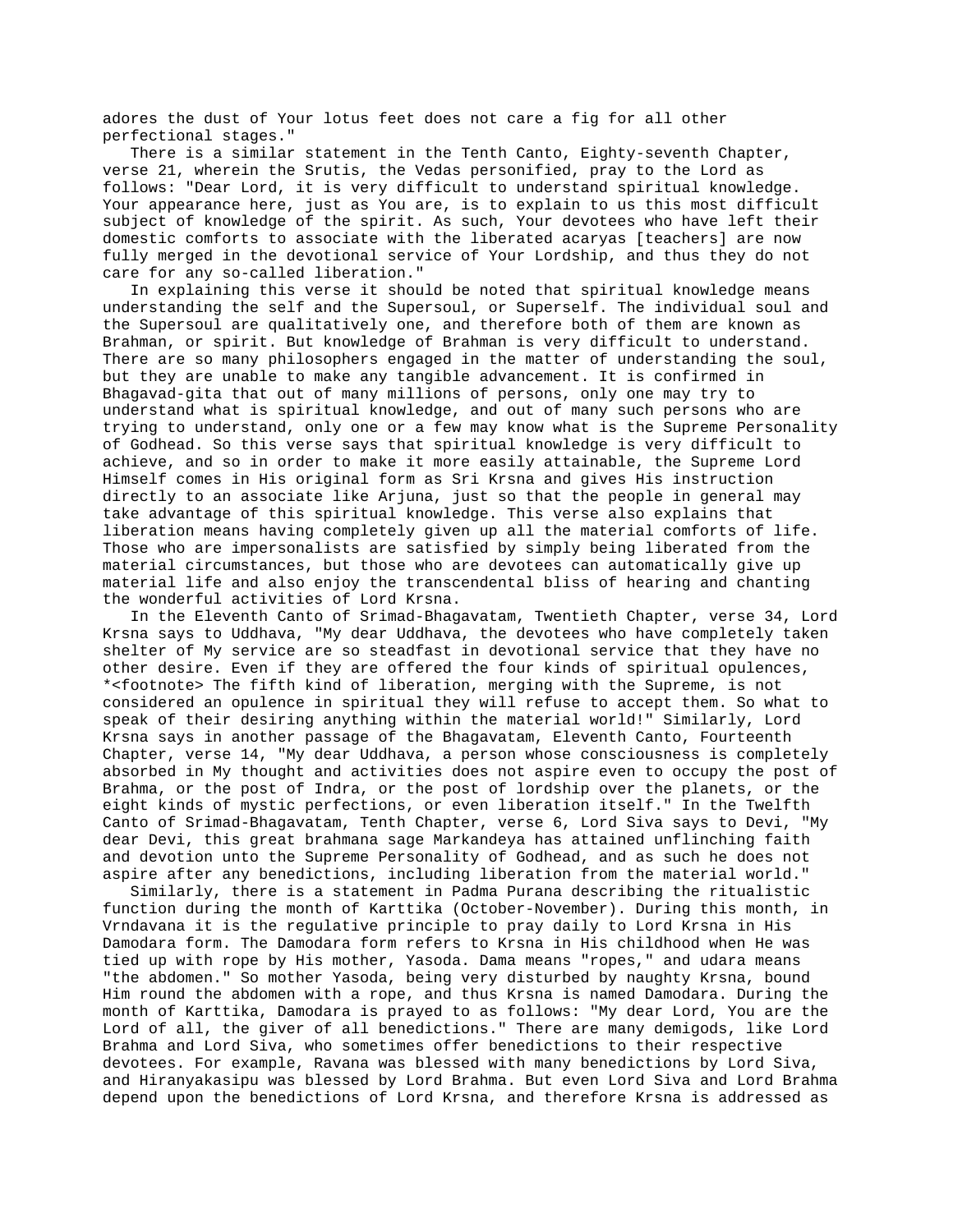adores the dust of Your lotus feet does not care a fig for all other perfectional stages."

There is a similar statement in the Tenth Canto, Eighty-seventh Chapter, verse 21, wherein the Srutis, the Vedas personified, pray to the Lord as follows: "Dear Lord, it is very difficult to understand spiritual knowledge. Your appearance here, just as You are, is to explain to us this most difficult subject of knowledge of the spirit. As such, Your devotees who have left their domestic comforts to associate with the liberated acaryas [teachers] are now fully merged in the devotional service of Your Lordship, and thus they do not care for any so-called liberation."

In explaining this verse it should be noted that spiritual knowledge means understanding the self and the Supersoul, or Superself. The individual soul and the Supersoul are qualitatively one, and therefore both of them are known as Brahman, or spirit. But knowledge of Brahman is very difficult to understand. There are so many philosophers engaged in the matter of understanding the soul, but they are unable to make any tangible advancement. It is confirmed in Bhagavad-gita that out of many millions of persons, only one may try to understand what is spiritual knowledge, and out of many such persons who are trying to understand, only one or a few may know what is the Supreme Personality of Godhead. So this verse says that spiritual knowledge is very difficult to achieve, and so in order to make it more easily attainable, the Supreme Lord Himself comes in His original form as Sri Krsna and gives His instruction directly to an associate like Arjuna, just so that the people in general may take advantage of this spiritual knowledge. This verse also explains that liberation means having completely given up all the material comforts of life. Those who are impersonalists are satisfied by simply being liberated from the material circumstances, but those who are devotees can automatically give up material life and also enjoy the transcendental bliss of hearing and chanting the wonderful activities of Lord Krsna.

In the Eleventh Canto of Srimad-Bhagavatam, Twentieth Chapter, verse 34, Lord Krsna says to Uddhava, "My dear Uddhava, the devotees who have completely taken shelter of My service are so steadfast in devotional service that they have no other desire. Even if they are offered the four kinds of spiritual opulences, *<footnote> The fifth kind of liberation, merging with the Supreme, is not considered an opulence in spiritual they will refuse to accept them. So what to speak of their desiring anything within the material world!" Similarly, Lord Krsna says in another passage of the Bhagavatam, Eleventh Canto, Fourteenth Chapter, verse 14, "My dear Uddhava, a person whose consciousness is completely absorbed in My thought and activities does not aspire even to occupy the post of Brahma, or the post of Indra, or the post of lordship over the planets, or the eight kinds of mystic perfections, or even liberation itself." In the Twelfth Canto of Srimad-Bhagavatam, Tenth Chapter, verse 6, Lord Siva says to Devi, "My dear Devi, this great brahmana sage Markandeya has attained unflinching faith and devotion unto the Supreme Personality of Godhead, and as such he does not aspire after any benedictions, including liberation from the material world."

Similarly, there is a statement in Padma Purana describing the ritualistic function during the month of Karttika (October-November). During this month, in Vrndavana it is the regulative principle to pray daily to Lord Krsna in His Damodara form. The Damodara form refers to Krsna in His childhood when He was tied up with rope by His mother, Yasoda. Dama means "ropes," and udara means "the abdomen." So mother Yasoda, being very disturbed by naughty Krsna, bound Him round the abdomen with a rope, and thus Krsna is named Damodara. During the month of Karttika, Damodara is prayed to as follows: "My dear Lord, You are the Lord of all, the giver of all benedictions." There are many demigods, like Lord Brahma and Lord Siva, who sometimes offer benedictions to their respective devotees. For example, Ravana was blessed with many benedictions by Lord Siva, and Hiranyakasipu was blessed by Lord Brahma. But even Lord Siva and Lord Brahma depend upon the benedictions of Lord Krsna, and therefore Krsna is addressed as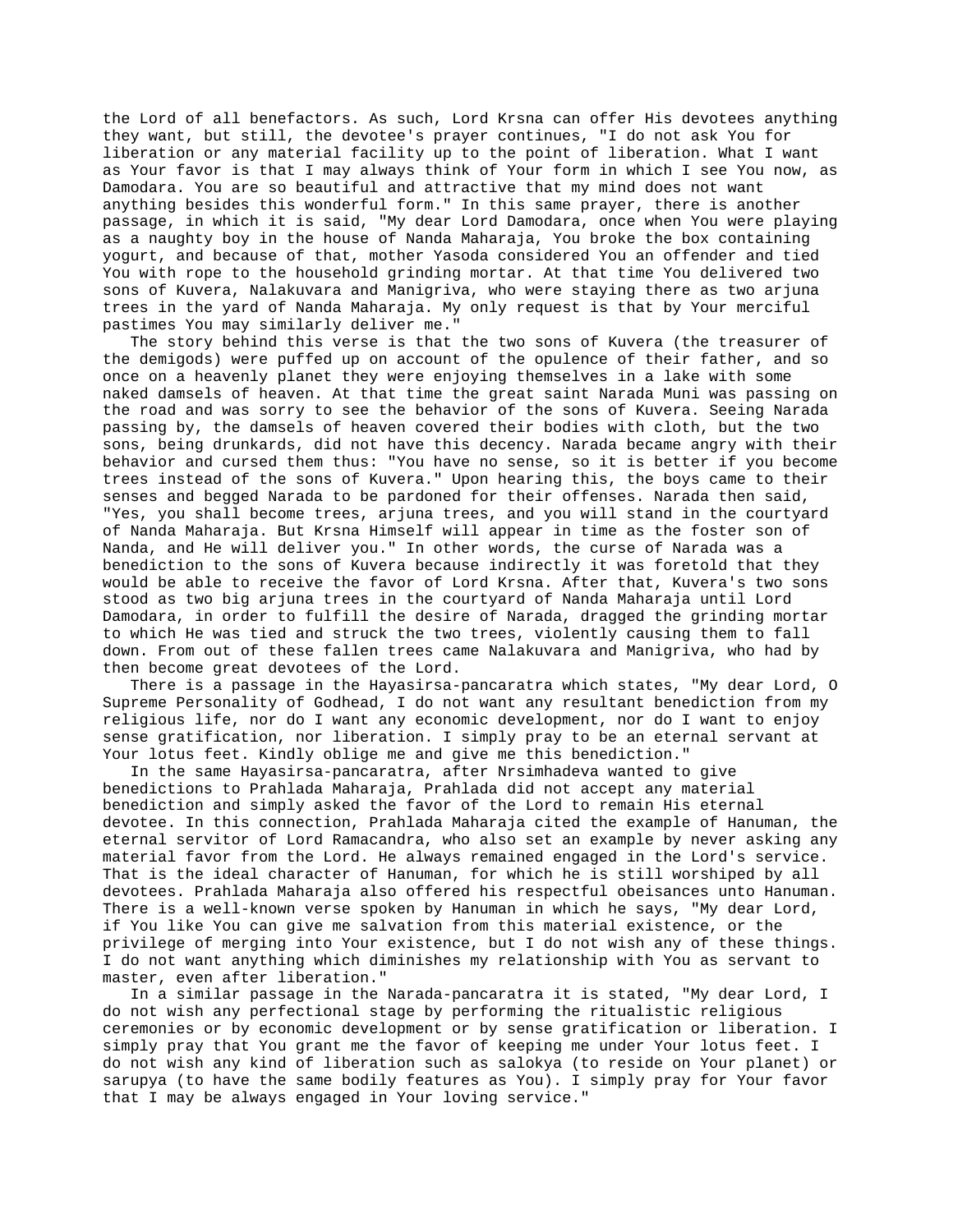the Lord of all benefactors. As such, Lord Krsna can offer His devotees anything they want, but still, the devotee's prayer continues, "I do not ask You for liberation or any material facility up to the point of liberation. What I want as Your favor is that I may always think of Your form in which I see You now, as Damodara. You are so beautiful and attractive that my mind does not want anything besides this wonderful form." In this same prayer, there is another passage, in which it is said, "My dear Lord Damodara, once when You were playing as a naughty boy in the house of Nanda Maharaja, You broke the box containing yogurt, and because of that, mother Yasoda considered You an offender and tied You with rope to the household grinding mortar. At that time You delivered two sons of Kuvera, Nalakuvara and Manigriva, who were staying there as two arjuna trees in the yard of Nanda Maharaja. My only request is that by Your merciful pastimes You may similarly deliver me."

The story behind this verse is that the two sons of Kuvera (the treasurer of the demigods) were puffed up on account of the opulence of their father, and so once on a heavenly planet they were enjoying themselves in a lake with some naked damsels of heaven. At that time the great saint Narada Muni was passing on the road and was sorry to see the behavior of the sons of Kuvera. Seeing Narada passing by, the damsels of heaven covered their bodies with cloth, but the two sons, being drunkards, did not have this decency. Narada became angry with their behavior and cursed them thus: "You have no sense, so it is better if you become trees instead of the sons of Kuvera." Upon hearing this, the boys came to their senses and begged Narada to be pardoned for their offenses. Narada then said, "Yes, you shall become trees, arjuna trees, and you will stand in the courtyard of Nanda Maharaja. But Krsna Himself will appear in time as the foster son of Nanda, and He will deliver you." In other words, the curse of Narada was a benediction to the sons of Kuvera because indirectly it was foretold that they would be able to receive the favor of Lord Krsna. After that, Kuvera's two sons stood as two big arjuna trees in the courtyard of Nanda Maharaja until Lord Damodara, in order to fulfill the desire of Narada, dragged the grinding mortar to which He was tied and struck the two trees, violently causing them to fall down. From out of these fallen trees came Nalakuvara and Manigriva, who had by then become great devotees of the Lord.

There is a passage in the Hayasirsa-pancaratra which states, "My dear Lord, O Supreme Personality of Godhead, I do not want any resultant benediction from my religious life, nor do I want any economic development, nor do I want to enjoy sense gratification, nor liberation. I simply pray to be an eternal servant at Your lotus feet. Kindly oblige me and give me this benediction."

In the same Hayasirsa-pancaratra, after Nrsimhadeva wanted to give benedictions to Prahlada Maharaja, Prahlada did not accept any material benediction and simply asked the favor of the Lord to remain His eternal devotee. In this connection, Prahlada Maharaja cited the example of Hanuman, the eternal servitor of Lord Ramacandra, who also set an example by never asking any material favor from the Lord. He always remained engaged in the Lord's service. That is the ideal character of Hanuman, for which he is still worshiped by all devotees. Prahlada Maharaja also offered his respectful obeisances unto Hanuman. There is a well-known verse spoken by Hanuman in which he says, "My dear Lord, if You like You can give me salvation from this material existence, or the privilege of merging into Your existence, but I do not wish any of these things. I do not want anything which diminishes my relationship with You as servant to master, even after liberation."

In a similar passage in the Narada-pancaratra it is stated, "My dear Lord, I do not wish any perfectional stage by performing the ritualistic religious ceremonies or by economic development or by sense gratification or liberation. I simply pray that You grant me the favor of keeping me under Your lotus feet. I do not wish any kind of liberation such as salokya (to reside on Your planet) or sarupya (to have the same bodily features as You). I simply pray for Your favor that I may be always engaged in Your loving service."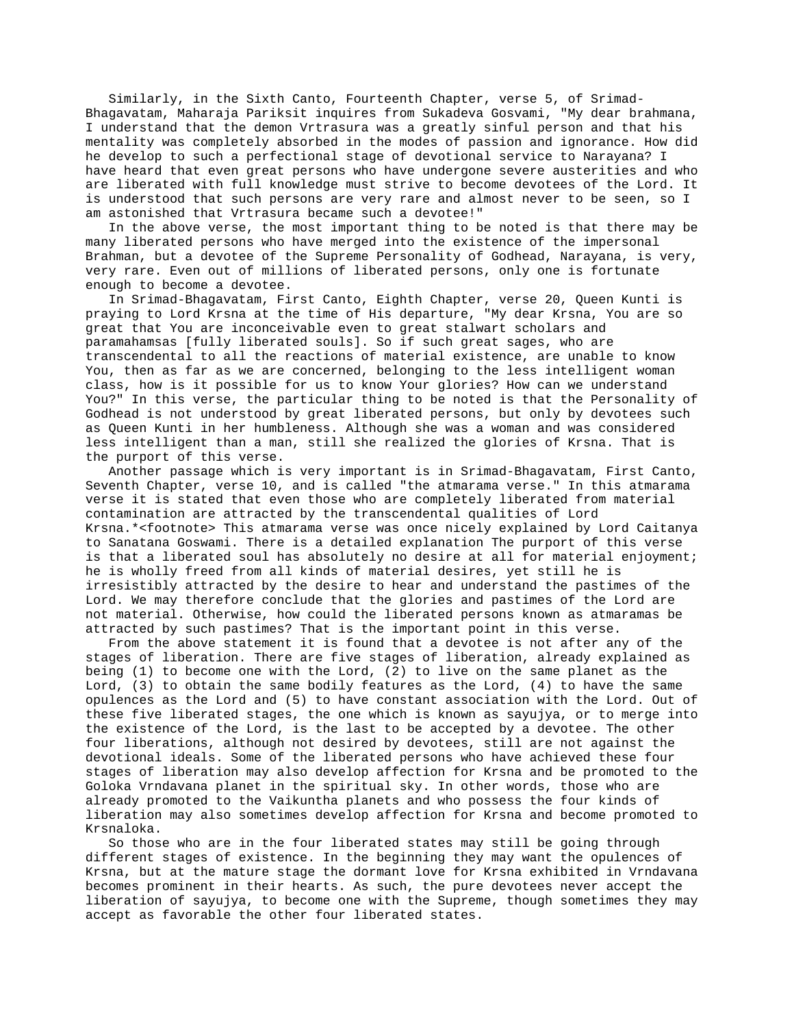Similarly, in the Sixth Canto, Fourteenth Chapter, verse 5, of Srimad-Bhagavatam, Maharaja Pariksit inquires from Sukadeva Gosvami, "My dear brahmana, I understand that the demon Vrtrasura was a greatly sinful person and that his mentality was completely absorbed in the modes of passion and ignorance. How did he develop to such a perfectional stage of devotional service to Narayana? I have heard that even great persons who have undergone severe austerities and who are liberated with full knowledge must strive to become devotees of the Lord. It is understood that such persons are very rare and almost never to be seen, so I am astonished that Vrtrasura became such a devotee!"

In the above verse, the most important thing to be noted is that there may be many liberated persons who have merged into the existence of the impersonal Brahman, but a devotee of the Supreme Personality of Godhead, Narayana, is very, very rare. Even out of millions of liberated persons, only one is fortunate enough to become a devotee.

In Srimad-Bhagavatam, First Canto, Eighth Chapter, verse 20, Queen Kunti is praying to Lord Krsna at the time of His departure, "My dear Krsna, You are so great that You are inconceivable even to great stalwart scholars and paramahamsas [fully liberated souls]. So if such great sages, who are transcendental to all the reactions of material existence, are unable to know You, then as far as we are concerned, belonging to the less intelligent woman class, how is it possible for us to know Your glories? How can we understand You?" In this verse, the particular thing to be noted is that the Personality of Godhead is not understood by great liberated persons, but only by devotees such as Queen Kunti in her humbleness. Although she was a woman and was considered less intelligent than a man, still she realized the glories of Krsna. That is the purport of this verse.

Another passage which is very important is in Srimad-Bhagavatam, First Canto, Seventh Chapter, verse 10, and is called "the atmarama verse." In this atmarama verse it is stated that even those who are completely liberated from material contamination are attracted by the transcendental qualities of Lord Krsna.*<footnote> This atmarama verse was once nicely explained by Lord Caitanya to Sanatana Goswami. There is a detailed explanation The purport of this verse is that a liberated soul has absolutely no desire at all for material enjoyment; he is wholly freed from all kinds of material desires, yet still he is irresistibly attracted by the desire to hear and understand the pastimes of the Lord. We may therefore conclude that the glories and pastimes of the Lord are not material. Otherwise, how could the liberated persons known as atmaramas be attracted by such pastimes? That is the important point in this verse.

From the above statement it is found that a devotee is not after any of the stages of liberation. There are five stages of liberation, already explained as being (1) to become one with the Lord, (2) to live on the same planet as the Lord, (3) to obtain the same bodily features as the Lord, (4) to have the same opulences as the Lord and (5) to have constant association with the Lord. Out of these five liberated stages, the one which is known as sayujya, or to merge into the existence of the Lord, is the last to be accepted by a devotee. The other four liberations, although not desired by devotees, still are not against the devotional ideals. Some of the liberated persons who have achieved these four stages of liberation may also develop affection for Krsna and be promoted to the Goloka Vrndavana planet in the spiritual sky. In other words, those who are already promoted to the Vaikuntha planets and who possess the four kinds of liberation may also sometimes develop affection for Krsna and become promoted to Krsnaloka.

So those who are in the four liberated states may still be going through different stages of existence. In the beginning they may want the opulences of Krsna, but at the mature stage the dormant love for Krsna exhibited in Vrndavana becomes prominent in their hearts. As such, the pure devotees never accept the liberation of sayujya, to become one with the Supreme, though sometimes they may accept as favorable the other four liberated states.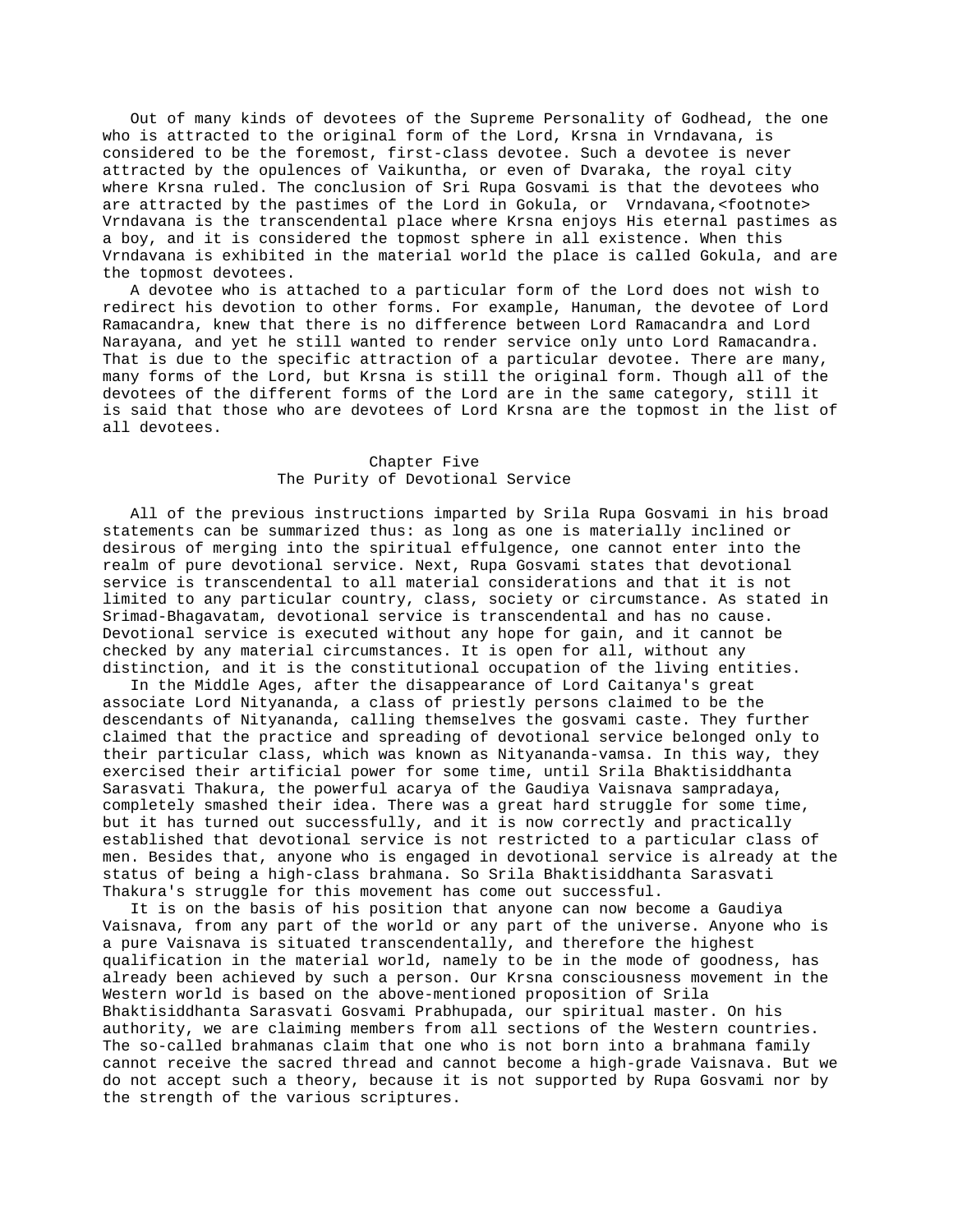Out of many kinds of devotees of the Supreme Personality of Godhead, the one who is attracted to the original form of the Lord, Krsna in Vrndavana, is considered to be the foremost, first-class devotee. Such a devotee is never attracted by the opulences of Vaikuntha, or even of Dvaraka, the royal city where Krsna ruled. The conclusion of Sri Rupa Gosvami is that the devotees who are attracted by the pastimes of the Lord in Gokula, or Vrndavana,<footnote> Vrndavana is the transcendental place where Krsna enjoys His eternal pastimes as a boy, and it is considered the topmost sphere in all existence. When this Vrndavana is exhibited in the material world the place is called Gokula, and are the topmost devotees.

A devotee who is attached to a particular form of the Lord does not wish to redirect his devotion to other forms. For example, Hanuman, the devotee of Lord Ramacandra, knew that there is no difference between Lord Ramacandra and Lord Narayana, and yet he still wanted to render service only unto Lord Ramacandra. That is due to the specific attraction of a particular devotee. There are many, many forms of the Lord, but Krsna is still the original form. Though all of the devotees of the different forms of the Lord are in the same category, still it is said that those who are devotees of Lord Krsna are the topmost in the list of all devotees.

## Chapter Five
## The Purity of Devotional Service

All of the previous instructions imparted by Srila Rupa Gosvami in his broad statements can be summarized thus: as long as one is materially inclined or desirous of merging into the spiritual effulgence, one cannot enter into the realm of pure devotional service. Next, Rupa Gosvami states that devotional service is transcendental to all material considerations and that it is not limited to any particular country, class, society or circumstance. As stated in Srimad-Bhagavatam, devotional service is transcendental and has no cause. Devotional service is executed without any hope for gain, and it cannot be checked by any material circumstances. It is open for all, without any distinction, and it is the constitutional occupation of the living entities.

In the Middle Ages, after the disappearance of Lord Caitanya's great associate Lord Nityananda, a class of priestly persons claimed to be the descendants of Nityananda, calling themselves the gosvami caste. They further claimed that the practice and spreading of devotional service belonged only to their particular class, which was known as Nityananda-vamsa. In this way, they exercised their artificial power for some time, until Srila Bhaktisiddhanta Sarasvati Thakura, the powerful acarya of the Gaudiya Vaisnava sampradaya, completely smashed their idea. There was a great hard struggle for some time, but it has turned out successfully, and it is now correctly and practically established that devotional service is not restricted to a particular class of men. Besides that, anyone who is engaged in devotional service is already at the status of being a high-class brahmana. So Srila Bhaktisiddhanta Sarasvati Thakura's struggle for this movement has come out successful.

It is on the basis of his position that anyone can now become a Gaudiya Vaisnava, from any part of the world or any part of the universe. Anyone who is a pure Vaisnava is situated transcendentally, and therefore the highest qualification in the material world, namely to be in the mode of goodness, has already been achieved by such a person. Our Krsna consciousness movement in the Western world is based on the above-mentioned proposition of Srila Bhaktisiddhanta Sarasvati Gosvami Prabhupada, our spiritual master. On his authority, we are claiming members from all sections of the Western countries. The so-called brahmanas claim that one who is not born into a brahmana family cannot receive the sacred thread and cannot become a high-grade Vaisnava. But we do not accept such a theory, because it is not supported by Rupa Gosvami nor by the strength of the various scriptures.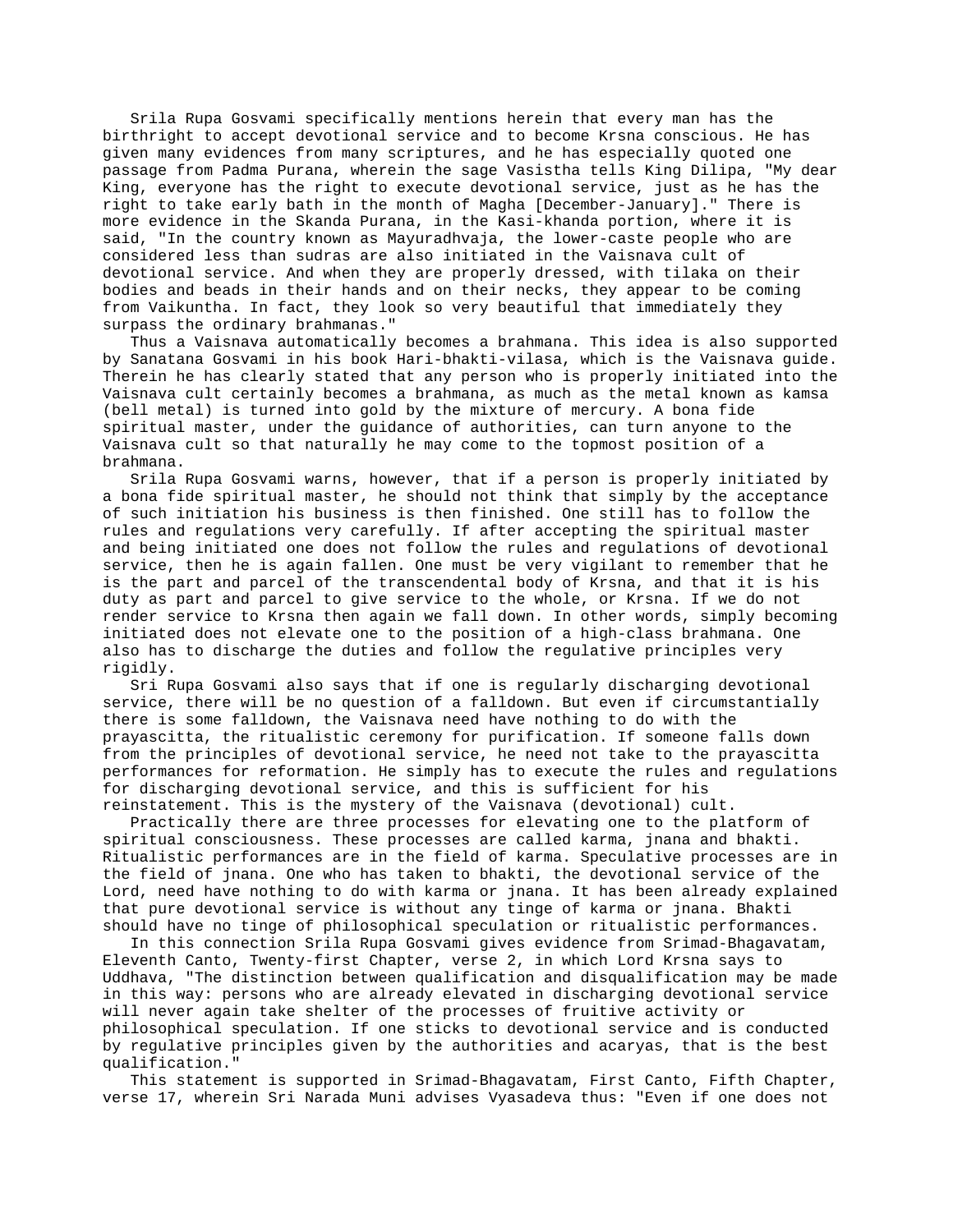Srila Rupa Gosvami specifically mentions herein that every man has the birthright to accept devotional service and to become Krsna conscious. He has given many evidences from many scriptures, and he has especially quoted one passage from Padma Purana, wherein the sage Vasistha tells King Dilipa, "My dear King, everyone has the right to execute devotional service, just as he has the right to take early bath in the month of Magha [December-January]." There is more evidence in the Skanda Purana, in the Kasi-khanda portion, where it is said, "In the country known as Mayuradhvaja, the lower-caste people who are considered less than sudras are also initiated in the Vaisnava cult of devotional service. And when they are properly dressed, with tilaka on their bodies and beads in their hands and on their necks, they appear to be coming from Vaikuntha. In fact, they look so very beautiful that immediately they surpass the ordinary brahmanas."

Thus a Vaisnava automatically becomes a brahmana. This idea is also supported by Sanatana Gosvami in his book Hari-bhakti-vilasa, which is the Vaisnava guide. Therein he has clearly stated that any person who is properly initiated into the Vaisnava cult certainly becomes a brahmana, as much as the metal known as kamsa (bell metal) is turned into gold by the mixture of mercury. A bona fide spiritual master, under the guidance of authorities, can turn anyone to the Vaisnava cult so that naturally he may come to the topmost position of a brahmana.

Srila Rupa Gosvami warns, however, that if a person is properly initiated by a bona fide spiritual master, he should not think that simply by the acceptance of such initiation his business is then finished. One still has to follow the rules and regulations very carefully. If after accepting the spiritual master and being initiated one does not follow the rules and regulations of devotional service, then he is again fallen. One must be very vigilant to remember that he is the part and parcel of the transcendental body of Krsna, and that it is his duty as part and parcel to give service to the whole, or Krsna. If we do not render service to Krsna then again we fall down. In other words, simply becoming initiated does not elevate one to the position of a high-class brahmana. One also has to discharge the duties and follow the regulative principles very rigidly.

Sri Rupa Gosvami also says that if one is regularly discharging devotional service, there will be no question of a falldown. But even if circumstantially there is some falldown, the Vaisnava need have nothing to do with the prayascitta, the ritualistic ceremony for purification. If someone falls down from the principles of devotional service, he need not take to the prayascitta performances for reformation. He simply has to execute the rules and regulations for discharging devotional service, and this is sufficient for his reinstatement. This is the mystery of the Vaisnava (devotional) cult.

Practically there are three processes for elevating one to the platform of spiritual consciousness. These processes are called karma, jnana and bhakti. Ritualistic performances are in the field of karma. Speculative processes are in the field of jnana. One who has taken to bhakti, the devotional service of the Lord, need have nothing to do with karma or jnana. It has been already explained that pure devotional service is without any tinge of karma or jnana. Bhakti should have no tinge of philosophical speculation or ritualistic performances.

In this connection Srila Rupa Gosvami gives evidence from Srimad-Bhagavatam, Eleventh Canto, Twenty-first Chapter, verse 2, in which Lord Krsna says to Uddhava, "The distinction between qualification and disqualification may be made in this way: persons who are already elevated in discharging devotional service will never again take shelter of the processes of fruitive activity or philosophical speculation. If one sticks to devotional service and is conducted by regulative principles given by the authorities and acaryas, that is the best qualification."

This statement is supported in Srimad-Bhagavatam, First Canto, Fifth Chapter, verse 17, wherein Sri Narada Muni advises Vyasadeva thus: "Even if one does not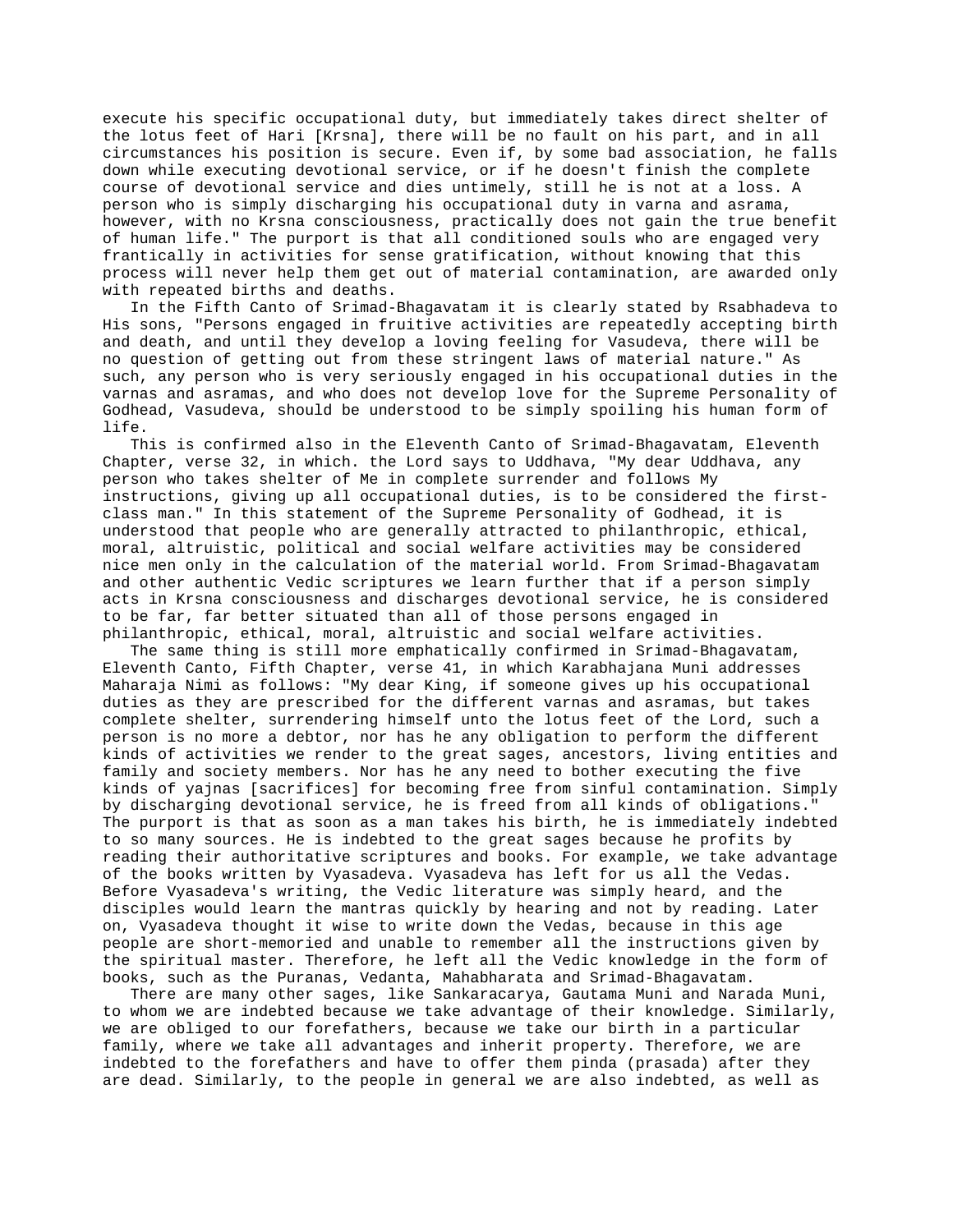execute his specific occupational duty, but immediately takes direct shelter of the lotus feet of Hari [Krsna], there will be no fault on his part, and in all circumstances his position is secure. Even if, by some bad association, he falls down while executing devotional service, or if he doesn't finish the complete course of devotional service and dies untimely, still he is not at a loss. A person who is simply discharging his occupational duty in varna and asrama, however, with no Krsna consciousness, practically does not gain the true benefit of human life." The purport is that all conditioned souls who are engaged very frantically in activities for sense gratification, without knowing that this process will never help them get out of material contamination, are awarded only with repeated births and deaths.

In the Fifth Canto of Srimad-Bhagavatam it is clearly stated by Rsabhadeva to His sons, "Persons engaged in fruitive activities are repeatedly accepting birth and death, and until they develop a loving feeling for Vasudeva, there will be no question of getting out from these stringent laws of material nature." As such, any person who is very seriously engaged in his occupational duties in the varnas and asramas, and who does not develop love for the Supreme Personality of Godhead, Vasudeva, should be understood to be simply spoiling his human form of life.

This is confirmed also in the Eleventh Canto of Srimad-Bhagavatam, Eleventh Chapter, verse 32, in which. the Lord says to Uddhava, "My dear Uddhava, any person who takes shelter of Me in complete surrender and follows My instructions, giving up all occupational duties, is to be considered the first-class man." In this statement of the Supreme Personality of Godhead, it is understood that people who are generally attracted to philanthropic, ethical, moral, altruistic, political and social welfare activities may be considered nice men only in the calculation of the material world. From Srimad-Bhagavatam and other authentic Vedic scriptures we learn further that if a person simply acts in Krsna consciousness and discharges devotional service, he is considered to be far, far better situated than all of those persons engaged in philanthropic, ethical, moral, altruistic and social welfare activities.

The same thing is still more emphatically confirmed in Srimad-Bhagavatam, Eleventh Canto, Fifth Chapter, verse 41, in which Karabhajana Muni addresses Maharaja Nimi as follows: "My dear King, if someone gives up his occupational duties as they are prescribed for the different varnas and asramas, but takes complete shelter, surrendering himself unto the lotus feet of the Lord, such a person is no more a debtor, nor has he any obligation to perform the different kinds of activities we render to the great sages, ancestors, living entities and family and society members. Nor has he any need to bother executing the five kinds of yajnas [sacrifices] for becoming free from sinful contamination. Simply by discharging devotional service, he is freed from all kinds of obligations." The purport is that as soon as a man takes his birth, he is immediately indebted to so many sources. He is indebted to the great sages because he profits by reading their authoritative scriptures and books. For example, we take advantage of the books written by Vyasadeva. Vyasadeva has left for us all the Vedas. Before Vyasadeva's writing, the Vedic literature was simply heard, and the disciples would learn the mantras quickly by hearing and not by reading. Later on, Vyasadeva thought it wise to write down the Vedas, because in this age people are short-memoried and unable to remember all the instructions given by the spiritual master. Therefore, he left all the Vedic knowledge in the form of books, such as the Puranas, Vedanta, Mahabharata and Srimad-Bhagavatam.

There are many other sages, like Sankaracarya, Gautama Muni and Narada Muni, to whom we are indebted because we take advantage of their knowledge. Similarly, we are obliged to our forefathers, because we take our birth in a particular family, where we take all advantages and inherit property. Therefore, we are indebted to the forefathers and have to offer them pinda (prasada) after they are dead. Similarly, to the people in general we are also indebted, as well as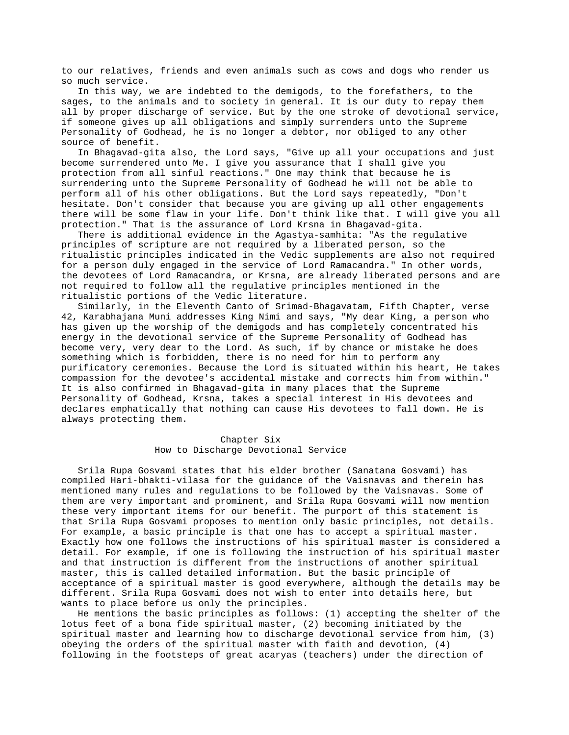to our relatives, friends and even animals such as cows and dogs who render us so much service.

In this way, we are indebted to the demigods, to the forefathers, to the sages, to the animals and to society in general. It is our duty to repay them all by proper discharge of service. But by the one stroke of devotional service, if someone gives up all obligations and simply surrenders unto the Supreme Personality of Godhead, he is no longer a debtor, nor obliged to any other source of benefit.

In Bhagavad-gita also, the Lord says, "Give up all your occupations and just become surrendered unto Me. I give you assurance that I shall give you protection from all sinful reactions." One may think that because he is surrendering unto the Supreme Personality of Godhead he will not be able to perform all of his other obligations. But the Lord says repeatedly, "Don't hesitate. Don't consider that because you are giving up all other engagements there will be some flaw in your life. Don't think like that. I will give you all protection." That is the assurance of Lord Krsna in Bhagavad-gita.

There is additional evidence in the Agastya-samhita: "As the regulative principles of scripture are not required by a liberated person, so the ritualistic principles indicated in the Vedic supplements are also not required for a person duly engaged in the service of Lord Ramacandra." In other words, the devotees of Lord Ramacandra, or Krsna, are already liberated persons and are not required to follow all the regulative principles mentioned in the ritualistic portions of the Vedic literature.

Similarly, in the Eleventh Canto of Srimad-Bhagavatam, Fifth Chapter, verse 42, Karabhajana Muni addresses King Nimi and says, "My dear King, a person who has given up the worship of the demigods and has completely concentrated his energy in the devotional service of the Supreme Personality of Godhead has become very, very dear to the Lord. As such, if by chance or mistake he does something which is forbidden, there is no need for him to perform any purificatory ceremonies. Because the Lord is situated within his heart, He takes compassion for the devotee's accidental mistake and corrects him from within." It is also confirmed in Bhagavad-gita in many places that the Supreme Personality of Godhead, Krsna, takes a special interest in His devotees and declares emphatically that nothing can cause His devotees to fall down. He is always protecting them.

## Chapter Six
## How to Discharge Devotional Service

Srila Rupa Gosvami states that his elder brother (Sanatana Gosvami) has compiled Hari-bhakti-vilasa for the guidance of the Vaisnavas and therein has mentioned many rules and regulations to be followed by the Vaisnavas. Some of them are very important and prominent, and Srila Rupa Gosvami will now mention these very important items for our benefit. The purport of this statement is that Srila Rupa Gosvami proposes to mention only basic principles, not details. For example, a basic principle is that one has to accept a spiritual master. Exactly how one follows the instructions of his spiritual master is considered a detail. For example, if one is following the instruction of his spiritual master and that instruction is different from the instructions of another spiritual master, this is called detailed information. But the basic principle of acceptance of a spiritual master is good everywhere, although the details may be different. Srila Rupa Gosvami does not wish to enter into details here, but wants to place before us only the principles.

He mentions the basic principles as follows: (1) accepting the shelter of the lotus feet of a bona fide spiritual master, (2) becoming initiated by the spiritual master and learning how to discharge devotional service from him, (3) obeying the orders of the spiritual master with faith and devotion, (4) following in the footsteps of great acaryas (teachers) under the direction of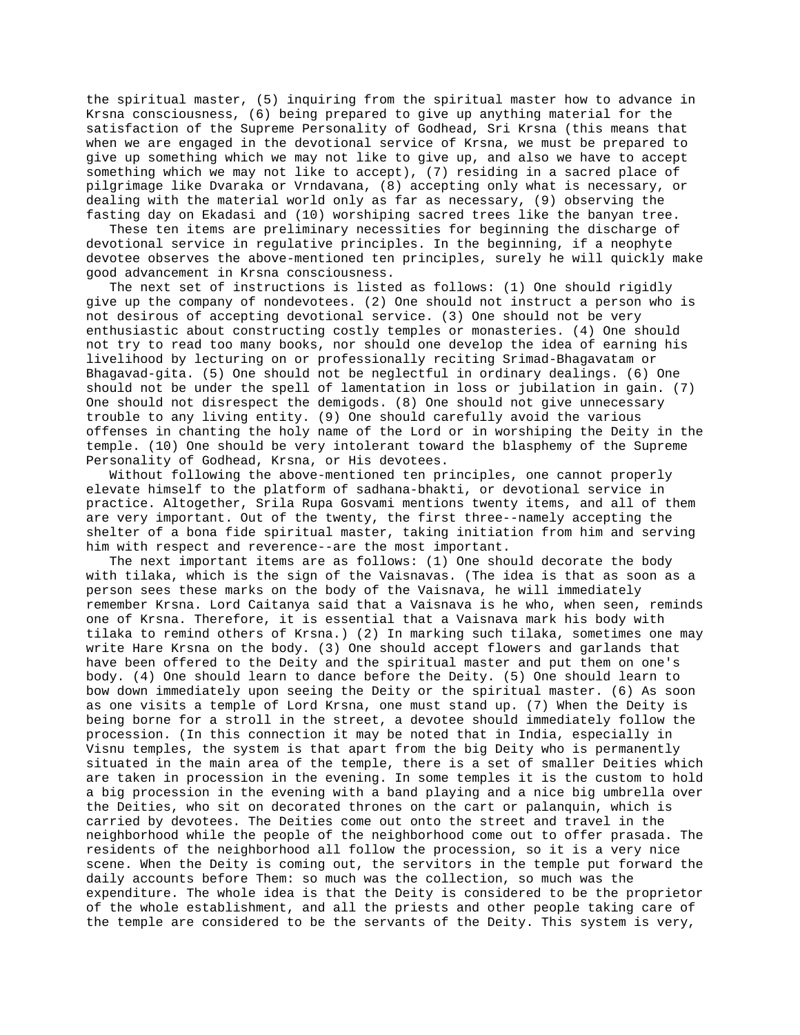the spiritual master, (5) inquiring from the spiritual master how to advance in Krsna consciousness, (6) being prepared to give up anything material for the satisfaction of the Supreme Personality of Godhead, Sri Krsna (this means that when we are engaged in the devotional service of Krsna, we must be prepared to give up something which we may not like to give up, and also we have to accept something which we may not like to accept), (7) residing in a sacred place of pilgrimage like Dvaraka or Vrndavana, (8) accepting only what is necessary, or dealing with the material world only as far as necessary, (9) observing the fasting day on Ekadasi and (10) worshiping sacred trees like the banyan tree.

These ten items are preliminary necessities for beginning the discharge of devotional service in regulative principles. In the beginning, if a neophyte devotee observes the above-mentioned ten principles, surely he will quickly make good advancement in Krsna consciousness.

The next set of instructions is listed as follows: (1) One should rigidly give up the company of nondevotees. (2) One should not instruct a person who is not desirous of accepting devotional service. (3) One should not be very enthusiastic about constructing costly temples or monasteries. (4) One should not try to read too many books, nor should one develop the idea of earning his livelihood by lecturing on or professionally reciting Srimad-Bhagavatam or Bhagavad-gita. (5) One should not be neglectful in ordinary dealings. (6) One should not be under the spell of lamentation in loss or jubilation in gain. (7) One should not disrespect the demigods. (8) One should not give unnecessary trouble to any living entity. (9) One should carefully avoid the various offenses in chanting the holy name of the Lord or in worshiping the Deity in the temple. (10) One should be very intolerant toward the blasphemy of the Supreme Personality of Godhead, Krsna, or His devotees.

Without following the above-mentioned ten principles, one cannot properly elevate himself to the platform of sadhana-bhakti, or devotional service in practice. Altogether, Srila Rupa Gosvami mentions twenty items, and all of them are very important. Out of the twenty, the first three--namely accepting the shelter of a bona fide spiritual master, taking initiation from him and serving him with respect and reverence--are the most important.

The next important items are as follows: (1) One should decorate the body with tilaka, which is the sign of the Vaisnavas. (The idea is that as soon as a person sees these marks on the body of the Vaisnava, he will immediately remember Krsna. Lord Caitanya said that a Vaisnava is he who, when seen, reminds one of Krsna. Therefore, it is essential that a Vaisnava mark his body with tilaka to remind others of Krsna.) (2) In marking such tilaka, sometimes one may write Hare Krsna on the body. (3) One should accept flowers and garlands that have been offered to the Deity and the spiritual master and put them on one's body. (4) One should learn to dance before the Deity. (5) One should learn to bow down immediately upon seeing the Deity or the spiritual master. (6) As soon as one visits a temple of Lord Krsna, one must stand up. (7) When the Deity is being borne for a stroll in the street, a devotee should immediately follow the procession. (In this connection it may be noted that in India, especially in Visnu temples, the system is that apart from the big Deity who is permanently situated in the main area of the temple, there is a set of smaller Deities which are taken in procession in the evening. In some temples it is the custom to hold a big procession in the evening with a band playing and a nice big umbrella over the Deities, who sit on decorated thrones on the cart or palanquin, which is carried by devotees. The Deities come out onto the street and travel in the neighborhood while the people of the neighborhood come out to offer prasada. The residents of the neighborhood all follow the procession, so it is a very nice scene. When the Deity is coming out, the servitors in the temple put forward the daily accounts before Them: so much was the collection, so much was the expenditure. The whole idea is that the Deity is considered to be the proprietor of the whole establishment, and all the priests and other people taking care of the temple are considered to be the servants of the Deity. This system is very,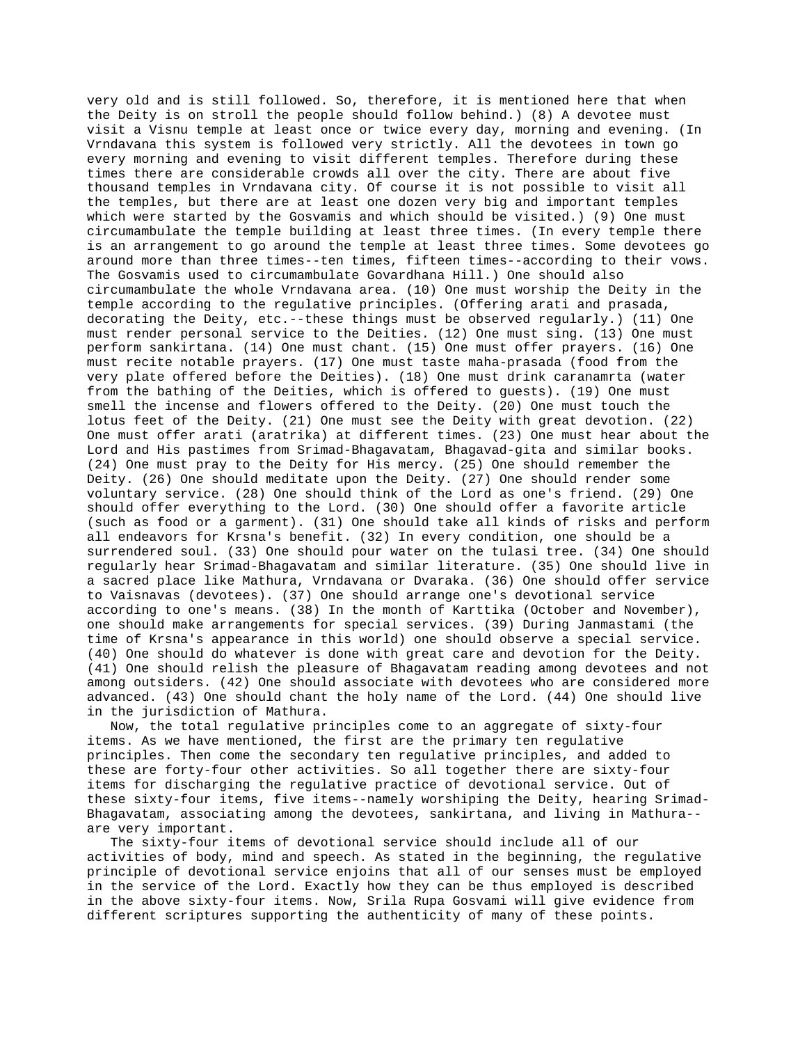very old and is still followed. So, therefore, it is mentioned here that when the Deity is on stroll the people should follow behind.) (8) A devotee must visit a Visnu temple at least once or twice every day, morning and evening. (In Vrndavana this system is followed very strictly. All the devotees in town go every morning and evening to visit different temples. Therefore during these times there are considerable crowds all over the city. There are about five thousand temples in Vrndavana city. Of course it is not possible to visit all the temples, but there are at least one dozen very big and important temples which were started by the Gosvamis and which should be visited.) (9) One must circumambulate the temple building at least three times. (In every temple there is an arrangement to go around the temple at least three times. Some devotees go around more than three times--ten times, fifteen times--according to their vows. The Gosvamis used to circumambulate Govardhana Hill.) One should also circumambulate the whole Vrndavana area. (10) One must worship the Deity in the temple according to the regulative principles. (Offering arati and prasada, decorating the Deity, etc.--these things must be observed regularly.) (11) One must render personal service to the Deities. (12) One must sing. (13) One must perform sankirtana. (14) One must chant. (15) One must offer prayers. (16) One must recite notable prayers. (17) One must taste maha-prasada (food from the very plate offered before the Deities). (18) One must drink caranamrta (water from the bathing of the Deities, which is offered to guests). (19) One must smell the incense and flowers offered to the Deity. (20) One must touch the lotus feet of the Deity. (21) One must see the Deity with great devotion. (22) One must offer arati (aratrika) at different times. (23) One must hear about the Lord and His pastimes from Srimad-Bhagavatam, Bhagavad-gita and similar books. (24) One must pray to the Deity for His mercy. (25) One should remember the Deity. (26) One should meditate upon the Deity. (27) One should render some voluntary service. (28) One should think of the Lord as one's friend. (29) One should offer everything to the Lord. (30) One should offer a favorite article (such as food or a garment). (31) One should take all kinds of risks and perform all endeavors for Krsna's benefit. (32) In every condition, one should be a surrendered soul. (33) One should pour water on the tulasi tree. (34) One should regularly hear Srimad-Bhagavatam and similar literature. (35) One should live in a sacred place like Mathura, Vrndavana or Dvaraka. (36) One should offer service to Vaisnavas (devotees). (37) One should arrange one's devotional service according to one's means. (38) In the month of Karttika (October and November), one should make arrangements for special services. (39) During Janmastami (the time of Krsna's appearance in this world) one should observe a special service. (40) One should do whatever is done with great care and devotion for the Deity. (41) One should relish the pleasure of Bhagavatam reading among devotees and not among outsiders. (42) One should associate with devotees who are considered more advanced. (43) One should chant the holy name of the Lord. (44) One should live in the jurisdiction of Mathura.

Now, the total regulative principles come to an aggregate of sixty-four items. As we have mentioned, the first are the primary ten regulative principles. Then come the secondary ten regulative principles, and added to these are forty-four other activities. So all together there are sixty-four items for discharging the regulative practice of devotional service. Out of these sixty-four items, five items--namely worshiping the Deity, hearing Srimad-Bhagavatam, associating among the devotees, sankirtana, and living in Mathura--are very important.

The sixty-four items of devotional service should include all of our activities of body, mind and speech. As stated in the beginning, the regulative principle of devotional service enjoins that all of our senses must be employed in the service of the Lord. Exactly how they can be thus employed is described in the above sixty-four items. Now, Srila Rupa Gosvami will give evidence from different scriptures supporting the authenticity of many of these points.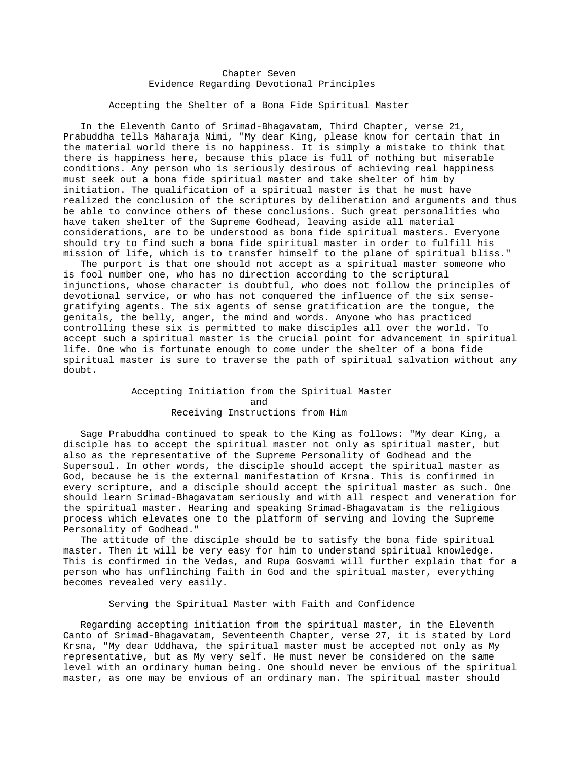# Chapter Seven
## Evidence Regarding Devotional Principles

### Accepting the Shelter of a Bona Fide Spiritual Master

In the Eleventh Canto of Srimad-Bhagavatam, Third Chapter, verse 21, Prabuddha tells Maharaja Nimi, "My dear King, please know for certain that in the material world there is no happiness. It is simply a mistake to think that there is happiness here, because this place is full of nothing but miserable conditions. Any person who is seriously desirous of achieving real happiness must seek out a bona fide spiritual master and take shelter of him by initiation. The qualification of a spiritual master is that he must have realized the conclusion of the scriptures by deliberation and arguments and thus be able to convince others of these conclusions. Such great personalities who have taken shelter of the Supreme Godhead, leaving aside all material considerations, are to be understood as bona fide spiritual masters. Everyone should try to find such a bona fide spiritual master in order to fulfill his mission of life, which is to transfer himself to the plane of spiritual bliss."

The purport is that one should not accept as a spiritual master someone who is fool number one, who has no direction according to the scriptural injunctions, whose character is doubtful, who does not follow the principles of devotional service, or who has not conquered the influence of the six sense-gratifying agents. The six agents of sense gratification are the tongue, the genitals, the belly, anger, the mind and words. Anyone who has practiced controlling these six is permitted to make disciples all over the world. To accept such a spiritual master is the crucial point for advancement in spiritual life. One who is fortunate enough to come under the shelter of a bona fide spiritual master is sure to traverse the path of spiritual salvation without any doubt.

### Accepting Initiation from the Spiritual Master and Receiving Instructions from Him

Sage Prabuddha continued to speak to the King as follows: "My dear King, a disciple has to accept the spiritual master not only as spiritual master, but also as the representative of the Supreme Personality of Godhead and the Supersoul. In other words, the disciple should accept the spiritual master as God, because he is the external manifestation of Krsna. This is confirmed in every scripture, and a disciple should accept the spiritual master as such. One should learn Srimad-Bhagavatam seriously and with all respect and veneration for the spiritual master. Hearing and speaking Srimad-Bhagavatam is the religious process which elevates one to the platform of serving and loving the Supreme Personality of Godhead."

The attitude of the disciple should be to satisfy the bona fide spiritual master. Then it will be very easy for him to understand spiritual knowledge. This is confirmed in the Vedas, and Rupa Gosvami will further explain that for a person who has unflinching faith in God and the spiritual master, everything becomes revealed very easily.

### Serving the Spiritual Master with Faith and Confidence

Regarding accepting initiation from the spiritual master, in the Eleventh Canto of Srimad-Bhagavatam, Seventeenth Chapter, verse 27, it is stated by Lord Krsna, "My dear Uddhava, the spiritual master must be accepted not only as My representative, but as My very self. He must never be considered on the same level with an ordinary human being. One should never be envious of the spiritual master, as one may be envious of an ordinary man. The spiritual master should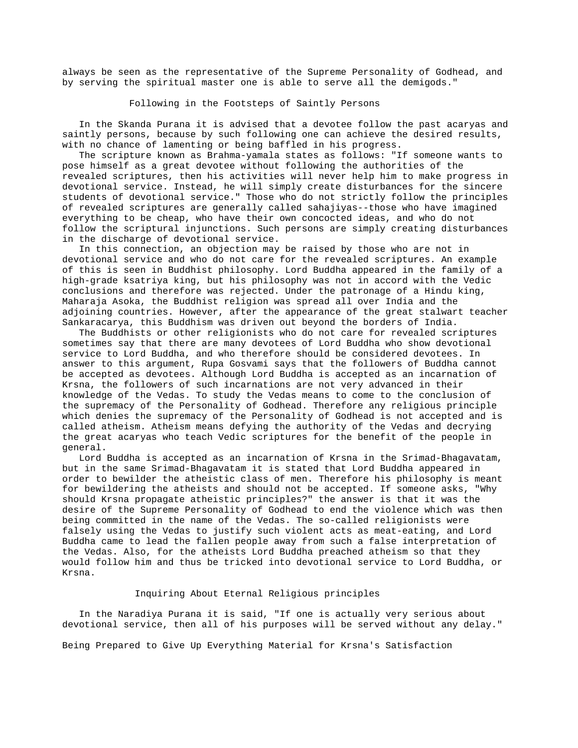always be seen as the representative of the Supreme Personality of Godhead, and by serving the spiritual master one is able to serve all the demigods."

### Following in the Footsteps of Saintly Persons

In the Skanda Purana it is advised that a devotee follow the past acaryas and saintly persons, because by such following one can achieve the desired results, with no chance of lamenting or being baffled in his progress.

The scripture known as Brahma-yamala states as follows: "If someone wants to pose himself as a great devotee without following the authorities of the revealed scriptures, then his activities will never help him to make progress in devotional service. Instead, he will simply create disturbances for the sincere students of devotional service." Those who do not strictly follow the principles of revealed scriptures are generally called sahajiyas--those who have imagined everything to be cheap, who have their own concocted ideas, and who do not follow the scriptural injunctions. Such persons are simply creating disturbances in the discharge of devotional service.

In this connection, an objection may be raised by those who are not in devotional service and who do not care for the revealed scriptures. An example of this is seen in Buddhist philosophy. Lord Buddha appeared in the family of a high-grade ksatriya king, but his philosophy was not in accord with the Vedic conclusions and therefore was rejected. Under the patronage of a Hindu king, Maharaja Asoka, the Buddhist religion was spread all over India and the adjoining countries. However, after the appearance of the great stalwart teacher Sankaracarya, this Buddhism was driven out beyond the borders of India.

The Buddhists or other religionists who do not care for revealed scriptures sometimes say that there are many devotees of Lord Buddha who show devotional service to Lord Buddha, and who therefore should be considered devotees. In answer to this argument, Rupa Gosvami says that the followers of Buddha cannot be accepted as devotees. Although Lord Buddha is accepted as an incarnation of Krsna, the followers of such incarnations are not very advanced in their knowledge of the Vedas. To study the Vedas means to come to the conclusion of the supremacy of the Personality of Godhead. Therefore any religious principle which denies the supremacy of the Personality of Godhead is not accepted and is called atheism. Atheism means defying the authority of the Vedas and decrying the great acaryas who teach Vedic scriptures for the benefit of the people in general.

Lord Buddha is accepted as an incarnation of Krsna in the Srimad-Bhagavatam, but in the same Srimad-Bhagavatam it is stated that Lord Buddha appeared in order to bewilder the atheistic class of men. Therefore his philosophy is meant for bewildering the atheists and should not be accepted. If someone asks, "Why should Krsna propagate atheistic principles?" the answer is that it was the desire of the Supreme Personality of Godhead to end the violence which was then being committed in the name of the Vedas. The so-called religionists were falsely using the Vedas to justify such violent acts as meat-eating, and Lord Buddha came to lead the fallen people away from such a false interpretation of the Vedas. Also, for the atheists Lord Buddha preached atheism so that they would follow him and thus be tricked into devotional service to Lord Buddha, or Krsna.

### Inquiring About Eternal Religious principles

In the Naradiya Purana it is said, "If one is actually very serious about devotional service, then all of his purposes will be served without any delay."

### Being Prepared to Give Up Everything Material for Krsna's Satisfaction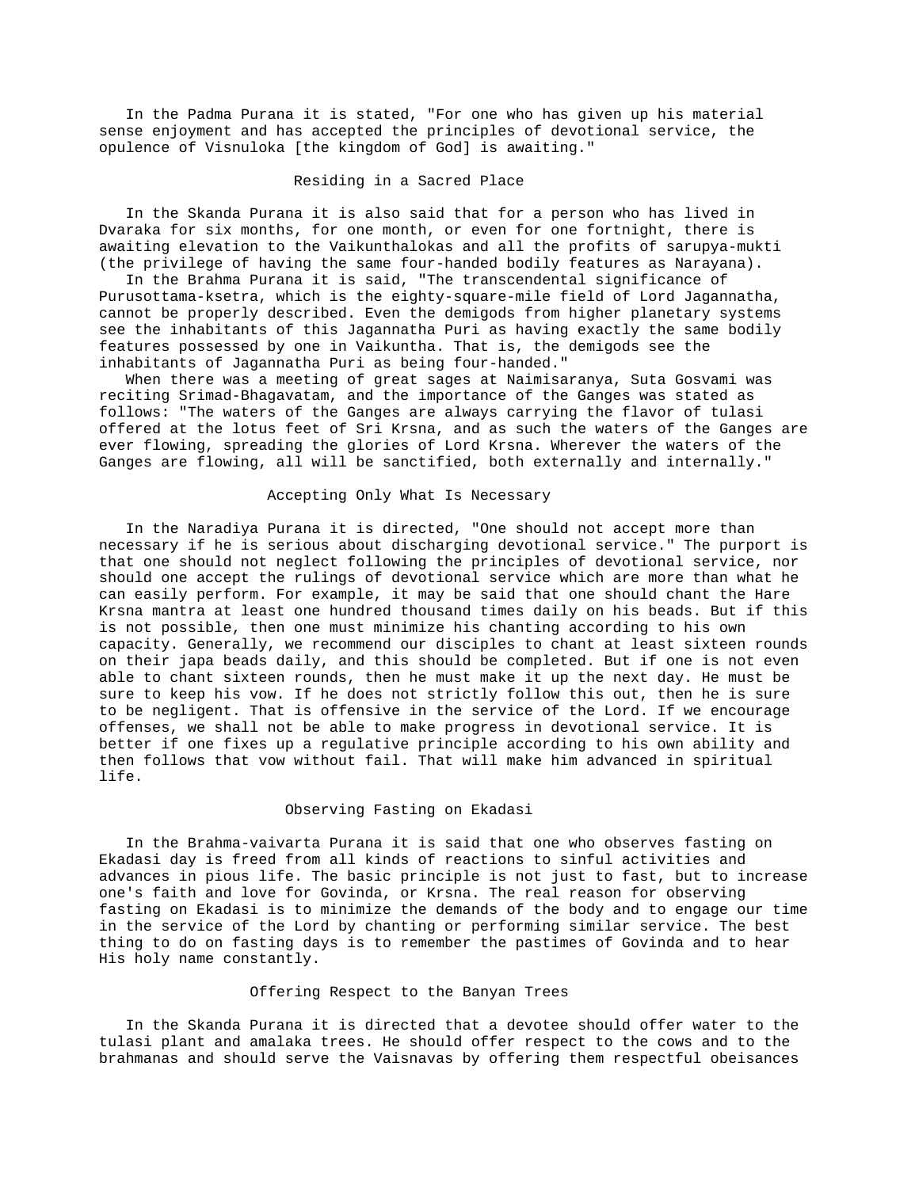In the Padma Purana it is stated, "For one who has given up his material sense enjoyment and has accepted the principles of devotional service, the opulence of Visnuloka [the kingdom of God] is awaiting."

## Residing in a Sacred Place

In the Skanda Purana it is also said that for a person who has lived in Dvaraka for six months, for one month, or even for one fortnight, there is awaiting elevation to the Vaikunthalokas and all the profits of sarupya-mukti (the privilege of having the same four-handed bodily features as Narayana).

In the Brahma Purana it is said, "The transcendental significance of Purusottama-ksetra, which is the eighty-square-mile field of Lord Jagannatha, cannot be properly described. Even the demigods from higher planetary systems see the inhabitants of this Jagannatha Puri as having exactly the same bodily features possessed by one in Vaikuntha. That is, the demigods see the inhabitants of Jagannatha Puri as being four-handed."

When there was a meeting of great sages at Naimisaranya, Suta Gosvami was reciting Srimad-Bhagavatam, and the importance of the Ganges was stated as follows: "The waters of the Ganges are always carrying the flavor of tulasi offered at the lotus feet of Sri Krsna, and as such the waters of the Ganges are ever flowing, spreading the glories of Lord Krsna. Wherever the waters of the Ganges are flowing, all will be sanctified, both externally and internally."

## Accepting Only What Is Necessary

In the Naradiya Purana it is directed, "One should not accept more than necessary if he is serious about discharging devotional service." The purport is that one should not neglect following the principles of devotional service, nor should one accept the rulings of devotional service which are more than what he can easily perform. For example, it may be said that one should chant the Hare Krsna mantra at least one hundred thousand times daily on his beads. But if this is not possible, then one must minimize his chanting according to his own capacity. Generally, we recommend our disciples to chant at least sixteen rounds on their japa beads daily, and this should be completed. But if one is not even able to chant sixteen rounds, then he must make it up the next day. He must be sure to keep his vow. If he does not strictly follow this out, then he is sure to be negligent. That is offensive in the service of the Lord. If we encourage offenses, we shall not be able to make progress in devotional service. It is better if one fixes up a regulative principle according to his own ability and then follows that vow without fail. That will make him advanced in spiritual life.

## Observing Fasting on Ekadasi

In the Brahma-vaivarta Purana it is said that one who observes fasting on Ekadasi day is freed from all kinds of reactions to sinful activities and advances in pious life. The basic principle is not just to fast, but to increase one's faith and love for Govinda, or Krsna. The real reason for observing fasting on Ekadasi is to minimize the demands of the body and to engage our time in the service of the Lord by chanting or performing similar service. The best thing to do on fasting days is to remember the pastimes of Govinda and to hear His holy name constantly.

## Offering Respect to the Banyan Trees

In the Skanda Purana it is directed that a devotee should offer water to the tulasi plant and amalaka trees. He should offer respect to the cows and to the brahmanas and should serve the Vaisnavas by offering them respectful obeisances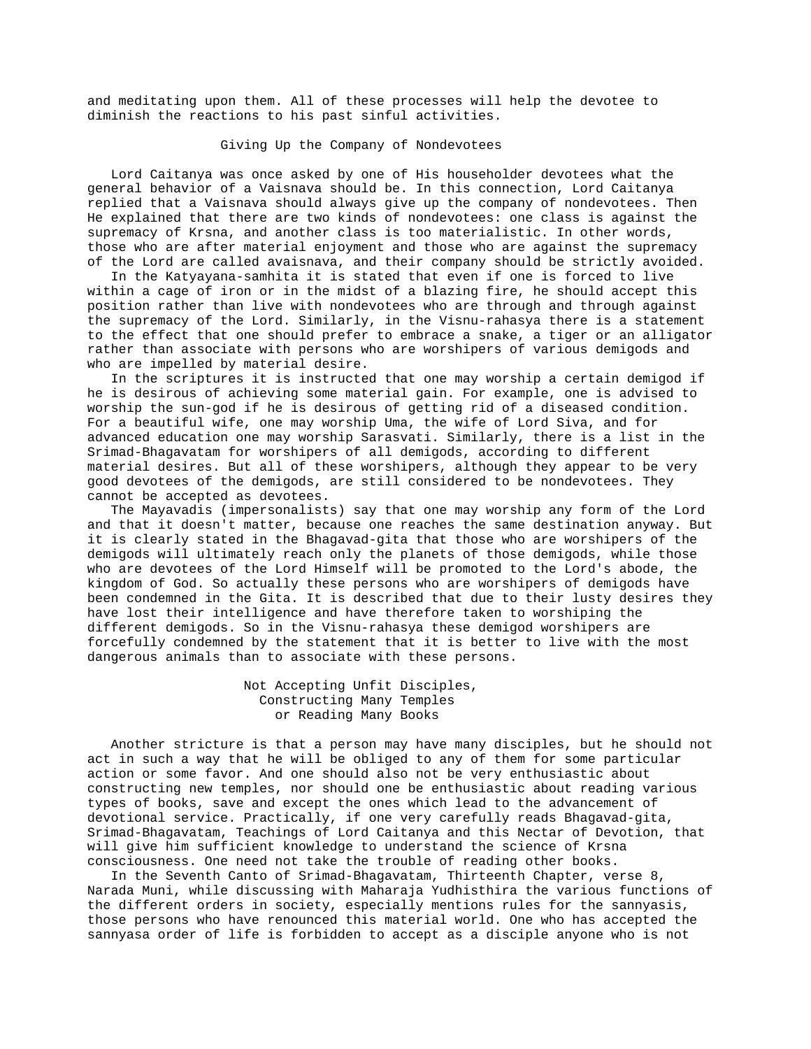and meditating upon them. All of these processes will help the devotee to diminish the reactions to his past sinful activities.

## Giving Up the Company of Nondevotees

Lord Caitanya was once asked by one of His householder devotees what the general behavior of a Vaisnava should be. In this connection, Lord Caitanya replied that a Vaisnava should always give up the company of nondevotees. Then He explained that there are two kinds of nondevotees: one class is against the supremacy of Krsna, and another class is too materialistic. In other words, those who are after material enjoyment and those who are against the supremacy of the Lord are called avaisnava, and their company should be strictly avoided.

In the Katyayana-samhita it is stated that even if one is forced to live within a cage of iron or in the midst of a blazing fire, he should accept this position rather than live with nondevotees who are through and through against the supremacy of the Lord. Similarly, in the Visnu-rahasya there is a statement to the effect that one should prefer to embrace a snake, a tiger or an alligator rather than associate with persons who are worshipers of various demigods and who are impelled by material desire.

In the scriptures it is instructed that one may worship a certain demigod if he is desirous of achieving some material gain. For example, one is advised to worship the sun-god if he is desirous of getting rid of a diseased condition. For a beautiful wife, one may worship Uma, the wife of Lord Siva, and for advanced education one may worship Sarasvati. Similarly, there is a list in the Srimad-Bhagavatam for worshipers of all demigods, according to different material desires. But all of these worshipers, although they appear to be very good devotees of the demigods, are still considered to be nondevotees. They cannot be accepted as devotees.

The Mayavadis (impersonalists) say that one may worship any form of the Lord and that it doesn't matter, because one reaches the same destination anyway. But it is clearly stated in the Bhagavad-gita that those who are worshipers of the demigods will ultimately reach only the planets of those demigods, while those who are devotees of the Lord Himself will be promoted to the Lord's abode, the kingdom of God. So actually these persons who are worshipers of demigods have been condemned in the Gita. It is described that due to their lusty desires they have lost their intelligence and have therefore taken to worshiping the different demigods. So in the Visnu-rahasya these demigod worshipers are forcefully condemned by the statement that it is better to live with the most dangerous animals than to associate with these persons.

## Not Accepting Unfit Disciples, Constructing Many Temples or Reading Many Books

Another stricture is that a person may have many disciples, but he should not act in such a way that he will be obliged to any of them for some particular action or some favor. And one should also not be very enthusiastic about constructing new temples, nor should one be enthusiastic about reading various types of books, save and except the ones which lead to the advancement of devotional service. Practically, if one very carefully reads Bhagavad-gita, Srimad-Bhagavatam, Teachings of Lord Caitanya and this Nectar of Devotion, that will give him sufficient knowledge to understand the science of Krsna consciousness. One need not take the trouble of reading other books.

In the Seventh Canto of Srimad-Bhagavatam, Thirteenth Chapter, verse 8, Narada Muni, while discussing with Maharaja Yudhisthira the various functions of the different orders in society, especially mentions rules for the sannyasis, those persons who have renounced this material world. One who has accepted the sannyasa order of life is forbidden to accept as a disciple anyone who is not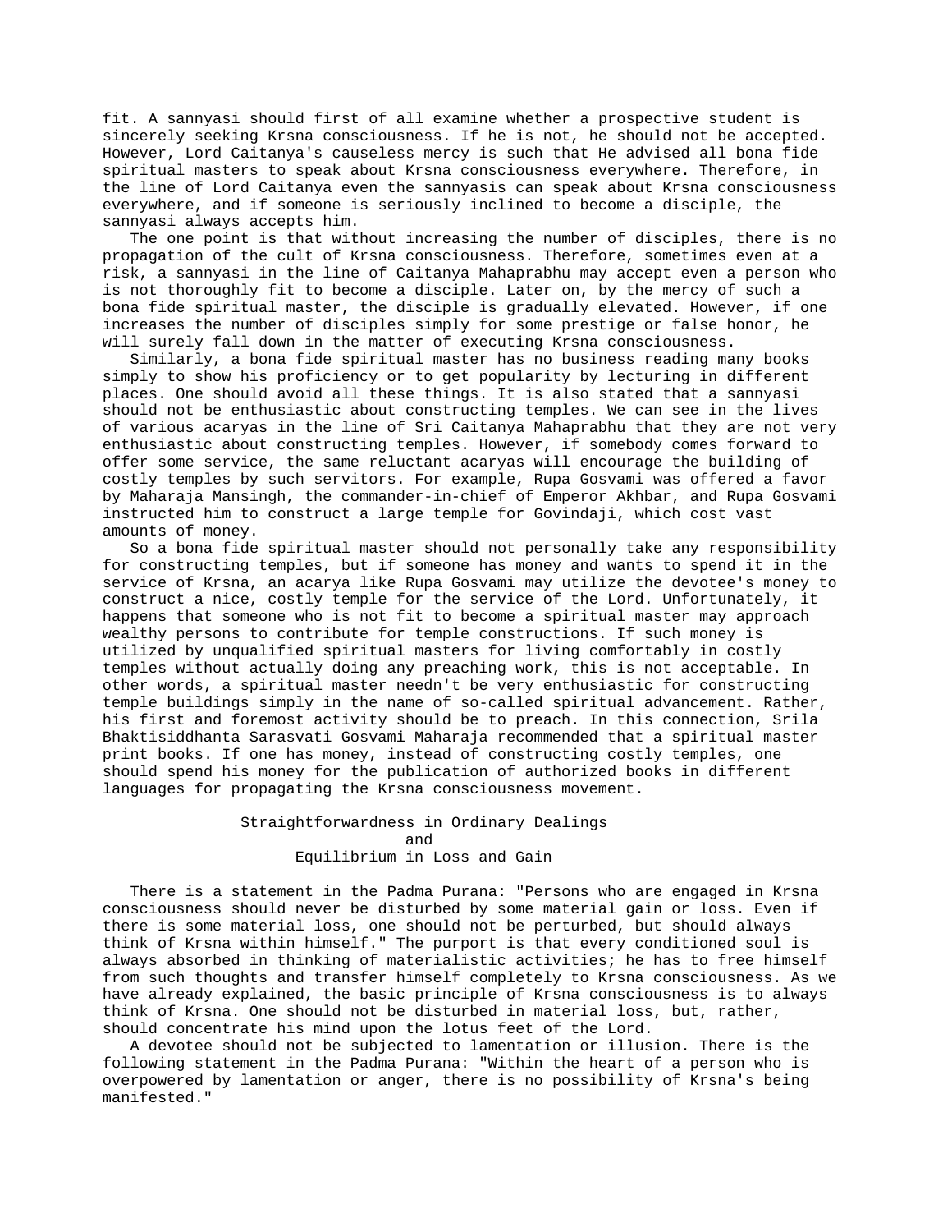fit. A sannyasi should first of all examine whether a prospective student is sincerely seeking Krsna consciousness. If he is not, he should not be accepted. However, Lord Caitanya's causeless mercy is such that He advised all bona fide spiritual masters to speak about Krsna consciousness everywhere. Therefore, in the line of Lord Caitanya even the sannyasis can speak about Krsna consciousness everywhere, and if someone is seriously inclined to become a disciple, the sannyasi always accepts him.

The one point is that without increasing the number of disciples, there is no propagation of the cult of Krsna consciousness. Therefore, sometimes even at a risk, a sannyasi in the line of Caitanya Mahaprabhu may accept even a person who is not thoroughly fit to become a disciple. Later on, by the mercy of such a bona fide spiritual master, the disciple is gradually elevated. However, if one increases the number of disciples simply for some prestige or false honor, he will surely fall down in the matter of executing Krsna consciousness.

Similarly, a bona fide spiritual master has no business reading many books simply to show his proficiency or to get popularity by lecturing in different places. One should avoid all these things. It is also stated that a sannyasi should not be enthusiastic about constructing temples. We can see in the lives of various acaryas in the line of Sri Caitanya Mahaprabhu that they are not very enthusiastic about constructing temples. However, if somebody comes forward to offer some service, the same reluctant acaryas will encourage the building of costly temples by such servitors. For example, Rupa Gosvami was offered a favor by Maharaja Mansingh, the commander-in-chief of Emperor Akhbar, and Rupa Gosvami instructed him to construct a large temple for Govindaji, which cost vast amounts of money.

So a bona fide spiritual master should not personally take any responsibility for constructing temples, but if someone has money and wants to spend it in the service of Krsna, an acarya like Rupa Gosvami may utilize the devotee's money to construct a nice, costly temple for the service of the Lord. Unfortunately, it happens that someone who is not fit to become a spiritual master may approach wealthy persons to contribute for temple constructions. If such money is utilized by unqualified spiritual masters for living comfortably in costly temples without actually doing any preaching work, this is not acceptable. In other words, a spiritual master needn't be very enthusiastic for constructing temple buildings simply in the name of so-called spiritual advancement. Rather, his first and foremost activity should be to preach. In this connection, Srila Bhaktisiddhanta Sarasvati Gosvami Maharaja recommended that a spiritual master print books. If one has money, instead of constructing costly temples, one should spend his money for the publication of authorized books in different languages for propagating the Krsna consciousness movement.

## Straightforwardness in Ordinary Dealings and Equilibrium in Loss and Gain

There is a statement in the Padma Purana: "Persons who are engaged in Krsna consciousness should never be disturbed by some material gain or loss. Even if there is some material loss, one should not be perturbed, but should always think of Krsna within himself." The purport is that every conditioned soul is always absorbed in thinking of materialistic activities; he has to free himself from such thoughts and transfer himself completely to Krsna consciousness. As we have already explained, the basic principle of Krsna consciousness is to always think of Krsna. One should not be disturbed in material loss, but, rather, should concentrate his mind upon the lotus feet of the Lord.

A devotee should not be subjected to lamentation or illusion. There is the following statement in the Padma Purana: "Within the heart of a person who is overpowered by lamentation or anger, there is no possibility of Krsna's being manifested."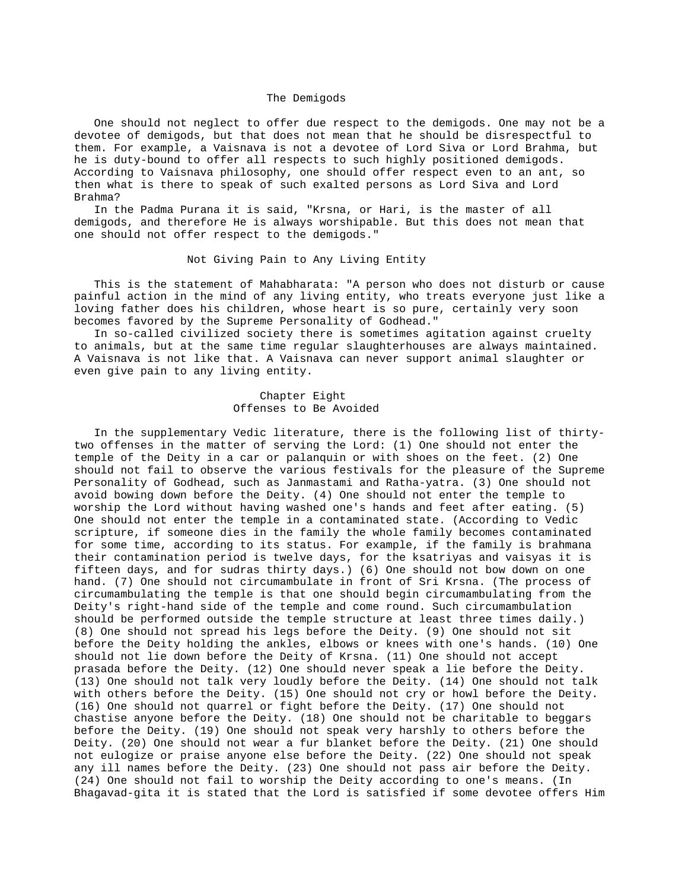### The Demigods

One should not neglect to offer due respect to the demigods. One may not be a devotee of demigods, but that does not mean that he should be disrespectful to them. For example, a Vaisnava is not a devotee of Lord Siva or Lord Brahma, but he is duty-bound to offer all respects to such highly positioned demigods. According to Vaisnava philosophy, one should offer respect even to an ant, so then what is there to speak of such exalted persons as Lord Siva and Lord Brahma?

In the Padma Purana it is said, "Krsna, or Hari, is the master of all demigods, and therefore He is always worshipable. But this does not mean that one should not offer respect to the demigods."

### Not Giving Pain to Any Living Entity

This is the statement of Mahabharata: "A person who does not disturb or cause painful action in the mind of any living entity, who treats everyone just like a loving father does his children, whose heart is so pure, certainly very soon becomes favored by the Supreme Personality of Godhead."

In so-called civilized society there is sometimes agitation against cruelty to animals, but at the same time regular slaughterhouses are always maintained. A Vaisnava is not like that. A Vaisnava can never support animal slaughter or even give pain to any living entity.

## Chapter Eight
## Offenses to Be Avoided

In the supplementary Vedic literature, there is the following list of thirty-two offenses in the matter of serving the Lord: (1) One should not enter the temple of the Deity in a car or palanquin or with shoes on the feet. (2) One should not fail to observe the various festivals for the pleasure of the Supreme Personality of Godhead, such as Janmastami and Ratha-yatra. (3) One should not avoid bowing down before the Deity. (4) One should not enter the temple to worship the Lord without having washed one's hands and feet after eating. (5) One should not enter the temple in a contaminated state. (According to Vedic scripture, if someone dies in the family the whole family becomes contaminated for some time, according to its status. For example, if the family is brahmana their contamination period is twelve days, for the ksatriyas and vaisyas it is fifteen days, and for sudras thirty days.) (6) One should not bow down on one hand. (7) One should not circumambulate in front of Sri Krsna. (The process of circumambulating the temple is that one should begin circumambulating from the Deity's right-hand side of the temple and come round. Such circumambulation should be performed outside the temple structure at least three times daily.) (8) One should not spread his legs before the Deity. (9) One should not sit before the Deity holding the ankles, elbows or knees with one's hands. (10) One should not lie down before the Deity of Krsna. (11) One should not accept prasada before the Deity. (12) One should never speak a lie before the Deity. (13) One should not talk very loudly before the Deity. (14) One should not talk with others before the Deity. (15) One should not cry or howl before the Deity. (16) One should not quarrel or fight before the Deity. (17) One should not chastise anyone before the Deity. (18) One should not be charitable to beggars before the Deity. (19) One should not speak very harshly to others before the Deity. (20) One should not wear a fur blanket before the Deity. (21) One should not eulogize or praise anyone else before the Deity. (22) One should not speak any ill names before the Deity. (23) One should not pass air before the Deity. (24) One should not fail to worship the Deity according to one's means. (In Bhagavad-gita it is stated that the Lord is satisfied if some devotee offers Him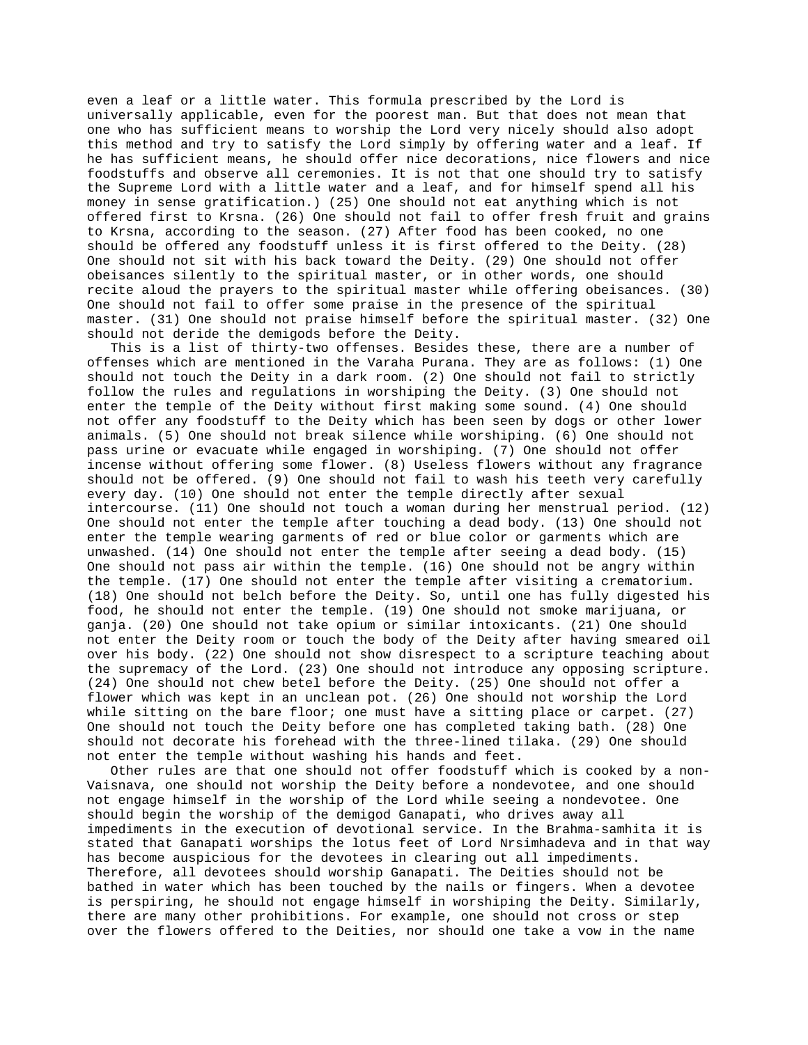even a leaf or a little water. This formula prescribed by the Lord is universally applicable, even for the poorest man. But that does not mean that one who has sufficient means to worship the Lord very nicely should also adopt this method and try to satisfy the Lord simply by offering water and a leaf. If he has sufficient means, he should offer nice decorations, nice flowers and nice foodstuffs and observe all ceremonies. It is not that one should try to satisfy the Supreme Lord with a little water and a leaf, and for himself spend all his money in sense gratification.) (25) One should not eat anything which is not offered first to Krsna. (26) One should not fail to offer fresh fruit and grains to Krsna, according to the season. (27) After food has been cooked, no one should be offered any foodstuff unless it is first offered to the Deity. (28) One should not sit with his back toward the Deity. (29) One should not offer obeisances silently to the spiritual master, or in other words, one should recite aloud the prayers to the spiritual master while offering obeisances. (30) One should not fail to offer some praise in the presence of the spiritual master. (31) One should not praise himself before the spiritual master. (32) One should not deride the demigods before the Deity.

This is a list of thirty-two offenses. Besides these, there are a number of offenses which are mentioned in the Varaha Purana. They are as follows: (1) One should not touch the Deity in a dark room. (2) One should not fail to strictly follow the rules and regulations in worshiping the Deity. (3) One should not enter the temple of the Deity without first making some sound. (4) One should not offer any foodstuff to the Deity which has been seen by dogs or other lower animals. (5) One should not break silence while worshiping. (6) One should not pass urine or evacuate while engaged in worshiping. (7) One should not offer incense without offering some flower. (8) Useless flowers without any fragrance should not be offered. (9) One should not fail to wash his teeth very carefully every day. (10) One should not enter the temple directly after sexual intercourse. (11) One should not touch a woman during her menstrual period. (12) One should not enter the temple after touching a dead body. (13) One should not enter the temple wearing garments of red or blue color or garments which are unwashed. (14) One should not enter the temple after seeing a dead body. (15) One should not pass air within the temple. (16) One should not be angry within the temple. (17) One should not enter the temple after visiting a crematorium. (18) One should not belch before the Deity. So, until one has fully digested his food, he should not enter the temple. (19) One should not smoke marijuana, or ganja. (20) One should not take opium or similar intoxicants. (21) One should not enter the Deity room or touch the body of the Deity after having smeared oil over his body. (22) One should not show disrespect to a scripture teaching about the supremacy of the Lord. (23) One should not introduce any opposing scripture. (24) One should not chew betel before the Deity. (25) One should not offer a flower which was kept in an unclean pot. (26) One should not worship the Lord while sitting on the bare floor; one must have a sitting place or carpet. (27) One should not touch the Deity before one has completed taking bath. (28) One should not decorate his forehead with the three-lined tilaka. (29) One should not enter the temple without washing his hands and feet.

Other rules are that one should not offer foodstuff which is cooked by a non-Vaisnava, one should not worship the Deity before a nondevotee, and one should not engage himself in the worship of the Lord while seeing a nondevotee. One should begin the worship of the demigod Ganapati, who drives away all impediments in the execution of devotional service. In the Brahma-samhita it is stated that Ganapati worships the lotus feet of Lord Nrsimhadeva and in that way has become auspicious for the devotees in clearing out all impediments. Therefore, all devotees should worship Ganapati. The Deities should not be bathed in water which has been touched by the nails or fingers. When a devotee is perspiring, he should not engage himself in worshiping the Deity. Similarly, there are many other prohibitions. For example, one should not cross or step over the flowers offered to the Deities, nor should one take a vow in the name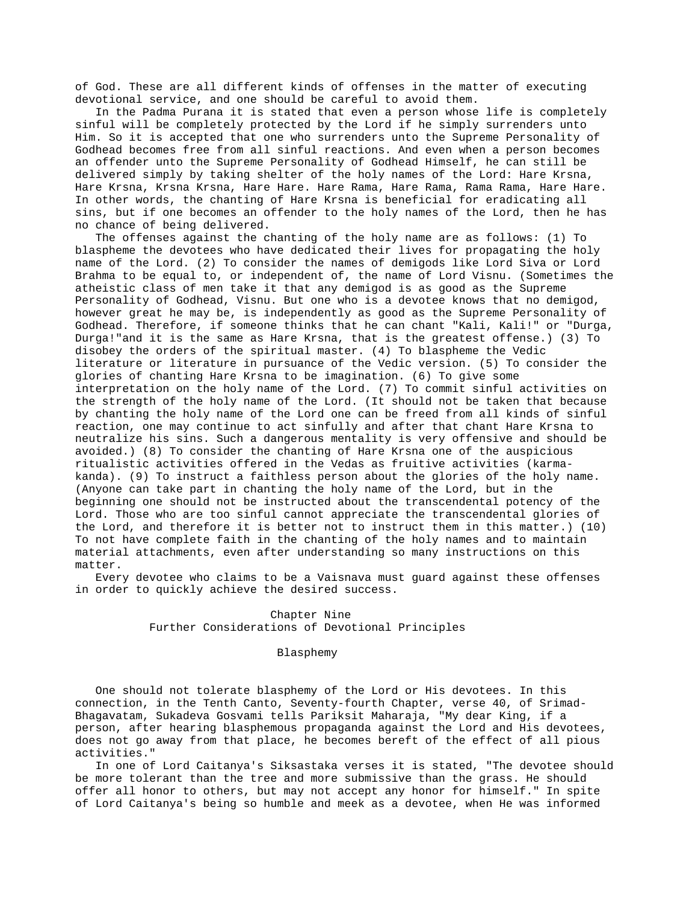of God. These are all different kinds of offenses in the matter of executing devotional service, and one should be careful to avoid them.

In the Padma Purana it is stated that even a person whose life is completely sinful will be completely protected by the Lord if he simply surrenders unto Him. So it is accepted that one who surrenders unto the Supreme Personality of Godhead becomes free from all sinful reactions. And even when a person becomes an offender unto the Supreme Personality of Godhead Himself, he can still be delivered simply by taking shelter of the holy names of the Lord: Hare Krsna, Hare Krsna, Krsna Krsna, Hare Hare. Hare Rama, Hare Rama, Rama Rama, Hare Hare. In other words, the chanting of Hare Krsna is beneficial for eradicating all sins, but if one becomes an offender to the holy names of the Lord, then he has no chance of being delivered.

The offenses against the chanting of the holy name are as follows: (1) To blaspheme the devotees who have dedicated their lives for propagating the holy name of the Lord. (2) To consider the names of demigods like Lord Siva or Lord Brahma to be equal to, or independent of, the name of Lord Visnu. (Sometimes the atheistic class of men take it that any demigod is as good as the Supreme Personality of Godhead, Visnu. But one who is a devotee knows that no demigod, however great he may be, is independently as good as the Supreme Personality of Godhead. Therefore, if someone thinks that he can chant "Kali, Kali!" or "Durga, Durga!"and it is the same as Hare Krsna, that is the greatest offense.) (3) To disobey the orders of the spiritual master. (4) To blaspheme the Vedic literature or literature in pursuance of the Vedic version. (5) To consider the glories of chanting Hare Krsna to be imagination. (6) To give some interpretation on the holy name of the Lord. (7) To commit sinful activities on the strength of the holy name of the Lord. (It should not be taken that because by chanting the holy name of the Lord one can be freed from all kinds of sinful reaction, one may continue to act sinfully and after that chant Hare Krsna to neutralize his sins. Such a dangerous mentality is very offensive and should be avoided.) (8) To consider the chanting of Hare Krsna one of the auspicious ritualistic activities offered in the Vedas as fruitive activities (karma-kanda). (9) To instruct a faithless person about the glories of the holy name. (Anyone can take part in chanting the holy name of the Lord, but in the beginning one should not be instructed about the transcendental potency of the Lord. Those who are too sinful cannot appreciate the transcendental glories of the Lord, and therefore it is better not to instruct them in this matter.) (10) To not have complete faith in the chanting of the holy names and to maintain material attachments, even after understanding so many instructions on this matter.

Every devotee who claims to be a Vaisnava must guard against these offenses in order to quickly achieve the desired success.

## Chapter Nine
## Further Considerations of Devotional Principles

### Blasphemy

One should not tolerate blasphemy of the Lord or His devotees. In this connection, in the Tenth Canto, Seventy-fourth Chapter, verse 40, of Srimad-Bhagavatam, Sukadeva Gosvami tells Pariksit Maharaja, "My dear King, if a person, after hearing blasphemous propaganda against the Lord and His devotees, does not go away from that place, he becomes bereft of the effect of all pious activities."

In one of Lord Caitanya's Siksastaka verses it is stated, "The devotee should be more tolerant than the tree and more submissive than the grass. He should offer all honor to others, but may not accept any honor for himself." In spite of Lord Caitanya's being so humble and meek as a devotee, when He was informed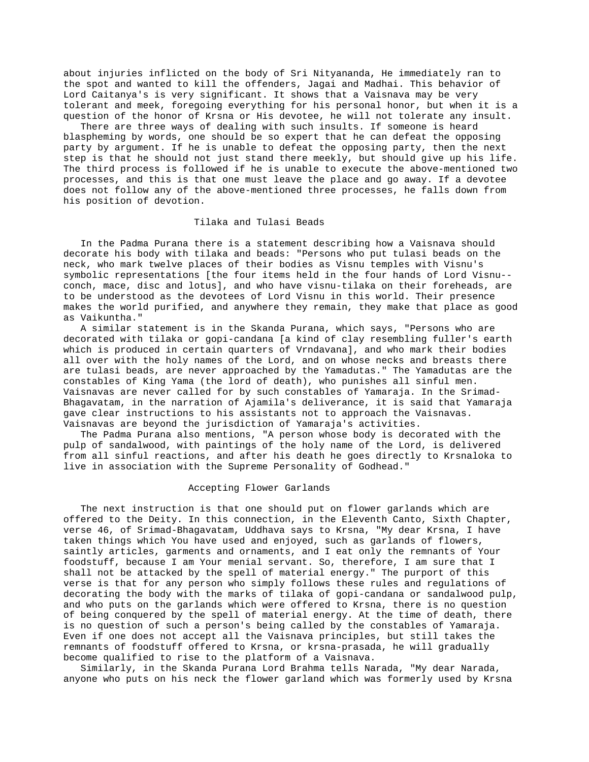about injuries inflicted on the body of Sri Nityananda, He immediately ran to the spot and wanted to kill the offenders, Jagai and Madhai. This behavior of Lord Caitanya's is very significant. It shows that a Vaisnava may be very tolerant and meek, foregoing everything for his personal honor, but when it is a question of the honor of Krsna or His devotee, he will not tolerate any insult.

There are three ways of dealing with such insults. If someone is heard blaspheming by words, one should be so expert that he can defeat the opposing party by argument. If he is unable to defeat the opposing party, then the next step is that he should not just stand there meekly, but should give up his life. The third process is followed if he is unable to execute the above-mentioned two processes, and this is that one must leave the place and go away. If a devotee does not follow any of the above-mentioned three processes, he falls down from his position of devotion.

## Tilaka and Tulasi Beads

In the Padma Purana there is a statement describing how a Vaisnava should decorate his body with tilaka and beads: "Persons who put tulasi beads on the neck, who mark twelve places of their bodies as Visnu temples with Visnu's symbolic representations [the four items held in the four hands of Lord Visnu--conch, mace, disc and lotus], and who have visnu-tilaka on their foreheads, are to be understood as the devotees of Lord Visnu in this world. Their presence makes the world purified, and anywhere they remain, they make that place as good as Vaikuntha."

A similar statement is in the Skanda Purana, which says, "Persons who are decorated with tilaka or gopi-candana [a kind of clay resembling fuller's earth which is produced in certain quarters of Vrndavana], and who mark their bodies all over with the holy names of the Lord, and on whose necks and breasts there are tulasi beads, are never approached by the Yamadutas." The Yamadutas are the constables of King Yama (the lord of death), who punishes all sinful men. Vaisnavas are never called for by such constables of Yamaraja. In the Srimad-Bhagavatam, in the narration of Ajamila's deliverance, it is said that Yamaraja gave clear instructions to his assistants not to approach the Vaisnavas. Vaisnavas are beyond the jurisdiction of Yamaraja's activities.

The Padma Purana also mentions, "A person whose body is decorated with the pulp of sandalwood, with paintings of the holy name of the Lord, is delivered from all sinful reactions, and after his death he goes directly to Krsnaloka to live in association with the Supreme Personality of Godhead."

## Accepting Flower Garlands

The next instruction is that one should put on flower garlands which are offered to the Deity. In this connection, in the Eleventh Canto, Sixth Chapter, verse 46, of Srimad-Bhagavatam, Uddhava says to Krsna, "My dear Krsna, I have taken things which You have used and enjoyed, such as garlands of flowers, saintly articles, garments and ornaments, and I eat only the remnants of Your foodstuff, because I am Your menial servant. So, therefore, I am sure that I shall not be attacked by the spell of material energy." The purport of this verse is that for any person who simply follows these rules and regulations of decorating the body with the marks of tilaka of gopi-candana or sandalwood pulp, and who puts on the garlands which were offered to Krsna, there is no question of being conquered by the spell of material energy. At the time of death, there is no question of such a person's being called by the constables of Yamaraja. Even if one does not accept all the Vaisnava principles, but still takes the remnants of foodstuff offered to Krsna, or krsna-prasada, he will gradually become qualified to rise to the platform of a Vaisnava.

Similarly, in the Skanda Purana Lord Brahma tells Narada, "My dear Narada, anyone who puts on his neck the flower garland which was formerly used by Krsna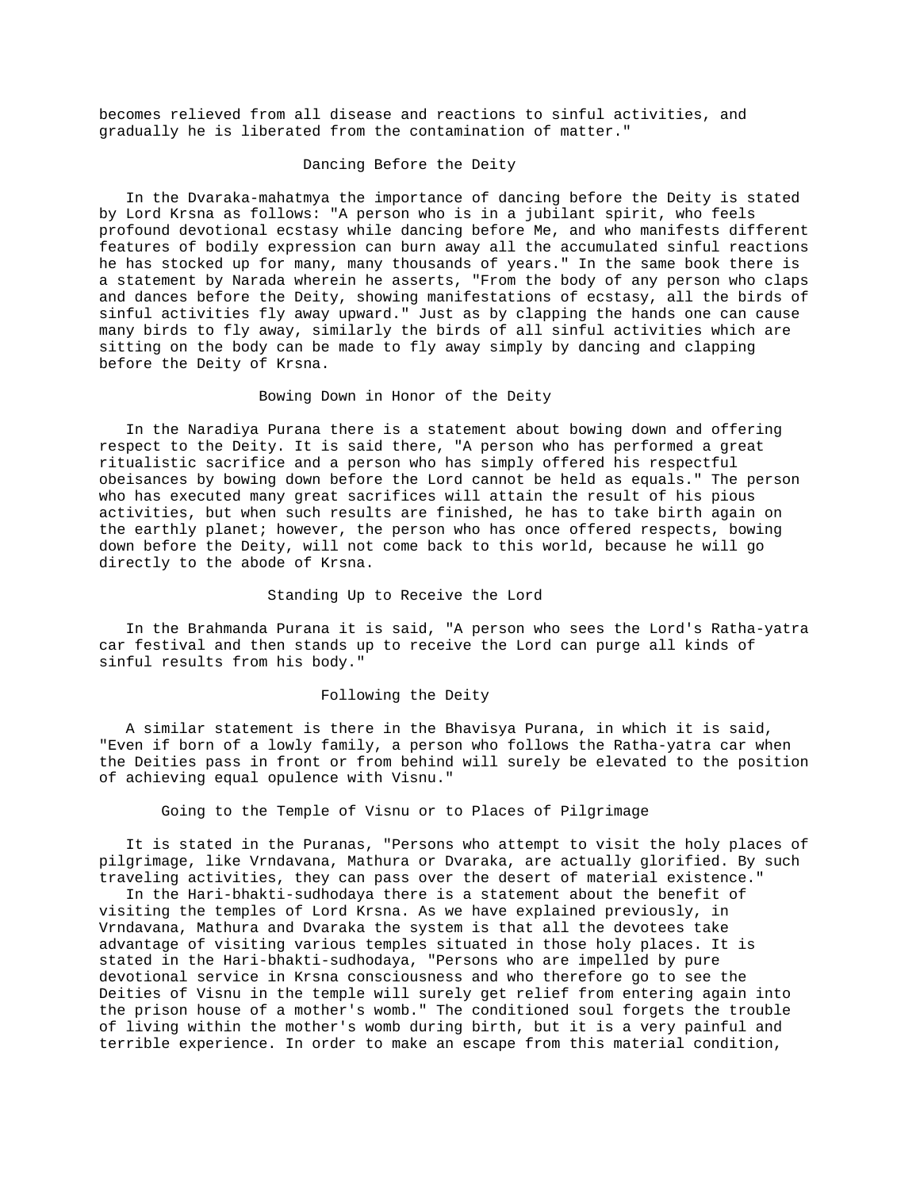becomes relieved from all disease and reactions to sinful activities, and gradually he is liberated from the contamination of matter."

## Dancing Before the Deity

In the Dvaraka-mahatmya the importance of dancing before the Deity is stated by Lord Krsna as follows: "A person who is in a jubilant spirit, who feels profound devotional ecstasy while dancing before Me, and who manifests different features of bodily expression can burn away all the accumulated sinful reactions he has stocked up for many, many thousands of years." In the same book there is a statement by Narada wherein he asserts, "From the body of any person who claps and dances before the Deity, showing manifestations of ecstasy, all the birds of sinful activities fly away upward." Just as by clapping the hands one can cause many birds to fly away, similarly the birds of all sinful activities which are sitting on the body can be made to fly away simply by dancing and clapping before the Deity of Krsna.

## Bowing Down in Honor of the Deity

In the Naradiya Purana there is a statement about bowing down and offering respect to the Deity. It is said there, "A person who has performed a great ritualistic sacrifice and a person who has simply offered his respectful obeisances by bowing down before the Lord cannot be held as equals." The person who has executed many great sacrifices will attain the result of his pious activities, but when such results are finished, he has to take birth again on the earthly planet; however, the person who has once offered respects, bowing down before the Deity, will not come back to this world, because he will go directly to the abode of Krsna.

## Standing Up to Receive the Lord

In the Brahmanda Purana it is said, "A person who sees the Lord's Ratha-yatra car festival and then stands up to receive the Lord can purge all kinds of sinful results from his body."

## Following the Deity

A similar statement is there in the Bhavisya Purana, in which it is said, "Even if born of a lowly family, a person who follows the Ratha-yatra car when the Deities pass in front or from behind will surely be elevated to the position of achieving equal opulence with Visnu."

## Going to the Temple of Visnu or to Places of Pilgrimage

It is stated in the Puranas, "Persons who attempt to visit the holy places of pilgrimage, like Vrndavana, Mathura or Dvaraka, are actually glorified. By such traveling activities, they can pass over the desert of material existence."

In the Hari-bhakti-sudhodaya there is a statement about the benefit of visiting the temples of Lord Krsna. As we have explained previously, in Vrndavana, Mathura and Dvaraka the system is that all the devotees take advantage of visiting various temples situated in those holy places. It is stated in the Hari-bhakti-sudhodaya, "Persons who are impelled by pure devotional service in Krsna consciousness and who therefore go to see the Deities of Visnu in the temple will surely get relief from entering again into the prison house of a mother's womb." The conditioned soul forgets the trouble of living within the mother's womb during birth, but it is a very painful and terrible experience. In order to make an escape from this material condition,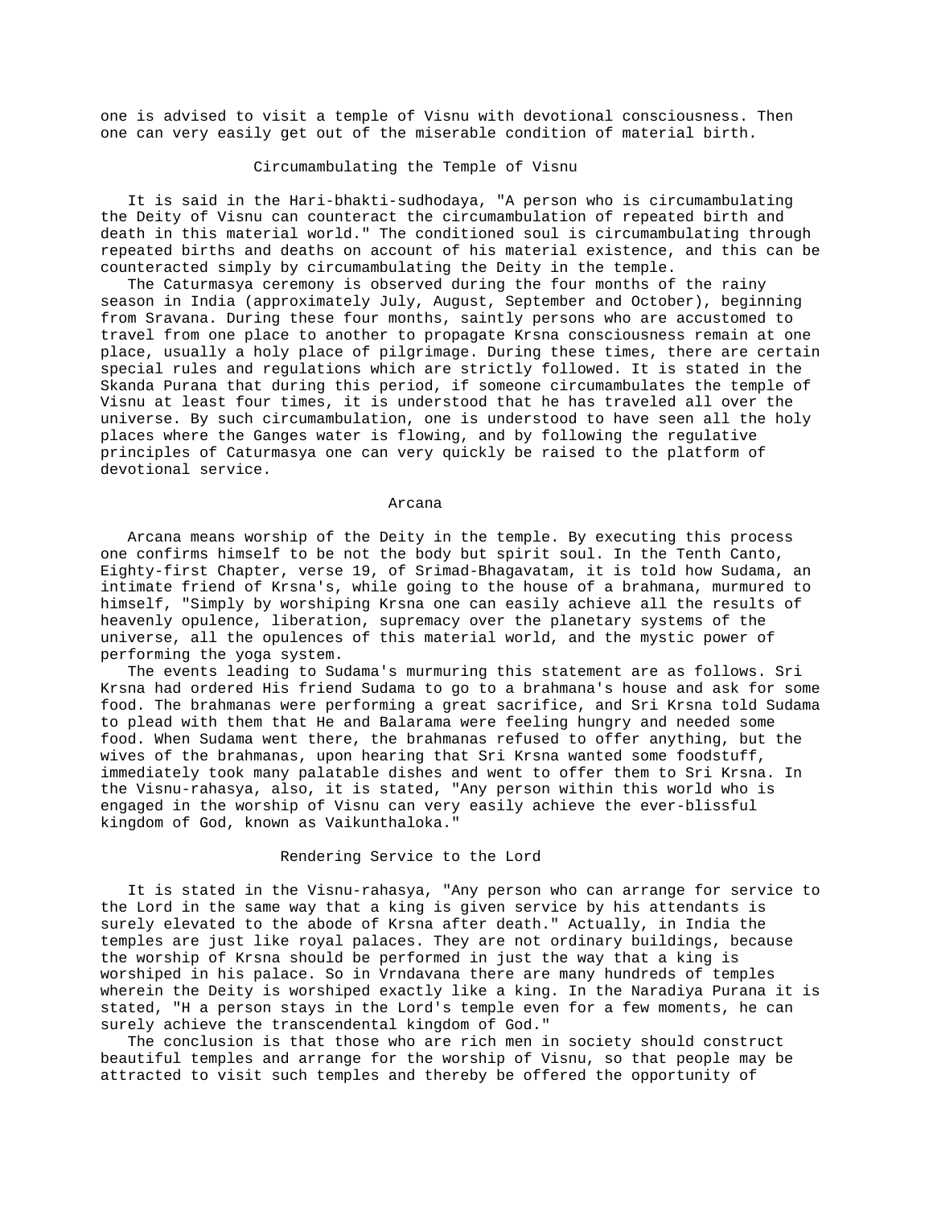one is advised to visit a temple of Visnu with devotional consciousness. Then one can very easily get out of the miserable condition of material birth.

## Circumambulating the Temple of Visnu

It is said in the Hari-bhakti-sudhodaya, "A person who is circumambulating the Deity of Visnu can counteract the circumambulation of repeated birth and death in this material world." The conditioned soul is circumambulating through repeated births and deaths on account of his material existence, and this can be counteracted simply by circumambulating the Deity in the temple.

The Caturmasya ceremony is observed during the four months of the rainy season in India (approximately July, August, September and October), beginning from Sravana. During these four months, saintly persons who are accustomed to travel from one place to another to propagate Krsna consciousness remain at one place, usually a holy place of pilgrimage. During these times, there are certain special rules and regulations which are strictly followed. It is stated in the Skanda Purana that during this period, if someone circumambulates the temple of Visnu at least four times, it is understood that he has traveled all over the universe. By such circumambulation, one is understood to have seen all the holy places where the Ganges water is flowing, and by following the regulative principles of Caturmasya one can very quickly be raised to the platform of devotional service.

## Arcana

Arcana means worship of the Deity in the temple. By executing this process one confirms himself to be not the body but spirit soul. In the Tenth Canto, Eighty-first Chapter, verse 19, of Srimad-Bhagavatam, it is told how Sudama, an intimate friend of Krsna's, while going to the house of a brahmana, murmured to himself, "Simply by worshiping Krsna one can easily achieve all the results of heavenly opulence, liberation, supremacy over the planetary systems of the universe, all the opulences of this material world, and the mystic power of performing the yoga system.

The events leading to Sudama's murmuring this statement are as follows. Sri Krsna had ordered His friend Sudama to go to a brahmana's house and ask for some food. The brahmanas were performing a great sacrifice, and Sri Krsna told Sudama to plead with them that He and Balarama were feeling hungry and needed some food. When Sudama went there, the brahmanas refused to offer anything, but the wives of the brahmanas, upon hearing that Sri Krsna wanted some foodstuff, immediately took many palatable dishes and went to offer them to Sri Krsna. In the Visnu-rahasya, also, it is stated, "Any person within this world who is engaged in the worship of Visnu can very easily achieve the ever-blissful kingdom of God, known as Vaikunthaloka."

## Rendering Service to the Lord

It is stated in the Visnu-rahasya, "Any person who can arrange for service to the Lord in the same way that a king is given service by his attendants is surely elevated to the abode of Krsna after death." Actually, in India the temples are just like royal palaces. They are not ordinary buildings, because the worship of Krsna should be performed in just the way that a king is worshiped in his palace. So in Vrndavana there are many hundreds of temples wherein the Deity is worshiped exactly like a king. In the Naradiya Purana it is stated, "H a person stays in the Lord's temple even for a few moments, he can surely achieve the transcendental kingdom of God."

The conclusion is that those who are rich men in society should construct beautiful temples and arrange for the worship of Visnu, so that people may be attracted to visit such temples and thereby be offered the opportunity of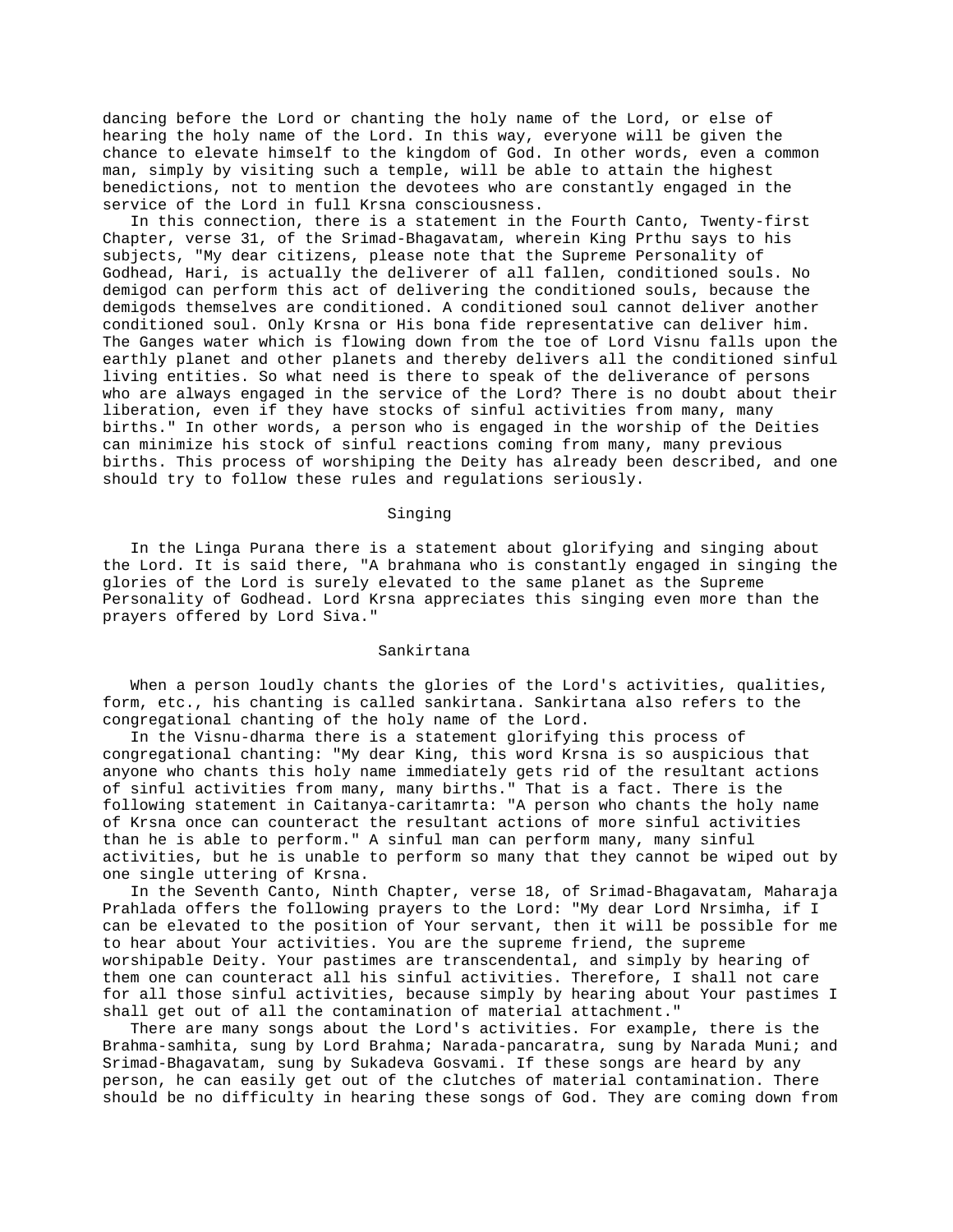dancing before the Lord or chanting the holy name of the Lord, or else of hearing the holy name of the Lord. In this way, everyone will be given the chance to elevate himself to the kingdom of God. In other words, even a common man, simply by visiting such a temple, will be able to attain the highest benedictions, not to mention the devotees who are constantly engaged in the service of the Lord in full Krsna consciousness.

In this connection, there is a statement in the Fourth Canto, Twenty-first Chapter, verse 31, of the Srimad-Bhagavatam, wherein King Prthu says to his subjects, "My dear citizens, please note that the Supreme Personality of Godhead, Hari, is actually the deliverer of all fallen, conditioned souls. No demigod can perform this act of delivering the conditioned souls, because the demigods themselves are conditioned. A conditioned soul cannot deliver another conditioned soul. Only Krsna or His bona fide representative can deliver him. The Ganges water which is flowing down from the toe of Lord Visnu falls upon the earthly planet and other planets and thereby delivers all the conditioned sinful living entities. So what need is there to speak of the deliverance of persons who are always engaged in the service of the Lord? There is no doubt about their liberation, even if they have stocks of sinful activities from many, many births." In other words, a person who is engaged in the worship of the Deities can minimize his stock of sinful reactions coming from many, many previous births. This process of worshiping the Deity has already been described, and one should try to follow these rules and regulations seriously.

## Singing

In the Linga Purana there is a statement about glorifying and singing about the Lord. It is said there, "A brahmana who is constantly engaged in singing the glories of the Lord is surely elevated to the same planet as the Supreme Personality of Godhead. Lord Krsna appreciates this singing even more than the prayers offered by Lord Siva."

## Sankirtana

When a person loudly chants the glories of the Lord's activities, qualities, form, etc., his chanting is called sankirtana. Sankirtana also refers to the congregational chanting of the holy name of the Lord.

In the Visnu-dharma there is a statement glorifying this process of congregational chanting: "My dear King, this word Krsna is so auspicious that anyone who chants this holy name immediately gets rid of the resultant actions of sinful activities from many, many births." That is a fact. There is the following statement in Caitanya-caritamrta: "A person who chants the holy name of Krsna once can counteract the resultant actions of more sinful activities than he is able to perform." A sinful man can perform many, many sinful activities, but he is unable to perform so many that they cannot be wiped out by one single uttering of Krsna.

In the Seventh Canto, Ninth Chapter, verse 18, of Srimad-Bhagavatam, Maharaja Prahlada offers the following prayers to the Lord: "My dear Lord Nrsimha, if I can be elevated to the position of Your servant, then it will be possible for me to hear about Your activities. You are the supreme friend, the supreme worshipable Deity. Your pastimes are transcendental, and simply by hearing of them one can counteract all his sinful activities. Therefore, I shall not care for all those sinful activities, because simply by hearing about Your pastimes I shall get out of all the contamination of material attachment."

There are many songs about the Lord's activities. For example, there is the Brahma-samhita, sung by Lord Brahma; Narada-pancaratra, sung by Narada Muni; and Srimad-Bhagavatam, sung by Sukadeva Gosvami. If these songs are heard by any person, he can easily get out of the clutches of material contamination. There should be no difficulty in hearing these songs of God. They are coming down from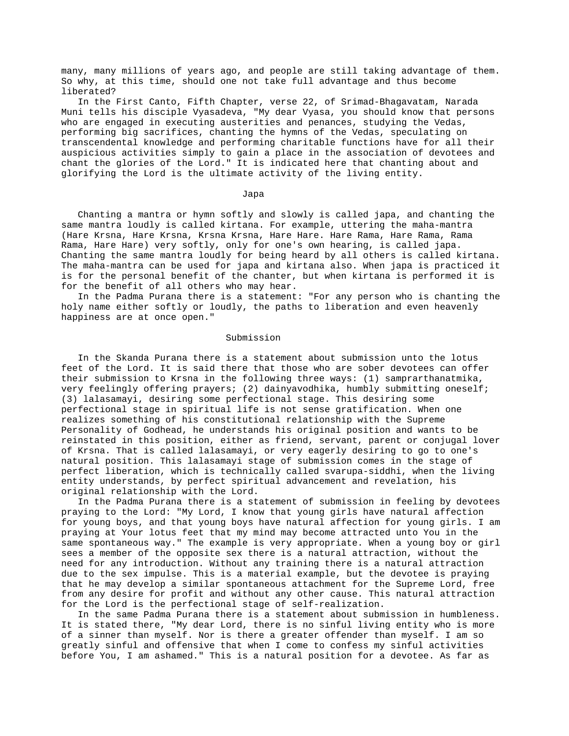many, many millions of years ago, and people are still taking advantage of them. So why, at this time, should one not take full advantage and thus become liberated?

In the First Canto, Fifth Chapter, verse 22, of Srimad-Bhagavatam, Narada Muni tells his disciple Vyasadeva, "My dear Vyasa, you should know that persons who are engaged in executing austerities and penances, studying the Vedas, performing big sacrifices, chanting the hymns of the Vedas, speculating on transcendental knowledge and performing charitable functions have for all their auspicious activities simply to gain a place in the association of devotees and chant the glories of the Lord." It is indicated here that chanting about and glorifying the Lord is the ultimate activity of the living entity.

## Japa

Chanting a mantra or hymn softly and slowly is called japa, and chanting the same mantra loudly is called kirtana. For example, uttering the maha-mantra (Hare Krsna, Hare Krsna, Krsna Krsna, Hare Hare. Hare Rama, Hare Rama, Rama Rama, Hare Hare) very softly, only for one's own hearing, is called japa. Chanting the same mantra loudly for being heard by all others is called kirtana. The maha-mantra can be used for japa and kirtana also. When japa is practiced it is for the personal benefit of the chanter, but when kirtana is performed it is for the benefit of all others who may hear.

In the Padma Purana there is a statement: "For any person who is chanting the holy name either softly or loudly, the paths to liberation and even heavenly happiness are at once open."

## Submission

In the Skanda Purana there is a statement about submission unto the lotus feet of the Lord. It is said there that those who are sober devotees can offer their submission to Krsna in the following three ways: (1) samprarthanatmika, very feelingly offering prayers; (2) dainyavodhika, humbly submitting oneself; (3) lalasamayi, desiring some perfectional stage. This desiring some perfectional stage in spiritual life is not sense gratification. When one realizes something of his constitutional relationship with the Supreme Personality of Godhead, he understands his original position and wants to be reinstated in this position, either as friend, servant, parent or conjugal lover of Krsna. That is called lalasamayi, or very eagerly desiring to go to one's natural position. This lalasamayi stage of submission comes in the stage of perfect liberation, which is technically called svarupa-siddhi, when the living entity understands, by perfect spiritual advancement and revelation, his original relationship with the Lord.

In the Padma Purana there is a statement of submission in feeling by devotees praying to the Lord: "My Lord, I know that young girls have natural affection for young boys, and that young boys have natural affection for young girls. I am praying at Your lotus feet that my mind may become attracted unto You in the same spontaneous way." The example is very appropriate. When a young boy or girl sees a member of the opposite sex there is a natural attraction, without the need for any introduction. Without any training there is a natural attraction due to the sex impulse. This is a material example, but the devotee is praying that he may develop a similar spontaneous attachment for the Supreme Lord, free from any desire for profit and without any other cause. This natural attraction for the Lord is the perfectional stage of self-realization.

In the same Padma Purana there is a statement about submission in humbleness. It is stated there, "My dear Lord, there is no sinful living entity who is more of a sinner than myself. Nor is there a greater offender than myself. I am so greatly sinful and offensive that when I come to confess my sinful activities before You, I am ashamed." This is a natural position for a devotee. As far as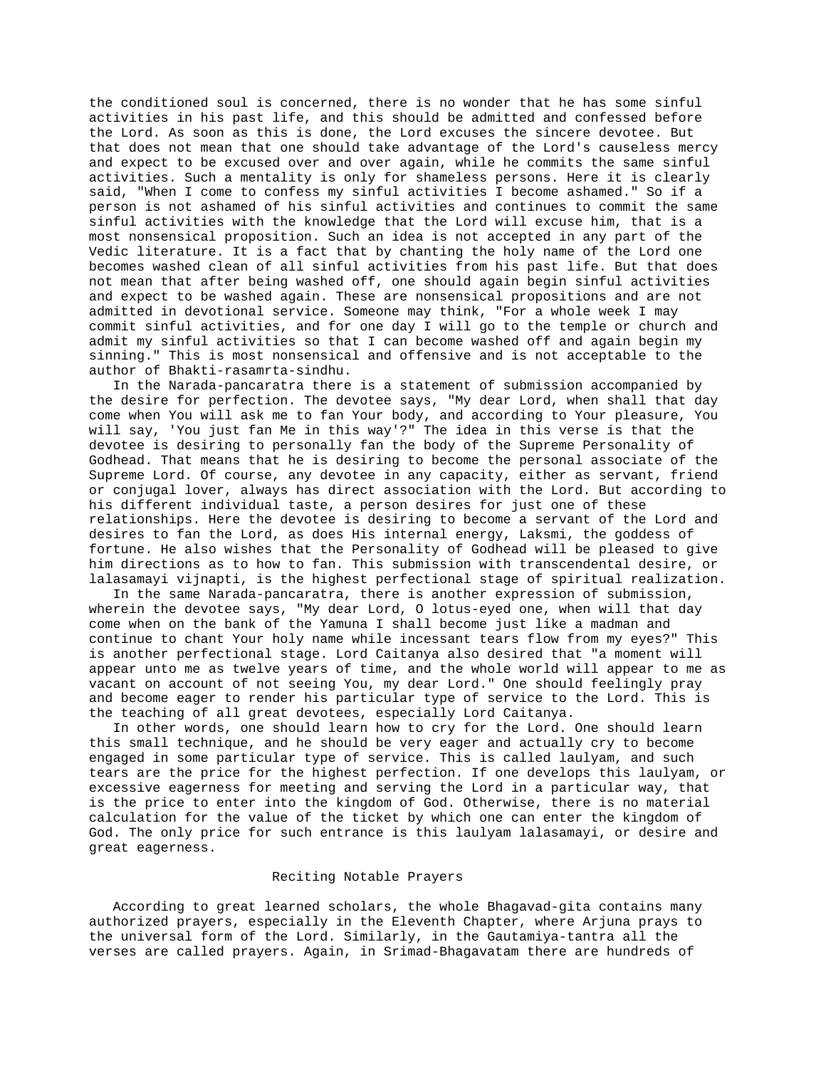the conditioned soul is concerned, there is no wonder that he has some sinful activities in his past life, and this should be admitted and confessed before the Lord. As soon as this is done, the Lord excuses the sincere devotee. But that does not mean that one should take advantage of the Lord's causeless mercy and expect to be excused over and over again, while he commits the same sinful activities. Such a mentality is only for shameless persons. Here it is clearly said, "When I come to confess my sinful activities I become ashamed." So if a person is not ashamed of his sinful activities and continues to commit the same sinful activities with the knowledge that the Lord will excuse him, that is a most nonsensical proposition. Such an idea is not accepted in any part of the Vedic literature. It is a fact that by chanting the holy name of the Lord one becomes washed clean of all sinful activities from his past life. But that does not mean that after being washed off, one should again begin sinful activities and expect to be washed again. These are nonsensical propositions and are not admitted in devotional service. Someone may think, "For a whole week I may commit sinful activities, and for one day I will go to the temple or church and admit my sinful activities so that I can become washed off and again begin my sinning." This is most nonsensical and offensive and is not acceptable to the author of Bhakti-rasamrta-sindhu.

In the Narada-pancaratra there is a statement of submission accompanied by the desire for perfection. The devotee says, "My dear Lord, when shall that day come when You will ask me to fan Your body, and according to Your pleasure, You will say, 'You just fan Me in this way'?" The idea in this verse is that the devotee is desiring to personally fan the body of the Supreme Personality of Godhead. That means that he is desiring to become the personal associate of the Supreme Lord. Of course, any devotee in any capacity, either as servant, friend or conjugal lover, always has direct association with the Lord. But according to his different individual taste, a person desires for just one of these relationships. Here the devotee is desiring to become a servant of the Lord and desires to fan the Lord, as does His internal energy, Laksmi, the goddess of fortune. He also wishes that the Personality of Godhead will be pleased to give him directions as to how to fan. This submission with transcendental desire, or lalasamayi vijnapti, is the highest perfectional stage of spiritual realization.

In the same Narada-pancaratra, there is another expression of submission, wherein the devotee says, "My dear Lord, O lotus-eyed one, when will that day come when on the bank of the Yamuna I shall become just like a madman and continue to chant Your holy name while incessant tears flow from my eyes?" This is another perfectional stage. Lord Caitanya also desired that "a moment will appear unto me as twelve years of time, and the whole world will appear to me as vacant on account of not seeing You, my dear Lord." One should feelingly pray and become eager to render his particular type of service to the Lord. This is the teaching of all great devotees, especially Lord Caitanya.

In other words, one should learn how to cry for the Lord. One should learn this small technique, and he should be very eager and actually cry to become engaged in some particular type of service. This is called laulyam, and such tears are the price for the highest perfection. If one develops this laulyam, or excessive eagerness for meeting and serving the Lord in a particular way, that is the price to enter into the kingdom of God. Otherwise, there is no material calculation for the value of the ticket by which one can enter the kingdom of God. The only price for such entrance is this laulyam lalasamayi, or desire and great eagerness.

## Reciting Notable Prayers

According to great learned scholars, the whole Bhagavad-gita contains many authorized prayers, especially in the Eleventh Chapter, where Arjuna prays to the universal form of the Lord. Similarly, in the Gautamiya-tantra all the verses are called prayers. Again, in Srimad-Bhagavatam there are hundreds of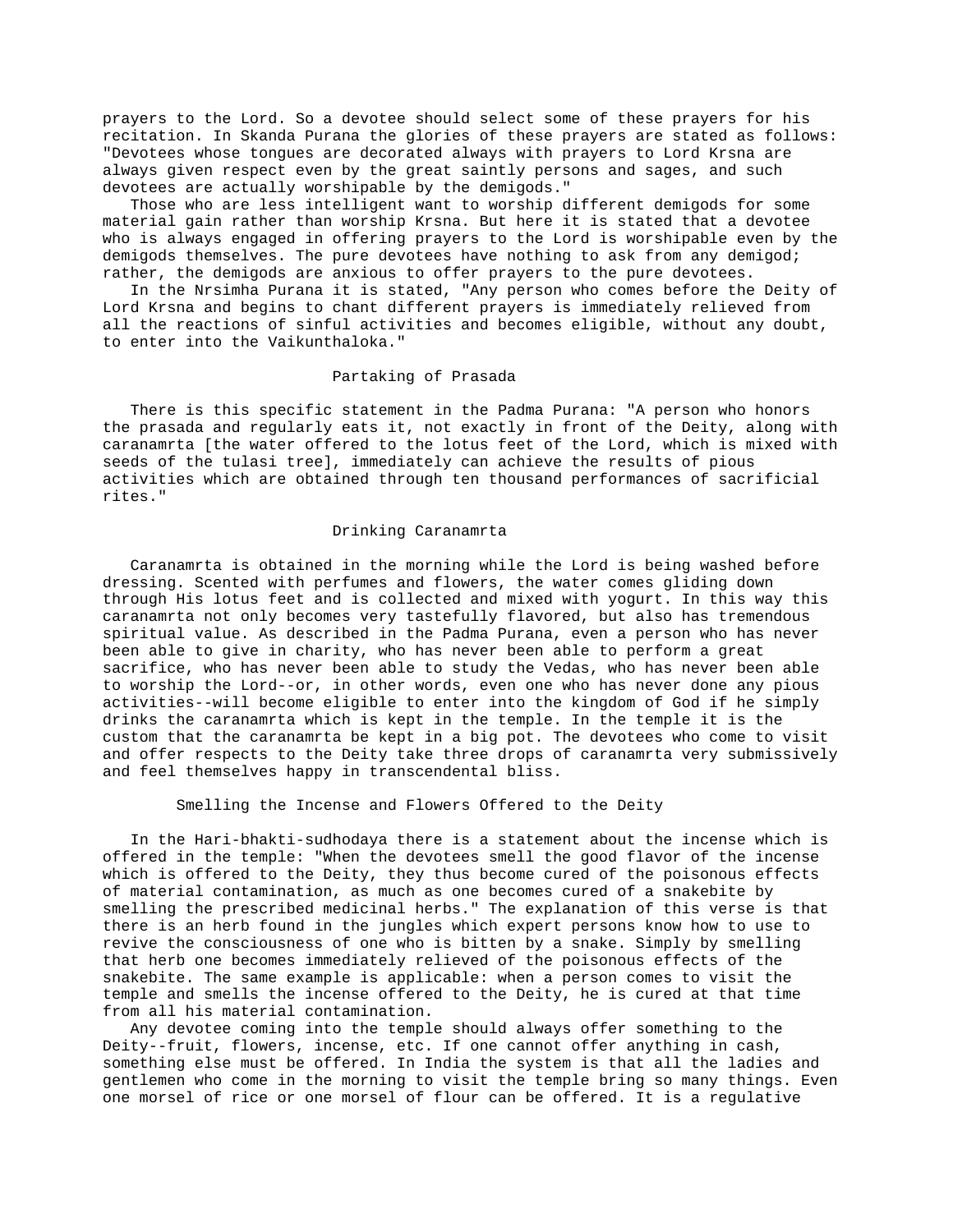prayers to the Lord. So a devotee should select some of these prayers for his recitation. In Skanda Purana the glories of these prayers are stated as follows: "Devotees whose tongues are decorated always with prayers to Lord Krsna are always given respect even by the great saintly persons and sages, and such devotees are actually worshipable by the demigods."

Those who are less intelligent want to worship different demigods for some material gain rather than worship Krsna. But here it is stated that a devotee who is always engaged in offering prayers to the Lord is worshipable even by the demigods themselves. The pure devotees have nothing to ask from any demigod; rather, the demigods are anxious to offer prayers to the pure devotees.

In the Nrsimha Purana it is stated, "Any person who comes before the Deity of Lord Krsna and begins to chant different prayers is immediately relieved from all the reactions of sinful activities and becomes eligible, without any doubt, to enter into the Vaikunthaloka."

## Partaking of Prasada

There is this specific statement in the Padma Purana: "A person who honors the prasada and regularly eats it, not exactly in front of the Deity, along with caranamrta [the water offered to the lotus feet of the Lord, which is mixed with seeds of the tulasi tree], immediately can achieve the results of pious activities which are obtained through ten thousand performances of sacrificial rites."

## Drinking Caranamrta

Caranamrta is obtained in the morning while the Lord is being washed before dressing. Scented with perfumes and flowers, the water comes gliding down through His lotus feet and is collected and mixed with yogurt. In this way this caranamrta not only becomes very tastefully flavored, but also has tremendous spiritual value. As described in the Padma Purana, even a person who has never been able to give in charity, who has never been able to perform a great sacrifice, who has never been able to study the Vedas, who has never been able to worship the Lord--or, in other words, even one who has never done any pious activities--will become eligible to enter into the kingdom of God if he simply drinks the caranamrta which is kept in the temple. In the temple it is the custom that the caranamrta be kept in a big pot. The devotees who come to visit and offer respects to the Deity take three drops of caranamrta very submissively and feel themselves happy in transcendental bliss.

## Smelling the Incense and Flowers Offered to the Deity

In the Hari-bhakti-sudhodaya there is a statement about the incense which is offered in the temple: "When the devotees smell the good flavor of the incense which is offered to the Deity, they thus become cured of the poisonous effects of material contamination, as much as one becomes cured of a snakebite by smelling the prescribed medicinal herbs." The explanation of this verse is that there is an herb found in the jungles which expert persons know how to use to revive the consciousness of one who is bitten by a snake. Simply by smelling that herb one becomes immediately relieved of the poisonous effects of the snakebite. The same example is applicable: when a person comes to visit the temple and smells the incense offered to the Deity, he is cured at that time from all his material contamination.

Any devotee coming into the temple should always offer something to the Deity--fruit, flowers, incense, etc. If one cannot offer anything in cash, something else must be offered. In India the system is that all the ladies and gentlemen who come in the morning to visit the temple bring so many things. Even one morsel of rice or one morsel of flour can be offered. It is a regulative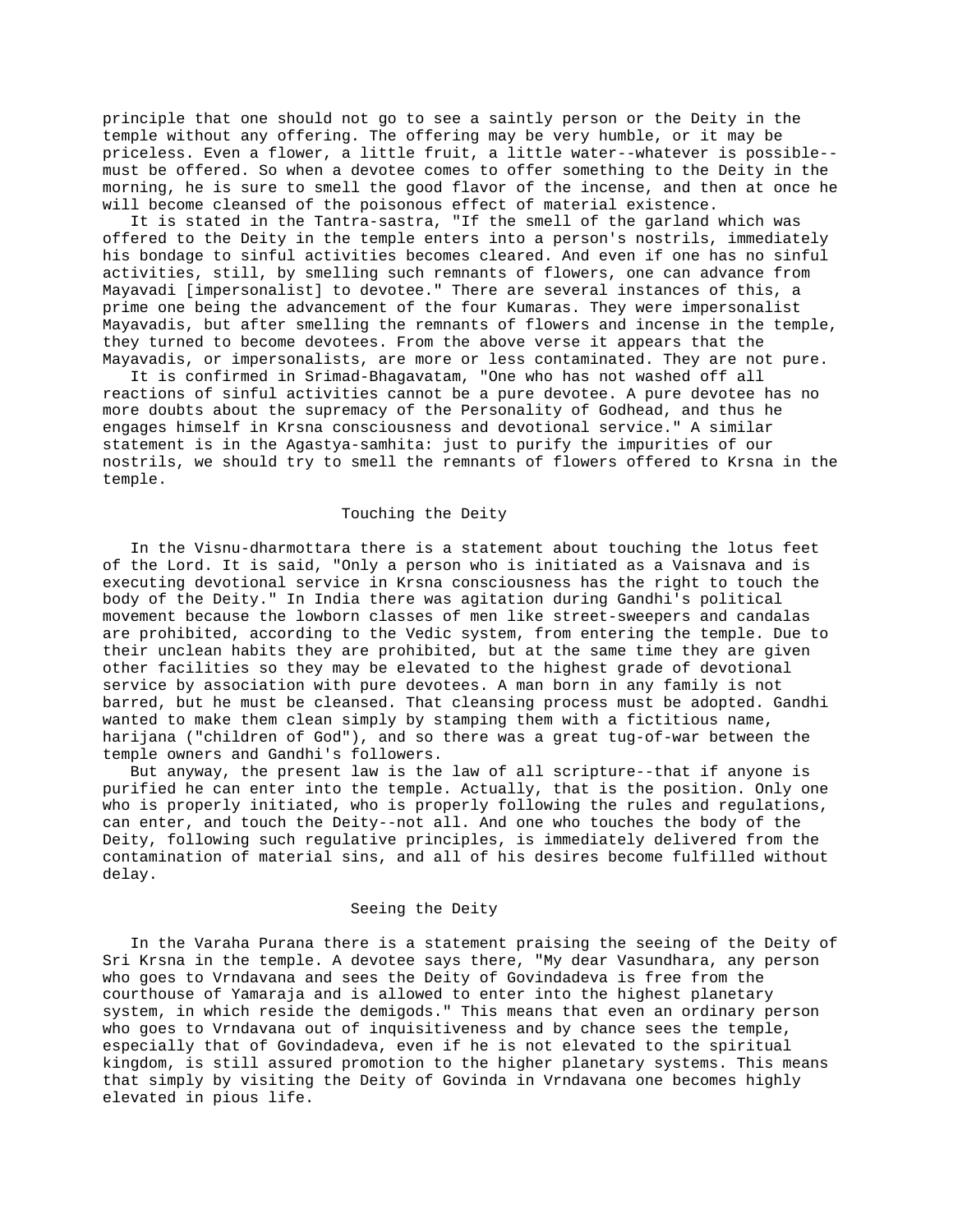principle that one should not go to see a saintly person or the Deity in the temple without any offering. The offering may be very humble, or it may be priceless. Even a flower, a little fruit, a little water--whatever is possible--must be offered. So when a devotee comes to offer something to the Deity in the morning, he is sure to smell the good flavor of the incense, and then at once he will become cleansed of the poisonous effect of material existence.

It is stated in the Tantra-sastra, "If the smell of the garland which was offered to the Deity in the temple enters into a person's nostrils, immediately his bondage to sinful activities becomes cleared. And even if one has no sinful activities, still, by smelling such remnants of flowers, one can advance from Mayavadi [impersonalist] to devotee." There are several instances of this, a prime one being the advancement of the four Kumaras. They were impersonalist Mayavadis, but after smelling the remnants of flowers and incense in the temple, they turned to become devotees. From the above verse it appears that the Mayavadis, or impersonalists, are more or less contaminated. They are not pure.

It is confirmed in Srimad-Bhagavatam, "One who has not washed off all reactions of sinful activities cannot be a pure devotee. A pure devotee has no more doubts about the supremacy of the Personality of Godhead, and thus he engages himself in Krsna consciousness and devotional service." A similar statement is in the Agastya-samhita: just to purify the impurities of our nostrils, we should try to smell the remnants of flowers offered to Krsna in the temple.

## Touching the Deity

In the Visnu-dharmottara there is a statement about touching the lotus feet of the Lord. It is said, "Only a person who is initiated as a Vaisnava and is executing devotional service in Krsna consciousness has the right to touch the body of the Deity." In India there was agitation during Gandhi's political movement because the lowborn classes of men like street-sweepers and candalas are prohibited, according to the Vedic system, from entering the temple. Due to their unclean habits they are prohibited, but at the same time they are given other facilities so they may be elevated to the highest grade of devotional service by association with pure devotees. A man born in any family is not barred, but he must be cleansed. That cleansing process must be adopted. Gandhi wanted to make them clean simply by stamping them with a fictitious name, harijana ("children of God"), and so there was a great tug-of-war between the temple owners and Gandhi's followers.

But anyway, the present law is the law of all scripture--that if anyone is purified he can enter into the temple. Actually, that is the position. Only one who is properly initiated, who is properly following the rules and regulations, can enter, and touch the Deity--not all. And one who touches the body of the Deity, following such regulative principles, is immediately delivered from the contamination of material sins, and all of his desires become fulfilled without delay.

## Seeing the Deity

In the Varaha Purana there is a statement praising the seeing of the Deity of Sri Krsna in the temple. A devotee says there, "My dear Vasundhara, any person who goes to Vrndavana and sees the Deity of Govindadeva is free from the courthouse of Yamaraja and is allowed to enter into the highest planetary system, in which reside the demigods." This means that even an ordinary person who goes to Vrndavana out of inquisitiveness and by chance sees the temple, especially that of Govindadeva, even if he is not elevated to the spiritual kingdom, is still assured promotion to the higher planetary systems. This means that simply by visiting the Deity of Govinda in Vrndavana one becomes highly elevated in pious life.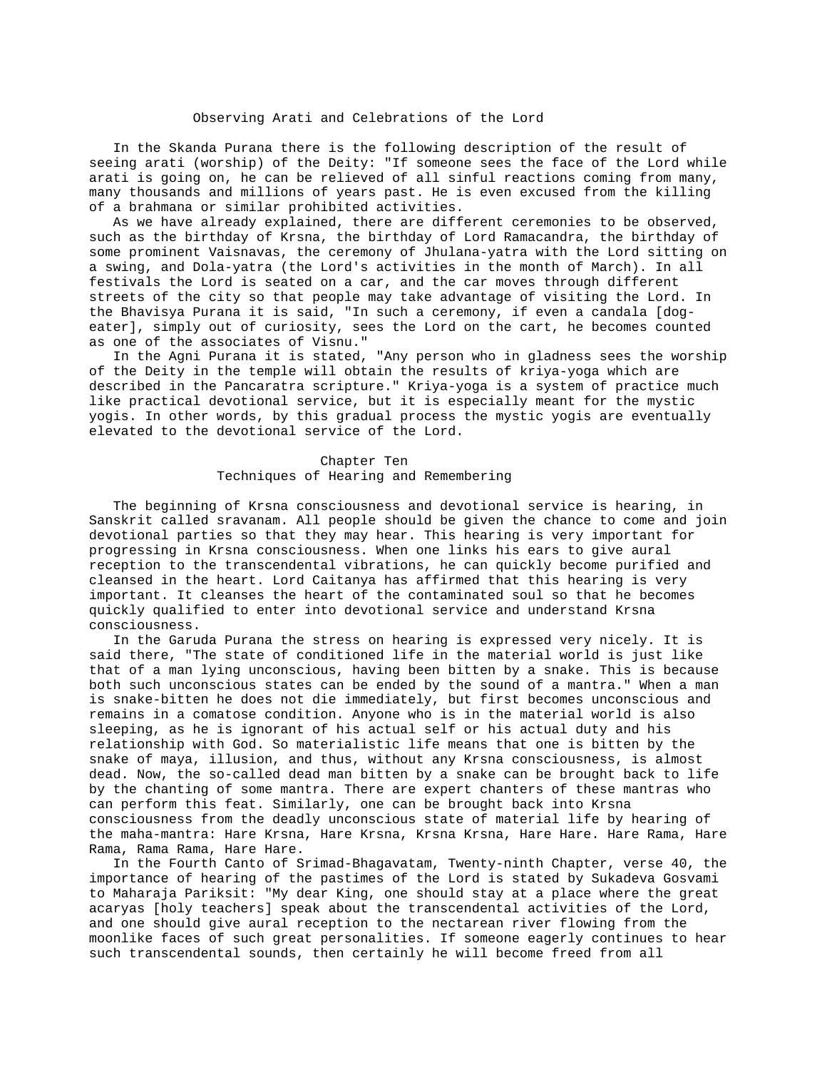## Observing Arati and Celebrations of the Lord

In the Skanda Purana there is the following description of the result of seeing arati (worship) of the Deity: "If someone sees the face of the Lord while arati is going on, he can be relieved of all sinful reactions coming from many, many thousands and millions of years past. He is even excused from the killing of a brahmana or similar prohibited activities.

As we have already explained, there are different ceremonies to be observed, such as the birthday of Krsna, the birthday of Lord Ramacandra, the birthday of some prominent Vaisnavas, the ceremony of Jhulana-yatra with the Lord sitting on a swing, and Dola-yatra (the Lord's activities in the month of March). In all festivals the Lord is seated on a car, and the car moves through different streets of the city so that people may take advantage of visiting the Lord. In the Bhavisya Purana it is said, "In such a ceremony, if even a candala [dog-eater], simply out of curiosity, sees the Lord on the cart, he becomes counted as one of the associates of Visnu."

In the Agni Purana it is stated, "Any person who in gladness sees the worship of the Deity in the temple will obtain the results of kriya-yoga which are described in the Pancaratra scripture." Kriya-yoga is a system of practice much like practical devotional service, but it is especially meant for the mystic yogis. In other words, by this gradual process the mystic yogis are eventually elevated to the devotional service of the Lord.

# Chapter Ten
## Techniques of Hearing and Remembering

The beginning of Krsna consciousness and devotional service is hearing, in Sanskrit called sravanam. All people should be given the chance to come and join devotional parties so that they may hear. This hearing is very important for progressing in Krsna consciousness. When one links his ears to give aural reception to the transcendental vibrations, he can quickly become purified and cleansed in the heart. Lord Caitanya has affirmed that this hearing is very important. It cleanses the heart of the contaminated soul so that he becomes quickly qualified to enter into devotional service and understand Krsna consciousness.

In the Garuda Purana the stress on hearing is expressed very nicely. It is said there, "The state of conditioned life in the material world is just like that of a man lying unconscious, having been bitten by a snake. This is because both such unconscious states can be ended by the sound of a mantra." When a man is snake-bitten he does not die immediately, but first becomes unconscious and remains in a comatose condition. Anyone who is in the material world is also sleeping, as he is ignorant of his actual self or his actual duty and his relationship with God. So materialistic life means that one is bitten by the snake of maya, illusion, and thus, without any Krsna consciousness, is almost dead. Now, the so-called dead man bitten by a snake can be brought back to life by the chanting of some mantra. There are expert chanters of these mantras who can perform this feat. Similarly, one can be brought back into Krsna consciousness from the deadly unconscious state of material life by hearing of the maha-mantra: Hare Krsna, Hare Krsna, Krsna Krsna, Hare Hare. Hare Rama, Hare Rama, Rama Rama, Hare Hare.

In the Fourth Canto of Srimad-Bhagavatam, Twenty-ninth Chapter, verse 40, the importance of hearing of the pastimes of the Lord is stated by Sukadeva Gosvami to Maharaja Pariksit: "My dear King, one should stay at a place where the great acaryas [holy teachers] speak about the transcendental activities of the Lord, and one should give aural reception to the nectarean river flowing from the moonlike faces of such great personalities. If someone eagerly continues to hear such transcendental sounds, then certainly he will become freed from all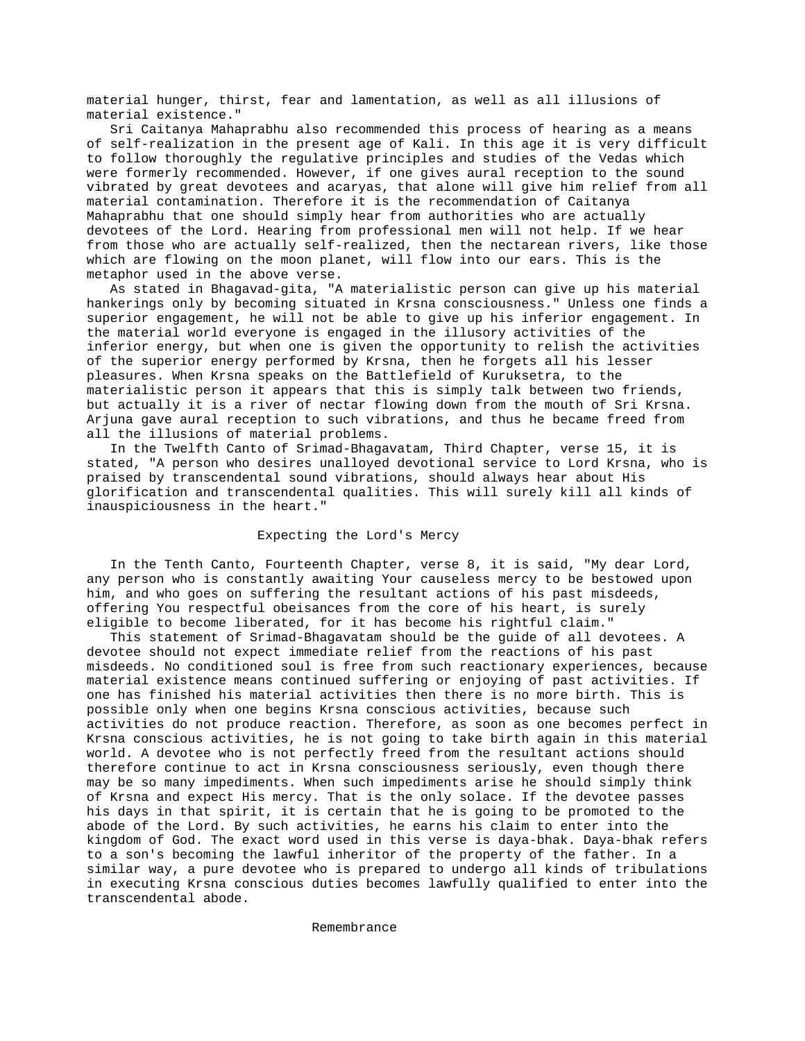material hunger, thirst, fear and lamentation, as well as all illusions of material existence."

Sri Caitanya Mahaprabhu also recommended this process of hearing as a means of self-realization in the present age of Kali. In this age it is very difficult to follow thoroughly the regulative principles and studies of the Vedas which were formerly recommended. However, if one gives aural reception to the sound vibrated by great devotees and acaryas, that alone will give him relief from all material contamination. Therefore it is the recommendation of Caitanya Mahaprabhu that one should simply hear from authorities who are actually devotees of the Lord. Hearing from professional men will not help. If we hear from those who are actually self-realized, then the nectarean rivers, like those which are flowing on the moon planet, will flow into our ears. This is the metaphor used in the above verse.

As stated in Bhagavad-gita, "A materialistic person can give up his material hankerings only by becoming situated in Krsna consciousness." Unless one finds a superior engagement, he will not be able to give up his inferior engagement. In the material world everyone is engaged in the illusory activities of the inferior energy, but when one is given the opportunity to relish the activities of the superior energy performed by Krsna, then he forgets all his lesser pleasures. When Krsna speaks on the Battlefield of Kuruksetra, to the materialistic person it appears that this is simply talk between two friends, but actually it is a river of nectar flowing down from the mouth of Sri Krsna. Arjuna gave aural reception to such vibrations, and thus he became freed from all the illusions of material problems.

In the Twelfth Canto of Srimad-Bhagavatam, Third Chapter, verse 15, it is stated, "A person who desires unalloyed devotional service to Lord Krsna, who is praised by transcendental sound vibrations, should always hear about His glorification and transcendental qualities. This will surely kill all kinds of inauspiciousness in the heart."

## Expecting the Lord's Mercy

In the Tenth Canto, Fourteenth Chapter, verse 8, it is said, "My dear Lord, any person who is constantly awaiting Your causeless mercy to be bestowed upon him, and who goes on suffering the resultant actions of his past misdeeds, offering You respectful obeisances from the core of his heart, is surely eligible to become liberated, for it has become his rightful claim."

This statement of Srimad-Bhagavatam should be the guide of all devotees. A devotee should not expect immediate relief from the reactions of his past misdeeds. No conditioned soul is free from such reactionary experiences, because material existence means continued suffering or enjoying of past activities. If one has finished his material activities then there is no more birth. This is possible only when one begins Krsna conscious activities, because such activities do not produce reaction. Therefore, as soon as one becomes perfect in Krsna conscious activities, he is not going to take birth again in this material world. A devotee who is not perfectly freed from the resultant actions should therefore continue to act in Krsna consciousness seriously, even though there may be so many impediments. When such impediments arise he should simply think of Krsna and expect His mercy. That is the only solace. If the devotee passes his days in that spirit, it is certain that he is going to be promoted to the abode of the Lord. By such activities, he earns his claim to enter into the kingdom of God. The exact word used in this verse is daya-bhak. Daya-bhak refers to a son's becoming the lawful inheritor of the property of the father. In a similar way, a pure devotee who is prepared to undergo all kinds of tribulations in executing Krsna conscious duties becomes lawfully qualified to enter into the transcendental abode.

## Remembrance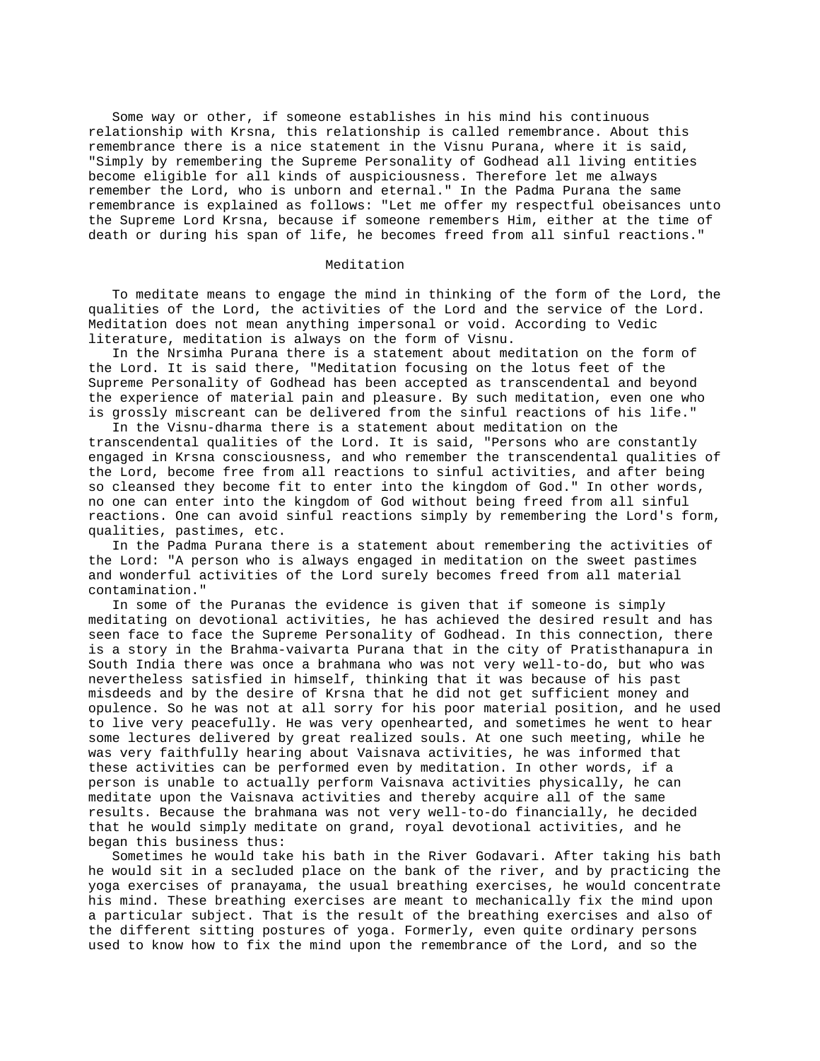Some way or other, if someone establishes in his mind his continuous relationship with Krsna, this relationship is called remembrance. About this remembrance there is a nice statement in the Visnu Purana, where it is said, "Simply by remembering the Supreme Personality of Godhead all living entities become eligible for all kinds of auspiciousness. Therefore let me always remember the Lord, who is unborn and eternal." In the Padma Purana the same remembrance is explained as follows: "Let me offer my respectful obeisances unto the Supreme Lord Krsna, because if someone remembers Him, either at the time of death or during his span of life, he becomes freed from all sinful reactions."

## Meditation

To meditate means to engage the mind in thinking of the form of the Lord, the qualities of the Lord, the activities of the Lord and the service of the Lord. Meditation does not mean anything impersonal or void. According to Vedic literature, meditation is always on the form of Visnu.

In the Nrsimha Purana there is a statement about meditation on the form of the Lord. It is said there, "Meditation focusing on the lotus feet of the Supreme Personality of Godhead has been accepted as transcendental and beyond the experience of material pain and pleasure. By such meditation, even one who is grossly miscreant can be delivered from the sinful reactions of his life."

In the Visnu-dharma there is a statement about meditation on the transcendental qualities of the Lord. It is said, "Persons who are constantly engaged in Krsna consciousness, and who remember the transcendental qualities of the Lord, become free from all reactions to sinful activities, and after being so cleansed they become fit to enter into the kingdom of God." In other words, no one can enter into the kingdom of God without being freed from all sinful reactions. One can avoid sinful reactions simply by remembering the Lord's form, qualities, pastimes, etc.

In the Padma Purana there is a statement about remembering the activities of the Lord: "A person who is always engaged in meditation on the sweet pastimes and wonderful activities of the Lord surely becomes freed from all material contamination."

In some of the Puranas the evidence is given that if someone is simply meditating on devotional activities, he has achieved the desired result and has seen face to face the Supreme Personality of Godhead. In this connection, there is a story in the Brahma-vaivarta Purana that in the city of Pratisthanapura in South India there was once a brahmana who was not very well-to-do, but who was nevertheless satisfied in himself, thinking that it was because of his past misdeeds and by the desire of Krsna that he did not get sufficient money and opulence. So he was not at all sorry for his poor material position, and he used to live very peacefully. He was very openhearted, and sometimes he went to hear some lectures delivered by great realized souls. At one such meeting, while he was very faithfully hearing about Vaisnava activities, he was informed that these activities can be performed even by meditation. In other words, if a person is unable to actually perform Vaisnava activities physically, he can meditate upon the Vaisnava activities and thereby acquire all of the same results. Because the brahmana was not very well-to-do financially, he decided that he would simply meditate on grand, royal devotional activities, and he began this business thus:

Sometimes he would take his bath in the River Godavari. After taking his bath he would sit in a secluded place on the bank of the river, and by practicing the yoga exercises of pranayama, the usual breathing exercises, he would concentrate his mind. These breathing exercises are meant to mechanically fix the mind upon a particular subject. That is the result of the breathing exercises and also of the different sitting postures of yoga. Formerly, even quite ordinary persons used to know how to fix the mind upon the remembrance of the Lord, and so the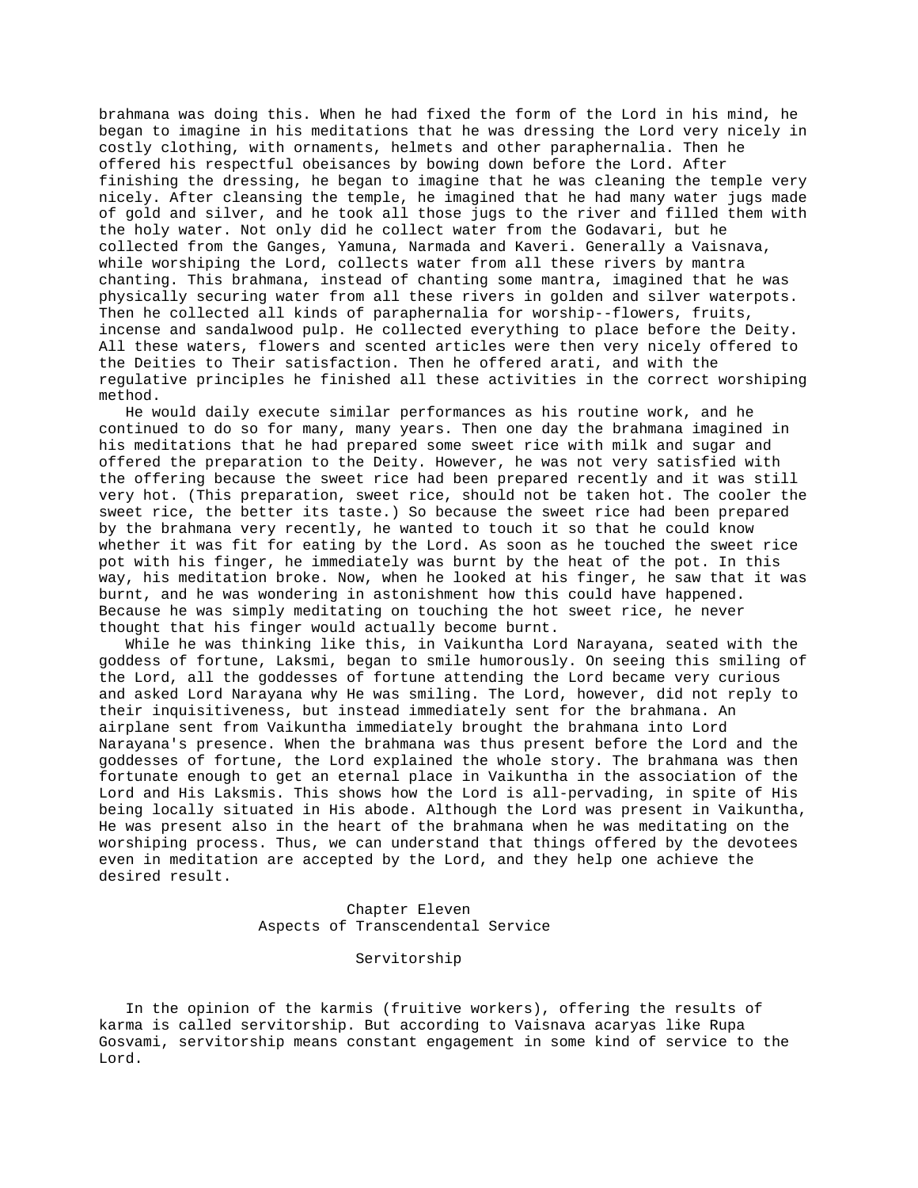brahmana was doing this. When he had fixed the form of the Lord in his mind, he began to imagine in his meditations that he was dressing the Lord very nicely in costly clothing, with ornaments, helmets and other paraphernalia. Then he offered his respectful obeisances by bowing down before the Lord. After finishing the dressing, he began to imagine that he was cleaning the temple very nicely. After cleansing the temple, he imagined that he had many water jugs made of gold and silver, and he took all those jugs to the river and filled them with the holy water. Not only did he collect water from the Godavari, but he collected from the Ganges, Yamuna, Narmada and Kaveri. Generally a Vaisnava, while worshiping the Lord, collects water from all these rivers by mantra chanting. This brahmana, instead of chanting some mantra, imagined that he was physically securing water from all these rivers in golden and silver waterpots. Then he collected all kinds of paraphernalia for worship--flowers, fruits, incense and sandalwood pulp. He collected everything to place before the Deity. All these waters, flowers and scented articles were then very nicely offered to the Deities to Their satisfaction. Then he offered arati, and with the regulative principles he finished all these activities in the correct worshiping method.

He would daily execute similar performances as his routine work, and he continued to do so for many, many years. Then one day the brahmana imagined in his meditations that he had prepared some sweet rice with milk and sugar and offered the preparation to the Deity. However, he was not very satisfied with the offering because the sweet rice had been prepared recently and it was still very hot. (This preparation, sweet rice, should not be taken hot. The cooler the sweet rice, the better its taste.) So because the sweet rice had been prepared by the brahmana very recently, he wanted to touch it so that he could know whether it was fit for eating by the Lord. As soon as he touched the sweet rice pot with his finger, he immediately was burnt by the heat of the pot. In this way, his meditation broke. Now, when he looked at his finger, he saw that it was burnt, and he was wondering in astonishment how this could have happened. Because he was simply meditating on touching the hot sweet rice, he never thought that his finger would actually become burnt.

While he was thinking like this, in Vaikuntha Lord Narayana, seated with the goddess of fortune, Laksmi, began to smile humorously. On seeing this smiling of the Lord, all the goddesses of fortune attending the Lord became very curious and asked Lord Narayana why He was smiling. The Lord, however, did not reply to their inquisitiveness, but instead immediately sent for the brahmana. An airplane sent from Vaikuntha immediately brought the brahmana into Lord Narayana's presence. When the brahmana was thus present before the Lord and the goddesses of fortune, the Lord explained the whole story. The brahmana was then fortunate enough to get an eternal place in Vaikuntha in the association of the Lord and His Laksmis. This shows how the Lord is all-pervading, in spite of His being locally situated in His abode. Although the Lord was present in Vaikuntha, He was present also in the heart of the brahmana when he was meditating on the worshiping process. Thus, we can understand that things offered by the devotees even in meditation are accepted by the Lord, and they help one achieve the desired result.

# Chapter Eleven
## Aspects of Transcendental Service

### Servitorship

In the opinion of the karmis (fruitive workers), offering the results of karma is called servitorship. But according to Vaisnava acaryas like Rupa Gosvami, servitorship means constant engagement in some kind of service to the Lord.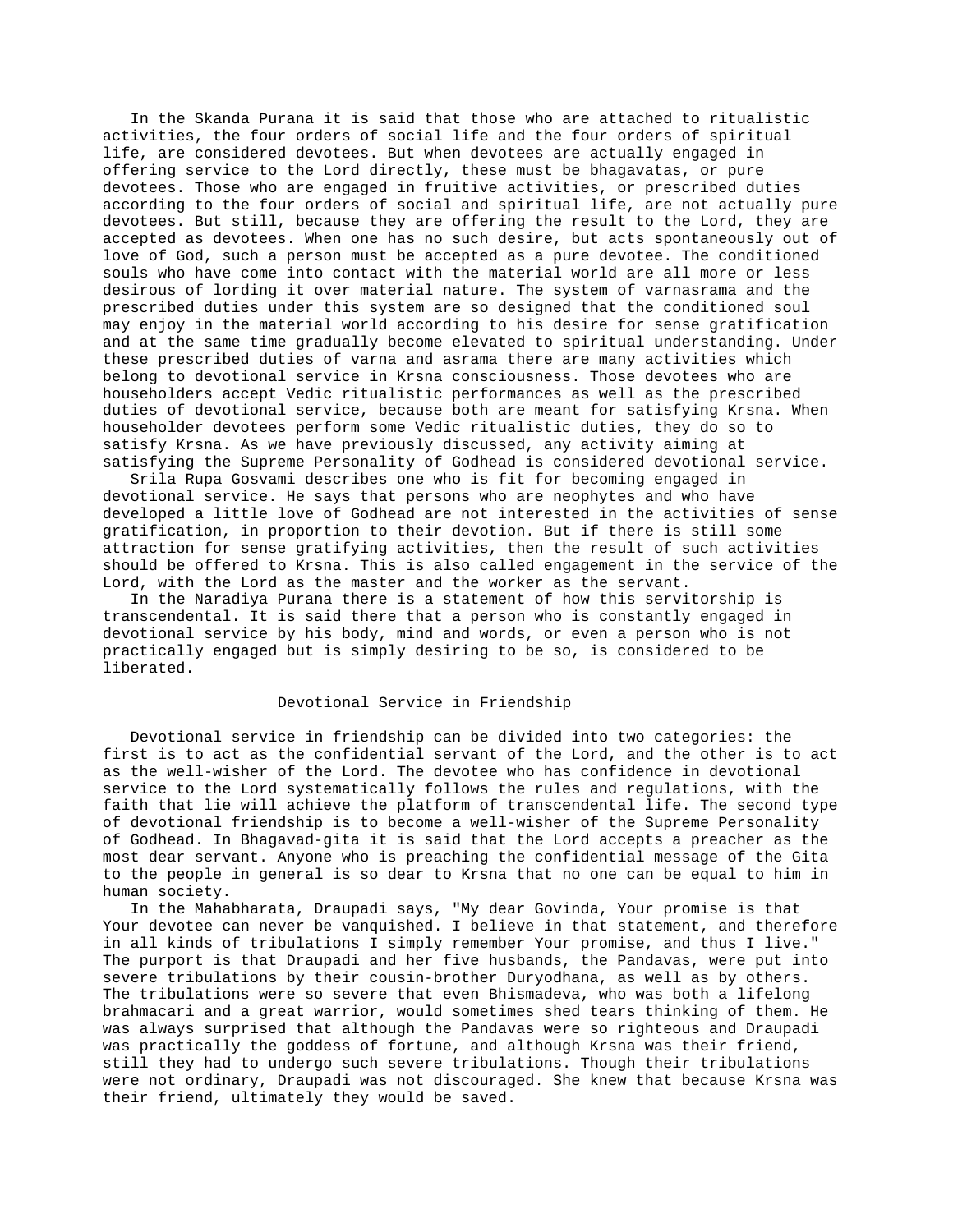In the Skanda Purana it is said that those who are attached to ritualistic activities, the four orders of social life and the four orders of spiritual life, are considered devotees. But when devotees are actually engaged in offering service to the Lord directly, these must be bhagavatas, or pure devotees. Those who are engaged in fruitive activities, or prescribed duties according to the four orders of social and spiritual life, are not actually pure devotees. But still, because they are offering the result to the Lord, they are accepted as devotees. When one has no such desire, but acts spontaneously out of love of God, such a person must be accepted as a pure devotee. The conditioned souls who have come into contact with the material world are all more or less desirous of lording it over material nature. The system of varnasrama and the prescribed duties under this system are so designed that the conditioned soul may enjoy in the material world according to his desire for sense gratification and at the same time gradually become elevated to spiritual understanding. Under these prescribed duties of varna and asrama there are many activities which belong to devotional service in Krsna consciousness. Those devotees who are householders accept Vedic ritualistic performances as well as the prescribed duties of devotional service, because both are meant for satisfying Krsna. When householder devotees perform some Vedic ritualistic duties, they do so to satisfy Krsna. As we have previously discussed, any activity aiming at satisfying the Supreme Personality of Godhead is considered devotional service.

Srila Rupa Gosvami describes one who is fit for becoming engaged in devotional service. He says that persons who are neophytes and who have developed a little love of Godhead are not interested in the activities of sense gratification, in proportion to their devotion. But if there is still some attraction for sense gratifying activities, then the result of such activities should be offered to Krsna. This is also called engagement in the service of the Lord, with the Lord as the master and the worker as the servant.

In the Naradiya Purana there is a statement of how this servitorship is transcendental. It is said there that a person who is constantly engaged in devotional service by his body, mind and words, or even a person who is not practically engaged but is simply desiring to be so, is considered to be liberated.

## Devotional Service in Friendship

Devotional service in friendship can be divided into two categories: the first is to act as the confidential servant of the Lord, and the other is to act as the well-wisher of the Lord. The devotee who has confidence in devotional service to the Lord systematically follows the rules and regulations, with the faith that lie will achieve the platform of transcendental life. The second type of devotional friendship is to become a well-wisher of the Supreme Personality of Godhead. In Bhagavad-gita it is said that the Lord accepts a preacher as the most dear servant. Anyone who is preaching the confidential message of the Gita to the people in general is so dear to Krsna that no one can be equal to him in human society.

In the Mahabharata, Draupadi says, "My dear Govinda, Your promise is that Your devotee can never be vanquished. I believe in that statement, and therefore in all kinds of tribulations I simply remember Your promise, and thus I live." The purport is that Draupadi and her five husbands, the Pandavas, were put into severe tribulations by their cousin-brother Duryodhana, as well as by others. The tribulations were so severe that even Bhismadeva, who was both a lifelong brahmacari and a great warrior, would sometimes shed tears thinking of them. He was always surprised that although the Pandavas were so righteous and Draupadi was practically the goddess of fortune, and although Krsna was their friend, still they had to undergo such severe tribulations. Though their tribulations were not ordinary, Draupadi was not discouraged. She knew that because Krsna was their friend, ultimately they would be saved.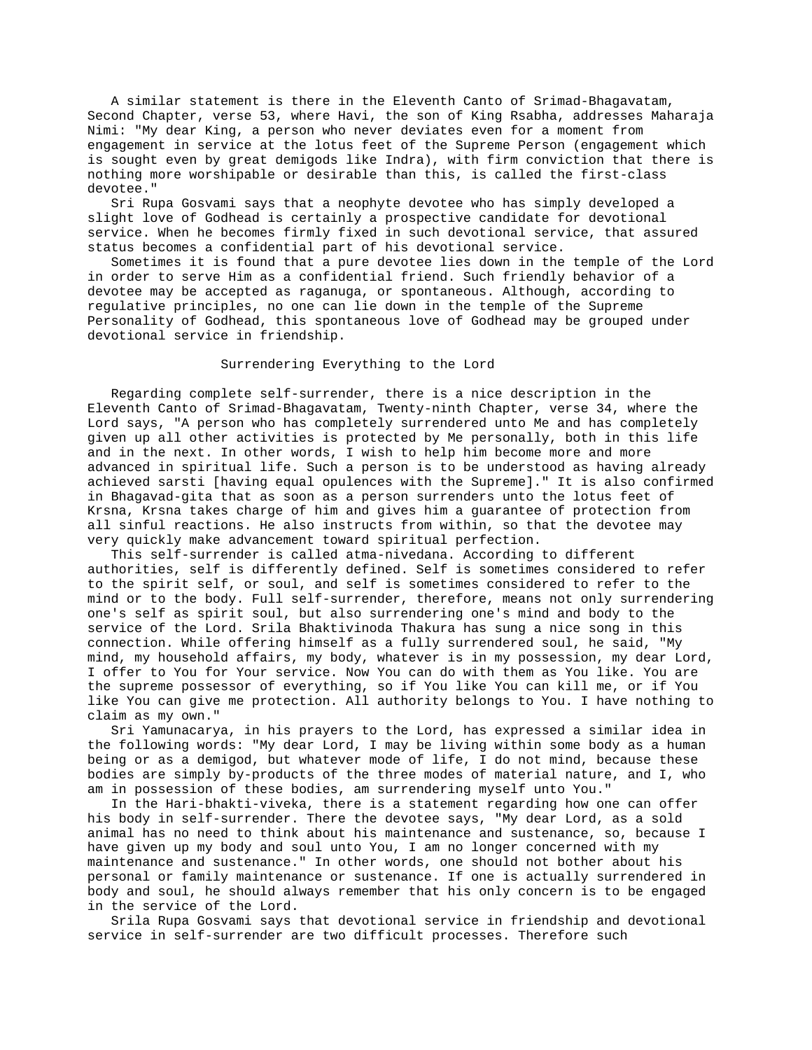A similar statement is there in the Eleventh Canto of Srimad-Bhagavatam, Second Chapter, verse 53, where Havi, the son of King Rsabha, addresses Maharaja Nimi: "My dear King, a person who never deviates even for a moment from engagement in service at the lotus feet of the Supreme Person (engagement which is sought even by great demigods like Indra), with firm conviction that there is nothing more worshipable or desirable than this, is called the first-class devotee."

Sri Rupa Gosvami says that a neophyte devotee who has simply developed a slight love of Godhead is certainly a prospective candidate for devotional service. When he becomes firmly fixed in such devotional service, that assured status becomes a confidential part of his devotional service.

Sometimes it is found that a pure devotee lies down in the temple of the Lord in order to serve Him as a confidential friend. Such friendly behavior of a devotee may be accepted as raganuga, or spontaneous. Although, according to regulative principles, no one can lie down in the temple of the Supreme Personality of Godhead, this spontaneous love of Godhead may be grouped under devotional service in friendship.

## Surrendering Everything to the Lord

Regarding complete self-surrender, there is a nice description in the Eleventh Canto of Srimad-Bhagavatam, Twenty-ninth Chapter, verse 34, where the Lord says, "A person who has completely surrendered unto Me and has completely given up all other activities is protected by Me personally, both in this life and in the next. In other words, I wish to help him become more and more advanced in spiritual life. Such a person is to be understood as having already achieved sarsti [having equal opulences with the Supreme]." It is also confirmed in Bhagavad-gita that as soon as a person surrenders unto the lotus feet of Krsna, Krsna takes charge of him and gives him a guarantee of protection from all sinful reactions. He also instructs from within, so that the devotee may very quickly make advancement toward spiritual perfection.

This self-surrender is called atma-nivedana. According to different authorities, self is differently defined. Self is sometimes considered to refer to the spirit self, or soul, and self is sometimes considered to refer to the mind or to the body. Full self-surrender, therefore, means not only surrendering one's self as spirit soul, but also surrendering one's mind and body to the service of the Lord. Srila Bhaktivinoda Thakura has sung a nice song in this connection. While offering himself as a fully surrendered soul, he said, "My mind, my household affairs, my body, whatever is in my possession, my dear Lord, I offer to You for Your service. Now You can do with them as You like. You are the supreme possessor of everything, so if You like You can kill me, or if You like You can give me protection. All authority belongs to You. I have nothing to claim as my own."

Sri Yamunacarya, in his prayers to the Lord, has expressed a similar idea in the following words: "My dear Lord, I may be living within some body as a human being or as a demigod, but whatever mode of life, I do not mind, because these bodies are simply by-products of the three modes of material nature, and I, who am in possession of these bodies, am surrendering myself unto You."

In the Hari-bhakti-viveka, there is a statement regarding how one can offer his body in self-surrender. There the devotee says, "My dear Lord, as a sold animal has no need to think about his maintenance and sustenance, so, because I have given up my body and soul unto You, I am no longer concerned with my maintenance and sustenance." In other words, one should not bother about his personal or family maintenance or sustenance. If one is actually surrendered in body and soul, he should always remember that his only concern is to be engaged in the service of the Lord.

Srila Rupa Gosvami says that devotional service in friendship and devotional service in self-surrender are two difficult processes. Therefore such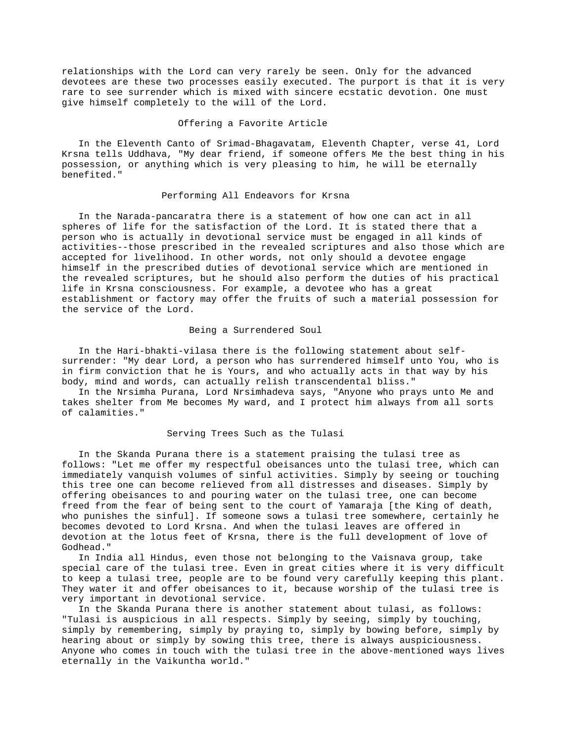relationships with the Lord can very rarely be seen. Only for the advanced devotees are these two processes easily executed. The purport is that it is very rare to see surrender which is mixed with sincere ecstatic devotion. One must give himself completely to the will of the Lord.

## Offering a Favorite Article

In the Eleventh Canto of Srimad-Bhagavatam, Eleventh Chapter, verse 41, Lord Krsna tells Uddhava, "My dear friend, if someone offers Me the best thing in his possession, or anything which is very pleasing to him, he will be eternally benefited."

## Performing All Endeavors for Krsna

In the Narada-pancaratra there is a statement of how one can act in all spheres of life for the satisfaction of the Lord. It is stated there that a person who is actually in devotional service must be engaged in all kinds of activities--those prescribed in the revealed scriptures and also those which are accepted for livelihood. In other words, not only should a devotee engage himself in the prescribed duties of devotional service which are mentioned in the revealed scriptures, but he should also perform the duties of his practical life in Krsna consciousness. For example, a devotee who has a great establishment or factory may offer the fruits of such a material possession for the service of the Lord.

## Being a Surrendered Soul

In the Hari-bhakti-vilasa there is the following statement about self-surrender: "My dear Lord, a person who has surrendered himself unto You, who is in firm conviction that he is Yours, and who actually acts in that way by his body, mind and words, can actually relish transcendental bliss."

In the Nrsimha Purana, Lord Nrsimhadeva says, "Anyone who prays unto Me and takes shelter from Me becomes My ward, and I protect him always from all sorts of calamities."

## Serving Trees Such as the Tulasi

In the Skanda Purana there is a statement praising the tulasi tree as follows: "Let me offer my respectful obeisances unto the tulasi tree, which can immediately vanquish volumes of sinful activities. Simply by seeing or touching this tree one can become relieved from all distresses and diseases. Simply by offering obeisances to and pouring water on the tulasi tree, one can become freed from the fear of being sent to the court of Yamaraja [the King of death, who punishes the sinful]. If someone sows a tulasi tree somewhere, certainly he becomes devoted to Lord Krsna. And when the tulasi leaves are offered in devotion at the lotus feet of Krsna, there is the full development of love of Godhead."

In India all Hindus, even those not belonging to the Vaisnava group, take special care of the tulasi tree. Even in great cities where it is very difficult to keep a tulasi tree, people are to be found very carefully keeping this plant. They water it and offer obeisances to it, because worship of the tulasi tree is very important in devotional service.

In the Skanda Purana there is another statement about tulasi, as follows: "Tulasi is auspicious in all respects. Simply by seeing, simply by touching, simply by remembering, simply by praying to, simply by bowing before, simply by hearing about or simply by sowing this tree, there is always auspiciousness. Anyone who comes in touch with the tulasi tree in the above-mentioned ways lives eternally in the Vaikuntha world."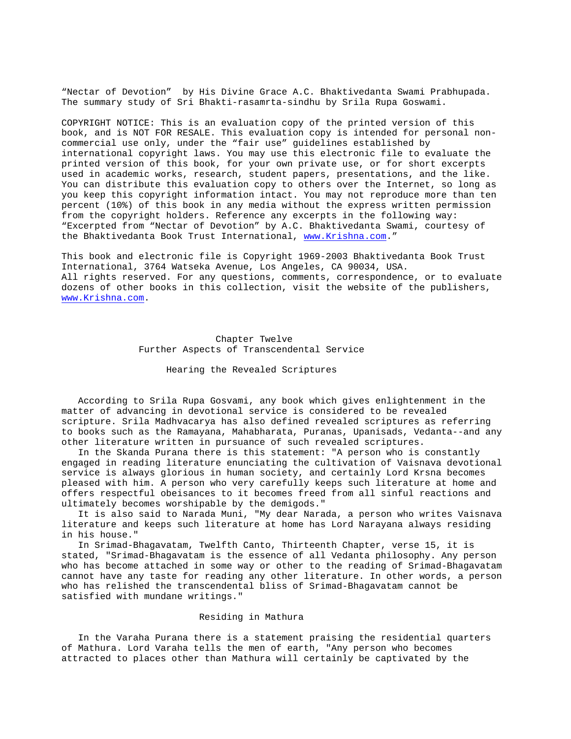"Nectar of Devotion" by His Divine Grace A.C. Bhaktivedanta Swami Prabhupada.
The summary study of Sri Bhakti-rasamrta-sindhu by Srila Rupa Goswami.

COPYRIGHT NOTICE: This is an evaluation copy of the printed version of this book, and is NOT FOR RESALE. This evaluation copy is intended for personal non-commercial use only, under the "fair use" guidelines established by international copyright laws. You may use this electronic file to evaluate the printed version of this book, for your own private use, or for short excerpts used in academic works, research, student papers, presentations, and the like. You can distribute this evaluation copy to others over the Internet, so long as you keep this copyright information intact. You may not reproduce more than ten percent (10%) of this book in any media without the express written permission from the copyright holders. Reference any excerpts in the following way: "Excerpted from "Nectar of Devotion" by A.C. Bhaktivedanta Swami, courtesy of the Bhaktivedanta Book Trust International, www.Krishna.com."

This book and electronic file is Copyright 1969-2003 Bhaktivedanta Book Trust International, 3764 Watseka Avenue, Los Angeles, CA 90034, USA.
All rights reserved. For any questions, comments, correspondence, or to evaluate dozens of other books in this collection, visit the website of the publishers, www.Krishna.com.

# Chapter Twelve
# Further Aspects of Transcendental Service

## Hearing the Revealed Scriptures

According to Srila Rupa Gosvami, any book which gives enlightenment in the matter of advancing in devotional service is considered to be revealed scripture. Srila Madhvacarya has also defined revealed scriptures as referring to books such as the Ramayana, Mahabharata, Puranas, Upanisads, Vedanta--and any other literature written in pursuance of such revealed scriptures.

In the Skanda Purana there is this statement: "A person who is constantly engaged in reading literature enunciating the cultivation of Vaisnava devotional service is always glorious in human society, and certainly Lord Krsna becomes pleased with him. A person who very carefully keeps such literature at home and offers respectful obeisances to it becomes freed from all sinful reactions and ultimately becomes worshipable by the demigods."

It is also said to Narada Muni, "My dear Narada, a person who writes Vaisnava literature and keeps such literature at home has Lord Narayana always residing in his house."

In Srimad-Bhagavatam, Twelfth Canto, Thirteenth Chapter, verse 15, it is stated, "Srimad-Bhagavatam is the essence of all Vedanta philosophy. Any person who has become attached in some way or other to the reading of Srimad-Bhagavatam cannot have any taste for reading any other literature. In other words, a person who has relished the transcendental bliss of Srimad-Bhagavatam cannot be satisfied with mundane writings."

## Residing in Mathura

In the Varaha Purana there is a statement praising the residential quarters of Mathura. Lord Varaha tells the men of earth, "Any person who becomes attracted to places other than Mathura will certainly be captivated by the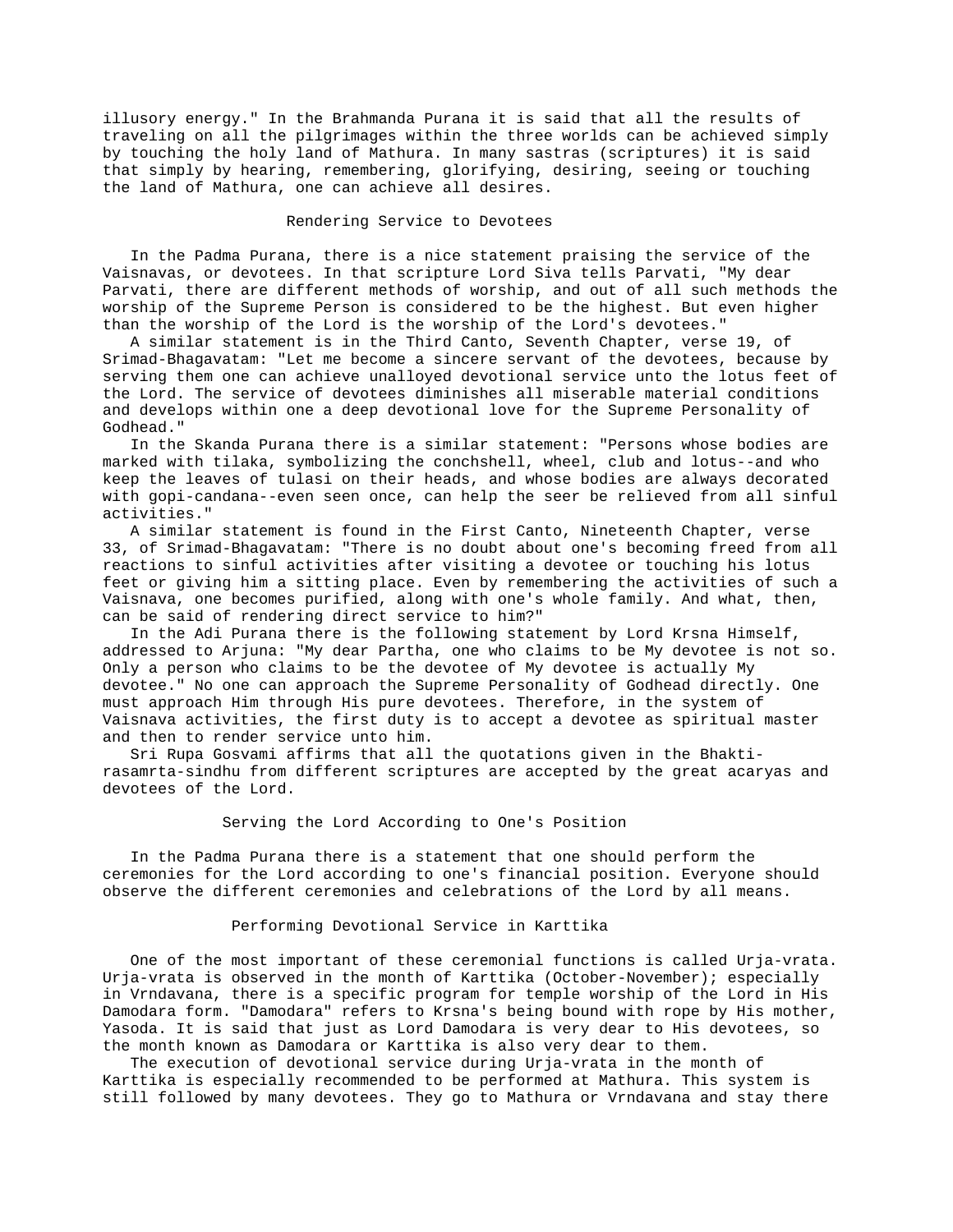illusory energy." In the Brahmanda Purana it is said that all the results of traveling on all the pilgrimages within the three worlds can be achieved simply by touching the holy land of Mathura. In many sastras (scriptures) it is said that simply by hearing, remembering, glorifying, desiring, seeing or touching the land of Mathura, one can achieve all desires.

## Rendering Service to Devotees

In the Padma Purana, there is a nice statement praising the service of the Vaisnavas, or devotees. In that scripture Lord Siva tells Parvati, "My dear Parvati, there are different methods of worship, and out of all such methods the worship of the Supreme Person is considered to be the highest. But even higher than the worship of the Lord is the worship of the Lord's devotees."

A similar statement is in the Third Canto, Seventh Chapter, verse 19, of Srimad-Bhagavatam: "Let me become a sincere servant of the devotees, because by serving them one can achieve unalloyed devotional service unto the lotus feet of the Lord. The service of devotees diminishes all miserable material conditions and develops within one a deep devotional love for the Supreme Personality of Godhead."

In the Skanda Purana there is a similar statement: "Persons whose bodies are marked with tilaka, symbolizing the conchshell, wheel, club and lotus--and who keep the leaves of tulasi on their heads, and whose bodies are always decorated with gopi-candana--even seen once, can help the seer be relieved from all sinful activities."

A similar statement is found in the First Canto, Nineteenth Chapter, verse 33, of Srimad-Bhagavatam: "There is no doubt about one's becoming freed from all reactions to sinful activities after visiting a devotee or touching his lotus feet or giving him a sitting place. Even by remembering the activities of such a Vaisnava, one becomes purified, along with one's whole family. And what, then, can be said of rendering direct service to him?"

In the Adi Purana there is the following statement by Lord Krsna Himself, addressed to Arjuna: "My dear Partha, one who claims to be My devotee is not so. Only a person who claims to be the devotee of My devotee is actually My devotee." No one can approach the Supreme Personality of Godhead directly. One must approach Him through His pure devotees. Therefore, in the system of Vaisnava activities, the first duty is to accept a devotee as spiritual master and then to render service unto him.

Sri Rupa Gosvami affirms that all the quotations given in the Bhakti-rasamrta-sindhu from different scriptures are accepted by the great acaryas and devotees of the Lord.

## Serving the Lord According to One's Position

In the Padma Purana there is a statement that one should perform the ceremonies for the Lord according to one's financial position. Everyone should observe the different ceremonies and celebrations of the Lord by all means.

## Performing Devotional Service in Karttika

One of the most important of these ceremonial functions is called Urja-vrata. Urja-vrata is observed in the month of Karttika (October-November); especially in Vrndavana, there is a specific program for temple worship of the Lord in His Damodara form. "Damodara" refers to Krsna's being bound with rope by His mother, Yasoda. It is said that just as Lord Damodara is very dear to His devotees, so the month known as Damodara or Karttika is also very dear to them.

The execution of devotional service during Urja-vrata in the month of Karttika is especially recommended to be performed at Mathura. This system is still followed by many devotees. They go to Mathura or Vrndavana and stay there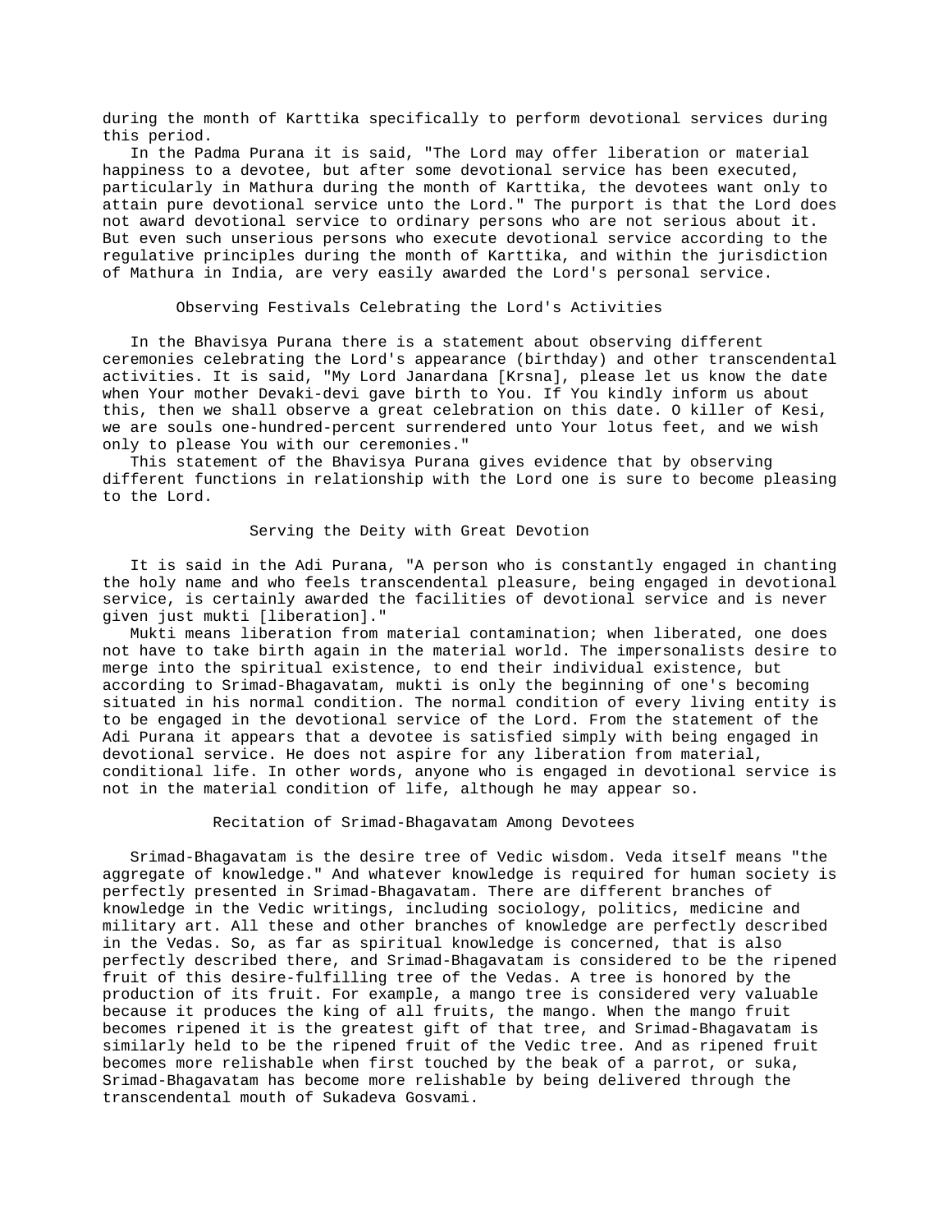during the month of Karttika specifically to perform devotional services during this period.

In the Padma Purana it is said, "The Lord may offer liberation or material happiness to a devotee, but after some devotional service has been executed, particularly in Mathura during the month of Karttika, the devotees want only to attain pure devotional service unto the Lord." The purport is that the Lord does not award devotional service to ordinary persons who are not serious about it. But even such unserious persons who execute devotional service according to the regulative principles during the month of Karttika, and within the jurisdiction of Mathura in India, are very easily awarded the Lord's personal service.

### Observing Festivals Celebrating the Lord's Activities

In the Bhavisya Purana there is a statement about observing different ceremonies celebrating the Lord's appearance (birthday) and other transcendental activities. It is said, "My Lord Janardana [Krsna], please let us know the date when Your mother Devaki-devi gave birth to You. If You kindly inform us about this, then we shall observe a great celebration on this date. O killer of Kesi, we are souls one-hundred-percent surrendered unto Your lotus feet, and we wish only to please You with our ceremonies."

This statement of the Bhavisya Purana gives evidence that by observing different functions in relationship with the Lord one is sure to become pleasing to the Lord.

### Serving the Deity with Great Devotion

It is said in the Adi Purana, "A person who is constantly engaged in chanting the holy name and who feels transcendental pleasure, being engaged in devotional service, is certainly awarded the facilities of devotional service and is never given just mukti [liberation]."

Mukti means liberation from material contamination; when liberated, one does not have to take birth again in the material world. The impersonalists desire to merge into the spiritual existence, to end their individual existence, but according to Srimad-Bhagavatam, mukti is only the beginning of one's becoming situated in his normal condition. The normal condition of every living entity is to be engaged in the devotional service of the Lord. From the statement of the Adi Purana it appears that a devotee is satisfied simply with being engaged in devotional service. He does not aspire for any liberation from material, conditional life. In other words, anyone who is engaged in devotional service is not in the material condition of life, although he may appear so.

### Recitation of Srimad-Bhagavatam Among Devotees

Srimad-Bhagavatam is the desire tree of Vedic wisdom. Veda itself means "the aggregate of knowledge." And whatever knowledge is required for human society is perfectly presented in Srimad-Bhagavatam. There are different branches of knowledge in the Vedic writings, including sociology, politics, medicine and military art. All these and other branches of knowledge are perfectly described in the Vedas. So, as far as spiritual knowledge is concerned, that is also perfectly described there, and Srimad-Bhagavatam is considered to be the ripened fruit of this desire-fulfilling tree of the Vedas. A tree is honored by the production of its fruit. For example, a mango tree is considered very valuable because it produces the king of all fruits, the mango. When the mango fruit becomes ripened it is the greatest gift of that tree, and Srimad-Bhagavatam is similarly held to be the ripened fruit of the Vedic tree. And as ripened fruit becomes more relishable when first touched by the beak of a parrot, or suka, Srimad-Bhagavatam has become more relishable by being delivered through the transcendental mouth of Sukadeva Gosvami.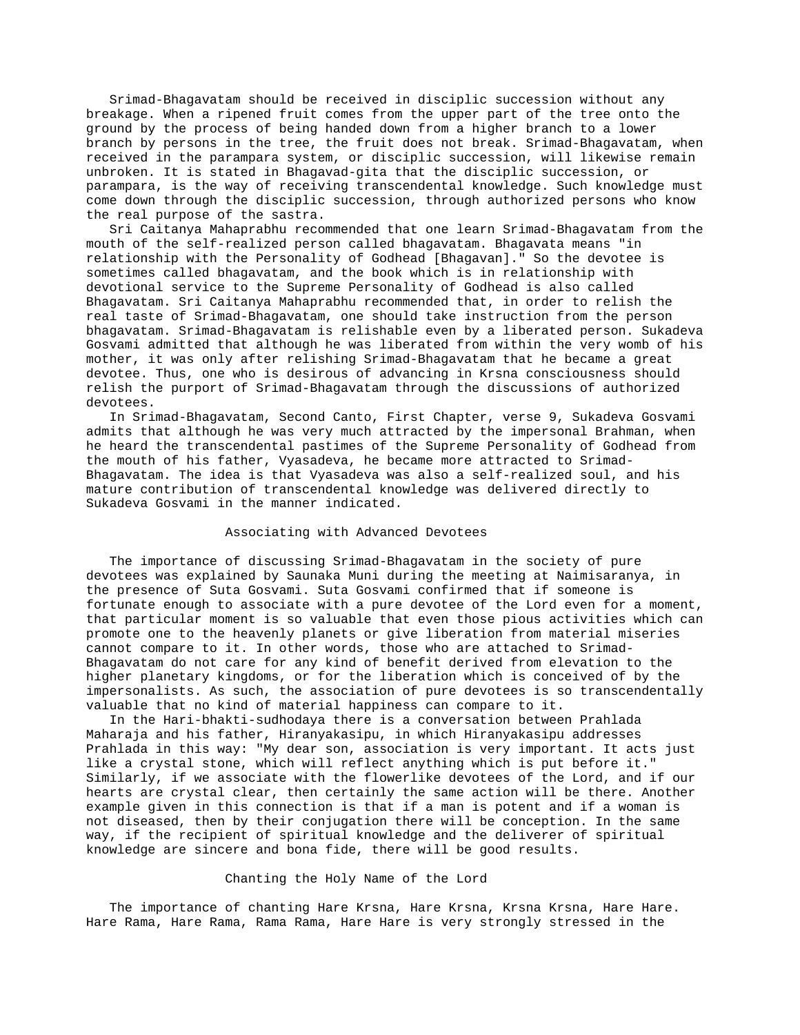Srimad-Bhagavatam should be received in disciplic succession without any breakage. When a ripened fruit comes from the upper part of the tree onto the ground by the process of being handed down from a higher branch to a lower branch by persons in the tree, the fruit does not break. Srimad-Bhagavatam, when received in the parampara system, or disciplic succession, will likewise remain unbroken. It is stated in Bhagavad-gita that the disciplic succession, or parampara, is the way of receiving transcendental knowledge. Such knowledge must come down through the disciplic succession, through authorized persons who know the real purpose of the sastra.

Sri Caitanya Mahaprabhu recommended that one learn Srimad-Bhagavatam from the mouth of the self-realized person called bhagavatam. Bhagavata means "in relationship with the Personality of Godhead [Bhagavan]." So the devotee is sometimes called bhagavatam, and the book which is in relationship with devotional service to the Supreme Personality of Godhead is also called Bhagavatam. Sri Caitanya Mahaprabhu recommended that, in order to relish the real taste of Srimad-Bhagavatam, one should take instruction from the person bhagavatam. Srimad-Bhagavatam is relishable even by a liberated person. Sukadeva Gosvami admitted that although he was liberated from within the very womb of his mother, it was only after relishing Srimad-Bhagavatam that he became a great devotee. Thus, one who is desirous of advancing in Krsna consciousness should relish the purport of Srimad-Bhagavatam through the discussions of authorized devotees.

In Srimad-Bhagavatam, Second Canto, First Chapter, verse 9, Sukadeva Gosvami admits that although he was very much attracted by the impersonal Brahman, when he heard the transcendental pastimes of the Supreme Personality of Godhead from the mouth of his father, Vyasadeva, he became more attracted to Srimad-Bhagavatam. The idea is that Vyasadeva was also a self-realized soul, and his mature contribution of transcendental knowledge was delivered directly to Sukadeva Gosvami in the manner indicated.

## Associating with Advanced Devotees

The importance of discussing Srimad-Bhagavatam in the society of pure devotees was explained by Saunaka Muni during the meeting at Naimisaranya, in the presence of Suta Gosvami. Suta Gosvami confirmed that if someone is fortunate enough to associate with a pure devotee of the Lord even for a moment, that particular moment is so valuable that even those pious activities which can promote one to the heavenly planets or give liberation from material miseries cannot compare to it. In other words, those who are attached to Srimad-Bhagavatam do not care for any kind of benefit derived from elevation to the higher planetary kingdoms, or for the liberation which is conceived of by the impersonalists. As such, the association of pure devotees is so transcendentally valuable that no kind of material happiness can compare to it.

In the Hari-bhakti-sudhodaya there is a conversation between Prahlada Maharaja and his father, Hiranyakasipu, in which Hiranyakasipu addresses Prahlada in this way: "My dear son, association is very important. It acts just like a crystal stone, which will reflect anything which is put before it." Similarly, if we associate with the flowerlike devotees of the Lord, and if our hearts are crystal clear, then certainly the same action will be there. Another example given in this connection is that if a man is potent and if a woman is not diseased, then by their conjugation there will be conception. In the same way, if the recipient of spiritual knowledge and the deliverer of spiritual knowledge are sincere and bona fide, there will be good results.

## Chanting the Holy Name of the Lord

The importance of chanting Hare Krsna, Hare Krsna, Krsna Krsna, Hare Hare. Hare Rama, Hare Rama, Rama Rama, Hare Hare is very strongly stressed in the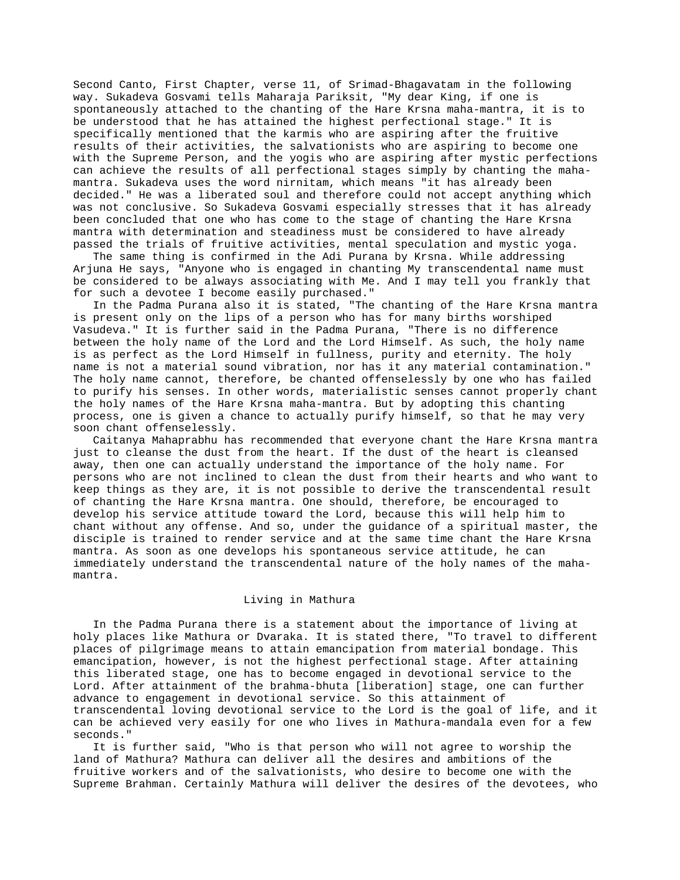Second Canto, First Chapter, verse 11, of Srimad-Bhagavatam in the following way. Sukadeva Gosvami tells Maharaja Pariksit, "My dear King, if one is spontaneously attached to the chanting of the Hare Krsna maha-mantra, it is to be understood that he has attained the highest perfectional stage." It is specifically mentioned that the karmis who are aspiring after the fruitive results of their activities, the salvationists who are aspiring to become one with the Supreme Person, and the yogis who are aspiring after mystic perfections can achieve the results of all perfectional stages simply by chanting the maha-mantra. Sukadeva uses the word nirnitam, which means "it has already been decided." He was a liberated soul and therefore could not accept anything which was not conclusive. So Sukadeva Gosvami especially stresses that it has already been concluded that one who has come to the stage of chanting the Hare Krsna mantra with determination and steadiness must be considered to have already passed the trials of fruitive activities, mental speculation and mystic yoga.

The same thing is confirmed in the Adi Purana by Krsna. While addressing Arjuna He says, "Anyone who is engaged in chanting My transcendental name must be considered to be always associating with Me. And I may tell you frankly that for such a devotee I become easily purchased."

In the Padma Purana also it is stated, "The chanting of the Hare Krsna mantra is present only on the lips of a person who has for many births worshiped Vasudeva." It is further said in the Padma Purana, "There is no difference between the holy name of the Lord and the Lord Himself. As such, the holy name is as perfect as the Lord Himself in fullness, purity and eternity. The holy name is not a material sound vibration, nor has it any material contamination." The holy name cannot, therefore, be chanted offenselessly by one who has failed to purify his senses. In other words, materialistic senses cannot properly chant the holy names of the Hare Krsna maha-mantra. But by adopting this chanting process, one is given a chance to actually purify himself, so that he may very soon chant offenselessly.

Caitanya Mahaprabhu has recommended that everyone chant the Hare Krsna mantra just to cleanse the dust from the heart. If the dust of the heart is cleansed away, then one can actually understand the importance of the holy name. For persons who are not inclined to clean the dust from their hearts and who want to keep things as they are, it is not possible to derive the transcendental result of chanting the Hare Krsna mantra. One should, therefore, be encouraged to develop his service attitude toward the Lord, because this will help him to chant without any offense. And so, under the guidance of a spiritual master, the disciple is trained to render service and at the same time chant the Hare Krsna mantra. As soon as one develops his spontaneous service attitude, he can immediately understand the transcendental nature of the holy names of the maha-mantra.

## Living in Mathura

In the Padma Purana there is a statement about the importance of living at holy places like Mathura or Dvaraka. It is stated there, "To travel to different places of pilgrimage means to attain emancipation from material bondage. This emancipation, however, is not the highest perfectional stage. After attaining this liberated stage, one has to become engaged in devotional service to the Lord. After attainment of the brahma-bhuta [liberation] stage, one can further advance to engagement in devotional service. So this attainment of transcendental loving devotional service to the Lord is the goal of life, and it can be achieved very easily for one who lives in Mathura-mandala even for a few seconds."

It is further said, "Who is that person who will not agree to worship the land of Mathura? Mathura can deliver all the desires and ambitions of the fruitive workers and of the salvationists, who desire to become one with the Supreme Brahman. Certainly Mathura will deliver the desires of the devotees, who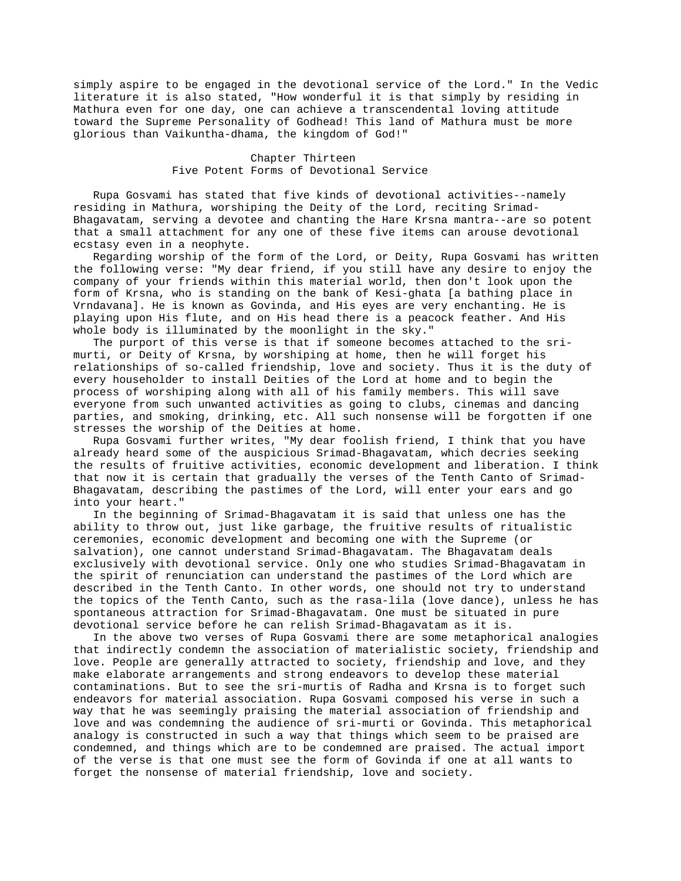simply aspire to be engaged in the devotional service of the Lord." In the Vedic literature it is also stated, "How wonderful it is that simply by residing in Mathura even for one day, one can achieve a transcendental loving attitude toward the Supreme Personality of Godhead! This land of Mathura must be more glorious than Vaikuntha-dhama, the kingdom of God!"

## Chapter Thirteen
## Five Potent Forms of Devotional Service

Rupa Gosvami has stated that five kinds of devotional activities--namely residing in Mathura, worshiping the Deity of the Lord, reciting Srimad-Bhagavatam, serving a devotee and chanting the Hare Krsna mantra--are so potent that a small attachment for any one of these five items can arouse devotional ecstasy even in a neophyte.

Regarding worship of the form of the Lord, or Deity, Rupa Gosvami has written the following verse: "My dear friend, if you still have any desire to enjoy the company of your friends within this material world, then don't look upon the form of Krsna, who is standing on the bank of Kesi-ghata [a bathing place in Vrndavana]. He is known as Govinda, and His eyes are very enchanting. He is playing upon His flute, and on His head there is a peacock feather. And His whole body is illuminated by the moonlight in the sky."

The purport of this verse is that if someone becomes attached to the sri-murti, or Deity of Krsna, by worshiping at home, then he will forget his relationships of so-called friendship, love and society. Thus it is the duty of every householder to install Deities of the Lord at home and to begin the process of worshiping along with all of his family members. This will save everyone from such unwanted activities as going to clubs, cinemas and dancing parties, and smoking, drinking, etc. All such nonsense will be forgotten if one stresses the worship of the Deities at home.

Rupa Gosvami further writes, "My dear foolish friend, I think that you have already heard some of the auspicious Srimad-Bhagavatam, which decries seeking the results of fruitive activities, economic development and liberation. I think that now it is certain that gradually the verses of the Tenth Canto of Srimad-Bhagavatam, describing the pastimes of the Lord, will enter your ears and go into your heart."

In the beginning of Srimad-Bhagavatam it is said that unless one has the ability to throw out, just like garbage, the fruitive results of ritualistic ceremonies, economic development and becoming one with the Supreme (or salvation), one cannot understand Srimad-Bhagavatam. The Bhagavatam deals exclusively with devotional service. Only one who studies Srimad-Bhagavatam in the spirit of renunciation can understand the pastimes of the Lord which are described in the Tenth Canto. In other words, one should not try to understand the topics of the Tenth Canto, such as the rasa-lila (love dance), unless he has spontaneous attraction for Srimad-Bhagavatam. One must be situated in pure devotional service before he can relish Srimad-Bhagavatam as it is.

In the above two verses of Rupa Gosvami there are some metaphorical analogies that indirectly condemn the association of materialistic society, friendship and love. People are generally attracted to society, friendship and love, and they make elaborate arrangements and strong endeavors to develop these material contaminations. But to see the sri-murtis of Radha and Krsna is to forget such endeavors for material association. Rupa Gosvami composed his verse in such a way that he was seemingly praising the material association of friendship and love and was condemning the audience of sri-murti or Govinda. This metaphorical analogy is constructed in such a way that things which seem to be praised are condemned, and things which are to be condemned are praised. The actual import of the verse is that one must see the form of Govinda if one at all wants to forget the nonsense of material friendship, love and society.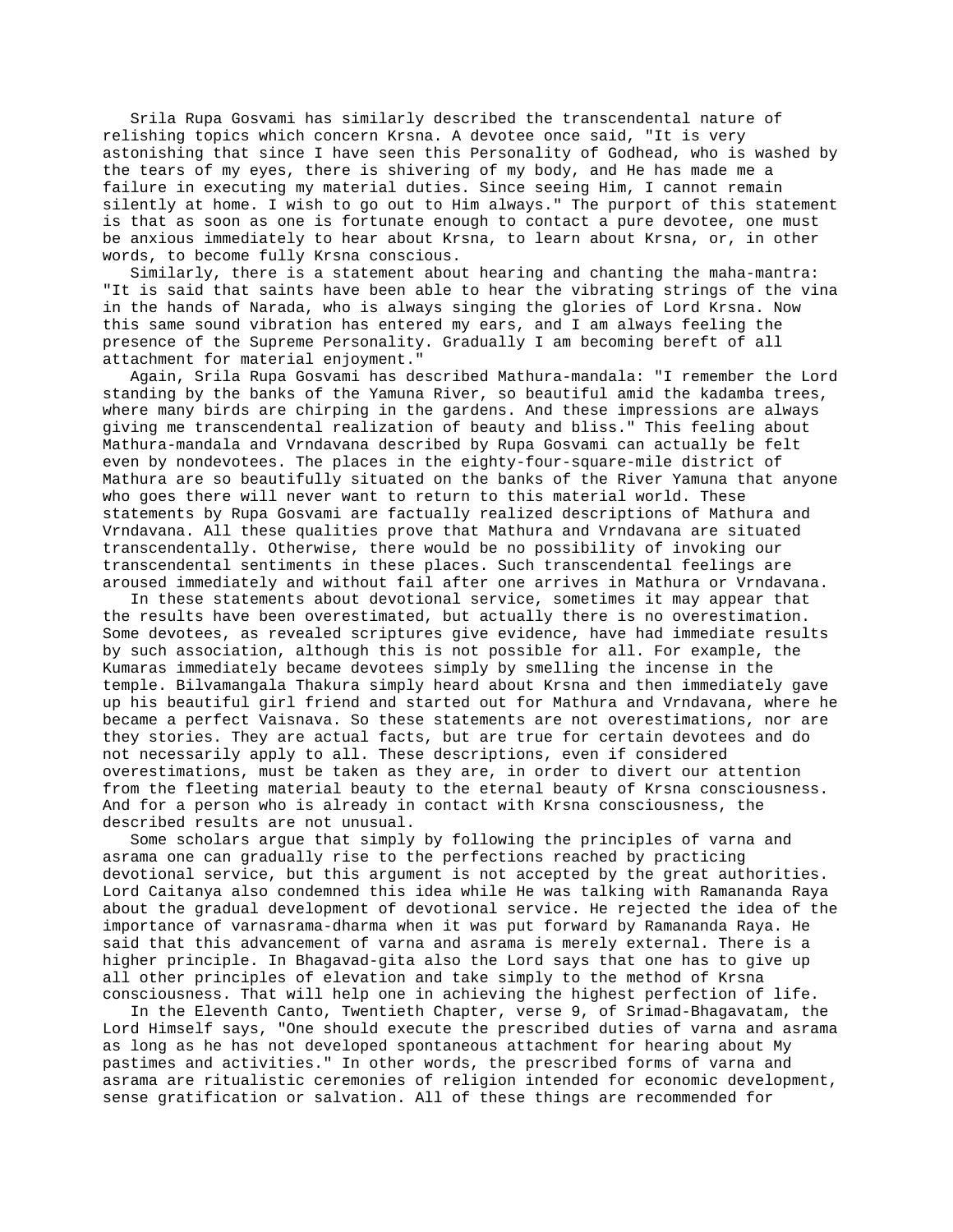Srila Rupa Gosvami has similarly described the transcendental nature of relishing topics which concern Krsna. A devotee once said, "It is very astonishing that since I have seen this Personality of Godhead, who is washed by the tears of my eyes, there is shivering of my body, and He has made me a failure in executing my material duties. Since seeing Him, I cannot remain silently at home. I wish to go out to Him always." The purport of this statement is that as soon as one is fortunate enough to contact a pure devotee, one must be anxious immediately to hear about Krsna, to learn about Krsna, or, in other words, to become fully Krsna conscious.

Similarly, there is a statement about hearing and chanting the maha-mantra: "It is said that saints have been able to hear the vibrating strings of the vina in the hands of Narada, who is always singing the glories of Lord Krsna. Now this same sound vibration has entered my ears, and I am always feeling the presence of the Supreme Personality. Gradually I am becoming bereft of all attachment for material enjoyment."

Again, Srila Rupa Gosvami has described Mathura-mandala: "I remember the Lord standing by the banks of the Yamuna River, so beautiful amid the kadamba trees, where many birds are chirping in the gardens. And these impressions are always giving me transcendental realization of beauty and bliss." This feeling about Mathura-mandala and Vrndavana described by Rupa Gosvami can actually be felt even by nondevotees. The places in the eighty-four-square-mile district of Mathura are so beautifully situated on the banks of the River Yamuna that anyone who goes there will never want to return to this material world. These statements by Rupa Gosvami are factually realized descriptions of Mathura and Vrndavana. All these qualities prove that Mathura and Vrndavana are situated transcendentally. Otherwise, there would be no possibility of invoking our transcendental sentiments in these places. Such transcendental feelings are aroused immediately and without fail after one arrives in Mathura or Vrndavana.

In these statements about devotional service, sometimes it may appear that the results have been overestimated, but actually there is no overestimation. Some devotees, as revealed scriptures give evidence, have had immediate results by such association, although this is not possible for all. For example, the Kumaras immediately became devotees simply by smelling the incense in the temple. Bilvamangala Thakura simply heard about Krsna and then immediately gave up his beautiful girl friend and started out for Mathura and Vrndavana, where he became a perfect Vaisnava. So these statements are not overestimations, nor are they stories. They are actual facts, but are true for certain devotees and do not necessarily apply to all. These descriptions, even if considered overestimations, must be taken as they are, in order to divert our attention from the fleeting material beauty to the eternal beauty of Krsna consciousness. And for a person who is already in contact with Krsna consciousness, the described results are not unusual.

Some scholars argue that simply by following the principles of varna and asrama one can gradually rise to the perfections reached by practicing devotional service, but this argument is not accepted by the great authorities. Lord Caitanya also condemned this idea while He was talking with Ramananda Raya about the gradual development of devotional service. He rejected the idea of the importance of varnasrama-dharma when it was put forward by Ramananda Raya. He said that this advancement of varna and asrama is merely external. There is a higher principle. In Bhagavad-gita also the Lord says that one has to give up all other principles of elevation and take simply to the method of Krsna consciousness. That will help one in achieving the highest perfection of life.

In the Eleventh Canto, Twentieth Chapter, verse 9, of Srimad-Bhagavatam, the Lord Himself says, "One should execute the prescribed duties of varna and asrama as long as he has not developed spontaneous attachment for hearing about My pastimes and activities." In other words, the prescribed forms of varna and asrama are ritualistic ceremonies of religion intended for economic development, sense gratification or salvation. All of these things are recommended for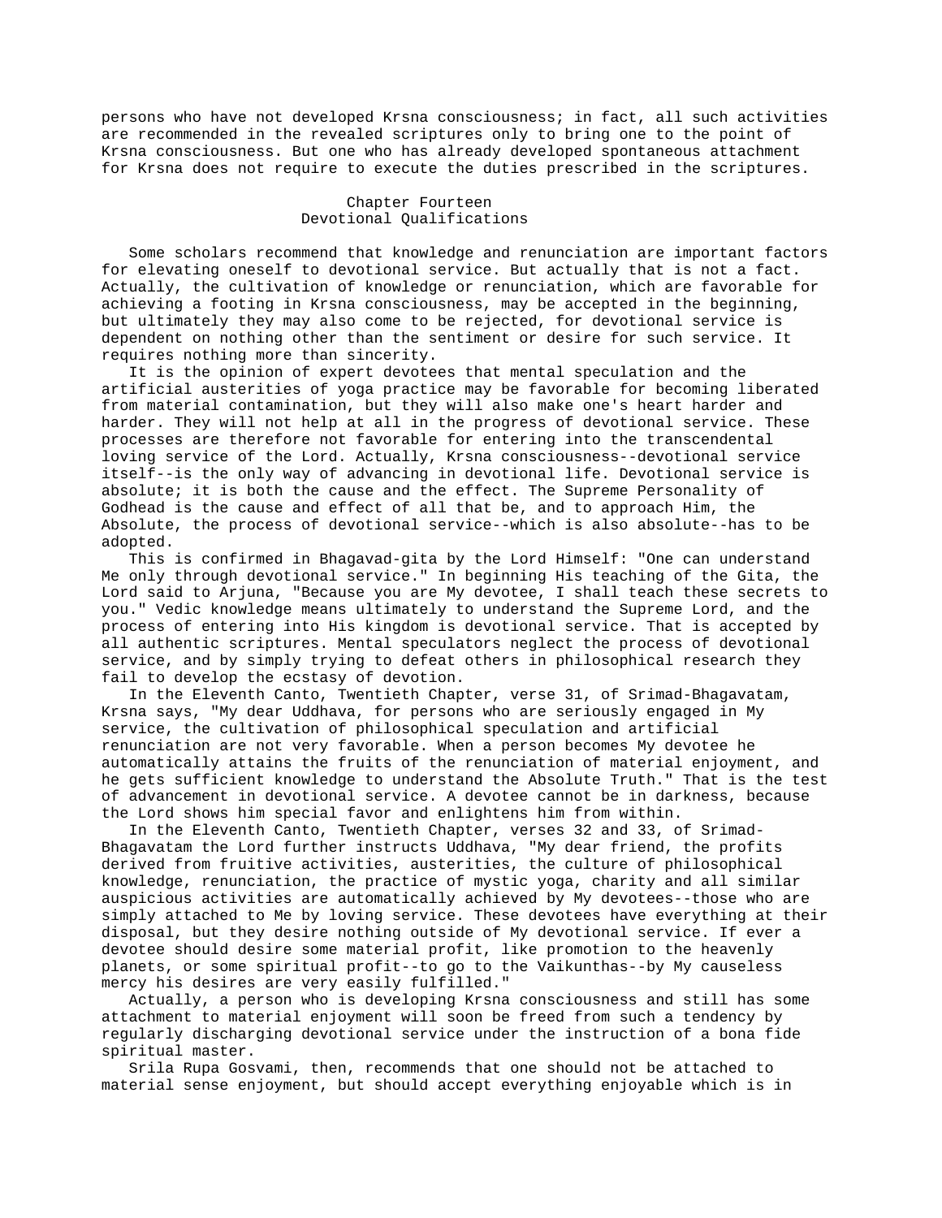persons who have not developed Krsna consciousness; in fact, all such activities are recommended in the revealed scriptures only to bring one to the point of Krsna consciousness. But one who has already developed spontaneous attachment for Krsna does not require to execute the duties prescribed in the scriptures.

## Chapter Fourteen
## Devotional Qualifications

Some scholars recommend that knowledge and renunciation are important factors for elevating oneself to devotional service. But actually that is not a fact. Actually, the cultivation of knowledge or renunciation, which are favorable for achieving a footing in Krsna consciousness, may be accepted in the beginning, but ultimately they may also come to be rejected, for devotional service is dependent on nothing other than the sentiment or desire for such service. It requires nothing more than sincerity.

It is the opinion of expert devotees that mental speculation and the artificial austerities of yoga practice may be favorable for becoming liberated from material contamination, but they will also make one's heart harder and harder. They will not help at all in the progress of devotional service. These processes are therefore not favorable for entering into the transcendental loving service of the Lord. Actually, Krsna consciousness--devotional service itself--is the only way of advancing in devotional life. Devotional service is absolute; it is both the cause and the effect. The Supreme Personality of Godhead is the cause and effect of all that be, and to approach Him, the Absolute, the process of devotional service--which is also absolute--has to be adopted.

This is confirmed in Bhagavad-gita by the Lord Himself: "One can understand Me only through devotional service." In beginning His teaching of the Gita, the Lord said to Arjuna, "Because you are My devotee, I shall teach these secrets to you." Vedic knowledge means ultimately to understand the Supreme Lord, and the process of entering into His kingdom is devotional service. That is accepted by all authentic scriptures. Mental speculators neglect the process of devotional service, and by simply trying to defeat others in philosophical research they fail to develop the ecstasy of devotion.

In the Eleventh Canto, Twentieth Chapter, verse 31, of Srimad-Bhagavatam, Krsna says, "My dear Uddhava, for persons who are seriously engaged in My service, the cultivation of philosophical speculation and artificial renunciation are not very favorable. When a person becomes My devotee he automatically attains the fruits of the renunciation of material enjoyment, and he gets sufficient knowledge to understand the Absolute Truth." That is the test of advancement in devotional service. A devotee cannot be in darkness, because the Lord shows him special favor and enlightens him from within.

In the Eleventh Canto, Twentieth Chapter, verses 32 and 33, of Srimad-Bhagavatam the Lord further instructs Uddhava, "My dear friend, the profits derived from fruitive activities, austerities, the culture of philosophical knowledge, renunciation, the practice of mystic yoga, charity and all similar auspicious activities are automatically achieved by My devotees--those who are simply attached to Me by loving service. These devotees have everything at their disposal, but they desire nothing outside of My devotional service. If ever a devotee should desire some material profit, like promotion to the heavenly planets, or some spiritual profit--to go to the Vaikunthas--by My causeless mercy his desires are very easily fulfilled."

Actually, a person who is developing Krsna consciousness and still has some attachment to material enjoyment will soon be freed from such a tendency by regularly discharging devotional service under the instruction of a bona fide spiritual master.

Srila Rupa Gosvami, then, recommends that one should not be attached to material sense enjoyment, but should accept everything enjoyable which is in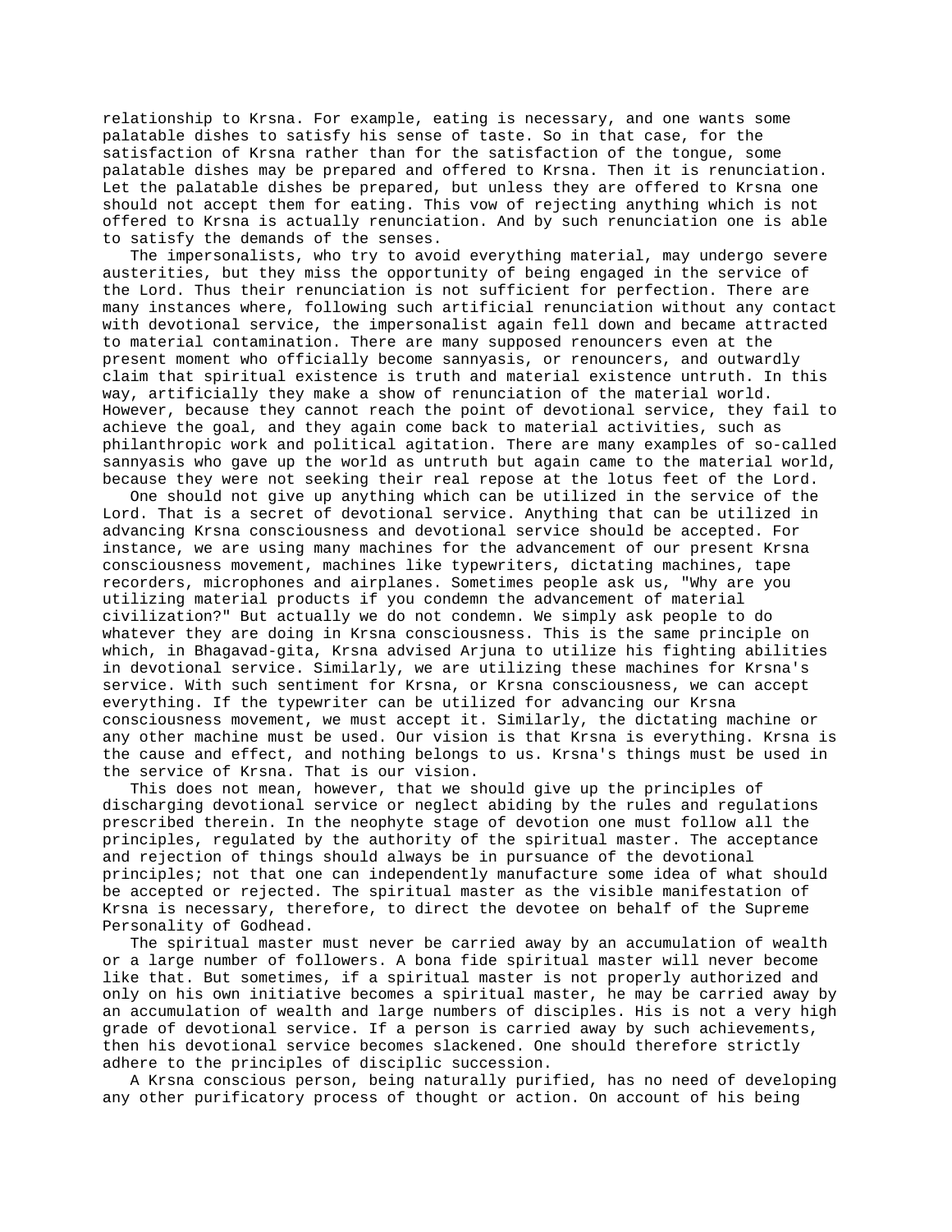relationship to Krsna. For example, eating is necessary, and one wants some palatable dishes to satisfy his sense of taste. So in that case, for the satisfaction of Krsna rather than for the satisfaction of the tongue, some palatable dishes may be prepared and offered to Krsna. Then it is renunciation. Let the palatable dishes be prepared, but unless they are offered to Krsna one should not accept them for eating. This vow of rejecting anything which is not offered to Krsna is actually renunciation. And by such renunciation one is able to satisfy the demands of the senses.

The impersonalists, who try to avoid everything material, may undergo severe austerities, but they miss the opportunity of being engaged in the service of the Lord. Thus their renunciation is not sufficient for perfection. There are many instances where, following such artificial renunciation without any contact with devotional service, the impersonalist again fell down and became attracted to material contamination. There are many supposed renouncers even at the present moment who officially become sannyasis, or renouncers, and outwardly claim that spiritual existence is truth and material existence untruth. In this way, artificially they make a show of renunciation of the material world. However, because they cannot reach the point of devotional service, they fail to achieve the goal, and they again come back to material activities, such as philanthropic work and political agitation. There are many examples of so-called sannyasis who gave up the world as untruth but again came to the material world, because they were not seeking their real repose at the lotus feet of the Lord.

One should not give up anything which can be utilized in the service of the Lord. That is a secret of devotional service. Anything that can be utilized in advancing Krsna consciousness and devotional service should be accepted. For instance, we are using many machines for the advancement of our present Krsna consciousness movement, machines like typewriters, dictating machines, tape recorders, microphones and airplanes. Sometimes people ask us, "Why are you utilizing material products if you condemn the advancement of material civilization?" But actually we do not condemn. We simply ask people to do whatever they are doing in Krsna consciousness. This is the same principle on which, in Bhagavad-gita, Krsna advised Arjuna to utilize his fighting abilities in devotional service. Similarly, we are utilizing these machines for Krsna's service. With such sentiment for Krsna, or Krsna consciousness, we can accept everything. If the typewriter can be utilized for advancing our Krsna consciousness movement, we must accept it. Similarly, the dictating machine or any other machine must be used. Our vision is that Krsna is everything. Krsna is the cause and effect, and nothing belongs to us. Krsna's things must be used in the service of Krsna. That is our vision.

This does not mean, however, that we should give up the principles of discharging devotional service or neglect abiding by the rules and regulations prescribed therein. In the neophyte stage of devotion one must follow all the principles, regulated by the authority of the spiritual master. The acceptance and rejection of things should always be in pursuance of the devotional principles; not that one can independently manufacture some idea of what should be accepted or rejected. The spiritual master as the visible manifestation of Krsna is necessary, therefore, to direct the devotee on behalf of the Supreme Personality of Godhead.

The spiritual master must never be carried away by an accumulation of wealth or a large number of followers. A bona fide spiritual master will never become like that. But sometimes, if a spiritual master is not properly authorized and only on his own initiative becomes a spiritual master, he may be carried away by an accumulation of wealth and large numbers of disciples. His is not a very high grade of devotional service. If a person is carried away by such achievements, then his devotional service becomes slackened. One should therefore strictly adhere to the principles of disciplic succession.

A Krsna conscious person, being naturally purified, has no need of developing any other purificatory process of thought or action. On account of his being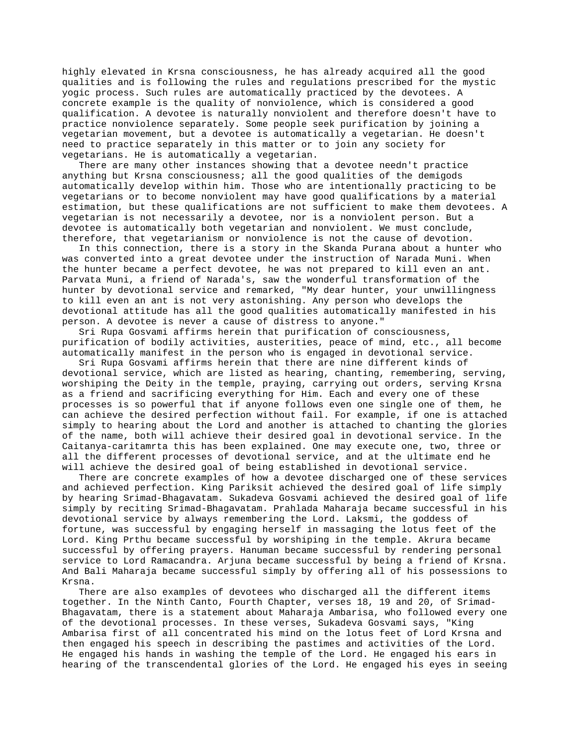highly elevated in Krsna consciousness, he has already acquired all the good qualities and is following the rules and regulations prescribed for the mystic yogic process. Such rules are automatically practiced by the devotees. A concrete example is the quality of nonviolence, which is considered a good qualification. A devotee is naturally nonviolent and therefore doesn't have to practice nonviolence separately. Some people seek purification by joining a vegetarian movement, but a devotee is automatically a vegetarian. He doesn't need to practice separately in this matter or to join any society for vegetarians. He is automatically a vegetarian.

There are many other instances showing that a devotee needn't practice anything but Krsna consciousness; all the good qualities of the demigods automatically develop within him. Those who are intentionally practicing to be vegetarians or to become nonviolent may have good qualifications by a material estimation, but these qualifications are not sufficient to make them devotees. A vegetarian is not necessarily a devotee, nor is a nonviolent person. But a devotee is automatically both vegetarian and nonviolent. We must conclude, therefore, that vegetarianism or nonviolence is not the cause of devotion.

In this connection, there is a story in the Skanda Purana about a hunter who was converted into a great devotee under the instruction of Narada Muni. When the hunter became a perfect devotee, he was not prepared to kill even an ant. Parvata Muni, a friend of Narada's, saw the wonderful transformation of the hunter by devotional service and remarked, "My dear hunter, your unwillingness to kill even an ant is not very astonishing. Any person who develops the devotional attitude has all the good qualities automatically manifested in his person. A devotee is never a cause of distress to anyone."

Sri Rupa Gosvami affirms herein that purification of consciousness, purification of bodily activities, austerities, peace of mind, etc., all become automatically manifest in the person who is engaged in devotional service.

Sri Rupa Gosvami affirms herein that there are nine different kinds of devotional service, which are listed as hearing, chanting, remembering, serving, worshiping the Deity in the temple, praying, carrying out orders, serving Krsna as a friend and sacrificing everything for Him. Each and every one of these processes is so powerful that if anyone follows even one single one of them, he can achieve the desired perfection without fail. For example, if one is attached simply to hearing about the Lord and another is attached to chanting the glories of the name, both will achieve their desired goal in devotional service. In the Caitanya-caritamrta this has been explained. One may execute one, two, three or all the different processes of devotional service, and at the ultimate end he will achieve the desired goal of being established in devotional service.

There are concrete examples of how a devotee discharged one of these services and achieved perfection. King Pariksit achieved the desired goal of life simply by hearing Srimad-Bhagavatam. Sukadeva Gosvami achieved the desired goal of life simply by reciting Srimad-Bhagavatam. Prahlada Maharaja became successful in his devotional service by always remembering the Lord. Laksmi, the goddess of fortune, was successful by engaging herself in massaging the lotus feet of the Lord. King Prthu became successful by worshiping in the temple. Akrura became successful by offering prayers. Hanuman became successful by rendering personal service to Lord Ramacandra. Arjuna became successful by being a friend of Krsna. And Bali Maharaja became successful simply by offering all of his possessions to Krsna.

There are also examples of devotees who discharged all the different items together. In the Ninth Canto, Fourth Chapter, verses 18, 19 and 20, of Srimad-Bhagavatam, there is a statement about Maharaja Ambarisa, who followed every one of the devotional processes. In these verses, Sukadeva Gosvami says, "King Ambarisa first of all concentrated his mind on the lotus feet of Lord Krsna and then engaged his speech in describing the pastimes and activities of the Lord. He engaged his hands in washing the temple of the Lord. He engaged his ears in hearing of the transcendental glories of the Lord. He engaged his eyes in seeing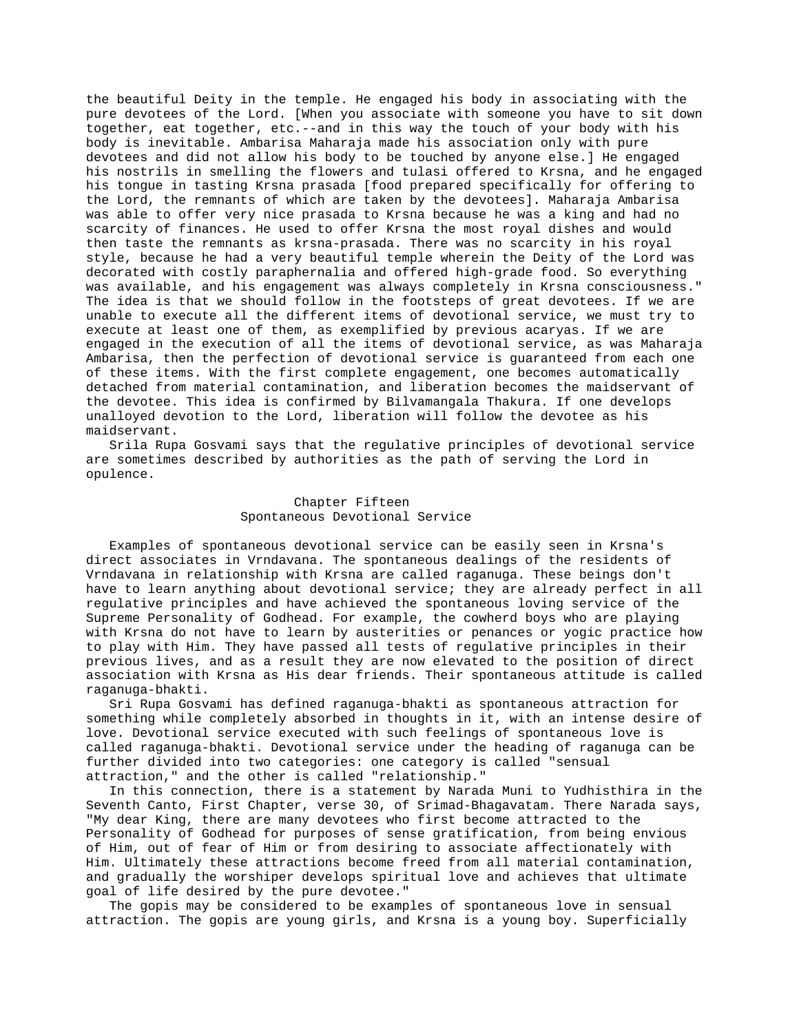the beautiful Deity in the temple. He engaged his body in associating with the pure devotees of the Lord. [When you associate with someone you have to sit down together, eat together, etc.--and in this way the touch of your body with his body is inevitable. Ambarisa Maharaja made his association only with pure devotees and did not allow his body to be touched by anyone else.] He engaged his nostrils in smelling the flowers and tulasi offered to Krsna, and he engaged his tongue in tasting Krsna prasada [food prepared specifically for offering to the Lord, the remnants of which are taken by the devotees]. Maharaja Ambarisa was able to offer very nice prasada to Krsna because he was a king and had no scarcity of finances. He used to offer Krsna the most royal dishes and would then taste the remnants as krsna-prasada. There was no scarcity in his royal style, because he had a very beautiful temple wherein the Deity of the Lord was decorated with costly paraphernalia and offered high-grade food. So everything was available, and his engagement was always completely in Krsna consciousness." The idea is that we should follow in the footsteps of great devotees. If we are unable to execute all the different items of devotional service, we must try to execute at least one of them, as exemplified by previous acaryas. If we are engaged in the execution of all the items of devotional service, as was Maharaja Ambarisa, then the perfection of devotional service is guaranteed from each one of these items. With the first complete engagement, one becomes automatically detached from material contamination, and liberation becomes the maidservant of the devotee. This idea is confirmed by Bilvamangala Thakura. If one develops unalloyed devotion to the Lord, liberation will follow the devotee as his maidservant.

Srila Rupa Gosvami says that the regulative principles of devotional service are sometimes described by authorities as the path of serving the Lord in opulence.

## Chapter Fifteen
## Spontaneous Devotional Service

Examples of spontaneous devotional service can be easily seen in Krsna's direct associates in Vrndavana. The spontaneous dealings of the residents of Vrndavana in relationship with Krsna are called raganuga. These beings don't have to learn anything about devotional service; they are already perfect in all regulative principles and have achieved the spontaneous loving service of the Supreme Personality of Godhead. For example, the cowherd boys who are playing with Krsna do not have to learn by austerities or penances or yogic practice how to play with Him. They have passed all tests of regulative principles in their previous lives, and as a result they are now elevated to the position of direct association with Krsna as His dear friends. Their spontaneous attitude is called raganuga-bhakti.

Sri Rupa Gosvami has defined raganuga-bhakti as spontaneous attraction for something while completely absorbed in thoughts in it, with an intense desire of love. Devotional service executed with such feelings of spontaneous love is called raganuga-bhakti. Devotional service under the heading of raganuga can be further divided into two categories: one category is called "sensual attraction," and the other is called "relationship."

In this connection, there is a statement by Narada Muni to Yudhisthira in the Seventh Canto, First Chapter, verse 30, of Srimad-Bhagavatam. There Narada says, "My dear King, there are many devotees who first become attracted to the Personality of Godhead for purposes of sense gratification, from being envious of Him, out of fear of Him or from desiring to associate affectionately with Him. Ultimately these attractions become freed from all material contamination, and gradually the worshiper develops spiritual love and achieves that ultimate goal of life desired by the pure devotee."

The gopis may be considered to be examples of spontaneous love in sensual attraction. The gopis are young girls, and Krsna is a young boy. Superficially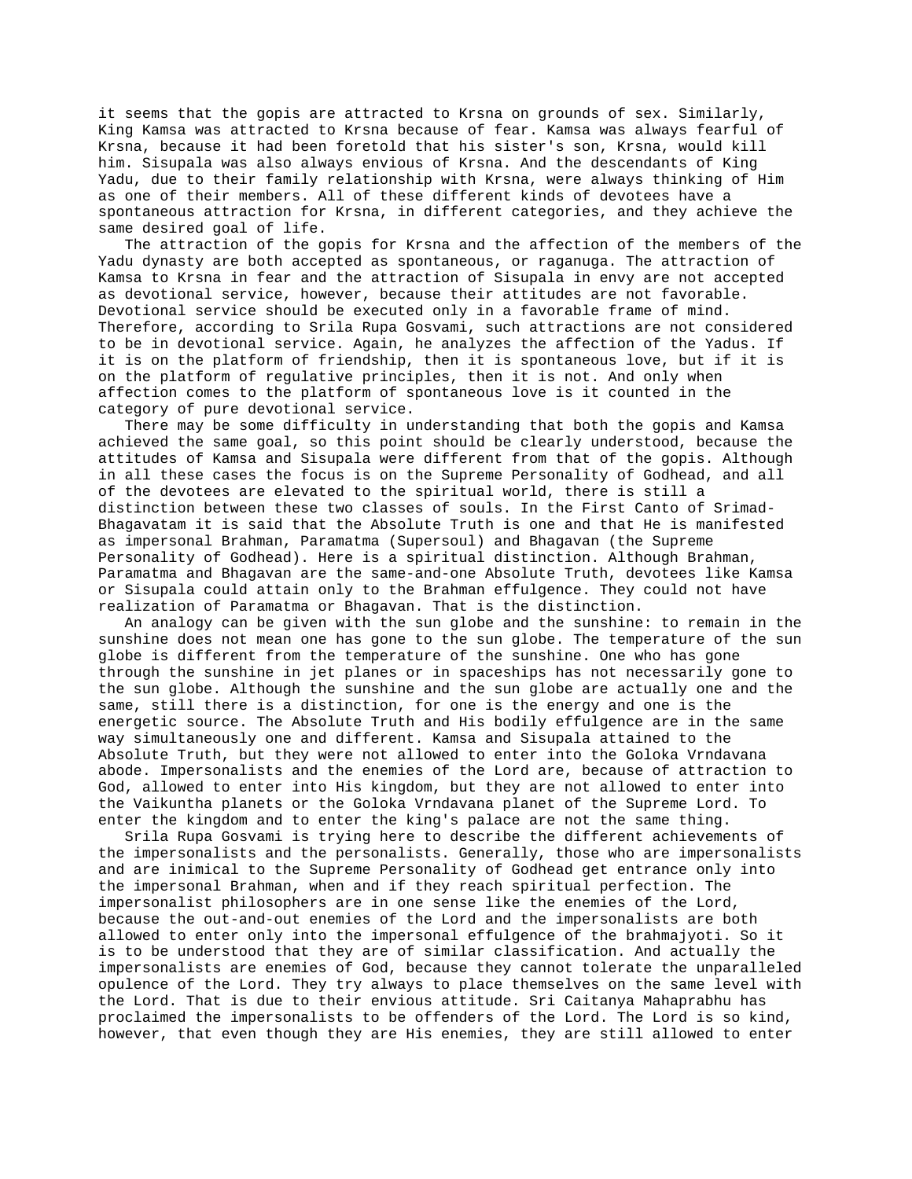it seems that the gopis are attracted to Krsna on grounds of sex. Similarly, King Kamsa was attracted to Krsna because of fear. Kamsa was always fearful of Krsna, because it had been foretold that his sister's son, Krsna, would kill him. Sisupala was also always envious of Krsna. And the descendants of King Yadu, due to their family relationship with Krsna, were always thinking of Him as one of their members. All of these different kinds of devotees have a spontaneous attraction for Krsna, in different categories, and they achieve the same desired goal of life.

The attraction of the gopis for Krsna and the affection of the members of the Yadu dynasty are both accepted as spontaneous, or raganuga. The attraction of Kamsa to Krsna in fear and the attraction of Sisupala in envy are not accepted as devotional service, however, because their attitudes are not favorable. Devotional service should be executed only in a favorable frame of mind. Therefore, according to Srila Rupa Gosvami, such attractions are not considered to be in devotional service. Again, he analyzes the affection of the Yadus. If it is on the platform of friendship, then it is spontaneous love, but if it is on the platform of regulative principles, then it is not. And only when affection comes to the platform of spontaneous love is it counted in the category of pure devotional service.

There may be some difficulty in understanding that both the gopis and Kamsa achieved the same goal, so this point should be clearly understood, because the attitudes of Kamsa and Sisupala were different from that of the gopis. Although in all these cases the focus is on the Supreme Personality of Godhead, and all of the devotees are elevated to the spiritual world, there is still a distinction between these two classes of souls. In the First Canto of Srimad-Bhagavatam it is said that the Absolute Truth is one and that He is manifested as impersonal Brahman, Paramatma (Supersoul) and Bhagavan (the Supreme Personality of Godhead). Here is a spiritual distinction. Although Brahman, Paramatma and Bhagavan are the same-and-one Absolute Truth, devotees like Kamsa or Sisupala could attain only to the Brahman effulgence. They could not have realization of Paramatma or Bhagavan. That is the distinction.

An analogy can be given with the sun globe and the sunshine: to remain in the sunshine does not mean one has gone to the sun globe. The temperature of the sun globe is different from the temperature of the sunshine. One who has gone through the sunshine in jet planes or in spaceships has not necessarily gone to the sun globe. Although the sunshine and the sun globe are actually one and the same, still there is a distinction, for one is the energy and one is the energetic source. The Absolute Truth and His bodily effulgence are in the same way simultaneously one and different. Kamsa and Sisupala attained to the Absolute Truth, but they were not allowed to enter into the Goloka Vrndavana abode. Impersonalists and the enemies of the Lord are, because of attraction to God, allowed to enter into His kingdom, but they are not allowed to enter into the Vaikuntha planets or the Goloka Vrndavana planet of the Supreme Lord. To enter the kingdom and to enter the king's palace are not the same thing.

Srila Rupa Gosvami is trying here to describe the different achievements of the impersonalists and the personalists. Generally, those who are impersonalists and are inimical to the Supreme Personality of Godhead get entrance only into the impersonal Brahman, when and if they reach spiritual perfection. The impersonalist philosophers are in one sense like the enemies of the Lord, because the out-and-out enemies of the Lord and the impersonalists are both allowed to enter only into the impersonal effulgence of the brahmajyoti. So it is to be understood that they are of similar classification. And actually the impersonalists are enemies of God, because they cannot tolerate the unparalleled opulence of the Lord. They try always to place themselves on the same level with the Lord. That is due to their envious attitude. Sri Caitanya Mahaprabhu has proclaimed the impersonalists to be offenders of the Lord. The Lord is so kind, however, that even though they are His enemies, they are still allowed to enter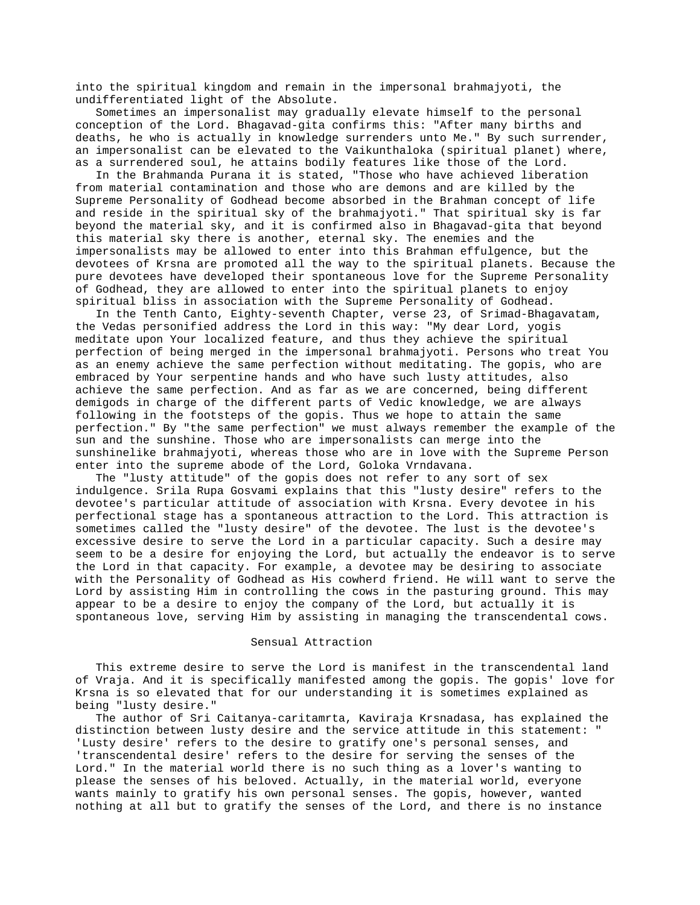into the spiritual kingdom and remain in the impersonal brahmajyoti, the undifferentiated light of the Absolute.

Sometimes an impersonalist may gradually elevate himself to the personal conception of the Lord. Bhagavad-gita confirms this: "After many births and deaths, he who is actually in knowledge surrenders unto Me." By such surrender, an impersonalist can be elevated to the Vaikunthaloka (spiritual planet) where, as a surrendered soul, he attains bodily features like those of the Lord.

In the Brahmanda Purana it is stated, "Those who have achieved liberation from material contamination and those who are demons and are killed by the Supreme Personality of Godhead become absorbed in the Brahman concept of life and reside in the spiritual sky of the brahmajyoti." That spiritual sky is far beyond the material sky, and it is confirmed also in Bhagavad-gita that beyond this material sky there is another, eternal sky. The enemies and the impersonalists may be allowed to enter into this Brahman effulgence, but the devotees of Krsna are promoted all the way to the spiritual planets. Because the pure devotees have developed their spontaneous love for the Supreme Personality of Godhead, they are allowed to enter into the spiritual planets to enjoy spiritual bliss in association with the Supreme Personality of Godhead.

In the Tenth Canto, Eighty-seventh Chapter, verse 23, of Srimad-Bhagavatam, the Vedas personified address the Lord in this way: "My dear Lord, yogis meditate upon Your localized feature, and thus they achieve the spiritual perfection of being merged in the impersonal brahmajyoti. Persons who treat You as an enemy achieve the same perfection without meditating. The gopis, who are embraced by Your serpentine hands and who have such lusty attitudes, also achieve the same perfection. And as far as we are concerned, being different demigods in charge of the different parts of Vedic knowledge, we are always following in the footsteps of the gopis. Thus we hope to attain the same perfection." By "the same perfection" we must always remember the example of the sun and the sunshine. Those who are impersonalists can merge into the sunshinelike brahmajyoti, whereas those who are in love with the Supreme Person enter into the supreme abode of the Lord, Goloka Vrndavana.

The "lusty attitude" of the gopis does not refer to any sort of sex indulgence. Srila Rupa Gosvami explains that this "lusty desire" refers to the devotee's particular attitude of association with Krsna. Every devotee in his perfectional stage has a spontaneous attraction to the Lord. This attraction is sometimes called the "lusty desire" of the devotee. The lust is the devotee's excessive desire to serve the Lord in a particular capacity. Such a desire may seem to be a desire for enjoying the Lord, but actually the endeavor is to serve the Lord in that capacity. For example, a devotee may be desiring to associate with the Personality of Godhead as His cowherd friend. He will want to serve the Lord by assisting Him in controlling the cows in the pasturing ground. This may appear to be a desire to enjoy the company of the Lord, but actually it is spontaneous love, serving Him by assisting in managing the transcendental cows.

## Sensual Attraction

This extreme desire to serve the Lord is manifest in the transcendental land of Vraja. And it is specifically manifested among the gopis. The gopis' love for Krsna is so elevated that for our understanding it is sometimes explained as being "lusty desire."

The author of Sri Caitanya-caritamrta, Kaviraja Krsnadasa, has explained the distinction between lusty desire and the service attitude in this statement: "'Lusty desire' refers to the desire to gratify one's personal senses, and 'transcendental desire' refers to the desire for serving the senses of the Lord." In the material world there is no such thing as a lover's wanting to please the senses of his beloved. Actually, in the material world, everyone wants mainly to gratify his own personal senses. The gopis, however, wanted nothing at all but to gratify the senses of the Lord, and there is no instance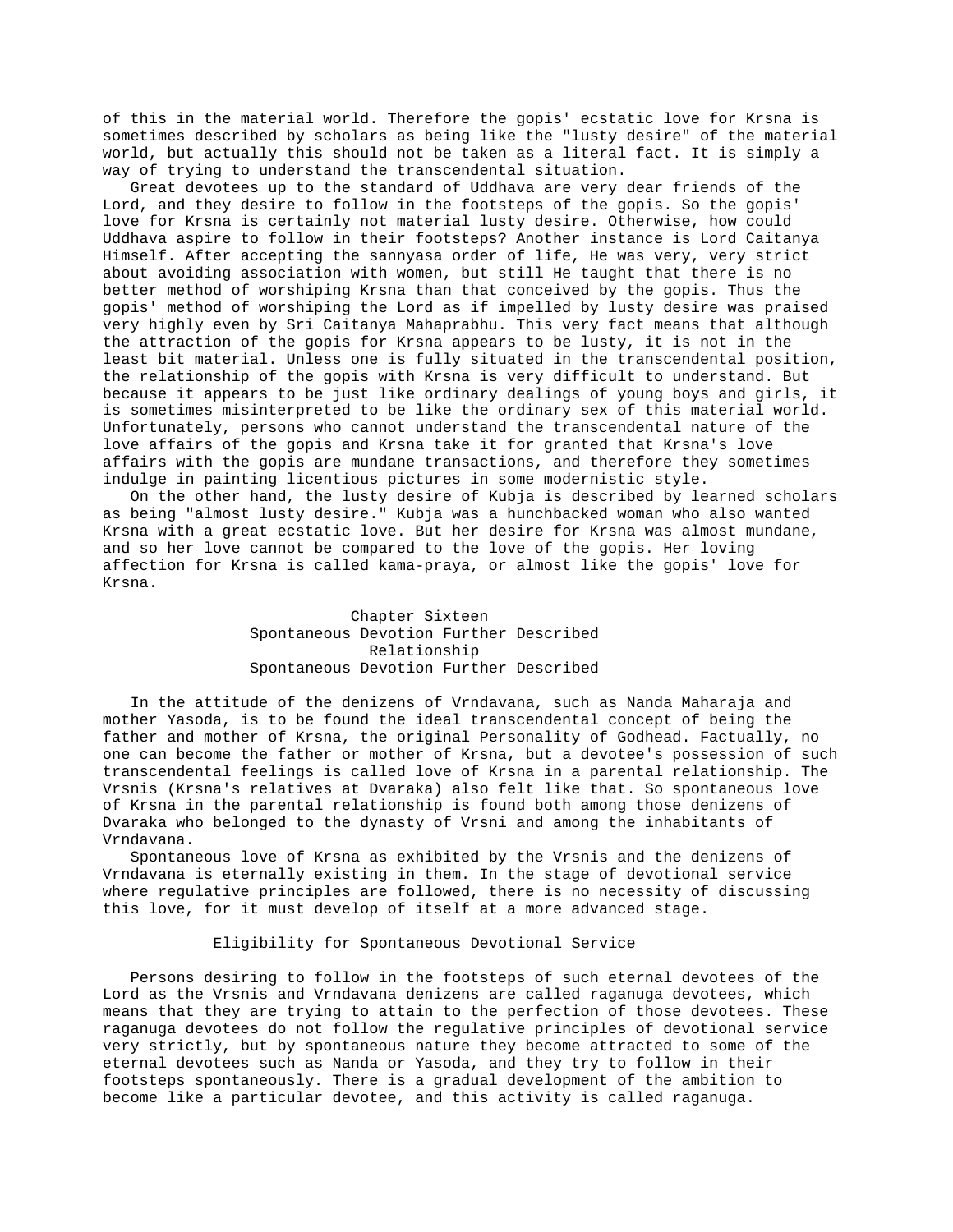of this in the material world. Therefore the gopis' ecstatic love for Krsna is sometimes described by scholars as being like the "lusty desire" of the material world, but actually this should not be taken as a literal fact. It is simply a way of trying to understand the transcendental situation.

Great devotees up to the standard of Uddhava are very dear friends of the Lord, and they desire to follow in the footsteps of the gopis. So the gopis' love for Krsna is certainly not material lusty desire. Otherwise, how could Uddhava aspire to follow in their footsteps? Another instance is Lord Caitanya Himself. After accepting the sannyasa order of life, He was very, very strict about avoiding association with women, but still He taught that there is no better method of worshiping Krsna than that conceived by the gopis. Thus the gopis' method of worshiping the Lord as if impelled by lusty desire was praised very highly even by Sri Caitanya Mahaprabhu. This very fact means that although the attraction of the gopis for Krsna appears to be lusty, it is not in the least bit material. Unless one is fully situated in the transcendental position, the relationship of the gopis with Krsna is very difficult to understand. But because it appears to be just like ordinary dealings of young boys and girls, it is sometimes misinterpreted to be like the ordinary sex of this material world. Unfortunately, persons who cannot understand the transcendental nature of the love affairs of the gopis and Krsna take it for granted that Krsna's love affairs with the gopis are mundane transactions, and therefore they sometimes indulge in painting licentious pictures in some modernistic style.

On the other hand, the lusty desire of Kubja is described by learned scholars as being "almost lusty desire." Kubja was a hunchbacked woman who also wanted Krsna with a great ecstatic love. But her desire for Krsna was almost mundane, and so her love cannot be compared to the love of the gopis. Her loving affection for Krsna is called kama-praya, or almost like the gopis' love for Krsna.

# Chapter Sixteen
## Spontaneous Devotion Further Described
### Relationship
### Spontaneous Devotion Further Described

In the attitude of the denizens of Vrndavana, such as Nanda Maharaja and mother Yasoda, is to be found the ideal transcendental concept of being the father and mother of Krsna, the original Personality of Godhead. Factually, no one can become the father or mother of Krsna, but a devotee's possession of such transcendental feelings is called love of Krsna in a parental relationship. The Vrsnis (Krsna's relatives at Dvaraka) also felt like that. So spontaneous love of Krsna in the parental relationship is found both among those denizens of Dvaraka who belonged to the dynasty of Vrsni and among the inhabitants of Vrndavana.

Spontaneous love of Krsna as exhibited by the Vrsnis and the denizens of Vrndavana is eternally existing in them. In the stage of devotional service where regulative principles are followed, there is no necessity of discussing this love, for it must develop of itself at a more advanced stage.

### Eligibility for Spontaneous Devotional Service

Persons desiring to follow in the footsteps of such eternal devotees of the Lord as the Vrsnis and Vrndavana denizens are called raganuga devotees, which means that they are trying to attain to the perfection of those devotees. These raganuga devotees do not follow the regulative principles of devotional service very strictly, but by spontaneous nature they become attracted to some of the eternal devotees such as Nanda or Yasoda, and they try to follow in their footsteps spontaneously. There is a gradual development of the ambition to become like a particular devotee, and this activity is called raganuga.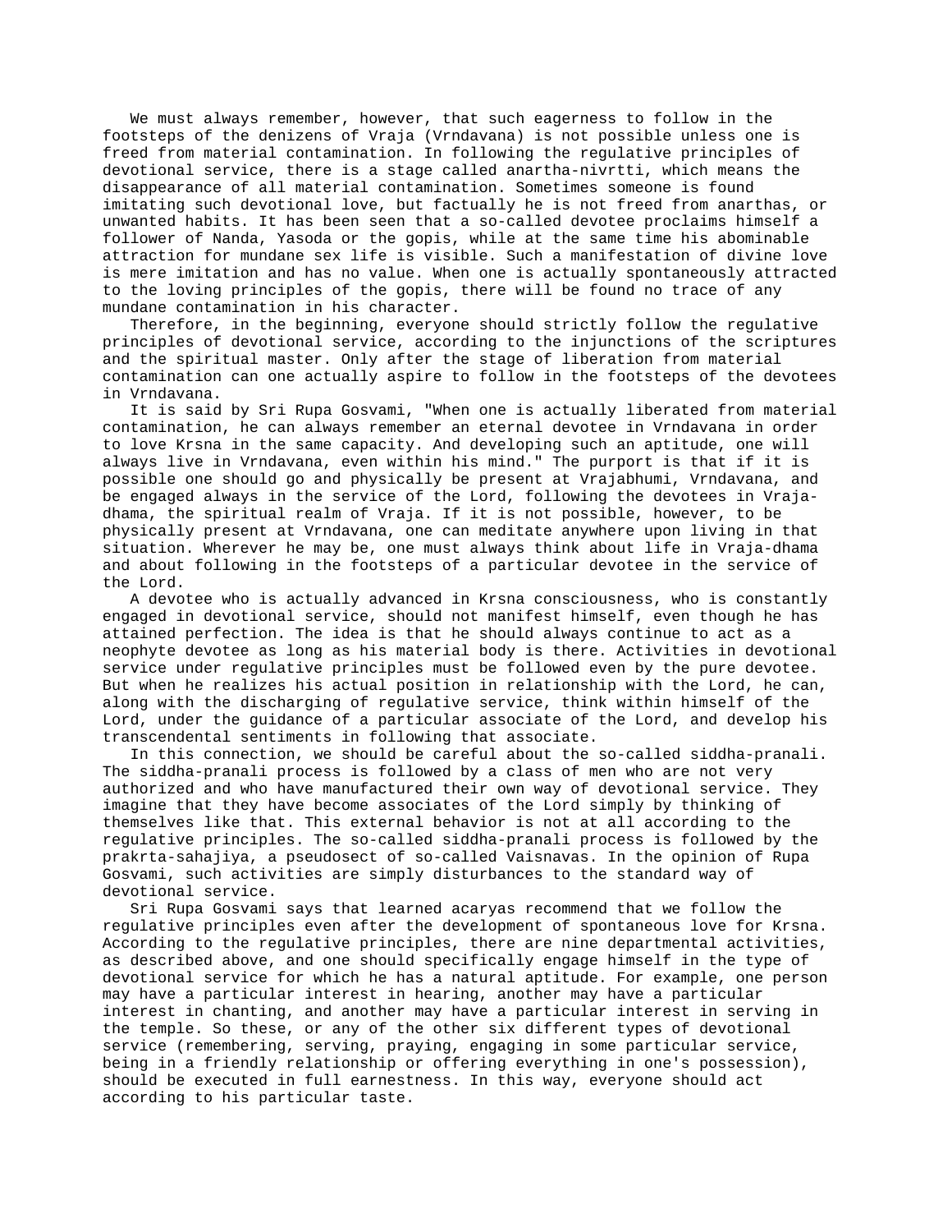We must always remember, however, that such eagerness to follow in the footsteps of the denizens of Vraja (Vrndavana) is not possible unless one is freed from material contamination. In following the regulative principles of devotional service, there is a stage called anartha-nivrtti, which means the disappearance of all material contamination. Sometimes someone is found imitating such devotional love, but factually he is not freed from anarthas, or unwanted habits. It has been seen that a so-called devotee proclaims himself a follower of Nanda, Yasoda or the gopis, while at the same time his abominable attraction for mundane sex life is visible. Such a manifestation of divine love is mere imitation and has no value. When one is actually spontaneously attracted to the loving principles of the gopis, there will be found no trace of any mundane contamination in his character.

Therefore, in the beginning, everyone should strictly follow the regulative principles of devotional service, according to the injunctions of the scriptures and the spiritual master. Only after the stage of liberation from material contamination can one actually aspire to follow in the footsteps of the devotees in Vrndavana.

It is said by Sri Rupa Gosvami, "When one is actually liberated from material contamination, he can always remember an eternal devotee in Vrndavana in order to love Krsna in the same capacity. And developing such an aptitude, one will always live in Vrndavana, even within his mind." The purport is that if it is possible one should go and physically be present at Vrajabhumi, Vrndavana, and be engaged always in the service of the Lord, following the devotees in Vraja-dhama, the spiritual realm of Vraja. If it is not possible, however, to be physically present at Vrndavana, one can meditate anywhere upon living in that situation. Wherever he may be, one must always think about life in Vraja-dhama and about following in the footsteps of a particular devotee in the service of the Lord.

A devotee who is actually advanced in Krsna consciousness, who is constantly engaged in devotional service, should not manifest himself, even though he has attained perfection. The idea is that he should always continue to act as a neophyte devotee as long as his material body is there. Activities in devotional service under regulative principles must be followed even by the pure devotee. But when he realizes his actual position in relationship with the Lord, he can, along with the discharging of regulative service, think within himself of the Lord, under the guidance of a particular associate of the Lord, and develop his transcendental sentiments in following that associate.

In this connection, we should be careful about the so-called siddha-pranali. The siddha-pranali process is followed by a class of men who are not very authorized and who have manufactured their own way of devotional service. They imagine that they have become associates of the Lord simply by thinking of themselves like that. This external behavior is not at all according to the regulative principles. The so-called siddha-pranali process is followed by the prakrta-sahajiya, a pseudosect of so-called Vaisnavas. In the opinion of Rupa Gosvami, such activities are simply disturbances to the standard way of devotional service.

Sri Rupa Gosvami says that learned acaryas recommend that we follow the regulative principles even after the development of spontaneous love for Krsna. According to the regulative principles, there are nine departmental activities, as described above, and one should specifically engage himself in the type of devotional service for which he has a natural aptitude. For example, one person may have a particular interest in hearing, another may have a particular interest in chanting, and another may have a particular interest in serving in the temple. So these, or any of the other six different types of devotional service (remembering, serving, praying, engaging in some particular service, being in a friendly relationship or offering everything in one's possession), should be executed in full earnestness. In this way, everyone should act according to his particular taste.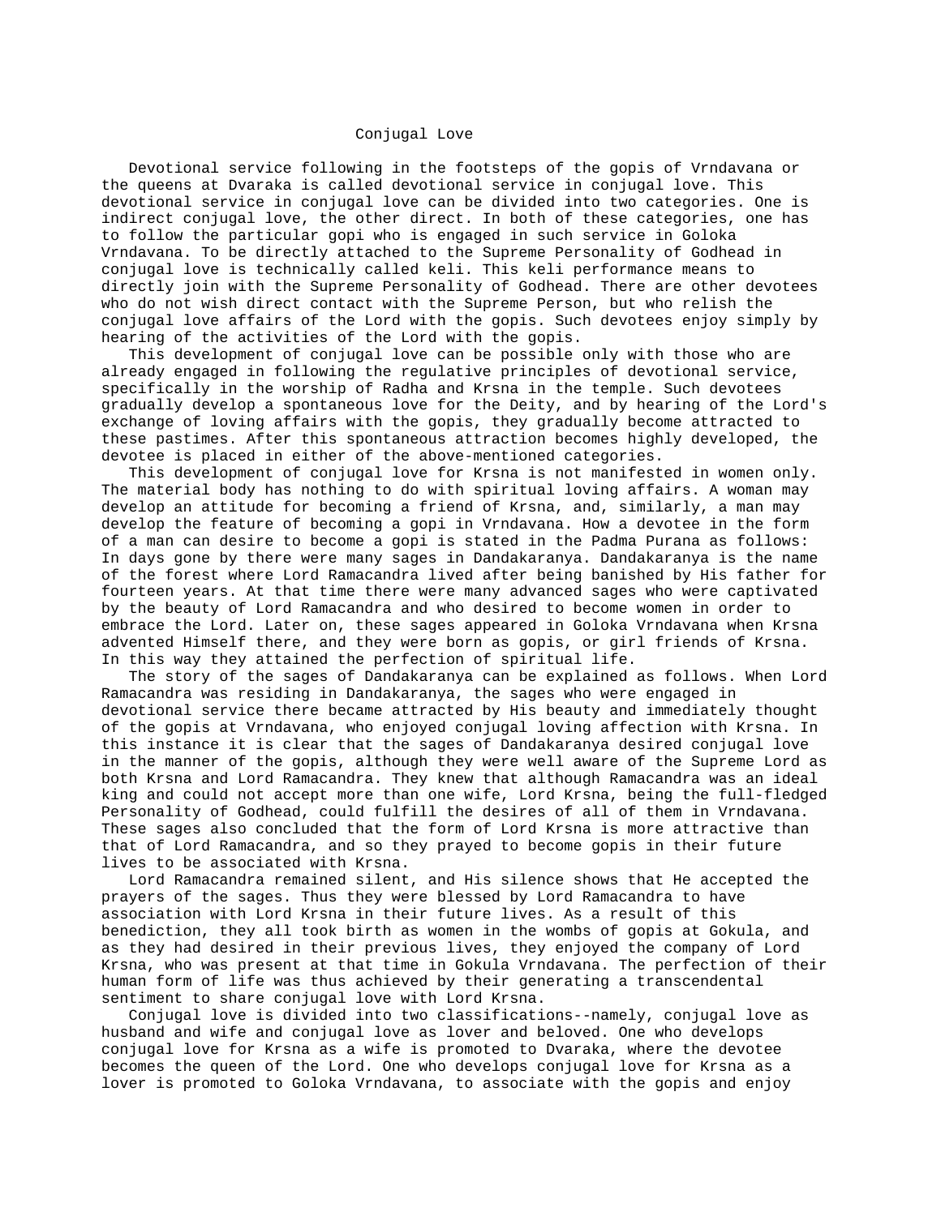# Conjugal Love

Devotional service following in the footsteps of the gopis of Vrndavana or the queens at Dvaraka is called devotional service in conjugal love. This devotional service in conjugal love can be divided into two categories. One is indirect conjugal love, the other direct. In both of these categories, one has to follow the particular gopi who is engaged in such service in Goloka Vrndavana. To be directly attached to the Supreme Personality of Godhead in conjugal love is technically called keli. This keli performance means to directly join with the Supreme Personality of Godhead. There are other devotees who do not wish direct contact with the Supreme Person, but who relish the conjugal love affairs of the Lord with the gopis. Such devotees enjoy simply by hearing of the activities of the Lord with the gopis.

This development of conjugal love can be possible only with those who are already engaged in following the regulative principles of devotional service, specifically in the worship of Radha and Krsna in the temple. Such devotees gradually develop a spontaneous love for the Deity, and by hearing of the Lord's exchange of loving affairs with the gopis, they gradually become attracted to these pastimes. After this spontaneous attraction becomes highly developed, the devotee is placed in either of the above-mentioned categories.

This development of conjugal love for Krsna is not manifested in women only. The material body has nothing to do with spiritual loving affairs. A woman may develop an attitude for becoming a friend of Krsna, and, similarly, a man may develop the feature of becoming a gopi in Vrndavana. How a devotee in the form of a man can desire to become a gopi is stated in the Padma Purana as follows: In days gone by there were many sages in Dandakaranya. Dandakaranya is the name of the forest where Lord Ramacandra lived after being banished by His father for fourteen years. At that time there were many advanced sages who were captivated by the beauty of Lord Ramacandra and who desired to become women in order to embrace the Lord. Later on, these sages appeared in Goloka Vrndavana when Krsna advented Himself there, and they were born as gopis, or girl friends of Krsna. In this way they attained the perfection of spiritual life.

The story of the sages of Dandakaranya can be explained as follows. When Lord Ramacandra was residing in Dandakaranya, the sages who were engaged in devotional service there became attracted by His beauty and immediately thought of the gopis at Vrndavana, who enjoyed conjugal loving affection with Krsna. In this instance it is clear that the sages of Dandakaranya desired conjugal love in the manner of the gopis, although they were well aware of the Supreme Lord as both Krsna and Lord Ramacandra. They knew that although Ramacandra was an ideal king and could not accept more than one wife, Lord Krsna, being the full-fledged Personality of Godhead, could fulfill the desires of all of them in Vrndavana. These sages also concluded that the form of Lord Krsna is more attractive than that of Lord Ramacandra, and so they prayed to become gopis in their future lives to be associated with Krsna.

Lord Ramacandra remained silent, and His silence shows that He accepted the prayers of the sages. Thus they were blessed by Lord Ramacandra to have association with Lord Krsna in their future lives. As a result of this benediction, they all took birth as women in the wombs of gopis at Gokula, and as they had desired in their previous lives, they enjoyed the company of Lord Krsna, who was present at that time in Gokula Vrndavana. The perfection of their human form of life was thus achieved by their generating a transcendental sentiment to share conjugal love with Lord Krsna.

Conjugal love is divided into two classifications--namely, conjugal love as husband and wife and conjugal love as lover and beloved. One who develops conjugal love for Krsna as a wife is promoted to Dvaraka, where the devotee becomes the queen of the Lord. One who develops conjugal love for Krsna as a lover is promoted to Goloka Vrndavana, to associate with the gopis and enjoy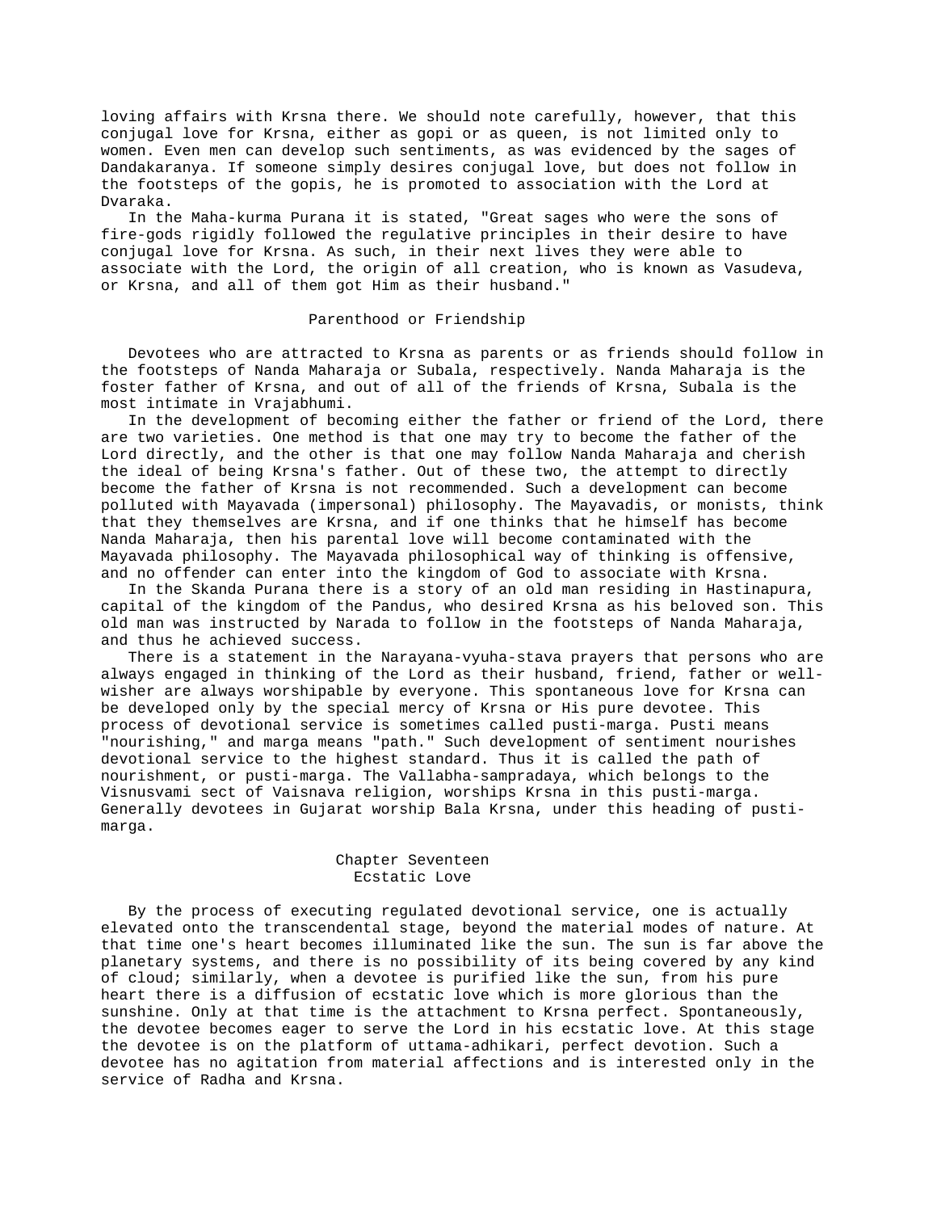loving affairs with Krsna there. We should note carefully, however, that this conjugal love for Krsna, either as gopi or as queen, is not limited only to women. Even men can develop such sentiments, as was evidenced by the sages of Dandakaranya. If someone simply desires conjugal love, but does not follow in the footsteps of the gopis, he is promoted to association with the Lord at Dvaraka.

In the Maha-kurma Purana it is stated, "Great sages who were the sons of fire-gods rigidly followed the regulative principles in their desire to have conjugal love for Krsna. As such, in their next lives they were able to associate with the Lord, the origin of all creation, who is known as Vasudeva, or Krsna, and all of them got Him as their husband."

## Parenthood or Friendship

Devotees who are attracted to Krsna as parents or as friends should follow in the footsteps of Nanda Maharaja or Subala, respectively. Nanda Maharaja is the foster father of Krsna, and out of all of the friends of Krsna, Subala is the most intimate in Vrajabhumi.

In the development of becoming either the father or friend of the Lord, there are two varieties. One method is that one may try to become the father of the Lord directly, and the other is that one may follow Nanda Maharaja and cherish the ideal of being Krsna's father. Out of these two, the attempt to directly become the father of Krsna is not recommended. Such a development can become polluted with Mayavada (impersonal) philosophy. The Mayavadis, or monists, think that they themselves are Krsna, and if one thinks that he himself has become Nanda Maharaja, then his parental love will become contaminated with the Mayavada philosophy. The Mayavada philosophical way of thinking is offensive, and no offender can enter into the kingdom of God to associate with Krsna.

In the Skanda Purana there is a story of an old man residing in Hastinapura, capital of the kingdom of the Pandus, who desired Krsna as his beloved son. This old man was instructed by Narada to follow in the footsteps of Nanda Maharaja, and thus he achieved success.

There is a statement in the Narayana-vyuha-stava prayers that persons who are always engaged in thinking of the Lord as their husband, friend, father or well-wisher are always worshipable by everyone. This spontaneous love for Krsna can be developed only by the special mercy of Krsna or His pure devotee. This process of devotional service is sometimes called pusti-marga. Pusti means "nourishing," and marga means "path." Such development of sentiment nourishes devotional service to the highest standard. Thus it is called the path of nourishment, or pusti-marga. The Vallabha-sampradaya, which belongs to the Visnusvami sect of Vaisnava religion, worships Krsna in this pusti-marga. Generally devotees in Gujarat worship Bala Krsna, under this heading of pusti-marga.

# Chapter Seventeen
## Ecstatic Love

By the process of executing regulated devotional service, one is actually elevated onto the transcendental stage, beyond the material modes of nature. At that time one's heart becomes illuminated like the sun. The sun is far above the planetary systems, and there is no possibility of its being covered by any kind of cloud; similarly, when a devotee is purified like the sun, from his pure heart there is a diffusion of ecstatic love which is more glorious than the sunshine. Only at that time is the attachment to Krsna perfect. Spontaneously, the devotee becomes eager to serve the Lord in his ecstatic love. At this stage the devotee is on the platform of uttama-adhikari, perfect devotion. Such a devotee has no agitation from material affections and is interested only in the service of Radha and Krsna.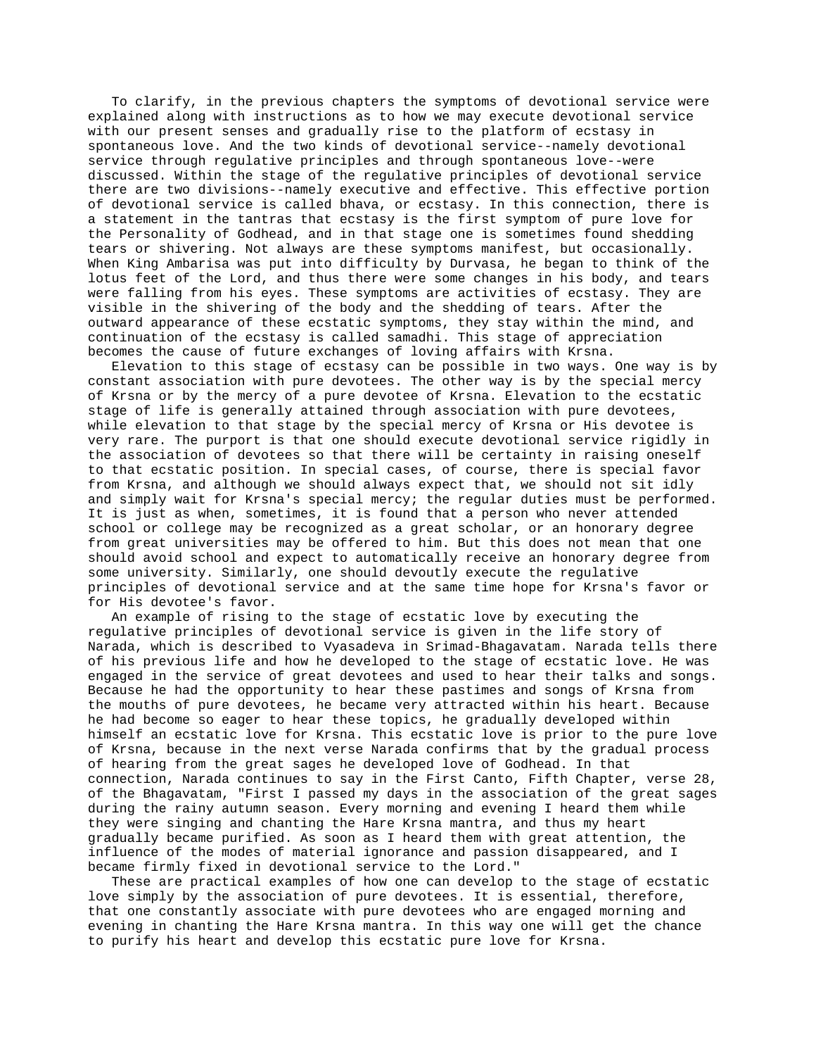To clarify, in the previous chapters the symptoms of devotional service were explained along with instructions as to how we may execute devotional service with our present senses and gradually rise to the platform of ecstasy in spontaneous love. And the two kinds of devotional service--namely devotional service through regulative principles and through spontaneous love--were discussed. Within the stage of the regulative principles of devotional service there are two divisions--namely executive and effective. This effective portion of devotional service is called bhava, or ecstasy. In this connection, there is a statement in the tantras that ecstasy is the first symptom of pure love for the Personality of Godhead, and in that stage one is sometimes found shedding tears or shivering. Not always are these symptoms manifest, but occasionally. When King Ambarisa was put into difficulty by Durvasa, he began to think of the lotus feet of the Lord, and thus there were some changes in his body, and tears were falling from his eyes. These symptoms are activities of ecstasy. They are visible in the shivering of the body and the shedding of tears. After the outward appearance of these ecstatic symptoms, they stay within the mind, and continuation of the ecstasy is called samadhi. This stage of appreciation becomes the cause of future exchanges of loving affairs with Krsna.

Elevation to this stage of ecstasy can be possible in two ways. One way is by constant association with pure devotees. The other way is by the special mercy of Krsna or by the mercy of a pure devotee of Krsna. Elevation to the ecstatic stage of life is generally attained through association with pure devotees, while elevation to that stage by the special mercy of Krsna or His devotee is very rare. The purport is that one should execute devotional service rigidly in the association of devotees so that there will be certainty in raising oneself to that ecstatic position. In special cases, of course, there is special favor from Krsna, and although we should always expect that, we should not sit idly and simply wait for Krsna's special mercy; the regular duties must be performed. It is just as when, sometimes, it is found that a person who never attended school or college may be recognized as a great scholar, or an honorary degree from great universities may be offered to him. But this does not mean that one should avoid school and expect to automatically receive an honorary degree from some university. Similarly, one should devoutly execute the regulative principles of devotional service and at the same time hope for Krsna's favor or for His devotee's favor.

An example of rising to the stage of ecstatic love by executing the regulative principles of devotional service is given in the life story of Narada, which is described to Vyasadeva in Srimad-Bhagavatam. Narada tells there of his previous life and how he developed to the stage of ecstatic love. He was engaged in the service of great devotees and used to hear their talks and songs. Because he had the opportunity to hear these pastimes and songs of Krsna from the mouths of pure devotees, he became very attracted within his heart. Because he had become so eager to hear these topics, he gradually developed within himself an ecstatic love for Krsna. This ecstatic love is prior to the pure love of Krsna, because in the next verse Narada confirms that by the gradual process of hearing from the great sages he developed love of Godhead. In that connection, Narada continues to say in the First Canto, Fifth Chapter, verse 28, of the Bhagavatam, "First I passed my days in the association of the great sages during the rainy autumn season. Every morning and evening I heard them while they were singing and chanting the Hare Krsna mantra, and thus my heart gradually became purified. As soon as I heard them with great attention, the influence of the modes of material ignorance and passion disappeared, and I became firmly fixed in devotional service to the Lord."

These are practical examples of how one can develop to the stage of ecstatic love simply by the association of pure devotees. It is essential, therefore, that one constantly associate with pure devotees who are engaged morning and evening in chanting the Hare Krsna mantra. In this way one will get the chance to purify his heart and develop this ecstatic pure love for Krsna.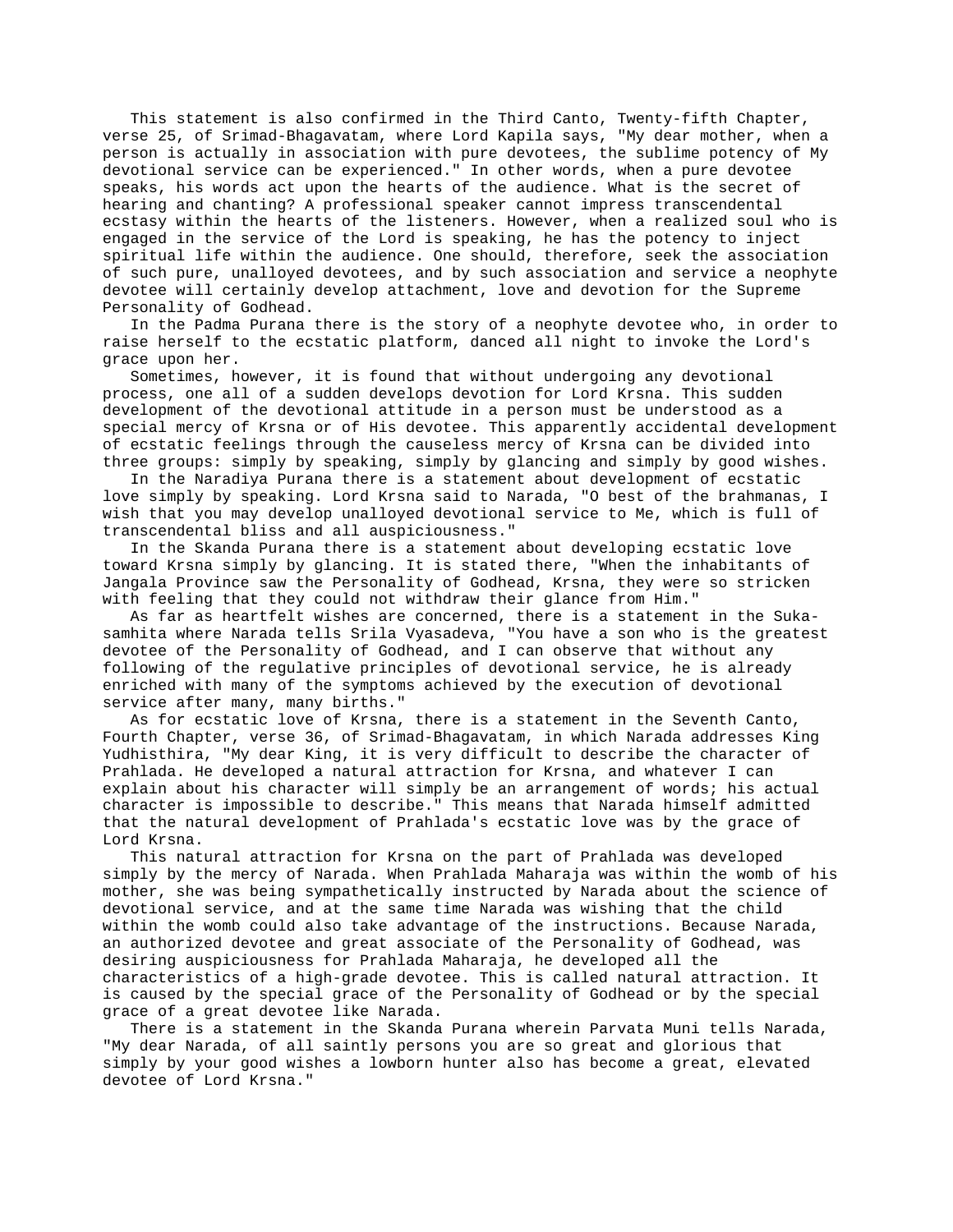This statement is also confirmed in the Third Canto, Twenty-fifth Chapter, verse 25, of Srimad-Bhagavatam, where Lord Kapila says, "My dear mother, when a person is actually in association with pure devotees, the sublime potency of My devotional service can be experienced." In other words, when a pure devotee speaks, his words act upon the hearts of the audience. What is the secret of hearing and chanting? A professional speaker cannot impress transcendental ecstasy within the hearts of the listeners. However, when a realized soul who is engaged in the service of the Lord is speaking, he has the potency to inject spiritual life within the audience. One should, therefore, seek the association of such pure, unalloyed devotees, and by such association and service a neophyte devotee will certainly develop attachment, love and devotion for the Supreme Personality of Godhead.

In the Padma Purana there is the story of a neophyte devotee who, in order to raise herself to the ecstatic platform, danced all night to invoke the Lord's grace upon her.

Sometimes, however, it is found that without undergoing any devotional process, one all of a sudden develops devotion for Lord Krsna. This sudden development of the devotional attitude in a person must be understood as a special mercy of Krsna or of His devotee. This apparently accidental development of ecstatic feelings through the causeless mercy of Krsna can be divided into three groups: simply by speaking, simply by glancing and simply by good wishes.

In the Naradiya Purana there is a statement about development of ecstatic love simply by speaking. Lord Krsna said to Narada, "O best of the brahmanas, I wish that you may develop unalloyed devotional service to Me, which is full of transcendental bliss and all auspiciousness."

In the Skanda Purana there is a statement about developing ecstatic love toward Krsna simply by glancing. It is stated there, "When the inhabitants of Jangala Province saw the Personality of Godhead, Krsna, they were so stricken with feeling that they could not withdraw their glance from Him."

As far as heartfelt wishes are concerned, there is a statement in the Suka-samhita where Narada tells Srila Vyasadeva, "You have a son who is the greatest devotee of the Personality of Godhead, and I can observe that without any following of the regulative principles of devotional service, he is already enriched with many of the symptoms achieved by the execution of devotional service after many, many births."

As for ecstatic love of Krsna, there is a statement in the Seventh Canto, Fourth Chapter, verse 36, of Srimad-Bhagavatam, in which Narada addresses King Yudhisthira, "My dear King, it is very difficult to describe the character of Prahlada. He developed a natural attraction for Krsna, and whatever I can explain about his character will simply be an arrangement of words; his actual character is impossible to describe." This means that Narada himself admitted that the natural development of Prahlada's ecstatic love was by the grace of Lord Krsna.

This natural attraction for Krsna on the part of Prahlada was developed simply by the mercy of Narada. When Prahlada Maharaja was within the womb of his mother, she was being sympathetically instructed by Narada about the science of devotional service, and at the same time Narada was wishing that the child within the womb could also take advantage of the instructions. Because Narada, an authorized devotee and great associate of the Personality of Godhead, was desiring auspiciousness for Prahlada Maharaja, he developed all the characteristics of a high-grade devotee. This is called natural attraction. It is caused by the special grace of the Personality of Godhead or by the special grace of a great devotee like Narada.

There is a statement in the Skanda Purana wherein Parvata Muni tells Narada, "My dear Narada, of all saintly persons you are so great and glorious that simply by your good wishes a lowborn hunter also has become a great, elevated devotee of Lord Krsna."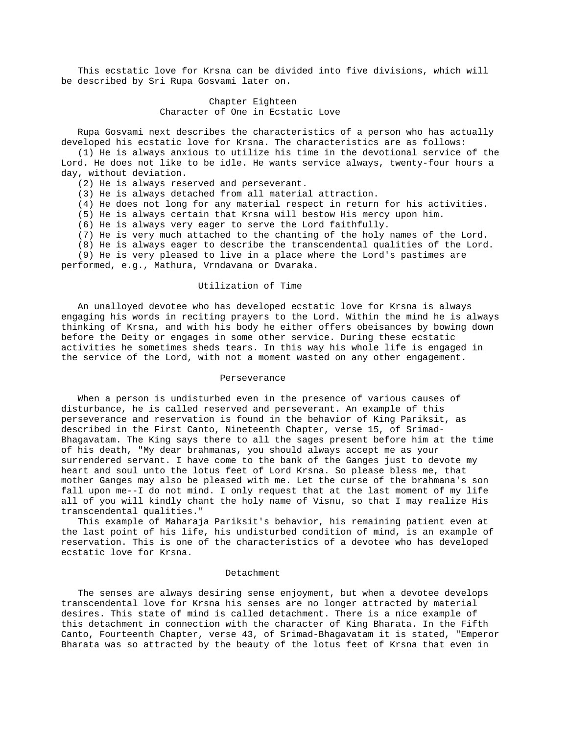This ecstatic love for Krsna can be divided into five divisions, which will be described by Sri Rupa Gosvami later on.

## Chapter Eighteen
## Character of One in Ecstatic Love

Rupa Gosvami next describes the characteristics of a person who has actually developed his ecstatic love for Krsna. The characteristics are as follows:

(1) He is always anxious to utilize his time in the devotional service of the Lord. He does not like to be idle. He wants service always, twenty-four hours a day, without deviation.

(2) He is always reserved and perseverant.

(3) He is always detached from all material attraction.

(4) He does not long for any material respect in return for his activities.

(5) He is always certain that Krsna will bestow His mercy upon him.

(6) He is always very eager to serve the Lord faithfully.

(7) He is very much attached to the chanting of the holy names of the Lord.

(8) He is always eager to describe the transcendental qualities of the Lord.

(9) He is very pleased to live in a place where the Lord's pastimes are performed, e.g., Mathura, Vrndavana or Dvaraka.

### Utilization of Time

An unalloyed devotee who has developed ecstatic love for Krsna is always engaging his words in reciting prayers to the Lord. Within the mind he is always thinking of Krsna, and with his body he either offers obeisances by bowing down before the Deity or engages in some other service. During these ecstatic activities he sometimes sheds tears. In this way his whole life is engaged in the service of the Lord, with not a moment wasted on any other engagement.

### Perseverance

When a person is undisturbed even in the presence of various causes of disturbance, he is called reserved and perseverant. An example of this perseverance and reservation is found in the behavior of King Pariksit, as described in the First Canto, Nineteenth Chapter, verse 15, of Srimad-Bhagavatam. The King says there to all the sages present before him at the time of his death, "My dear brahmanas, you should always accept me as your surrendered servant. I have come to the bank of the Ganges just to devote my heart and soul unto the lotus feet of Lord Krsna. So please bless me, that mother Ganges may also be pleased with me. Let the curse of the brahmana's son fall upon me--I do not mind. I only request that at the last moment of my life all of you will kindly chant the holy name of Visnu, so that I may realize His transcendental qualities."

This example of Maharaja Pariksit's behavior, his remaining patient even at the last point of his life, his undisturbed condition of mind, is an example of reservation. This is one of the characteristics of a devotee who has developed ecstatic love for Krsna.

### Detachment

The senses are always desiring sense enjoyment, but when a devotee develops transcendental love for Krsna his senses are no longer attracted by material desires. This state of mind is called detachment. There is a nice example of this detachment in connection with the character of King Bharata. In the Fifth Canto, Fourteenth Chapter, verse 43, of Srimad-Bhagavatam it is stated, "Emperor Bharata was so attracted by the beauty of the lotus feet of Krsna that even in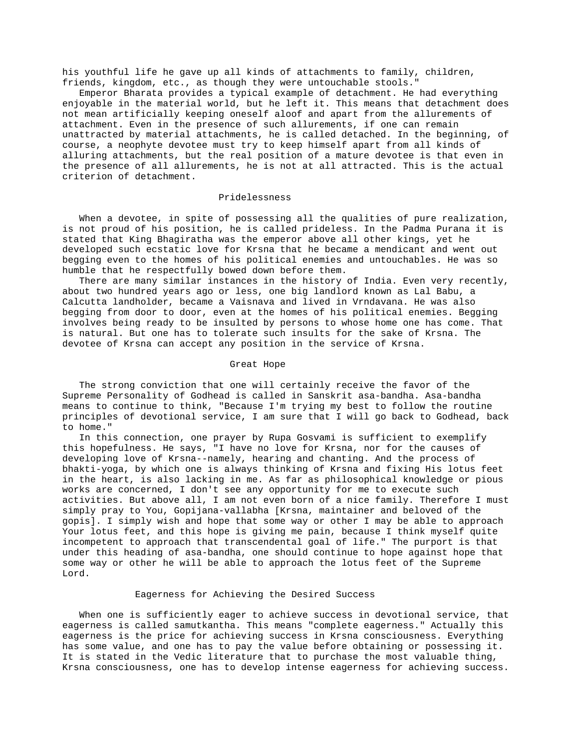his youthful life he gave up all kinds of attachments to family, children, friends, kingdom, etc., as though they were untouchable stools."

Emperor Bharata provides a typical example of detachment. He had everything enjoyable in the material world, but he left it. This means that detachment does not mean artificially keeping oneself aloof and apart from the allurements of attachment. Even in the presence of such allurements, if one can remain unattracted by material attachments, he is called detached. In the beginning, of course, a neophyte devotee must try to keep himself apart from all kinds of alluring attachments, but the real position of a mature devotee is that even in the presence of all allurements, he is not at all attracted. This is the actual criterion of detachment.

## Pridelessness

When a devotee, in spite of possessing all the qualities of pure realization, is not proud of his position, he is called prideless. In the Padma Purana it is stated that King Bhagiratha was the emperor above all other kings, yet he developed such ecstatic love for Krsna that he became a mendicant and went out begging even to the homes of his political enemies and untouchables. He was so humble that he respectfully bowed down before them.

There are many similar instances in the history of India. Even very recently, about two hundred years ago or less, one big landlord known as Lal Babu, a Calcutta landholder, became a Vaisnava and lived in Vrndavana. He was also begging from door to door, even at the homes of his political enemies. Begging involves being ready to be insulted by persons to whose home one has come. That is natural. But one has to tolerate such insults for the sake of Krsna. The devotee of Krsna can accept any position in the service of Krsna.

## Great Hope

The strong conviction that one will certainly receive the favor of the Supreme Personality of Godhead is called in Sanskrit asa-bandha. Asa-bandha means to continue to think, "Because I'm trying my best to follow the routine principles of devotional service, I am sure that I will go back to Godhead, back to home."

In this connection, one prayer by Rupa Gosvami is sufficient to exemplify this hopefulness. He says, "I have no love for Krsna, nor for the causes of developing love of Krsna--namely, hearing and chanting. And the process of bhakti-yoga, by which one is always thinking of Krsna and fixing His lotus feet in the heart, is also lacking in me. As far as philosophical knowledge or pious works are concerned, I don't see any opportunity for me to execute such activities. But above all, I am not even born of a nice family. Therefore I must simply pray to You, Gopijana-vallabha [Krsna, maintainer and beloved of the gopis]. I simply wish and hope that some way or other I may be able to approach Your lotus feet, and this hope is giving me pain, because I think myself quite incompetent to approach that transcendental goal of life." The purport is that under this heading of asa-bandha, one should continue to hope against hope that some way or other he will be able to approach the lotus feet of the Supreme Lord.

## Eagerness for Achieving the Desired Success

When one is sufficiently eager to achieve success in devotional service, that eagerness is called samutkantha. This means "complete eagerness." Actually this eagerness is the price for achieving success in Krsna consciousness. Everything has some value, and one has to pay the value before obtaining or possessing it. It is stated in the Vedic literature that to purchase the most valuable thing, Krsna consciousness, one has to develop intense eagerness for achieving success.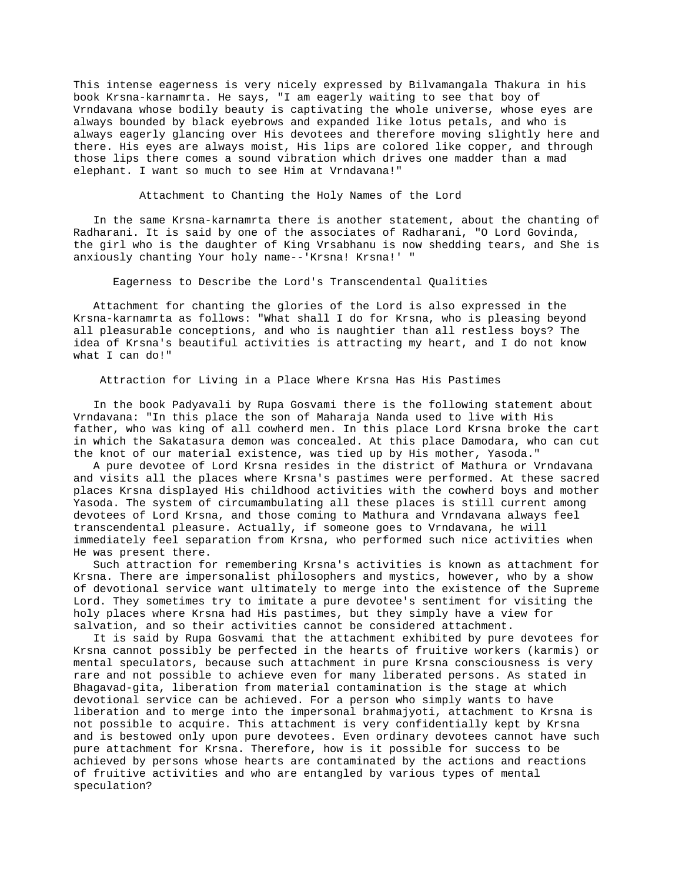This intense eagerness is very nicely expressed by Bilvamangala Thakura in his book Krsna-karnamrta. He says, "I am eagerly waiting to see that boy of Vrndavana whose bodily beauty is captivating the whole universe, whose eyes are always bounded by black eyebrows and expanded like lotus petals, and who is always eagerly glancing over His devotees and therefore moving slightly here and there. His eyes are always moist, His lips are colored like copper, and through those lips there comes a sound vibration which drives one madder than a mad elephant. I want so much to see Him at Vrndavana!"

## Attachment to Chanting the Holy Names of the Lord

In the same Krsna-karnamrta there is another statement, about the chanting of Radharani. It is said by one of the associates of Radharani, "O Lord Govinda, the girl who is the daughter of King Vrsabhanu is now shedding tears, and She is anxiously chanting Your holy name--'Krsna! Krsna!' "

## Eagerness to Describe the Lord's Transcendental Qualities

Attachment for chanting the glories of the Lord is also expressed in the Krsna-karnamrta as follows: "What shall I do for Krsna, who is pleasing beyond all pleasurable conceptions, and who is naughtier than all restless boys? The idea of Krsna's beautiful activities is attracting my heart, and I do not know what I can do!"

## Attraction for Living in a Place Where Krsna Has His Pastimes

In the book Padyavali by Rupa Gosvami there is the following statement about Vrndavana: "In this place the son of Maharaja Nanda used to live with His father, who was king of all cowherd men. In this place Lord Krsna broke the cart in which the Sakatasura demon was concealed. At this place Damodara, who can cut the knot of our material existence, was tied up by His mother, Yasoda."

A pure devotee of Lord Krsna resides in the district of Mathura or Vrndavana and visits all the places where Krsna's pastimes were performed. At these sacred places Krsna displayed His childhood activities with the cowherd boys and mother Yasoda. The system of circumambulating all these places is still current among devotees of Lord Krsna, and those coming to Mathura and Vrndavana always feel transcendental pleasure. Actually, if someone goes to Vrndavana, he will immediately feel separation from Krsna, who performed such nice activities when He was present there.

Such attraction for remembering Krsna's activities is known as attachment for Krsna. There are impersonalist philosophers and mystics, however, who by a show of devotional service want ultimately to merge into the existence of the Supreme Lord. They sometimes try to imitate a pure devotee's sentiment for visiting the holy places where Krsna had His pastimes, but they simply have a view for salvation, and so their activities cannot be considered attachment.

It is said by Rupa Gosvami that the attachment exhibited by pure devotees for Krsna cannot possibly be perfected in the hearts of fruitive workers (karmis) or mental speculators, because such attachment in pure Krsna consciousness is very rare and not possible to achieve even for many liberated persons. As stated in Bhagavad-gita, liberation from material contamination is the stage at which devotional service can be achieved. For a person who simply wants to have liberation and to merge into the impersonal brahmajyoti, attachment to Krsna is not possible to acquire. This attachment is very confidentially kept by Krsna and is bestowed only upon pure devotees. Even ordinary devotees cannot have such pure attachment for Krsna. Therefore, how is it possible for success to be achieved by persons whose hearts are contaminated by the actions and reactions of fruitive activities and who are entangled by various types of mental speculation?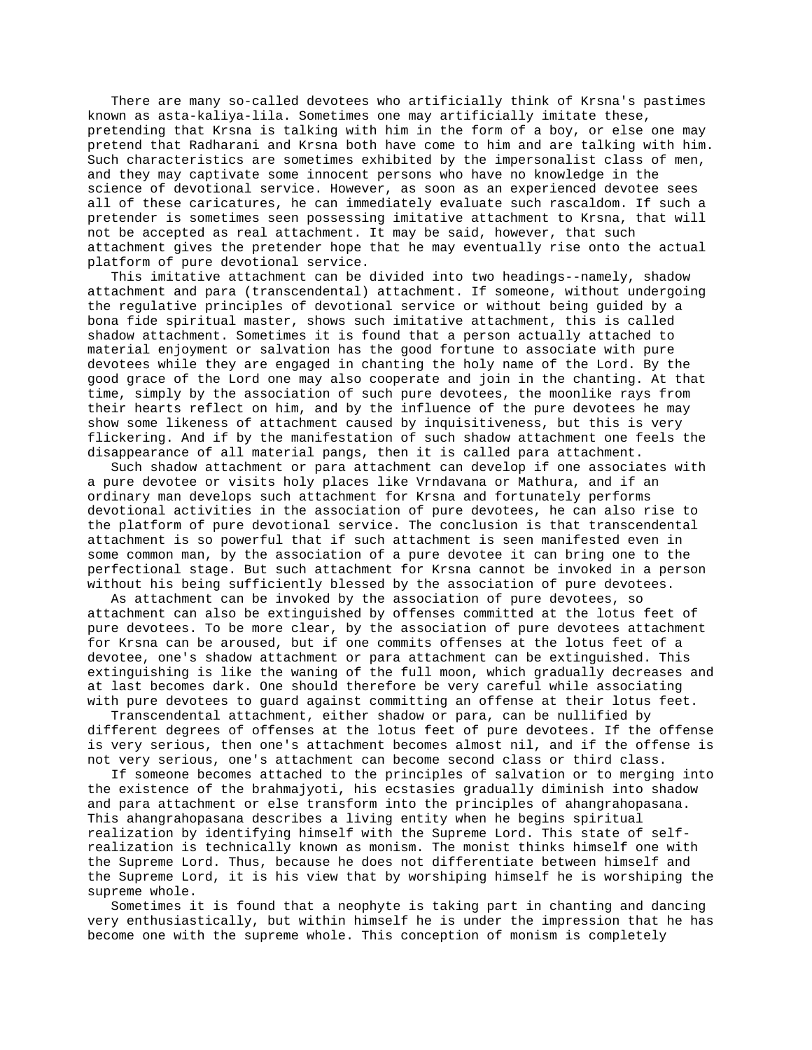There are many so-called devotees who artificially think of Krsna's pastimes known as asta-kaliya-lila. Sometimes one may artificially imitate these, pretending that Krsna is talking with him in the form of a boy, or else one may pretend that Radharani and Krsna both have come to him and are talking with him. Such characteristics are sometimes exhibited by the impersonalist class of men, and they may captivate some innocent persons who have no knowledge in the science of devotional service. However, as soon as an experienced devotee sees all of these caricatures, he can immediately evaluate such rascaldom. If such a pretender is sometimes seen possessing imitative attachment to Krsna, that will not be accepted as real attachment. It may be said, however, that such attachment gives the pretender hope that he may eventually rise onto the actual platform of pure devotional service.

This imitative attachment can be divided into two headings--namely, shadow attachment and para (transcendental) attachment. If someone, without undergoing the regulative principles of devotional service or without being guided by a bona fide spiritual master, shows such imitative attachment, this is called shadow attachment. Sometimes it is found that a person actually attached to material enjoyment or salvation has the good fortune to associate with pure devotees while they are engaged in chanting the holy name of the Lord. By the good grace of the Lord one may also cooperate and join in the chanting. At that time, simply by the association of such pure devotees, the moonlike rays from their hearts reflect on him, and by the influence of the pure devotees he may show some likeness of attachment caused by inquisitiveness, but this is very flickering. And if by the manifestation of such shadow attachment one feels the disappearance of all material pangs, then it is called para attachment.

Such shadow attachment or para attachment can develop if one associates with a pure devotee or visits holy places like Vrndavana or Mathura, and if an ordinary man develops such attachment for Krsna and fortunately performs devotional activities in the association of pure devotees, he can also rise to the platform of pure devotional service. The conclusion is that transcendental attachment is so powerful that if such attachment is seen manifested even in some common man, by the association of a pure devotee it can bring one to the perfectional stage. But such attachment for Krsna cannot be invoked in a person without his being sufficiently blessed by the association of pure devotees.

As attachment can be invoked by the association of pure devotees, so attachment can also be extinguished by offenses committed at the lotus feet of pure devotees. To be more clear, by the association of pure devotees attachment for Krsna can be aroused, but if one commits offenses at the lotus feet of a devotee, one's shadow attachment or para attachment can be extinguished. This extinguishing is like the waning of the full moon, which gradually decreases and at last becomes dark. One should therefore be very careful while associating with pure devotees to guard against committing an offense at their lotus feet.

Transcendental attachment, either shadow or para, can be nullified by different degrees of offenses at the lotus feet of pure devotees. If the offense is very serious, then one's attachment becomes almost nil, and if the offense is not very serious, one's attachment can become second class or third class.

If someone becomes attached to the principles of salvation or to merging into the existence of the brahmajyoti, his ecstasies gradually diminish into shadow and para attachment or else transform into the principles of ahangrahopasana. This ahangrahopasana describes a living entity when he begins spiritual realization by identifying himself with the Supreme Lord. This state of self-realization is technically known as monism. The monist thinks himself one with the Supreme Lord. Thus, because he does not differentiate between himself and the Supreme Lord, it is his view that by worshiping himself he is worshiping the supreme whole.

Sometimes it is found that a neophyte is taking part in chanting and dancing very enthusiastically, but within himself he is under the impression that he has become one with the supreme whole. This conception of monism is completely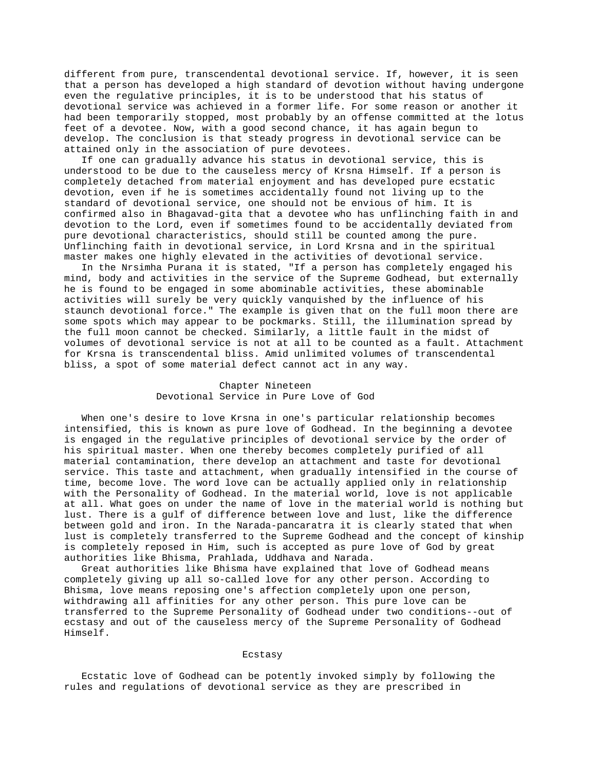different from pure, transcendental devotional service. If, however, it is seen that a person has developed a high standard of devotion without having undergone even the regulative principles, it is to be understood that his status of devotional service was achieved in a former life. For some reason or another it had been temporarily stopped, most probably by an offense committed at the lotus feet of a devotee. Now, with a good second chance, it has again begun to develop. The conclusion is that steady progress in devotional service can be attained only in the association of pure devotees.

If one can gradually advance his status in devotional service, this is understood to be due to the causeless mercy of Krsna Himself. If a person is completely detached from material enjoyment and has developed pure ecstatic devotion, even if he is sometimes accidentally found not living up to the standard of devotional service, one should not be envious of him. It is confirmed also in Bhagavad-gita that a devotee who has unflinching faith in and devotion to the Lord, even if sometimes found to be accidentally deviated from pure devotional characteristics, should still be counted among the pure. Unflinching faith in devotional service, in Lord Krsna and in the spiritual master makes one highly elevated in the activities of devotional service.

In the Nrsimha Purana it is stated, "If a person has completely engaged his mind, body and activities in the service of the Supreme Godhead, but externally he is found to be engaged in some abominable activities, these abominable activities will surely be very quickly vanquished by the influence of his staunch devotional force." The example is given that on the full moon there are some spots which may appear to be pockmarks. Still, the illumination spread by the full moon cannot be checked. Similarly, a little fault in the midst of volumes of devotional service is not at all to be counted as a fault. Attachment for Krsna is transcendental bliss. Amid unlimited volumes of transcendental bliss, a spot of some material defect cannot act in any way.

# Chapter Nineteen
## Devotional Service in Pure Love of God

When one's desire to love Krsna in one's particular relationship becomes intensified, this is known as pure love of Godhead. In the beginning a devotee is engaged in the regulative principles of devotional service by the order of his spiritual master. When one thereby becomes completely purified of all material contamination, there develop an attachment and taste for devotional service. This taste and attachment, when gradually intensified in the course of time, become love. The word love can be actually applied only in relationship with the Personality of Godhead. In the material world, love is not applicable at all. What goes on under the name of love in the material world is nothing but lust. There is a gulf of difference between love and lust, like the difference between gold and iron. In the Narada-pancaratra it is clearly stated that when lust is completely transferred to the Supreme Godhead and the concept of kinship is completely reposed in Him, such is accepted as pure love of God by great authorities like Bhisma, Prahlada, Uddhava and Narada.

Great authorities like Bhisma have explained that love of Godhead means completely giving up all so-called love for any other person. According to Bhisma, love means reposing one's affection completely upon one person, withdrawing all affinities for any other person. This pure love can be transferred to the Supreme Personality of Godhead under two conditions--out of ecstasy and out of the causeless mercy of the Supreme Personality of Godhead Himself.

### Ecstasy

Ecstatic love of Godhead can be potently invoked simply by following the rules and regulations of devotional service as they are prescribed in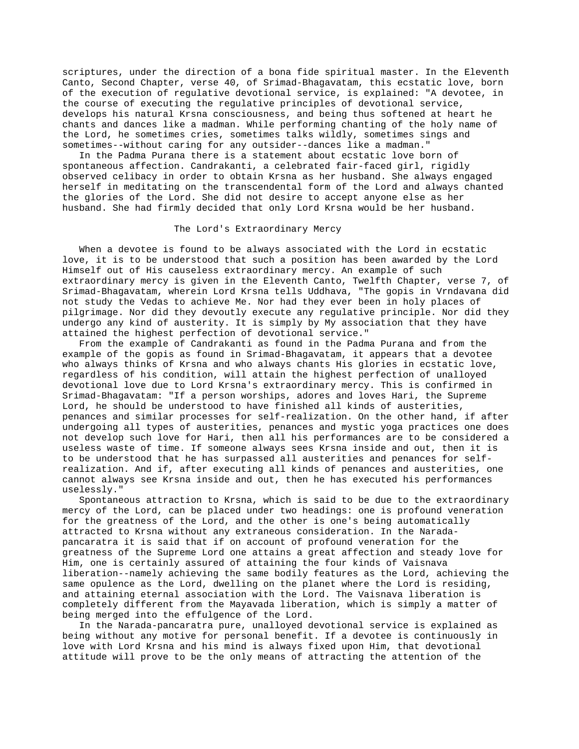scriptures, under the direction of a bona fide spiritual master. In the Eleventh Canto, Second Chapter, verse 40, of Srimad-Bhagavatam, this ecstatic love, born of the execution of regulative devotional service, is explained: "A devotee, in the course of executing the regulative principles of devotional service, develops his natural Krsna consciousness, and being thus softened at heart he chants and dances like a madman. While performing chanting of the holy name of the Lord, he sometimes cries, sometimes talks wildly, sometimes sings and sometimes--without caring for any outsider--dances like a madman."

In the Padma Purana there is a statement about ecstatic love born of spontaneous affection. Candrakanti, a celebrated fair-faced girl, rigidly observed celibacy in order to obtain Krsna as her husband. She always engaged herself in meditating on the transcendental form of the Lord and always chanted the glories of the Lord. She did not desire to accept anyone else as her husband. She had firmly decided that only Lord Krsna would be her husband.

## The Lord's Extraordinary Mercy

When a devotee is found to be always associated with the Lord in ecstatic love, it is to be understood that such a position has been awarded by the Lord Himself out of His causeless extraordinary mercy. An example of such extraordinary mercy is given in the Eleventh Canto, Twelfth Chapter, verse 7, of Srimad-Bhagavatam, wherein Lord Krsna tells Uddhava, "The gopis in Vrndavana did not study the Vedas to achieve Me. Nor had they ever been in holy places of pilgrimage. Nor did they devoutly execute any regulative principle. Nor did they undergo any kind of austerity. It is simply by My association that they have attained the highest perfection of devotional service."

From the example of Candrakanti as found in the Padma Purana and from the example of the gopis as found in Srimad-Bhagavatam, it appears that a devotee who always thinks of Krsna and who always chants His glories in ecstatic love, regardless of his condition, will attain the highest perfection of unalloyed devotional love due to Lord Krsna's extraordinary mercy. This is confirmed in Srimad-Bhagavatam: "If a person worships, adores and loves Hari, the Supreme Lord, he should be understood to have finished all kinds of austerities, penances and similar processes for self-realization. On the other hand, if after undergoing all types of austerities, penances and mystic yoga practices one does not develop such love for Hari, then all his performances are to be considered a useless waste of time. If someone always sees Krsna inside and out, then it is to be understood that he has surpassed all austerities and penances for self-realization. And if, after executing all kinds of penances and austerities, one cannot always see Krsna inside and out, then he has executed his performances uselessly."

Spontaneous attraction to Krsna, which is said to be due to the extraordinary mercy of the Lord, can be placed under two headings: one is profound veneration for the greatness of the Lord, and the other is one's being automatically attracted to Krsna without any extraneous consideration. In the Narada-pancaratra it is said that if on account of profound veneration for the greatness of the Supreme Lord one attains a great affection and steady love for Him, one is certainly assured of attaining the four kinds of Vaisnava liberation--namely achieving the same bodily features as the Lord, achieving the same opulence as the Lord, dwelling on the planet where the Lord is residing, and attaining eternal association with the Lord. The Vaisnava liberation is completely different from the Mayavada liberation, which is simply a matter of being merged into the effulgence of the Lord.

In the Narada-pancaratra pure, unalloyed devotional service is explained as being without any motive for personal benefit. If a devotee is continuously in love with Lord Krsna and his mind is always fixed upon Him, that devotional attitude will prove to be the only means of attracting the attention of the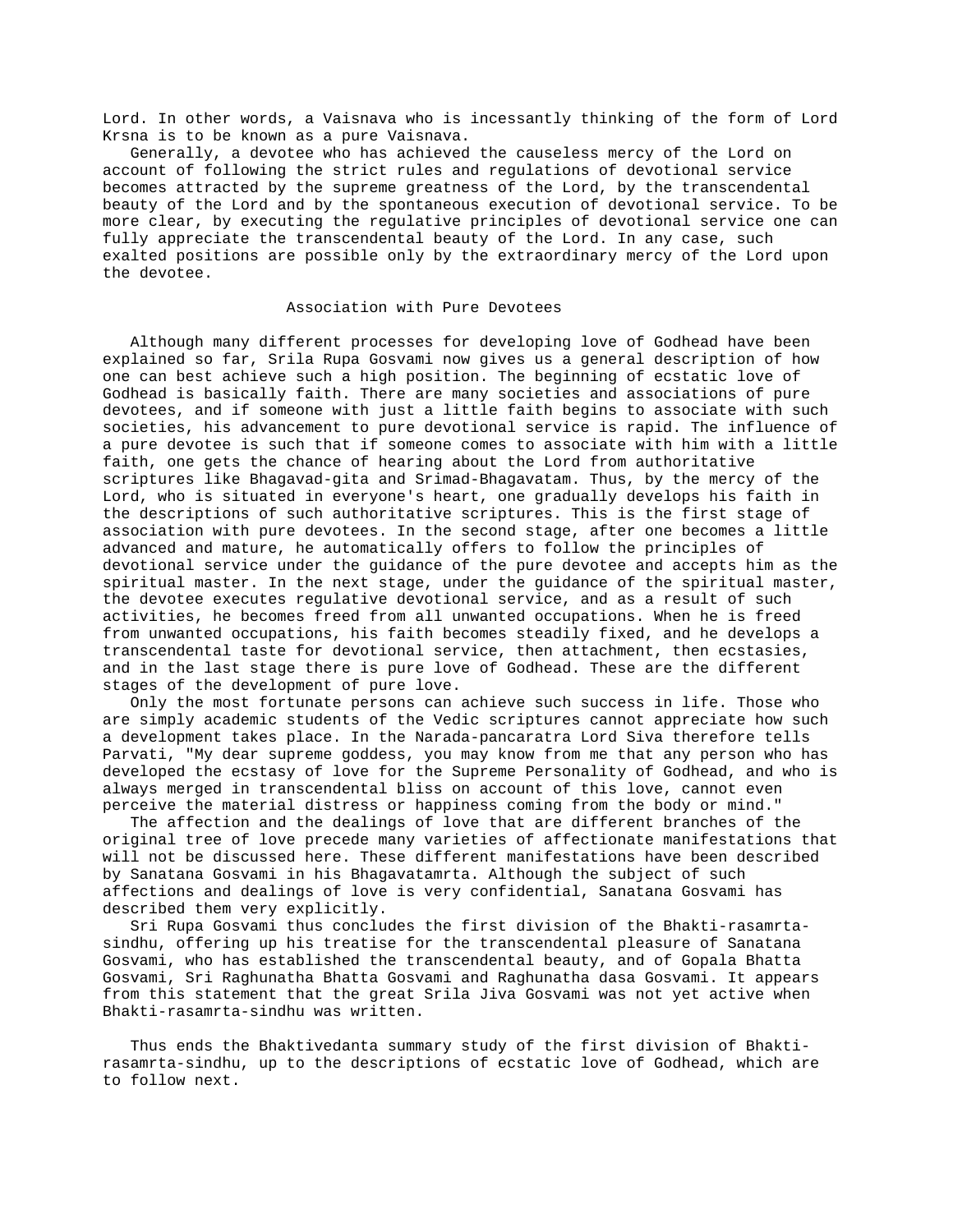Lord. In other words, a Vaisnava who is incessantly thinking of the form of Lord Krsna is to be known as a pure Vaisnava.

Generally, a devotee who has achieved the causeless mercy of the Lord on account of following the strict rules and regulations of devotional service becomes attracted by the supreme greatness of the Lord, by the transcendental beauty of the Lord and by the spontaneous execution of devotional service. To be more clear, by executing the regulative principles of devotional service one can fully appreciate the transcendental beauty of the Lord. In any case, such exalted positions are possible only by the extraordinary mercy of the Lord upon the devotee.

## Association with Pure Devotees

Although many different processes for developing love of Godhead have been explained so far, Srila Rupa Gosvami now gives us a general description of how one can best achieve such a high position. The beginning of ecstatic love of Godhead is basically faith. There are many societies and associations of pure devotees, and if someone with just a little faith begins to associate with such societies, his advancement to pure devotional service is rapid. The influence of a pure devotee is such that if someone comes to associate with him with a little faith, one gets the chance of hearing about the Lord from authoritative scriptures like Bhagavad-gita and Srimad-Bhagavatam. Thus, by the mercy of the Lord, who is situated in everyone's heart, one gradually develops his faith in the descriptions of such authoritative scriptures. This is the first stage of association with pure devotees. In the second stage, after one becomes a little advanced and mature, he automatically offers to follow the principles of devotional service under the guidance of the pure devotee and accepts him as the spiritual master. In the next stage, under the guidance of the spiritual master, the devotee executes regulative devotional service, and as a result of such activities, he becomes freed from all unwanted occupations. When he is freed from unwanted occupations, his faith becomes steadily fixed, and he develops a transcendental taste for devotional service, then attachment, then ecstasies, and in the last stage there is pure love of Godhead. These are the different stages of the development of pure love.

Only the most fortunate persons can achieve such success in life. Those who are simply academic students of the Vedic scriptures cannot appreciate how such a development takes place. In the Narada-pancaratra Lord Siva therefore tells Parvati, "My dear supreme goddess, you may know from me that any person who has developed the ecstasy of love for the Supreme Personality of Godhead, and who is always merged in transcendental bliss on account of this love, cannot even perceive the material distress or happiness coming from the body or mind."

The affection and the dealings of love that are different branches of the original tree of love precede many varieties of affectionate manifestations that will not be discussed here. These different manifestations have been described by Sanatana Gosvami in his Bhagavatamrta. Although the subject of such affections and dealings of love is very confidential, Sanatana Gosvami has described them very explicitly.

Sri Rupa Gosvami thus concludes the first division of the Bhakti-rasamrta-sindhu, offering up his treatise for the transcendental pleasure of Sanatana Gosvami, who has established the transcendental beauty, and of Gopala Bhatta Gosvami, Sri Raghunatha Bhatta Gosvami and Raghunatha dasa Gosvami. It appears from this statement that the great Srila Jiva Gosvami was not yet active when Bhakti-rasamrta-sindhu was written.

Thus ends the Bhaktivedanta summary study of the first division of Bhakti-rasamrta-sindhu, up to the descriptions of ecstatic love of Godhead, which are to follow next.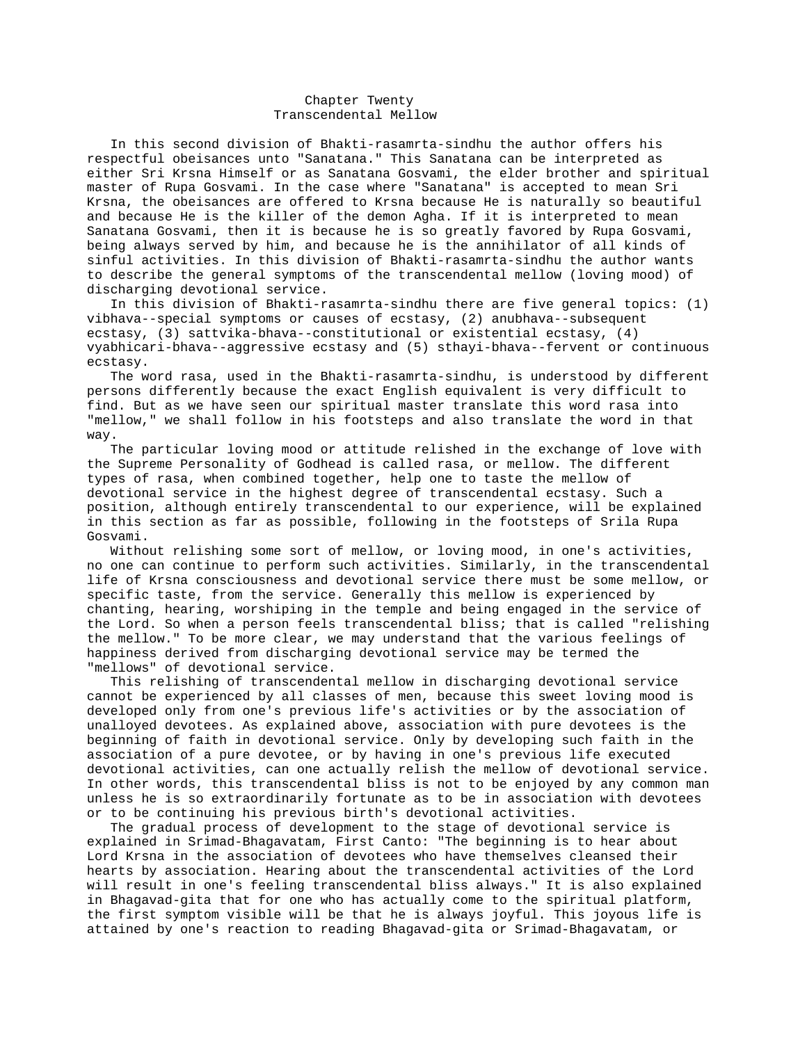# Chapter Twenty
## Transcendental Mellow

In this second division of Bhakti-rasamrta-sindhu the author offers his respectful obeisances unto "Sanatana." This Sanatana can be interpreted as either Sri Krsna Himself or as Sanatana Gosvami, the elder brother and spiritual master of Rupa Gosvami. In the case where "Sanatana" is accepted to mean Sri Krsna, the obeisances are offered to Krsna because He is naturally so beautiful and because He is the killer of the demon Agha. If it is interpreted to mean Sanatana Gosvami, then it is because he is so greatly favored by Rupa Gosvami, being always served by him, and because he is the annihilator of all kinds of sinful activities. In this division of Bhakti-rasamrta-sindhu the author wants to describe the general symptoms of the transcendental mellow (loving mood) of discharging devotional service.

In this division of Bhakti-rasamrta-sindhu there are five general topics: (1) vibhava--special symptoms or causes of ecstasy, (2) anubhava--subsequent ecstasy, (3) sattvika-bhava--constitutional or existential ecstasy, (4) vyabhicari-bhava--aggressive ecstasy and (5) sthayi-bhava--fervent or continuous ecstasy.

The word rasa, used in the Bhakti-rasamrta-sindhu, is understood by different persons differently because the exact English equivalent is very difficult to find. But as we have seen our spiritual master translate this word rasa into "mellow," we shall follow in his footsteps and also translate the word in that way.

The particular loving mood or attitude relished in the exchange of love with the Supreme Personality of Godhead is called rasa, or mellow. The different types of rasa, when combined together, help one to taste the mellow of devotional service in the highest degree of transcendental ecstasy. Such a position, although entirely transcendental to our experience, will be explained in this section as far as possible, following in the footsteps of Srila Rupa Gosvami.

Without relishing some sort of mellow, or loving mood, in one's activities, no one can continue to perform such activities. Similarly, in the transcendental life of Krsna consciousness and devotional service there must be some mellow, or specific taste, from the service. Generally this mellow is experienced by chanting, hearing, worshiping in the temple and being engaged in the service of the Lord. So when a person feels transcendental bliss; that is called "relishing the mellow." To be more clear, we may understand that the various feelings of happiness derived from discharging devotional service may be termed the "mellows" of devotional service.

This relishing of transcendental mellow in discharging devotional service cannot be experienced by all classes of men, because this sweet loving mood is developed only from one's previous life's activities or by the association of unalloyed devotees. As explained above, association with pure devotees is the beginning of faith in devotional service. Only by developing such faith in the association of a pure devotee, or by having in one's previous life executed devotional activities, can one actually relish the mellow of devotional service. In other words, this transcendental bliss is not to be enjoyed by any common man unless he is so extraordinarily fortunate as to be in association with devotees or to be continuing his previous birth's devotional activities.

The gradual process of development to the stage of devotional service is explained in Srimad-Bhagavatam, First Canto: "The beginning is to hear about Lord Krsna in the association of devotees who have themselves cleansed their hearts by association. Hearing about the transcendental activities of the Lord will result in one's feeling transcendental bliss always." It is also explained in Bhagavad-gita that for one who has actually come to the spiritual platform, the first symptom visible will be that he is always joyful. This joyous life is attained by one's reaction to reading Bhagavad-gita or Srimad-Bhagavatam, or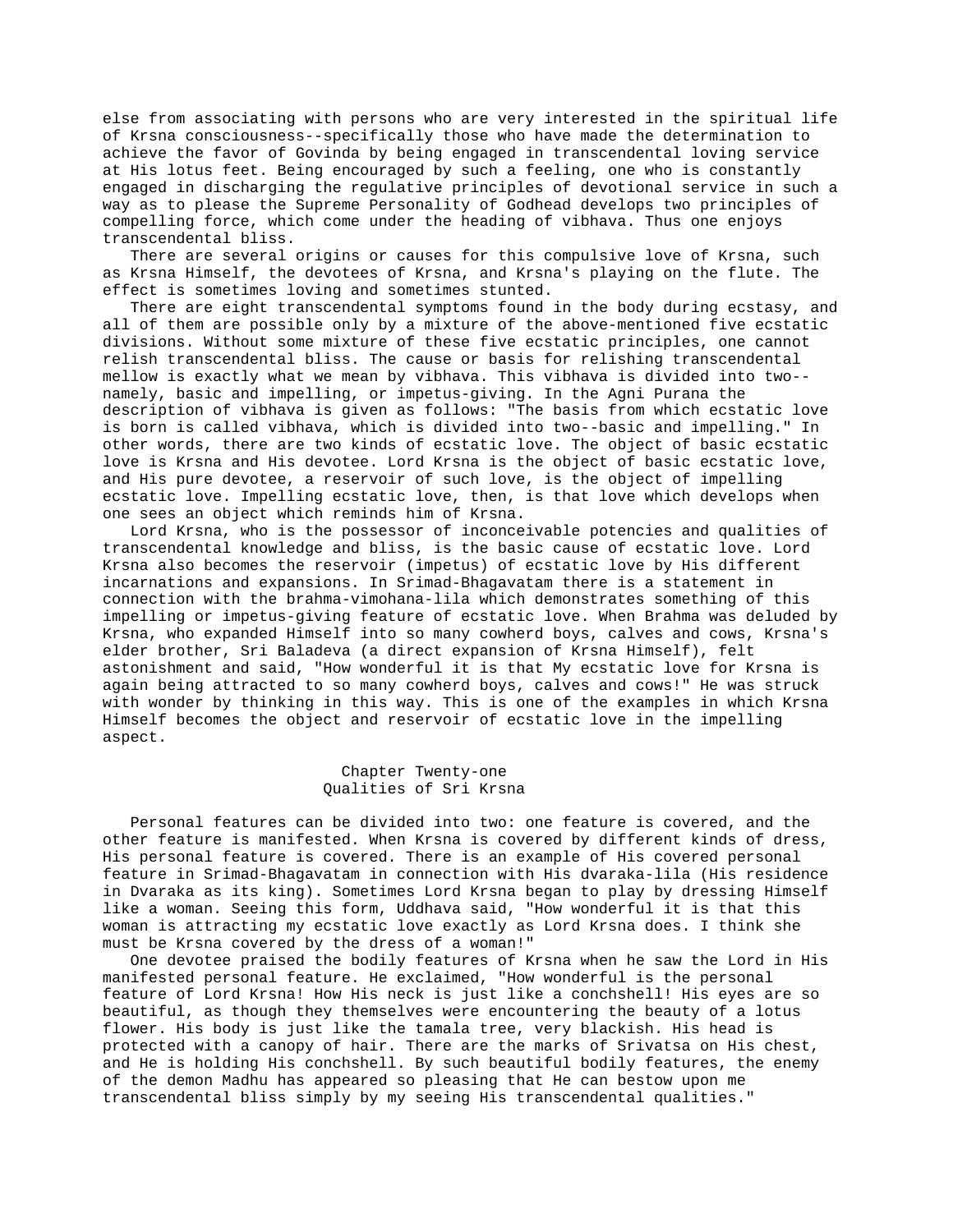else from associating with persons who are very interested in the spiritual life of Krsna consciousness--specifically those who have made the determination to achieve the favor of Govinda by being engaged in transcendental loving service at His lotus feet. Being encouraged by such a feeling, one who is constantly engaged in discharging the regulative principles of devotional service in such a way as to please the Supreme Personality of Godhead develops two principles of compelling force, which come under the heading of vibhava. Thus one enjoys transcendental bliss.

There are several origins or causes for this compulsive love of Krsna, such as Krsna Himself, the devotees of Krsna, and Krsna's playing on the flute. The effect is sometimes loving and sometimes stunted.

There are eight transcendental symptoms found in the body during ecstasy, and all of them are possible only by a mixture of the above-mentioned five ecstatic divisions. Without some mixture of these five ecstatic principles, one cannot relish transcendental bliss. The cause or basis for relishing transcendental mellow is exactly what we mean by vibhava. This vibhava is divided into two--namely, basic and impelling, or impetus-giving. In the Agni Purana the description of vibhava is given as follows: "The basis from which ecstatic love is born is called vibhava, which is divided into two--basic and impelling." In other words, there are two kinds of ecstatic love. The object of basic ecstatic love is Krsna and His devotee. Lord Krsna is the object of basic ecstatic love, and His pure devotee, a reservoir of such love, is the object of impelling ecstatic love. Impelling ecstatic love, then, is that love which develops when one sees an object which reminds him of Krsna.

Lord Krsna, who is the possessor of inconceivable potencies and qualities of transcendental knowledge and bliss, is the basic cause of ecstatic love. Lord Krsna also becomes the reservoir (impetus) of ecstatic love by His different incarnations and expansions. In Srimad-Bhagavatam there is a statement in connection with the brahma-vimohana-lila which demonstrates something of this impelling or impetus-giving feature of ecstatic love. When Brahma was deluded by Krsna, who expanded Himself into so many cowherd boys, calves and cows, Krsna's elder brother, Sri Baladeva (a direct expansion of Krsna Himself), felt astonishment and said, "How wonderful it is that My ecstatic love for Krsna is again being attracted to so many cowherd boys, calves and cows!" He was struck with wonder by thinking in this way. This is one of the examples in which Krsna Himself becomes the object and reservoir of ecstatic love in the impelling aspect.

## Chapter Twenty-one
## Qualities of Sri Krsna

Personal features can be divided into two: one feature is covered, and the other feature is manifested. When Krsna is covered by different kinds of dress, His personal feature is covered. There is an example of His covered personal feature in Srimad-Bhagavatam in connection with His dvaraka-lila (His residence in Dvaraka as its king). Sometimes Lord Krsna began to play by dressing Himself like a woman. Seeing this form, Uddhava said, "How wonderful it is that this woman is attracting my ecstatic love exactly as Lord Krsna does. I think she must be Krsna covered by the dress of a woman!"

One devotee praised the bodily features of Krsna when he saw the Lord in His manifested personal feature. He exclaimed, "How wonderful is the personal feature of Lord Krsna! How His neck is just like a conchshell! His eyes are so beautiful, as though they themselves were encountering the beauty of a lotus flower. His body is just like the tamala tree, very blackish. His head is protected with a canopy of hair. There are the marks of Srivatsa on His chest, and He is holding His conchshell. By such beautiful bodily features, the enemy of the demon Madhu has appeared so pleasing that He can bestow upon me transcendental bliss simply by my seeing His transcendental qualities."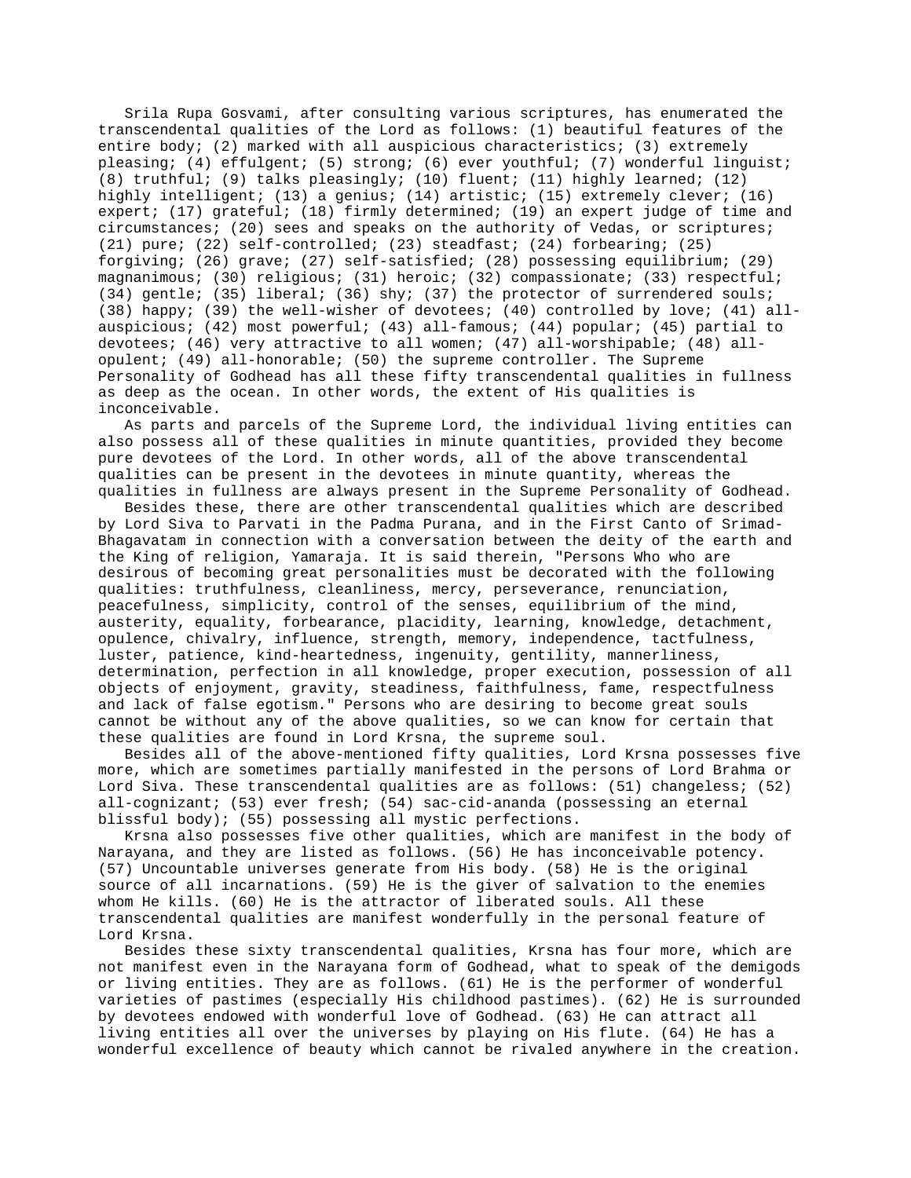Srila Rupa Gosvami, after consulting various scriptures, has enumerated the transcendental qualities of the Lord as follows: (1) beautiful features of the entire body; (2) marked with all auspicious characteristics; (3) extremely pleasing; (4) effulgent; (5) strong; (6) ever youthful; (7) wonderful linguist; (8) truthful; (9) talks pleasingly; (10) fluent; (11) highly learned; (12) highly intelligent; (13) a genius; (14) artistic; (15) extremely clever; (16) expert; (17) grateful; (18) firmly determined; (19) an expert judge of time and circumstances; (20) sees and speaks on the authority of Vedas, or scriptures; (21) pure; (22) self-controlled; (23) steadfast; (24) forbearing; (25) forgiving; (26) grave; (27) self-satisfied; (28) possessing equilibrium; (29) magnanimous; (30) religious; (31) heroic; (32) compassionate; (33) respectful; (34) gentle; (35) liberal; (36) shy; (37) the protector of surrendered souls; (38) happy; (39) the well-wisher of devotees; (40) controlled by love; (41) all-auspicious; (42) most powerful; (43) all-famous; (44) popular; (45) partial to devotees; (46) very attractive to all women; (47) all-worshipable; (48) all-opulent; (49) all-honorable; (50) the supreme controller. The Supreme Personality of Godhead has all these fifty transcendental qualities in fullness as deep as the ocean. In other words, the extent of His qualities is inconceivable.

As parts and parcels of the Supreme Lord, the individual living entities can also possess all of these qualities in minute quantities, provided they become pure devotees of the Lord. In other words, all of the above transcendental qualities can be present in the devotees in minute quantity, whereas the qualities in fullness are always present in the Supreme Personality of Godhead.

Besides these, there are other transcendental qualities which are described by Lord Siva to Parvati in the Padma Purana, and in the First Canto of Srimad-Bhagavatam in connection with a conversation between the deity of the earth and the King of religion, Yamaraja. It is said therein, "Persons Who who are desirous of becoming great personalities must be decorated with the following qualities: truthfulness, cleanliness, mercy, perseverance, renunciation, peacefulness, simplicity, control of the senses, equilibrium of the mind, austerity, equality, forbearance, placidity, learning, knowledge, detachment, opulence, chivalry, influence, strength, memory, independence, tactfulness, luster, patience, kind-heartedness, ingenuity, gentility, mannerliness, determination, perfection in all knowledge, proper execution, possession of all objects of enjoyment, gravity, steadiness, faithfulness, fame, respectfulness and lack of false egotism." Persons who are desiring to become great souls cannot be without any of the above qualities, so we can know for certain that these qualities are found in Lord Krsna, the supreme soul.

Besides all of the above-mentioned fifty qualities, Lord Krsna possesses five more, which are sometimes partially manifested in the persons of Lord Brahma or Lord Siva. These transcendental qualities are as follows: (51) changeless; (52) all-cognizant; (53) ever fresh; (54) sac-cid-ananda (possessing an eternal blissful body); (55) possessing all mystic perfections.

Krsna also possesses five other qualities, which are manifest in the body of Narayana, and they are listed as follows. (56) He has inconceivable potency. (57) Uncountable universes generate from His body. (58) He is the original source of all incarnations. (59) He is the giver of salvation to the enemies whom He kills. (60) He is the attractor of liberated souls. All these transcendental qualities are manifest wonderfully in the personal feature of Lord Krsna.

Besides these sixty transcendental qualities, Krsna has four more, which are not manifest even in the Narayana form of Godhead, what to speak of the demigods or living entities. They are as follows. (61) He is the performer of wonderful varieties of pastimes (especially His childhood pastimes). (62) He is surrounded by devotees endowed with wonderful love of Godhead. (63) He can attract all living entities all over the universes by playing on His flute. (64) He has a wonderful excellence of beauty which cannot be rivaled anywhere in the creation.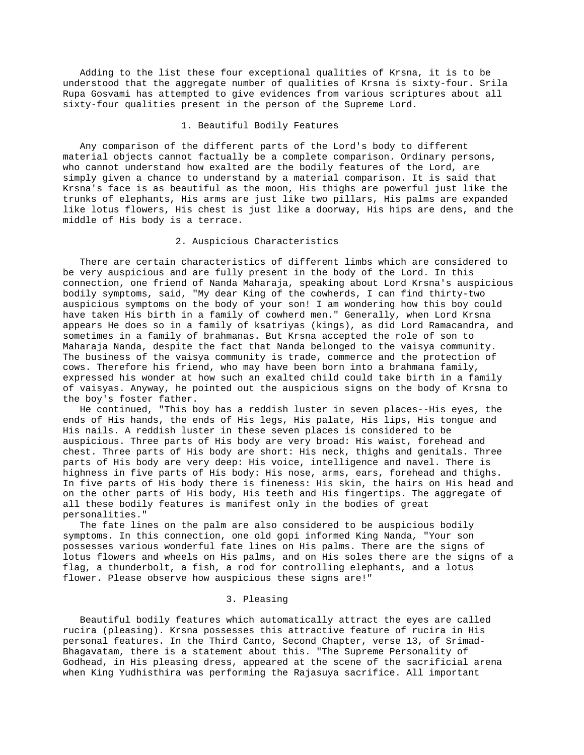Adding to the list these four exceptional qualities of Krsna, it is to be understood that the aggregate number of qualities of Krsna is sixty-four. Srila Rupa Gosvami has attempted to give evidences from various scriptures about all sixty-four qualities present in the person of the Supreme Lord.

### 1. Beautiful Bodily Features

Any comparison of the different parts of the Lord's body to different material objects cannot factually be a complete comparison. Ordinary persons, who cannot understand how exalted are the bodily features of the Lord, are simply given a chance to understand by a material comparison. It is said that Krsna's face is as beautiful as the moon, His thighs are powerful just like the trunks of elephants, His arms are just like two pillars, His palms are expanded like lotus flowers, His chest is just like a doorway, His hips are dens, and the middle of His body is a terrace.

### 2. Auspicious Characteristics

There are certain characteristics of different limbs which are considered to be very auspicious and are fully present in the body of the Lord. In this connection, one friend of Nanda Maharaja, speaking about Lord Krsna's auspicious bodily symptoms, said, "My dear King of the cowherds, I can find thirty-two auspicious symptoms on the body of your son! I am wondering how this boy could have taken His birth in a family of cowherd men." Generally, when Lord Krsna appears He does so in a family of ksatriyas (kings), as did Lord Ramacandra, and sometimes in a family of brahmanas. But Krsna accepted the role of son to Maharaja Nanda, despite the fact that Nanda belonged to the vaisya community. The business of the vaisya community is trade, commerce and the protection of cows. Therefore his friend, who may have been born into a brahmana family, expressed his wonder at how such an exalted child could take birth in a family of vaisyas. Anyway, he pointed out the auspicious signs on the body of Krsna to the boy's foster father.

He continued, "This boy has a reddish luster in seven places--His eyes, the ends of His hands, the ends of His legs, His palate, His lips, His tongue and His nails. A reddish luster in these seven places is considered to be auspicious. Three parts of His body are very broad: His waist, forehead and chest. Three parts of His body are short: His neck, thighs and genitals. Three parts of His body are very deep: His voice, intelligence and navel. There is highness in five parts of His body: His nose, arms, ears, forehead and thighs. In five parts of His body there is fineness: His skin, the hairs on His head and on the other parts of His body, His teeth and His fingertips. The aggregate of all these bodily features is manifest only in the bodies of great personalities."

The fate lines on the palm are also considered to be auspicious bodily symptoms. In this connection, one old gopi informed King Nanda, "Your son possesses various wonderful fate lines on His palms. There are the signs of lotus flowers and wheels on His palms, and on His soles there are the signs of a flag, a thunderbolt, a fish, a rod for controlling elephants, and a lotus flower. Please observe how auspicious these signs are!"

### 3. Pleasing

Beautiful bodily features which automatically attract the eyes are called rucira (pleasing). Krsna possesses this attractive feature of rucira in His personal features. In the Third Canto, Second Chapter, verse 13, of Srimad-Bhagavatam, there is a statement about this. "The Supreme Personality of Godhead, in His pleasing dress, appeared at the scene of the sacrificial arena when King Yudhisthira was performing the Rajasuya sacrifice. All important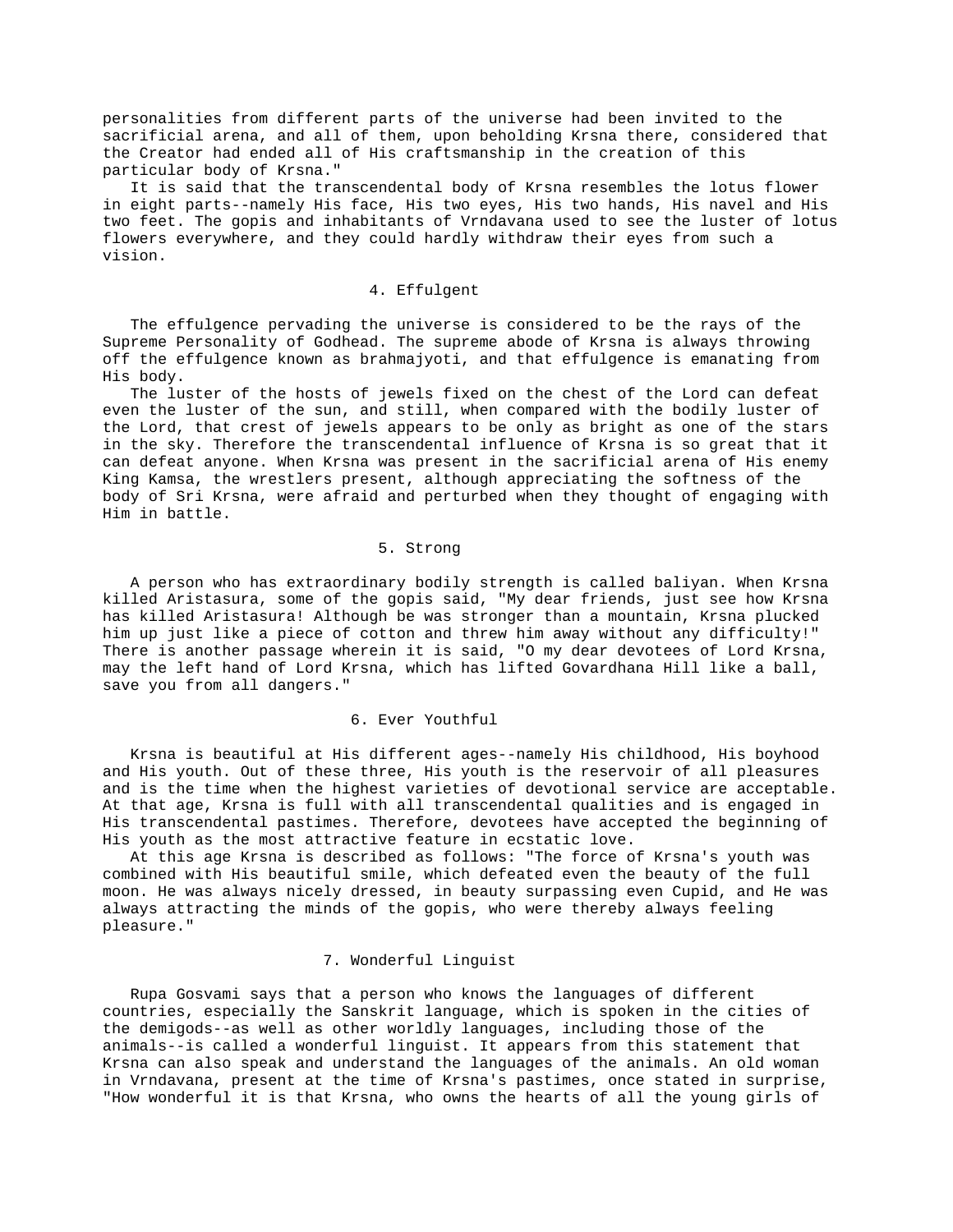personalities from different parts of the universe had been invited to the sacrificial arena, and all of them, upon beholding Krsna there, considered that the Creator had ended all of His craftsmanship in the creation of this particular body of Krsna."

It is said that the transcendental body of Krsna resembles the lotus flower in eight parts--namely His face, His two eyes, His two hands, His navel and His two feet. The gopis and inhabitants of Vrndavana used to see the luster of lotus flowers everywhere, and they could hardly withdraw their eyes from such a vision.

### 4. Effulgent

The effulgence pervading the universe is considered to be the rays of the Supreme Personality of Godhead. The supreme abode of Krsna is always throwing off the effulgence known as brahmajyoti, and that effulgence is emanating from His body.

The luster of the hosts of jewels fixed on the chest of the Lord can defeat even the luster of the sun, and still, when compared with the bodily luster of the Lord, that crest of jewels appears to be only as bright as one of the stars in the sky. Therefore the transcendental influence of Krsna is so great that it can defeat anyone. When Krsna was present in the sacrificial arena of His enemy King Kamsa, the wrestlers present, although appreciating the softness of the body of Sri Krsna, were afraid and perturbed when they thought of engaging with Him in battle.

### 5. Strong

A person who has extraordinary bodily strength is called baliyan. When Krsna killed Aristasura, some of the gopis said, "My dear friends, just see how Krsna has killed Aristasura! Although be was stronger than a mountain, Krsna plucked him up just like a piece of cotton and threw him away without any difficulty!" There is another passage wherein it is said, "O my dear devotees of Lord Krsna, may the left hand of Lord Krsna, which has lifted Govardhana Hill like a ball, save you from all dangers."

### 6. Ever Youthful

Krsna is beautiful at His different ages--namely His childhood, His boyhood and His youth. Out of these three, His youth is the reservoir of all pleasures and is the time when the highest varieties of devotional service are acceptable. At that age, Krsna is full with all transcendental qualities and is engaged in His transcendental pastimes. Therefore, devotees have accepted the beginning of His youth as the most attractive feature in ecstatic love.

At this age Krsna is described as follows: "The force of Krsna's youth was combined with His beautiful smile, which defeated even the beauty of the full moon. He was always nicely dressed, in beauty surpassing even Cupid, and He was always attracting the minds of the gopis, who were thereby always feeling pleasure."

### 7. Wonderful Linguist

Rupa Gosvami says that a person who knows the languages of different countries, especially the Sanskrit language, which is spoken in the cities of the demigods--as well as other worldly languages, including those of the animals--is called a wonderful linguist. It appears from this statement that Krsna can also speak and understand the languages of the animals. An old woman in Vrndavana, present at the time of Krsna's pastimes, once stated in surprise, "How wonderful it is that Krsna, who owns the hearts of all the young girls of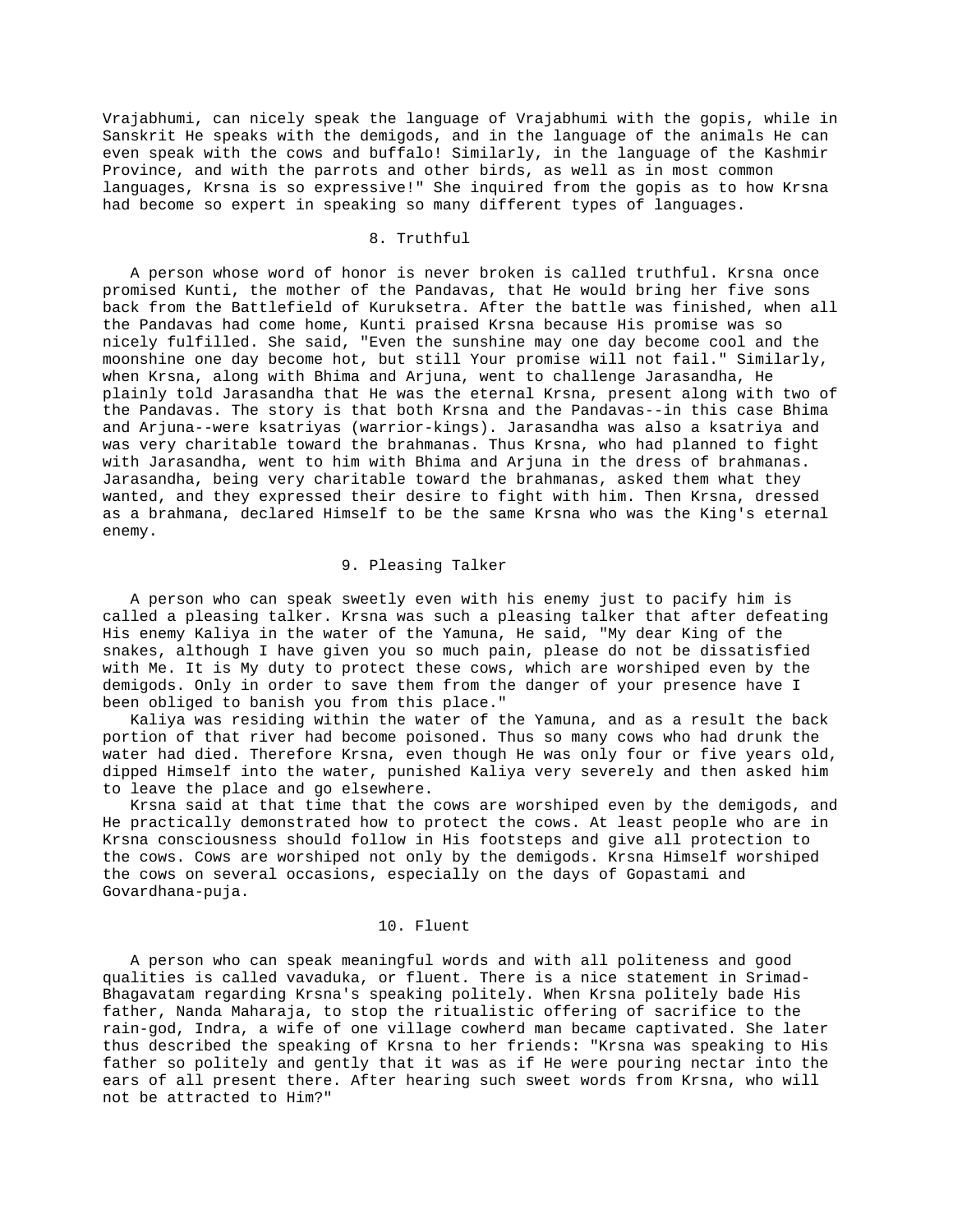Vrajabhumi, can nicely speak the language of Vrajabhumi with the gopis, while in Sanskrit He speaks with the demigods, and in the language of the animals He can even speak with the cows and buffalo! Similarly, in the language of the Kashmir Province, and with the parrots and other birds, as well as in most common languages, Krsna is so expressive!" She inquired from the gopis as to how Krsna had become so expert in speaking so many different types of languages.

### 8. Truthful

A person whose word of honor is never broken is called truthful. Krsna once promised Kunti, the mother of the Pandavas, that He would bring her five sons back from the Battlefield of Kuruksetra. After the battle was finished, when all the Pandavas had come home, Kunti praised Krsna because His promise was so nicely fulfilled. She said, "Even the sunshine may one day become cool and the moonshine one day become hot, but still Your promise will not fail." Similarly, when Krsna, along with Bhima and Arjuna, went to challenge Jarasandha, He plainly told Jarasandha that He was the eternal Krsna, present along with two of the Pandavas. The story is that both Krsna and the Pandavas--in this case Bhima and Arjuna--were ksatriyas (warrior-kings). Jarasandha was also a ksatriya and was very charitable toward the brahmanas. Thus Krsna, who had planned to fight with Jarasandha, went to him with Bhima and Arjuna in the dress of brahmanas. Jarasandha, being very charitable toward the brahmanas, asked them what they wanted, and they expressed their desire to fight with him. Then Krsna, dressed as a brahmana, declared Himself to be the same Krsna who was the King's eternal enemy.

### 9. Pleasing Talker

A person who can speak sweetly even with his enemy just to pacify him is called a pleasing talker. Krsna was such a pleasing talker that after defeating His enemy Kaliya in the water of the Yamuna, He said, "My dear King of the snakes, although I have given you so much pain, please do not be dissatisfied with Me. It is My duty to protect these cows, which are worshiped even by the demigods. Only in order to save them from the danger of your presence have I been obliged to banish you from this place."

Kaliya was residing within the water of the Yamuna, and as a result the back portion of that river had become poisoned. Thus so many cows who had drunk the water had died. Therefore Krsna, even though He was only four or five years old, dipped Himself into the water, punished Kaliya very severely and then asked him to leave the place and go elsewhere.

Krsna said at that time that the cows are worshiped even by the demigods, and He practically demonstrated how to protect the cows. At least people who are in Krsna consciousness should follow in His footsteps and give all protection to the cows. Cows are worshiped not only by the demigods. Krsna Himself worshiped the cows on several occasions, especially on the days of Gopastami and Govardhana-puja.

### 10. Fluent

A person who can speak meaningful words and with all politeness and good qualities is called vavaduka, or fluent. There is a nice statement in Srimad-Bhagavatam regarding Krsna's speaking politely. When Krsna politely bade His father, Nanda Maharaja, to stop the ritualistic offering of sacrifice to the rain-god, Indra, a wife of one village cowherd man became captivated. She later thus described the speaking of Krsna to her friends: "Krsna was speaking to His father so politely and gently that it was as if He were pouring nectar into the ears of all present there. After hearing such sweet words from Krsna, who will not be attracted to Him?"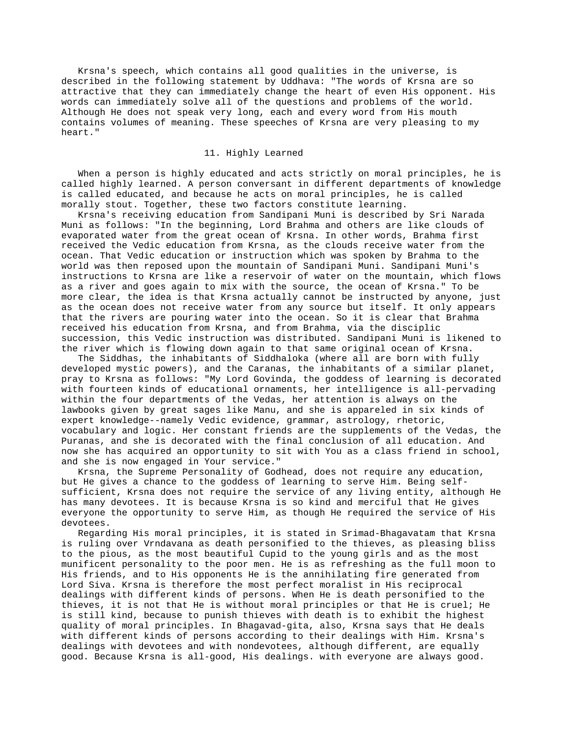Krsna's speech, which contains all good qualities in the universe, is described in the following statement by Uddhava: "The words of Krsna are so attractive that they can immediately change the heart of even His opponent. His words can immediately solve all of the questions and problems of the world. Although He does not speak very long, each and every word from His mouth contains volumes of meaning. These speeches of Krsna are very pleasing to my heart."

## 11. Highly Learned

When a person is highly educated and acts strictly on moral principles, he is called highly learned. A person conversant in different departments of knowledge is called educated, and because he acts on moral principles, he is called morally stout. Together, these two factors constitute learning.

Krsna's receiving education from Sandipani Muni is described by Sri Narada Muni as follows: "In the beginning, Lord Brahma and others are like clouds of evaporated water from the great ocean of Krsna. In other words, Brahma first received the Vedic education from Krsna, as the clouds receive water from the ocean. That Vedic education or instruction which was spoken by Brahma to the world was then reposed upon the mountain of Sandipani Muni. Sandipani Muni's instructions to Krsna are like a reservoir of water on the mountain, which flows as a river and goes again to mix with the source, the ocean of Krsna." To be more clear, the idea is that Krsna actually cannot be instructed by anyone, just as the ocean does not receive water from any source but itself. It only appears that the rivers are pouring water into the ocean. So it is clear that Brahma received his education from Krsna, and from Brahma, via the disciplic succession, this Vedic instruction was distributed. Sandipani Muni is likened to the river which is flowing down again to that same original ocean of Krsna.

The Siddhas, the inhabitants of Siddhaloka (where all are born with fully developed mystic powers), and the Caranas, the inhabitants of a similar planet, pray to Krsna as follows: "My Lord Govinda, the goddess of learning is decorated with fourteen kinds of educational ornaments, her intelligence is all-pervading within the four departments of the Vedas, her attention is always on the lawbooks given by great sages like Manu, and she is appareled in six kinds of expert knowledge--namely Vedic evidence, grammar, astrology, rhetoric, vocabulary and logic. Her constant friends are the supplements of the Vedas, the Puranas, and she is decorated with the final conclusion of all education. And now she has acquired an opportunity to sit with You as a class friend in school, and she is now engaged in Your service."

Krsna, the Supreme Personality of Godhead, does not require any education, but He gives a chance to the goddess of learning to serve Him. Being self-sufficient, Krsna does not require the service of any living entity, although He has many devotees. It is because Krsna is so kind and merciful that He gives everyone the opportunity to serve Him, as though He required the service of His devotees.

Regarding His moral principles, it is stated in Srimad-Bhagavatam that Krsna is ruling over Vrndavana as death personified to the thieves, as pleasing bliss to the pious, as the most beautiful Cupid to the young girls and as the most munificent personality to the poor men. He is as refreshing as the full moon to His friends, and to His opponents He is the annihilating fire generated from Lord Siva. Krsna is therefore the most perfect moralist in His reciprocal dealings with different kinds of persons. When He is death personified to the thieves, it is not that He is without moral principles or that He is cruel; He is still kind, because to punish thieves with death is to exhibit the highest quality of moral principles. In Bhagavad-gita, also, Krsna says that He deals with different kinds of persons according to their dealings with Him. Krsna's dealings with devotees and with nondevotees, although different, are equally good. Because Krsna is all-good, His dealings. with everyone are always good.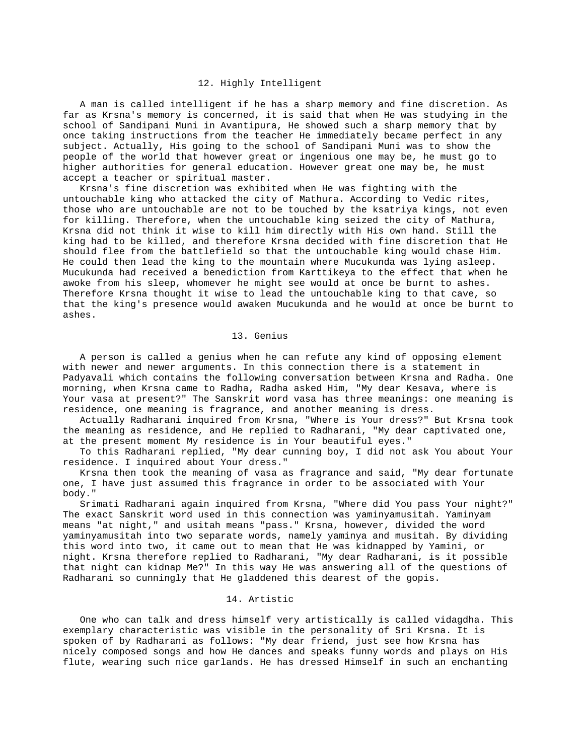### 12. Highly Intelligent

A man is called intelligent if he has a sharp memory and fine discretion. As far as Krsna's memory is concerned, it is said that when He was studying in the school of Sandipani Muni in Avantipura, He showed such a sharp memory that by once taking instructions from the teacher He immediately became perfect in any subject. Actually, His going to the school of Sandipani Muni was to show the people of the world that however great or ingenious one may be, he must go to higher authorities for general education. However great one may be, he must accept a teacher or spiritual master.

Krsna's fine discretion was exhibited when He was fighting with the untouchable king who attacked the city of Mathura. According to Vedic rites, those who are untouchable are not to be touched by the ksatriya kings, not even for killing. Therefore, when the untouchable king seized the city of Mathura, Krsna did not think it wise to kill him directly with His own hand. Still the king had to be killed, and therefore Krsna decided with fine discretion that He should flee from the battlefield so that the untouchable king would chase Him. He could then lead the king to the mountain where Mucukunda was lying asleep. Mucukunda had received a benediction from Karttikeya to the effect that when he awoke from his sleep, whomever he might see would at once be burnt to ashes. Therefore Krsna thought it wise to lead the untouchable king to that cave, so that the king's presence would awaken Mucukunda and he would at once be burnt to ashes.

### 13. Genius

A person is called a genius when he can refute any kind of opposing element with newer and newer arguments. In this connection there is a statement in Padyavali which contains the following conversation between Krsna and Radha. One morning, when Krsna came to Radha, Radha asked Him, "My dear Kesava, where is Your vasa at present?" The Sanskrit word vasa has three meanings: one meaning is residence, one meaning is fragrance, and another meaning is dress.

Actually Radharani inquired from Krsna, "Where is Your dress?" But Krsna took the meaning as residence, and He replied to Radharani, "My dear captivated one, at the present moment My residence is in Your beautiful eyes."

To this Radharani replied, "My dear cunning boy, I did not ask You about Your residence. I inquired about Your dress."

Krsna then took the meaning of vasa as fragrance and said, "My dear fortunate one, I have just assumed this fragrance in order to be associated with Your body."

Srimati Radharani again inquired from Krsna, "Where did You pass Your night?" The exact Sanskrit word used in this connection was yaminyamusitah. Yaminyam means "at night," and usitah means "pass." Krsna, however, divided the word yaminyamusitah into two separate words, namely yaminya and musitah. By dividing this word into two, it came out to mean that He was kidnapped by Yamini, or night. Krsna therefore replied to Radharani, "My dear Radharani, is it possible that night can kidnap Me?" In this way He was answering all of the questions of Radharani so cunningly that He gladdened this dearest of the gopis.

### 14. Artistic

One who can talk and dress himself very artistically is called vidagdha. This exemplary characteristic was visible in the personality of Sri Krsna. It is spoken of by Radharani as follows: "My dear friend, just see how Krsna has nicely composed songs and how He dances and speaks funny words and plays on His flute, wearing such nice garlands. He has dressed Himself in such an enchanting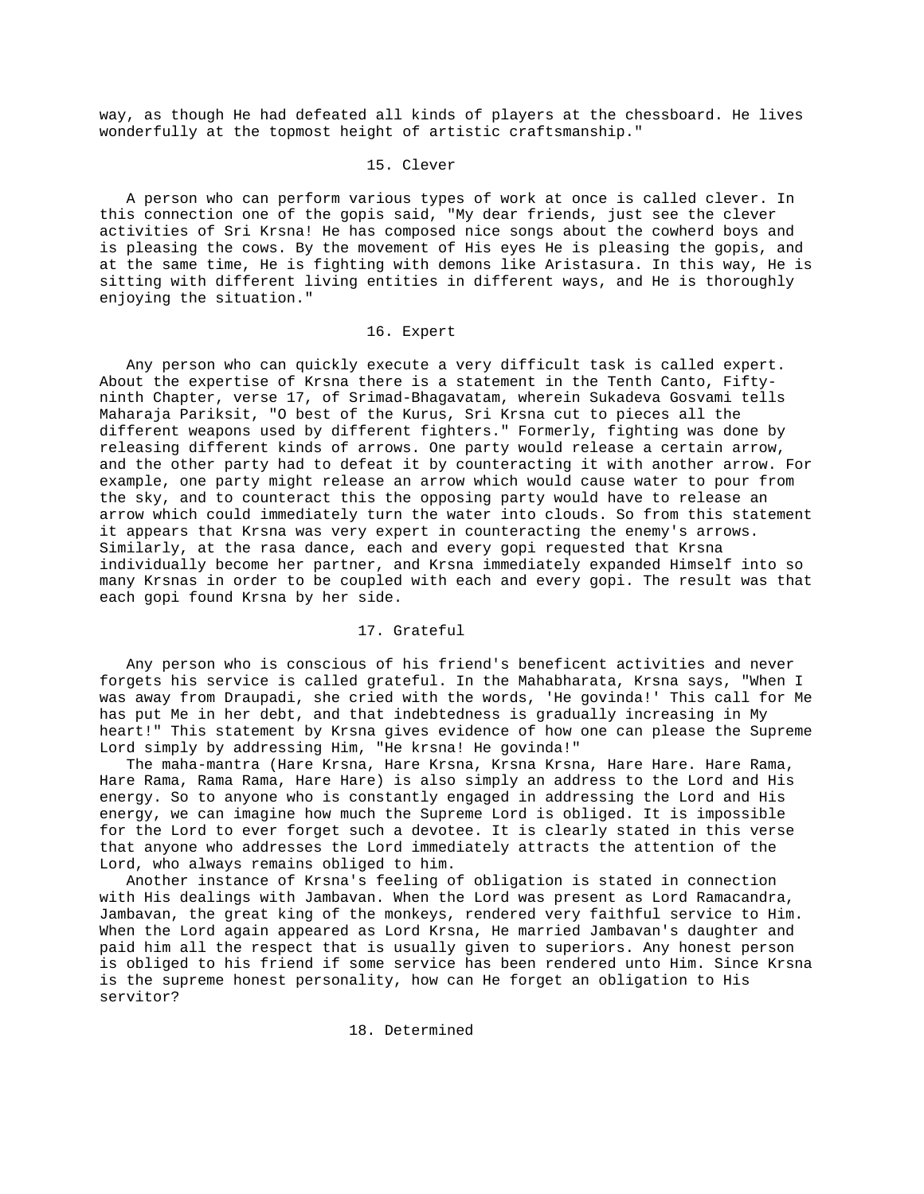way, as though He had defeated all kinds of players at the chessboard. He lives wonderfully at the topmost height of artistic craftsmanship."

### 15. Clever

A person who can perform various types of work at once is called clever. In this connection one of the gopis said, "My dear friends, just see the clever activities of Sri Krsna! He has composed nice songs about the cowherd boys and is pleasing the cows. By the movement of His eyes He is pleasing the gopis, and at the same time, He is fighting with demons like Aristasura. In this way, He is sitting with different living entities in different ways, and He is thoroughly enjoying the situation."

### 16. Expert

Any person who can quickly execute a very difficult task is called expert. About the expertise of Krsna there is a statement in the Tenth Canto, Fifty-ninth Chapter, verse 17, of Srimad-Bhagavatam, wherein Sukadeva Gosvami tells Maharaja Pariksit, "O best of the Kurus, Sri Krsna cut to pieces all the different weapons used by different fighters." Formerly, fighting was done by releasing different kinds of arrows. One party would release a certain arrow, and the other party had to defeat it by counteracting it with another arrow. For example, one party might release an arrow which would cause water to pour from the sky, and to counteract this the opposing party would have to release an arrow which could immediately turn the water into clouds. So from this statement it appears that Krsna was very expert in counteracting the enemy's arrows. Similarly, at the rasa dance, each and every gopi requested that Krsna individually become her partner, and Krsna immediately expanded Himself into so many Krsnas in order to be coupled with each and every gopi. The result was that each gopi found Krsna by her side.

### 17. Grateful

Any person who is conscious of his friend's beneficent activities and never forgets his service is called grateful. In the Mahabharata, Krsna says, "When I was away from Draupadi, she cried with the words, 'He govinda!' This call for Me has put Me in her debt, and that indebtedness is gradually increasing in My heart!" This statement by Krsna gives evidence of how one can please the Supreme Lord simply by addressing Him, "He krsna! He govinda!"

The maha-mantra (Hare Krsna, Hare Krsna, Krsna Krsna, Hare Hare. Hare Rama, Hare Rama, Rama Rama, Hare Hare) is also simply an address to the Lord and His energy. So to anyone who is constantly engaged in addressing the Lord and His energy, we can imagine how much the Supreme Lord is obliged. It is impossible for the Lord to ever forget such a devotee. It is clearly stated in this verse that anyone who addresses the Lord immediately attracts the attention of the Lord, who always remains obliged to him.

Another instance of Krsna's feeling of obligation is stated in connection with His dealings with Jambavan. When the Lord was present as Lord Ramacandra, Jambavan, the great king of the monkeys, rendered very faithful service to Him. When the Lord again appeared as Lord Krsna, He married Jambavan's daughter and paid him all the respect that is usually given to superiors. Any honest person is obliged to his friend if some service has been rendered unto Him. Since Krsna is the supreme honest personality, how can He forget an obligation to His servitor?

### 18. Determined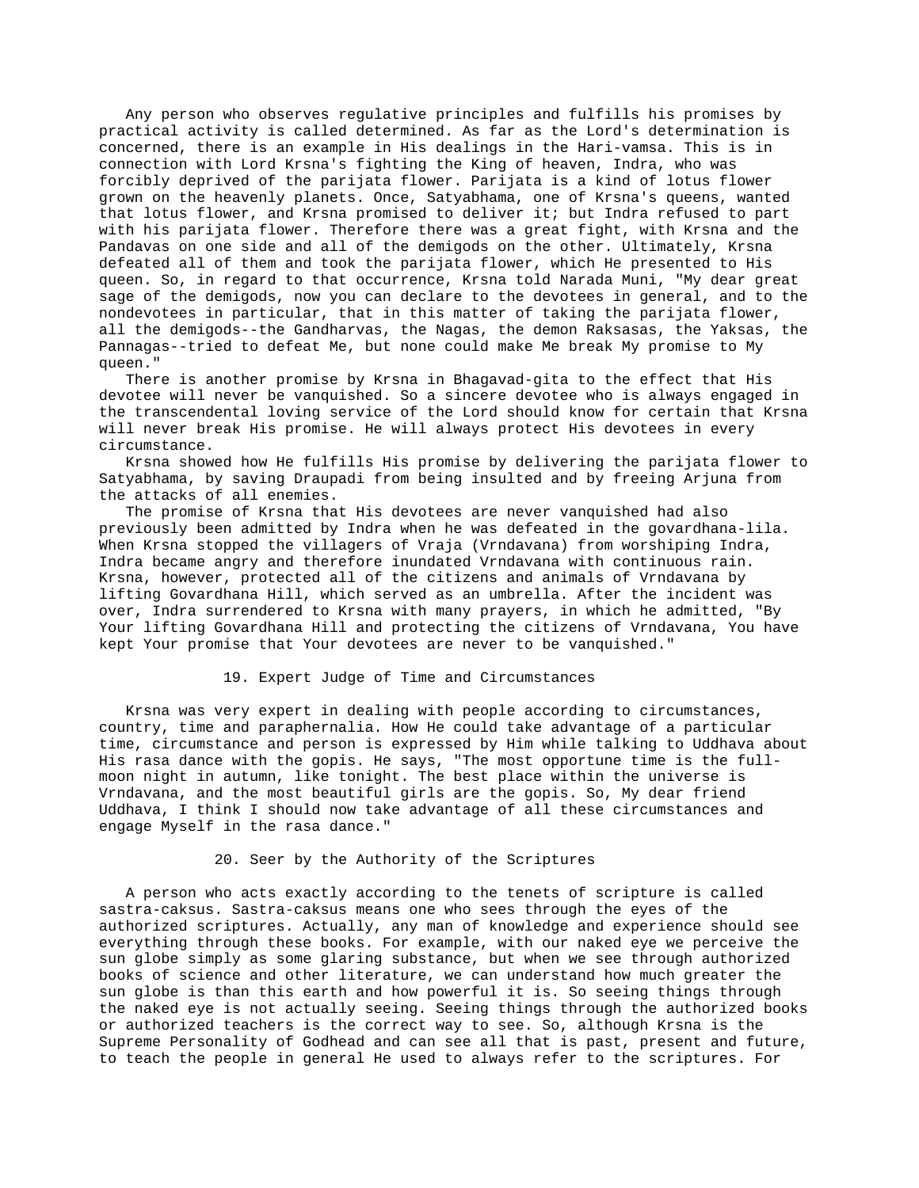Any person who observes regulative principles and fulfills his promises by practical activity is called determined. As far as the Lord's determination is concerned, there is an example in His dealings in the Hari-vamsa. This is in connection with Lord Krsna's fighting the King of heaven, Indra, who was forcibly deprived of the parijata flower. Parijata is a kind of lotus flower grown on the heavenly planets. Once, Satyabhama, one of Krsna's queens, wanted that lotus flower, and Krsna promised to deliver it; but Indra refused to part with his parijata flower. Therefore there was a great fight, with Krsna and the Pandavas on one side and all of the demigods on the other. Ultimately, Krsna defeated all of them and took the parijata flower, which He presented to His queen. So, in regard to that occurrence, Krsna told Narada Muni, "My dear great sage of the demigods, now you can declare to the devotees in general, and to the nondevotees in particular, that in this matter of taking the parijata flower, all the demigods--the Gandharvas, the Nagas, the demon Raksasas, the Yaksas, the Pannagas--tried to defeat Me, but none could make Me break My promise to My queen."

There is another promise by Krsna in Bhagavad-gita to the effect that His devotee will never be vanquished. So a sincere devotee who is always engaged in the transcendental loving service of the Lord should know for certain that Krsna will never break His promise. He will always protect His devotees in every circumstance.

Krsna showed how He fulfills His promise by delivering the parijata flower to Satyabhama, by saving Draupadi from being insulted and by freeing Arjuna from the attacks of all enemies.

The promise of Krsna that His devotees are never vanquished had also previously been admitted by Indra when he was defeated in the govardhana-lila. When Krsna stopped the villagers of Vraja (Vrndavana) from worshiping Indra, Indra became angry and therefore inundated Vrndavana with continuous rain. Krsna, however, protected all of the citizens and animals of Vrndavana by lifting Govardhana Hill, which served as an umbrella. After the incident was over, Indra surrendered to Krsna with many prayers, in which he admitted, "By Your lifting Govardhana Hill and protecting the citizens of Vrndavana, You have kept Your promise that Your devotees are never to be vanquished."

## 19. Expert Judge of Time and Circumstances

Krsna was very expert in dealing with people according to circumstances, country, time and paraphernalia. How He could take advantage of a particular time, circumstance and person is expressed by Him while talking to Uddhava about His rasa dance with the gopis. He says, "The most opportune time is the full-moon night in autumn, like tonight. The best place within the universe is Vrndavana, and the most beautiful girls are the gopis. So, My dear friend Uddhava, I think I should now take advantage of all these circumstances and engage Myself in the rasa dance."

## 20. Seer by the Authority of the Scriptures

A person who acts exactly according to the tenets of scripture is called sastra-caksus. Sastra-caksus means one who sees through the eyes of the authorized scriptures. Actually, any man of knowledge and experience should see everything through these books. For example, with our naked eye we perceive the sun globe simply as some glaring substance, but when we see through authorized books of science and other literature, we can understand how much greater the sun globe is than this earth and how powerful it is. So seeing things through the naked eye is not actually seeing. Seeing things through the authorized books or authorized teachers is the correct way to see. So, although Krsna is the Supreme Personality of Godhead and can see all that is past, present and future, to teach the people in general He used to always refer to the scriptures. For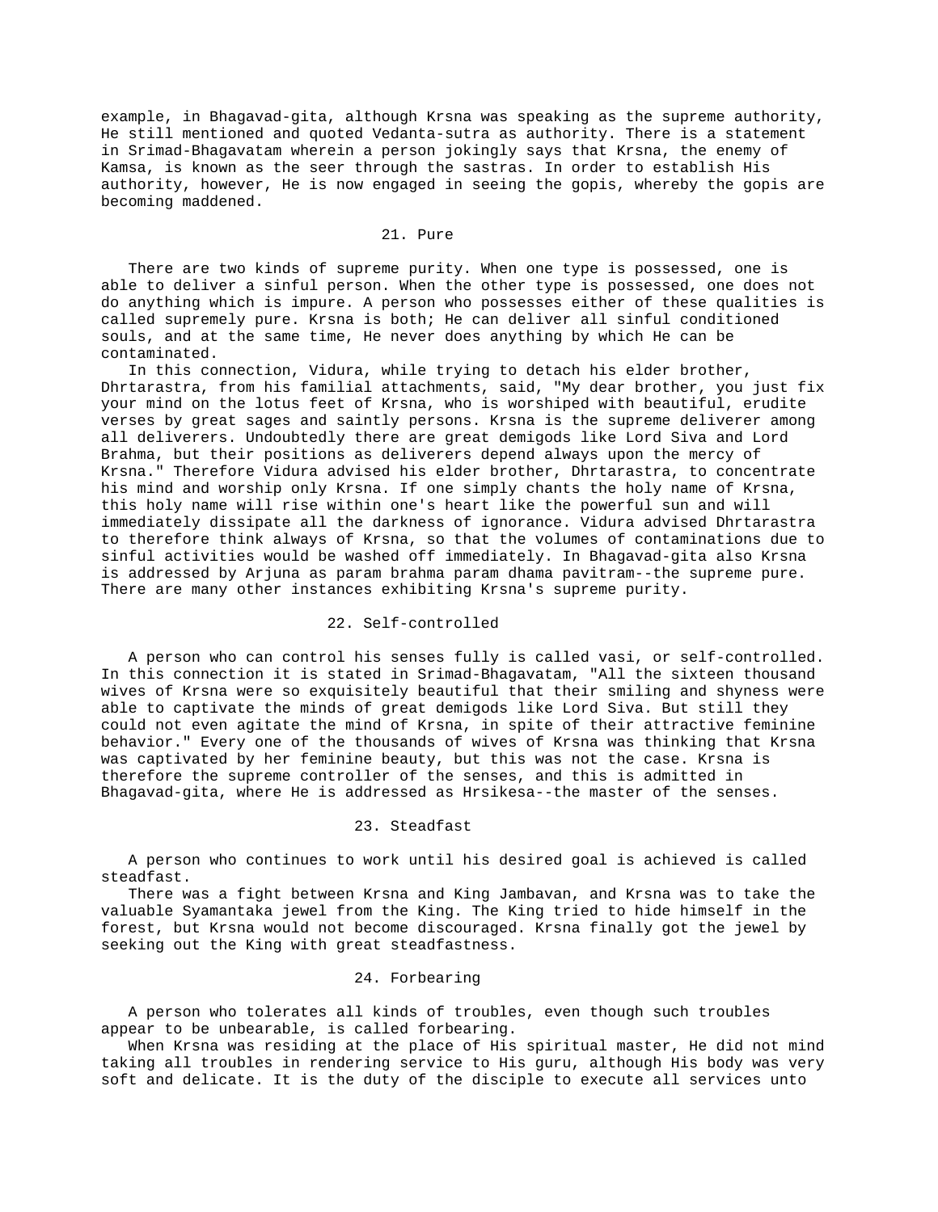example, in Bhagavad-gita, although Krsna was speaking as the supreme authority, He still mentioned and quoted Vedanta-sutra as authority. There is a statement in Srimad-Bhagavatam wherein a person jokingly says that Krsna, the enemy of Kamsa, is known as the seer through the sastras. In order to establish His authority, however, He is now engaged in seeing the gopis, whereby the gopis are becoming maddened.

### 21. Pure

There are two kinds of supreme purity. When one type is possessed, one is able to deliver a sinful person. When the other type is possessed, one does not do anything which is impure. A person who possesses either of these qualities is called supremely pure. Krsna is both; He can deliver all sinful conditioned souls, and at the same time, He never does anything by which He can be contaminated.

In this connection, Vidura, while trying to detach his elder brother, Dhrtarastra, from his familial attachments, said, "My dear brother, you just fix your mind on the lotus feet of Krsna, who is worshiped with beautiful, erudite verses by great sages and saintly persons. Krsna is the supreme deliverer among all deliverers. Undoubtedly there are great demigods like Lord Siva and Lord Brahma, but their positions as deliverers depend always upon the mercy of Krsna." Therefore Vidura advised his elder brother, Dhrtarastra, to concentrate his mind and worship only Krsna. If one simply chants the holy name of Krsna, this holy name will rise within one's heart like the powerful sun and will immediately dissipate all the darkness of ignorance. Vidura advised Dhrtarastra to therefore think always of Krsna, so that the volumes of contaminations due to sinful activities would be washed off immediately. In Bhagavad-gita also Krsna is addressed by Arjuna as param brahma param dhama pavitram--the supreme pure. There are many other instances exhibiting Krsna's supreme purity.

### 22. Self-controlled

A person who can control his senses fully is called vasi, or self-controlled. In this connection it is stated in Srimad-Bhagavatam, "All the sixteen thousand wives of Krsna were so exquisitely beautiful that their smiling and shyness were able to captivate the minds of great demigods like Lord Siva. But still they could not even agitate the mind of Krsna, in spite of their attractive feminine behavior." Every one of the thousands of wives of Krsna was thinking that Krsna was captivated by her feminine beauty, but this was not the case. Krsna is therefore the supreme controller of the senses, and this is admitted in Bhagavad-gita, where He is addressed as Hrsikesa--the master of the senses.

### 23. Steadfast

A person who continues to work until his desired goal is achieved is called steadfast.

There was a fight between Krsna and King Jambavan, and Krsna was to take the valuable Syamantaka jewel from the King. The King tried to hide himself in the forest, but Krsna would not become discouraged. Krsna finally got the jewel by seeking out the King with great steadfastness.

### 24. Forbearing

A person who tolerates all kinds of troubles, even though such troubles appear to be unbearable, is called forbearing.

When Krsna was residing at the place of His spiritual master, He did not mind taking all troubles in rendering service to His guru, although His body was very soft and delicate. It is the duty of the disciple to execute all services unto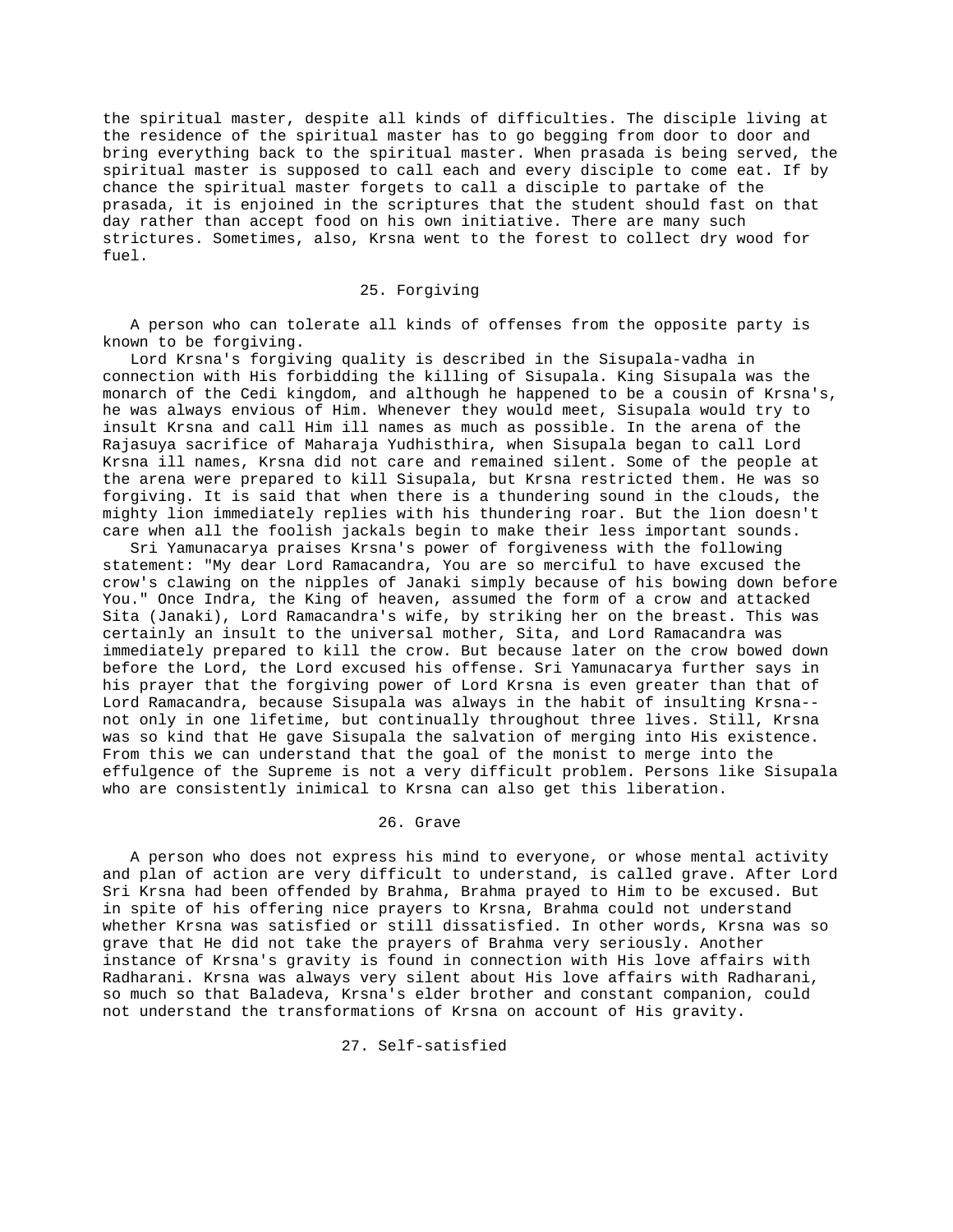the spiritual master, despite all kinds of difficulties. The disciple living at the residence of the spiritual master has to go begging from door to door and bring everything back to the spiritual master. When prasada is being served, the spiritual master is supposed to call each and every disciple to come eat. If by chance the spiritual master forgets to call a disciple to partake of the prasada, it is enjoined in the scriptures that the student should fast on that day rather than accept food on his own initiative. There are many such strictures. Sometimes, also, Krsna went to the forest to collect dry wood for fuel.

## 25. Forgiving

A person who can tolerate all kinds of offenses from the opposite party is known to be forgiving.

Lord Krsna's forgiving quality is described in the Sisupala-vadha in connection with His forbidding the killing of Sisupala. King Sisupala was the monarch of the Cedi kingdom, and although he happened to be a cousin of Krsna's, he was always envious of Him. Whenever they would meet, Sisupala would try to insult Krsna and call Him ill names as much as possible. In the arena of the Rajasuya sacrifice of Maharaja Yudhisthira, when Sisupala began to call Lord Krsna ill names, Krsna did not care and remained silent. Some of the people at the arena were prepared to kill Sisupala, but Krsna restricted them. He was so forgiving. It is said that when there is a thundering sound in the clouds, the mighty lion immediately replies with his thundering roar. But the lion doesn't care when all the foolish jackals begin to make their less important sounds.

Sri Yamunacarya praises Krsna's power of forgiveness with the following statement: "My dear Lord Ramacandra, You are so merciful to have excused the crow's clawing on the nipples of Janaki simply because of his bowing down before You." Once Indra, the King of heaven, assumed the form of a crow and attacked Sita (Janaki), Lord Ramacandra's wife, by striking her on the breast. This was certainly an insult to the universal mother, Sita, and Lord Ramacandra was immediately prepared to kill the crow. But because later on the crow bowed down before the Lord, the Lord excused his offense. Sri Yamunacarya further says in his prayer that the forgiving power of Lord Krsna is even greater than that of Lord Ramacandra, because Sisupala was always in the habit of insulting Krsna--not only in one lifetime, but continually throughout three lives. Still, Krsna was so kind that He gave Sisupala the salvation of merging into His existence. From this we can understand that the goal of the monist to merge into the effulgence of the Supreme is not a very difficult problem. Persons like Sisupala who are consistently inimical to Krsna can also get this liberation.

## 26. Grave

A person who does not express his mind to everyone, or whose mental activity and plan of action are very difficult to understand, is called grave. After Lord Sri Krsna had been offended by Brahma, Brahma prayed to Him to be excused. But in spite of his offering nice prayers to Krsna, Brahma could not understand whether Krsna was satisfied or still dissatisfied. In other words, Krsna was so grave that He did not take the prayers of Brahma very seriously. Another instance of Krsna's gravity is found in connection with His love affairs with Radharani. Krsna was always very silent about His love affairs with Radharani, so much so that Baladeva, Krsna's elder brother and constant companion, could not understand the transformations of Krsna on account of His gravity.

## 27. Self-satisfied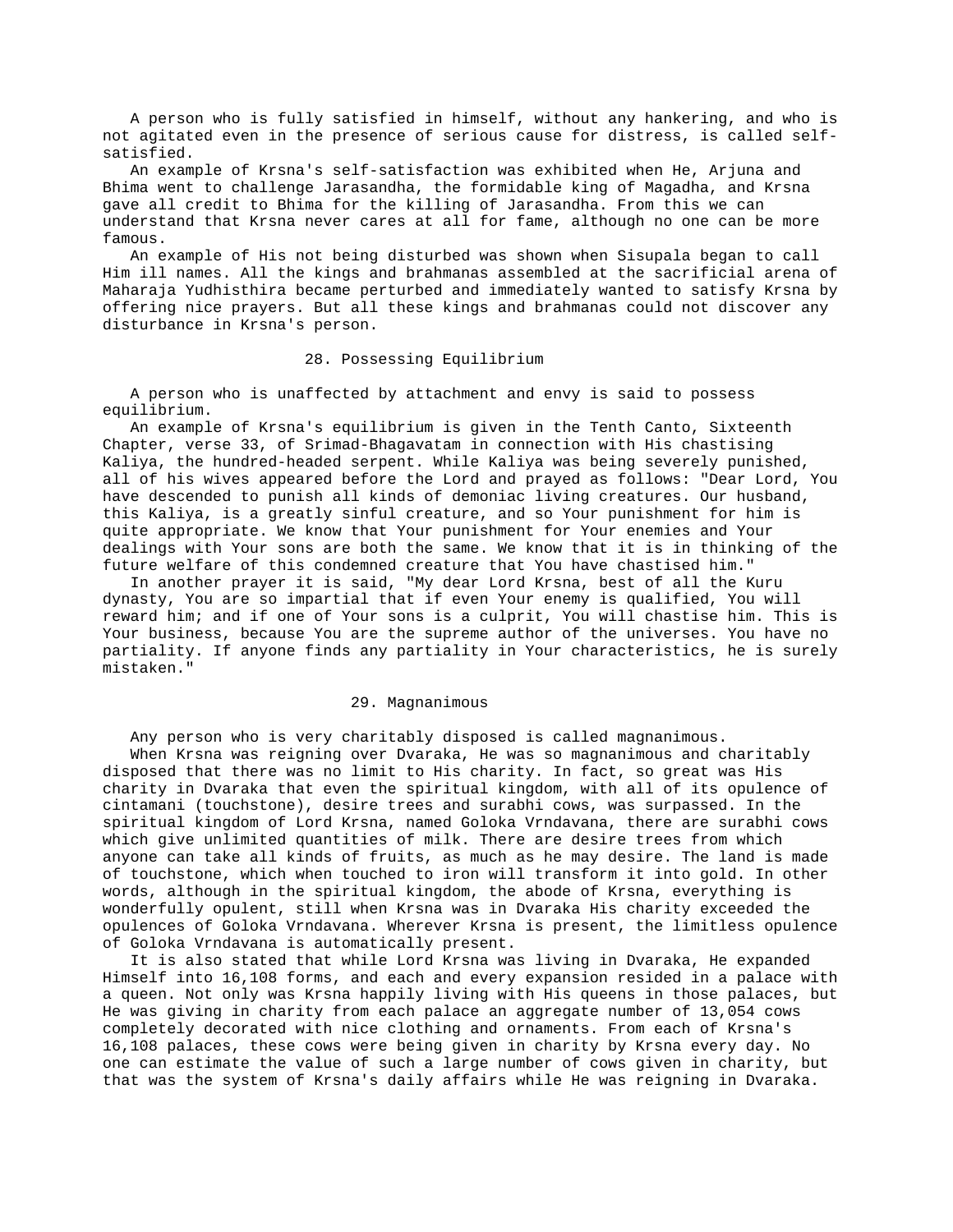A person who is fully satisfied in himself, without any hankering, and who is not agitated even in the presence of serious cause for distress, is called self-satisfied.

An example of Krsna's self-satisfaction was exhibited when He, Arjuna and Bhima went to challenge Jarasandha, the formidable king of Magadha, and Krsna gave all credit to Bhima for the killing of Jarasandha. From this we can understand that Krsna never cares at all for fame, although no one can be more famous.

An example of His not being disturbed was shown when Sisupala began to call Him ill names. All the kings and brahmanas assembled at the sacrificial arena of Maharaja Yudhisthira became perturbed and immediately wanted to satisfy Krsna by offering nice prayers. But all these kings and brahmanas could not discover any disturbance in Krsna's person.

## 28. Possessing Equilibrium

A person who is unaffected by attachment and envy is said to possess equilibrium.

An example of Krsna's equilibrium is given in the Tenth Canto, Sixteenth Chapter, verse 33, of Srimad-Bhagavatam in connection with His chastising Kaliya, the hundred-headed serpent. While Kaliya was being severely punished, all of his wives appeared before the Lord and prayed as follows: "Dear Lord, You have descended to punish all kinds of demoniac living creatures. Our husband, this Kaliya, is a greatly sinful creature, and so Your punishment for him is quite appropriate. We know that Your punishment for Your enemies and Your dealings with Your sons are both the same. We know that it is in thinking of the future welfare of this condemned creature that You have chastised him."

In another prayer it is said, "My dear Lord Krsna, best of all the Kuru dynasty, You are so impartial that if even Your enemy is qualified, You will reward him; and if one of Your sons is a culprit, You will chastise him. This is Your business, because You are the supreme author of the universes. You have no partiality. If anyone finds any partiality in Your characteristics, he is surely mistaken."

## 29. Magnanimous

Any person who is very charitably disposed is called magnanimous.

When Krsna was reigning over Dvaraka, He was so magnanimous and charitably disposed that there was no limit to His charity. In fact, so great was His charity in Dvaraka that even the spiritual kingdom, with all of its opulence of cintamani (touchstone), desire trees and surabhi cows, was surpassed. In the spiritual kingdom of Lord Krsna, named Goloka Vrndavana, there are surabhi cows which give unlimited quantities of milk. There are desire trees from which anyone can take all kinds of fruits, as much as he may desire. The land is made of touchstone, which when touched to iron will transform it into gold. In other words, although in the spiritual kingdom, the abode of Krsna, everything is wonderfully opulent, still when Krsna was in Dvaraka His charity exceeded the opulences of Goloka Vrndavana. Wherever Krsna is present, the limitless opulence of Goloka Vrndavana is automatically present.

It is also stated that while Lord Krsna was living in Dvaraka, He expanded Himself into 16,108 forms, and each and every expansion resided in a palace with a queen. Not only was Krsna happily living with His queens in those palaces, but He was giving in charity from each palace an aggregate number of 13,054 cows completely decorated with nice clothing and ornaments. From each of Krsna's 16,108 palaces, these cows were being given in charity by Krsna every day. No one can estimate the value of such a large number of cows given in charity, but that was the system of Krsna's daily affairs while He was reigning in Dvaraka.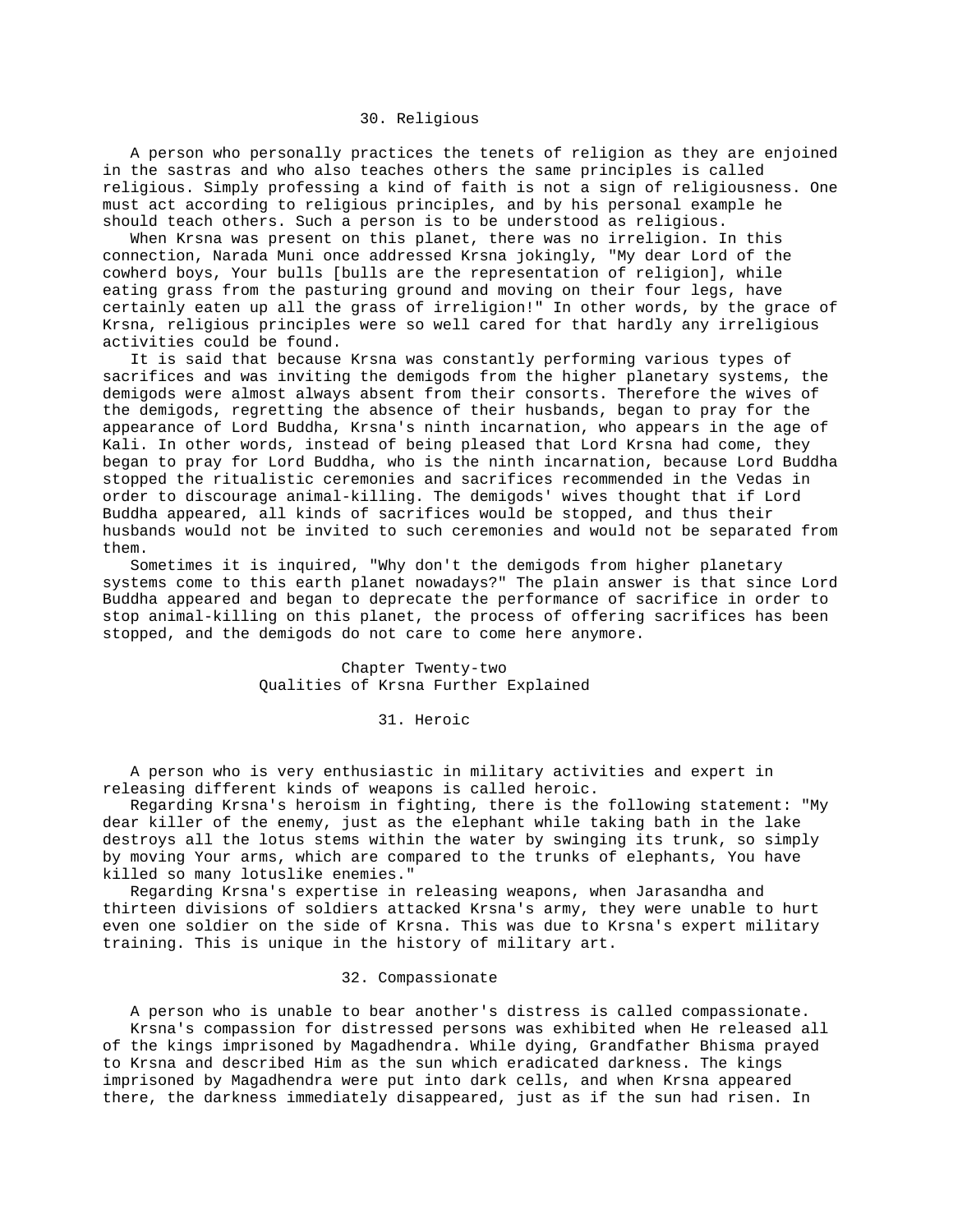### 30. Religious

A person who personally practices the tenets of religion as they are enjoined in the sastras and who also teaches others the same principles is called religious. Simply professing a kind of faith is not a sign of religiousness. One must act according to religious principles, and by his personal example he should teach others. Such a person is to be understood as religious.

When Krsna was present on this planet, there was no irreligion. In this connection, Narada Muni once addressed Krsna jokingly, "My dear Lord of the cowherd boys, Your bulls [bulls are the representation of religion], while eating grass from the pasturing ground and moving on their four legs, have certainly eaten up all the grass of irreligion!" In other words, by the grace of Krsna, religious principles were so well cared for that hardly any irreligious activities could be found.

It is said that because Krsna was constantly performing various types of sacrifices and was inviting the demigods from the higher planetary systems, the demigods were almost always absent from their consorts. Therefore the wives of the demigods, regretting the absence of their husbands, began to pray for the appearance of Lord Buddha, Krsna's ninth incarnation, who appears in the age of Kali. In other words, instead of being pleased that Lord Krsna had come, they began to pray for Lord Buddha, who is the ninth incarnation, because Lord Buddha stopped the ritualistic ceremonies and sacrifices recommended in the Vedas in order to discourage animal-killing. The demigods' wives thought that if Lord Buddha appeared, all kinds of sacrifices would be stopped, and thus their husbands would not be invited to such ceremonies and would not be separated from them.

Sometimes it is inquired, "Why don't the demigods from higher planetary systems come to this earth planet nowadays?" The plain answer is that since Lord Buddha appeared and began to deprecate the performance of sacrifice in order to stop animal-killing on this planet, the process of offering sacrifices has been stopped, and the demigods do not care to come here anymore.

## Chapter Twenty-two
## Qualities of Krsna Further Explained

### 31. Heroic

A person who is very enthusiastic in military activities and expert in releasing different kinds of weapons is called heroic.

Regarding Krsna's heroism in fighting, there is the following statement: "My dear killer of the enemy, just as the elephant while taking bath in the lake destroys all the lotus stems within the water by swinging its trunk, so simply by moving Your arms, which are compared to the trunks of elephants, You have killed so many lotuslike enemies."

Regarding Krsna's expertise in releasing weapons, when Jarasandha and thirteen divisions of soldiers attacked Krsna's army, they were unable to hurt even one soldier on the side of Krsna. This was due to Krsna's expert military training. This is unique in the history of military art.

### 32. Compassionate

A person who is unable to bear another's distress is called compassionate.

Krsna's compassion for distressed persons was exhibited when He released all of the kings imprisoned by Magadhendra. While dying, Grandfather Bhisma prayed to Krsna and described Him as the sun which eradicated darkness. The kings imprisoned by Magadhendra were put into dark cells, and when Krsna appeared there, the darkness immediately disappeared, just as if the sun had risen. In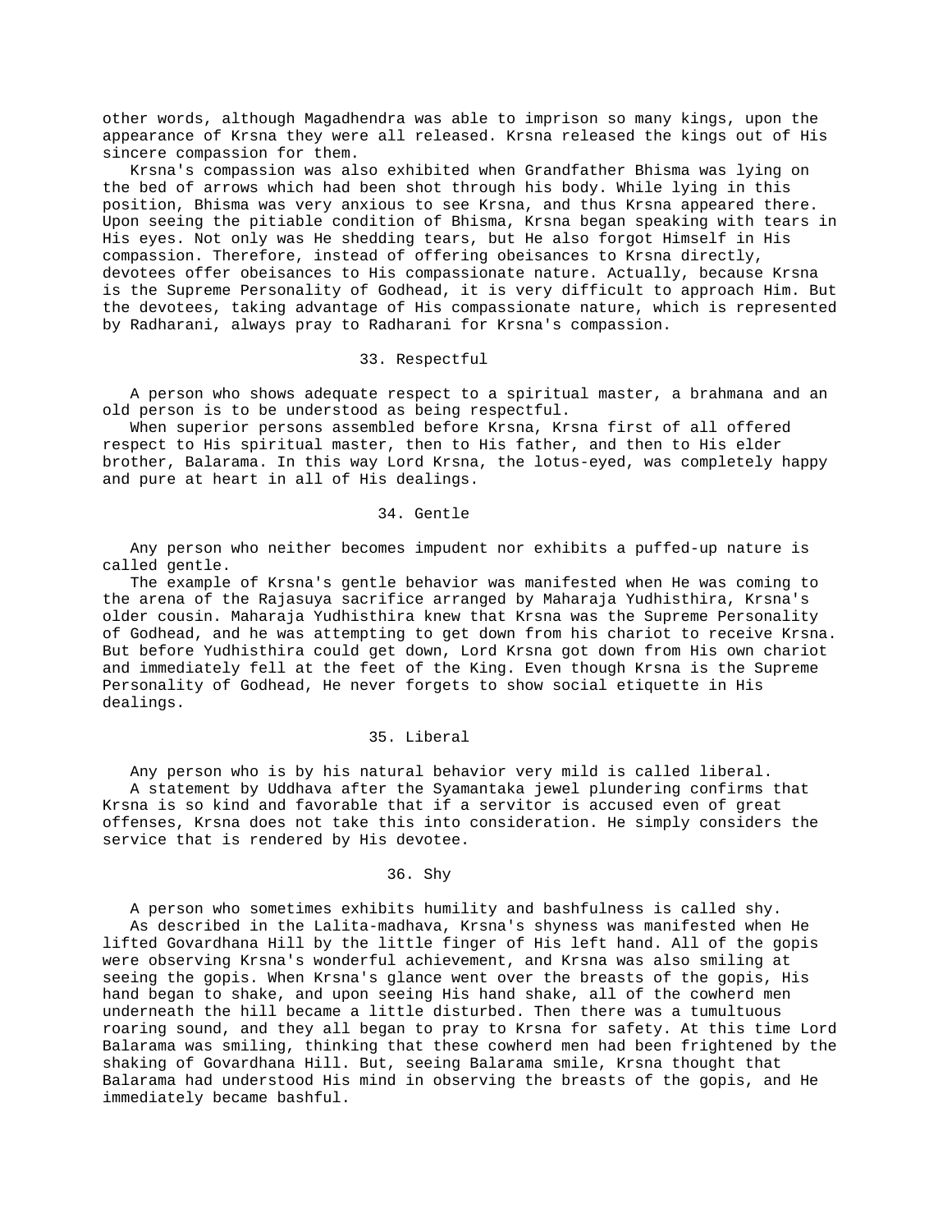other words, although Magadhendra was able to imprison so many kings, upon the appearance of Krsna they were all released. Krsna released the kings out of His sincere compassion for them.

Krsna's compassion was also exhibited when Grandfather Bhisma was lying on the bed of arrows which had been shot through his body. While lying in this position, Bhisma was very anxious to see Krsna, and thus Krsna appeared there. Upon seeing the pitiable condition of Bhisma, Krsna began speaking with tears in His eyes. Not only was He shedding tears, but He also forgot Himself in His compassion. Therefore, instead of offering obeisances to Krsna directly, devotees offer obeisances to His compassionate nature. Actually, because Krsna is the Supreme Personality of Godhead, it is very difficult to approach Him. But the devotees, taking advantage of His compassionate nature, which is represented by Radharani, always pray to Radharani for Krsna's compassion.

### 33. Respectful

A person who shows adequate respect to a spiritual master, a brahmana and an old person is to be understood as being respectful.

When superior persons assembled before Krsna, Krsna first of all offered respect to His spiritual master, then to His father, and then to His elder brother, Balarama. In this way Lord Krsna, the lotus-eyed, was completely happy and pure at heart in all of His dealings.

### 34. Gentle

Any person who neither becomes impudent nor exhibits a puffed-up nature is called gentle.

The example of Krsna's gentle behavior was manifested when He was coming to the arena of the Rajasuya sacrifice arranged by Maharaja Yudhisthira, Krsna's older cousin. Maharaja Yudhisthira knew that Krsna was the Supreme Personality of Godhead, and he was attempting to get down from his chariot to receive Krsna. But before Yudhisthira could get down, Lord Krsna got down from His own chariot and immediately fell at the feet of the King. Even though Krsna is the Supreme Personality of Godhead, He never forgets to show social etiquette in His dealings.

### 35. Liberal

Any person who is by his natural behavior very mild is called liberal.

A statement by Uddhava after the Syamantaka jewel plundering confirms that Krsna is so kind and favorable that if a servitor is accused even of great offenses, Krsna does not take this into consideration. He simply considers the service that is rendered by His devotee.

### 36. Shy

A person who sometimes exhibits humility and bashfulness is called shy.

As described in the Lalita-madhava, Krsna's shyness was manifested when He lifted Govardhana Hill by the little finger of His left hand. All of the gopis were observing Krsna's wonderful achievement, and Krsna was also smiling at seeing the gopis. When Krsna's glance went over the breasts of the gopis, His hand began to shake, and upon seeing His hand shake, all of the cowherd men underneath the hill became a little disturbed. Then there was a tumultuous roaring sound, and they all began to pray to Krsna for safety. At this time Lord Balarama was smiling, thinking that these cowherd men had been frightened by the shaking of Govardhana Hill. But, seeing Balarama smile, Krsna thought that Balarama had understood His mind in observing the breasts of the gopis, and He immediately became bashful.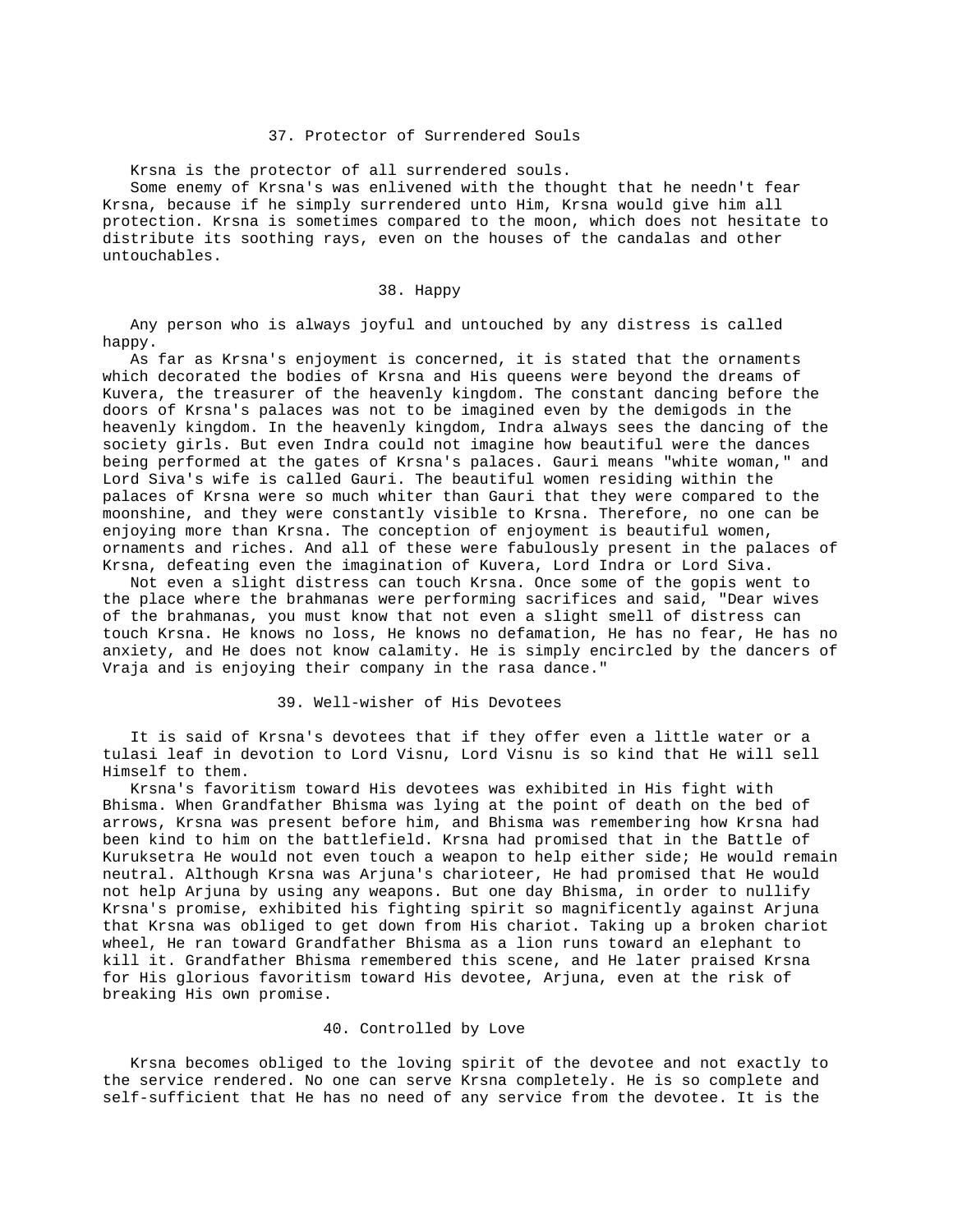### 37. Protector of Surrendered Souls

Krsna is the protector of all surrendered souls.

Some enemy of Krsna's was enlivened with the thought that he needn't fear Krsna, because if he simply surrendered unto Him, Krsna would give him all protection. Krsna is sometimes compared to the moon, which does not hesitate to distribute its soothing rays, even on the houses of the candalas and other untouchables.

### 38. Happy

Any person who is always joyful and untouched by any distress is called happy.

As far as Krsna's enjoyment is concerned, it is stated that the ornaments which decorated the bodies of Krsna and His queens were beyond the dreams of Kuvera, the treasurer of the heavenly kingdom. The constant dancing before the doors of Krsna's palaces was not to be imagined even by the demigods in the heavenly kingdom. In the heavenly kingdom, Indra always sees the dancing of the society girls. But even Indra could not imagine how beautiful were the dances being performed at the gates of Krsna's palaces. Gauri means "white woman," and Lord Siva's wife is called Gauri. The beautiful women residing within the palaces of Krsna were so much whiter than Gauri that they were compared to the moonshine, and they were constantly visible to Krsna. Therefore, no one can be enjoying more than Krsna. The conception of enjoyment is beautiful women, ornaments and riches. And all of these were fabulously present in the palaces of Krsna, defeating even the imagination of Kuvera, Lord Indra or Lord Siva.

Not even a slight distress can touch Krsna. Once some of the gopis went to the place where the brahmanas were performing sacrifices and said, "Dear wives of the brahmanas, you must know that not even a slight smell of distress can touch Krsna. He knows no loss, He knows no defamation, He has no fear, He has no anxiety, and He does not know calamity. He is simply encircled by the dancers of Vraja and is enjoying their company in the rasa dance."

### 39. Well-wisher of His Devotees

It is said of Krsna's devotees that if they offer even a little water or a tulasi leaf in devotion to Lord Visnu, Lord Visnu is so kind that He will sell Himself to them.

Krsna's favoritism toward His devotees was exhibited in His fight with Bhisma. When Grandfather Bhisma was lying at the point of death on the bed of arrows, Krsna was present before him, and Bhisma was remembering how Krsna had been kind to him on the battlefield. Krsna had promised that in the Battle of Kuruksetra He would not even touch a weapon to help either side; He would remain neutral. Although Krsna was Arjuna's charioteer, He had promised that He would not help Arjuna by using any weapons. But one day Bhisma, in order to nullify Krsna's promise, exhibited his fighting spirit so magnificently against Arjuna that Krsna was obliged to get down from His chariot. Taking up a broken chariot wheel, He ran toward Grandfather Bhisma as a lion runs toward an elephant to kill it. Grandfather Bhisma remembered this scene, and He later praised Krsna for His glorious favoritism toward His devotee, Arjuna, even at the risk of breaking His own promise.

### 40. Controlled by Love

Krsna becomes obliged to the loving spirit of the devotee and not exactly to the service rendered. No one can serve Krsna completely. He is so complete and self-sufficient that He has no need of any service from the devotee. It is the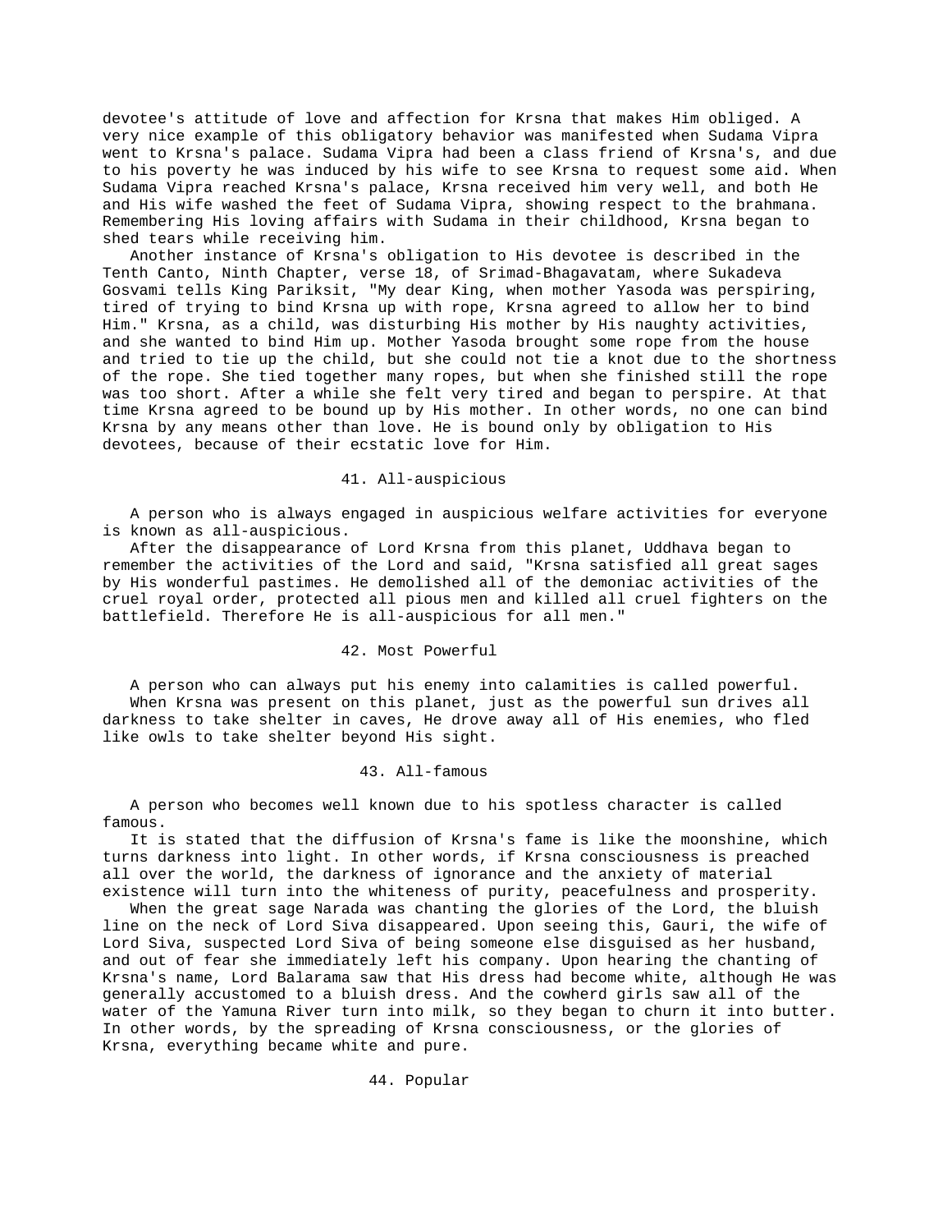devotee's attitude of love and affection for Krsna that makes Him obliged. A very nice example of this obligatory behavior was manifested when Sudama Vipra went to Krsna's palace. Sudama Vipra had been a class friend of Krsna's, and due to his poverty he was induced by his wife to see Krsna to request some aid. When Sudama Vipra reached Krsna's palace, Krsna received him very well, and both He and His wife washed the feet of Sudama Vipra, showing respect to the brahmana. Remembering His loving affairs with Sudama in their childhood, Krsna began to shed tears while receiving him.

Another instance of Krsna's obligation to His devotee is described in the Tenth Canto, Ninth Chapter, verse 18, of Srimad-Bhagavatam, where Sukadeva Gosvami tells King Pariksit, "My dear King, when mother Yasoda was perspiring, tired of trying to bind Krsna up with rope, Krsna agreed to allow her to bind Him." Krsna, as a child, was disturbing His mother by His naughty activities, and she wanted to bind Him up. Mother Yasoda brought some rope from the house and tried to tie up the child, but she could not tie a knot due to the shortness of the rope. She tied together many ropes, but when she finished still the rope was too short. After a while she felt very tired and began to perspire. At that time Krsna agreed to be bound up by His mother. In other words, no one can bind Krsna by any means other than love. He is bound only by obligation to His devotees, because of their ecstatic love for Him.

### 41. All-auspicious

A person who is always engaged in auspicious welfare activities for everyone is known as all-auspicious.

After the disappearance of Lord Krsna from this planet, Uddhava began to remember the activities of the Lord and said, "Krsna satisfied all great sages by His wonderful pastimes. He demolished all of the demoniac activities of the cruel royal order, protected all pious men and killed all cruel fighters on the battlefield. Therefore He is all-auspicious for all men."

### 42. Most Powerful

A person who can always put his enemy into calamities is called powerful.

When Krsna was present on this planet, just as the powerful sun drives all darkness to take shelter in caves, He drove away all of His enemies, who fled like owls to take shelter beyond His sight.

### 43. All-famous

A person who becomes well known due to his spotless character is called famous.

It is stated that the diffusion of Krsna's fame is like the moonshine, which turns darkness into light. In other words, if Krsna consciousness is preached all over the world, the darkness of ignorance and the anxiety of material existence will turn into the whiteness of purity, peacefulness and prosperity.

When the great sage Narada was chanting the glories of the Lord, the bluish line on the neck of Lord Siva disappeared. Upon seeing this, Gauri, the wife of Lord Siva, suspected Lord Siva of being someone else disguised as her husband, and out of fear she immediately left his company. Upon hearing the chanting of Krsna's name, Lord Balarama saw that His dress had become white, although He was generally accustomed to a bluish dress. And the cowherd girls saw all of the water of the Yamuna River turn into milk, so they began to churn it into butter. In other words, by the spreading of Krsna consciousness, or the glories of Krsna, everything became white and pure.

### 44. Popular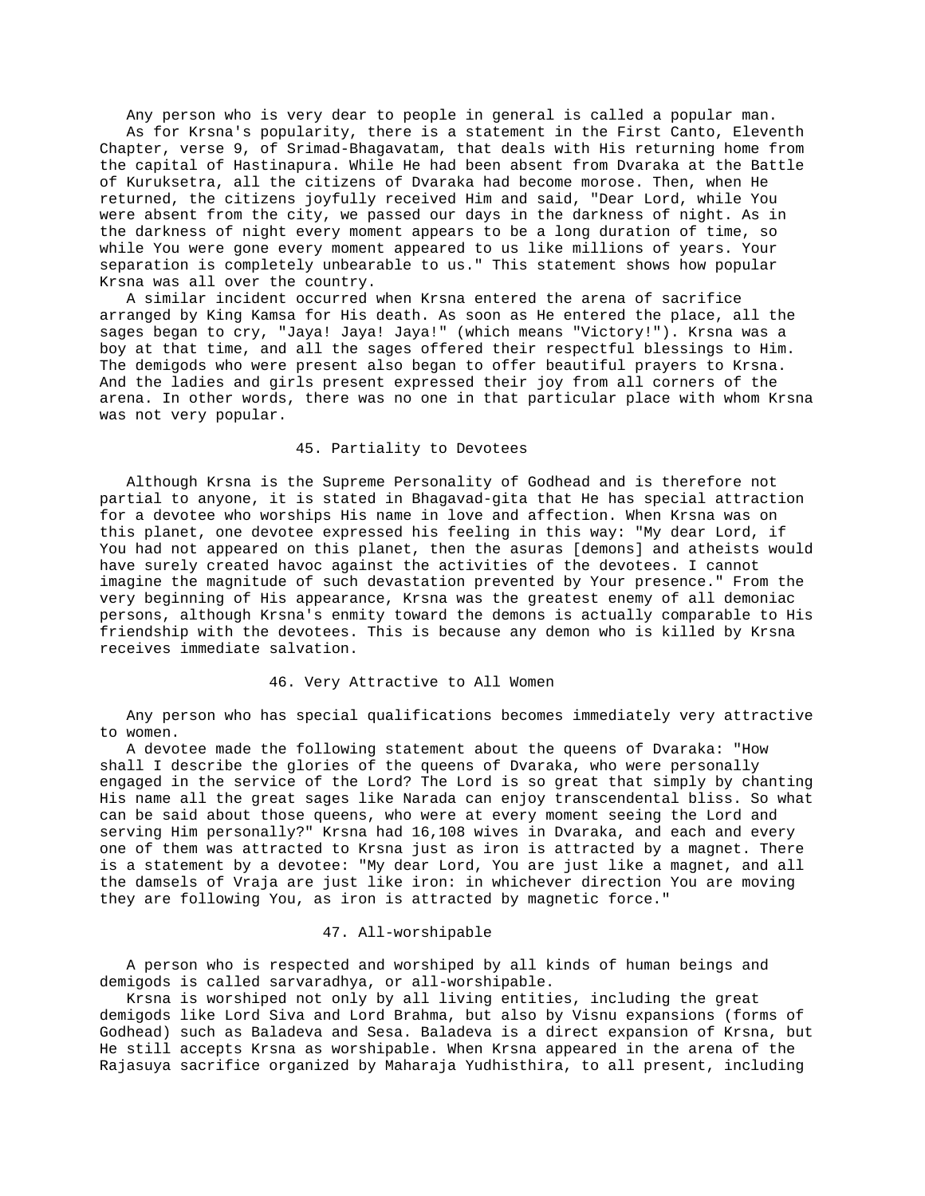Any person who is very dear to people in general is called a popular man.

As for Krsna's popularity, there is a statement in the First Canto, Eleventh Chapter, verse 9, of Srimad-Bhagavatam, that deals with His returning home from the capital of Hastinapura. While He had been absent from Dvaraka at the Battle of Kuruksetra, all the citizens of Dvaraka had become morose. Then, when He returned, the citizens joyfully received Him and said, "Dear Lord, while You were absent from the city, we passed our days in the darkness of night. As in the darkness of night every moment appears to be a long duration of time, so while You were gone every moment appeared to us like millions of years. Your separation is completely unbearable to us." This statement shows how popular Krsna was all over the country.

A similar incident occurred when Krsna entered the arena of sacrifice arranged by King Kamsa for His death. As soon as He entered the place, all the sages began to cry, "Jaya! Jaya! Jaya!" (which means "Victory!"). Krsna was a boy at that time, and all the sages offered their respectful blessings to Him. The demigods who were present also began to offer beautiful prayers to Krsna. And the ladies and girls present expressed their joy from all corners of the arena. In other words, there was no one in that particular place with whom Krsna was not very popular.

### 45. Partiality to Devotees

Although Krsna is the Supreme Personality of Godhead and is therefore not partial to anyone, it is stated in Bhagavad-gita that He has special attraction for a devotee who worships His name in love and affection. When Krsna was on this planet, one devotee expressed his feeling in this way: "My dear Lord, if You had not appeared on this planet, then the asuras [demons] and atheists would have surely created havoc against the activities of the devotees. I cannot imagine the magnitude of such devastation prevented by Your presence." From the very beginning of His appearance, Krsna was the greatest enemy of all demoniac persons, although Krsna's enmity toward the demons is actually comparable to His friendship with the devotees. This is because any demon who is killed by Krsna receives immediate salvation.

### 46. Very Attractive to All Women

Any person who has special qualifications becomes immediately very attractive to women.

A devotee made the following statement about the queens of Dvaraka: "How shall I describe the glories of the queens of Dvaraka, who were personally engaged in the service of the Lord? The Lord is so great that simply by chanting His name all the great sages like Narada can enjoy transcendental bliss. So what can be said about those queens, who were at every moment seeing the Lord and serving Him personally?" Krsna had 16,108 wives in Dvaraka, and each and every one of them was attracted to Krsna just as iron is attracted by a magnet. There is a statement by a devotee: "My dear Lord, You are just like a magnet, and all the damsels of Vraja are just like iron: in whichever direction You are moving they are following You, as iron is attracted by magnetic force."

### 47. All-worshipable

A person who is respected and worshiped by all kinds of human beings and demigods is called sarvaradhya, or all-worshipable.

Krsna is worshiped not only by all living entities, including the great demigods like Lord Siva and Lord Brahma, but also by Visnu expansions (forms of Godhead) such as Baladeva and Sesa. Baladeva is a direct expansion of Krsna, but He still accepts Krsna as worshipable. When Krsna appeared in the arena of the Rajasuya sacrifice organized by Maharaja Yudhisthira, to all present, including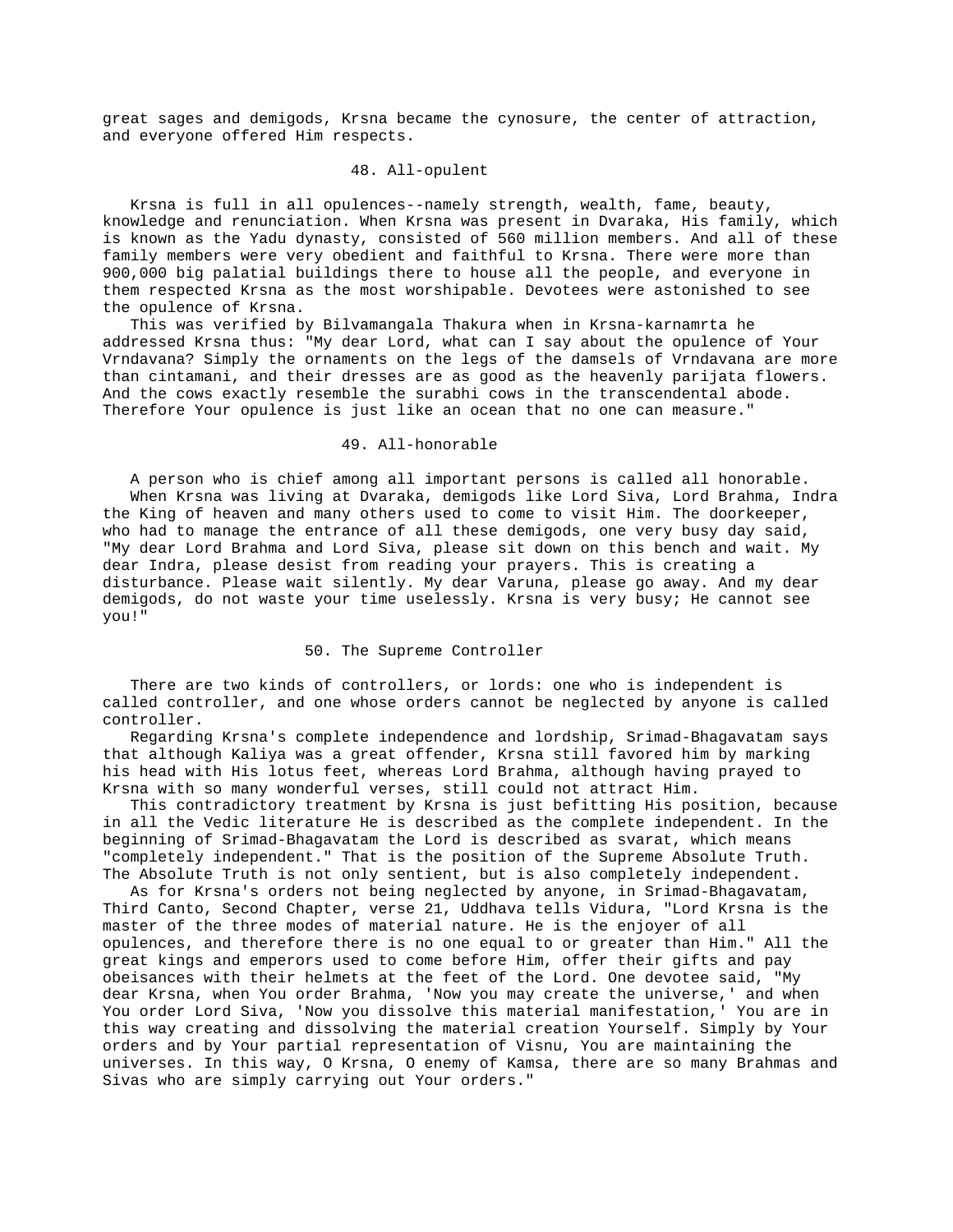great sages and demigods, Krsna became the cynosure, the center of attraction, and everyone offered Him respects.

### 48. All-opulent

Krsna is full in all opulences--namely strength, wealth, fame, beauty, knowledge and renunciation. When Krsna was present in Dvaraka, His family, which is known as the Yadu dynasty, consisted of 560 million members. And all of these family members were very obedient and faithful to Krsna. There were more than 900,000 big palatial buildings there to house all the people, and everyone in them respected Krsna as the most worshipable. Devotees were astonished to see the opulence of Krsna.

This was verified by Bilvamangala Thakura when in Krsna-karnamrta he addressed Krsna thus: "My dear Lord, what can I say about the opulence of Your Vrndavana? Simply the ornaments on the legs of the damsels of Vrndavana are more than cintamani, and their dresses are as good as the heavenly parijata flowers. And the cows exactly resemble the surabhi cows in the transcendental abode. Therefore Your opulence is just like an ocean that no one can measure."

### 49. All-honorable

A person who is chief among all important persons is called all honorable.

When Krsna was living at Dvaraka, demigods like Lord Siva, Lord Brahma, Indra the King of heaven and many others used to come to visit Him. The doorkeeper, who had to manage the entrance of all these demigods, one very busy day said, "My dear Lord Brahma and Lord Siva, please sit down on this bench and wait. My dear Indra, please desist from reading your prayers. This is creating a disturbance. Please wait silently. My dear Varuna, please go away. And my dear demigods, do not waste your time uselessly. Krsna is very busy; He cannot see you!"

### 50. The Supreme Controller

There are two kinds of controllers, or lords: one who is independent is called controller, and one whose orders cannot be neglected by anyone is called controller.

Regarding Krsna's complete independence and lordship, Srimad-Bhagavatam says that although Kaliya was a great offender, Krsna still favored him by marking his head with His lotus feet, whereas Lord Brahma, although having prayed to Krsna with so many wonderful verses, still could not attract Him.

This contradictory treatment by Krsna is just befitting His position, because in all the Vedic literature He is described as the complete independent. In the beginning of Srimad-Bhagavatam the Lord is described as svarat, which means "completely independent." That is the position of the Supreme Absolute Truth. The Absolute Truth is not only sentient, but is also completely independent.

As for Krsna's orders not being neglected by anyone, in Srimad-Bhagavatam, Third Canto, Second Chapter, verse 21, Uddhava tells Vidura, "Lord Krsna is the master of the three modes of material nature. He is the enjoyer of all opulences, and therefore there is no one equal to or greater than Him." All the great kings and emperors used to come before Him, offer their gifts and pay obeisances with their helmets at the feet of the Lord. One devotee said, "My dear Krsna, when You order Brahma, 'Now you may create the universe,' and when You order Lord Siva, 'Now you dissolve this material manifestation,' You are in this way creating and dissolving the material creation Yourself. Simply by Your orders and by Your partial representation of Visnu, You are maintaining the universes. In this way, O Krsna, O enemy of Kamsa, there are so many Brahmas and Sivas who are simply carrying out Your orders."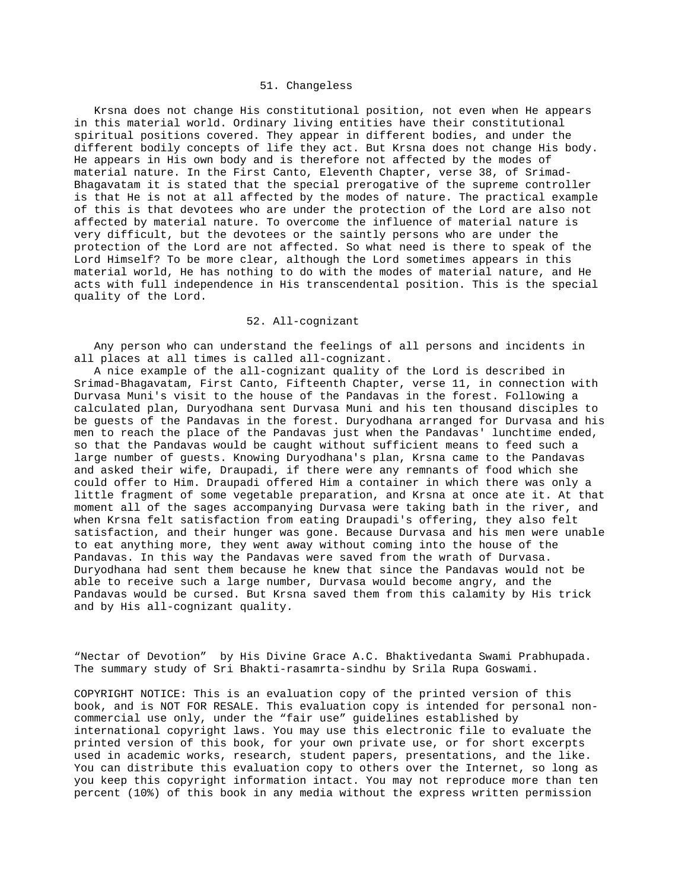## 51. Changeless

Krsna does not change His constitutional position, not even when He appears in this material world. Ordinary living entities have their constitutional spiritual positions covered. They appear in different bodies, and under the different bodily concepts of life they act. But Krsna does not change His body. He appears in His own body and is therefore not affected by the modes of material nature. In the First Canto, Eleventh Chapter, verse 38, of Srimad-Bhagavatam it is stated that the special prerogative of the supreme controller is that He is not at all affected by the modes of nature. The practical example of this is that devotees who are under the protection of the Lord are also not affected by material nature. To overcome the influence of material nature is very difficult, but the devotees or the saintly persons who are under the protection of the Lord are not affected. So what need is there to speak of the Lord Himself? To be more clear, although the Lord sometimes appears in this material world, He has nothing to do with the modes of material nature, and He acts with full independence in His transcendental position. This is the special quality of the Lord.

## 52. All-cognizant

Any person who can understand the feelings of all persons and incidents in all places at all times is called all-cognizant.

A nice example of the all-cognizant quality of the Lord is described in Srimad-Bhagavatam, First Canto, Fifteenth Chapter, verse 11, in connection with Durvasa Muni's visit to the house of the Pandavas in the forest. Following a calculated plan, Duryodhana sent Durvasa Muni and his ten thousand disciples to be guests of the Pandavas in the forest. Duryodhana arranged for Durvasa and his men to reach the place of the Pandavas just when the Pandavas' lunchtime ended, so that the Pandavas would be caught without sufficient means to feed such a large number of guests. Knowing Duryodhana's plan, Krsna came to the Pandavas and asked their wife, Draupadi, if there were any remnants of food which she could offer to Him. Draupadi offered Him a container in which there was only a little fragment of some vegetable preparation, and Krsna at once ate it. At that moment all of the sages accompanying Durvasa were taking bath in the river, and when Krsna felt satisfaction from eating Draupadi's offering, they also felt satisfaction, and their hunger was gone. Because Durvasa and his men were unable to eat anything more, they went away without coming into the house of the Pandavas. In this way the Pandavas were saved from the wrath of Durvasa. Duryodhana had sent them because he knew that since the Pandavas would not be able to receive such a large number, Durvasa would become angry, and the Pandavas would be cursed. But Krsna saved them from this calamity by His trick and by His all-cognizant quality.

“Nectar of Devotion” by His Divine Grace A.C. Bhaktivedanta Swami Prabhupada. The summary study of Sri Bhakti-rasamrta-sindhu by Srila Rupa Goswami.

COPYRIGHT NOTICE: This is an evaluation copy of the printed version of this book, and is NOT FOR RESALE. This evaluation copy is intended for personal non-commercial use only, under the “fair use” guidelines established by international copyright laws. You may use this electronic file to evaluate the printed version of this book, for your own private use, or for short excerpts used in academic works, research, student papers, presentations, and the like. You can distribute this evaluation copy to others over the Internet, so long as you keep this copyright information intact. You may not reproduce more than ten percent (10%) of this book in any media without the express written permission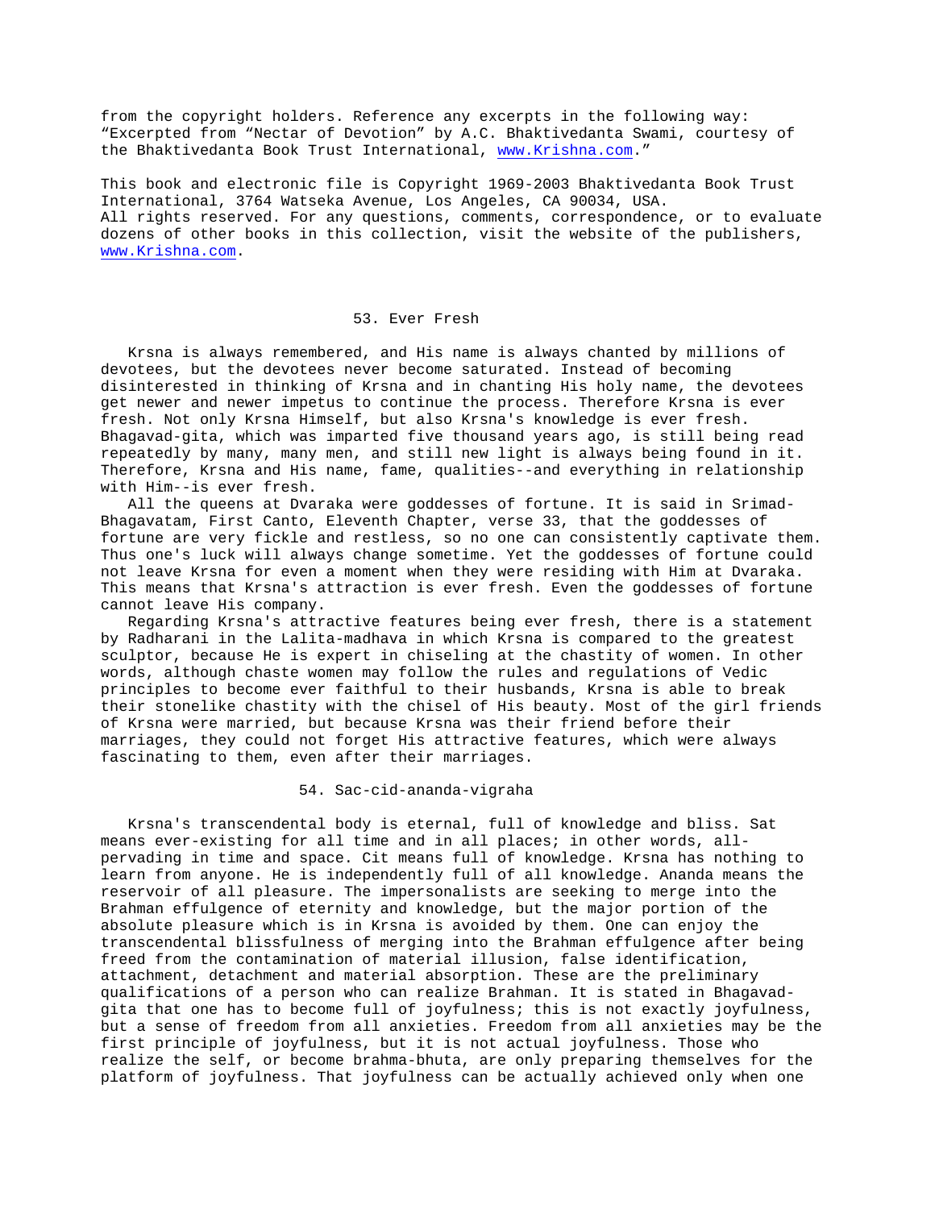from the copyright holders. Reference any excerpts in the following way: "Excerpted from "Nectar of Devotion" by A.C. Bhaktivedanta Swami, courtesy of the Bhaktivedanta Book Trust International, www.Krishna.com."

This book and electronic file is Copyright 1969-2003 Bhaktivedanta Book Trust International, 3764 Watseka Avenue, Los Angeles, CA 90034, USA. All rights reserved. For any questions, comments, correspondence, or to evaluate dozens of other books in this collection, visit the website of the publishers, www.Krishna.com.

## 53. Ever Fresh

Krsna is always remembered, and His name is always chanted by millions of devotees, but the devotees never become saturated. Instead of becoming disinterested in thinking of Krsna and in chanting His holy name, the devotees get newer and newer impetus to continue the process. Therefore Krsna is ever fresh. Not only Krsna Himself, but also Krsna's knowledge is ever fresh. Bhagavad-gita, which was imparted five thousand years ago, is still being read repeatedly by many, many men, and still new light is always being found in it. Therefore, Krsna and His name, fame, qualities--and everything in relationship with Him--is ever fresh.

All the queens at Dvaraka were goddesses of fortune. It is said in Srimad-Bhagavatam, First Canto, Eleventh Chapter, verse 33, that the goddesses of fortune are very fickle and restless, so no one can consistently captivate them. Thus one's luck will always change sometime. Yet the goddesses of fortune could not leave Krsna for even a moment when they were residing with Him at Dvaraka. This means that Krsna's attraction is ever fresh. Even the goddesses of fortune cannot leave His company.

Regarding Krsna's attractive features being ever fresh, there is a statement by Radharani in the Lalita-madhava in which Krsna is compared to the greatest sculptor, because He is expert in chiseling at the chastity of women. In other words, although chaste women may follow the rules and regulations of Vedic principles to become ever faithful to their husbands, Krsna is able to break their stonelike chastity with the chisel of His beauty. Most of the girl friends of Krsna were married, but because Krsna was their friend before their marriages, they could not forget His attractive features, which were always fascinating to them, even after their marriages.

## 54. Sac-cid-ananda-vigraha

Krsna's transcendental body is eternal, full of knowledge and bliss. Sat means ever-existing for all time and in all places; in other words, all-pervading in time and space. Cit means full of knowledge. Krsna has nothing to learn from anyone. He is independently full of all knowledge. Ananda means the reservoir of all pleasure. The impersonalists are seeking to merge into the Brahman effulgence of eternity and knowledge, but the major portion of the absolute pleasure which is in Krsna is avoided by them. One can enjoy the transcendental blissfulness of merging into the Brahman effulgence after being freed from the contamination of material illusion, false identification, attachment, detachment and material absorption. These are the preliminary qualifications of a person who can realize Brahman. It is stated in Bhagavad-gita that one has to become full of joyfulness; this is not exactly joyfulness, but a sense of freedom from all anxieties. Freedom from all anxieties may be the first principle of joyfulness, but it is not actual joyfulness. Those who realize the self, or become brahma-bhuta, are only preparing themselves for the platform of joyfulness. That joyfulness can be actually achieved only when one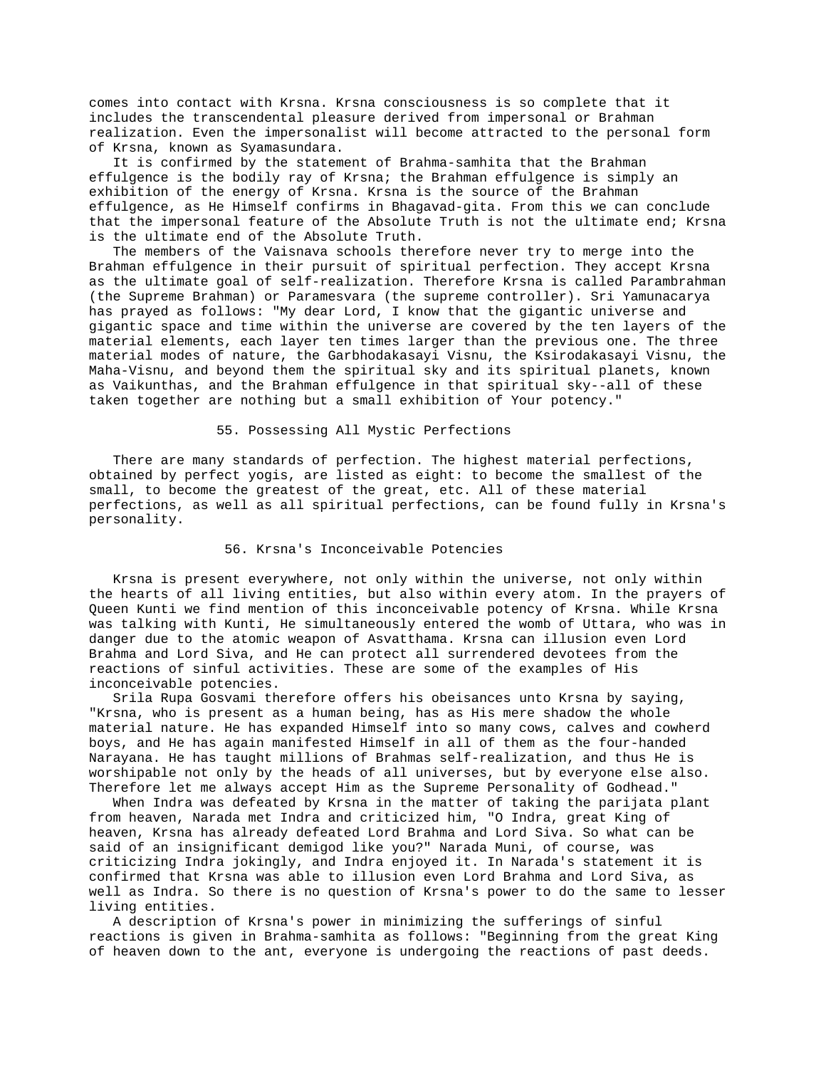comes into contact with Krsna. Krsna consciousness is so complete that it includes the transcendental pleasure derived from impersonal or Brahman realization. Even the impersonalist will become attracted to the personal form of Krsna, known as Syamasundara.

It is confirmed by the statement of Brahma-samhita that the Brahman effulgence is the bodily ray of Krsna; the Brahman effulgence is simply an exhibition of the energy of Krsna. Krsna is the source of the Brahman effulgence, as He Himself confirms in Bhagavad-gita. From this we can conclude that the impersonal feature of the Absolute Truth is not the ultimate end; Krsna is the ultimate end of the Absolute Truth.

The members of the Vaisnava schools therefore never try to merge into the Brahman effulgence in their pursuit of spiritual perfection. They accept Krsna as the ultimate goal of self-realization. Therefore Krsna is called Parambrahman (the Supreme Brahman) or Paramesvara (the supreme controller). Sri Yamunacarya has prayed as follows: "My dear Lord, I know that the gigantic universe and gigantic space and time within the universe are covered by the ten layers of the material elements, each layer ten times larger than the previous one. The three material modes of nature, the Garbhodakasayi Visnu, the Ksirodakasayi Visnu, the Maha-Visnu, and beyond them the spiritual sky and its spiritual planets, known as Vaikunthas, and the Brahman effulgence in that spiritual sky--all of these taken together are nothing but a small exhibition of Your potency."

## 55. Possessing All Mystic Perfections

There are many standards of perfection. The highest material perfections, obtained by perfect yogis, are listed as eight: to become the smallest of the small, to become the greatest of the great, etc. All of these material perfections, as well as all spiritual perfections, can be found fully in Krsna's personality.

## 56. Krsna's Inconceivable Potencies

Krsna is present everywhere, not only within the universe, not only within the hearts of all living entities, but also within every atom. In the prayers of Queen Kunti we find mention of this inconceivable potency of Krsna. While Krsna was talking with Kunti, He simultaneously entered the womb of Uttara, who was in danger due to the atomic weapon of Asvatthama. Krsna can illusion even Lord Brahma and Lord Siva, and He can protect all surrendered devotees from the reactions of sinful activities. These are some of the examples of His inconceivable potencies.

Srila Rupa Gosvami therefore offers his obeisances unto Krsna by saying, "Krsna, who is present as a human being, has as His mere shadow the whole material nature. He has expanded Himself into so many cows, calves and cowherd boys, and He has again manifested Himself in all of them as the four-handed Narayana. He has taught millions of Brahmas self-realization, and thus He is worshipable not only by the heads of all universes, but by everyone else also. Therefore let me always accept Him as the Supreme Personality of Godhead."

When Indra was defeated by Krsna in the matter of taking the parijata plant from heaven, Narada met Indra and criticized him, "O Indra, great King of heaven, Krsna has already defeated Lord Brahma and Lord Siva. So what can be said of an insignificant demigod like you?" Narada Muni, of course, was criticizing Indra jokingly, and Indra enjoyed it. In Narada's statement it is confirmed that Krsna was able to illusion even Lord Brahma and Lord Siva, as well as Indra. So there is no question of Krsna's power to do the same to lesser living entities.

A description of Krsna's power in minimizing the sufferings of sinful reactions is given in Brahma-samhita as follows: "Beginning from the great King of heaven down to the ant, everyone is undergoing the reactions of past deeds.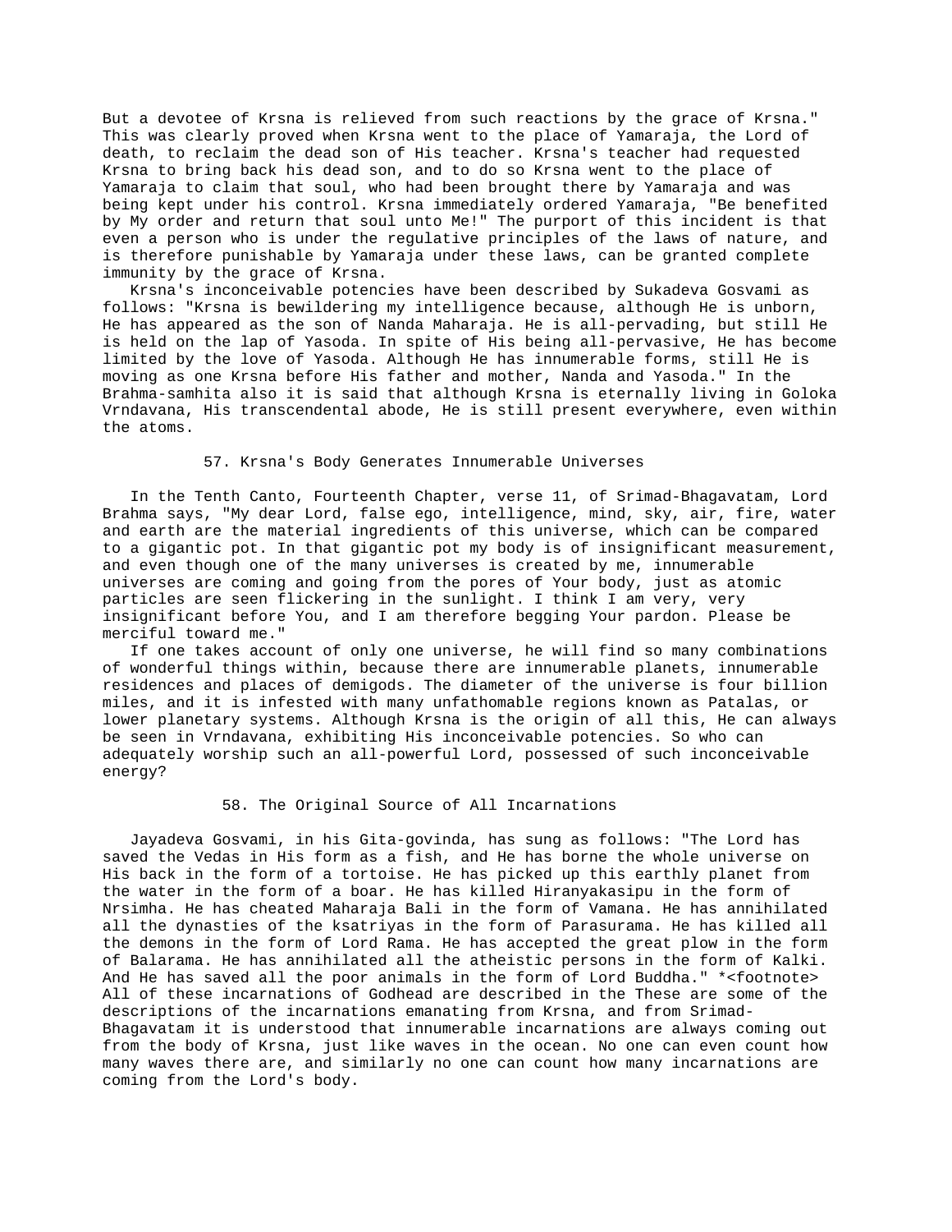But a devotee of Krsna is relieved from such reactions by the grace of Krsna." This was clearly proved when Krsna went to the place of Yamaraja, the Lord of death, to reclaim the dead son of His teacher. Krsna's teacher had requested Krsna to bring back his dead son, and to do so Krsna went to the place of Yamaraja to claim that soul, who had been brought there by Yamaraja and was being kept under his control. Krsna immediately ordered Yamaraja, "Be benefited by My order and return that soul unto Me!" The purport of this incident is that even a person who is under the regulative principles of the laws of nature, and is therefore punishable by Yamaraja under these laws, can be granted complete immunity by the grace of Krsna.

Krsna's inconceivable potencies have been described by Sukadeva Gosvami as follows: "Krsna is bewildering my intelligence because, although He is unborn, He has appeared as the son of Nanda Maharaja. He is all-pervading, but still He is held on the lap of Yasoda. In spite of His being all-pervasive, He has become limited by the love of Yasoda. Although He has innumerable forms, still He is moving as one Krsna before His father and mother, Nanda and Yasoda." In the Brahma-samhita also it is said that although Krsna is eternally living in Goloka Vrndavana, His transcendental abode, He is still present everywhere, even within the atoms.

## 57. Krsna's Body Generates Innumerable Universes

In the Tenth Canto, Fourteenth Chapter, verse 11, of Srimad-Bhagavatam, Lord Brahma says, "My dear Lord, false ego, intelligence, mind, sky, air, fire, water and earth are the material ingredients of this universe, which can be compared to a gigantic pot. In that gigantic pot my body is of insignificant measurement, and even though one of the many universes is created by me, innumerable universes are coming and going from the pores of Your body, just as atomic particles are seen flickering in the sunlight. I think I am very, very insignificant before You, and I am therefore begging Your pardon. Please be merciful toward me."

If one takes account of only one universe, he will find so many combinations of wonderful things within, because there are innumerable planets, innumerable residences and places of demigods. The diameter of the universe is four billion miles, and it is infested with many unfathomable regions known as Patalas, or lower planetary systems. Although Krsna is the origin of all this, He can always be seen in Vrndavana, exhibiting His inconceivable potencies. So who can adequately worship such an all-powerful Lord, possessed of such inconceivable energy?

## 58. The Original Source of All Incarnations

Jayadeva Gosvami, in his Gita-govinda, has sung as follows: "The Lord has saved the Vedas in His form as a fish, and He has borne the whole universe on His back in the form of a tortoise. He has picked up this earthly planet from the water in the form of a boar. He has killed Hiranyakasipu in the form of Nrsimha. He has cheated Maharaja Bali in the form of Vamana. He has annihilated all the dynasties of the ksatriyas in the form of Parasurama. He has killed all the demons in the form of Lord Rama. He has accepted the great plow in the form of Balarama. He has annihilated all the atheistic persons in the form of Kalki. And He has saved all the poor animals in the form of Lord Buddha." *<footnote> All of these incarnations of Godhead are described in the These are some of the descriptions of the incarnations emanating from Krsna, and from Srimad-Bhagavatam it is understood that innumerable incarnations are always coming out from the body of Krsna, just like waves in the ocean. No one can even count how many waves there are, and similarly no one can count how many incarnations are coming from the Lord's body.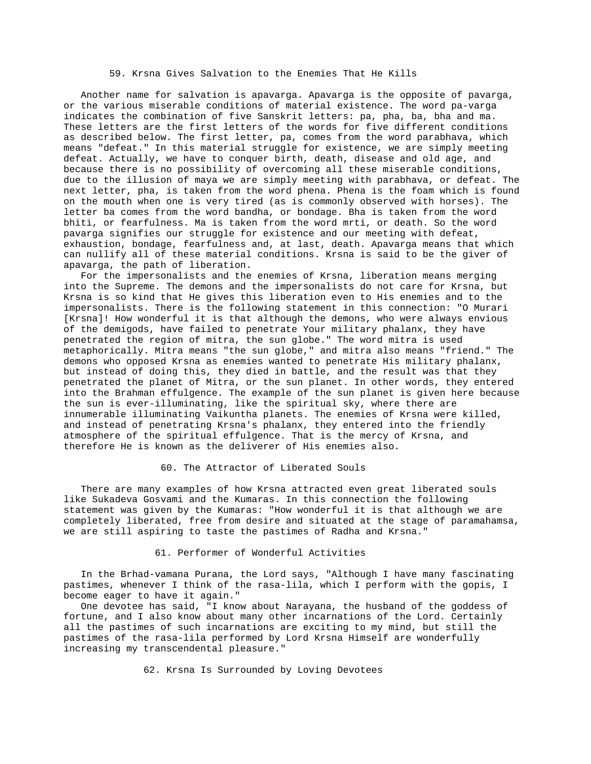## 59. Krsna Gives Salvation to the Enemies That He Kills

Another name for salvation is apavarga. Apavarga is the opposite of pavarga, or the various miserable conditions of material existence. The word pa-varga indicates the combination of five Sanskrit letters: pa, pha, ba, bha and ma. These letters are the first letters of the words for five different conditions as described below. The first letter, pa, comes from the word parabhava, which means "defeat." In this material struggle for existence, we are simply meeting defeat. Actually, we have to conquer birth, death, disease and old age, and because there is no possibility of overcoming all these miserable conditions, due to the illusion of maya we are simply meeting with parabhava, or defeat. The next letter, pha, is taken from the word phena. Phena is the foam which is found on the mouth when one is very tired (as is commonly observed with horses). The letter ba comes from the word bandha, or bondage. Bha is taken from the word bhiti, or fearfulness. Ma is taken from the word mrti, or death. So the word pavarga signifies our struggle for existence and our meeting with defeat, exhaustion, bondage, fearfulness and, at last, death. Apavarga means that which can nullify all of these material conditions. Krsna is said to be the giver of apavarga, the path of liberation.

For the impersonalists and the enemies of Krsna, liberation means merging into the Supreme. The demons and the impersonalists do not care for Krsna, but Krsna is so kind that He gives this liberation even to His enemies and to the impersonalists. There is the following statement in this connection: "O Murari [Krsna]! How wonderful it is that although the demons, who were always envious of the demigods, have failed to penetrate Your military phalanx, they have penetrated the region of mitra, the sun globe." The word mitra is used metaphorically. Mitra means "the sun globe," and mitra also means "friend." The demons who opposed Krsna as enemies wanted to penetrate His military phalanx, but instead of doing this, they died in battle, and the result was that they penetrated the planet of Mitra, or the sun planet. In other words, they entered into the Brahman effulgence. The example of the sun planet is given here because the sun is ever-illuminating, like the spiritual sky, where there are innumerable illuminating Vaikuntha planets. The enemies of Krsna were killed, and instead of penetrating Krsna's phalanx, they entered into the friendly atmosphere of the spiritual effulgence. That is the mercy of Krsna, and therefore He is known as the deliverer of His enemies also.

## 60. The Attractor of Liberated Souls

There are many examples of how Krsna attracted even great liberated souls like Sukadeva Gosvami and the Kumaras. In this connection the following statement was given by the Kumaras: "How wonderful it is that although we are completely liberated, free from desire and situated at the stage of paramahamsa, we are still aspiring to taste the pastimes of Radha and Krsna."

## 61. Performer of Wonderful Activities

In the Brhad-vamana Purana, the Lord says, "Although I have many fascinating pastimes, whenever I think of the rasa-lila, which I perform with the gopis, I become eager to have it again."

One devotee has said, "I know about Narayana, the husband of the goddess of fortune, and I also know about many other incarnations of the Lord. Certainly all the pastimes of such incarnations are exciting to my mind, but still the pastimes of the rasa-lila performed by Lord Krsna Himself are wonderfully increasing my transcendental pleasure."

## 62. Krsna Is Surrounded by Loving Devotees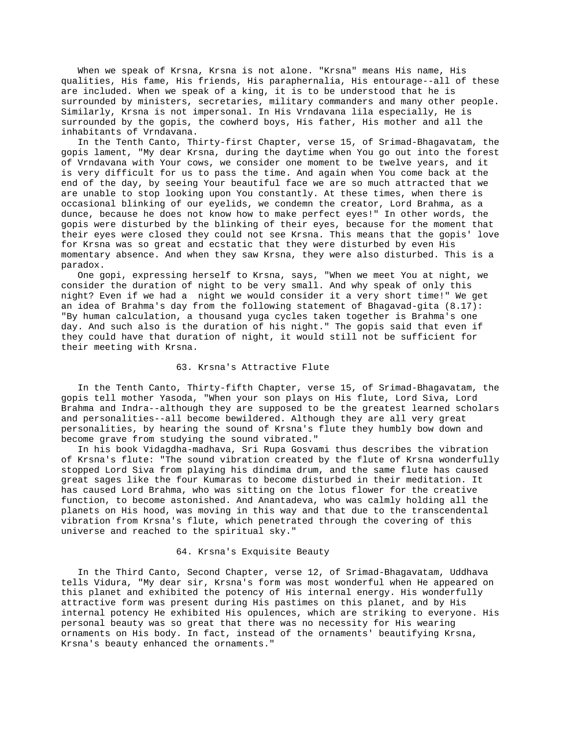When we speak of Krsna, Krsna is not alone. "Krsna" means His name, His qualities, His fame, His friends, His paraphernalia, His entourage--all of these are included. When we speak of a king, it is to be understood that he is surrounded by ministers, secretaries, military commanders and many other people. Similarly, Krsna is not impersonal. In His Vrndavana lila especially, He is surrounded by the gopis, the cowherd boys, His father, His mother and all the inhabitants of Vrndavana.

In the Tenth Canto, Thirty-first Chapter, verse 15, of Srimad-Bhagavatam, the gopis lament, "My dear Krsna, during the daytime when You go out into the forest of Vrndavana with Your cows, we consider one moment to be twelve years, and it is very difficult for us to pass the time. And again when You come back at the end of the day, by seeing Your beautiful face we are so much attracted that we are unable to stop looking upon You constantly. At these times, when there is occasional blinking of our eyelids, we condemn the creator, Lord Brahma, as a dunce, because he does not know how to make perfect eyes!" In other words, the gopis were disturbed by the blinking of their eyes, because for the moment that their eyes were closed they could not see Krsna. This means that the gopis' love for Krsna was so great and ecstatic that they were disturbed by even His momentary absence. And when they saw Krsna, they were also disturbed. This is a paradox.

One gopi, expressing herself to Krsna, says, "When we meet You at night, we consider the duration of night to be very small. And why speak of only this night? Even if we had a  night we would consider it a very short time!" We get an idea of Brahma's day from the following statement of Bhagavad-gita (8.17): "By human calculation, a thousand yuga cycles taken together is Brahma's one day. And such also is the duration of his night." The gopis said that even if they could have that duration of night, it would still not be sufficient for their meeting with Krsna.

## 63. Krsna's Attractive Flute

In the Tenth Canto, Thirty-fifth Chapter, verse 15, of Srimad-Bhagavatam, the gopis tell mother Yasoda, "When your son plays on His flute, Lord Siva, Lord Brahma and Indra--although they are supposed to be the greatest learned scholars and personalities--all become bewildered. Although they are all very great personalities, by hearing the sound of Krsna's flute they humbly bow down and become grave from studying the sound vibrated."

In his book Vidagdha-madhava, Sri Rupa Gosvami thus describes the vibration of Krsna's flute: "The sound vibration created by the flute of Krsna wonderfully stopped Lord Siva from playing his dindima drum, and the same flute has caused great sages like the four Kumaras to become disturbed in their meditation. It has caused Lord Brahma, who was sitting on the lotus flower for the creative function, to become astonished. And Anantadeva, who was calmly holding all the planets on His hood, was moving in this way and that due to the transcendental vibration from Krsna's flute, which penetrated through the covering of this universe and reached to the spiritual sky."

## 64. Krsna's Exquisite Beauty

In the Third Canto, Second Chapter, verse 12, of Srimad-Bhagavatam, Uddhava tells Vidura, "My dear sir, Krsna's form was most wonderful when He appeared on this planet and exhibited the potency of His internal energy. His wonderfully attractive form was present during His pastimes on this planet, and by His internal potency He exhibited His opulences, which are striking to everyone. His personal beauty was so great that there was no necessity for His wearing ornaments on His body. In fact, instead of the ornaments' beautifying Krsna, Krsna's beauty enhanced the ornaments."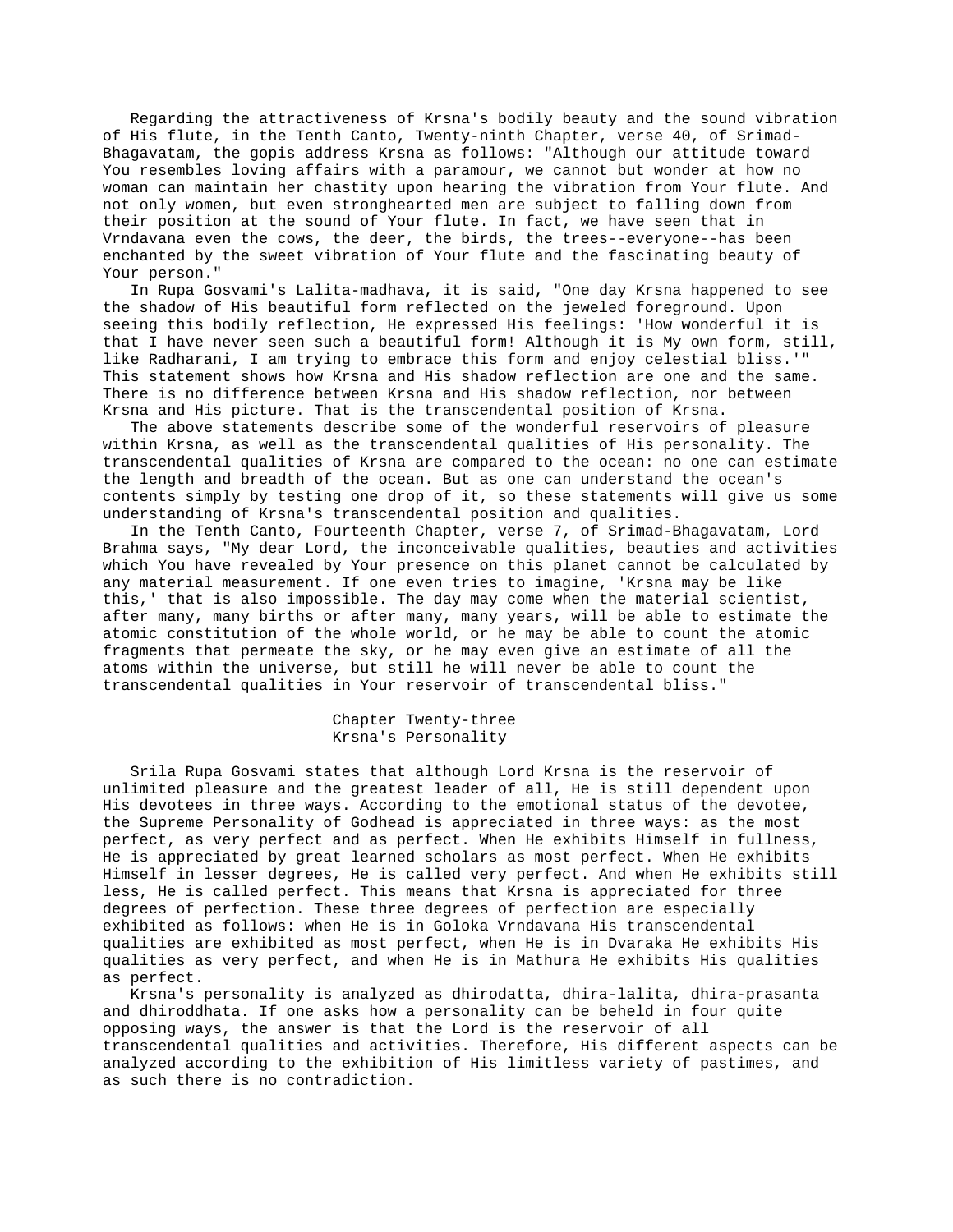Regarding the attractiveness of Krsna's bodily beauty and the sound vibration of His flute, in the Tenth Canto, Twenty-ninth Chapter, verse 40, of Srimad-Bhagavatam, the gopis address Krsna as follows: "Although our attitude toward You resembles loving affairs with a paramour, we cannot but wonder at how no woman can maintain her chastity upon hearing the vibration from Your flute. And not only women, but even stronghearted men are subject to falling down from their position at the sound of Your flute. In fact, we have seen that in Vrndavana even the cows, the deer, the birds, the trees--everyone--has been enchanted by the sweet vibration of Your flute and the fascinating beauty of Your person."

In Rupa Gosvami's Lalita-madhava, it is said, "One day Krsna happened to see the shadow of His beautiful form reflected on the jeweled foreground. Upon seeing this bodily reflection, He expressed His feelings: 'How wonderful it is that I have never seen such a beautiful form! Although it is My own form, still, like Radharani, I am trying to embrace this form and enjoy celestial bliss.'" This statement shows how Krsna and His shadow reflection are one and the same. There is no difference between Krsna and His shadow reflection, nor between Krsna and His picture. That is the transcendental position of Krsna.

The above statements describe some of the wonderful reservoirs of pleasure within Krsna, as well as the transcendental qualities of His personality. The transcendental qualities of Krsna are compared to the ocean: no one can estimate the length and breadth of the ocean. But as one can understand the ocean's contents simply by testing one drop of it, so these statements will give us some understanding of Krsna's transcendental position and qualities.

In the Tenth Canto, Fourteenth Chapter, verse 7, of Srimad-Bhagavatam, Lord Brahma says, "My dear Lord, the inconceivable qualities, beauties and activities which You have revealed by Your presence on this planet cannot be calculated by any material measurement. If one even tries to imagine, 'Krsna may be like this,' that is also impossible. The day may come when the material scientist, after many, many births or after many, many years, will be able to estimate the atomic constitution of the whole world, or he may be able to count the atomic fragments that permeate the sky, or he may even give an estimate of all the atoms within the universe, but still he will never be able to count the transcendental qualities in Your reservoir of transcendental bliss."

## Chapter Twenty-three
## Krsna's Personality

Srila Rupa Gosvami states that although Lord Krsna is the reservoir of unlimited pleasure and the greatest leader of all, He is still dependent upon His devotees in three ways. According to the emotional status of the devotee, the Supreme Personality of Godhead is appreciated in three ways: as the most perfect, as very perfect and as perfect. When He exhibits Himself in fullness, He is appreciated by great learned scholars as most perfect. When He exhibits Himself in lesser degrees, He is called very perfect. And when He exhibits still less, He is called perfect. This means that Krsna is appreciated for three degrees of perfection. These three degrees of perfection are especially exhibited as follows: when He is in Goloka Vrndavana His transcendental qualities are exhibited as most perfect, when He is in Dvaraka He exhibits His qualities as very perfect, and when He is in Mathura He exhibits His qualities as perfect.

Krsna's personality is analyzed as dhirodatta, dhira-lalita, dhira-prasanta and dhiroddhata. If one asks how a personality can be beheld in four quite opposing ways, the answer is that the Lord is the reservoir of all transcendental qualities and activities. Therefore, His different aspects can be analyzed according to the exhibition of His limitless variety of pastimes, and as such there is no contradiction.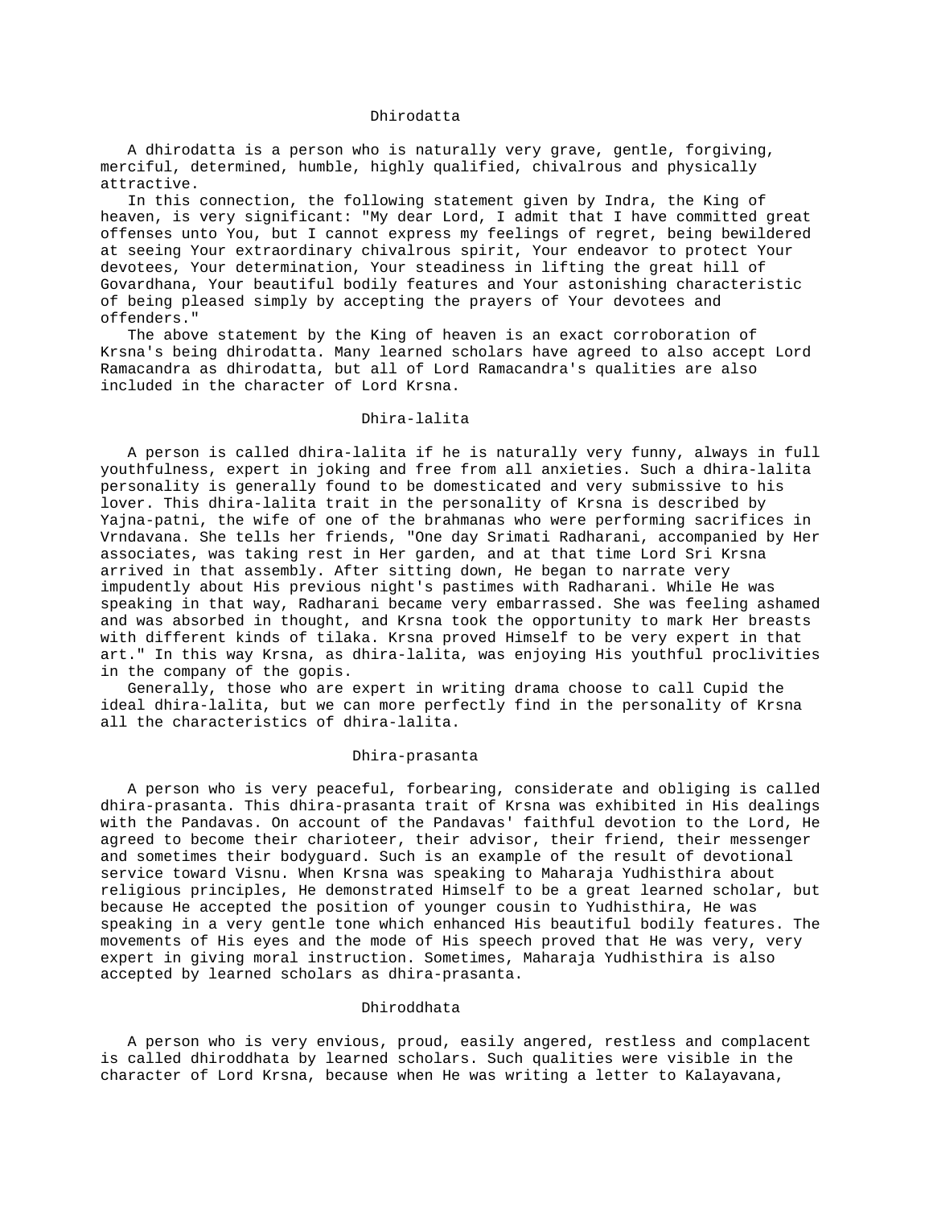### Dhirodatta

A dhirodatta is a person who is naturally very grave, gentle, forgiving, merciful, determined, humble, highly qualified, chivalrous and physically attractive.

In this connection, the following statement given by Indra, the King of heaven, is very significant: "My dear Lord, I admit that I have committed great offenses unto You, but I cannot express my feelings of regret, being bewildered at seeing Your extraordinary chivalrous spirit, Your endeavor to protect Your devotees, Your determination, Your steadiness in lifting the great hill of Govardhana, Your beautiful bodily features and Your astonishing characteristic of being pleased simply by accepting the prayers of Your devotees and offenders."

The above statement by the King of heaven is an exact corroboration of Krsna's being dhirodatta. Many learned scholars have agreed to also accept Lord Ramacandra as dhirodatta, but all of Lord Ramacandra's qualities are also included in the character of Lord Krsna.

### Dhira-lalita

A person is called dhira-lalita if he is naturally very funny, always in full youthfulness, expert in joking and free from all anxieties. Such a dhira-lalita personality is generally found to be domesticated and very submissive to his lover. This dhira-lalita trait in the personality of Krsna is described by Yajna-patni, the wife of one of the brahmanas who were performing sacrifices in Vrndavana. She tells her friends, "One day Srimati Radharani, accompanied by Her associates, was taking rest in Her garden, and at that time Lord Sri Krsna arrived in that assembly. After sitting down, He began to narrate very impudently about His previous night's pastimes with Radharani. While He was speaking in that way, Radharani became very embarrassed. She was feeling ashamed and was absorbed in thought, and Krsna took the opportunity to mark Her breasts with different kinds of tilaka. Krsna proved Himself to be very expert in that art." In this way Krsna, as dhira-lalita, was enjoying His youthful proclivities in the company of the gopis.

Generally, those who are expert in writing drama choose to call Cupid the ideal dhira-lalita, but we can more perfectly find in the personality of Krsna all the characteristics of dhira-lalita.

### Dhira-prasanta

A person who is very peaceful, forbearing, considerate and obliging is called dhira-prasanta. This dhira-prasanta trait of Krsna was exhibited in His dealings with the Pandavas. On account of the Pandavas' faithful devotion to the Lord, He agreed to become their charioteer, their advisor, their friend, their messenger and sometimes their bodyguard. Such is an example of the result of devotional service toward Visnu. When Krsna was speaking to Maharaja Yudhisthira about religious principles, He demonstrated Himself to be a great learned scholar, but because He accepted the position of younger cousin to Yudhisthira, He was speaking in a very gentle tone which enhanced His beautiful bodily features. The movements of His eyes and the mode of His speech proved that He was very, very expert in giving moral instruction. Sometimes, Maharaja Yudhisthira is also accepted by learned scholars as dhira-prasanta.

### Dhiroddhata

A person who is very envious, proud, easily angered, restless and complacent is called dhiroddhata by learned scholars. Such qualities were visible in the character of Lord Krsna, because when He was writing a letter to Kalayavana,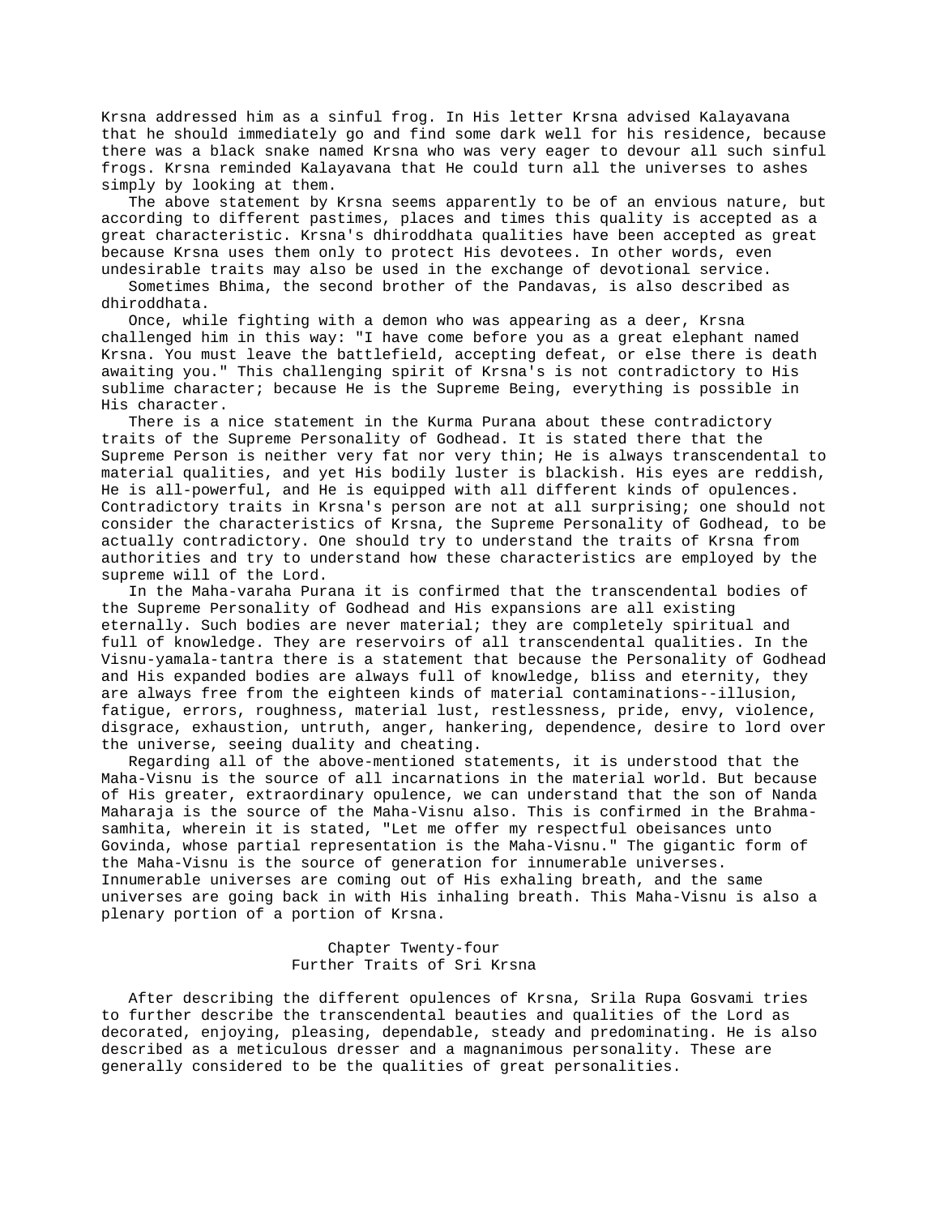Krsna addressed him as a sinful frog. In His letter Krsna advised Kalayavana that he should immediately go and find some dark well for his residence, because there was a black snake named Krsna who was very eager to devour all such sinful frogs. Krsna reminded Kalayavana that He could turn all the universes to ashes simply by looking at them.

The above statement by Krsna seems apparently to be of an envious nature, but according to different pastimes, places and times this quality is accepted as a great characteristic. Krsna's dhiroddhata qualities have been accepted as great because Krsna uses them only to protect His devotees. In other words, even undesirable traits may also be used in the exchange of devotional service.

Sometimes Bhima, the second brother of the Pandavas, is also described as dhiroddhata.

Once, while fighting with a demon who was appearing as a deer, Krsna challenged him in this way: "I have come before you as a great elephant named Krsna. You must leave the battlefield, accepting defeat, or else there is death awaiting you." This challenging spirit of Krsna's is not contradictory to His sublime character; because He is the Supreme Being, everything is possible in His character.

There is a nice statement in the Kurma Purana about these contradictory traits of the Supreme Personality of Godhead. It is stated there that the Supreme Person is neither very fat nor very thin; He is always transcendental to material qualities, and yet His bodily luster is blackish. His eyes are reddish, He is all-powerful, and He is equipped with all different kinds of opulences. Contradictory traits in Krsna's person are not at all surprising; one should not consider the characteristics of Krsna, the Supreme Personality of Godhead, to be actually contradictory. One should try to understand the traits of Krsna from authorities and try to understand how these characteristics are employed by the supreme will of the Lord.

In the Maha-varaha Purana it is confirmed that the transcendental bodies of the Supreme Personality of Godhead and His expansions are all existing eternally. Such bodies are never material; they are completely spiritual and full of knowledge. They are reservoirs of all transcendental qualities. In the Visnu-yamala-tantra there is a statement that because the Personality of Godhead and His expanded bodies are always full of knowledge, bliss and eternity, they are always free from the eighteen kinds of material contaminations--illusion, fatigue, errors, roughness, material lust, restlessness, pride, envy, violence, disgrace, exhaustion, untruth, anger, hankering, dependence, desire to lord over the universe, seeing duality and cheating.

Regarding all of the above-mentioned statements, it is understood that the Maha-Visnu is the source of all incarnations in the material world. But because of His greater, extraordinary opulence, we can understand that the son of Nanda Maharaja is the source of the Maha-Visnu also. This is confirmed in the Brahma-samhita, wherein it is stated, "Let me offer my respectful obeisances unto Govinda, whose partial representation is the Maha-Visnu." The gigantic form of the Maha-Visnu is the source of generation for innumerable universes. Innumerable universes are coming out of His exhaling breath, and the same universes are going back in with His inhaling breath. This Maha-Visnu is also a plenary portion of a portion of Krsna.

## Chapter Twenty-four
## Further Traits of Sri Krsna

After describing the different opulences of Krsna, Srila Rupa Gosvami tries to further describe the transcendental beauties and qualities of the Lord as decorated, enjoying, pleasing, dependable, steady and predominating. He is also described as a meticulous dresser and a magnanimous personality. These are generally considered to be the qualities of great personalities.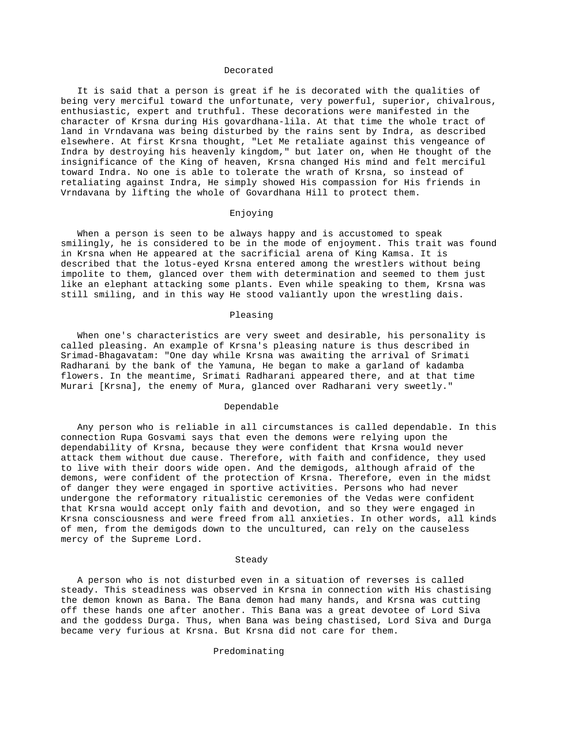### Decorated

It is said that a person is great if he is decorated with the qualities of being very merciful toward the unfortunate, very powerful, superior, chivalrous, enthusiastic, expert and truthful. These decorations were manifested in the character of Krsna during His govardhana-lila. At that time the whole tract of land in Vrndavana was being disturbed by the rains sent by Indra, as described elsewhere. At first Krsna thought, "Let Me retaliate against this vengeance of Indra by destroying his heavenly kingdom," but later on, when He thought of the insignificance of the King of heaven, Krsna changed His mind and felt merciful toward Indra. No one is able to tolerate the wrath of Krsna, so instead of retaliating against Indra, He simply showed His compassion for His friends in Vrndavana by lifting the whole of Govardhana Hill to protect them.

### Enjoying

When a person is seen to be always happy and is accustomed to speak smilingly, he is considered to be in the mode of enjoyment. This trait was found in Krsna when He appeared at the sacrificial arena of King Kamsa. It is described that the lotus-eyed Krsna entered among the wrestlers without being impolite to them, glanced over them with determination and seemed to them just like an elephant attacking some plants. Even while speaking to them, Krsna was still smiling, and in this way He stood valiantly upon the wrestling dais.

### Pleasing

When one's characteristics are very sweet and desirable, his personality is called pleasing. An example of Krsna's pleasing nature is thus described in Srimad-Bhagavatam: "One day while Krsna was awaiting the arrival of Srimati Radharani by the bank of the Yamuna, He began to make a garland of kadamba flowers. In the meantime, Srimati Radharani appeared there, and at that time Murari [Krsna], the enemy of Mura, glanced over Radharani very sweetly."

### Dependable

Any person who is reliable in all circumstances is called dependable. In this connection Rupa Gosvami says that even the demons were relying upon the dependability of Krsna, because they were confident that Krsna would never attack them without due cause. Therefore, with faith and confidence, they used to live with their doors wide open. And the demigods, although afraid of the demons, were confident of the protection of Krsna. Therefore, even in the midst of danger they were engaged in sportive activities. Persons who had never undergone the reformatory ritualistic ceremonies of the Vedas were confident that Krsna would accept only faith and devotion, and so they were engaged in Krsna consciousness and were freed from all anxieties. In other words, all kinds of men, from the demigods down to the uncultured, can rely on the causeless mercy of the Supreme Lord.

### Steady

A person who is not disturbed even in a situation of reverses is called steady. This steadiness was observed in Krsna in connection with His chastising the demon known as Bana. The Bana demon had many hands, and Krsna was cutting off these hands one after another. This Bana was a great devotee of Lord Siva and the goddess Durga. Thus, when Bana was being chastised, Lord Siva and Durga became very furious at Krsna. But Krsna did not care for them.

### Predominating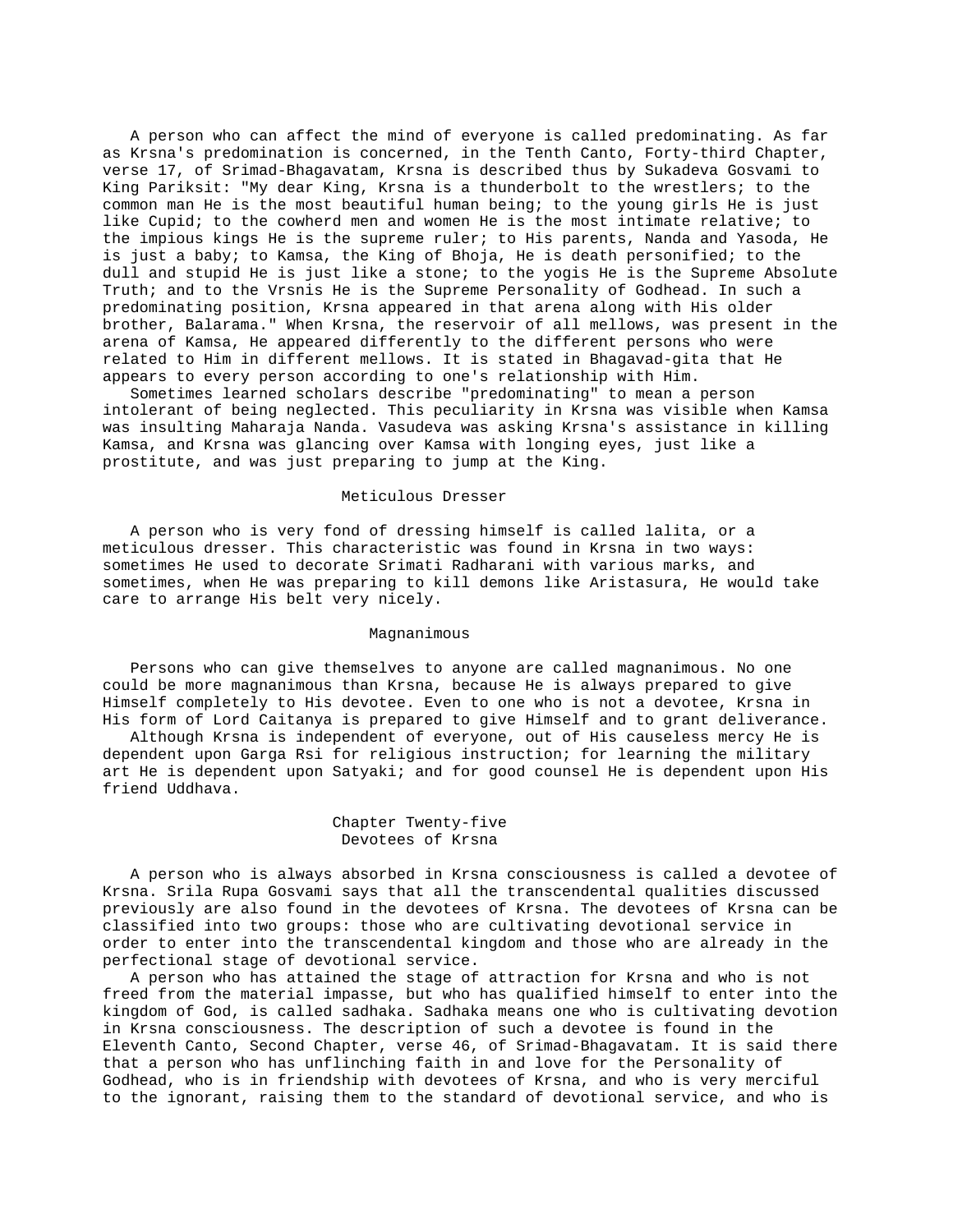A person who can affect the mind of everyone is called predominating. As far as Krsna's predomination is concerned, in the Tenth Canto, Forty-third Chapter, verse 17, of Srimad-Bhagavatam, Krsna is described thus by Sukadeva Gosvami to King Pariksit: "My dear King, Krsna is a thunderbolt to the wrestlers; to the common man He is the most beautiful human being; to the young girls He is just like Cupid; to the cowherd men and women He is the most intimate relative; to the impious kings He is the supreme ruler; to His parents, Nanda and Yasoda, He is just a baby; to Kamsa, the King of Bhoja, He is death personified; to the dull and stupid He is just like a stone; to the yogis He is the Supreme Absolute Truth; and to the Vrsnis He is the Supreme Personality of Godhead. In such a predominating position, Krsna appeared in that arena along with His older brother, Balarama." When Krsna, the reservoir of all mellows, was present in the arena of Kamsa, He appeared differently to the different persons who were related to Him in different mellows. It is stated in Bhagavad-gita that He appears to every person according to one's relationship with Him.

Sometimes learned scholars describe "predominating" to mean a person intolerant of being neglected. This peculiarity in Krsna was visible when Kamsa was insulting Maharaja Nanda. Vasudeva was asking Krsna's assistance in killing Kamsa, and Krsna was glancing over Kamsa with longing eyes, just like a prostitute, and was just preparing to jump at the King.

### Meticulous Dresser

A person who is very fond of dressing himself is called lalita, or a meticulous dresser. This characteristic was found in Krsna in two ways: sometimes He used to decorate Srimati Radharani with various marks, and sometimes, when He was preparing to kill demons like Aristasura, He would take care to arrange His belt very nicely.

### Magnanimous

Persons who can give themselves to anyone are called magnanimous. No one could be more magnanimous than Krsna, because He is always prepared to give Himself completely to His devotee. Even to one who is not a devotee, Krsna in His form of Lord Caitanya is prepared to give Himself and to grant deliverance.

Although Krsna is independent of everyone, out of His causeless mercy He is dependent upon Garga Rsi for religious instruction; for learning the military art He is dependent upon Satyaki; and for good counsel He is dependent upon His friend Uddhava.

## Chapter Twenty-five
## Devotees of Krsna

A person who is always absorbed in Krsna consciousness is called a devotee of Krsna. Srila Rupa Gosvami says that all the transcendental qualities discussed previously are also found in the devotees of Krsna. The devotees of Krsna can be classified into two groups: those who are cultivating devotional service in order to enter into the transcendental kingdom and those who are already in the perfectional stage of devotional service.

A person who has attained the stage of attraction for Krsna and who is not freed from the material impasse, but who has qualified himself to enter into the kingdom of God, is called sadhaka. Sadhaka means one who is cultivating devotion in Krsna consciousness. The description of such a devotee is found in the Eleventh Canto, Second Chapter, verse 46, of Srimad-Bhagavatam. It is said there that a person who has unflinching faith in and love for the Personality of Godhead, who is in friendship with devotees of Krsna, and who is very merciful to the ignorant, raising them to the standard of devotional service, and who is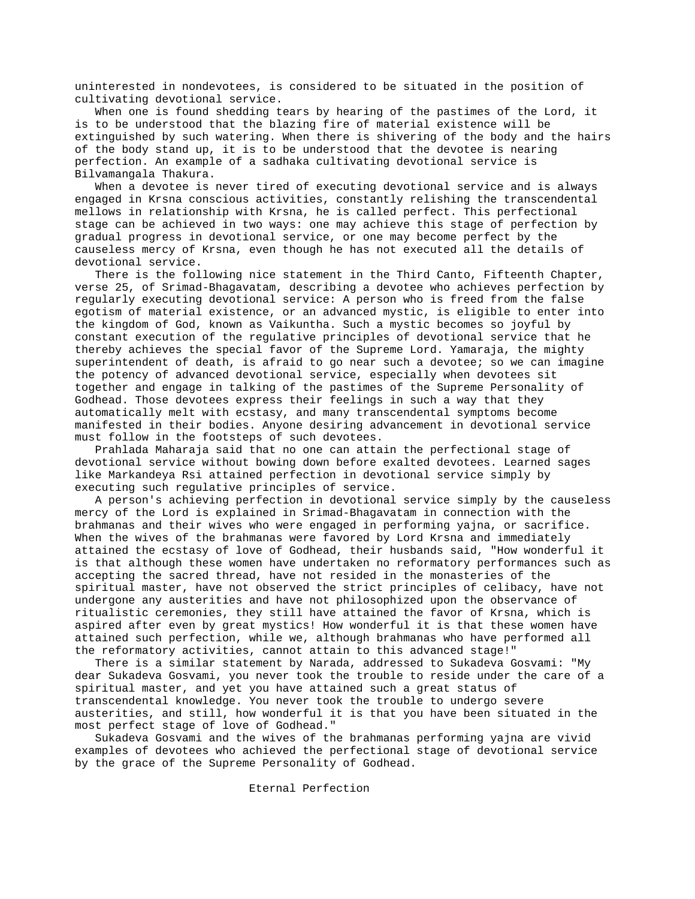uninterested in nondevotees, is considered to be situated in the position of cultivating devotional service.

When one is found shedding tears by hearing of the pastimes of the Lord, it is to be understood that the blazing fire of material existence will be extinguished by such watering. When there is shivering of the body and the hairs of the body stand up, it is to be understood that the devotee is nearing perfection. An example of a sadhaka cultivating devotional service is Bilvamangala Thakura.

When a devotee is never tired of executing devotional service and is always engaged in Krsna conscious activities, constantly relishing the transcendental mellows in relationship with Krsna, he is called perfect. This perfectional stage can be achieved in two ways: one may achieve this stage of perfection by gradual progress in devotional service, or one may become perfect by the causeless mercy of Krsna, even though he has not executed all the details of devotional service.

There is the following nice statement in the Third Canto, Fifteenth Chapter, verse 25, of Srimad-Bhagavatam, describing a devotee who achieves perfection by regularly executing devotional service: A person who is freed from the false egotism of material existence, or an advanced mystic, is eligible to enter into the kingdom of God, known as Vaikuntha. Such a mystic becomes so joyful by constant execution of the regulative principles of devotional service that he thereby achieves the special favor of the Supreme Lord. Yamaraja, the mighty superintendent of death, is afraid to go near such a devotee; so we can imagine the potency of advanced devotional service, especially when devotees sit together and engage in talking of the pastimes of the Supreme Personality of Godhead. Those devotees express their feelings in such a way that they automatically melt with ecstasy, and many transcendental symptoms become manifested in their bodies. Anyone desiring advancement in devotional service must follow in the footsteps of such devotees.

Prahlada Maharaja said that no one can attain the perfectional stage of devotional service without bowing down before exalted devotees. Learned sages like Markandeya Rsi attained perfection in devotional service simply by executing such regulative principles of service.

A person's achieving perfection in devotional service simply by the causeless mercy of the Lord is explained in Srimad-Bhagavatam in connection with the brahmanas and their wives who were engaged in performing yajna, or sacrifice. When the wives of the brahmanas were favored by Lord Krsna and immediately attained the ecstasy of love of Godhead, their husbands said, "How wonderful it is that although these women have undertaken no reformatory performances such as accepting the sacred thread, have not resided in the monasteries of the spiritual master, have not observed the strict principles of celibacy, have not undergone any austerities and have not philosophized upon the observance of ritualistic ceremonies, they still have attained the favor of Krsna, which is aspired after even by great mystics! How wonderful it is that these women have attained such perfection, while we, although brahmanas who have performed all the reformatory activities, cannot attain to this advanced stage!"

There is a similar statement by Narada, addressed to Sukadeva Gosvami: "My dear Sukadeva Gosvami, you never took the trouble to reside under the care of a spiritual master, and yet you have attained such a great status of transcendental knowledge. You never took the trouble to undergo severe austerities, and still, how wonderful it is that you have been situated in the most perfect stage of love of Godhead."

Sukadeva Gosvami and the wives of the brahmanas performing yajna are vivid examples of devotees who achieved the perfectional stage of devotional service by the grace of the Supreme Personality of Godhead.

## Eternal Perfection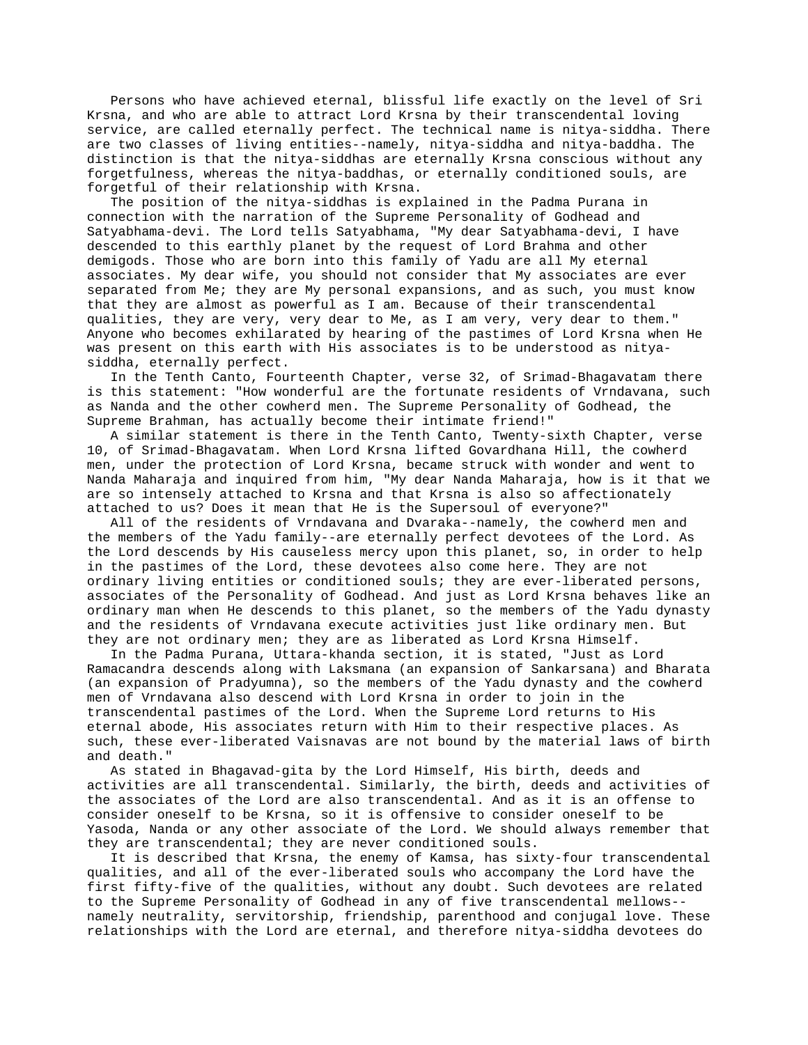Persons who have achieved eternal, blissful life exactly on the level of Sri Krsna, and who are able to attract Lord Krsna by their transcendental loving service, are called eternally perfect. The technical name is nitya-siddha. There are two classes of living entities--namely, nitya-siddha and nitya-baddha. The distinction is that the nitya-siddhas are eternally Krsna conscious without any forgetfulness, whereas the nitya-baddhas, or eternally conditioned souls, are forgetful of their relationship with Krsna.

The position of the nitya-siddhas is explained in the Padma Purana in connection with the narration of the Supreme Personality of Godhead and Satyabhama-devi. The Lord tells Satyabhama, "My dear Satyabhama-devi, I have descended to this earthly planet by the request of Lord Brahma and other demigods. Those who are born into this family of Yadu are all My eternal associates. My dear wife, you should not consider that My associates are ever separated from Me; they are My personal expansions, and as such, you must know that they are almost as powerful as I am. Because of their transcendental qualities, they are very, very dear to Me, as I am very, very dear to them." Anyone who becomes exhilarated by hearing of the pastimes of Lord Krsna when He was present on this earth with His associates is to be understood as nitya-siddha, eternally perfect.

In the Tenth Canto, Fourteenth Chapter, verse 32, of Srimad-Bhagavatam there is this statement: "How wonderful are the fortunate residents of Vrndavana, such as Nanda and the other cowherd men. The Supreme Personality of Godhead, the Supreme Brahman, has actually become their intimate friend!"

A similar statement is there in the Tenth Canto, Twenty-sixth Chapter, verse 10, of Srimad-Bhagavatam. When Lord Krsna lifted Govardhana Hill, the cowherd men, under the protection of Lord Krsna, became struck with wonder and went to Nanda Maharaja and inquired from him, "My dear Nanda Maharaja, how is it that we are so intensely attached to Krsna and that Krsna is also so affectionately attached to us? Does it mean that He is the Supersoul of everyone?"

All of the residents of Vrndavana and Dvaraka--namely, the cowherd men and the members of the Yadu family--are eternally perfect devotees of the Lord. As the Lord descends by His causeless mercy upon this planet, so, in order to help in the pastimes of the Lord, these devotees also come here. They are not ordinary living entities or conditioned souls; they are ever-liberated persons, associates of the Personality of Godhead. And just as Lord Krsna behaves like an ordinary man when He descends to this planet, so the members of the Yadu dynasty and the residents of Vrndavana execute activities just like ordinary men. But they are not ordinary men; they are as liberated as Lord Krsna Himself.

In the Padma Purana, Uttara-khanda section, it is stated, "Just as Lord Ramacandra descends along with Laksmana (an expansion of Sankarsana) and Bharata (an expansion of Pradyumna), so the members of the Yadu dynasty and the cowherd men of Vrndavana also descend with Lord Krsna in order to join in the transcendental pastimes of the Lord. When the Supreme Lord returns to His eternal abode, His associates return with Him to their respective places. As such, these ever-liberated Vaisnavas are not bound by the material laws of birth and death."

As stated in Bhagavad-gita by the Lord Himself, His birth, deeds and activities are all transcendental. Similarly, the birth, deeds and activities of the associates of the Lord are also transcendental. And as it is an offense to consider oneself to be Krsna, so it is offensive to consider oneself to be Yasoda, Nanda or any other associate of the Lord. We should always remember that they are transcendental; they are never conditioned souls.

It is described that Krsna, the enemy of Kamsa, has sixty-four transcendental qualities, and all of the ever-liberated souls who accompany the Lord have the first fifty-five of the qualities, without any doubt. Such devotees are related to the Supreme Personality of Godhead in any of five transcendental mellows--namely neutrality, servitorship, friendship, parenthood and conjugal love. These relationships with the Lord are eternal, and therefore nitya-siddha devotees do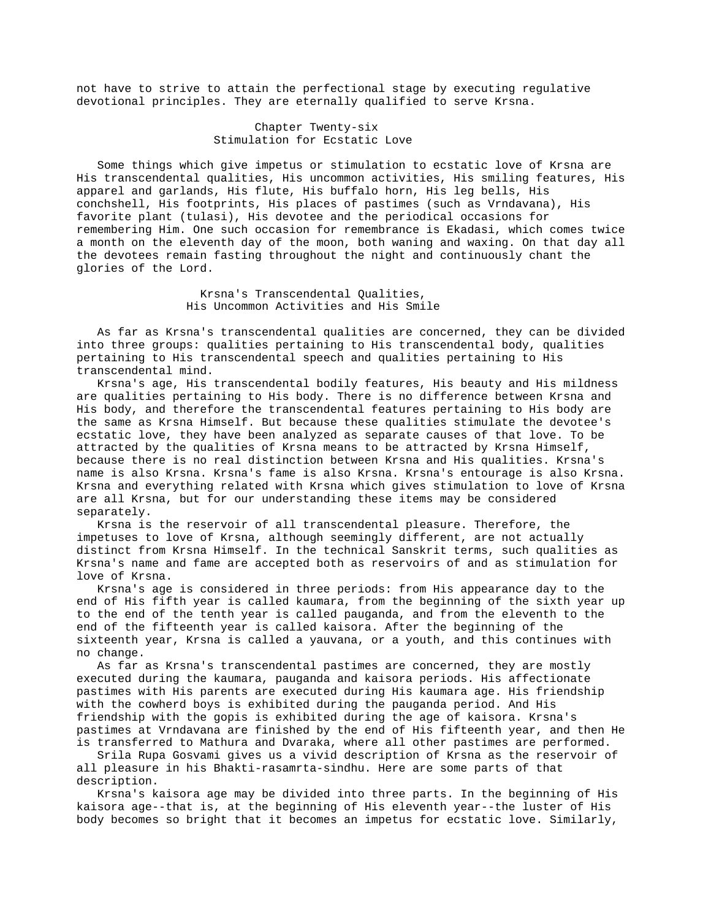not have to strive to attain the perfectional stage by executing regulative devotional principles. They are eternally qualified to serve Krsna.

## Chapter Twenty-six
## Stimulation for Ecstatic Love

Some things which give impetus or stimulation to ecstatic love of Krsna are His transcendental qualities, His uncommon activities, His smiling features, His apparel and garlands, His flute, His buffalo horn, His leg bells, His conchshell, His footprints, His places of pastimes (such as Vrndavana), His favorite plant (tulasi), His devotee and the periodical occasions for remembering Him. One such occasion for remembrance is Ekadasi, which comes twice a month on the eleventh day of the moon, both waning and waxing. On that day all the devotees remain fasting throughout the night and continuously chant the glories of the Lord.

### Krsna's Transcendental Qualities, His Uncommon Activities and His Smile

As far as Krsna's transcendental qualities are concerned, they can be divided into three groups: qualities pertaining to His transcendental body, qualities pertaining to His transcendental speech and qualities pertaining to His transcendental mind.

Krsna's age, His transcendental bodily features, His beauty and His mildness are qualities pertaining to His body. There is no difference between Krsna and His body, and therefore the transcendental features pertaining to His body are the same as Krsna Himself. But because these qualities stimulate the devotee's ecstatic love, they have been analyzed as separate causes of that love. To be attracted by the qualities of Krsna means to be attracted by Krsna Himself, because there is no real distinction between Krsna and His qualities. Krsna's name is also Krsna. Krsna's fame is also Krsna. Krsna's entourage is also Krsna. Krsna and everything related with Krsna which gives stimulation to love of Krsna are all Krsna, but for our understanding these items may be considered separately.

Krsna is the reservoir of all transcendental pleasure. Therefore, the impetuses to love of Krsna, although seemingly different, are not actually distinct from Krsna Himself. In the technical Sanskrit terms, such qualities as Krsna's name and fame are accepted both as reservoirs of and as stimulation for love of Krsna.

Krsna's age is considered in three periods: from His appearance day to the end of His fifth year is called kaumara, from the beginning of the sixth year up to the end of the tenth year is called pauganda, and from the eleventh to the end of the fifteenth year is called kaisora. After the beginning of the sixteenth year, Krsna is called a yauvana, or a youth, and this continues with no change.

As far as Krsna's transcendental pastimes are concerned, they are mostly executed during the kaumara, pauganda and kaisora periods. His affectionate pastimes with His parents are executed during His kaumara age. His friendship with the cowherd boys is exhibited during the pauganda period. And His friendship with the gopis is exhibited during the age of kaisora. Krsna's pastimes at Vrndavana are finished by the end of His fifteenth year, and then He is transferred to Mathura and Dvaraka, where all other pastimes are performed.

Srila Rupa Gosvami gives us a vivid description of Krsna as the reservoir of all pleasure in his Bhakti-rasamrta-sindhu. Here are some parts of that description.

Krsna's kaisora age may be divided into three parts. In the beginning of His kaisora age--that is, at the beginning of His eleventh year--the luster of His body becomes so bright that it becomes an impetus for ecstatic love. Similarly,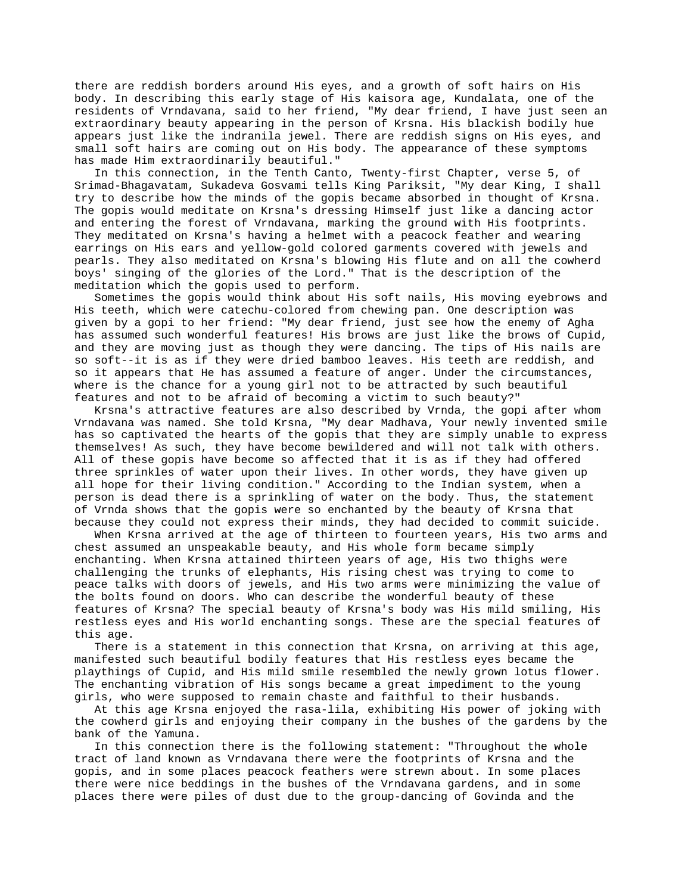there are reddish borders around His eyes, and a growth of soft hairs on His body. In describing this early stage of His kaisora age, Kundalata, one of the residents of Vrndavana, said to her friend, "My dear friend, I have just seen an extraordinary beauty appearing in the person of Krsna. His blackish bodily hue appears just like the indranila jewel. There are reddish signs on His eyes, and small soft hairs are coming out on His body. The appearance of these symptoms has made Him extraordinarily beautiful."

In this connection, in the Tenth Canto, Twenty-first Chapter, verse 5, of Srimad-Bhagavatam, Sukadeva Gosvami tells King Pariksit, "My dear King, I shall try to describe how the minds of the gopis became absorbed in thought of Krsna. The gopis would meditate on Krsna's dressing Himself just like a dancing actor and entering the forest of Vrndavana, marking the ground with His footprints. They meditated on Krsna's having a helmet with a peacock feather and wearing earrings on His ears and yellow-gold colored garments covered with jewels and pearls. They also meditated on Krsna's blowing His flute and on all the cowherd boys' singing of the glories of the Lord." That is the description of the meditation which the gopis used to perform.

Sometimes the gopis would think about His soft nails, His moving eyebrows and His teeth, which were catechu-colored from chewing pan. One description was given by a gopi to her friend: "My dear friend, just see how the enemy of Agha has assumed such wonderful features! His brows are just like the brows of Cupid, and they are moving just as though they were dancing. The tips of His nails are so soft--it is as if they were dried bamboo leaves. His teeth are reddish, and so it appears that He has assumed a feature of anger. Under the circumstances, where is the chance for a young girl not to be attracted by such beautiful features and not to be afraid of becoming a victim to such beauty?"

Krsna's attractive features are also described by Vrnda, the gopi after whom Vrndavana was named. She told Krsna, "My dear Madhava, Your newly invented smile has so captivated the hearts of the gopis that they are simply unable to express themselves! As such, they have become bewildered and will not talk with others. All of these gopis have become so affected that it is as if they had offered three sprinkles of water upon their lives. In other words, they have given up all hope for their living condition." According to the Indian system, when a person is dead there is a sprinkling of water on the body. Thus, the statement of Vrnda shows that the gopis were so enchanted by the beauty of Krsna that because they could not express their minds, they had decided to commit suicide.

When Krsna arrived at the age of thirteen to fourteen years, His two arms and chest assumed an unspeakable beauty, and His whole form became simply enchanting. When Krsna attained thirteen years of age, His two thighs were challenging the trunks of elephants, His rising chest was trying to come to peace talks with doors of jewels, and His two arms were minimizing the value of the bolts found on doors. Who can describe the wonderful beauty of these features of Krsna? The special beauty of Krsna's body was His mild smiling, His restless eyes and His world enchanting songs. These are the special features of this age.

There is a statement in this connection that Krsna, on arriving at this age, manifested such beautiful bodily features that His restless eyes became the playthings of Cupid, and His mild smile resembled the newly grown lotus flower. The enchanting vibration of His songs became a great impediment to the young girls, who were supposed to remain chaste and faithful to their husbands.

At this age Krsna enjoyed the rasa-lila, exhibiting His power of joking with the cowherd girls and enjoying their company in the bushes of the gardens by the bank of the Yamuna.

In this connection there is the following statement: "Throughout the whole tract of land known as Vrndavana there were the footprints of Krsna and the gopis, and in some places peacock feathers were strewn about. In some places there were nice beddings in the bushes of the Vrndavana gardens, and in some places there were piles of dust due to the group-dancing of Govinda and the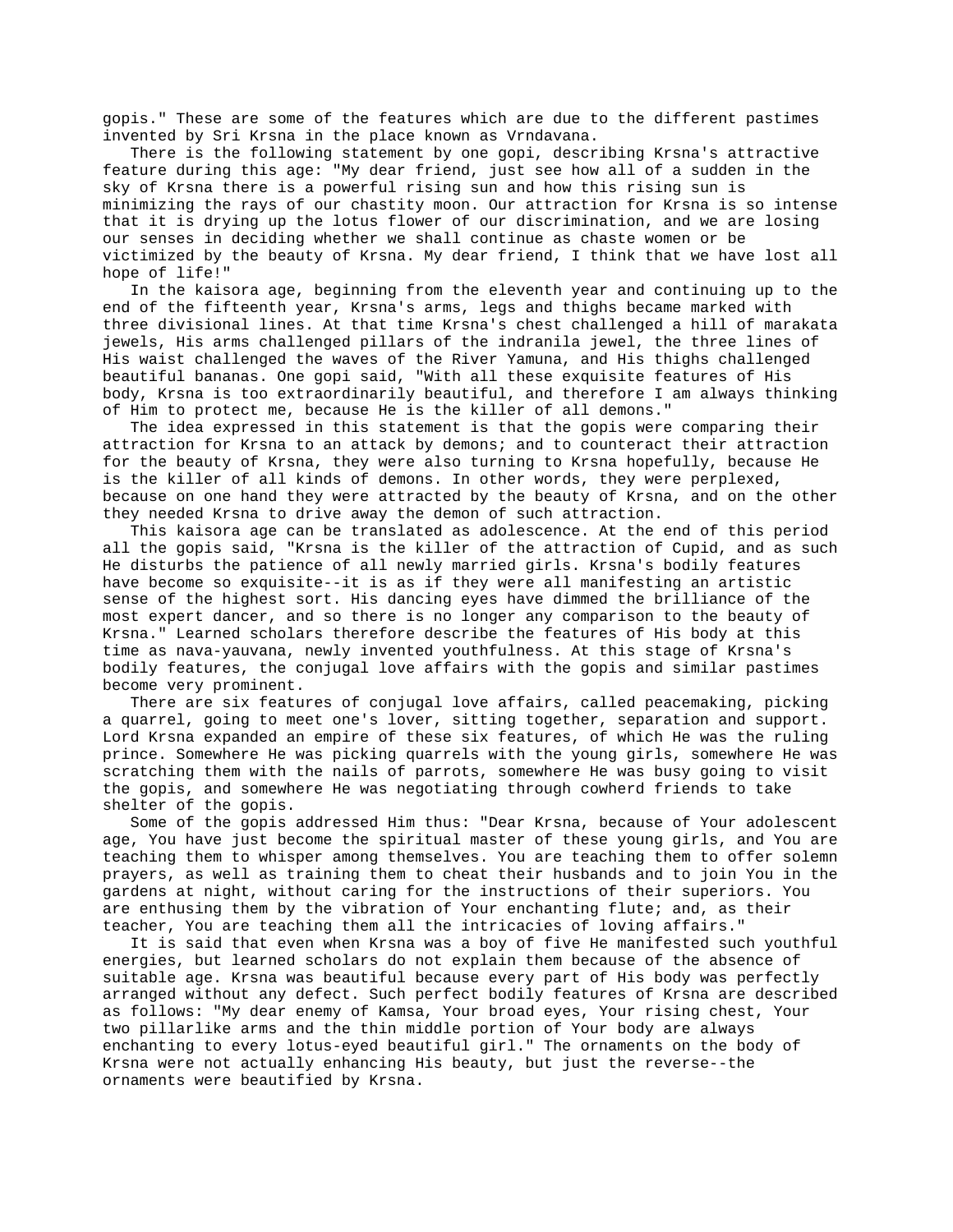gopis." These are some of the features which are due to the different pastimes invented by Sri Krsna in the place known as Vrndavana.

There is the following statement by one gopi, describing Krsna's attractive feature during this age: "My dear friend, just see how all of a sudden in the sky of Krsna there is a powerful rising sun and how this rising sun is minimizing the rays of our chastity moon. Our attraction for Krsna is so intense that it is drying up the lotus flower of our discrimination, and we are losing our senses in deciding whether we shall continue as chaste women or be victimized by the beauty of Krsna. My dear friend, I think that we have lost all hope of life!"

In the kaisora age, beginning from the eleventh year and continuing up to the end of the fifteenth year, Krsna's arms, legs and thighs became marked with three divisional lines. At that time Krsna's chest challenged a hill of marakata jewels, His arms challenged pillars of the indranila jewel, the three lines of His waist challenged the waves of the River Yamuna, and His thighs challenged beautiful bananas. One gopi said, "With all these exquisite features of His body, Krsna is too extraordinarily beautiful, and therefore I am always thinking of Him to protect me, because He is the killer of all demons."

The idea expressed in this statement is that the gopis were comparing their attraction for Krsna to an attack by demons; and to counteract their attraction for the beauty of Krsna, they were also turning to Krsna hopefully, because He is the killer of all kinds of demons. In other words, they were perplexed, because on one hand they were attracted by the beauty of Krsna, and on the other they needed Krsna to drive away the demon of such attraction.

This kaisora age can be translated as adolescence. At the end of this period all the gopis said, "Krsna is the killer of the attraction of Cupid, and as such He disturbs the patience of all newly married girls. Krsna's bodily features have become so exquisite--it is as if they were all manifesting an artistic sense of the highest sort. His dancing eyes have dimmed the brilliance of the most expert dancer, and so there is no longer any comparison to the beauty of Krsna." Learned scholars therefore describe the features of His body at this time as nava-yauvana, newly invented youthfulness. At this stage of Krsna's bodily features, the conjugal love affairs with the gopis and similar pastimes become very prominent.

There are six features of conjugal love affairs, called peacemaking, picking a quarrel, going to meet one's lover, sitting together, separation and support. Lord Krsna expanded an empire of these six features, of which He was the ruling prince. Somewhere He was picking quarrels with the young girls, somewhere He was scratching them with the nails of parrots, somewhere He was busy going to visit the gopis, and somewhere He was negotiating through cowherd friends to take shelter of the gopis.

Some of the gopis addressed Him thus: "Dear Krsna, because of Your adolescent age, You have just become the spiritual master of these young girls, and You are teaching them to whisper among themselves. You are teaching them to offer solemn prayers, as well as training them to cheat their husbands and to join You in the gardens at night, without caring for the instructions of their superiors. You are enthusing them by the vibration of Your enchanting flute; and, as their teacher, You are teaching them all the intricacies of loving affairs."

It is said that even when Krsna was a boy of five He manifested such youthful energies, but learned scholars do not explain them because of the absence of suitable age. Krsna was beautiful because every part of His body was perfectly arranged without any defect. Such perfect bodily features of Krsna are described as follows: "My dear enemy of Kamsa, Your broad eyes, Your rising chest, Your two pillarlike arms and the thin middle portion of Your body are always enchanting to every lotus-eyed beautiful girl." The ornaments on the body of Krsna were not actually enhancing His beauty, but just the reverse--the ornaments were beautified by Krsna.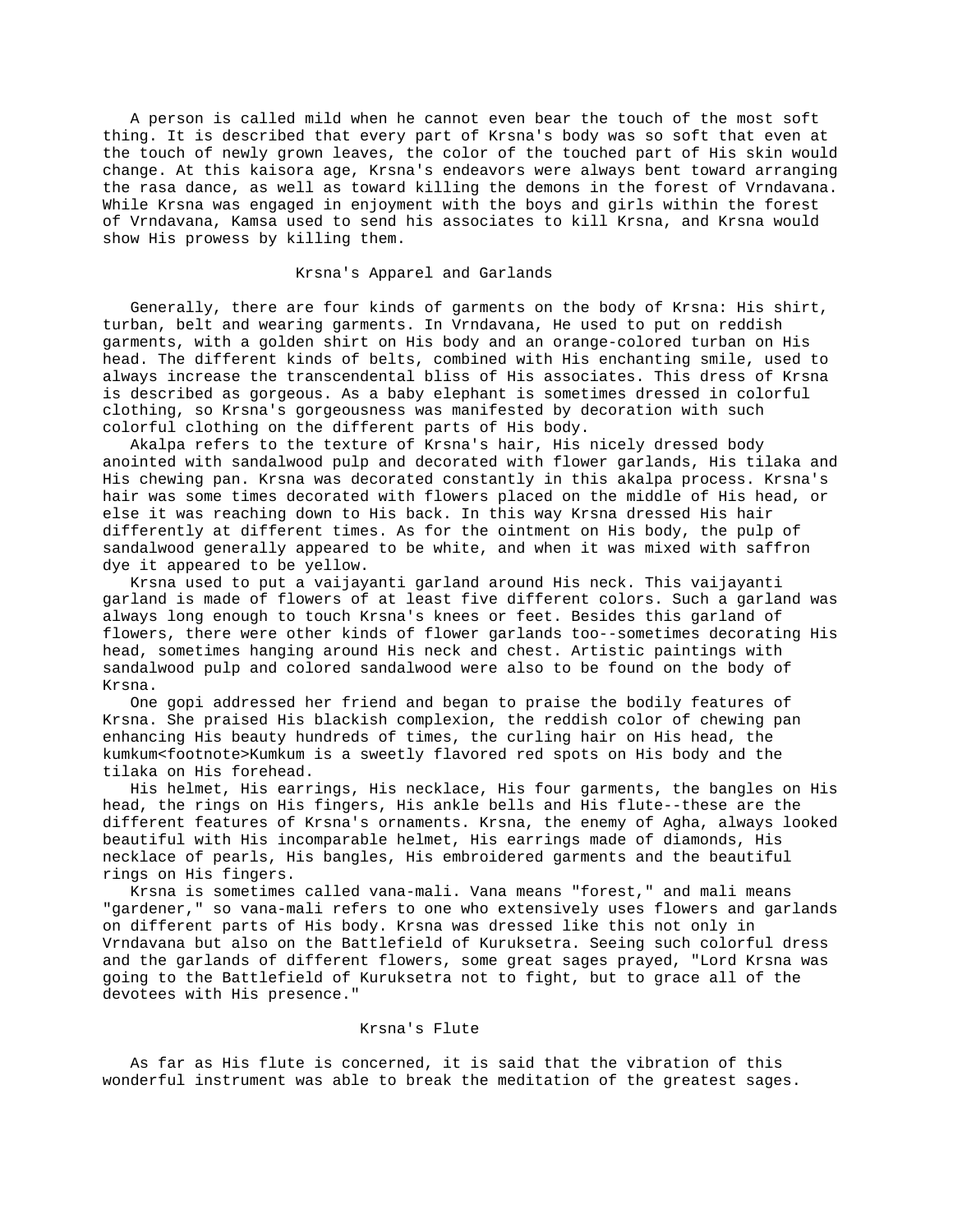A person is called mild when he cannot even bear the touch of the most soft thing. It is described that every part of Krsna's body was so soft that even at the touch of newly grown leaves, the color of the touched part of His skin would change. At this kaisora age, Krsna's endeavors were always bent toward arranging the rasa dance, as well as toward killing the demons in the forest of Vrndavana. While Krsna was engaged in enjoyment with the boys and girls within the forest of Vrndavana, Kamsa used to send his associates to kill Krsna, and Krsna would show His prowess by killing them.

## Krsna's Apparel and Garlands

Generally, there are four kinds of garments on the body of Krsna: His shirt, turban, belt and wearing garments. In Vrndavana, He used to put on reddish garments, with a golden shirt on His body and an orange-colored turban on His head. The different kinds of belts, combined with His enchanting smile, used to always increase the transcendental bliss of His associates. This dress of Krsna is described as gorgeous. As a baby elephant is sometimes dressed in colorful clothing, so Krsna's gorgeousness was manifested by decoration with such colorful clothing on the different parts of His body.

Akalpa refers to the texture of Krsna's hair, His nicely dressed body anointed with sandalwood pulp and decorated with flower garlands, His tilaka and His chewing pan. Krsna was decorated constantly in this akalpa process. Krsna's hair was some times decorated with flowers placed on the middle of His head, or else it was reaching down to His back. In this way Krsna dressed His hair differently at different times. As for the ointment on His body, the pulp of sandalwood generally appeared to be white, and when it was mixed with saffron dye it appeared to be yellow.

Krsna used to put a vaijayanti garland around His neck. This vaijayanti garland is made of flowers of at least five different colors. Such a garland was always long enough to touch Krsna's knees or feet. Besides this garland of flowers, there were other kinds of flower garlands too--sometimes decorating His head, sometimes hanging around His neck and chest. Artistic paintings with sandalwood pulp and colored sandalwood were also to be found on the body of Krsna.

One gopi addressed her friend and began to praise the bodily features of Krsna. She praised His blackish complexion, the reddish color of chewing pan enhancing His beauty hundreds of times, the curling hair on His head, the kumkum<footnote>Kumkum is a sweetly flavored red spots on His body and the tilaka on His forehead.

His helmet, His earrings, His necklace, His four garments, the bangles on His head, the rings on His fingers, His ankle bells and His flute--these are the different features of Krsna's ornaments. Krsna, the enemy of Agha, always looked beautiful with His incomparable helmet, His earrings made of diamonds, His necklace of pearls, His bangles, His embroidered garments and the beautiful rings on His fingers.

Krsna is sometimes called vana-mali. Vana means "forest," and mali means "gardener," so vana-mali refers to one who extensively uses flowers and garlands on different parts of His body. Krsna was dressed like this not only in Vrndavana but also on the Battlefield of Kuruksetra. Seeing such colorful dress and the garlands of different flowers, some great sages prayed, "Lord Krsna was going to the Battlefield of Kuruksetra not to fight, but to grace all of the devotees with His presence."

## Krsna's Flute

As far as His flute is concerned, it is said that the vibration of this wonderful instrument was able to break the meditation of the greatest sages.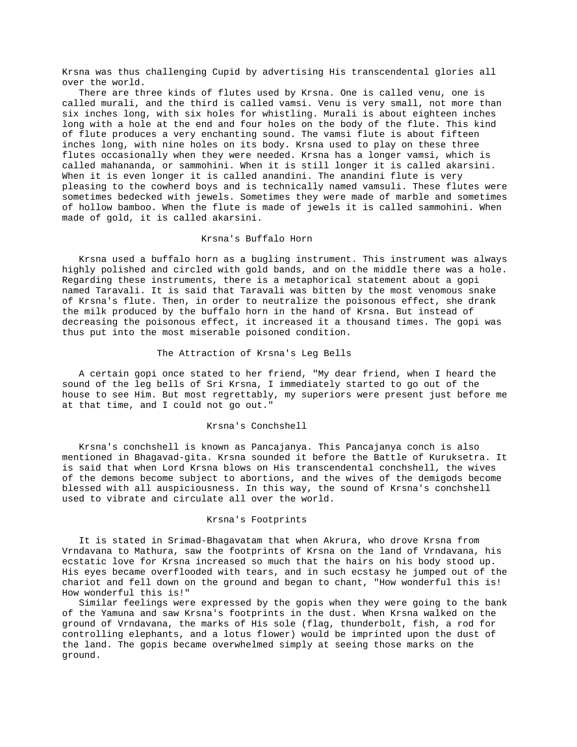Krsna was thus challenging Cupid by advertising His transcendental glories all over the world.

There are three kinds of flutes used by Krsna. One is called venu, one is called murali, and the third is called vamsi. Venu is very small, not more than six inches long, with six holes for whistling. Murali is about eighteen inches long with a hole at the end and four holes on the body of the flute. This kind of flute produces a very enchanting sound. The vamsi flute is about fifteen inches long, with nine holes on its body. Krsna used to play on these three flutes occasionally when they were needed. Krsna has a longer vamsi, which is called mahananda, or sammohini. When it is still longer it is called akarsini. When it is even longer it is called anandini. The anandini flute is very pleasing to the cowherd boys and is technically named vamsuli. These flutes were sometimes bedecked with jewels. Sometimes they were made of marble and sometimes of hollow bamboo. When the flute is made of jewels it is called sammohini. When made of gold, it is called akarsini.

## Krsna's Buffalo Horn

Krsna used a buffalo horn as a bugling instrument. This instrument was always highly polished and circled with gold bands, and on the middle there was a hole. Regarding these instruments, there is a metaphorical statement about a gopi named Taravali. It is said that Taravali was bitten by the most venomous snake of Krsna's flute. Then, in order to neutralize the poisonous effect, she drank the milk produced by the buffalo horn in the hand of Krsna. But instead of decreasing the poisonous effect, it increased it a thousand times. The gopi was thus put into the most miserable poisoned condition.

## The Attraction of Krsna's Leg Bells

A certain gopi once stated to her friend, "My dear friend, when I heard the sound of the leg bells of Sri Krsna, I immediately started to go out of the house to see Him. But most regrettably, my superiors were present just before me at that time, and I could not go out."

## Krsna's Conchshell

Krsna's conchshell is known as Pancajanya. This Pancajanya conch is also mentioned in Bhagavad-gita. Krsna sounded it before the Battle of Kuruksetra. It is said that when Lord Krsna blows on His transcendental conchshell, the wives of the demons become subject to abortions, and the wives of the demigods become blessed with all auspiciousness. In this way, the sound of Krsna's conchshell used to vibrate and circulate all over the world.

## Krsna's Footprints

It is stated in Srimad-Bhagavatam that when Akrura, who drove Krsna from Vrndavana to Mathura, saw the footprints of Krsna on the land of Vrndavana, his ecstatic love for Krsna increased so much that the hairs on his body stood up. His eyes became overflooded with tears, and in such ecstasy he jumped out of the chariot and fell down on the ground and began to chant, "How wonderful this is! How wonderful this is!"

Similar feelings were expressed by the gopis when they were going to the bank of the Yamuna and saw Krsna's footprints in the dust. When Krsna walked on the ground of Vrndavana, the marks of His sole (flag, thunderbolt, fish, a rod for controlling elephants, and a lotus flower) would be imprinted upon the dust of the land. The gopis became overwhelmed simply at seeing those marks on the ground.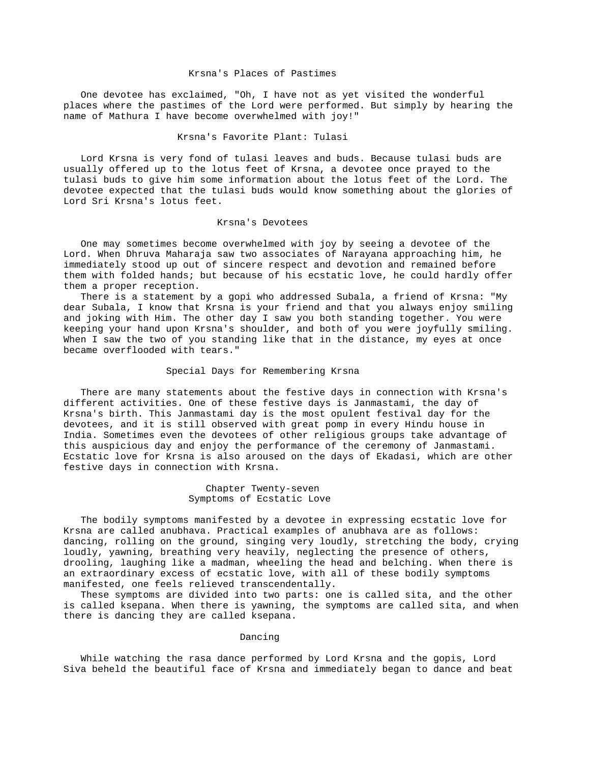### Krsna's Places of Pastimes

One devotee has exclaimed, "Oh, I have not as yet visited the wonderful places where the pastimes of the Lord were performed. But simply by hearing the name of Mathura I have become overwhelmed with joy!"

### Krsna's Favorite Plant: Tulasi

Lord Krsna is very fond of tulasi leaves and buds. Because tulasi buds are usually offered up to the lotus feet of Krsna, a devotee once prayed to the tulasi buds to give him some information about the lotus feet of the Lord. The devotee expected that the tulasi buds would know something about the glories of Lord Sri Krsna's lotus feet.

### Krsna's Devotees

One may sometimes become overwhelmed with joy by seeing a devotee of the Lord. When Dhruva Maharaja saw two associates of Narayana approaching him, he immediately stood up out of sincere respect and devotion and remained before them with folded hands; but because of his ecstatic love, he could hardly offer them a proper reception.

There is a statement by a gopi who addressed Subala, a friend of Krsna: "My dear Subala, I know that Krsna is your friend and that you always enjoy smiling and joking with Him. The other day I saw you both standing together. You were keeping your hand upon Krsna's shoulder, and both of you were joyfully smiling. When I saw the two of you standing like that in the distance, my eyes at once became overflooded with tears."

### Special Days for Remembering Krsna

There are many statements about the festive days in connection with Krsna's different activities. One of these festive days is Janmastami, the day of Krsna's birth. This Janmastami day is the most opulent festival day for the devotees, and it is still observed with great pomp in every Hindu house in India. Sometimes even the devotees of other religious groups take advantage of this auspicious day and enjoy the performance of the ceremony of Janmastami. Ecstatic love for Krsna is also aroused on the days of Ekadasi, which are other festive days in connection with Krsna.

## Chapter Twenty-seven
## Symptoms of Ecstatic Love

The bodily symptoms manifested by a devotee in expressing ecstatic love for Krsna are called anubhava. Practical examples of anubhava are as follows: dancing, rolling on the ground, singing very loudly, stretching the body, crying loudly, yawning, breathing very heavily, neglecting the presence of others, drooling, laughing like a madman, wheeling the head and belching. When there is an extraordinary excess of ecstatic love, with all of these bodily symptoms manifested, one feels relieved transcendentally.

These symptoms are divided into two parts: one is called sita, and the other is called ksepana. When there is yawning, the symptoms are called sita, and when there is dancing they are called ksepana.

### Dancing

While watching the rasa dance performed by Lord Krsna and the gopis, Lord Siva beheld the beautiful face of Krsna and immediately began to dance and beat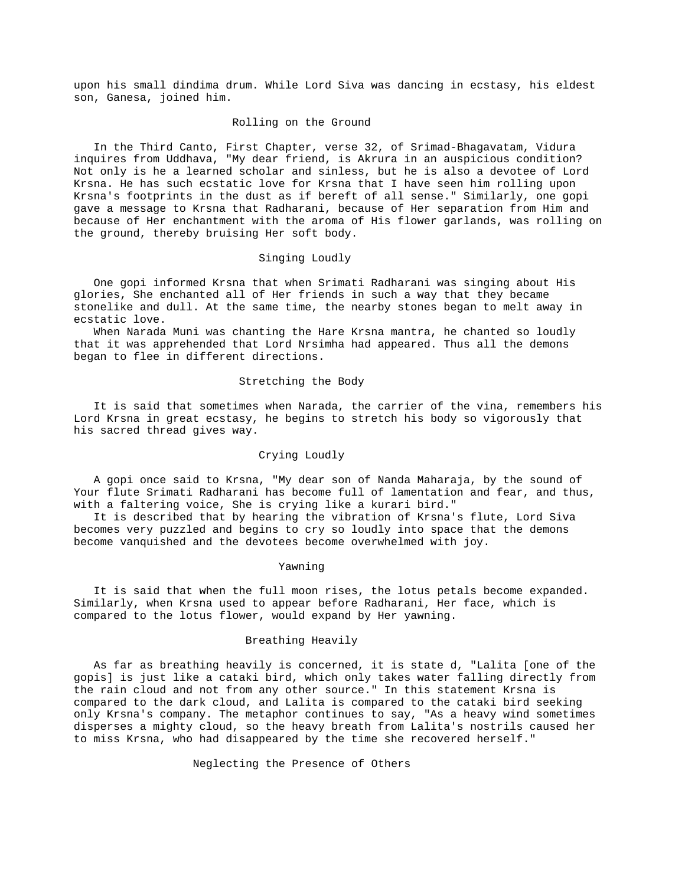upon his small dindima drum. While Lord Siva was dancing in ecstasy, his eldest son, Ganesa, joined him.

## Rolling on the Ground

In the Third Canto, First Chapter, verse 32, of Srimad-Bhagavatam, Vidura inquires from Uddhava, "My dear friend, is Akrura in an auspicious condition? Not only is he a learned scholar and sinless, but he is also a devotee of Lord Krsna. He has such ecstatic love for Krsna that I have seen him rolling upon Krsna's footprints in the dust as if bereft of all sense." Similarly, one gopi gave a message to Krsna that Radharani, because of Her separation from Him and because of Her enchantment with the aroma of His flower garlands, was rolling on the ground, thereby bruising Her soft body.

## Singing Loudly

One gopi informed Krsna that when Srimati Radharani was singing about His glories, She enchanted all of Her friends in such a way that they became stonelike and dull. At the same time, the nearby stones began to melt away in ecstatic love.

When Narada Muni was chanting the Hare Krsna mantra, he chanted so loudly that it was apprehended that Lord Nrsimha had appeared. Thus all the demons began to flee in different directions.

## Stretching the Body

It is said that sometimes when Narada, the carrier of the vina, remembers his Lord Krsna in great ecstasy, he begins to stretch his body so vigorously that his sacred thread gives way.

## Crying Loudly

A gopi once said to Krsna, "My dear son of Nanda Maharaja, by the sound of Your flute Srimati Radharani has become full of lamentation and fear, and thus, with a faltering voice, She is crying like a kurari bird."

It is described that by hearing the vibration of Krsna's flute, Lord Siva becomes very puzzled and begins to cry so loudly into space that the demons become vanquished and the devotees become overwhelmed with joy.

## Yawning

It is said that when the full moon rises, the lotus petals become expanded. Similarly, when Krsna used to appear before Radharani, Her face, which is compared to the lotus flower, would expand by Her yawning.

## Breathing Heavily

As far as breathing heavily is concerned, it is state d, "Lalita [one of the gopis] is just like a cataki bird, which only takes water falling directly from the rain cloud and not from any other source." In this statement Krsna is compared to the dark cloud, and Lalita is compared to the cataki bird seeking only Krsna's company. The metaphor continues to say, "As a heavy wind sometimes disperses a mighty cloud, so the heavy breath from Lalita's nostrils caused her to miss Krsna, who had disappeared by the time she recovered herself."

## Neglecting the Presence of Others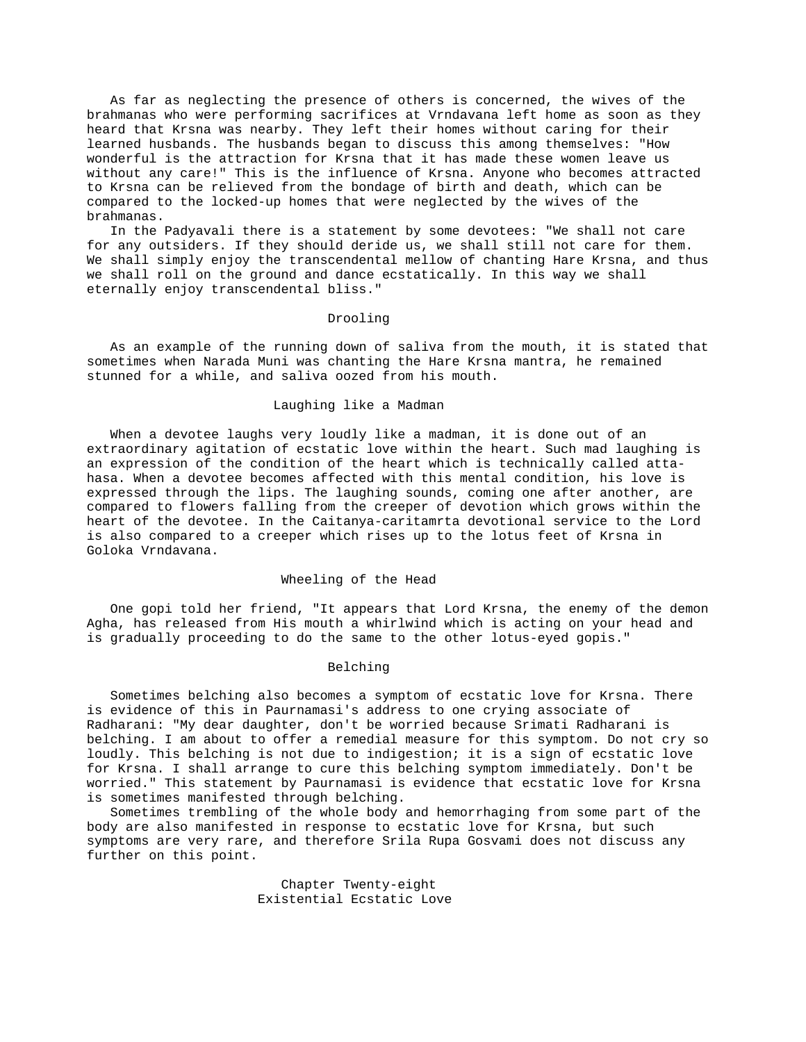As far as neglecting the presence of others is concerned, the wives of the brahmanas who were performing sacrifices at Vrndavana left home as soon as they heard that Krsna was nearby. They left their homes without caring for their learned husbands. The husbands began to discuss this among themselves: "How wonderful is the attraction for Krsna that it has made these women leave us without any care!" This is the influence of Krsna. Anyone who becomes attracted to Krsna can be relieved from the bondage of birth and death, which can be compared to the locked-up homes that were neglected by the wives of the brahmanas.

In the Padyavali there is a statement by some devotees: "We shall not care for any outsiders. If they should deride us, we shall still not care for them. We shall simply enjoy the transcendental mellow of chanting Hare Krsna, and thus we shall roll on the ground and dance ecstatically. In this way we shall eternally enjoy transcendental bliss."

### Drooling

As an example of the running down of saliva from the mouth, it is stated that sometimes when Narada Muni was chanting the Hare Krsna mantra, he remained stunned for a while, and saliva oozed from his mouth.

### Laughing like a Madman

When a devotee laughs very loudly like a madman, it is done out of an extraordinary agitation of ecstatic love within the heart. Such mad laughing is an expression of the condition of the heart which is technically called atta-hasa. When a devotee becomes affected with this mental condition, his love is expressed through the lips. The laughing sounds, coming one after another, are compared to flowers falling from the creeper of devotion which grows within the heart of the devotee. In the Caitanya-caritamrta devotional service to the Lord is also compared to a creeper which rises up to the lotus feet of Krsna in Goloka Vrndavana.

### Wheeling of the Head

One gopi told her friend, "It appears that Lord Krsna, the enemy of the demon Agha, has released from His mouth a whirlwind which is acting on your head and is gradually proceeding to do the same to the other lotus-eyed gopis."

### Belching

Sometimes belching also becomes a symptom of ecstatic love for Krsna. There is evidence of this in Paurnamasi's address to one crying associate of Radharani: "My dear daughter, don't be worried because Srimati Radharani is belching. I am about to offer a remedial measure for this symptom. Do not cry so loudly. This belching is not due to indigestion; it is a sign of ecstatic love for Krsna. I shall arrange to cure this belching symptom immediately. Don't be worried." This statement by Paurnamasi is evidence that ecstatic love for Krsna is sometimes manifested through belching.

Sometimes trembling of the whole body and hemorrhaging from some part of the body are also manifested in response to ecstatic love for Krsna, but such symptoms are very rare, and therefore Srila Rupa Gosvami does not discuss any further on this point.

## Chapter Twenty-eight
## Existential Ecstatic Love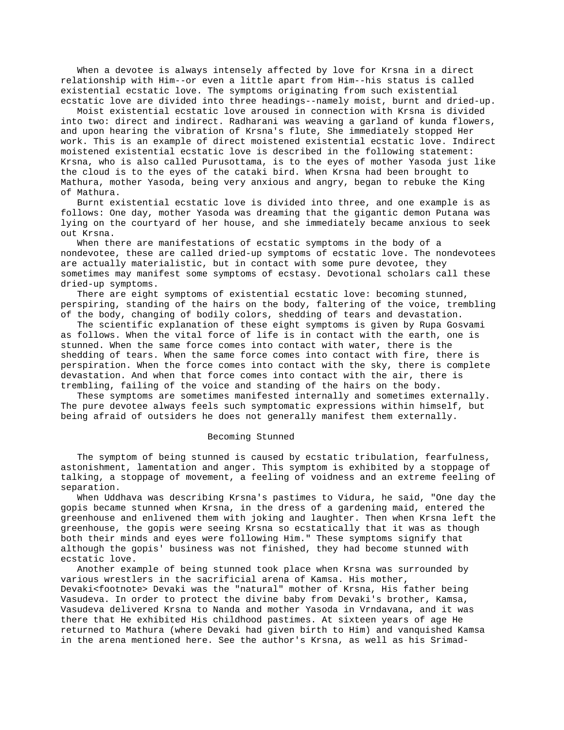When a devotee is always intensely affected by love for Krsna in a direct relationship with Him--or even a little apart from Him--his status is called existential ecstatic love. The symptoms originating from such existential ecstatic love are divided into three headings--namely moist, burnt and dried-up.

Moist existential ecstatic love aroused in connection with Krsna is divided into two: direct and indirect. Radharani was weaving a garland of kunda flowers, and upon hearing the vibration of Krsna's flute, She immediately stopped Her work. This is an example of direct moistened existential ecstatic love. Indirect moistened existential ecstatic love is described in the following statement: Krsna, who is also called Purusottama, is to the eyes of mother Yasoda just like the cloud is to the eyes of the cataki bird. When Krsna had been brought to Mathura, mother Yasoda, being very anxious and angry, began to rebuke the King of Mathura.

Burnt existential ecstatic love is divided into three, and one example is as follows: One day, mother Yasoda was dreaming that the gigantic demon Putana was lying on the courtyard of her house, and she immediately became anxious to seek out Krsna.

When there are manifestations of ecstatic symptoms in the body of a nondevotee, these are called dried-up symptoms of ecstatic love. The nondevotees are actually materialistic, but in contact with some pure devotee, they sometimes may manifest some symptoms of ecstasy. Devotional scholars call these dried-up symptoms.

There are eight symptoms of existential ecstatic love: becoming stunned, perspiring, standing of the hairs on the body, faltering of the voice, trembling of the body, changing of bodily colors, shedding of tears and devastation.

The scientific explanation of these eight symptoms is given by Rupa Gosvami as follows. When the vital force of life is in contact with the earth, one is stunned. When the same force comes into contact with water, there is the shedding of tears. When the same force comes into contact with fire, there is perspiration. When the force comes into contact with the sky, there is complete devastation. And when that force comes into contact with the air, there is trembling, failing of the voice and standing of the hairs on the body.

These symptoms are sometimes manifested internally and sometimes externally. The pure devotee always feels such symptomatic expressions within himself, but being afraid of outsiders he does not generally manifest them externally.

## Becoming Stunned

The symptom of being stunned is caused by ecstatic tribulation, fearfulness, astonishment, lamentation and anger. This symptom is exhibited by a stoppage of talking, a stoppage of movement, a feeling of voidness and an extreme feeling of separation.

When Uddhava was describing Krsna's pastimes to Vidura, he said, "One day the gopis became stunned when Krsna, in the dress of a gardening maid, entered the greenhouse and enlivened them with joking and laughter. Then when Krsna left the greenhouse, the gopis were seeing Krsna so ecstatically that it was as though both their minds and eyes were following Him." These symptoms signify that although the gopis' business was not finished, they had become stunned with ecstatic love.

Another example of being stunned took place when Krsna was surrounded by various wrestlers in the sacrificial arena of Kamsa. His mother, Devaki<footnote> Devaki was the "natural" mother of Krsna, His father being Vasudeva. In order to protect the divine baby from Devaki's brother, Kamsa, Vasudeva delivered Krsna to Nanda and mother Yasoda in Vrndavana, and it was there that He exhibited His childhood pastimes. At sixteen years of age He returned to Mathura (where Devaki had given birth to Him) and vanquished Kamsa in the arena mentioned here. See the author's Krsna, as well as his Srimad-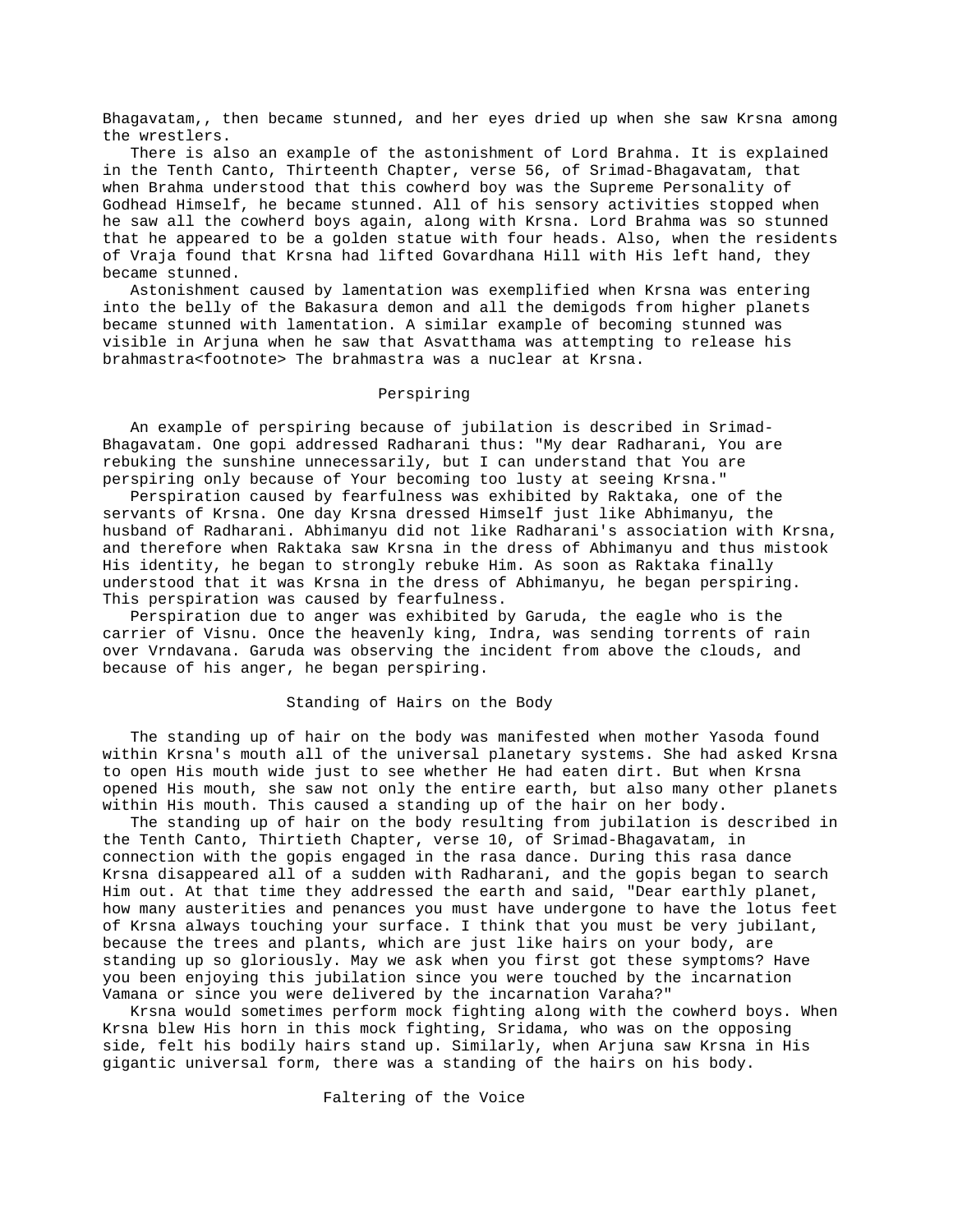Bhagavatam,, then became stunned, and her eyes dried up when she saw Krsna among the wrestlers.

There is also an example of the astonishment of Lord Brahma. It is explained in the Tenth Canto, Thirteenth Chapter, verse 56, of Srimad-Bhagavatam, that when Brahma understood that this cowherd boy was the Supreme Personality of Godhead Himself, he became stunned. All of his sensory activities stopped when he saw all the cowherd boys again, along with Krsna. Lord Brahma was so stunned that he appeared to be a golden statue with four heads. Also, when the residents of Vraja found that Krsna had lifted Govardhana Hill with His left hand, they became stunned.

Astonishment caused by lamentation was exemplified when Krsna was entering into the belly of the Bakasura demon and all the demigods from higher planets became stunned with lamentation. A similar example of becoming stunned was visible in Arjuna when he saw that Asvatthama was attempting to release his brahmastra<footnote> The brahmastra was a nuclear at Krsna.

## Perspiring

An example of perspiring because of jubilation is described in Srimad-Bhagavatam. One gopi addressed Radharani thus: "My dear Radharani, You are rebuking the sunshine unnecessarily, but I can understand that You are perspiring only because of Your becoming too lusty at seeing Krsna."

Perspiration caused by fearfulness was exhibited by Raktaka, one of the servants of Krsna. One day Krsna dressed Himself just like Abhimanyu, the husband of Radharani. Abhimanyu did not like Radharani's association with Krsna, and therefore when Raktaka saw Krsna in the dress of Abhimanyu and thus mistook His identity, he began to strongly rebuke Him. As soon as Raktaka finally understood that it was Krsna in the dress of Abhimanyu, he began perspiring. This perspiration was caused by fearfulness.

Perspiration due to anger was exhibited by Garuda, the eagle who is the carrier of Visnu. Once the heavenly king, Indra, was sending torrents of rain over Vrndavana. Garuda was observing the incident from above the clouds, and because of his anger, he began perspiring.

## Standing of Hairs on the Body

The standing up of hair on the body was manifested when mother Yasoda found within Krsna's mouth all of the universal planetary systems. She had asked Krsna to open His mouth wide just to see whether He had eaten dirt. But when Krsna opened His mouth, she saw not only the entire earth, but also many other planets within His mouth. This caused a standing up of the hair on her body.

The standing up of hair on the body resulting from jubilation is described in the Tenth Canto, Thirtieth Chapter, verse 10, of Srimad-Bhagavatam, in connection with the gopis engaged in the rasa dance. During this rasa dance Krsna disappeared all of a sudden with Radharani, and the gopis began to search Him out. At that time they addressed the earth and said, "Dear earthly planet, how many austerities and penances you must have undergone to have the lotus feet of Krsna always touching your surface. I think that you must be very jubilant, because the trees and plants, which are just like hairs on your body, are standing up so gloriously. May we ask when you first got these symptoms? Have you been enjoying this jubilation since you were touched by the incarnation Vamana or since you were delivered by the incarnation Varaha?"

Krsna would sometimes perform mock fighting along with the cowherd boys. When Krsna blew His horn in this mock fighting, Sridama, who was on the opposing side, felt his bodily hairs stand up. Similarly, when Arjuna saw Krsna in His gigantic universal form, there was a standing of the hairs on his body.

## Faltering of the Voice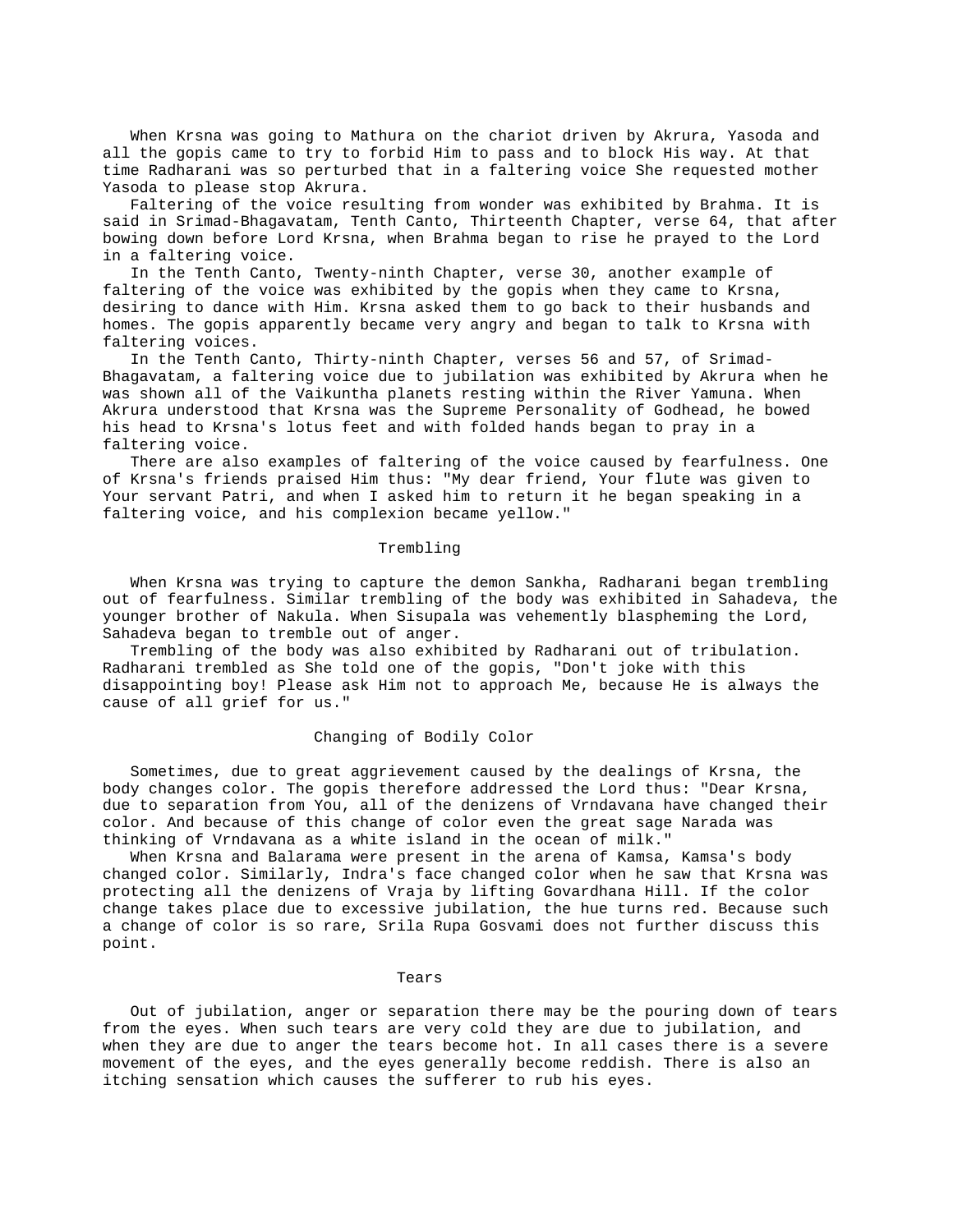When Krsna was going to Mathura on the chariot driven by Akrura, Yasoda and all the gopis came to try to forbid Him to pass and to block His way. At that time Radharani was so perturbed that in a faltering voice She requested mother Yasoda to please stop Akrura.

Faltering of the voice resulting from wonder was exhibited by Brahma. It is said in Srimad-Bhagavatam, Tenth Canto, Thirteenth Chapter, verse 64, that after bowing down before Lord Krsna, when Brahma began to rise he prayed to the Lord in a faltering voice.

In the Tenth Canto, Twenty-ninth Chapter, verse 30, another example of faltering of the voice was exhibited by the gopis when they came to Krsna, desiring to dance with Him. Krsna asked them to go back to their husbands and homes. The gopis apparently became very angry and began to talk to Krsna with faltering voices.

In the Tenth Canto, Thirty-ninth Chapter, verses 56 and 57, of Srimad-Bhagavatam, a faltering voice due to jubilation was exhibited by Akrura when he was shown all of the Vaikuntha planets resting within the River Yamuna. When Akrura understood that Krsna was the Supreme Personality of Godhead, he bowed his head to Krsna's lotus feet and with folded hands began to pray in a faltering voice.

There are also examples of faltering of the voice caused by fearfulness. One of Krsna's friends praised Him thus: "My dear friend, Your flute was given to Your servant Patri, and when I asked him to return it he began speaking in a faltering voice, and his complexion became yellow."

## Trembling

When Krsna was trying to capture the demon Sankha, Radharani began trembling out of fearfulness. Similar trembling of the body was exhibited in Sahadeva, the younger brother of Nakula. When Sisupala was vehemently blaspheming the Lord, Sahadeva began to tremble out of anger.

Trembling of the body was also exhibited by Radharani out of tribulation. Radharani trembled as She told one of the gopis, "Don't joke with this disappointing boy! Please ask Him not to approach Me, because He is always the cause of all grief for us."

## Changing of Bodily Color

Sometimes, due to great aggrievement caused by the dealings of Krsna, the body changes color. The gopis therefore addressed the Lord thus: "Dear Krsna, due to separation from You, all of the denizens of Vrndavana have changed their color. And because of this change of color even the great sage Narada was thinking of Vrndavana as a white island in the ocean of milk."

When Krsna and Balarama were present in the arena of Kamsa, Kamsa's body changed color. Similarly, Indra's face changed color when he saw that Krsna was protecting all the denizens of Vraja by lifting Govardhana Hill. If the color change takes place due to excessive jubilation, the hue turns red. Because such a change of color is so rare, Srila Rupa Gosvami does not further discuss this point.

## Tears

Out of jubilation, anger or separation there may be the pouring down of tears from the eyes. When such tears are very cold they are due to jubilation, and when they are due to anger the tears become hot. In all cases there is a severe movement of the eyes, and the eyes generally become reddish. There is also an itching sensation which causes the sufferer to rub his eyes.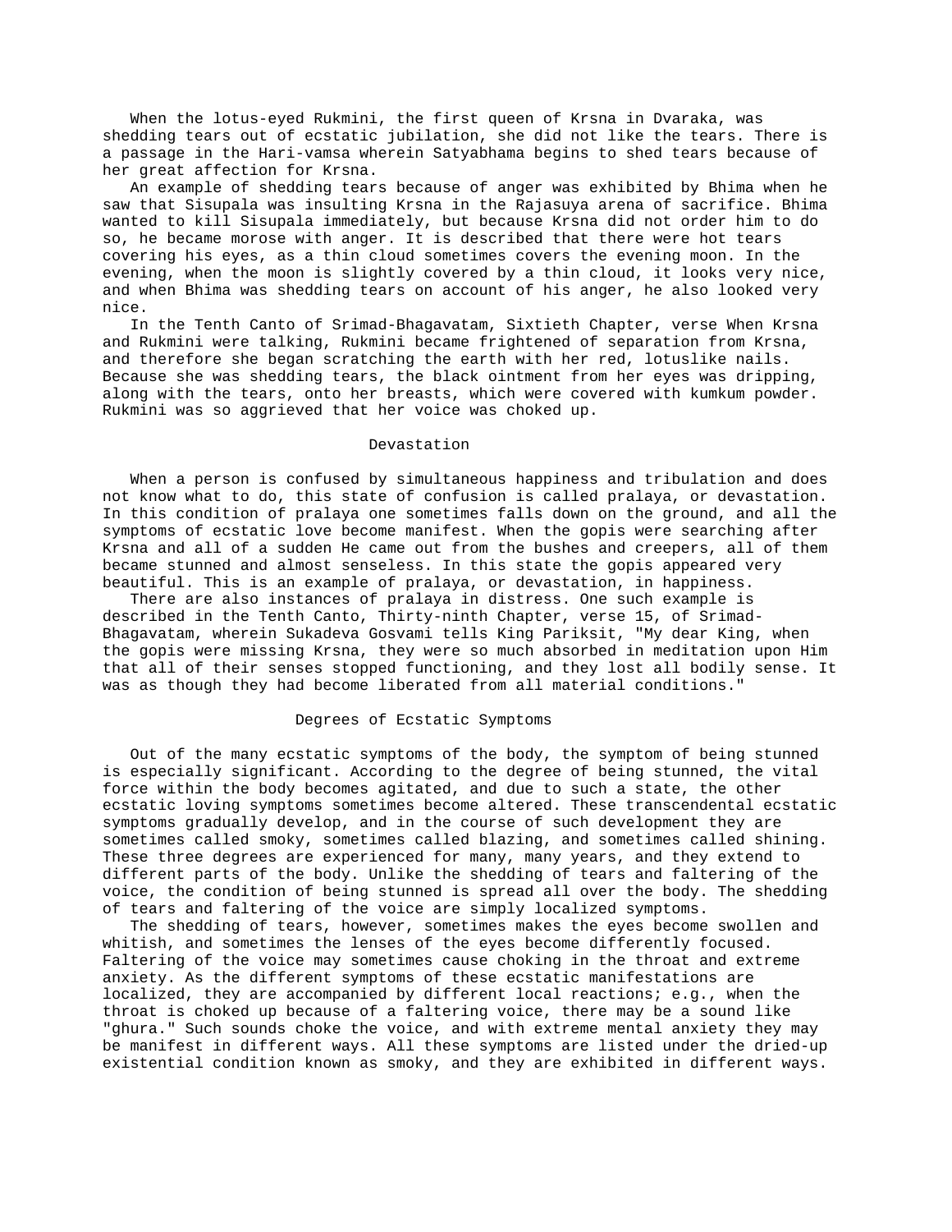When the lotus-eyed Rukmini, the first queen of Krsna in Dvaraka, was shedding tears out of ecstatic jubilation, she did not like the tears. There is a passage in the Hari-vamsa wherein Satyabhama begins to shed tears because of her great affection for Krsna.

An example of shedding tears because of anger was exhibited by Bhima when he saw that Sisupala was insulting Krsna in the Rajasuya arena of sacrifice. Bhima wanted to kill Sisupala immediately, but because Krsna did not order him to do so, he became morose with anger. It is described that there were hot tears covering his eyes, as a thin cloud sometimes covers the evening moon. In the evening, when the moon is slightly covered by a thin cloud, it looks very nice, and when Bhima was shedding tears on account of his anger, he also looked very nice.

In the Tenth Canto of Srimad-Bhagavatam, Sixtieth Chapter, verse When Krsna and Rukmini were talking, Rukmini became frightened of separation from Krsna, and therefore she began scratching the earth with her red, lotuslike nails. Because she was shedding tears, the black ointment from her eyes was dripping, along with the tears, onto her breasts, which were covered with kumkum powder. Rukmini was so aggrieved that her voice was choked up.

## Devastation

When a person is confused by simultaneous happiness and tribulation and does not know what to do, this state of confusion is called pralaya, or devastation. In this condition of pralaya one sometimes falls down on the ground, and all the symptoms of ecstatic love become manifest. When the gopis were searching after Krsna and all of a sudden He came out from the bushes and creepers, all of them became stunned and almost senseless. In this state the gopis appeared very beautiful. This is an example of pralaya, or devastation, in happiness.

There are also instances of pralaya in distress. One such example is described in the Tenth Canto, Thirty-ninth Chapter, verse 15, of Srimad-Bhagavatam, wherein Sukadeva Gosvami tells King Pariksit, "My dear King, when the gopis were missing Krsna, they were so much absorbed in meditation upon Him that all of their senses stopped functioning, and they lost all bodily sense. It was as though they had become liberated from all material conditions."

## Degrees of Ecstatic Symptoms

Out of the many ecstatic symptoms of the body, the symptom of being stunned is especially significant. According to the degree of being stunned, the vital force within the body becomes agitated, and due to such a state, the other ecstatic loving symptoms sometimes become altered. These transcendental ecstatic symptoms gradually develop, and in the course of such development they are sometimes called smoky, sometimes called blazing, and sometimes called shining. These three degrees are experienced for many, many years, and they extend to different parts of the body. Unlike the shedding of tears and faltering of the voice, the condition of being stunned is spread all over the body. The shedding of tears and faltering of the voice are simply localized symptoms.

The shedding of tears, however, sometimes makes the eyes become swollen and whitish, and sometimes the lenses of the eyes become differently focused. Faltering of the voice may sometimes cause choking in the throat and extreme anxiety. As the different symptoms of these ecstatic manifestations are localized, they are accompanied by different local reactions; e.g., when the throat is choked up because of a faltering voice, there may be a sound like "ghura." Such sounds choke the voice, and with extreme mental anxiety they may be manifest in different ways. All these symptoms are listed under the dried-up existential condition known as smoky, and they are exhibited in different ways.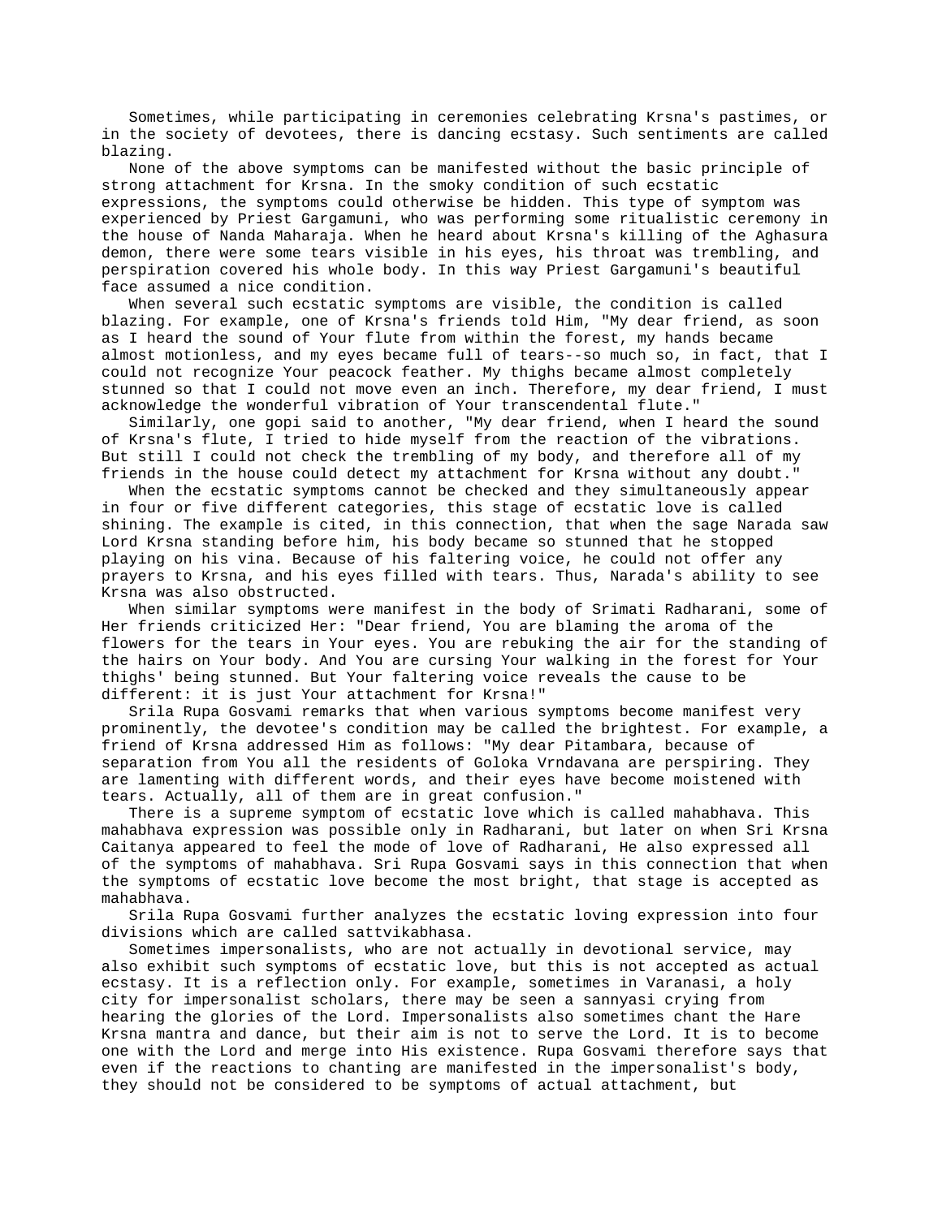Sometimes, while participating in ceremonies celebrating Krsna's pastimes, or in the society of devotees, there is dancing ecstasy. Such sentiments are called blazing.

None of the above symptoms can be manifested without the basic principle of strong attachment for Krsna. In the smoky condition of such ecstatic expressions, the symptoms could otherwise be hidden. This type of symptom was experienced by Priest Gargamuni, who was performing some ritualistic ceremony in the house of Nanda Maharaja. When he heard about Krsna's killing of the Aghasura demon, there were some tears visible in his eyes, his throat was trembling, and perspiration covered his whole body. In this way Priest Gargamuni's beautiful face assumed a nice condition.

When several such ecstatic symptoms are visible, the condition is called blazing. For example, one of Krsna's friends told Him, "My dear friend, as soon as I heard the sound of Your flute from within the forest, my hands became almost motionless, and my eyes became full of tears--so much so, in fact, that I could not recognize Your peacock feather. My thighs became almost completely stunned so that I could not move even an inch. Therefore, my dear friend, I must acknowledge the wonderful vibration of Your transcendental flute."

Similarly, one gopi said to another, "My dear friend, when I heard the sound of Krsna's flute, I tried to hide myself from the reaction of the vibrations. But still I could not check the trembling of my body, and therefore all of my friends in the house could detect my attachment for Krsna without any doubt."

When the ecstatic symptoms cannot be checked and they simultaneously appear in four or five different categories, this stage of ecstatic love is called shining. The example is cited, in this connection, that when the sage Narada saw Lord Krsna standing before him, his body became so stunned that he stopped playing on his vina. Because of his faltering voice, he could not offer any prayers to Krsna, and his eyes filled with tears. Thus, Narada's ability to see Krsna was also obstructed.

When similar symptoms were manifest in the body of Srimati Radharani, some of Her friends criticized Her: "Dear friend, You are blaming the aroma of the flowers for the tears in Your eyes. You are rebuking the air for the standing of the hairs on Your body. And You are cursing Your walking in the forest for Your thighs' being stunned. But Your faltering voice reveals the cause to be different: it is just Your attachment for Krsna!"

Srila Rupa Gosvami remarks that when various symptoms become manifest very prominently, the devotee's condition may be called the brightest. For example, a friend of Krsna addressed Him as follows: "My dear Pitambara, because of separation from You all the residents of Goloka Vrndavana are perspiring. They are lamenting with different words, and their eyes have become moistened with tears. Actually, all of them are in great confusion."

There is a supreme symptom of ecstatic love which is called mahabhava. This mahabhava expression was possible only in Radharani, but later on when Sri Krsna Caitanya appeared to feel the mode of love of Radharani, He also expressed all of the symptoms of mahabhava. Sri Rupa Gosvami says in this connection that when the symptoms of ecstatic love become the most bright, that stage is accepted as mahabhava.

Srila Rupa Gosvami further analyzes the ecstatic loving expression into four divisions which are called sattvikabhasa.

Sometimes impersonalists, who are not actually in devotional service, may also exhibit such symptoms of ecstatic love, but this is not accepted as actual ecstasy. It is a reflection only. For example, sometimes in Varanasi, a holy city for impersonalist scholars, there may be seen a sannyasi crying from hearing the glories of the Lord. Impersonalists also sometimes chant the Hare Krsna mantra and dance, but their aim is not to serve the Lord. It is to become one with the Lord and merge into His existence. Rupa Gosvami therefore says that even if the reactions to chanting are manifested in the impersonalist's body, they should not be considered to be symptoms of actual attachment, but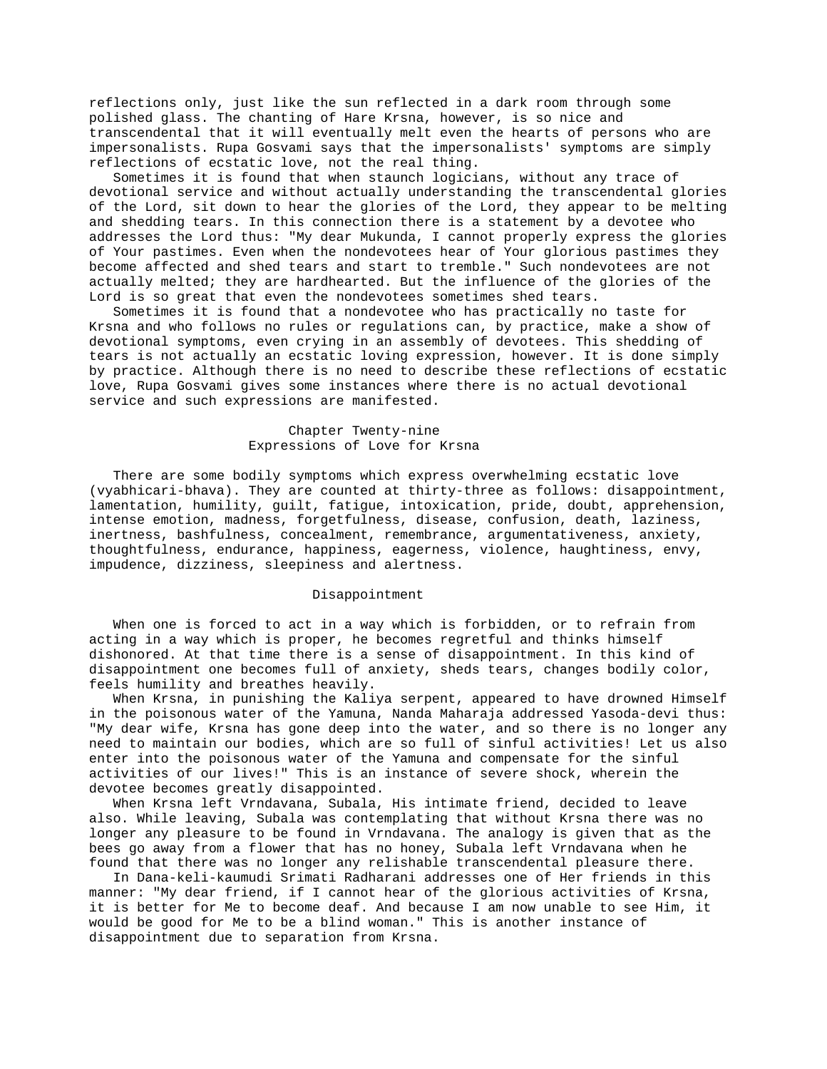reflections only, just like the sun reflected in a dark room through some polished glass. The chanting of Hare Krsna, however, is so nice and transcendental that it will eventually melt even the hearts of persons who are impersonalists. Rupa Gosvami says that the impersonalists' symptoms are simply reflections of ecstatic love, not the real thing.

Sometimes it is found that when staunch logicians, without any trace of devotional service and without actually understanding the transcendental glories of the Lord, sit down to hear the glories of the Lord, they appear to be melting and shedding tears. In this connection there is a statement by a devotee who addresses the Lord thus: "My dear Mukunda, I cannot properly express the glories of Your pastimes. Even when the nondevotees hear of Your glorious pastimes they become affected and shed tears and start to tremble." Such nondevotees are not actually melted; they are hardhearted. But the influence of the glories of the Lord is so great that even the nondevotees sometimes shed tears.

Sometimes it is found that a nondevotee who has practically no taste for Krsna and who follows no rules or regulations can, by practice, make a show of devotional symptoms, even crying in an assembly of devotees. This shedding of tears is not actually an ecstatic loving expression, however. It is done simply by practice. Although there is no need to describe these reflections of ecstatic love, Rupa Gosvami gives some instances where there is no actual devotional service and such expressions are manifested.

# Chapter Twenty-nine
## Expressions of Love for Krsna

There are some bodily symptoms which express overwhelming ecstatic love (vyabhicari-bhava). They are counted at thirty-three as follows: disappointment, lamentation, humility, guilt, fatigue, intoxication, pride, doubt, apprehension, intense emotion, madness, forgetfulness, disease, confusion, death, laziness, inertness, bashfulness, concealment, remembrance, argumentativeness, anxiety, thoughtfulness, endurance, happiness, eagerness, violence, haughtiness, envy, impudence, dizziness, sleepiness and alertness.

### Disappointment

When one is forced to act in a way which is forbidden, or to refrain from acting in a way which is proper, he becomes regretful and thinks himself dishonored. At that time there is a sense of disappointment. In this kind of disappointment one becomes full of anxiety, sheds tears, changes bodily color, feels humility and breathes heavily.

When Krsna, in punishing the Kaliya serpent, appeared to have drowned Himself in the poisonous water of the Yamuna, Nanda Maharaja addressed Yasoda-devi thus: "My dear wife, Krsna has gone deep into the water, and so there is no longer any need to maintain our bodies, which are so full of sinful activities! Let us also enter into the poisonous water of the Yamuna and compensate for the sinful activities of our lives!" This is an instance of severe shock, wherein the devotee becomes greatly disappointed.

When Krsna left Vrndavana, Subala, His intimate friend, decided to leave also. While leaving, Subala was contemplating that without Krsna there was no longer any pleasure to be found in Vrndavana. The analogy is given that as the bees go away from a flower that has no honey, Subala left Vrndavana when he found that there was no longer any relishable transcendental pleasure there.

In Dana-keli-kaumudi Srimati Radharani addresses one of Her friends in this manner: "My dear friend, if I cannot hear of the glorious activities of Krsna, it is better for Me to become deaf. And because I am now unable to see Him, it would be good for Me to be a blind woman." This is another instance of disappointment due to separation from Krsna.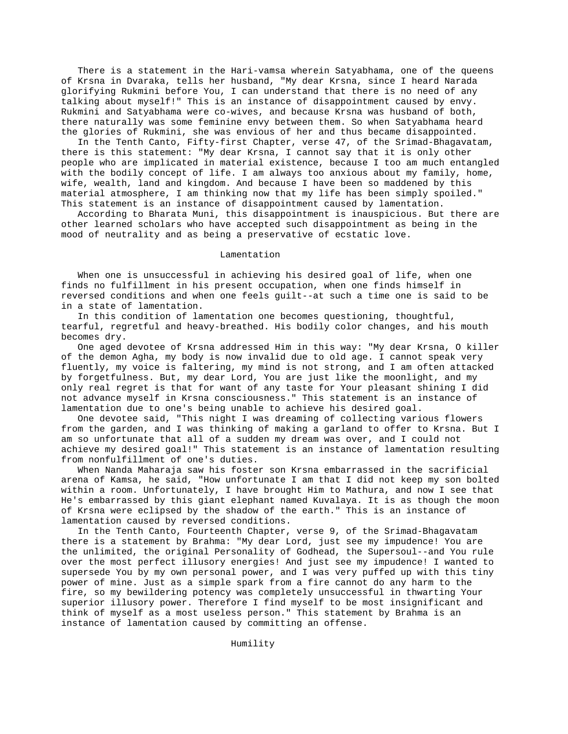There is a statement in the Hari-vamsa wherein Satyabhama, one of the queens of Krsna in Dvaraka, tells her husband, "My dear Krsna, since I heard Narada glorifying Rukmini before You, I can understand that there is no need of any talking about myself!" This is an instance of disappointment caused by envy. Rukmini and Satyabhama were co-wives, and because Krsna was husband of both, there naturally was some feminine envy between them. So when Satyabhama heard the glories of Rukmini, she was envious of her and thus became disappointed.

In the Tenth Canto, Fifty-first Chapter, verse 47, of the Srimad-Bhagavatam, there is this statement: "My dear Krsna, I cannot say that it is only other people who are implicated in material existence, because I too am much entangled with the bodily concept of life. I am always too anxious about my family, home, wife, wealth, land and kingdom. And because I have been so maddened by this material atmosphere, I am thinking now that my life has been simply spoiled." This statement is an instance of disappointment caused by lamentation.

According to Bharata Muni, this disappointment is inauspicious. But there are other learned scholars who have accepted such disappointment as being in the mood of neutrality and as being a preservative of ecstatic love.

## Lamentation

When one is unsuccessful in achieving his desired goal of life, when one finds no fulfillment in his present occupation, when one finds himself in reversed conditions and when one feels guilt--at such a time one is said to be in a state of lamentation.

In this condition of lamentation one becomes questioning, thoughtful, tearful, regretful and heavy-breathed. His bodily color changes, and his mouth becomes dry.

One aged devotee of Krsna addressed Him in this way: "My dear Krsna, O killer of the demon Agha, my body is now invalid due to old age. I cannot speak very fluently, my voice is faltering, my mind is not strong, and I am often attacked by forgetfulness. But, my dear Lord, You are just like the moonlight, and my only real regret is that for want of any taste for Your pleasant shining I did not advance myself in Krsna consciousness." This statement is an instance of lamentation due to one's being unable to achieve his desired goal.

One devotee said, "This night I was dreaming of collecting various flowers from the garden, and I was thinking of making a garland to offer to Krsna. But I am so unfortunate that all of a sudden my dream was over, and I could not achieve my desired goal!" This statement is an instance of lamentation resulting from nonfulfillment of one's duties.

When Nanda Maharaja saw his foster son Krsna embarrassed in the sacrificial arena of Kamsa, he said, "How unfortunate I am that I did not keep my son bolted within a room. Unfortunately, I have brought Him to Mathura, and now I see that He's embarrassed by this giant elephant named Kuvalaya. It is as though the moon of Krsna were eclipsed by the shadow of the earth." This is an instance of lamentation caused by reversed conditions.

In the Tenth Canto, Fourteenth Chapter, verse 9, of the Srimad-Bhagavatam there is a statement by Brahma: "My dear Lord, just see my impudence! You are the unlimited, the original Personality of Godhead, the Supersoul--and You rule over the most perfect illusory energies! And just see my impudence! I wanted to supersede You by my own personal power, and I was very puffed up with this tiny power of mine. Just as a simple spark from a fire cannot do any harm to the fire, so my bewildering potency was completely unsuccessful in thwarting Your superior illusory power. Therefore I find myself to be most insignificant and think of myself as a most useless person." This statement by Brahma is an instance of lamentation caused by committing an offense.

## Humility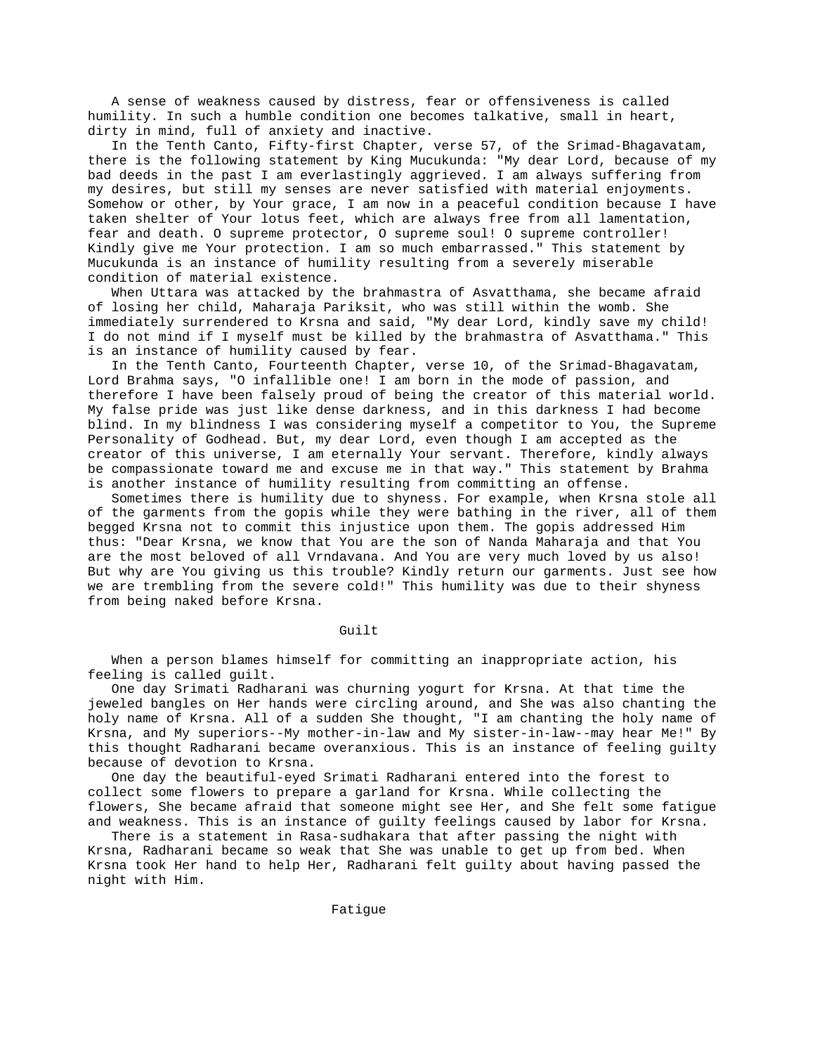A sense of weakness caused by distress, fear or offensiveness is called humility. In such a humble condition one becomes talkative, small in heart, dirty in mind, full of anxiety and inactive.

In the Tenth Canto, Fifty-first Chapter, verse 57, of the Srimad-Bhagavatam, there is the following statement by King Mucukunda: "My dear Lord, because of my bad deeds in the past I am everlastingly aggrieved. I am always suffering from my desires, but still my senses are never satisfied with material enjoyments. Somehow or other, by Your grace, I am now in a peaceful condition because I have taken shelter of Your lotus feet, which are always free from all lamentation, fear and death. O supreme protector, O supreme soul! O supreme controller! Kindly give me Your protection. I am so much embarrassed." This statement by Mucukunda is an instance of humility resulting from a severely miserable condition of material existence.

When Uttara was attacked by the brahmastra of Asvatthama, she became afraid of losing her child, Maharaja Pariksit, who was still within the womb. She immediately surrendered to Krsna and said, "My dear Lord, kindly save my child! I do not mind if I myself must be killed by the brahmastra of Asvatthama." This is an instance of humility caused by fear.

In the Tenth Canto, Fourteenth Chapter, verse 10, of the Srimad-Bhagavatam, Lord Brahma says, "O infallible one! I am born in the mode of passion, and therefore I have been falsely proud of being the creator of this material world. My false pride was just like dense darkness, and in this darkness I had become blind. In my blindness I was considering myself a competitor to You, the Supreme Personality of Godhead. But, my dear Lord, even though I am accepted as the creator of this universe, I am eternally Your servant. Therefore, kindly always be compassionate toward me and excuse me in that way." This statement by Brahma is another instance of humility resulting from committing an offense.

Sometimes there is humility due to shyness. For example, when Krsna stole all of the garments from the gopis while they were bathing in the river, all of them begged Krsna not to commit this injustice upon them. The gopis addressed Him thus: "Dear Krsna, we know that You are the son of Nanda Maharaja and that You are the most beloved of all Vrndavana. And You are very much loved by us also! But why are You giving us this trouble? Kindly return our garments. Just see how we are trembling from the severe cold!" This humility was due to their shyness from being naked before Krsna.

## Guilt

When a person blames himself for committing an inappropriate action, his feeling is called guilt.

One day Srimati Radharani was churning yogurt for Krsna. At that time the jeweled bangles on Her hands were circling around, and She was also chanting the holy name of Krsna. All of a sudden She thought, "I am chanting the holy name of Krsna, and My superiors--My mother-in-law and My sister-in-law--may hear Me!" By this thought Radharani became overanxious. This is an instance of feeling guilty because of devotion to Krsna.

One day the beautiful-eyed Srimati Radharani entered into the forest to collect some flowers to prepare a garland for Krsna. While collecting the flowers, She became afraid that someone might see Her, and She felt some fatigue and weakness. This is an instance of guilty feelings caused by labor for Krsna.

There is a statement in Rasa-sudhakara that after passing the night with Krsna, Radharani became so weak that She was unable to get up from bed. When Krsna took Her hand to help Her, Radharani felt guilty about having passed the night with Him.

## Fatigue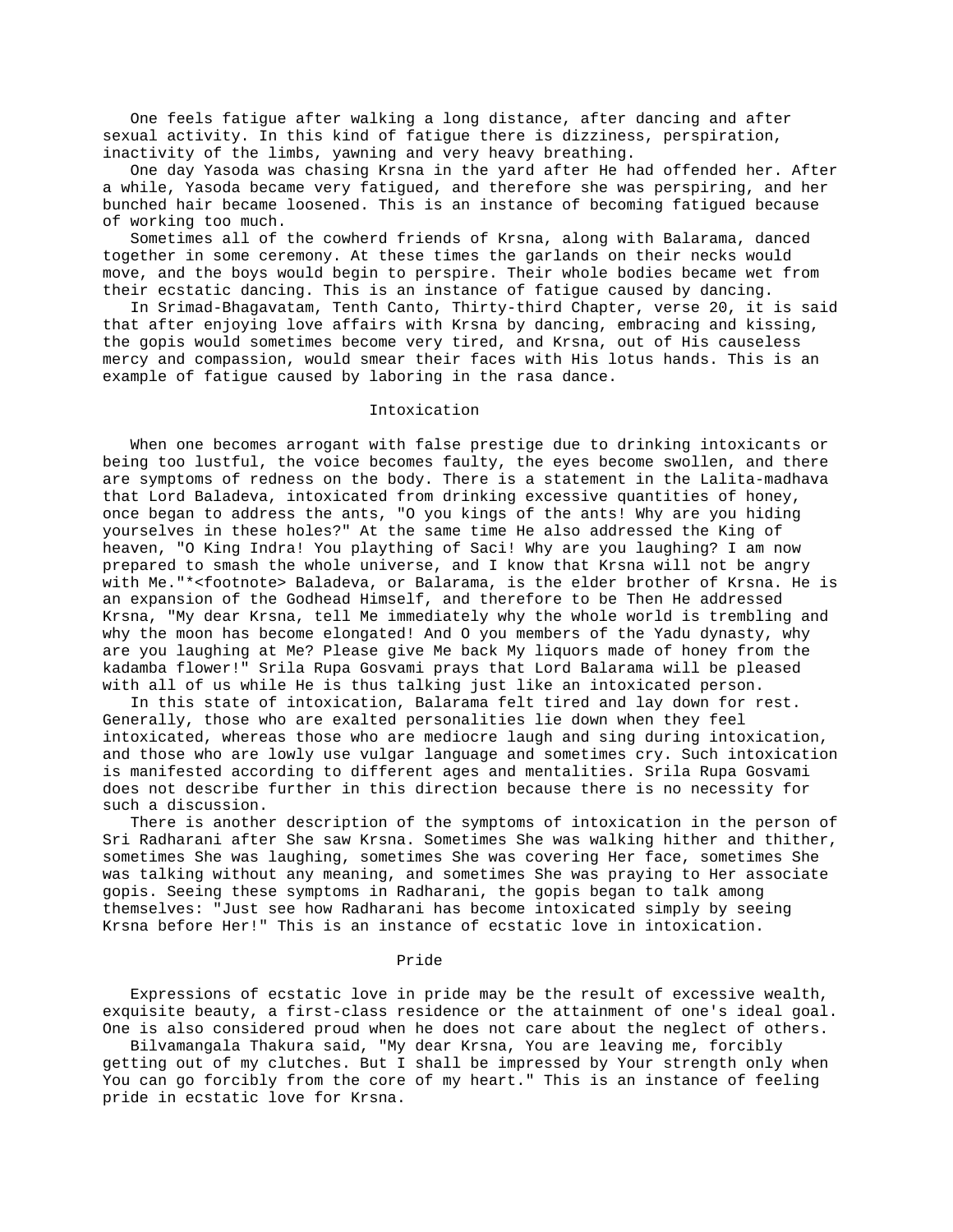One feels fatigue after walking a long distance, after dancing and after sexual activity. In this kind of fatigue there is dizziness, perspiration, inactivity of the limbs, yawning and very heavy breathing.

One day Yasoda was chasing Krsna in the yard after He had offended her. After a while, Yasoda became very fatigued, and therefore she was perspiring, and her bunched hair became loosened. This is an instance of becoming fatigued because of working too much.

Sometimes all of the cowherd friends of Krsna, along with Balarama, danced together in some ceremony. At these times the garlands on their necks would move, and the boys would begin to perspire. Their whole bodies became wet from their ecstatic dancing. This is an instance of fatigue caused by dancing.

In Srimad-Bhagavatam, Tenth Canto, Thirty-third Chapter, verse 20, it is said that after enjoying love affairs with Krsna by dancing, embracing and kissing, the gopis would sometimes become very tired, and Krsna, out of His causeless mercy and compassion, would smear their faces with His lotus hands. This is an example of fatigue caused by laboring in the rasa dance.

## Intoxication

When one becomes arrogant with false prestige due to drinking intoxicants or being too lustful, the voice becomes faulty, the eyes become swollen, and there are symptoms of redness on the body. There is a statement in the Lalita-madhava that Lord Baladeva, intoxicated from drinking excessive quantities of honey, once began to address the ants, "O you kings of the ants! Why are you hiding yourselves in these holes?" At the same time He also addressed the King of heaven, "O King Indra! You plaything of Saci! Why are you laughing? I am now prepared to smash the whole universe, and I know that Krsna will not be angry with Me."*<footnote> Baladeva, or Balarama, is the elder brother of Krsna. He is an expansion of the Godhead Himself, and therefore to be Then He addressed Krsna, "My dear Krsna, tell Me immediately why the whole world is trembling and why the moon has become elongated! And O you members of the Yadu dynasty, why are you laughing at Me? Please give Me back My liquors made of honey from the kadamba flower!" Srila Rupa Gosvami prays that Lord Balarama will be pleased with all of us while He is thus talking just like an intoxicated person.

In this state of intoxication, Balarama felt tired and lay down for rest. Generally, those who are exalted personalities lie down when they feel intoxicated, whereas those who are mediocre laugh and sing during intoxication, and those who are lowly use vulgar language and sometimes cry. Such intoxication is manifested according to different ages and mentalities. Srila Rupa Gosvami does not describe further in this direction because there is no necessity for such a discussion.

There is another description of the symptoms of intoxication in the person of Sri Radharani after She saw Krsna. Sometimes She was walking hither and thither, sometimes She was laughing, sometimes She was covering Her face, sometimes She was talking without any meaning, and sometimes She was praying to Her associate gopis. Seeing these symptoms in Radharani, the gopis began to talk among themselves: "Just see how Radharani has become intoxicated simply by seeing Krsna before Her!" This is an instance of ecstatic love in intoxication.

## Pride

Expressions of ecstatic love in pride may be the result of excessive wealth, exquisite beauty, a first-class residence or the attainment of one's ideal goal. One is also considered proud when he does not care about the neglect of others.

Bilvamangala Thakura said, "My dear Krsna, You are leaving me, forcibly getting out of my clutches. But I shall be impressed by Your strength only when You can go forcibly from the core of my heart." This is an instance of feeling pride in ecstatic love for Krsna.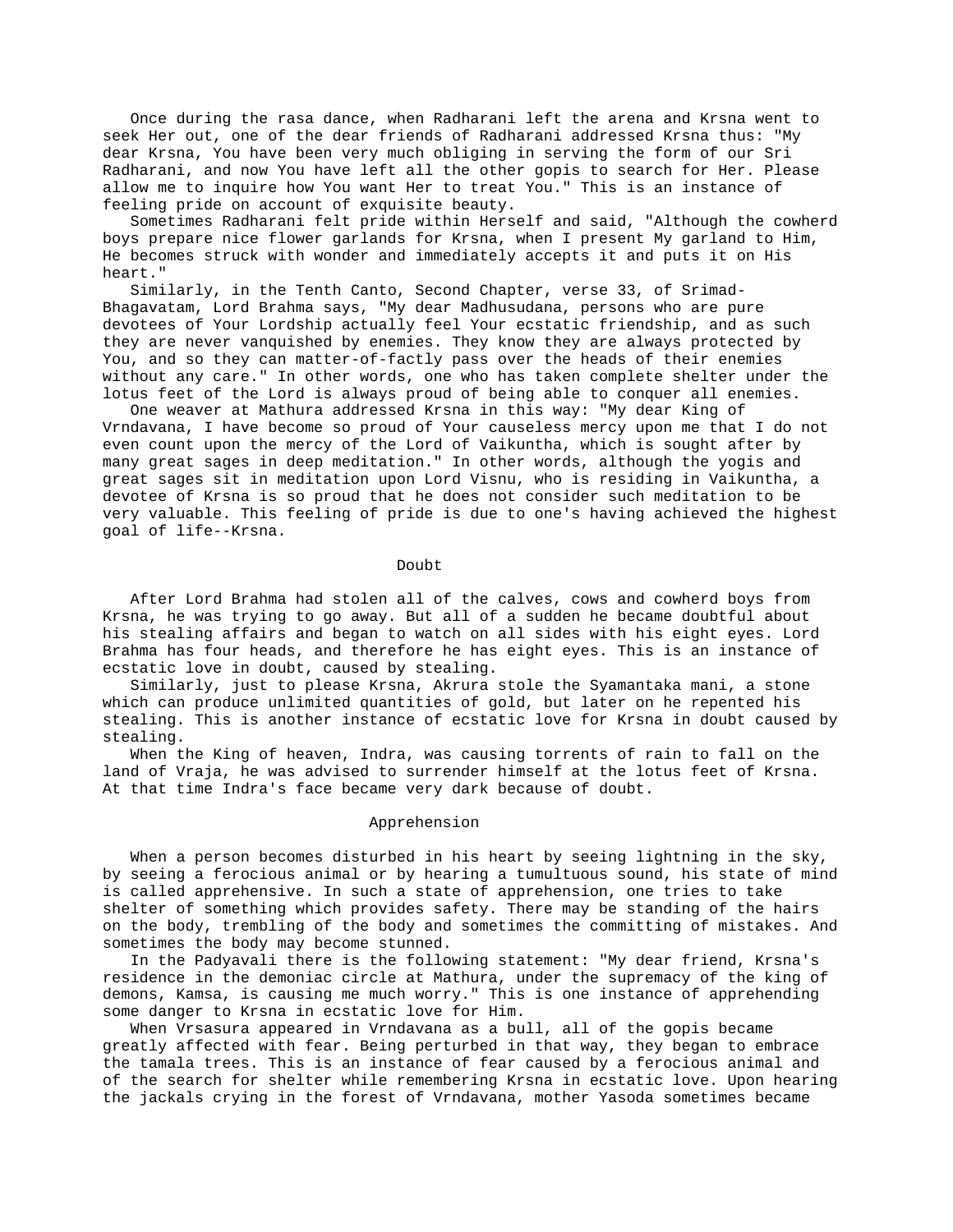Once during the rasa dance, when Radharani left the arena and Krsna went to seek Her out, one of the dear friends of Radharani addressed Krsna thus: "My dear Krsna, You have been very much obliging in serving the form of our Sri Radharani, and now You have left all the other gopis to search for Her. Please allow me to inquire how You want Her to treat You." This is an instance of feeling pride on account of exquisite beauty.

Sometimes Radharani felt pride within Herself and said, "Although the cowherd boys prepare nice flower garlands for Krsna, when I present My garland to Him, He becomes struck with wonder and immediately accepts it and puts it on His heart."

Similarly, in the Tenth Canto, Second Chapter, verse 33, of Srimad-Bhagavatam, Lord Brahma says, "My dear Madhusudana, persons who are pure devotees of Your Lordship actually feel Your ecstatic friendship, and as such they are never vanquished by enemies. They know they are always protected by You, and so they can matter-of-factly pass over the heads of their enemies without any care." In other words, one who has taken complete shelter under the lotus feet of the Lord is always proud of being able to conquer all enemies.

One weaver at Mathura addressed Krsna in this way: "My dear King of Vrndavana, I have become so proud of Your causeless mercy upon me that I do not even count upon the mercy of the Lord of Vaikuntha, which is sought after by many great sages in deep meditation." In other words, although the yogis and great sages sit in meditation upon Lord Visnu, who is residing in Vaikuntha, a devotee of Krsna is so proud that he does not consider such meditation to be very valuable. This feeling of pride is due to one's having achieved the highest goal of life--Krsna.

## Doubt

After Lord Brahma had stolen all of the calves, cows and cowherd boys from Krsna, he was trying to go away. But all of a sudden he became doubtful about his stealing affairs and began to watch on all sides with his eight eyes. Lord Brahma has four heads, and therefore he has eight eyes. This is an instance of ecstatic love in doubt, caused by stealing.

Similarly, just to please Krsna, Akrura stole the Syamantaka mani, a stone which can produce unlimited quantities of gold, but later on he repented his stealing. This is another instance of ecstatic love for Krsna in doubt caused by stealing.

When the King of heaven, Indra, was causing torrents of rain to fall on the land of Vraja, he was advised to surrender himself at the lotus feet of Krsna. At that time Indra's face became very dark because of doubt.

## Apprehension

When a person becomes disturbed in his heart by seeing lightning in the sky, by seeing a ferocious animal or by hearing a tumultuous sound, his state of mind is called apprehensive. In such a state of apprehension, one tries to take shelter of something which provides safety. There may be standing of the hairs on the body, trembling of the body and sometimes the committing of mistakes. And sometimes the body may become stunned.

In the Padyavali there is the following statement: "My dear friend, Krsna's residence in the demoniac circle at Mathura, under the supremacy of the king of demons, Kamsa, is causing me much worry." This is one instance of apprehending some danger to Krsna in ecstatic love for Him.

When Vrsasura appeared in Vrndavana as a bull, all of the gopis became greatly affected with fear. Being perturbed in that way, they began to embrace the tamala trees. This is an instance of fear caused by a ferocious animal and of the search for shelter while remembering Krsna in ecstatic love. Upon hearing the jackals crying in the forest of Vrndavana, mother Yasoda sometimes became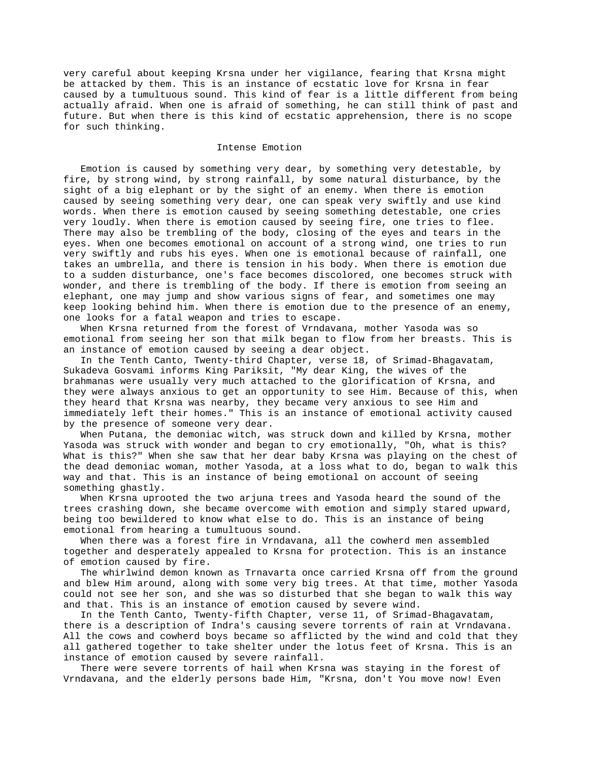very careful about keeping Krsna under her vigilance, fearing that Krsna might be attacked by them. This is an instance of ecstatic love for Krsna in fear caused by a tumultuous sound. This kind of fear is a little different from being actually afraid. When one is afraid of something, he can still think of past and future. But when there is this kind of ecstatic apprehension, there is no scope for such thinking.

## Intense Emotion

Emotion is caused by something very dear, by something very detestable, by fire, by strong wind, by strong rainfall, by some natural disturbance, by the sight of a big elephant or by the sight of an enemy. When there is emotion caused by seeing something very dear, one can speak very swiftly and use kind words. When there is emotion caused by seeing something detestable, one cries very loudly. When there is emotion caused by seeing fire, one tries to flee. There may also be trembling of the body, closing of the eyes and tears in the eyes. When one becomes emotional on account of a strong wind, one tries to run very swiftly and rubs his eyes. When one is emotional because of rainfall, one takes an umbrella, and there is tension in his body. When there is emotion due to a sudden disturbance, one's face becomes discolored, one becomes struck with wonder, and there is trembling of the body. If there is emotion from seeing an elephant, one may jump and show various signs of fear, and sometimes one may keep looking behind him. When there is emotion due to the presence of an enemy, one looks for a fatal weapon and tries to escape.

When Krsna returned from the forest of Vrndavana, mother Yasoda was so emotional from seeing her son that milk began to flow from her breasts. This is an instance of emotion caused by seeing a dear object.

In the Tenth Canto, Twenty-third Chapter, verse 18, of Srimad-Bhagavatam, Sukadeva Gosvami informs King Pariksit, "My dear King, the wives of the brahmanas were usually very much attached to the glorification of Krsna, and they were always anxious to get an opportunity to see Him. Because of this, when they heard that Krsna was nearby, they became very anxious to see Him and immediately left their homes." This is an instance of emotional activity caused by the presence of someone very dear.

When Putana, the demoniac witch, was struck down and killed by Krsna, mother Yasoda was struck with wonder and began to cry emotionally, "Oh, what is this? What is this?" When she saw that her dear baby Krsna was playing on the chest of the dead demoniac woman, mother Yasoda, at a loss what to do, began to walk this way and that. This is an instance of being emotional on account of seeing something ghastly.

When Krsna uprooted the two arjuna trees and Yasoda heard the sound of the trees crashing down, she became overcome with emotion and simply stared upward, being too bewildered to know what else to do. This is an instance of being emotional from hearing a tumultuous sound.

When there was a forest fire in Vrndavana, all the cowherd men assembled together and desperately appealed to Krsna for protection. This is an instance of emotion caused by fire.

The whirlwind demon known as Trnavarta once carried Krsna off from the ground and blew Him around, along with some very big trees. At that time, mother Yasoda could not see her son, and she was so disturbed that she began to walk this way and that. This is an instance of emotion caused by severe wind.

In the Tenth Canto, Twenty-fifth Chapter, verse 11, of Srimad-Bhagavatam, there is a description of Indra's causing severe torrents of rain at Vrndavana. All the cows and cowherd boys became so afflicted by the wind and cold that they all gathered together to take shelter under the lotus feet of Krsna. This is an instance of emotion caused by severe rainfall.

There were severe torrents of hail when Krsna was staying in the forest of Vrndavana, and the elderly persons bade Him, "Krsna, don't You move now! Even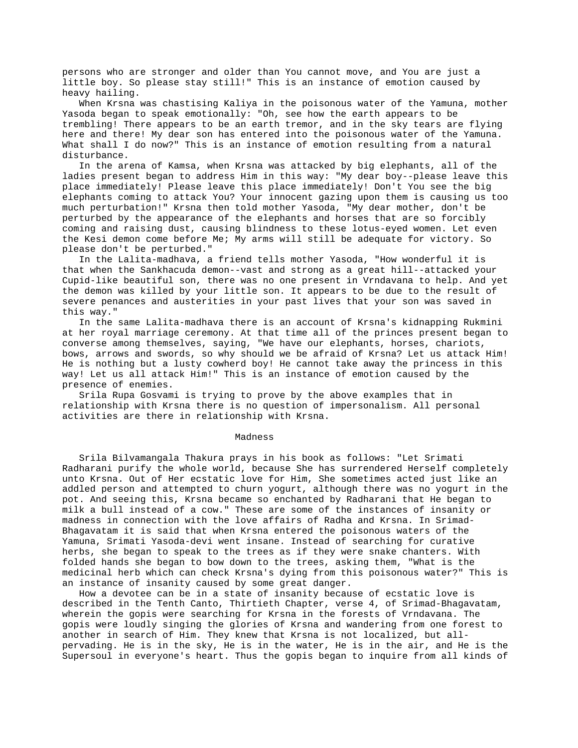persons who are stronger and older than You cannot move, and You are just a little boy. So please stay still!" This is an instance of emotion caused by heavy hailing.

When Krsna was chastising Kaliya in the poisonous water of the Yamuna, mother Yasoda began to speak emotionally: "Oh, see how the earth appears to be trembling! There appears to be an earth tremor, and in the sky tears are flying here and there! My dear son has entered into the poisonous water of the Yamuna. What shall I do now?" This is an instance of emotion resulting from a natural disturbance.

In the arena of Kamsa, when Krsna was attacked by big elephants, all of the ladies present began to address Him in this way: "My dear boy--please leave this place immediately! Please leave this place immediately! Don't You see the big elephants coming to attack You? Your innocent gazing upon them is causing us too much perturbation!" Krsna then told mother Yasoda, "My dear mother, don't be perturbed by the appearance of the elephants and horses that are so forcibly coming and raising dust, causing blindness to these lotus-eyed women. Let even the Kesi demon come before Me; My arms will still be adequate for victory. So please don't be perturbed."

In the Lalita-madhava, a friend tells mother Yasoda, "How wonderful it is that when the Sankhacuda demon--vast and strong as a great hill--attacked your Cupid-like beautiful son, there was no one present in Vrndavana to help. And yet the demon was killed by your little son. It appears to be due to the result of severe penances and austerities in your past lives that your son was saved in this way."

In the same Lalita-madhava there is an account of Krsna's kidnapping Rukmini at her royal marriage ceremony. At that time all of the princes present began to converse among themselves, saying, "We have our elephants, horses, chariots, bows, arrows and swords, so why should we be afraid of Krsna? Let us attack Him! He is nothing but a lusty cowherd boy! He cannot take away the princess in this way! Let us all attack Him!" This is an instance of emotion caused by the presence of enemies.

Srila Rupa Gosvami is trying to prove by the above examples that in relationship with Krsna there is no question of impersonalism. All personal activities are there in relationship with Krsna.

## Madness

Srila Bilvamangala Thakura prays in his book as follows: "Let Srimati Radharani purify the whole world, because She has surrendered Herself completely unto Krsna. Out of Her ecstatic love for Him, She sometimes acted just like an addled person and attempted to churn yogurt, although there was no yogurt in the pot. And seeing this, Krsna became so enchanted by Radharani that He began to milk a bull instead of a cow." These are some of the instances of insanity or madness in connection with the love affairs of Radha and Krsna. In Srimad-Bhagavatam it is said that when Krsna entered the poisonous waters of the Yamuna, Srimati Yasoda-devi went insane. Instead of searching for curative herbs, she began to speak to the trees as if they were snake chanters. With folded hands she began to bow down to the trees, asking them, "What is the medicinal herb which can check Krsna's dying from this poisonous water?" This is an instance of insanity caused by some great danger.

How a devotee can be in a state of insanity because of ecstatic love is described in the Tenth Canto, Thirtieth Chapter, verse 4, of Srimad-Bhagavatam, wherein the gopis were searching for Krsna in the forests of Vrndavana. The gopis were loudly singing the glories of Krsna and wandering from one forest to another in search of Him. They knew that Krsna is not localized, but all-pervading. He is in the sky, He is in the water, He is in the air, and He is the Supersoul in everyone's heart. Thus the gopis began to inquire from all kinds of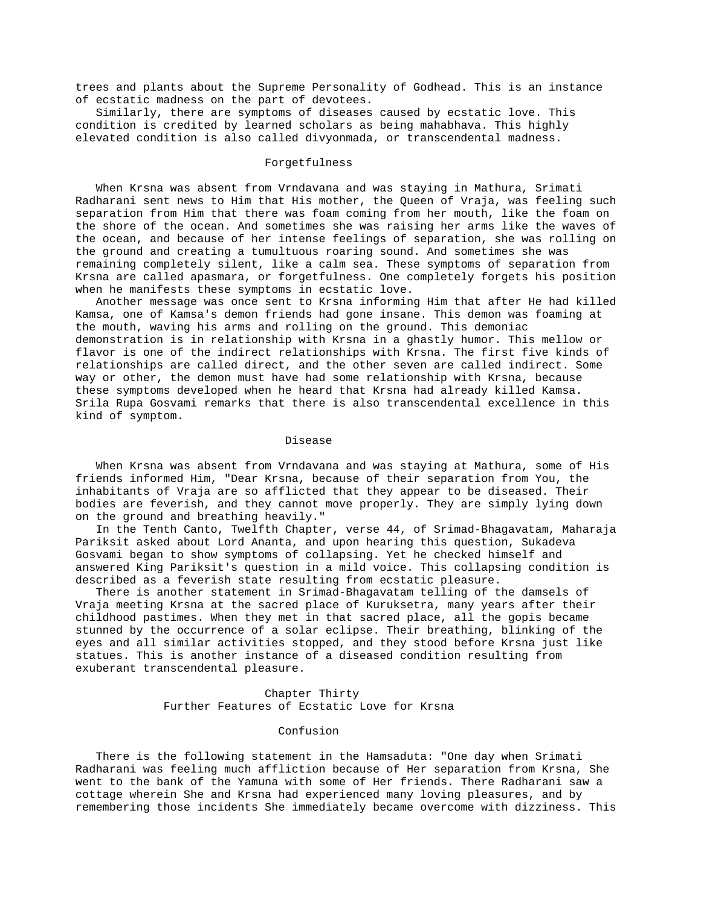trees and plants about the Supreme Personality of Godhead. This is an instance of ecstatic madness on the part of devotees.

Similarly, there are symptoms of diseases caused by ecstatic love. This condition is credited by learned scholars as being mahabhava. This highly elevated condition is also called divyonmada, or transcendental madness.

### Forgetfulness

When Krsna was absent from Vrndavana and was staying in Mathura, Srimati Radharani sent news to Him that His mother, the Queen of Vraja, was feeling such separation from Him that there was foam coming from her mouth, like the foam on the shore of the ocean. And sometimes she was raising her arms like the waves of the ocean, and because of her intense feelings of separation, she was rolling on the ground and creating a tumultuous roaring sound. And sometimes she was remaining completely silent, like a calm sea. These symptoms of separation from Krsna are called apasmara, or forgetfulness. One completely forgets his position when he manifests these symptoms in ecstatic love.

Another message was once sent to Krsna informing Him that after He had killed Kamsa, one of Kamsa's demon friends had gone insane. This demon was foaming at the mouth, waving his arms and rolling on the ground. This demoniac demonstration is in relationship with Krsna in a ghastly humor. This mellow or flavor is one of the indirect relationships with Krsna. The first five kinds of relationships are called direct, and the other seven are called indirect. Some way or other, the demon must have had some relationship with Krsna, because these symptoms developed when he heard that Krsna had already killed Kamsa. Srila Rupa Gosvami remarks that there is also transcendental excellence in this kind of symptom.

### Disease

When Krsna was absent from Vrndavana and was staying at Mathura, some of His friends informed Him, "Dear Krsna, because of their separation from You, the inhabitants of Vraja are so afflicted that they appear to be diseased. Their bodies are feverish, and they cannot move properly. They are simply lying down on the ground and breathing heavily."

In the Tenth Canto, Twelfth Chapter, verse 44, of Srimad-Bhagavatam, Maharaja Pariksit asked about Lord Ananta, and upon hearing this question, Sukadeva Gosvami began to show symptoms of collapsing. Yet he checked himself and answered King Pariksit's question in a mild voice. This collapsing condition is described as a feverish state resulting from ecstatic pleasure.

There is another statement in Srimad-Bhagavatam telling of the damsels of Vraja meeting Krsna at the sacred place of Kuruksetra, many years after their childhood pastimes. When they met in that sacred place, all the gopis became stunned by the occurrence of a solar eclipse. Their breathing, blinking of the eyes and all similar activities stopped, and they stood before Krsna just like statues. This is another instance of a diseased condition resulting from exuberant transcendental pleasure.

## Chapter Thirty
## Further Features of Ecstatic Love for Krsna

### Confusion

There is the following statement in the Hamsaduta: "One day when Srimati Radharani was feeling much affliction because of Her separation from Krsna, She went to the bank of the Yamuna with some of Her friends. There Radharani saw a cottage wherein She and Krsna had experienced many loving pleasures, and by remembering those incidents She immediately became overcome with dizziness. This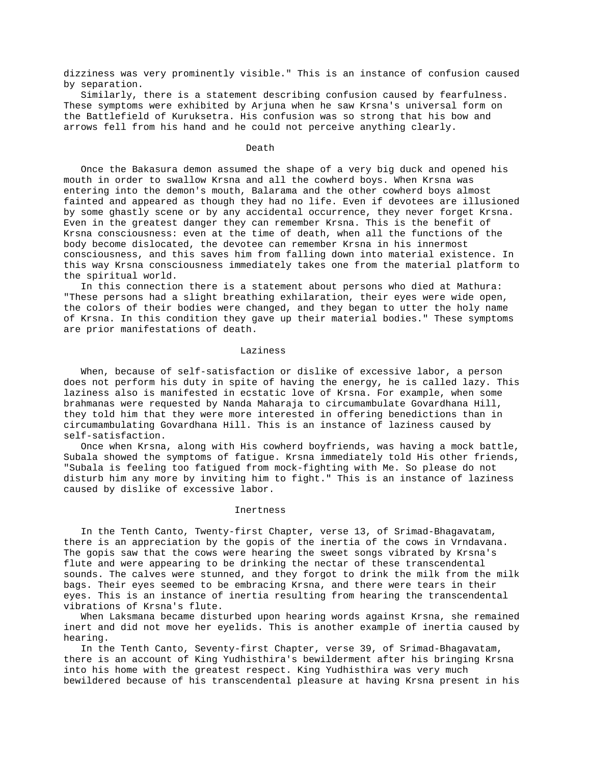dizziness was very prominently visible." This is an instance of confusion caused by separation.

Similarly, there is a statement describing confusion caused by fearfulness. These symptoms were exhibited by Arjuna when he saw Krsna's universal form on the Battlefield of Kuruksetra. His confusion was so strong that his bow and arrows fell from his hand and he could not perceive anything clearly.

## Death

Once the Bakasura demon assumed the shape of a very big duck and opened his mouth in order to swallow Krsna and all the cowherd boys. When Krsna was entering into the demon's mouth, Balarama and the other cowherd boys almost fainted and appeared as though they had no life. Even if devotees are illusioned by some ghastly scene or by any accidental occurrence, they never forget Krsna. Even in the greatest danger they can remember Krsna. This is the benefit of Krsna consciousness: even at the time of death, when all the functions of the body become dislocated, the devotee can remember Krsna in his innermost consciousness, and this saves him from falling down into material existence. In this way Krsna consciousness immediately takes one from the material platform to the spiritual world.

In this connection there is a statement about persons who died at Mathura: "These persons had a slight breathing exhilaration, their eyes were wide open, the colors of their bodies were changed, and they began to utter the holy name of Krsna. In this condition they gave up their material bodies." These symptoms are prior manifestations of death.

## Laziness

When, because of self-satisfaction or dislike of excessive labor, a person does not perform his duty in spite of having the energy, he is called lazy. This laziness also is manifested in ecstatic love of Krsna. For example, when some brahmanas were requested by Nanda Maharaja to circumambulate Govardhana Hill, they told him that they were more interested in offering benedictions than in circumambulating Govardhana Hill. This is an instance of laziness caused by self-satisfaction.

Once when Krsna, along with His cowherd boyfriends, was having a mock battle, Subala showed the symptoms of fatigue. Krsna immediately told His other friends, "Subala is feeling too fatigued from mock-fighting with Me. So please do not disturb him any more by inviting him to fight." This is an instance of laziness caused by dislike of excessive labor.

## Inertness

In the Tenth Canto, Twenty-first Chapter, verse 13, of Srimad-Bhagavatam, there is an appreciation by the gopis of the inertia of the cows in Vrndavana. The gopis saw that the cows were hearing the sweet songs vibrated by Krsna's flute and were appearing to be drinking the nectar of these transcendental sounds. The calves were stunned, and they forgot to drink the milk from the milk bags. Their eyes seemed to be embracing Krsna, and there were tears in their eyes. This is an instance of inertia resulting from hearing the transcendental vibrations of Krsna's flute.

When Laksmana became disturbed upon hearing words against Krsna, she remained inert and did not move her eyelids. This is another example of inertia caused by hearing.

In the Tenth Canto, Seventy-first Chapter, verse 39, of Srimad-Bhagavatam, there is an account of King Yudhisthira's bewilderment after his bringing Krsna into his home with the greatest respect. King Yudhisthira was very much bewildered because of his transcendental pleasure at having Krsna present in his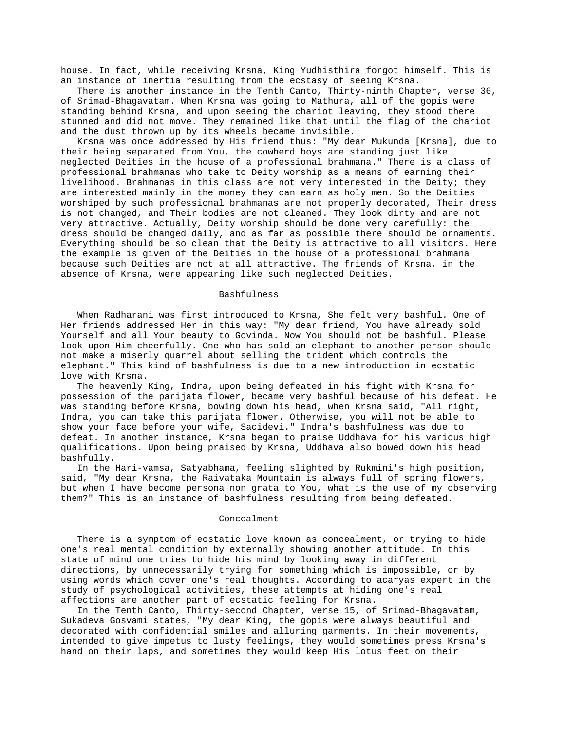house. In fact, while receiving Krsna, King Yudhisthira forgot himself. This is an instance of inertia resulting from the ecstasy of seeing Krsna.

There is another instance in the Tenth Canto, Thirty-ninth Chapter, verse 36, of Srimad-Bhagavatam. When Krsna was going to Mathura, all of the gopis were standing behind Krsna, and upon seeing the chariot leaving, they stood there stunned and did not move. They remained like that until the flag of the chariot and the dust thrown up by its wheels became invisible.

Krsna was once addressed by His friend thus: "My dear Mukunda [Krsna], due to their being separated from You, the cowherd boys are standing just like neglected Deities in the house of a professional brahmana." There is a class of professional brahmanas who take to Deity worship as a means of earning their livelihood. Brahmanas in this class are not very interested in the Deity; they are interested mainly in the money they can earn as holy men. So the Deities worshiped by such professional brahmanas are not properly decorated, Their dress is not changed, and Their bodies are not cleaned. They look dirty and are not very attractive. Actually, Deity worship should be done very carefully: the dress should be changed daily, and as far as possible there should be ornaments. Everything should be so clean that the Deity is attractive to all visitors. Here the example is given of the Deities in the house of a professional brahmana because such Deities are not at all attractive. The friends of Krsna, in the absence of Krsna, were appearing like such neglected Deities.

## Bashfulness

When Radharani was first introduced to Krsna, She felt very bashful. One of Her friends addressed Her in this way: "My dear friend, You have already sold Yourself and all Your beauty to Govinda. Now You should not be bashful. Please look upon Him cheerfully. One who has sold an elephant to another person should not make a miserly quarrel about selling the trident which controls the elephant." This kind of bashfulness is due to a new introduction in ecstatic love with Krsna.

The heavenly King, Indra, upon being defeated in his fight with Krsna for possession of the parijata flower, became very bashful because of his defeat. He was standing before Krsna, bowing down his head, when Krsna said, "All right, Indra, you can take this parijata flower. Otherwise, you will not be able to show your face before your wife, Sacidevi." Indra's bashfulness was due to defeat. In another instance, Krsna began to praise Uddhava for his various high qualifications. Upon being praised by Krsna, Uddhava also bowed down his head bashfully.

In the Hari-vamsa, Satyabhama, feeling slighted by Rukmini's high position, said, "My dear Krsna, the Raivataka Mountain is always full of spring flowers, but when I have become persona non grata to You, what is the use of my observing them?" This is an instance of bashfulness resulting from being defeated.

## Concealment

There is a symptom of ecstatic love known as concealment, or trying to hide one's real mental condition by externally showing another attitude. In this state of mind one tries to hide his mind by looking away in different directions, by unnecessarily trying for something which is impossible, or by using words which cover one's real thoughts. According to acaryas expert in the study of psychological activities, these attempts at hiding one's real affections are another part of ecstatic feeling for Krsna.

In the Tenth Canto, Thirty-second Chapter, verse 15, of Srimad-Bhagavatam, Sukadeva Gosvami states, "My dear King, the gopis were always beautiful and decorated with confidential smiles and alluring garments. In their movements, intended to give impetus to lusty feelings, they would sometimes press Krsna's hand on their laps, and sometimes they would keep His lotus feet on their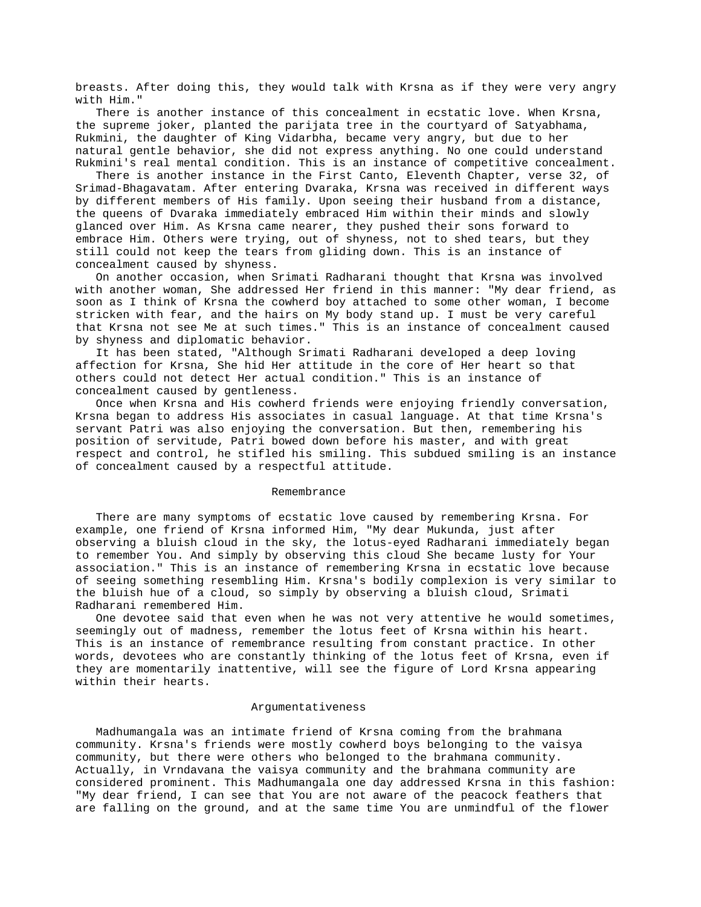breasts. After doing this, they would talk with Krsna as if they were very angry with Him."

There is another instance of this concealment in ecstatic love. When Krsna, the supreme joker, planted the parijata tree in the courtyard of Satyabhama, Rukmini, the daughter of King Vidarbha, became very angry, but due to her natural gentle behavior, she did not express anything. No one could understand Rukmini's real mental condition. This is an instance of competitive concealment.

There is another instance in the First Canto, Eleventh Chapter, verse 32, of Srimad-Bhagavatam. After entering Dvaraka, Krsna was received in different ways by different members of His family. Upon seeing their husband from a distance, the queens of Dvaraka immediately embraced Him within their minds and slowly glanced over Him. As Krsna came nearer, they pushed their sons forward to embrace Him. Others were trying, out of shyness, not to shed tears, but they still could not keep the tears from gliding down. This is an instance of concealment caused by shyness.

On another occasion, when Srimati Radharani thought that Krsna was involved with another woman, She addressed Her friend in this manner: "My dear friend, as soon as I think of Krsna the cowherd boy attached to some other woman, I become stricken with fear, and the hairs on My body stand up. I must be very careful that Krsna not see Me at such times." This is an instance of concealment caused by shyness and diplomatic behavior.

It has been stated, "Although Srimati Radharani developed a deep loving affection for Krsna, She hid Her attitude in the core of Her heart so that others could not detect Her actual condition." This is an instance of concealment caused by gentleness.

Once when Krsna and His cowherd friends were enjoying friendly conversation, Krsna began to address His associates in casual language. At that time Krsna's servant Patri was also enjoying the conversation. But then, remembering his position of servitude, Patri bowed down before his master, and with great respect and control, he stifled his smiling. This subdued smiling is an instance of concealment caused by a respectful attitude.

## Remembrance

There are many symptoms of ecstatic love caused by remembering Krsna. For example, one friend of Krsna informed Him, "My dear Mukunda, just after observing a bluish cloud in the sky, the lotus-eyed Radharani immediately began to remember You. And simply by observing this cloud She became lusty for Your association." This is an instance of remembering Krsna in ecstatic love because of seeing something resembling Him. Krsna's bodily complexion is very similar to the bluish hue of a cloud, so simply by observing a bluish cloud, Srimati Radharani remembered Him.

One devotee said that even when he was not very attentive he would sometimes, seemingly out of madness, remember the lotus feet of Krsna within his heart. This is an instance of remembrance resulting from constant practice. In other words, devotees who are constantly thinking of the lotus feet of Krsna, even if they are momentarily inattentive, will see the figure of Lord Krsna appearing within their hearts.

## Argumentativeness

Madhumangala was an intimate friend of Krsna coming from the brahmana community. Krsna's friends were mostly cowherd boys belonging to the vaisya community, but there were others who belonged to the brahmana community. Actually, in Vrndavana the vaisya community and the brahmana community are considered prominent. This Madhumangala one day addressed Krsna in this fashion: "My dear friend, I can see that You are not aware of the peacock feathers that are falling on the ground, and at the same time You are unmindful of the flower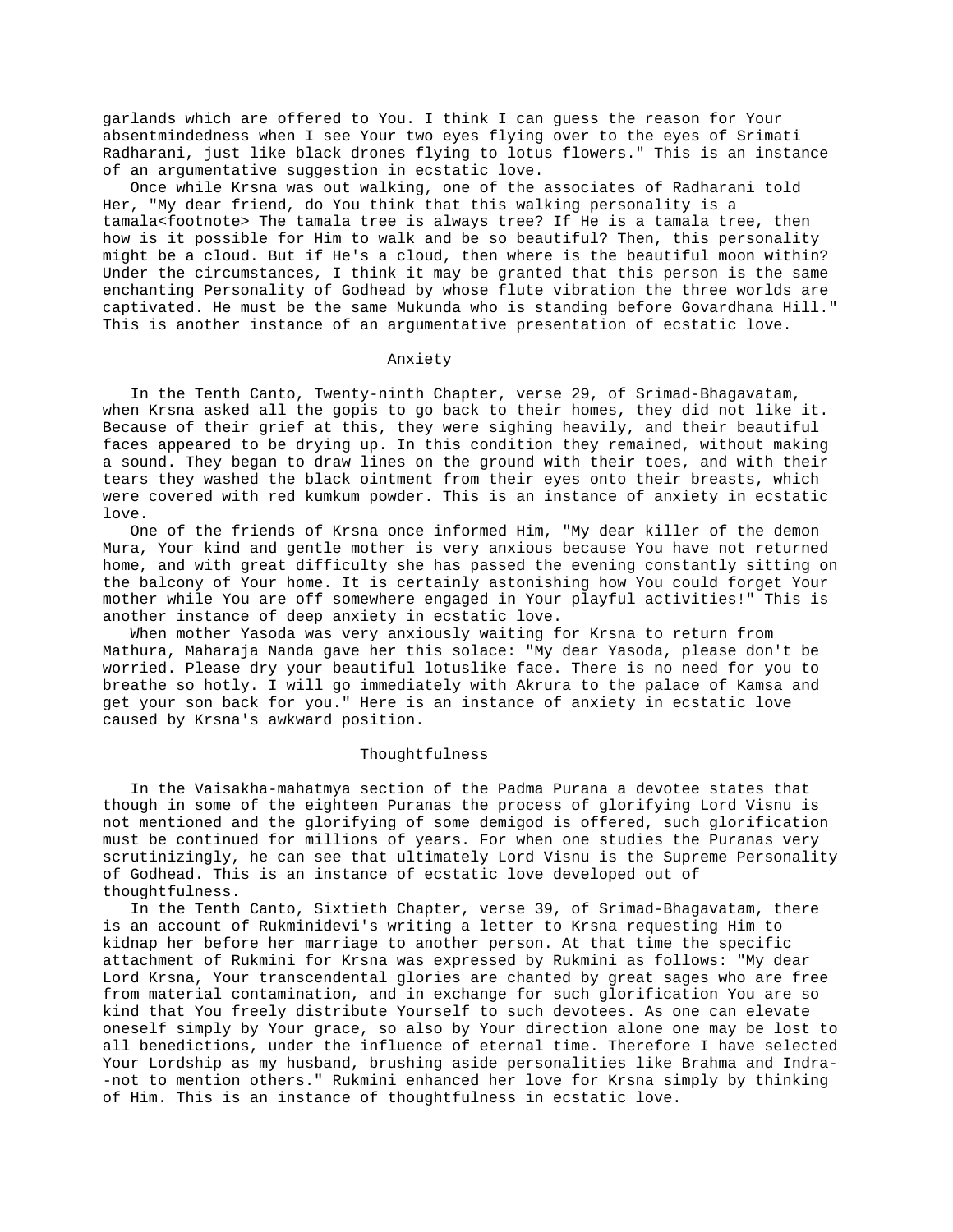garlands which are offered to You. I think I can guess the reason for Your absentmindedness when I see Your two eyes flying over to the eyes of Srimati Radharani, just like black drones flying to lotus flowers." This is an instance of an argumentative suggestion in ecstatic love.

Once while Krsna was out walking, one of the associates of Radharani told Her, "My dear friend, do You think that this walking personality is a tamala<footnote> The tamala tree is always tree? If He is a tamala tree, then how is it possible for Him to walk and be so beautiful? Then, this personality might be a cloud. But if He's a cloud, then where is the beautiful moon within? Under the circumstances, I think it may be granted that this person is the same enchanting Personality of Godhead by whose flute vibration the three worlds are captivated. He must be the same Mukunda who is standing before Govardhana Hill." This is another instance of an argumentative presentation of ecstatic love.

## Anxiety

In the Tenth Canto, Twenty-ninth Chapter, verse 29, of Srimad-Bhagavatam, when Krsna asked all the gopis to go back to their homes, they did not like it. Because of their grief at this, they were sighing heavily, and their beautiful faces appeared to be drying up. In this condition they remained, without making a sound. They began to draw lines on the ground with their toes, and with their tears they washed the black ointment from their eyes onto their breasts, which were covered with red kumkum powder. This is an instance of anxiety in ecstatic love.

One of the friends of Krsna once informed Him, "My dear killer of the demon Mura, Your kind and gentle mother is very anxious because You have not returned home, and with great difficulty she has passed the evening constantly sitting on the balcony of Your home. It is certainly astonishing how You could forget Your mother while You are off somewhere engaged in Your playful activities!" This is another instance of deep anxiety in ecstatic love.

When mother Yasoda was very anxiously waiting for Krsna to return from Mathura, Maharaja Nanda gave her this solace: "My dear Yasoda, please don't be worried. Please dry your beautiful lotuslike face. There is no need for you to breathe so hotly. I will go immediately with Akrura to the palace of Kamsa and get your son back for you." Here is an instance of anxiety in ecstatic love caused by Krsna's awkward position.

## Thoughtfulness

In the Vaisakha-mahatmya section of the Padma Purana a devotee states that though in some of the eighteen Puranas the process of glorifying Lord Visnu is not mentioned and the glorifying of some demigod is offered, such glorification must be continued for millions of years. For when one studies the Puranas very scrutinizingly, he can see that ultimately Lord Visnu is the Supreme Personality of Godhead. This is an instance of ecstatic love developed out of thoughtfulness.

In the Tenth Canto, Sixtieth Chapter, verse 39, of Srimad-Bhagavatam, there is an account of Rukminidevi's writing a letter to Krsna requesting Him to kidnap her before her marriage to another person. At that time the specific attachment of Rukmini for Krsna was expressed by Rukmini as follows: "My dear Lord Krsna, Your transcendental glories are chanted by great sages who are free from material contamination, and in exchange for such glorification You are so kind that You freely distribute Yourself to such devotees. As one can elevate oneself simply by Your grace, so also by Your direction alone one may be lost to all benedictions, under the influence of eternal time. Therefore I have selected Your Lordship as my husband, brushing aside personalities like Brahma and Indra--not to mention others." Rukmini enhanced her love for Krsna simply by thinking of Him. This is an instance of thoughtfulness in ecstatic love.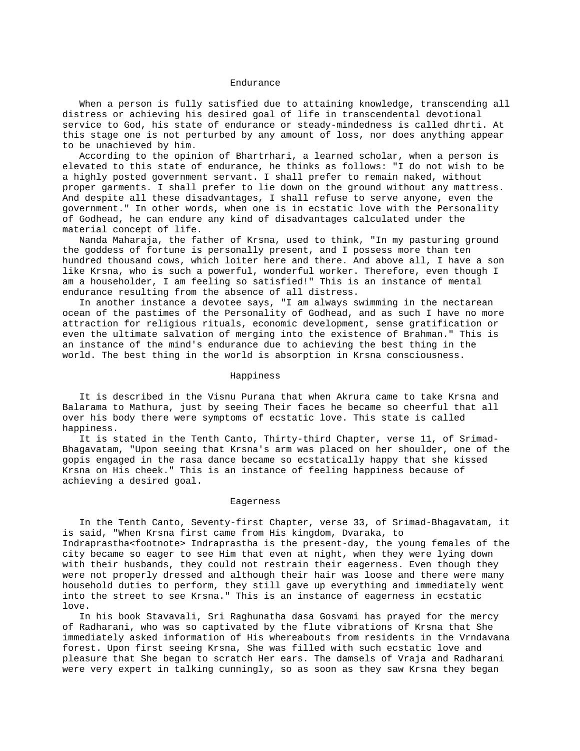## Endurance

When a person is fully satisfied due to attaining knowledge, transcending all distress or achieving his desired goal of life in transcendental devotional service to God, his state of endurance or steady-mindedness is called dhrti. At this stage one is not perturbed by any amount of loss, nor does anything appear to be unachieved by him.

According to the opinion of Bhartrhari, a learned scholar, when a person is elevated to this state of endurance, he thinks as follows: "I do not wish to be a highly posted government servant. I shall prefer to remain naked, without proper garments. I shall prefer to lie down on the ground without any mattress. And despite all these disadvantages, I shall refuse to serve anyone, even the government." In other words, when one is in ecstatic love with the Personality of Godhead, he can endure any kind of disadvantages calculated under the material concept of life.

Nanda Maharaja, the father of Krsna, used to think, "In my pasturing ground the goddess of fortune is personally present, and I possess more than ten hundred thousand cows, which loiter here and there. And above all, I have a son like Krsna, who is such a powerful, wonderful worker. Therefore, even though I am a householder, I am feeling so satisfied!" This is an instance of mental endurance resulting from the absence of all distress.

In another instance a devotee says, "I am always swimming in the nectarean ocean of the pastimes of the Personality of Godhead, and as such I have no more attraction for religious rituals, economic development, sense gratification or even the ultimate salvation of merging into the existence of Brahman." This is an instance of the mind's endurance due to achieving the best thing in the world. The best thing in the world is absorption in Krsna consciousness.

## Happiness

It is described in the Visnu Purana that when Akrura came to take Krsna and Balarama to Mathura, just by seeing Their faces he became so cheerful that all over his body there were symptoms of ecstatic love. This state is called happiness.

It is stated in the Tenth Canto, Thirty-third Chapter, verse 11, of Srimad-Bhagavatam, "Upon seeing that Krsna's arm was placed on her shoulder, one of the gopis engaged in the rasa dance became so ecstatically happy that she kissed Krsna on His cheek." This is an instance of feeling happiness because of achieving a desired goal.

## Eagerness

In the Tenth Canto, Seventy-first Chapter, verse 33, of Srimad-Bhagavatam, it is said, "When Krsna first came from His kingdom, Dvaraka, to Indraprastha<footnote> Indraprastha is the present-day, the young females of the city became so eager to see Him that even at night, when they were lying down with their husbands, they could not restrain their eagerness. Even though they were not properly dressed and although their hair was loose and there were many household duties to perform, they still gave up everything and immediately went into the street to see Krsna." This is an instance of eagerness in ecstatic love.

In his book Stavavali, Sri Raghunatha dasa Gosvami has prayed for the mercy of Radharani, who was so captivated by the flute vibrations of Krsna that She immediately asked information of His whereabouts from residents in the Vrndavana forest. Upon first seeing Krsna, She was filled with such ecstatic love and pleasure that She began to scratch Her ears. The damsels of Vraja and Radharani were very expert in talking cunningly, so as soon as they saw Krsna they began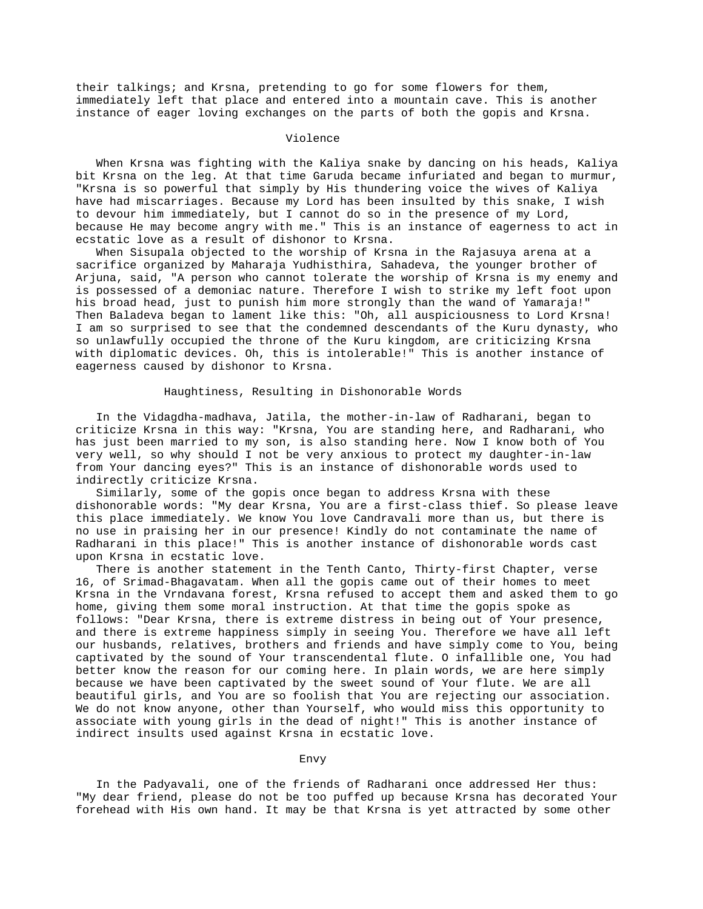their talkings; and Krsna, pretending to go for some flowers for them, immediately left that place and entered into a mountain cave. This is another instance of eager loving exchanges on the parts of both the gopis and Krsna.

### Violence

When Krsna was fighting with the Kaliya snake by dancing on his heads, Kaliya bit Krsna on the leg. At that time Garuda became infuriated and began to murmur, "Krsna is so powerful that simply by His thundering voice the wives of Kaliya have had miscarriages. Because my Lord has been insulted by this snake, I wish to devour him immediately, but I cannot do so in the presence of my Lord, because He may become angry with me." This is an instance of eagerness to act in ecstatic love as a result of dishonor to Krsna.

When Sisupala objected to the worship of Krsna in the Rajasuya arena at a sacrifice organized by Maharaja Yudhisthira, Sahadeva, the younger brother of Arjuna, said, "A person who cannot tolerate the worship of Krsna is my enemy and is possessed of a demoniac nature. Therefore I wish to strike my left foot upon his broad head, just to punish him more strongly than the wand of Yamaraja!" Then Baladeva began to lament like this: "Oh, all auspiciousness to Lord Krsna! I am so surprised to see that the condemned descendants of the Kuru dynasty, who so unlawfully occupied the throne of the Kuru kingdom, are criticizing Krsna with diplomatic devices. Oh, this is intolerable!" This is another instance of eagerness caused by dishonor to Krsna.

### Haughtiness, Resulting in Dishonorable Words

In the Vidagdha-madhava, Jatila, the mother-in-law of Radharani, began to criticize Krsna in this way: "Krsna, You are standing here, and Radharani, who has just been married to my son, is also standing here. Now I know both of You very well, so why should I not be very anxious to protect my daughter-in-law from Your dancing eyes?" This is an instance of dishonorable words used to indirectly criticize Krsna.

Similarly, some of the gopis once began to address Krsna with these dishonorable words: "My dear Krsna, You are a first-class thief. So please leave this place immediately. We know You love Candravali more than us, but there is no use in praising her in our presence! Kindly do not contaminate the name of Radharani in this place!" This is another instance of dishonorable words cast upon Krsna in ecstatic love.

There is another statement in the Tenth Canto, Thirty-first Chapter, verse 16, of Srimad-Bhagavatam. When all the gopis came out of their homes to meet Krsna in the Vrndavana forest, Krsna refused to accept them and asked them to go home, giving them some moral instruction. At that time the gopis spoke as follows: "Dear Krsna, there is extreme distress in being out of Your presence, and there is extreme happiness simply in seeing You. Therefore we have all left our husbands, relatives, brothers and friends and have simply come to You, being captivated by the sound of Your transcendental flute. O infallible one, You had better know the reason for our coming here. In plain words, we are here simply because we have been captivated by the sweet sound of Your flute. We are all beautiful girls, and You are so foolish that You are rejecting our association. We do not know anyone, other than Yourself, who would miss this opportunity to associate with young girls in the dead of night!" This is another instance of indirect insults used against Krsna in ecstatic love.

### Envy

In the Padyavali, one of the friends of Radharani once addressed Her thus: "My dear friend, please do not be too puffed up because Krsna has decorated Your forehead with His own hand. It may be that Krsna is yet attracted by some other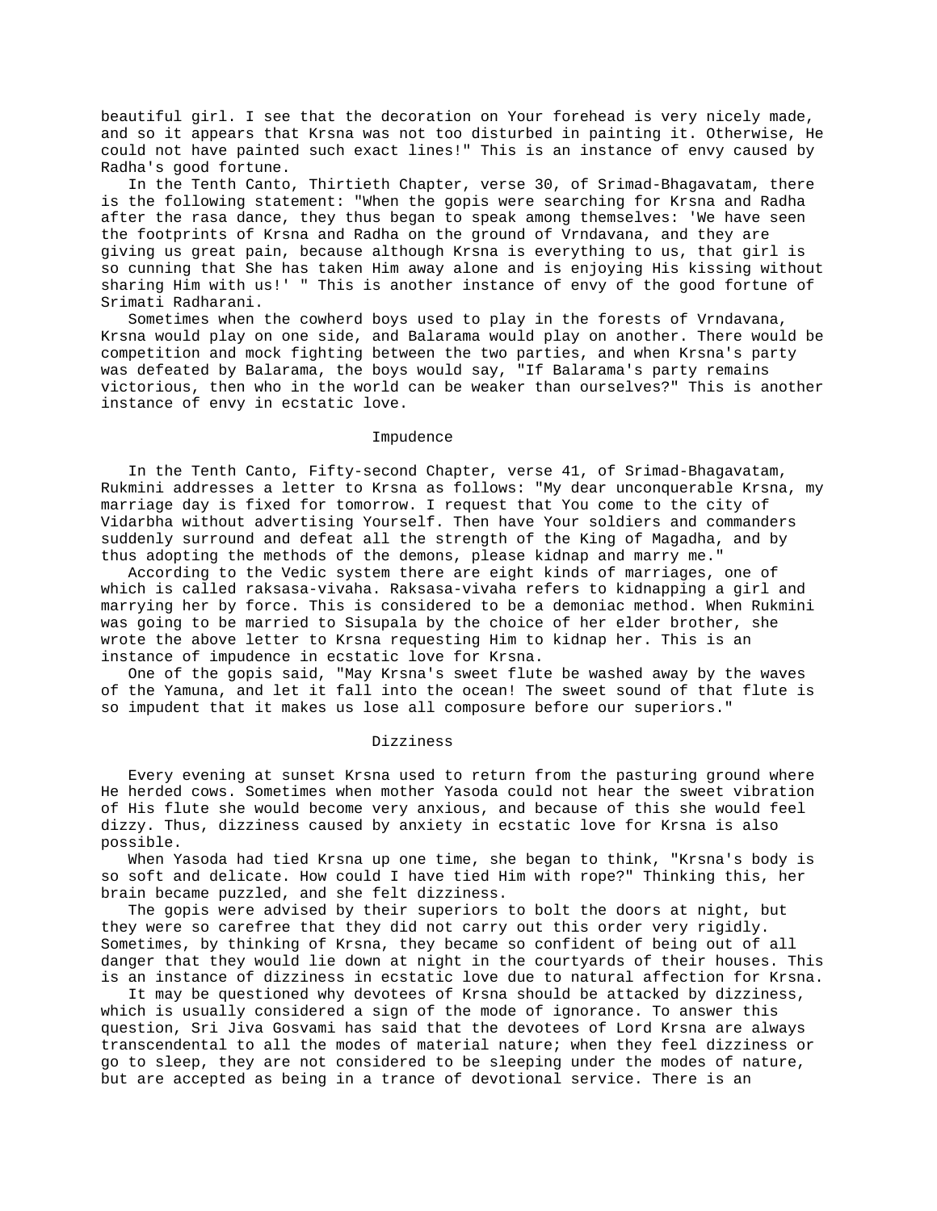beautiful girl. I see that the decoration on Your forehead is very nicely made, and so it appears that Krsna was not too disturbed in painting it. Otherwise, He could not have painted such exact lines!" This is an instance of envy caused by Radha's good fortune.

In the Tenth Canto, Thirtieth Chapter, verse 30, of Srimad-Bhagavatam, there is the following statement: "When the gopis were searching for Krsna and Radha after the rasa dance, they thus began to speak among themselves: 'We have seen the footprints of Krsna and Radha on the ground of Vrndavana, and they are giving us great pain, because although Krsna is everything to us, that girl is so cunning that She has taken Him away alone and is enjoying His kissing without sharing Him with us!' " This is another instance of envy of the good fortune of Srimati Radharani.

Sometimes when the cowherd boys used to play in the forests of Vrndavana, Krsna would play on one side, and Balarama would play on another. There would be competition and mock fighting between the two parties, and when Krsna's party was defeated by Balarama, the boys would say, "If Balarama's party remains victorious, then who in the world can be weaker than ourselves?" This is another instance of envy in ecstatic love.

## Impudence

In the Tenth Canto, Fifty-second Chapter, verse 41, of Srimad-Bhagavatam, Rukmini addresses a letter to Krsna as follows: "My dear unconquerable Krsna, my marriage day is fixed for tomorrow. I request that You come to the city of Vidarbha without advertising Yourself. Then have Your soldiers and commanders suddenly surround and defeat all the strength of the King of Magadha, and by thus adopting the methods of the demons, please kidnap and marry me."

According to the Vedic system there are eight kinds of marriages, one of which is called raksasa-vivaha. Raksasa-vivaha refers to kidnapping a girl and marrying her by force. This is considered to be a demoniac method. When Rukmini was going to be married to Sisupala by the choice of her elder brother, she wrote the above letter to Krsna requesting Him to kidnap her. This is an instance of impudence in ecstatic love for Krsna.

One of the gopis said, "May Krsna's sweet flute be washed away by the waves of the Yamuna, and let it fall into the ocean! The sweet sound of that flute is so impudent that it makes us lose all composure before our superiors."

## Dizziness

Every evening at sunset Krsna used to return from the pasturing ground where He herded cows. Sometimes when mother Yasoda could not hear the sweet vibration of His flute she would become very anxious, and because of this she would feel dizzy. Thus, dizziness caused by anxiety in ecstatic love for Krsna is also possible.

When Yasoda had tied Krsna up one time, she began to think, "Krsna's body is so soft and delicate. How could I have tied Him with rope?" Thinking this, her brain became puzzled, and she felt dizziness.

The gopis were advised by their superiors to bolt the doors at night, but they were so carefree that they did not carry out this order very rigidly. Sometimes, by thinking of Krsna, they became so confident of being out of all danger that they would lie down at night in the courtyards of their houses. This is an instance of dizziness in ecstatic love due to natural affection for Krsna.

It may be questioned why devotees of Krsna should be attacked by dizziness, which is usually considered a sign of the mode of ignorance. To answer this question, Sri Jiva Gosvami has said that the devotees of Lord Krsna are always transcendental to all the modes of material nature; when they feel dizziness or go to sleep, they are not considered to be sleeping under the modes of nature, but are accepted as being in a trance of devotional service. There is an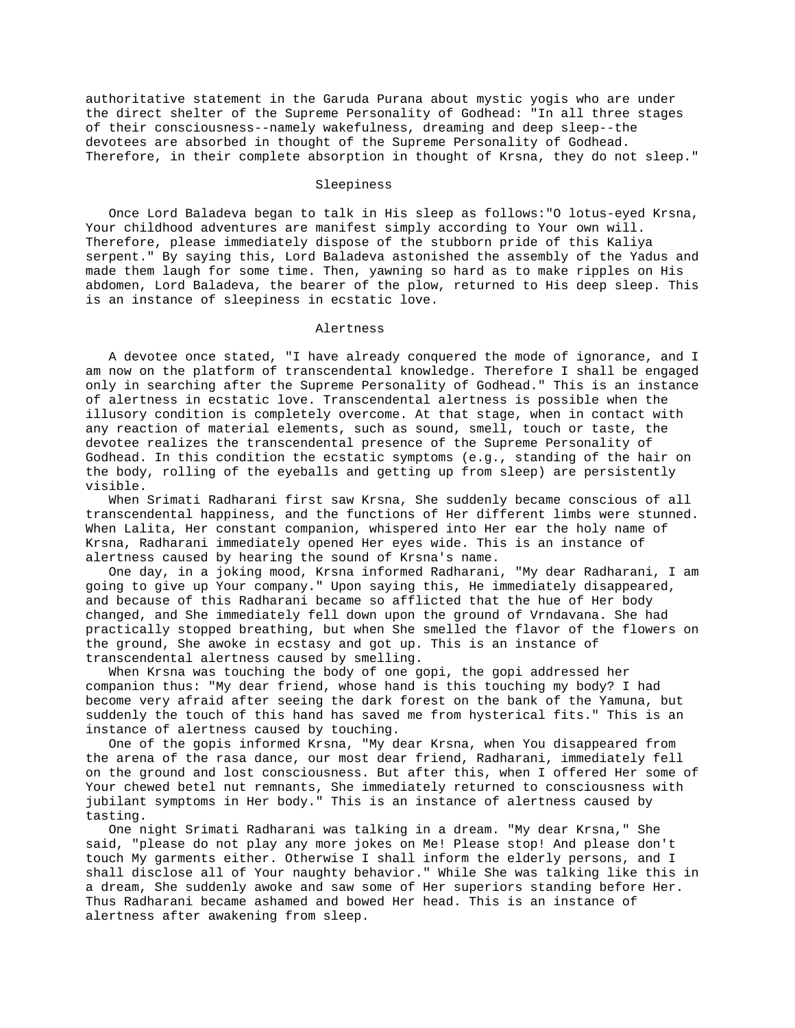authoritative statement in the Garuda Purana about mystic yogis who are under the direct shelter of the Supreme Personality of Godhead: "In all three stages of their consciousness--namely wakefulness, dreaming and deep sleep--the devotees are absorbed in thought of the Supreme Personality of Godhead. Therefore, in their complete absorption in thought of Krsna, they do not sleep."

## Sleepiness

Once Lord Baladeva began to talk in His sleep as follows:"O lotus-eyed Krsna, Your childhood adventures are manifest simply according to Your own will. Therefore, please immediately dispose of the stubborn pride of this Kaliya serpent." By saying this, Lord Baladeva astonished the assembly of the Yadus and made them laugh for some time. Then, yawning so hard as to make ripples on His abdomen, Lord Baladeva, the bearer of the plow, returned to His deep sleep. This is an instance of sleepiness in ecstatic love.

## Alertness

A devotee once stated, "I have already conquered the mode of ignorance, and I am now on the platform of transcendental knowledge. Therefore I shall be engaged only in searching after the Supreme Personality of Godhead." This is an instance of alertness in ecstatic love. Transcendental alertness is possible when the illusory condition is completely overcome. At that stage, when in contact with any reaction of material elements, such as sound, smell, touch or taste, the devotee realizes the transcendental presence of the Supreme Personality of Godhead. In this condition the ecstatic symptoms (e.g., standing of the hair on the body, rolling of the eyeballs and getting up from sleep) are persistently visible.

When Srimati Radharani first saw Krsna, She suddenly became conscious of all transcendental happiness, and the functions of Her different limbs were stunned. When Lalita, Her constant companion, whispered into Her ear the holy name of Krsna, Radharani immediately opened Her eyes wide. This is an instance of alertness caused by hearing the sound of Krsna's name.

One day, in a joking mood, Krsna informed Radharani, "My dear Radharani, I am going to give up Your company." Upon saying this, He immediately disappeared, and because of this Radharani became so afflicted that the hue of Her body changed, and She immediately fell down upon the ground of Vrndavana. She had practically stopped breathing, but when She smelled the flavor of the flowers on the ground, She awoke in ecstasy and got up. This is an instance of transcendental alertness caused by smelling.

When Krsna was touching the body of one gopi, the gopi addressed her companion thus: "My dear friend, whose hand is this touching my body? I had become very afraid after seeing the dark forest on the bank of the Yamuna, but suddenly the touch of this hand has saved me from hysterical fits." This is an instance of alertness caused by touching.

One of the gopis informed Krsna, "My dear Krsna, when You disappeared from the arena of the rasa dance, our most dear friend, Radharani, immediately fell on the ground and lost consciousness. But after this, when I offered Her some of Your chewed betel nut remnants, She immediately returned to consciousness with jubilant symptoms in Her body." This is an instance of alertness caused by tasting.

One night Srimati Radharani was talking in a dream. "My dear Krsna," She said, "please do not play any more jokes on Me! Please stop! And please don't touch My garments either. Otherwise I shall inform the elderly persons, and I shall disclose all of Your naughty behavior." While She was talking like this in a dream, She suddenly awoke and saw some of Her superiors standing before Her. Thus Radharani became ashamed and bowed Her head. This is an instance of alertness after awakening from sleep.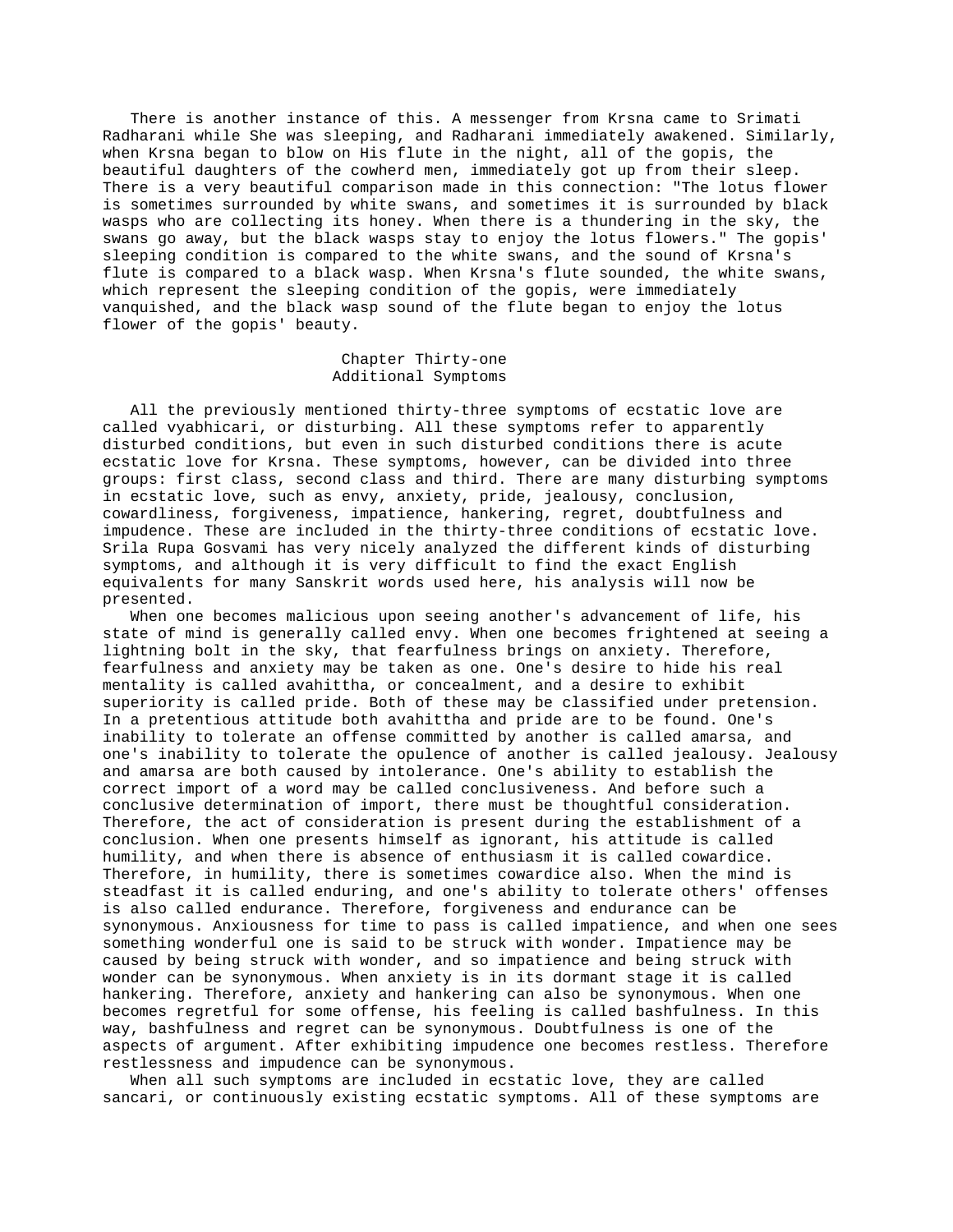There is another instance of this. A messenger from Krsna came to Srimati Radharani while She was sleeping, and Radharani immediately awakened. Similarly, when Krsna began to blow on His flute in the night, all of the gopis, the beautiful daughters of the cowherd men, immediately got up from their sleep. There is a very beautiful comparison made in this connection: "The lotus flower is sometimes surrounded by white swans, and sometimes it is surrounded by black wasps who are collecting its honey. When there is a thundering in the sky, the swans go away, but the black wasps stay to enjoy the lotus flowers." The gopis' sleeping condition is compared to the white swans, and the sound of Krsna's flute is compared to a black wasp. When Krsna's flute sounded, the white swans, which represent the sleeping condition of the gopis, were immediately vanquished, and the black wasp sound of the flute began to enjoy the lotus flower of the gopis' beauty.

## Chapter Thirty-one
## Additional Symptoms

All the previously mentioned thirty-three symptoms of ecstatic love are called vyabhicari, or disturbing. All these symptoms refer to apparently disturbed conditions, but even in such disturbed conditions there is acute ecstatic love for Krsna. These symptoms, however, can be divided into three groups: first class, second class and third. There are many disturbing symptoms in ecstatic love, such as envy, anxiety, pride, jealousy, conclusion, cowardliness, forgiveness, impatience, hankering, regret, doubtfulness and impudence. These are included in the thirty-three conditions of ecstatic love. Srila Rupa Gosvami has very nicely analyzed the different kinds of disturbing symptoms, and although it is very difficult to find the exact English equivalents for many Sanskrit words used here, his analysis will now be presented.

When one becomes malicious upon seeing another's advancement of life, his state of mind is generally called envy. When one becomes frightened at seeing a lightning bolt in the sky, that fearfulness brings on anxiety. Therefore, fearfulness and anxiety may be taken as one. One's desire to hide his real mentality is called avahittha, or concealment, and a desire to exhibit superiority is called pride. Both of these may be classified under pretension. In a pretentious attitude both avahittha and pride are to be found. One's inability to tolerate an offense committed by another is called amarsa, and one's inability to tolerate the opulence of another is called jealousy. Jealousy and amarsa are both caused by intolerance. One's ability to establish the correct import of a word may be called conclusiveness. And before such a conclusive determination of import, there must be thoughtful consideration. Therefore, the act of consideration is present during the establishment of a conclusion. When one presents himself as ignorant, his attitude is called humility, and when there is absence of enthusiasm it is called cowardice. Therefore, in humility, there is sometimes cowardice also. When the mind is steadfast it is called enduring, and one's ability to tolerate others' offenses is also called endurance. Therefore, forgiveness and endurance can be synonymous. Anxiousness for time to pass is called impatience, and when one sees something wonderful one is said to be struck with wonder. Impatience may be caused by being struck with wonder, and so impatience and being struck with wonder can be synonymous. When anxiety is in its dormant stage it is called hankering. Therefore, anxiety and hankering can also be synonymous. When one becomes regretful for some offense, his feeling is called bashfulness. In this way, bashfulness and regret can be synonymous. Doubtfulness is one of the aspects of argument. After exhibiting impudence one becomes restless. Therefore restlessness and impudence can be synonymous.

When all such symptoms are included in ecstatic love, they are called sancari, or continuously existing ecstatic symptoms. All of these symptoms are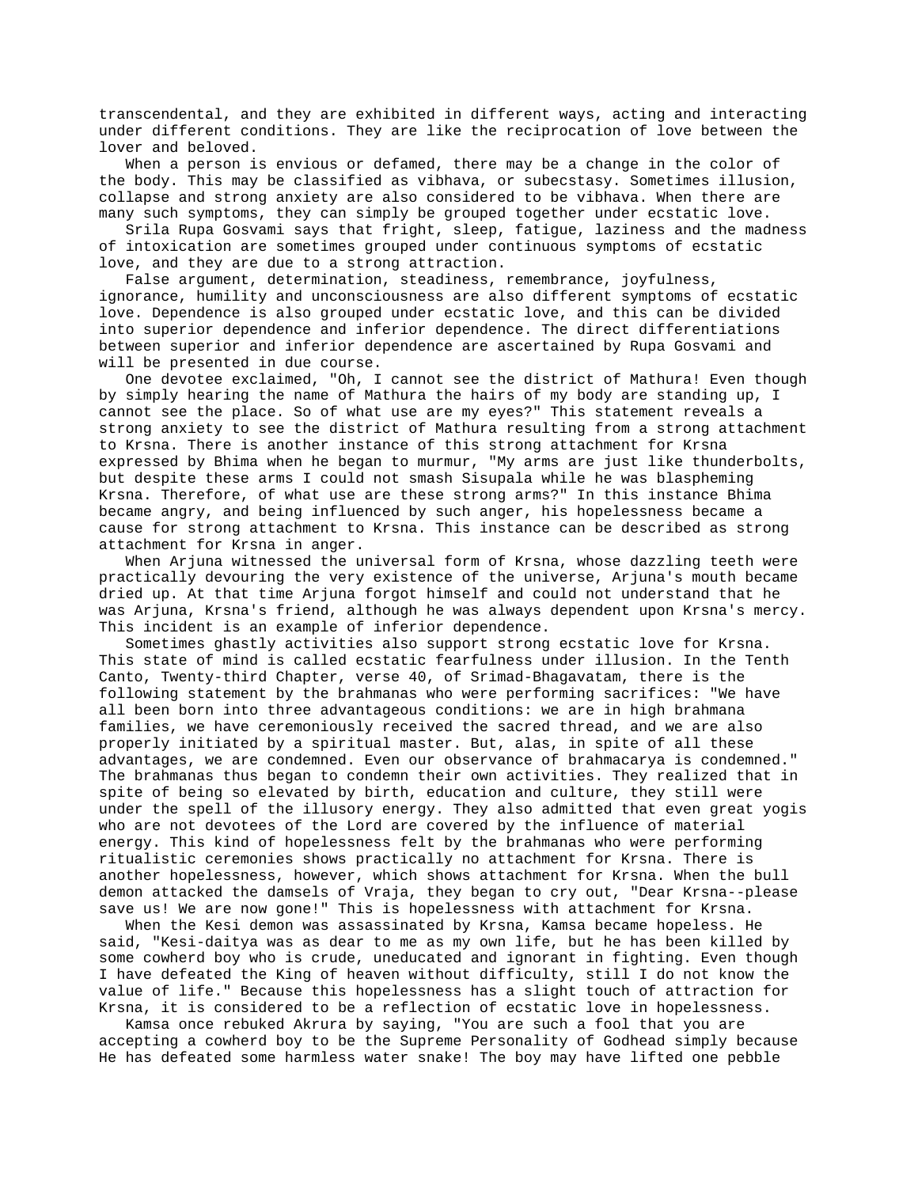transcendental, and they are exhibited in different ways, acting and interacting under different conditions. They are like the reciprocation of love between the lover and beloved.

When a person is envious or defamed, there may be a change in the color of the body. This may be classified as vibhava, or subecstasy. Sometimes illusion, collapse and strong anxiety are also considered to be vibhava. When there are many such symptoms, they can simply be grouped together under ecstatic love.

Srila Rupa Gosvami says that fright, sleep, fatigue, laziness and the madness of intoxication are sometimes grouped under continuous symptoms of ecstatic love, and they are due to a strong attraction.

False argument, determination, steadiness, remembrance, joyfulness, ignorance, humility and unconsciousness are also different symptoms of ecstatic love. Dependence is also grouped under ecstatic love, and this can be divided into superior dependence and inferior dependence. The direct differentiations between superior and inferior dependence are ascertained by Rupa Gosvami and will be presented in due course.

One devotee exclaimed, "Oh, I cannot see the district of Mathura! Even though by simply hearing the name of Mathura the hairs of my body are standing up, I cannot see the place. So of what use are my eyes?" This statement reveals a strong anxiety to see the district of Mathura resulting from a strong attachment to Krsna. There is another instance of this strong attachment for Krsna expressed by Bhima when he began to murmur, "My arms are just like thunderbolts, but despite these arms I could not smash Sisupala while he was blaspheming Krsna. Therefore, of what use are these strong arms?" In this instance Bhima became angry, and being influenced by such anger, his hopelessness became a cause for strong attachment to Krsna. This instance can be described as strong attachment for Krsna in anger.

When Arjuna witnessed the universal form of Krsna, whose dazzling teeth were practically devouring the very existence of the universe, Arjuna's mouth became dried up. At that time Arjuna forgot himself and could not understand that he was Arjuna, Krsna's friend, although he was always dependent upon Krsna's mercy. This incident is an example of inferior dependence.

Sometimes ghastly activities also support strong ecstatic love for Krsna. This state of mind is called ecstatic fearfulness under illusion. In the Tenth Canto, Twenty-third Chapter, verse 40, of Srimad-Bhagavatam, there is the following statement by the brahmanas who were performing sacrifices: "We have all been born into three advantageous conditions: we are in high brahmana families, we have ceremoniously received the sacred thread, and we are also properly initiated by a spiritual master. But, alas, in spite of all these advantages, we are condemned. Even our observance of brahmacarya is condemned." The brahmanas thus began to condemn their own activities. They realized that in spite of being so elevated by birth, education and culture, they still were under the spell of the illusory energy. They also admitted that even great yogis who are not devotees of the Lord are covered by the influence of material energy. This kind of hopelessness felt by the brahmanas who were performing ritualistic ceremonies shows practically no attachment for Krsna. There is another hopelessness, however, which shows attachment for Krsna. When the bull demon attacked the damsels of Vraja, they began to cry out, "Dear Krsna--please save us! We are now gone!" This is hopelessness with attachment for Krsna.

When the Kesi demon was assassinated by Krsna, Kamsa became hopeless. He said, "Kesi-daitya was as dear to me as my own life, but he has been killed by some cowherd boy who is crude, uneducated and ignorant in fighting. Even though I have defeated the King of heaven without difficulty, still I do not know the value of life." Because this hopelessness has a slight touch of attraction for Krsna, it is considered to be a reflection of ecstatic love in hopelessness.

Kamsa once rebuked Akrura by saying, "You are such a fool that you are accepting a cowherd boy to be the Supreme Personality of Godhead simply because He has defeated some harmless water snake! The boy may have lifted one pebble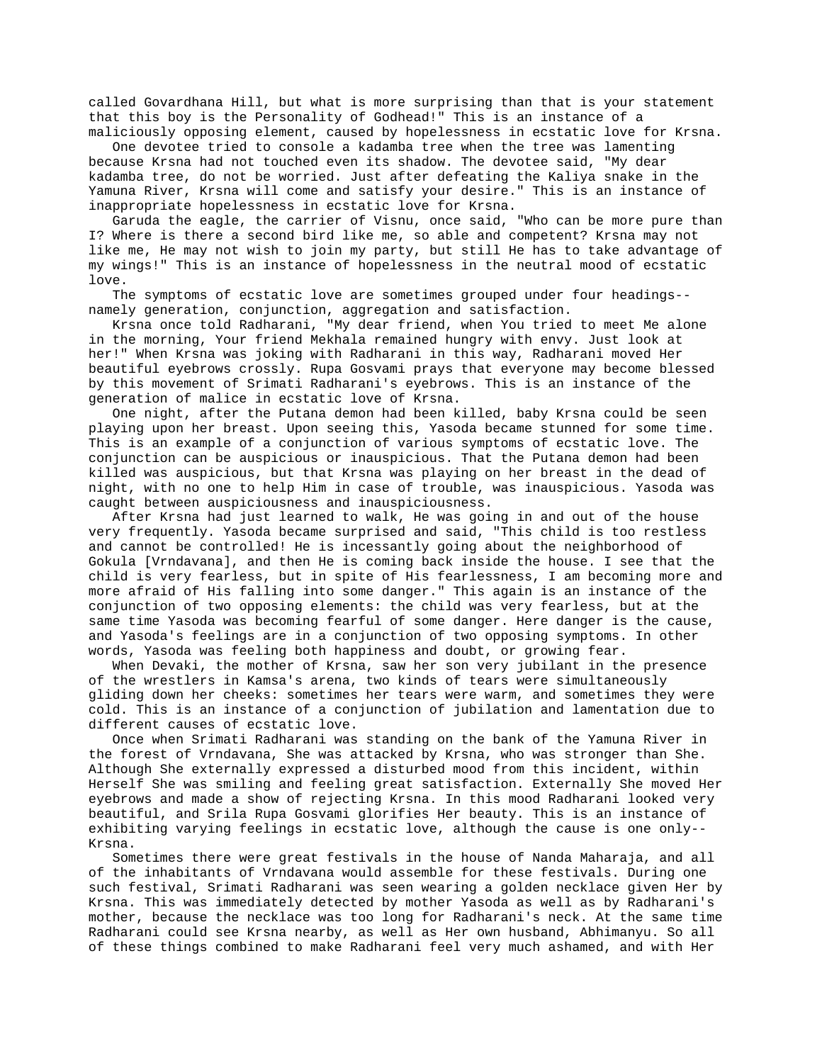called Govardhana Hill, but what is more surprising than that is your statement that this boy is the Personality of Godhead!" This is an instance of a maliciously opposing element, caused by hopelessness in ecstatic love for Krsna.

One devotee tried to console a kadamba tree when the tree was lamenting because Krsna had not touched even its shadow. The devotee said, "My dear kadamba tree, do not be worried. Just after defeating the Kaliya snake in the Yamuna River, Krsna will come and satisfy your desire." This is an instance of inappropriate hopelessness in ecstatic love for Krsna.

Garuda the eagle, the carrier of Visnu, once said, "Who can be more pure than I? Where is there a second bird like me, so able and competent? Krsna may not like me, He may not wish to join my party, but still He has to take advantage of my wings!" This is an instance of hopelessness in the neutral mood of ecstatic love.

The symptoms of ecstatic love are sometimes grouped under four headings--namely generation, conjunction, aggregation and satisfaction.

Krsna once told Radharani, "My dear friend, when You tried to meet Me alone in the morning, Your friend Mekhala remained hungry with envy. Just look at her!" When Krsna was joking with Radharani in this way, Radharani moved Her beautiful eyebrows crossly. Rupa Gosvami prays that everyone may become blessed by this movement of Srimati Radharani's eyebrows. This is an instance of the generation of malice in ecstatic love of Krsna.

One night, after the Putana demon had been killed, baby Krsna could be seen playing upon her breast. Upon seeing this, Yasoda became stunned for some time. This is an example of a conjunction of various symptoms of ecstatic love. The conjunction can be auspicious or inauspicious. That the Putana demon had been killed was auspicious, but that Krsna was playing on her breast in the dead of night, with no one to help Him in case of trouble, was inauspicious. Yasoda was caught between auspiciousness and inauspiciousness.

After Krsna had just learned to walk, He was going in and out of the house very frequently. Yasoda became surprised and said, "This child is too restless and cannot be controlled! He is incessantly going about the neighborhood of Gokula [Vrndavana], and then He is coming back inside the house. I see that the child is very fearless, but in spite of His fearlessness, I am becoming more and more afraid of His falling into some danger." This again is an instance of the conjunction of two opposing elements: the child was very fearless, but at the same time Yasoda was becoming fearful of some danger. Here danger is the cause, and Yasoda's feelings are in a conjunction of two opposing symptoms. In other words, Yasoda was feeling both happiness and doubt, or growing fear.

When Devaki, the mother of Krsna, saw her son very jubilant in the presence of the wrestlers in Kamsa's arena, two kinds of tears were simultaneously gliding down her cheeks: sometimes her tears were warm, and sometimes they were cold. This is an instance of a conjunction of jubilation and lamentation due to different causes of ecstatic love.

Once when Srimati Radharani was standing on the bank of the Yamuna River in the forest of Vrndavana, She was attacked by Krsna, who was stronger than She. Although She externally expressed a disturbed mood from this incident, within Herself She was smiling and feeling great satisfaction. Externally She moved Her eyebrows and made a show of rejecting Krsna. In this mood Radharani looked very beautiful, and Srila Rupa Gosvami glorifies Her beauty. This is an instance of exhibiting varying feelings in ecstatic love, although the cause is one only--Krsna.

Sometimes there were great festivals in the house of Nanda Maharaja, and all of the inhabitants of Vrndavana would assemble for these festivals. During one such festival, Srimati Radharani was seen wearing a golden necklace given Her by Krsna. This was immediately detected by mother Yasoda as well as by Radharani's mother, because the necklace was too long for Radharani's neck. At the same time Radharani could see Krsna nearby, as well as Her own husband, Abhimanyu. So all of these things combined to make Radharani feel very much ashamed, and with Her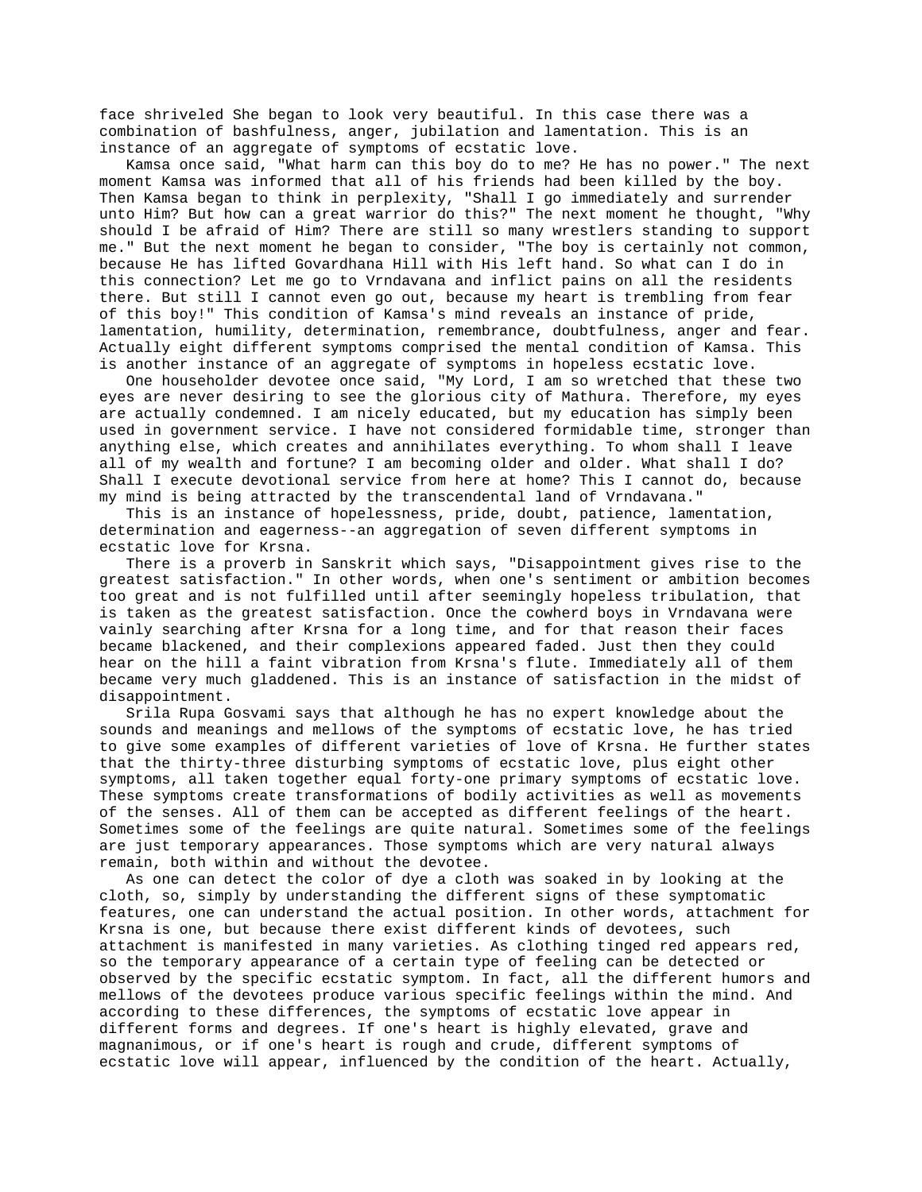face shriveled She began to look very beautiful. In this case there was a combination of bashfulness, anger, jubilation and lamentation. This is an instance of an aggregate of symptoms of ecstatic love.

Kamsa once said, "What harm can this boy do to me? He has no power." The next moment Kamsa was informed that all of his friends had been killed by the boy. Then Kamsa began to think in perplexity, "Shall I go immediately and surrender unto Him? But how can a great warrior do this?" The next moment he thought, "Why should I be afraid of Him? There are still so many wrestlers standing to support me." But the next moment he began to consider, "The boy is certainly not common, because He has lifted Govardhana Hill with His left hand. So what can I do in this connection? Let me go to Vrndavana and inflict pains on all the residents there. But still I cannot even go out, because my heart is trembling from fear of this boy!" This condition of Kamsa's mind reveals an instance of pride, lamentation, humility, determination, remembrance, doubtfulness, anger and fear. Actually eight different symptoms comprised the mental condition of Kamsa. This is another instance of an aggregate of symptoms in hopeless ecstatic love.

One householder devotee once said, "My Lord, I am so wretched that these two eyes are never desiring to see the glorious city of Mathura. Therefore, my eyes are actually condemned. I am nicely educated, but my education has simply been used in government service. I have not considered formidable time, stronger than anything else, which creates and annihilates everything. To whom shall I leave all of my wealth and fortune? I am becoming older and older. What shall I do? Shall I execute devotional service from here at home? This I cannot do, because my mind is being attracted by the transcendental land of Vrndavana."

This is an instance of hopelessness, pride, doubt, patience, lamentation, determination and eagerness--an aggregation of seven different symptoms in ecstatic love for Krsna.

There is a proverb in Sanskrit which says, "Disappointment gives rise to the greatest satisfaction." In other words, when one's sentiment or ambition becomes too great and is not fulfilled until after seemingly hopeless tribulation, that is taken as the greatest satisfaction. Once the cowherd boys in Vrndavana were vainly searching after Krsna for a long time, and for that reason their faces became blackened, and their complexions appeared faded. Just then they could hear on the hill a faint vibration from Krsna's flute. Immediately all of them became very much gladdened. This is an instance of satisfaction in the midst of disappointment.

Srila Rupa Gosvami says that although he has no expert knowledge about the sounds and meanings and mellows of the symptoms of ecstatic love, he has tried to give some examples of different varieties of love of Krsna. He further states that the thirty-three disturbing symptoms of ecstatic love, plus eight other symptoms, all taken together equal forty-one primary symptoms of ecstatic love. These symptoms create transformations of bodily activities as well as movements of the senses. All of them can be accepted as different feelings of the heart. Sometimes some of the feelings are quite natural. Sometimes some of the feelings are just temporary appearances. Those symptoms which are very natural always remain, both within and without the devotee.

As one can detect the color of dye a cloth was soaked in by looking at the cloth, so, simply by understanding the different signs of these symptomatic features, one can understand the actual position. In other words, attachment for Krsna is one, but because there exist different kinds of devotees, such attachment is manifested in many varieties. As clothing tinged red appears red, so the temporary appearance of a certain type of feeling can be detected or observed by the specific ecstatic symptom. In fact, all the different humors and mellows of the devotees produce various specific feelings within the mind. And according to these differences, the symptoms of ecstatic love appear in different forms and degrees. If one's heart is highly elevated, grave and magnanimous, or if one's heart is rough and crude, different symptoms of ecstatic love will appear, influenced by the condition of the heart. Actually,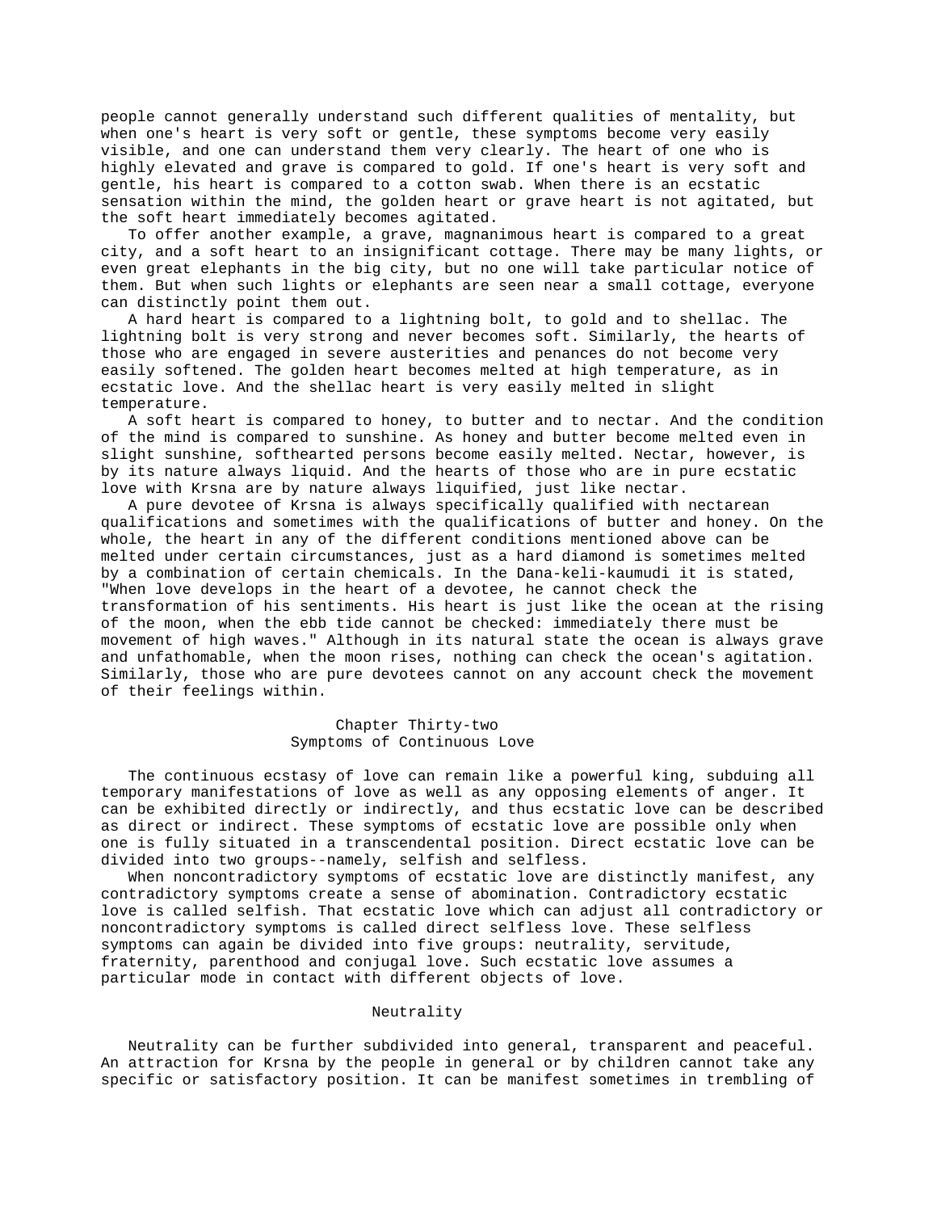people cannot generally understand such different qualities of mentality, but when one's heart is very soft or gentle, these symptoms become very easily visible, and one can understand them very clearly. The heart of one who is highly elevated and grave is compared to gold. If one's heart is very soft and gentle, his heart is compared to a cotton swab. When there is an ecstatic sensation within the mind, the golden heart or grave heart is not agitated, but the soft heart immediately becomes agitated.

To offer another example, a grave, magnanimous heart is compared to a great city, and a soft heart to an insignificant cottage. There may be many lights, or even great elephants in the big city, but no one will take particular notice of them. But when such lights or elephants are seen near a small cottage, everyone can distinctly point them out.

A hard heart is compared to a lightning bolt, to gold and to shellac. The lightning bolt is very strong and never becomes soft. Similarly, the hearts of those who are engaged in severe austerities and penances do not become very easily softened. The golden heart becomes melted at high temperature, as in ecstatic love. And the shellac heart is very easily melted in slight temperature.

A soft heart is compared to honey, to butter and to nectar. And the condition of the mind is compared to sunshine. As honey and butter become melted even in slight sunshine, softhearted persons become easily melted. Nectar, however, is by its nature always liquid. And the hearts of those who are in pure ecstatic love with Krsna are by nature always liquified, just like nectar.

A pure devotee of Krsna is always specifically qualified with nectarean qualifications and sometimes with the qualifications of butter and honey. On the whole, the heart in any of the different conditions mentioned above can be melted under certain circumstances, just as a hard diamond is sometimes melted by a combination of certain chemicals. In the Dana-keli-kaumudi it is stated, "When love develops in the heart of a devotee, he cannot check the transformation of his sentiments. His heart is just like the ocean at the rising of the moon, when the ebb tide cannot be checked: immediately there must be movement of high waves." Although in its natural state the ocean is always grave and unfathomable, when the moon rises, nothing can check the ocean's agitation. Similarly, those who are pure devotees cannot on any account check the movement of their feelings within.

## Chapter Thirty-two
## Symptoms of Continuous Love

The continuous ecstasy of love can remain like a powerful king, subduing all temporary manifestations of love as well as any opposing elements of anger. It can be exhibited directly or indirectly, and thus ecstatic love can be described as direct or indirect. These symptoms of ecstatic love are possible only when one is fully situated in a transcendental position. Direct ecstatic love can be divided into two groups--namely, selfish and selfless.

When noncontradictory symptoms of ecstatic love are distinctly manifest, any contradictory symptoms create a sense of abomination. Contradictory ecstatic love is called selfish. That ecstatic love which can adjust all contradictory or noncontradictory symptoms is called direct selfless love. These selfless symptoms can again be divided into five groups: neutrality, servitude, fraternity, parenthood and conjugal love. Such ecstatic love assumes a particular mode in contact with different objects of love.

### Neutrality

Neutrality can be further subdivided into general, transparent and peaceful. An attraction for Krsna by the people in general or by children cannot take any specific or satisfactory position. It can be manifest sometimes in trembling of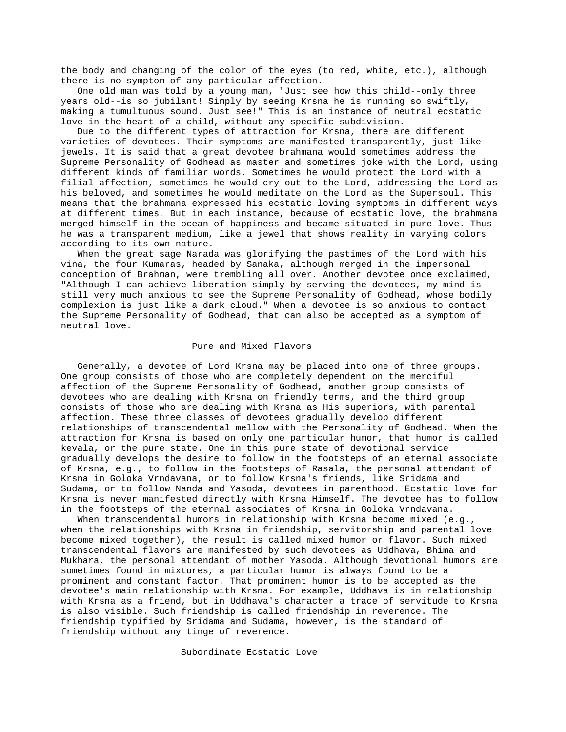the body and changing of the color of the eyes (to red, white, etc.), although there is no symptom of any particular affection.

One old man was told by a young man, "Just see how this child--only three years old--is so jubilant! Simply by seeing Krsna he is running so swiftly, making a tumultuous sound. Just see!" This is an instance of neutral ecstatic love in the heart of a child, without any specific subdivision.

Due to the different types of attraction for Krsna, there are different varieties of devotees. Their symptoms are manifested transparently, just like jewels. It is said that a great devotee brahmana would sometimes address the Supreme Personality of Godhead as master and sometimes joke with the Lord, using different kinds of familiar words. Sometimes he would protect the Lord with a filial affection, sometimes he would cry out to the Lord, addressing the Lord as his beloved, and sometimes he would meditate on the Lord as the Supersoul. This means that the brahmana expressed his ecstatic loving symptoms in different ways at different times. But in each instance, because of ecstatic love, the brahmana merged himself in the ocean of happiness and became situated in pure love. Thus he was a transparent medium, like a jewel that shows reality in varying colors according to its own nature.

When the great sage Narada was glorifying the pastimes of the Lord with his vina, the four Kumaras, headed by Sanaka, although merged in the impersonal conception of Brahman, were trembling all over. Another devotee once exclaimed, "Although I can achieve liberation simply by serving the devotees, my mind is still very much anxious to see the Supreme Personality of Godhead, whose bodily complexion is just like a dark cloud." When a devotee is so anxious to contact the Supreme Personality of Godhead, that can also be accepted as a symptom of neutral love.

## Pure and Mixed Flavors

Generally, a devotee of Lord Krsna may be placed into one of three groups. One group consists of those who are completely dependent on the merciful affection of the Supreme Personality of Godhead, another group consists of devotees who are dealing with Krsna on friendly terms, and the third group consists of those who are dealing with Krsna as His superiors, with parental affection. These three classes of devotees gradually develop different relationships of transcendental mellow with the Personality of Godhead. When the attraction for Krsna is based on only one particular humor, that humor is called kevala, or the pure state. One in this pure state of devotional service gradually develops the desire to follow in the footsteps of an eternal associate of Krsna, e.g., to follow in the footsteps of Rasala, the personal attendant of Krsna in Goloka Vrndavana, or to follow Krsna's friends, like Sridama and Sudama, or to follow Nanda and Yasoda, devotees in parenthood. Ecstatic love for Krsna is never manifested directly with Krsna Himself. The devotee has to follow in the footsteps of the eternal associates of Krsna in Goloka Vrndavana.

When transcendental humors in relationship with Krsna become mixed (e.g., when the relationships with Krsna in friendship, servitorship and parental love become mixed together), the result is called mixed humor or flavor. Such mixed transcendental flavors are manifested by such devotees as Uddhava, Bhima and Mukhara, the personal attendant of mother Yasoda. Although devotional humors are sometimes found in mixtures, a particular humor is always found to be a prominent and constant factor. That prominent humor is to be accepted as the devotee's main relationship with Krsna. For example, Uddhava is in relationship with Krsna as a friend, but in Uddhava's character a trace of servitude to Krsna is also visible. Such friendship is called friendship in reverence. The friendship typified by Sridama and Sudama, however, is the standard of friendship without any tinge of reverence.

## Subordinate Ecstatic Love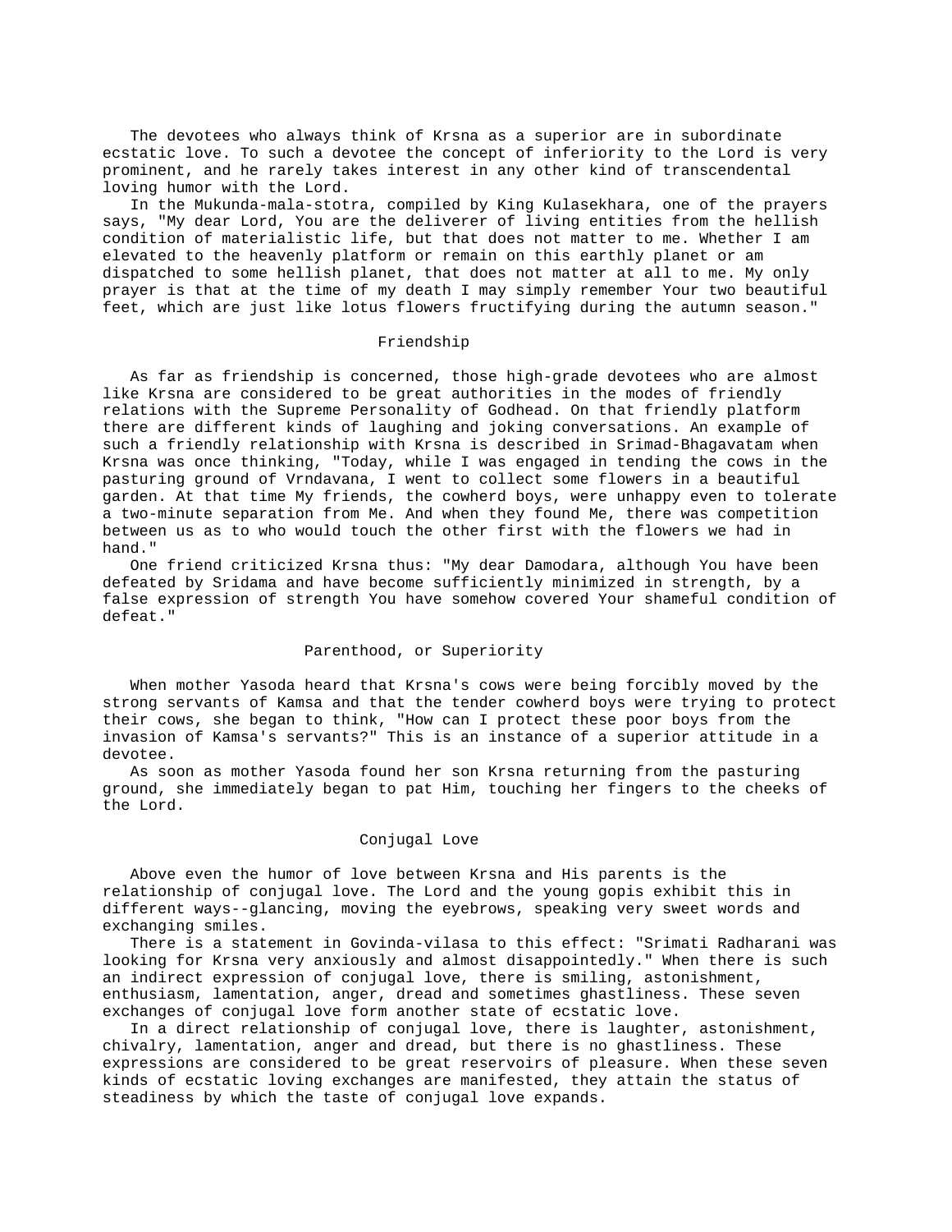The devotees who always think of Krsna as a superior are in subordinate ecstatic love. To such a devotee the concept of inferiority to the Lord is very prominent, and he rarely takes interest in any other kind of transcendental loving humor with the Lord.

In the Mukunda-mala-stotra, compiled by King Kulasekhara, one of the prayers says, "My dear Lord, You are the deliverer of living entities from the hellish condition of materialistic life, but that does not matter to me. Whether I am elevated to the heavenly platform or remain on this earthly planet or am dispatched to some hellish planet, that does not matter at all to me. My only prayer is that at the time of my death I may simply remember Your two beautiful feet, which are just like lotus flowers fructifying during the autumn season."

## Friendship

As far as friendship is concerned, those high-grade devotees who are almost like Krsna are considered to be great authorities in the modes of friendly relations with the Supreme Personality of Godhead. On that friendly platform there are different kinds of laughing and joking conversations. An example of such a friendly relationship with Krsna is described in Srimad-Bhagavatam when Krsna was once thinking, "Today, while I was engaged in tending the cows in the pasturing ground of Vrndavana, I went to collect some flowers in a beautiful garden. At that time My friends, the cowherd boys, were unhappy even to tolerate a two-minute separation from Me. And when they found Me, there was competition between us as to who would touch the other first with the flowers we had in hand."

One friend criticized Krsna thus: "My dear Damodara, although You have been defeated by Sridama and have become sufficiently minimized in strength, by a false expression of strength You have somehow covered Your shameful condition of defeat."

## Parenthood, or Superiority

When mother Yasoda heard that Krsna's cows were being forcibly moved by the strong servants of Kamsa and that the tender cowherd boys were trying to protect their cows, she began to think, "How can I protect these poor boys from the invasion of Kamsa's servants?" This is an instance of a superior attitude in a devotee.

As soon as mother Yasoda found her son Krsna returning from the pasturing ground, she immediately began to pat Him, touching her fingers to the cheeks of the Lord.

## Conjugal Love

Above even the humor of love between Krsna and His parents is the relationship of conjugal love. The Lord and the young gopis exhibit this in different ways--glancing, moving the eyebrows, speaking very sweet words and exchanging smiles.

There is a statement in Govinda-vilasa to this effect: "Srimati Radharani was looking for Krsna very anxiously and almost disappointedly." When there is such an indirect expression of conjugal love, there is smiling, astonishment, enthusiasm, lamentation, anger, dread and sometimes ghastliness. These seven exchanges of conjugal love form another state of ecstatic love.

In a direct relationship of conjugal love, there is laughter, astonishment, chivalry, lamentation, anger and dread, but there is no ghastliness. These expressions are considered to be great reservoirs of pleasure. When these seven kinds of ecstatic loving exchanges are manifested, they attain the status of steadiness by which the taste of conjugal love expands.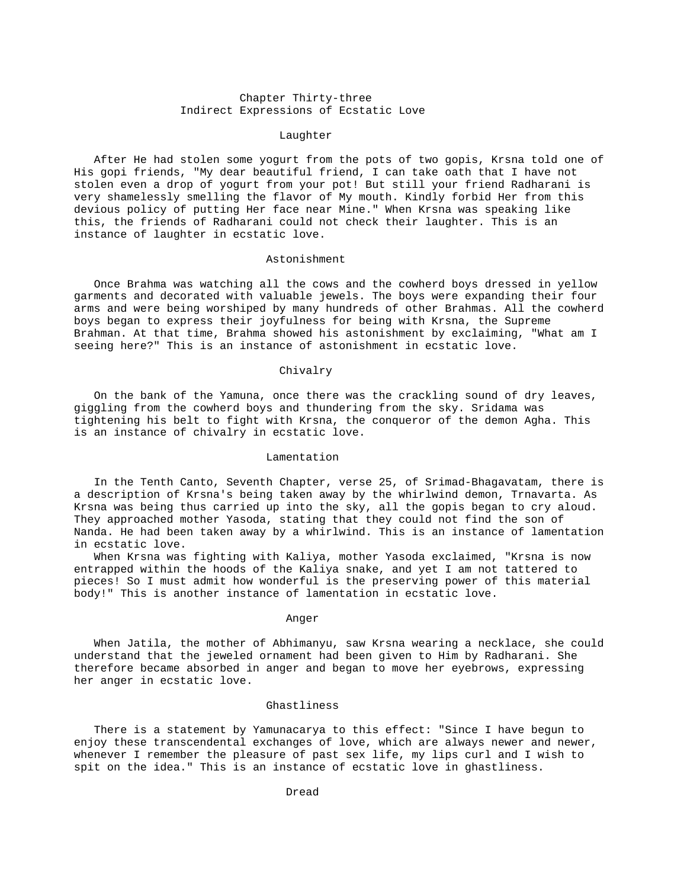# Chapter Thirty-three
## Indirect Expressions of Ecstatic Love

### Laughter

After He had stolen some yogurt from the pots of two gopis, Krsna told one of His gopi friends, "My dear beautiful friend, I can take oath that I have not stolen even a drop of yogurt from your pot! But still your friend Radharani is very shamelessly smelling the flavor of My mouth. Kindly forbid Her from this devious policy of putting Her face near Mine." When Krsna was speaking like this, the friends of Radharani could not check their laughter. This is an instance of laughter in ecstatic love.

### Astonishment

Once Brahma was watching all the cows and the cowherd boys dressed in yellow garments and decorated with valuable jewels. The boys were expanding their four arms and were being worshiped by many hundreds of other Brahmas. All the cowherd boys began to express their joyfulness for being with Krsna, the Supreme Brahman. At that time, Brahma showed his astonishment by exclaiming, "What am I seeing here?" This is an instance of astonishment in ecstatic love.

### Chivalry

On the bank of the Yamuna, once there was the crackling sound of dry leaves, giggling from the cowherd boys and thundering from the sky. Sridama was tightening his belt to fight with Krsna, the conqueror of the demon Agha. This is an instance of chivalry in ecstatic love.

### Lamentation

In the Tenth Canto, Seventh Chapter, verse 25, of Srimad-Bhagavatam, there is a description of Krsna's being taken away by the whirlwind demon, Trnavarta. As Krsna was being thus carried up into the sky, all the gopis began to cry aloud. They approached mother Yasoda, stating that they could not find the son of Nanda. He had been taken away by a whirlwind. This is an instance of lamentation in ecstatic love.

When Krsna was fighting with Kaliya, mother Yasoda exclaimed, "Krsna is now entrapped within the hoods of the Kaliya snake, and yet I am not tattered to pieces! So I must admit how wonderful is the preserving power of this material body!" This is another instance of lamentation in ecstatic love.

### Anger

When Jatila, the mother of Abhimanyu, saw Krsna wearing a necklace, she could understand that the jeweled ornament had been given to Him by Radharani. She therefore became absorbed in anger and began to move her eyebrows, expressing her anger in ecstatic love.

### Ghastliness

There is a statement by Yamunacarya to this effect: "Since I have begun to enjoy these transcendental exchanges of love, which are always newer and newer, whenever I remember the pleasure of past sex life, my lips curl and I wish to spit on the idea." This is an instance of ecstatic love in ghastliness.

### Dread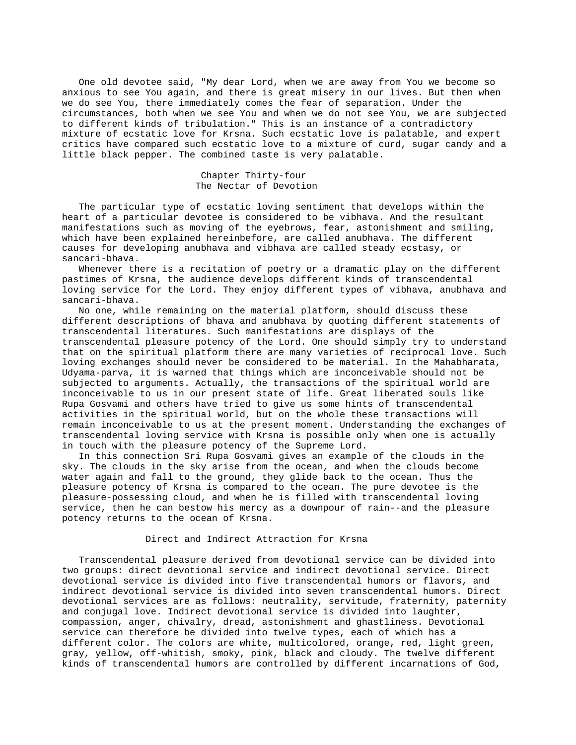One old devotee said, "My dear Lord, when we are away from You we become so anxious to see You again, and there is great misery in our lives. But then when we do see You, there immediately comes the fear of separation. Under the circumstances, both when we see You and when we do not see You, we are subjected to different kinds of tribulation." This is an instance of a contradictory mixture of ecstatic love for Krsna. Such ecstatic love is palatable, and expert critics have compared such ecstatic love to a mixture of curd, sugar candy and a little black pepper. The combined taste is very palatable.

## Chapter Thirty-four
## The Nectar of Devotion

The particular type of ecstatic loving sentiment that develops within the heart of a particular devotee is considered to be vibhava. And the resultant manifestations such as moving of the eyebrows, fear, astonishment and smiling, which have been explained hereinbefore, are called anubhava. The different causes for developing anubhava and vibhava are called steady ecstasy, or sancari-bhava.

Whenever there is a recitation of poetry or a dramatic play on the different pastimes of Krsna, the audience develops different kinds of transcendental loving service for the Lord. They enjoy different types of vibhava, anubhava and sancari-bhava.

No one, while remaining on the material platform, should discuss these different descriptions of bhava and anubhava by quoting different statements of transcendental literatures. Such manifestations are displays of the transcendental pleasure potency of the Lord. One should simply try to understand that on the spiritual platform there are many varieties of reciprocal love. Such loving exchanges should never be considered to be material. In the Mahabharata, Udyama-parva, it is warned that things which are inconceivable should not be subjected to arguments. Actually, the transactions of the spiritual world are inconceivable to us in our present state of life. Great liberated souls like Rupa Gosvami and others have tried to give us some hints of transcendental activities in the spiritual world, but on the whole these transactions will remain inconceivable to us at the present moment. Understanding the exchanges of transcendental loving service with Krsna is possible only when one is actually in touch with the pleasure potency of the Supreme Lord.

In this connection Sri Rupa Gosvami gives an example of the clouds in the sky. The clouds in the sky arise from the ocean, and when the clouds become water again and fall to the ground, they glide back to the ocean. Thus the pleasure potency of Krsna is compared to the ocean. The pure devotee is the pleasure-possessing cloud, and when he is filled with transcendental loving service, then he can bestow his mercy as a downpour of rain--and the pleasure potency returns to the ocean of Krsna.

### Direct and Indirect Attraction for Krsna

Transcendental pleasure derived from devotional service can be divided into two groups: direct devotional service and indirect devotional service. Direct devotional service is divided into five transcendental humors or flavors, and indirect devotional service is divided into seven transcendental humors. Direct devotional services are as follows: neutrality, servitude, fraternity, paternity and conjugal love. Indirect devotional service is divided into laughter, compassion, anger, chivalry, dread, astonishment and ghastliness. Devotional service can therefore be divided into twelve types, each of which has a different color. The colors are white, multicolored, orange, red, light green, gray, yellow, off-whitish, smoky, pink, black and cloudy. The twelve different kinds of transcendental humors are controlled by different incarnations of God,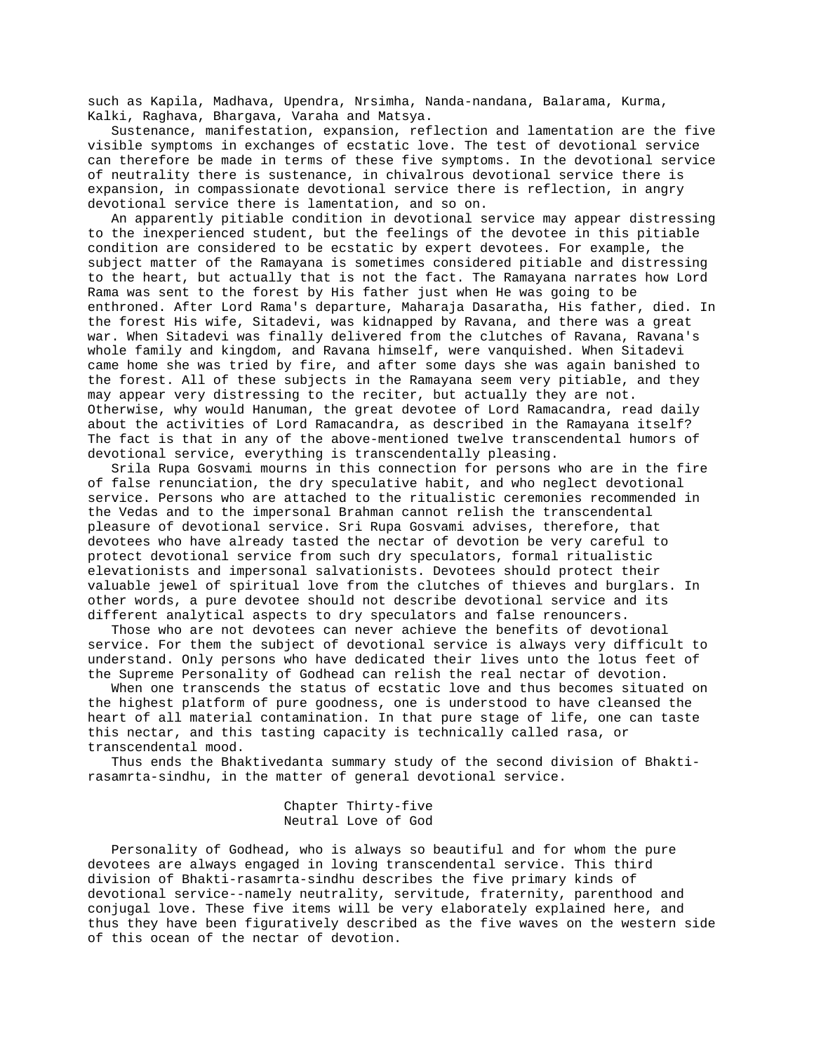such as Kapila, Madhava, Upendra, Nrsimha, Nanda-nandana, Balarama, Kurma, Kalki, Raghava, Bhargava, Varaha and Matsya.

Sustenance, manifestation, expansion, reflection and lamentation are the five visible symptoms in exchanges of ecstatic love. The test of devotional service can therefore be made in terms of these five symptoms. In the devotional service of neutrality there is sustenance, in chivalrous devotional service there is expansion, in compassionate devotional service there is reflection, in angry devotional service there is lamentation, and so on.

An apparently pitiable condition in devotional service may appear distressing to the inexperienced student, but the feelings of the devotee in this pitiable condition are considered to be ecstatic by expert devotees. For example, the subject matter of the Ramayana is sometimes considered pitiable and distressing to the heart, but actually that is not the fact. The Ramayana narrates how Lord Rama was sent to the forest by His father just when He was going to be enthroned. After Lord Rama's departure, Maharaja Dasaratha, His father, died. In the forest His wife, Sitadevi, was kidnapped by Ravana, and there was a great war. When Sitadevi was finally delivered from the clutches of Ravana, Ravana's whole family and kingdom, and Ravana himself, were vanquished. When Sitadevi came home she was tried by fire, and after some days she was again banished to the forest. All of these subjects in the Ramayana seem very pitiable, and they may appear very distressing to the reciter, but actually they are not. Otherwise, why would Hanuman, the great devotee of Lord Ramacandra, read daily about the activities of Lord Ramacandra, as described in the Ramayana itself? The fact is that in any of the above-mentioned twelve transcendental humors of devotional service, everything is transcendentally pleasing.

Srila Rupa Gosvami mourns in this connection for persons who are in the fire of false renunciation, the dry speculative habit, and who neglect devotional service. Persons who are attached to the ritualistic ceremonies recommended in the Vedas and to the impersonal Brahman cannot relish the transcendental pleasure of devotional service. Sri Rupa Gosvami advises, therefore, that devotees who have already tasted the nectar of devotion be very careful to protect devotional service from such dry speculators, formal ritualistic elevationists and impersonal salvationists. Devotees should protect their valuable jewel of spiritual love from the clutches of thieves and burglars. In other words, a pure devotee should not describe devotional service and its different analytical aspects to dry speculators and false renouncers.

Those who are not devotees can never achieve the benefits of devotional service. For them the subject of devotional service is always very difficult to understand. Only persons who have dedicated their lives unto the lotus feet of the Supreme Personality of Godhead can relish the real nectar of devotion.

When one transcends the status of ecstatic love and thus becomes situated on the highest platform of pure goodness, one is understood to have cleansed the heart of all material contamination. In that pure stage of life, one can taste this nectar, and this tasting capacity is technically called rasa, or transcendental mood.

Thus ends the Bhaktivedanta summary study of the second division of Bhakti-rasamrta-sindhu, in the matter of general devotional service.

## Chapter Thirty-five
## Neutral Love of God

Personality of Godhead, who is always so beautiful and for whom the pure devotees are always engaged in loving transcendental service. This third division of Bhakti-rasamrta-sindhu describes the five primary kinds of devotional service--namely neutrality, servitude, fraternity, parenthood and conjugal love. These five items will be very elaborately explained here, and thus they have been figuratively described as the five waves on the western side of this ocean of the nectar of devotion.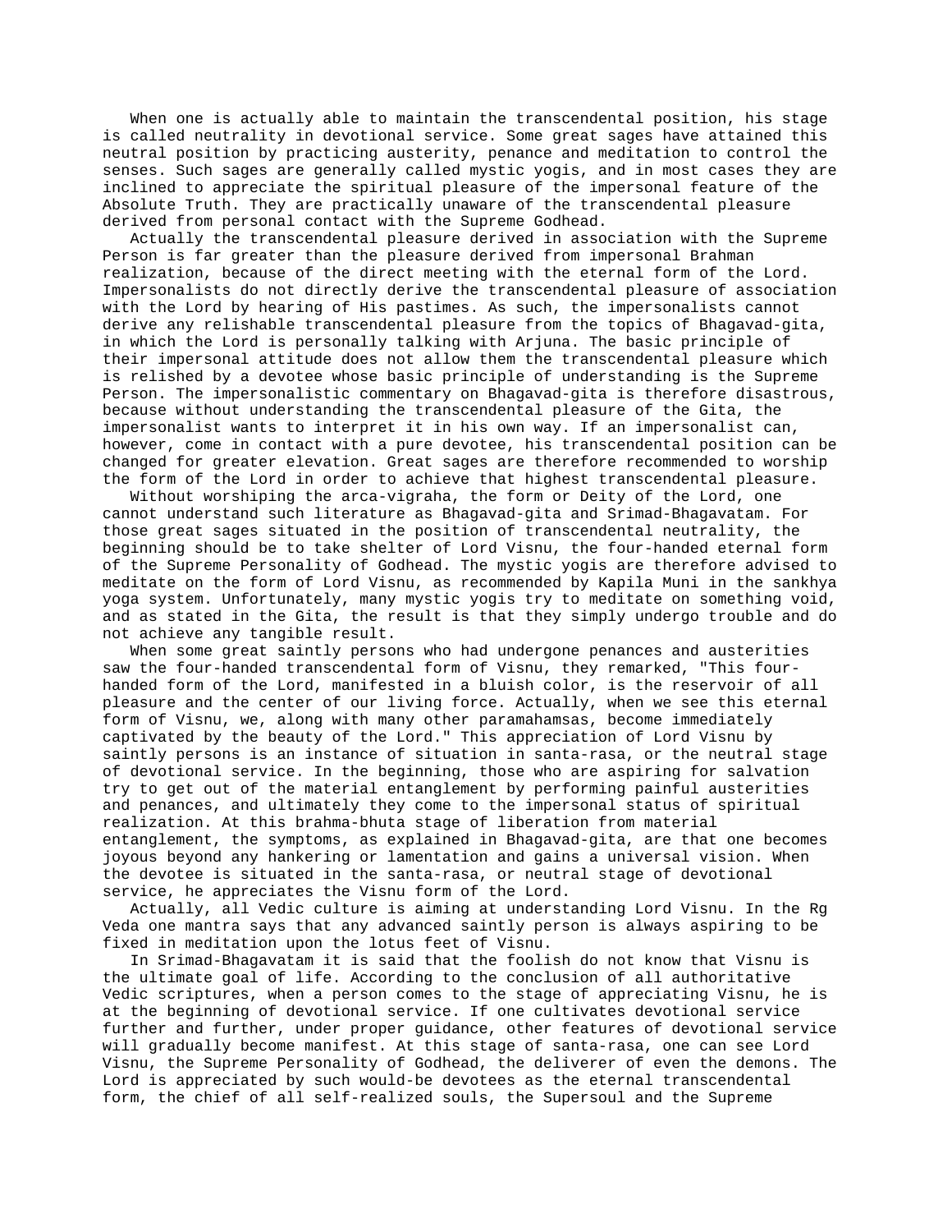When one is actually able to maintain the transcendental position, his stage is called neutrality in devotional service. Some great sages have attained this neutral position by practicing austerity, penance and meditation to control the senses. Such sages are generally called mystic yogis, and in most cases they are inclined to appreciate the spiritual pleasure of the impersonal feature of the Absolute Truth. They are practically unaware of the transcendental pleasure derived from personal contact with the Supreme Godhead.

Actually the transcendental pleasure derived in association with the Supreme Person is far greater than the pleasure derived from impersonal Brahman realization, because of the direct meeting with the eternal form of the Lord. Impersonalists do not directly derive the transcendental pleasure of association with the Lord by hearing of His pastimes. As such, the impersonalists cannot derive any relishable transcendental pleasure from the topics of Bhagavad-gita, in which the Lord is personally talking with Arjuna. The basic principle of their impersonal attitude does not allow them the transcendental pleasure which is relished by a devotee whose basic principle of understanding is the Supreme Person. The impersonalistic commentary on Bhagavad-gita is therefore disastrous, because without understanding the transcendental pleasure of the Gita, the impersonalist wants to interpret it in his own way. If an impersonalist can, however, come in contact with a pure devotee, his transcendental position can be changed for greater elevation. Great sages are therefore recommended to worship the form of the Lord in order to achieve that highest transcendental pleasure.

Without worshiping the arca-vigraha, the form or Deity of the Lord, one cannot understand such literature as Bhagavad-gita and Srimad-Bhagavatam. For those great sages situated in the position of transcendental neutrality, the beginning should be to take shelter of Lord Visnu, the four-handed eternal form of the Supreme Personality of Godhead. The mystic yogis are therefore advised to meditate on the form of Lord Visnu, as recommended by Kapila Muni in the sankhya yoga system. Unfortunately, many mystic yogis try to meditate on something void, and as stated in the Gita, the result is that they simply undergo trouble and do not achieve any tangible result.

When some great saintly persons who had undergone penances and austerities saw the four-handed transcendental form of Visnu, they remarked, "This four-handed form of the Lord, manifested in a bluish color, is the reservoir of all pleasure and the center of our living force. Actually, when we see this eternal form of Visnu, we, along with many other paramahamsas, become immediately captivated by the beauty of the Lord." This appreciation of Lord Visnu by saintly persons is an instance of situation in santa-rasa, or the neutral stage of devotional service. In the beginning, those who are aspiring for salvation try to get out of the material entanglement by performing painful austerities and penances, and ultimately they come to the impersonal status of spiritual realization. At this brahma-bhuta stage of liberation from material entanglement, the symptoms, as explained in Bhagavad-gita, are that one becomes joyous beyond any hankering or lamentation and gains a universal vision. When the devotee is situated in the santa-rasa, or neutral stage of devotional service, he appreciates the Visnu form of the Lord.

Actually, all Vedic culture is aiming at understanding Lord Visnu. In the Rg Veda one mantra says that any advanced saintly person is always aspiring to be fixed in meditation upon the lotus feet of Visnu.

In Srimad-Bhagavatam it is said that the foolish do not know that Visnu is the ultimate goal of life. According to the conclusion of all authoritative Vedic scriptures, when a person comes to the stage of appreciating Visnu, he is at the beginning of devotional service. If one cultivates devotional service further and further, under proper guidance, other features of devotional service will gradually become manifest. At this stage of santa-rasa, one can see Lord Visnu, the Supreme Personality of Godhead, the deliverer of even the demons. The Lord is appreciated by such would-be devotees as the eternal transcendental form, the chief of all self-realized souls, the Supersoul and the Supreme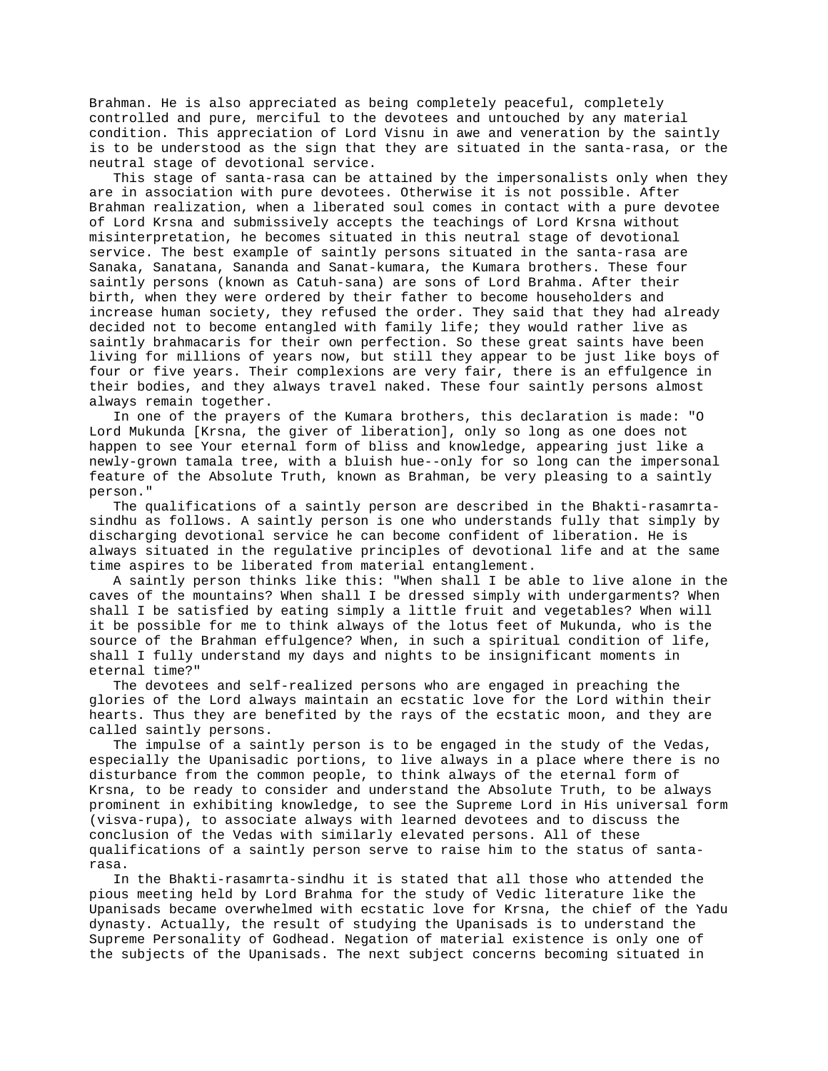Brahman. He is also appreciated as being completely peaceful, completely controlled and pure, merciful to the devotees and untouched by any material condition. This appreciation of Lord Visnu in awe and veneration by the saintly is to be understood as the sign that they are situated in the santa-rasa, or the neutral stage of devotional service.

This stage of santa-rasa can be attained by the impersonalists only when they are in association with pure devotees. Otherwise it is not possible. After Brahman realization, when a liberated soul comes in contact with a pure devotee of Lord Krsna and submissively accepts the teachings of Lord Krsna without misinterpretation, he becomes situated in this neutral stage of devotional service. The best example of saintly persons situated in the santa-rasa are Sanaka, Sanatana, Sananda and Sanat-kumara, the Kumara brothers. These four saintly persons (known as Catuh-sana) are sons of Lord Brahma. After their birth, when they were ordered by their father to become householders and increase human society, they refused the order. They said that they had already decided not to become entangled with family life; they would rather live as saintly brahmacaris for their own perfection. So these great saints have been living for millions of years now, but still they appear to be just like boys of four or five years. Their complexions are very fair, there is an effulgence in their bodies, and they always travel naked. These four saintly persons almost always remain together.

In one of the prayers of the Kumara brothers, this declaration is made: "O Lord Mukunda [Krsna, the giver of liberation], only so long as one does not happen to see Your eternal form of bliss and knowledge, appearing just like a newly-grown tamala tree, with a bluish hue--only for so long can the impersonal feature of the Absolute Truth, known as Brahman, be very pleasing to a saintly person."

The qualifications of a saintly person are described in the Bhakti-rasamrta-sindhu as follows. A saintly person is one who understands fully that simply by discharging devotional service he can become confident of liberation. He is always situated in the regulative principles of devotional life and at the same time aspires to be liberated from material entanglement.

A saintly person thinks like this: "When shall I be able to live alone in the caves of the mountains? When shall I be dressed simply with undergarments? When shall I be satisfied by eating simply a little fruit and vegetables? When will it be possible for me to think always of the lotus feet of Mukunda, who is the source of the Brahman effulgence? When, in such a spiritual condition of life, shall I fully understand my days and nights to be insignificant moments in eternal time?"

The devotees and self-realized persons who are engaged in preaching the glories of the Lord always maintain an ecstatic love for the Lord within their hearts. Thus they are benefited by the rays of the ecstatic moon, and they are called saintly persons.

The impulse of a saintly person is to be engaged in the study of the Vedas, especially the Upanisadic portions, to live always in a place where there is no disturbance from the common people, to think always of the eternal form of Krsna, to be ready to consider and understand the Absolute Truth, to be always prominent in exhibiting knowledge, to see the Supreme Lord in His universal form (visva-rupa), to associate always with learned devotees and to discuss the conclusion of the Vedas with similarly elevated persons. All of these qualifications of a saintly person serve to raise him to the status of santa-rasa.

In the Bhakti-rasamrta-sindhu it is stated that all those who attended the pious meeting held by Lord Brahma for the study of Vedic literature like the Upanisads became overwhelmed with ecstatic love for Krsna, the chief of the Yadu dynasty. Actually, the result of studying the Upanisads is to understand the Supreme Personality of Godhead. Negation of material existence is only one of the subjects of the Upanisads. The next subject concerns becoming situated in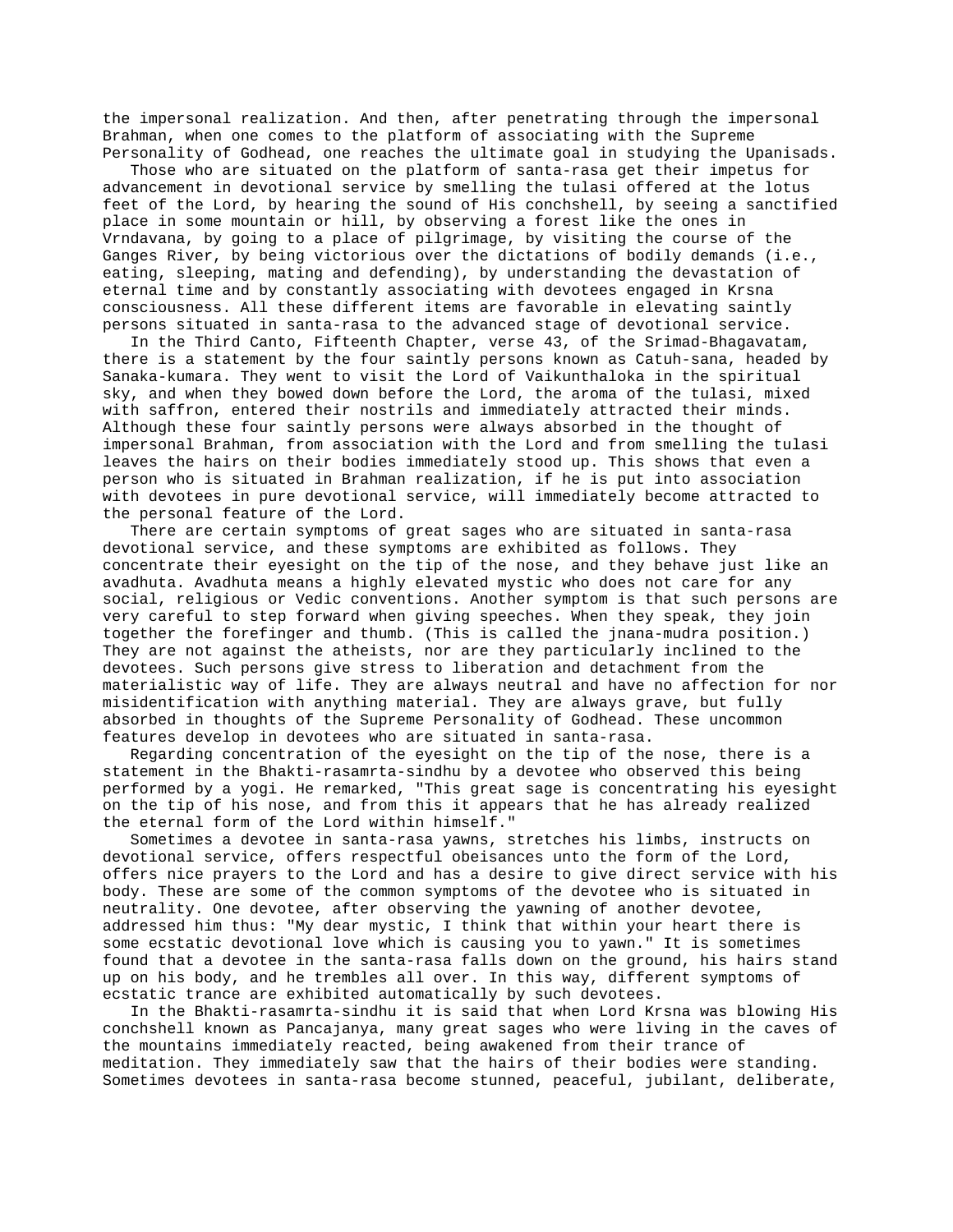the impersonal realization. And then, after penetrating through the impersonal Brahman, when one comes to the platform of associating with the Supreme Personality of Godhead, one reaches the ultimate goal in studying the Upanisads.

Those who are situated on the platform of santa-rasa get their impetus for advancement in devotional service by smelling the tulasi offered at the lotus feet of the Lord, by hearing the sound of His conchshell, by seeing a sanctified place in some mountain or hill, by observing a forest like the ones in Vrndavana, by going to a place of pilgrimage, by visiting the course of the Ganges River, by being victorious over the dictations of bodily demands (i.e., eating, sleeping, mating and defending), by understanding the devastation of eternal time and by constantly associating with devotees engaged in Krsna consciousness. All these different items are favorable in elevating saintly persons situated in santa-rasa to the advanced stage of devotional service.

In the Third Canto, Fifteenth Chapter, verse 43, of the Srimad-Bhagavatam, there is a statement by the four saintly persons known as Catuh-sana, headed by Sanaka-kumara. They went to visit the Lord of Vaikunthaloka in the spiritual sky, and when they bowed down before the Lord, the aroma of the tulasi, mixed with saffron, entered their nostrils and immediately attracted their minds. Although these four saintly persons were always absorbed in the thought of impersonal Brahman, from association with the Lord and from smelling the tulasi leaves the hairs on their bodies immediately stood up. This shows that even a person who is situated in Brahman realization, if he is put into association with devotees in pure devotional service, will immediately become attracted to the personal feature of the Lord.

There are certain symptoms of great sages who are situated in santa-rasa devotional service, and these symptoms are exhibited as follows. They concentrate their eyesight on the tip of the nose, and they behave just like an avadhuta. Avadhuta means a highly elevated mystic who does not care for any social, religious or Vedic conventions. Another symptom is that such persons are very careful to step forward when giving speeches. When they speak, they join together the forefinger and thumb. (This is called the jnana-mudra position.) They are not against the atheists, nor are they particularly inclined to the devotees. Such persons give stress to liberation and detachment from the materialistic way of life. They are always neutral and have no affection for nor misidentification with anything material. They are always grave, but fully absorbed in thoughts of the Supreme Personality of Godhead. These uncommon features develop in devotees who are situated in santa-rasa.

Regarding concentration of the eyesight on the tip of the nose, there is a statement in the Bhakti-rasamrta-sindhu by a devotee who observed this being performed by a yogi. He remarked, "This great sage is concentrating his eyesight on the tip of his nose, and from this it appears that he has already realized the eternal form of the Lord within himself."

Sometimes a devotee in santa-rasa yawns, stretches his limbs, instructs on devotional service, offers respectful obeisances unto the form of the Lord, offers nice prayers to the Lord and has a desire to give direct service with his body. These are some of the common symptoms of the devotee who is situated in neutrality. One devotee, after observing the yawning of another devotee, addressed him thus: "My dear mystic, I think that within your heart there is some ecstatic devotional love which is causing you to yawn." It is sometimes found that a devotee in the santa-rasa falls down on the ground, his hairs stand up on his body, and he trembles all over. In this way, different symptoms of ecstatic trance are exhibited automatically by such devotees.

In the Bhakti-rasamrta-sindhu it is said that when Lord Krsna was blowing His conchshell known as Pancajanya, many great sages who were living in the caves of the mountains immediately reacted, being awakened from their trance of meditation. They immediately saw that the hairs of their bodies were standing. Sometimes devotees in santa-rasa become stunned, peaceful, jubilant, deliberate,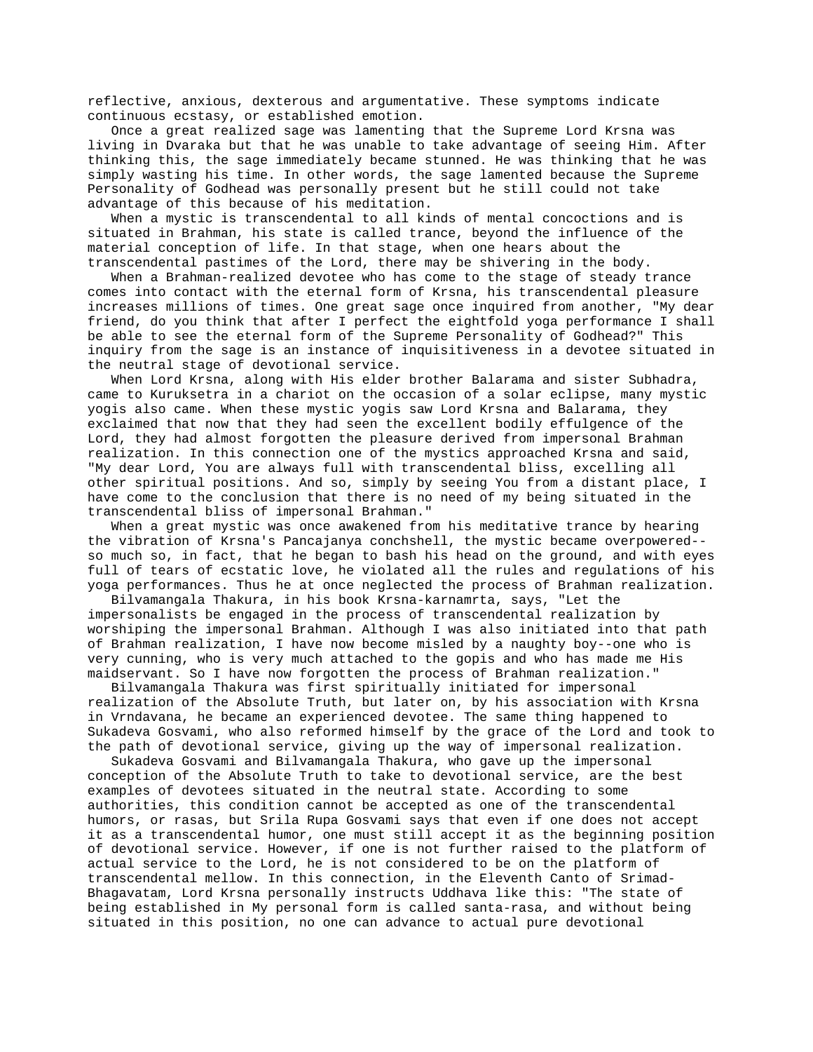reflective, anxious, dexterous and argumentative. These symptoms indicate continuous ecstasy, or established emotion.

Once a great realized sage was lamenting that the Supreme Lord Krsna was living in Dvaraka but that he was unable to take advantage of seeing Him. After thinking this, the sage immediately became stunned. He was thinking that he was simply wasting his time. In other words, the sage lamented because the Supreme Personality of Godhead was personally present but he still could not take advantage of this because of his meditation.

When a mystic is transcendental to all kinds of mental concoctions and is situated in Brahman, his state is called trance, beyond the influence of the material conception of life. In that stage, when one hears about the transcendental pastimes of the Lord, there may be shivering in the body.

When a Brahman-realized devotee who has come to the stage of steady trance comes into contact with the eternal form of Krsna, his transcendental pleasure increases millions of times. One great sage once inquired from another, "My dear friend, do you think that after I perfect the eightfold yoga performance I shall be able to see the eternal form of the Supreme Personality of Godhead?" This inquiry from the sage is an instance of inquisitiveness in a devotee situated in the neutral stage of devotional service.

When Lord Krsna, along with His elder brother Balarama and sister Subhadra, came to Kuruksetra in a chariot on the occasion of a solar eclipse, many mystic yogis also came. When these mystic yogis saw Lord Krsna and Balarama, they exclaimed that now that they had seen the excellent bodily effulgence of the Lord, they had almost forgotten the pleasure derived from impersonal Brahman realization. In this connection one of the mystics approached Krsna and said, "My dear Lord, You are always full with transcendental bliss, excelling all other spiritual positions. And so, simply by seeing You from a distant place, I have come to the conclusion that there is no need of my being situated in the transcendental bliss of impersonal Brahman."

When a great mystic was once awakened from his meditative trance by hearing the vibration of Krsna's Pancajanya conchshell, the mystic became overpowered--so much so, in fact, that he began to bash his head on the ground, and with eyes full of tears of ecstatic love, he violated all the rules and regulations of his yoga performances. Thus he at once neglected the process of Brahman realization.

Bilvamangala Thakura, in his book Krsna-karnamrta, says, "Let the impersonalists be engaged in the process of transcendental realization by worshiping the impersonal Brahman. Although I was also initiated into that path of Brahman realization, I have now become misled by a naughty boy--one who is very cunning, who is very much attached to the gopis and who has made me His maidservant. So I have now forgotten the process of Brahman realization."

Bilvamangala Thakura was first spiritually initiated for impersonal realization of the Absolute Truth, but later on, by his association with Krsna in Vrndavana, he became an experienced devotee. The same thing happened to Sukadeva Gosvami, who also reformed himself by the grace of the Lord and took to the path of devotional service, giving up the way of impersonal realization.

Sukadeva Gosvami and Bilvamangala Thakura, who gave up the impersonal conception of the Absolute Truth to take to devotional service, are the best examples of devotees situated in the neutral state. According to some authorities, this condition cannot be accepted as one of the transcendental humors, or rasas, but Srila Rupa Gosvami says that even if one does not accept it as a transcendental humor, one must still accept it as the beginning position of devotional service. However, if one is not further raised to the platform of actual service to the Lord, he is not considered to be on the platform of transcendental mellow. In this connection, in the Eleventh Canto of Srimad-Bhagavatam, Lord Krsna personally instructs Uddhava like this: "The state of being established in My personal form is called santa-rasa, and without being situated in this position, no one can advance to actual pure devotional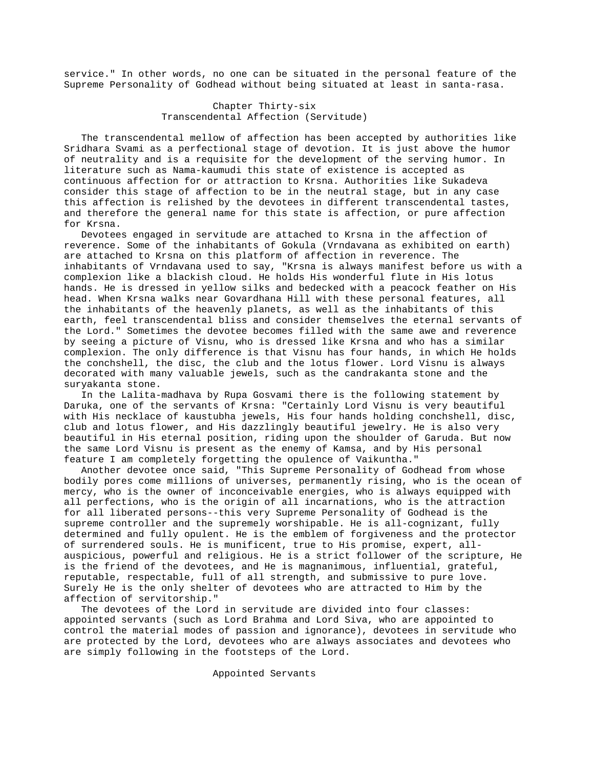service." In other words, no one can be situated in the personal feature of the Supreme Personality of Godhead without being situated at least in santa-rasa.

## Chapter Thirty-six
## Transcendental Affection (Servitude)

The transcendental mellow of affection has been accepted by authorities like Sridhara Svami as a perfectional stage of devotion. It is just above the humor of neutrality and is a requisite for the development of the serving humor. In literature such as Nama-kaumudi this state of existence is accepted as continuous affection for or attraction to Krsna. Authorities like Sukadeva consider this stage of affection to be in the neutral stage, but in any case this affection is relished by the devotees in different transcendental tastes, and therefore the general name for this state is affection, or pure affection for Krsna.

Devotees engaged in servitude are attached to Krsna in the affection of reverence. Some of the inhabitants of Gokula (Vrndavana as exhibited on earth) are attached to Krsna on this platform of affection in reverence. The inhabitants of Vrndavana used to say, "Krsna is always manifest before us with a complexion like a blackish cloud. He holds His wonderful flute in His lotus hands. He is dressed in yellow silks and bedecked with a peacock feather on His head. When Krsna walks near Govardhana Hill with these personal features, all the inhabitants of the heavenly planets, as well as the inhabitants of this earth, feel transcendental bliss and consider themselves the eternal servants of the Lord." Sometimes the devotee becomes filled with the same awe and reverence by seeing a picture of Visnu, who is dressed like Krsna and who has a similar complexion. The only difference is that Visnu has four hands, in which He holds the conchshell, the disc, the club and the lotus flower. Lord Visnu is always decorated with many valuable jewels, such as the candrakanta stone and the suryakanta stone.

In the Lalita-madhava by Rupa Gosvami there is the following statement by Daruka, one of the servants of Krsna: "Certainly Lord Visnu is very beautiful with His necklace of kaustubha jewels, His four hands holding conchshell, disc, club and lotus flower, and His dazzlingly beautiful jewelry. He is also very beautiful in His eternal position, riding upon the shoulder of Garuda. But now the same Lord Visnu is present as the enemy of Kamsa, and by His personal feature I am completely forgetting the opulence of Vaikuntha."

Another devotee once said, "This Supreme Personality of Godhead from whose bodily pores come millions of universes, permanently rising, who is the ocean of mercy, who is the owner of inconceivable energies, who is always equipped with all perfections, who is the origin of all incarnations, who is the attraction for all liberated persons--this very Supreme Personality of Godhead is the supreme controller and the supremely worshipable. He is all-cognizant, fully determined and fully opulent. He is the emblem of forgiveness and the protector of surrendered souls. He is munificent, true to His promise, expert, all-auspicious, powerful and religious. He is a strict follower of the scripture, He is the friend of the devotees, and He is magnanimous, influential, grateful, reputable, respectable, full of all strength, and submissive to pure love. Surely He is the only shelter of devotees who are attracted to Him by the affection of servitorship."

The devotees of the Lord in servitude are divided into four classes: appointed servants (such as Lord Brahma and Lord Siva, who are appointed to control the material modes of passion and ignorance), devotees in servitude who are protected by the Lord, devotees who are always associates and devotees who are simply following in the footsteps of the Lord.

### Appointed Servants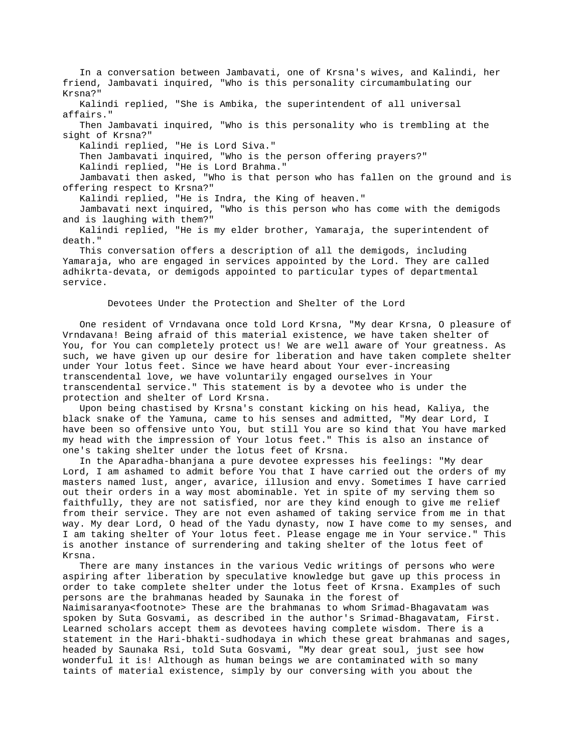In a conversation between Jambavati, one of Krsna's wives, and Kalindi, her friend, Jambavati inquired, "Who is this personality circumambulating our Krsna?"

Kalindi replied, "She is Ambika, the superintendent of all universal affairs."

Then Jambavati inquired, "Who is this personality who is trembling at the sight of Krsna?"

Kalindi replied, "He is Lord Siva."

Then Jambavati inquired, "Who is the person offering prayers?"

Kalindi replied, "He is Lord Brahma."

Jambavati then asked, "Who is that person who has fallen on the ground and is offering respect to Krsna?"

Kalindi replied, "He is Indra, the King of heaven."

Jambavati next inquired, "Who is this person who has come with the demigods and is laughing with them?"

Kalindi replied, "He is my elder brother, Yamaraja, the superintendent of death."

This conversation offers a description of all the demigods, including Yamaraja, who are engaged in services appointed by the Lord. They are called adhikrta-devata, or demigods appointed to particular types of departmental service.

## Devotees Under the Protection and Shelter of the Lord

One resident of Vrndavana once told Lord Krsna, "My dear Krsna, O pleasure of Vrndavana! Being afraid of this material existence, we have taken shelter of You, for You can completely protect us! We are well aware of Your greatness. As such, we have given up our desire for liberation and have taken complete shelter under Your lotus feet. Since we have heard about Your ever-increasing transcendental love, we have voluntarily engaged ourselves in Your transcendental service." This statement is by a devotee who is under the protection and shelter of Lord Krsna.

Upon being chastised by Krsna's constant kicking on his head, Kaliya, the black snake of the Yamuna, came to his senses and admitted, "My dear Lord, I have been so offensive unto You, but still You are so kind that You have marked my head with the impression of Your lotus feet." This is also an instance of one's taking shelter under the lotus feet of Krsna.

In the Aparadha-bhanjana a pure devotee expresses his feelings: "My dear Lord, I am ashamed to admit before You that I have carried out the orders of my masters named lust, anger, avarice, illusion and envy. Sometimes I have carried out their orders in a way most abominable. Yet in spite of my serving them so faithfully, they are not satisfied, nor are they kind enough to give me relief from their service. They are not even ashamed of taking service from me in that way. My dear Lord, O head of the Yadu dynasty, now I have come to my senses, and I am taking shelter of Your lotus feet. Please engage me in Your service." This is another instance of surrendering and taking shelter of the lotus feet of Krsna.

There are many instances in the various Vedic writings of persons who were aspiring after liberation by speculative knowledge but gave up this process in order to take complete shelter under the lotus feet of Krsna. Examples of such persons are the brahmanas headed by Saunaka in the forest of Naimisaranya<footnote> These are the brahmanas to whom Srimad-Bhagavatam was spoken by Suta Gosvami, as described in the author's Srimad-Bhagavatam, First. Learned scholars accept them as devotees having complete wisdom. There is a statement in the Hari-bhakti-sudhodaya in which these great brahmanas and sages, headed by Saunaka Rsi, told Suta Gosvami, "My dear great soul, just see how wonderful it is! Although as human beings we are contaminated with so many taints of material existence, simply by our conversing with you about the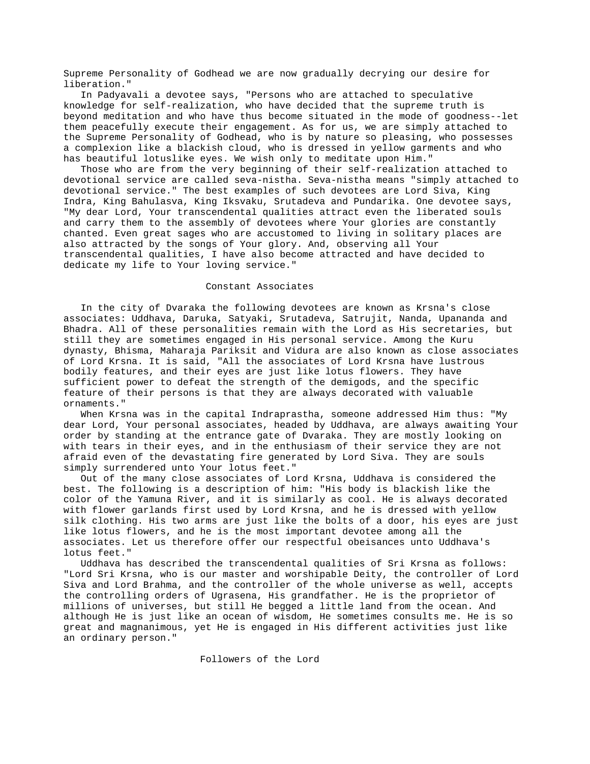Supreme Personality of Godhead we are now gradually decrying our desire for liberation."

In Padyavali a devotee says, "Persons who are attached to speculative knowledge for self-realization, who have decided that the supreme truth is beyond meditation and who have thus become situated in the mode of goodness--let them peacefully execute their engagement. As for us, we are simply attached to the Supreme Personality of Godhead, who is by nature so pleasing, who possesses a complexion like a blackish cloud, who is dressed in yellow garments and who has beautiful lotuslike eyes. We wish only to meditate upon Him."

Those who are from the very beginning of their self-realization attached to devotional service are called seva-nistha. Seva-nistha means "simply attached to devotional service." The best examples of such devotees are Lord Siva, King Indra, King Bahulasva, King Iksvaku, Srutadeva and Pundarika. One devotee says, "My dear Lord, Your transcendental qualities attract even the liberated souls and carry them to the assembly of devotees where Your glories are constantly chanted. Even great sages who are accustomed to living in solitary places are also attracted by the songs of Your glory. And, observing all Your transcendental qualities, I have also become attracted and have decided to dedicate my life to Your loving service."

## Constant Associates

In the city of Dvaraka the following devotees are known as Krsna's close associates: Uddhava, Daruka, Satyaki, Srutadeva, Satrujit, Nanda, Upananda and Bhadra. All of these personalities remain with the Lord as His secretaries, but still they are sometimes engaged in His personal service. Among the Kuru dynasty, Bhisma, Maharaja Pariksit and Vidura are also known as close associates of Lord Krsna. It is said, "All the associates of Lord Krsna have lustrous bodily features, and their eyes are just like lotus flowers. They have sufficient power to defeat the strength of the demigods, and the specific feature of their persons is that they are always decorated with valuable ornaments."

When Krsna was in the capital Indraprastha, someone addressed Him thus: "My dear Lord, Your personal associates, headed by Uddhava, are always awaiting Your order by standing at the entrance gate of Dvaraka. They are mostly looking on with tears in their eyes, and in the enthusiasm of their service they are not afraid even of the devastating fire generated by Lord Siva. They are souls simply surrendered unto Your lotus feet."

Out of the many close associates of Lord Krsna, Uddhava is considered the best. The following is a description of him: "His body is blackish like the color of the Yamuna River, and it is similarly as cool. He is always decorated with flower garlands first used by Lord Krsna, and he is dressed with yellow silk clothing. His two arms are just like the bolts of a door, his eyes are just like lotus flowers, and he is the most important devotee among all the associates. Let us therefore offer our respectful obeisances unto Uddhava's lotus feet."

Uddhava has described the transcendental qualities of Sri Krsna as follows: "Lord Sri Krsna, who is our master and worshipable Deity, the controller of Lord Siva and Lord Brahma, and the controller of the whole universe as well, accepts the controlling orders of Ugrasena, His grandfather. He is the proprietor of millions of universes, but still He begged a little land from the ocean. And although He is just like an ocean of wisdom, He sometimes consults me. He is so great and magnanimous, yet He is engaged in His different activities just like an ordinary person."

## Followers of the Lord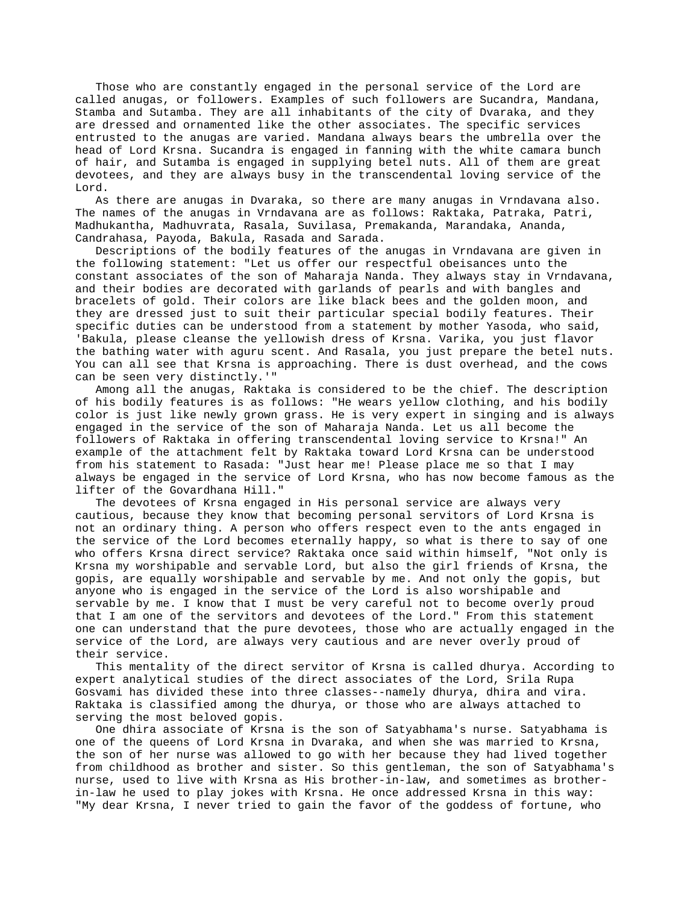Those who are constantly engaged in the personal service of the Lord are called anugas, or followers. Examples of such followers are Sucandra, Mandana, Stamba and Sutamba. They are all inhabitants of the city of Dvaraka, and they are dressed and ornamented like the other associates. The specific services entrusted to the anugas are varied. Mandana always bears the umbrella over the head of Lord Krsna. Sucandra is engaged in fanning with the white camara bunch of hair, and Sutamba is engaged in supplying betel nuts. All of them are great devotees, and they are always busy in the transcendental loving service of the Lord.

As there are anugas in Dvaraka, so there are many anugas in Vrndavana also. The names of the anugas in Vrndavana are as follows: Raktaka, Patraka, Patri, Madhukantha, Madhuvrata, Rasala, Suvilasa, Premakanda, Marandaka, Ananda, Candrahasa, Payoda, Bakula, Rasada and Sarada.

Descriptions of the bodily features of the anugas in Vrndavana are given in the following statement: "Let us offer our respectful obeisances unto the constant associates of the son of Maharaja Nanda. They always stay in Vrndavana, and their bodies are decorated with garlands of pearls and with bangles and bracelets of gold. Their colors are like black bees and the golden moon, and they are dressed just to suit their particular special bodily features. Their specific duties can be understood from a statement by mother Yasoda, who said, 'Bakula, please cleanse the yellowish dress of Krsna. Varika, you just flavor the bathing water with aguru scent. And Rasala, you just prepare the betel nuts. You can all see that Krsna is approaching. There is dust overhead, and the cows can be seen very distinctly.'"

Among all the anugas, Raktaka is considered to be the chief. The description of his bodily features is as follows: "He wears yellow clothing, and his bodily color is just like newly grown grass. He is very expert in singing and is always engaged in the service of the son of Maharaja Nanda. Let us all become the followers of Raktaka in offering transcendental loving service to Krsna!" An example of the attachment felt by Raktaka toward Lord Krsna can be understood from his statement to Rasada: "Just hear me! Please place me so that I may always be engaged in the service of Lord Krsna, who has now become famous as the lifter of the Govardhana Hill."

The devotees of Krsna engaged in His personal service are always very cautious, because they know that becoming personal servitors of Lord Krsna is not an ordinary thing. A person who offers respect even to the ants engaged in the service of the Lord becomes eternally happy, so what is there to say of one who offers Krsna direct service? Raktaka once said within himself, "Not only is Krsna my worshipable and servable Lord, but also the girl friends of Krsna, the gopis, are equally worshipable and servable by me. And not only the gopis, but anyone who is engaged in the service of the Lord is also worshipable and servable by me. I know that I must be very careful not to become overly proud that I am one of the servitors and devotees of the Lord." From this statement one can understand that the pure devotees, those who are actually engaged in the service of the Lord, are always very cautious and are never overly proud of their service.

This mentality of the direct servitor of Krsna is called dhurya. According to expert analytical studies of the direct associates of the Lord, Srila Rupa Gosvami has divided these into three classes--namely dhurya, dhira and vira. Raktaka is classified among the dhurya, or those who are always attached to serving the most beloved gopis.

One dhira associate of Krsna is the son of Satyabhama's nurse. Satyabhama is one of the queens of Lord Krsna in Dvaraka, and when she was married to Krsna, the son of her nurse was allowed to go with her because they had lived together from childhood as brother and sister. So this gentleman, the son of Satyabhama's nurse, used to live with Krsna as His brother-in-law, and sometimes as brother-in-law he used to play jokes with Krsna. He once addressed Krsna in this way: "My dear Krsna, I never tried to gain the favor of the goddess of fortune, who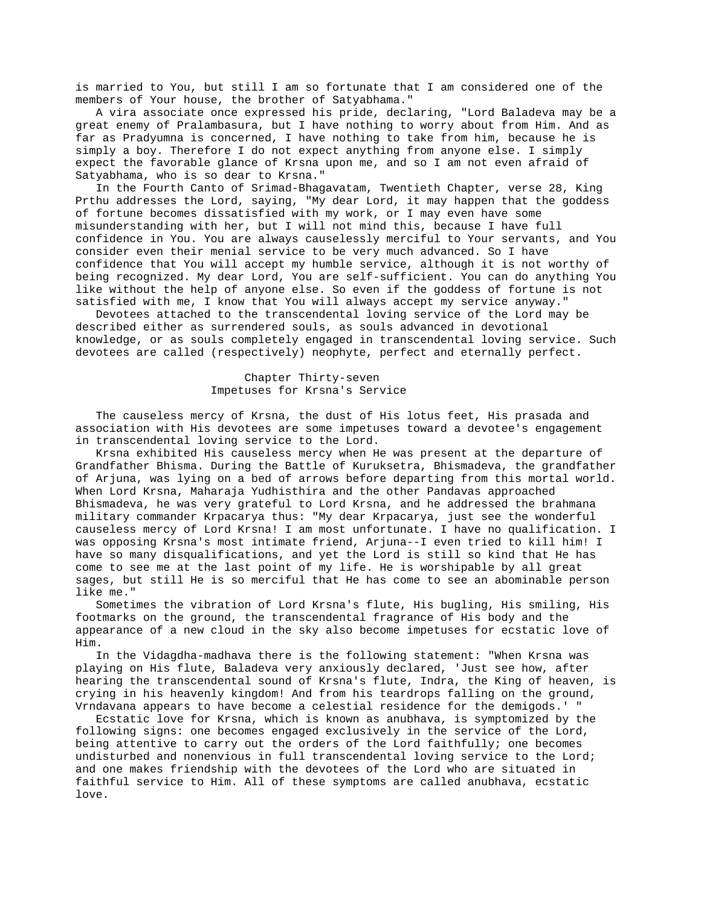is married to You, but still I am so fortunate that I am considered one of the members of Your house, the brother of Satyabhama."

A vira associate once expressed his pride, declaring, "Lord Baladeva may be a great enemy of Pralambasura, but I have nothing to worry about from Him. And as far as Pradyumna is concerned, I have nothing to take from him, because he is simply a boy. Therefore I do not expect anything from anyone else. I simply expect the favorable glance of Krsna upon me, and so I am not even afraid of Satyabhama, who is so dear to Krsna."

In the Fourth Canto of Srimad-Bhagavatam, Twentieth Chapter, verse 28, King Prthu addresses the Lord, saying, "My dear Lord, it may happen that the goddess of fortune becomes dissatisfied with my work, or I may even have some misunderstanding with her, but I will not mind this, because I have full confidence in You. You are always causelessly merciful to Your servants, and You consider even their menial service to be very much advanced. So I have confidence that You will accept my humble service, although it is not worthy of being recognized. My dear Lord, You are self-sufficient. You can do anything You like without the help of anyone else. So even if the goddess of fortune is not satisfied with me, I know that You will always accept my service anyway."

Devotees attached to the transcendental loving service of the Lord may be described either as surrendered souls, as souls advanced in devotional knowledge, or as souls completely engaged in transcendental loving service. Such devotees are called (respectively) neophyte, perfect and eternally perfect.

## Chapter Thirty-seven
## Impetuses for Krsna's Service

The causeless mercy of Krsna, the dust of His lotus feet, His prasada and association with His devotees are some impetuses toward a devotee's engagement in transcendental loving service to the Lord.

Krsna exhibited His causeless mercy when He was present at the departure of Grandfather Bhisma. During the Battle of Kuruksetra, Bhismadeva, the grandfather of Arjuna, was lying on a bed of arrows before departing from this mortal world. When Lord Krsna, Maharaja Yudhisthira and the other Pandavas approached Bhismadeva, he was very grateful to Lord Krsna, and he addressed the brahmana military commander Krpacarya thus: "My dear Krpacarya, just see the wonderful causeless mercy of Lord Krsna! I am most unfortunate. I have no qualification. I was opposing Krsna's most intimate friend, Arjuna--I even tried to kill him! I have so many disqualifications, and yet the Lord is still so kind that He has come to see me at the last point of my life. He is worshipable by all great sages, but still He is so merciful that He has come to see an abominable person like me."

Sometimes the vibration of Lord Krsna's flute, His bugling, His smiling, His footmarks on the ground, the transcendental fragrance of His body and the appearance of a new cloud in the sky also become impetuses for ecstatic love of Him.

In the Vidagdha-madhava there is the following statement: "When Krsna was playing on His flute, Baladeva very anxiously declared, 'Just see how, after hearing the transcendental sound of Krsna's flute, Indra, the King of heaven, is crying in his heavenly kingdom! And from his teardrops falling on the ground, Vrndavana appears to have become a celestial residence for the demigods.' "

Ecstatic love for Krsna, which is known as anubhava, is symptomized by the following signs: one becomes engaged exclusively in the service of the Lord, being attentive to carry out the orders of the Lord faithfully; one becomes undisturbed and nonenvious in full transcendental loving service to the Lord; and one makes friendship with the devotees of the Lord who are situated in faithful service to Him. All of these symptoms are called anubhava, ecstatic love.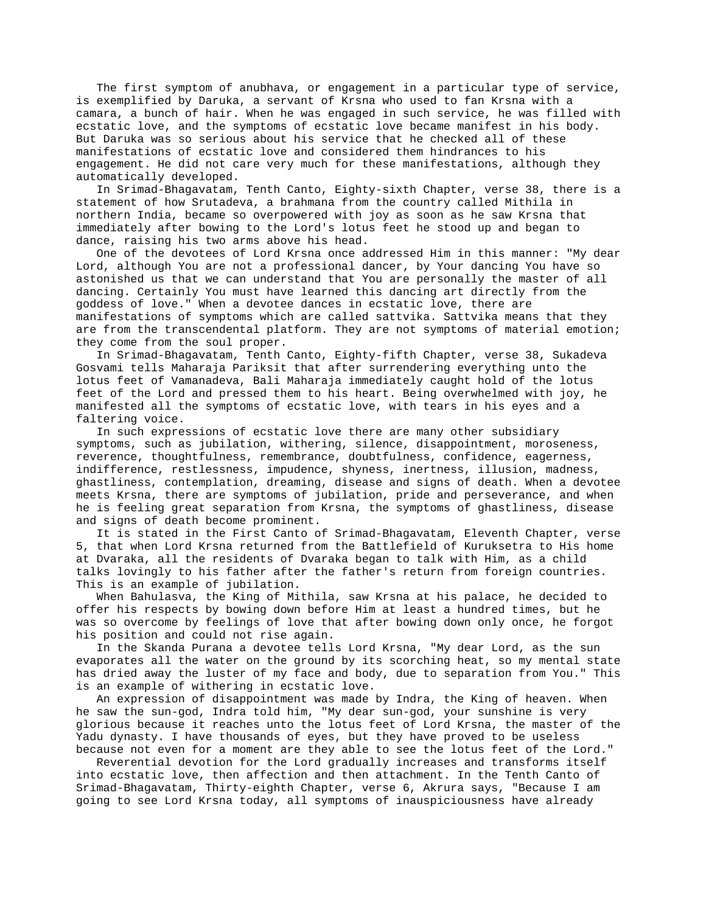The first symptom of anubhava, or engagement in a particular type of service, is exemplified by Daruka, a servant of Krsna who used to fan Krsna with a camara, a bunch of hair. When he was engaged in such service, he was filled with ecstatic love, and the symptoms of ecstatic love became manifest in his body. But Daruka was so serious about his service that he checked all of these manifestations of ecstatic love and considered them hindrances to his engagement. He did not care very much for these manifestations, although they automatically developed.

In Srimad-Bhagavatam, Tenth Canto, Eighty-sixth Chapter, verse 38, there is a statement of how Srutadeva, a brahmana from the country called Mithila in northern India, became so overpowered with joy as soon as he saw Krsna that immediately after bowing to the Lord's lotus feet he stood up and began to dance, raising his two arms above his head.

One of the devotees of Lord Krsna once addressed Him in this manner: "My dear Lord, although You are not a professional dancer, by Your dancing You have so astonished us that we can understand that You are personally the master of all dancing. Certainly You must have learned this dancing art directly from the goddess of love." When a devotee dances in ecstatic love, there are manifestations of symptoms which are called sattvika. Sattvika means that they are from the transcendental platform. They are not symptoms of material emotion; they come from the soul proper.

In Srimad-Bhagavatam, Tenth Canto, Eighty-fifth Chapter, verse 38, Sukadeva Gosvami tells Maharaja Pariksit that after surrendering everything unto the lotus feet of Vamanadeva, Bali Maharaja immediately caught hold of the lotus feet of the Lord and pressed them to his heart. Being overwhelmed with joy, he manifested all the symptoms of ecstatic love, with tears in his eyes and a faltering voice.

In such expressions of ecstatic love there are many other subsidiary symptoms, such as jubilation, withering, silence, disappointment, moroseness, reverence, thoughtfulness, remembrance, doubtfulness, confidence, eagerness, indifference, restlessness, impudence, shyness, inertness, illusion, madness, ghastliness, contemplation, dreaming, disease and signs of death. When a devotee meets Krsna, there are symptoms of jubilation, pride and perseverance, and when he is feeling great separation from Krsna, the symptoms of ghastliness, disease and signs of death become prominent.

It is stated in the First Canto of Srimad-Bhagavatam, Eleventh Chapter, verse 5, that when Lord Krsna returned from the Battlefield of Kuruksetra to His home at Dvaraka, all the residents of Dvaraka began to talk with Him, as a child talks lovingly to his father after the father's return from foreign countries. This is an example of jubilation.

When Bahulasva, the King of Mithila, saw Krsna at his palace, he decided to offer his respects by bowing down before Him at least a hundred times, but he was so overcome by feelings of love that after bowing down only once, he forgot his position and could not rise again.

In the Skanda Purana a devotee tells Lord Krsna, "My dear Lord, as the sun evaporates all the water on the ground by its scorching heat, so my mental state has dried away the luster of my face and body, due to separation from You." This is an example of withering in ecstatic love.

An expression of disappointment was made by Indra, the King of heaven. When he saw the sun-god, Indra told him, "My dear sun-god, your sunshine is very glorious because it reaches unto the lotus feet of Lord Krsna, the master of the Yadu dynasty. I have thousands of eyes, but they have proved to be useless because not even for a moment are they able to see the lotus feet of the Lord."

Reverential devotion for the Lord gradually increases and transforms itself into ecstatic love, then affection and then attachment. In the Tenth Canto of Srimad-Bhagavatam, Thirty-eighth Chapter, verse 6, Akrura says, "Because I am going to see Lord Krsna today, all symptoms of inauspiciousness have already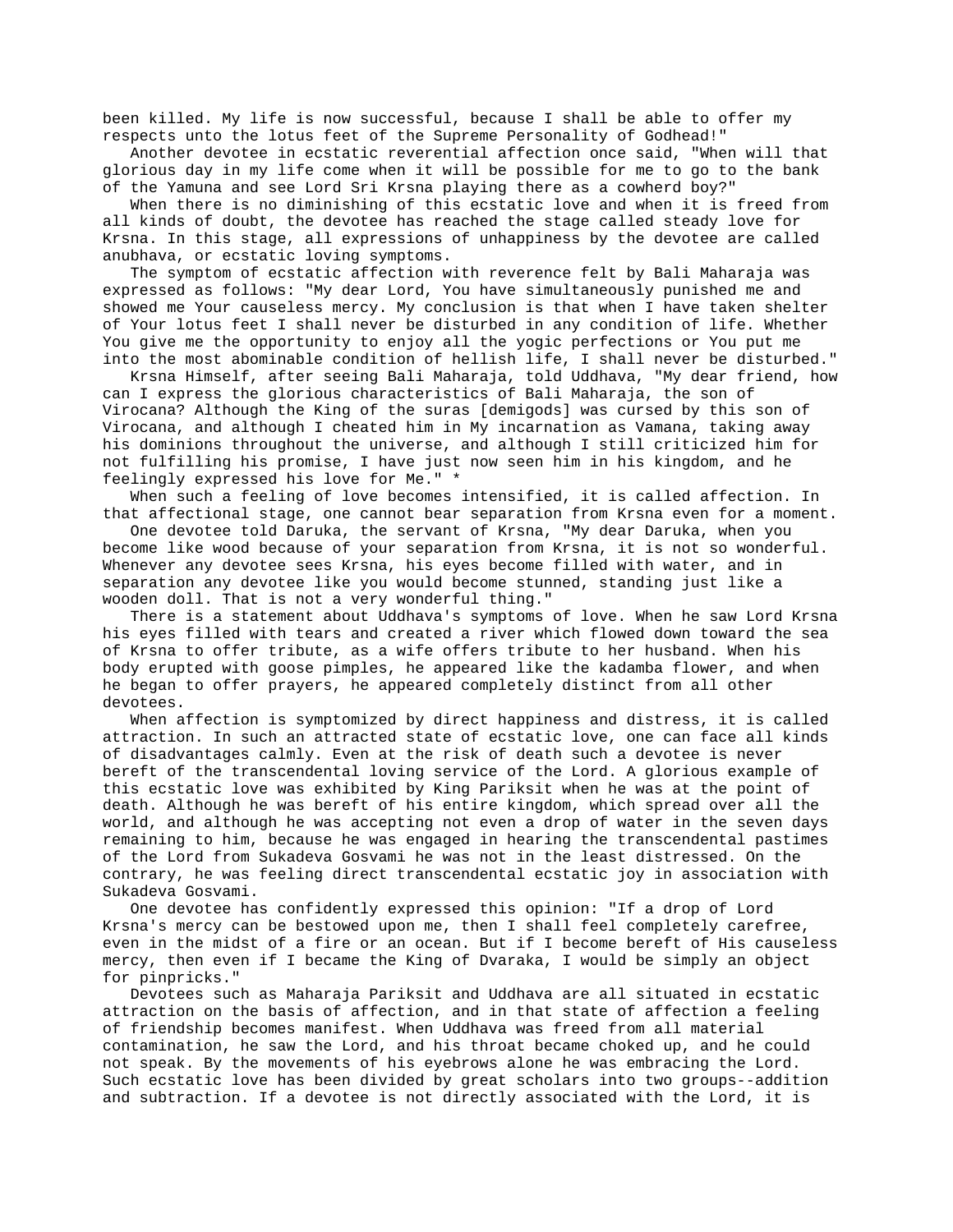been killed. My life is now successful, because I shall be able to offer my respects unto the lotus feet of the Supreme Personality of Godhead!"

Another devotee in ecstatic reverential affection once said, "When will that glorious day in my life come when it will be possible for me to go to the bank of the Yamuna and see Lord Sri Krsna playing there as a cowherd boy?"

When there is no diminishing of this ecstatic love and when it is freed from all kinds of doubt, the devotee has reached the stage called steady love for Krsna. In this stage, all expressions of unhappiness by the devotee are called anubhava, or ecstatic loving symptoms.

The symptom of ecstatic affection with reverence felt by Bali Maharaja was expressed as follows: "My dear Lord, You have simultaneously punished me and showed me Your causeless mercy. My conclusion is that when I have taken shelter of Your lotus feet I shall never be disturbed in any condition of life. Whether You give me the opportunity to enjoy all the yogic perfections or You put me into the most abominable condition of hellish life, I shall never be disturbed."

Krsna Himself, after seeing Bali Maharaja, told Uddhava, "My dear friend, how can I express the glorious characteristics of Bali Maharaja, the son of Virocana? Although the King of the suras [demigods] was cursed by this son of Virocana, and although I cheated him in My incarnation as Vamana, taking away his dominions throughout the universe, and although I still criticized him for not fulfilling his promise, I have just now seen him in his kingdom, and he feelingly expressed his love for Me." *

When such a feeling of love becomes intensified, it is called affection. In that affectional stage, one cannot bear separation from Krsna even for a moment.

One devotee told Daruka, the servant of Krsna, "My dear Daruka, when you become like wood because of your separation from Krsna, it is not so wonderful. Whenever any devotee sees Krsna, his eyes become filled with water, and in separation any devotee like you would become stunned, standing just like a wooden doll. That is not a very wonderful thing."

There is a statement about Uddhava's symptoms of love. When he saw Lord Krsna his eyes filled with tears and created a river which flowed down toward the sea of Krsna to offer tribute, as a wife offers tribute to her husband. When his body erupted with goose pimples, he appeared like the kadamba flower, and when he began to offer prayers, he appeared completely distinct from all other devotees.

When affection is symptomized by direct happiness and distress, it is called attraction. In such an attracted state of ecstatic love, one can face all kinds of disadvantages calmly. Even at the risk of death such a devotee is never bereft of the transcendental loving service of the Lord. A glorious example of this ecstatic love was exhibited by King Pariksit when he was at the point of death. Although he was bereft of his entire kingdom, which spread over all the world, and although he was accepting not even a drop of water in the seven days remaining to him, because he was engaged in hearing the transcendental pastimes of the Lord from Sukadeva Gosvami he was not in the least distressed. On the contrary, he was feeling direct transcendental ecstatic joy in association with Sukadeva Gosvami.

One devotee has confidently expressed this opinion: "If a drop of Lord Krsna's mercy can be bestowed upon me, then I shall feel completely carefree, even in the midst of a fire or an ocean. But if I become bereft of His causeless mercy, then even if I became the King of Dvaraka, I would be simply an object for pinpricks."

Devotees such as Maharaja Pariksit and Uddhava are all situated in ecstatic attraction on the basis of affection, and in that state of affection a feeling of friendship becomes manifest. When Uddhava was freed from all material contamination, he saw the Lord, and his throat became choked up, and he could not speak. By the movements of his eyebrows alone he was embracing the Lord. Such ecstatic love has been divided by great scholars into two groups--addition and subtraction. If a devotee is not directly associated with the Lord, it is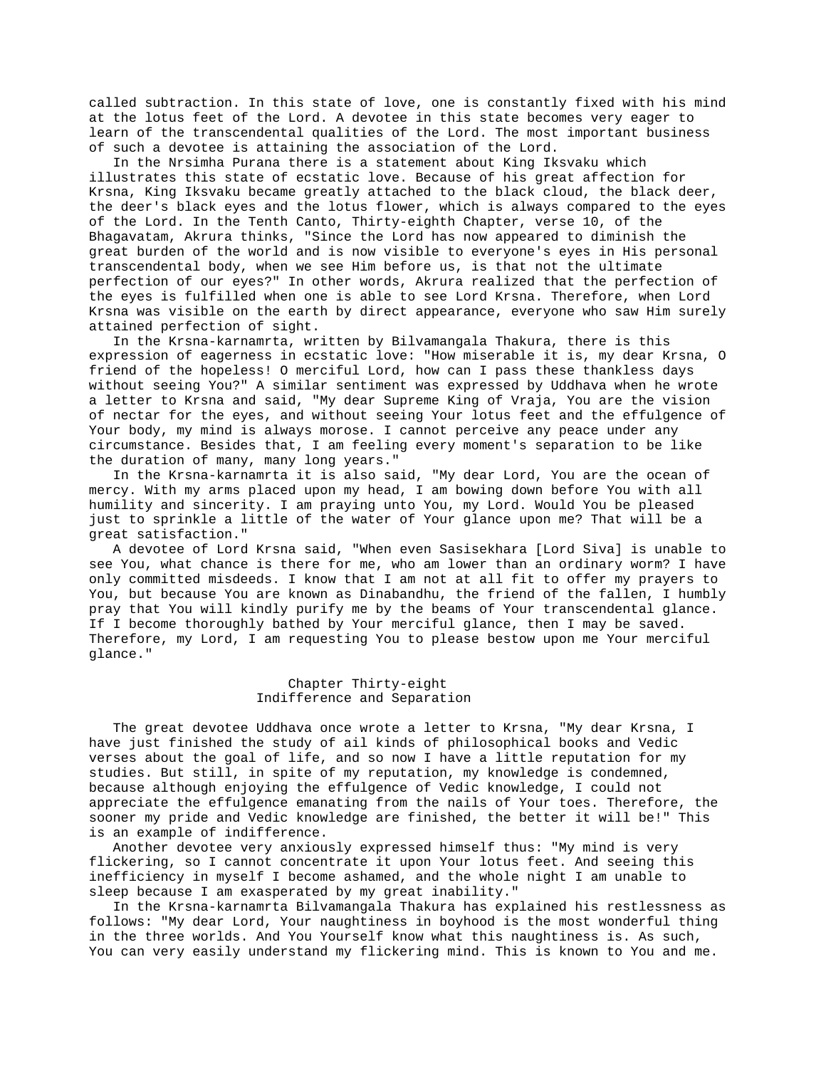called subtraction. In this state of love, one is constantly fixed with his mind at the lotus feet of the Lord. A devotee in this state becomes very eager to learn of the transcendental qualities of the Lord. The most important business of such a devotee is attaining the association of the Lord.

In the Nrsimha Purana there is a statement about King Iksvaku which illustrates this state of ecstatic love. Because of his great affection for Krsna, King Iksvaku became greatly attached to the black cloud, the black deer, the deer's black eyes and the lotus flower, which is always compared to the eyes of the Lord. In the Tenth Canto, Thirty-eighth Chapter, verse 10, of the Bhagavatam, Akrura thinks, "Since the Lord has now appeared to diminish the great burden of the world and is now visible to everyone's eyes in His personal transcendental body, when we see Him before us, is that not the ultimate perfection of our eyes?" In other words, Akrura realized that the perfection of the eyes is fulfilled when one is able to see Lord Krsna. Therefore, when Lord Krsna was visible on the earth by direct appearance, everyone who saw Him surely attained perfection of sight.

In the Krsna-karnamrta, written by Bilvamangala Thakura, there is this expression of eagerness in ecstatic love: "How miserable it is, my dear Krsna, O friend of the hopeless! O merciful Lord, how can I pass these thankless days without seeing You?" A similar sentiment was expressed by Uddhava when he wrote a letter to Krsna and said, "My dear Supreme King of Vraja, You are the vision of nectar for the eyes, and without seeing Your lotus feet and the effulgence of Your body, my mind is always morose. I cannot perceive any peace under any circumstance. Besides that, I am feeling every moment's separation to be like the duration of many, many long years."

In the Krsna-karnamrta it is also said, "My dear Lord, You are the ocean of mercy. With my arms placed upon my head, I am bowing down before You with all humility and sincerity. I am praying unto You, my Lord. Would You be pleased just to sprinkle a little of the water of Your glance upon me? That will be a great satisfaction."

A devotee of Lord Krsna said, "When even Sasisekhara [Lord Siva] is unable to see You, what chance is there for me, who am lower than an ordinary worm? I have only committed misdeeds. I know that I am not at all fit to offer my prayers to You, but because You are known as Dinabandhu, the friend of the fallen, I humbly pray that You will kindly purify me by the beams of Your transcendental glance. If I become thoroughly bathed by Your merciful glance, then I may be saved. Therefore, my Lord, I am requesting You to please bestow upon me Your merciful glance."

## Chapter Thirty-eight
## Indifference and Separation

The great devotee Uddhava once wrote a letter to Krsna, "My dear Krsna, I have just finished the study of ail kinds of philosophical books and Vedic verses about the goal of life, and so now I have a little reputation for my studies. But still, in spite of my reputation, my knowledge is condemned, because although enjoying the effulgence of Vedic knowledge, I could not appreciate the effulgence emanating from the nails of Your toes. Therefore, the sooner my pride and Vedic knowledge are finished, the better it will be!" This is an example of indifference.

Another devotee very anxiously expressed himself thus: "My mind is very flickering, so I cannot concentrate it upon Your lotus feet. And seeing this inefficiency in myself I become ashamed, and the whole night I am unable to sleep because I am exasperated by my great inability."

In the Krsna-karnamrta Bilvamangala Thakura has explained his restlessness as follows: "My dear Lord, Your naughtiness in boyhood is the most wonderful thing in the three worlds. And You Yourself know what this naughtiness is. As such, You can very easily understand my flickering mind. This is known to You and me.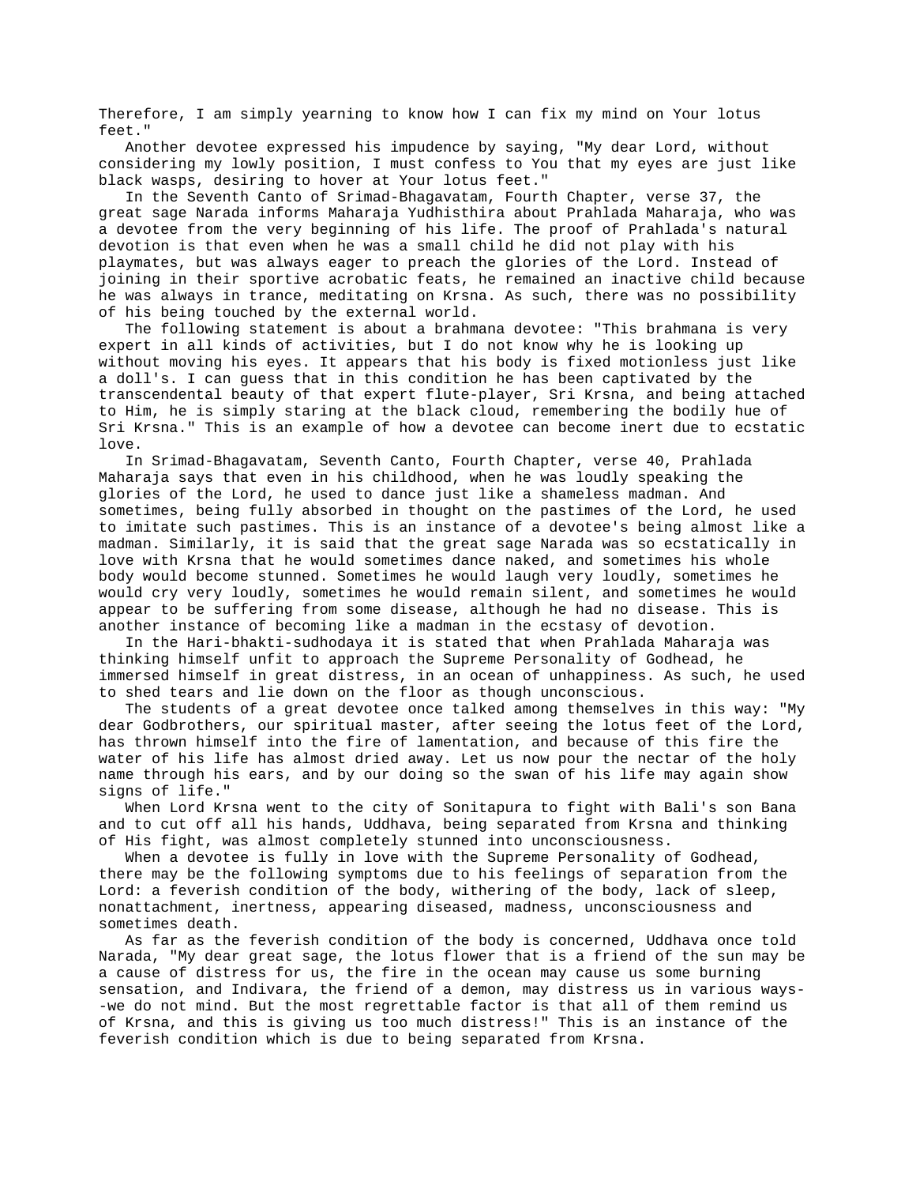Therefore, I am simply yearning to know how I can fix my mind on Your lotus feet."

Another devotee expressed his impudence by saying, "My dear Lord, without considering my lowly position, I must confess to You that my eyes are just like black wasps, desiring to hover at Your lotus feet."

In the Seventh Canto of Srimad-Bhagavatam, Fourth Chapter, verse 37, the great sage Narada informs Maharaja Yudhisthira about Prahlada Maharaja, who was a devotee from the very beginning of his life. The proof of Prahlada's natural devotion is that even when he was a small child he did not play with his playmates, but was always eager to preach the glories of the Lord. Instead of joining in their sportive acrobatic feats, he remained an inactive child because he was always in trance, meditating on Krsna. As such, there was no possibility of his being touched by the external world.

The following statement is about a brahmana devotee: "This brahmana is very expert in all kinds of activities, but I do not know why he is looking up without moving his eyes. It appears that his body is fixed motionless just like a doll's. I can guess that in this condition he has been captivated by the transcendental beauty of that expert flute-player, Sri Krsna, and being attached to Him, he is simply staring at the black cloud, remembering the bodily hue of Sri Krsna." This is an example of how a devotee can become inert due to ecstatic love.

In Srimad-Bhagavatam, Seventh Canto, Fourth Chapter, verse 40, Prahlada Maharaja says that even in his childhood, when he was loudly speaking the glories of the Lord, he used to dance just like a shameless madman. And sometimes, being fully absorbed in thought on the pastimes of the Lord, he used to imitate such pastimes. This is an instance of a devotee's being almost like a madman. Similarly, it is said that the great sage Narada was so ecstatically in love with Krsna that he would sometimes dance naked, and sometimes his whole body would become stunned. Sometimes he would laugh very loudly, sometimes he would cry very loudly, sometimes he would remain silent, and sometimes he would appear to be suffering from some disease, although he had no disease. This is another instance of becoming like a madman in the ecstasy of devotion.

In the Hari-bhakti-sudhodaya it is stated that when Prahlada Maharaja was thinking himself unfit to approach the Supreme Personality of Godhead, he immersed himself in great distress, in an ocean of unhappiness. As such, he used to shed tears and lie down on the floor as though unconscious.

The students of a great devotee once talked among themselves in this way: "My dear Godbrothers, our spiritual master, after seeing the lotus feet of the Lord, has thrown himself into the fire of lamentation, and because of this fire the water of his life has almost dried away. Let us now pour the nectar of the holy name through his ears, and by our doing so the swan of his life may again show signs of life."

When Lord Krsna went to the city of Sonitapura to fight with Bali's son Bana and to cut off all his hands, Uddhava, being separated from Krsna and thinking of His fight, was almost completely stunned into unconsciousness.

When a devotee is fully in love with the Supreme Personality of Godhead, there may be the following symptoms due to his feelings of separation from the Lord: a feverish condition of the body, withering of the body, lack of sleep, nonattachment, inertness, appearing diseased, madness, unconsciousness and sometimes death.

As far as the feverish condition of the body is concerned, Uddhava once told Narada, "My dear great sage, the lotus flower that is a friend of the sun may be a cause of distress for us, the fire in the ocean may cause us some burning sensation, and Indivara, the friend of a demon, may distress us in various ways--we do not mind. But the most regrettable factor is that all of them remind us of Krsna, and this is giving us too much distress!" This is an instance of the feverish condition which is due to being separated from Krsna.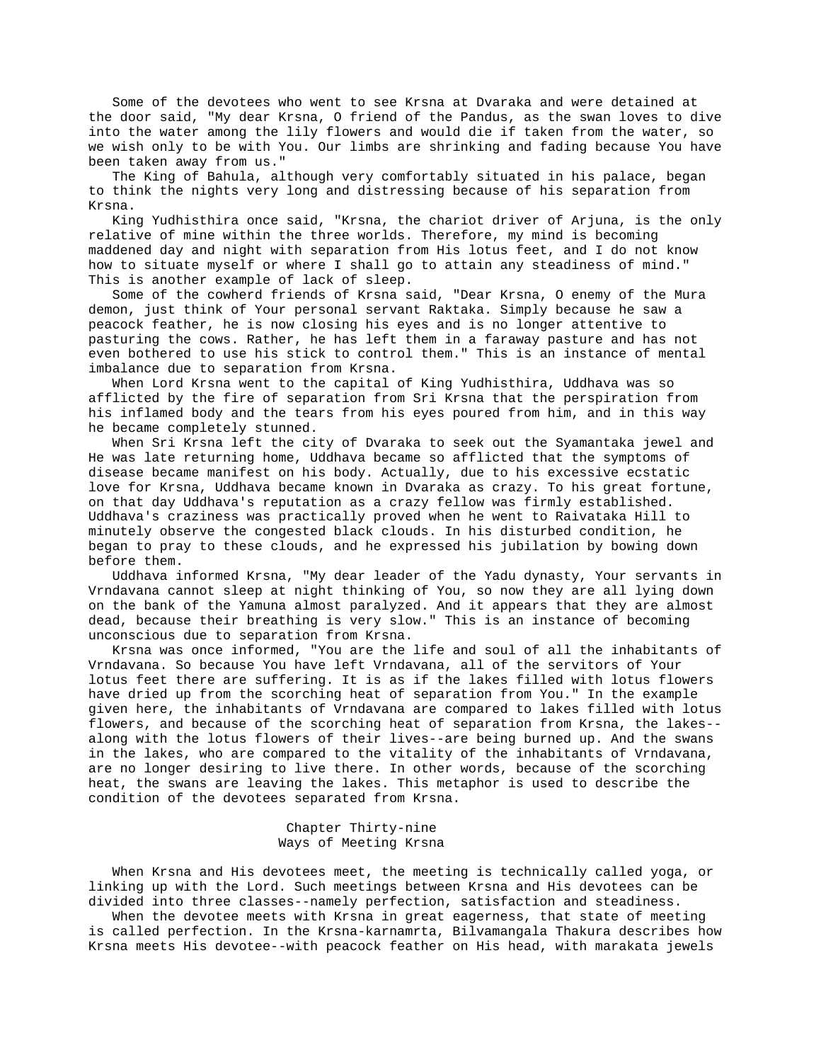Some of the devotees who went to see Krsna at Dvaraka and were detained at the door said, "My dear Krsna, O friend of the Pandus, as the swan loves to dive into the water among the lily flowers and would die if taken from the water, so we wish only to be with You. Our limbs are shrinking and fading because You have been taken away from us."

The King of Bahula, although very comfortably situated in his palace, began to think the nights very long and distressing because of his separation from Krsna.

King Yudhisthira once said, "Krsna, the chariot driver of Arjuna, is the only relative of mine within the three worlds. Therefore, my mind is becoming maddened day and night with separation from His lotus feet, and I do not know how to situate myself or where I shall go to attain any steadiness of mind." This is another example of lack of sleep.

Some of the cowherd friends of Krsna said, "Dear Krsna, O enemy of the Mura demon, just think of Your personal servant Raktaka. Simply because he saw a peacock feather, he is now closing his eyes and is no longer attentive to pasturing the cows. Rather, he has left them in a faraway pasture and has not even bothered to use his stick to control them." This is an instance of mental imbalance due to separation from Krsna.

When Lord Krsna went to the capital of King Yudhisthira, Uddhava was so afflicted by the fire of separation from Sri Krsna that the perspiration from his inflamed body and the tears from his eyes poured from him, and in this way he became completely stunned.

When Sri Krsna left the city of Dvaraka to seek out the Syamantaka jewel and He was late returning home, Uddhava became so afflicted that the symptoms of disease became manifest on his body. Actually, due to his excessive ecstatic love for Krsna, Uddhava became known in Dvaraka as crazy. To his great fortune, on that day Uddhava's reputation as a crazy fellow was firmly established. Uddhava's craziness was practically proved when he went to Raivataka Hill to minutely observe the congested black clouds. In his disturbed condition, he began to pray to these clouds, and he expressed his jubilation by bowing down before them.

Uddhava informed Krsna, "My dear leader of the Yadu dynasty, Your servants in Vrndavana cannot sleep at night thinking of You, so now they are all lying down on the bank of the Yamuna almost paralyzed. And it appears that they are almost dead, because their breathing is very slow." This is an instance of becoming unconscious due to separation from Krsna.

Krsna was once informed, "You are the life and soul of all the inhabitants of Vrndavana. So because You have left Vrndavana, all of the servitors of Your lotus feet there are suffering. It is as if the lakes filled with lotus flowers have dried up from the scorching heat of separation from You." In the example given here, the inhabitants of Vrndavana are compared to lakes filled with lotus flowers, and because of the scorching heat of separation from Krsna, the lakes--along with the lotus flowers of their lives--are being burned up. And the swans in the lakes, who are compared to the vitality of the inhabitants of Vrndavana, are no longer desiring to live there. In other words, because of the scorching heat, the swans are leaving the lakes. This metaphor is used to describe the condition of the devotees separated from Krsna.

## Chapter Thirty-nine
## Ways of Meeting Krsna

When Krsna and His devotees meet, the meeting is technically called yoga, or linking up with the Lord. Such meetings between Krsna and His devotees can be divided into three classes--namely perfection, satisfaction and steadiness.

When the devotee meets with Krsna in great eagerness, that state of meeting is called perfection. In the Krsna-karnamrta, Bilvamangala Thakura describes how Krsna meets His devotee--with peacock feather on His head, with marakata jewels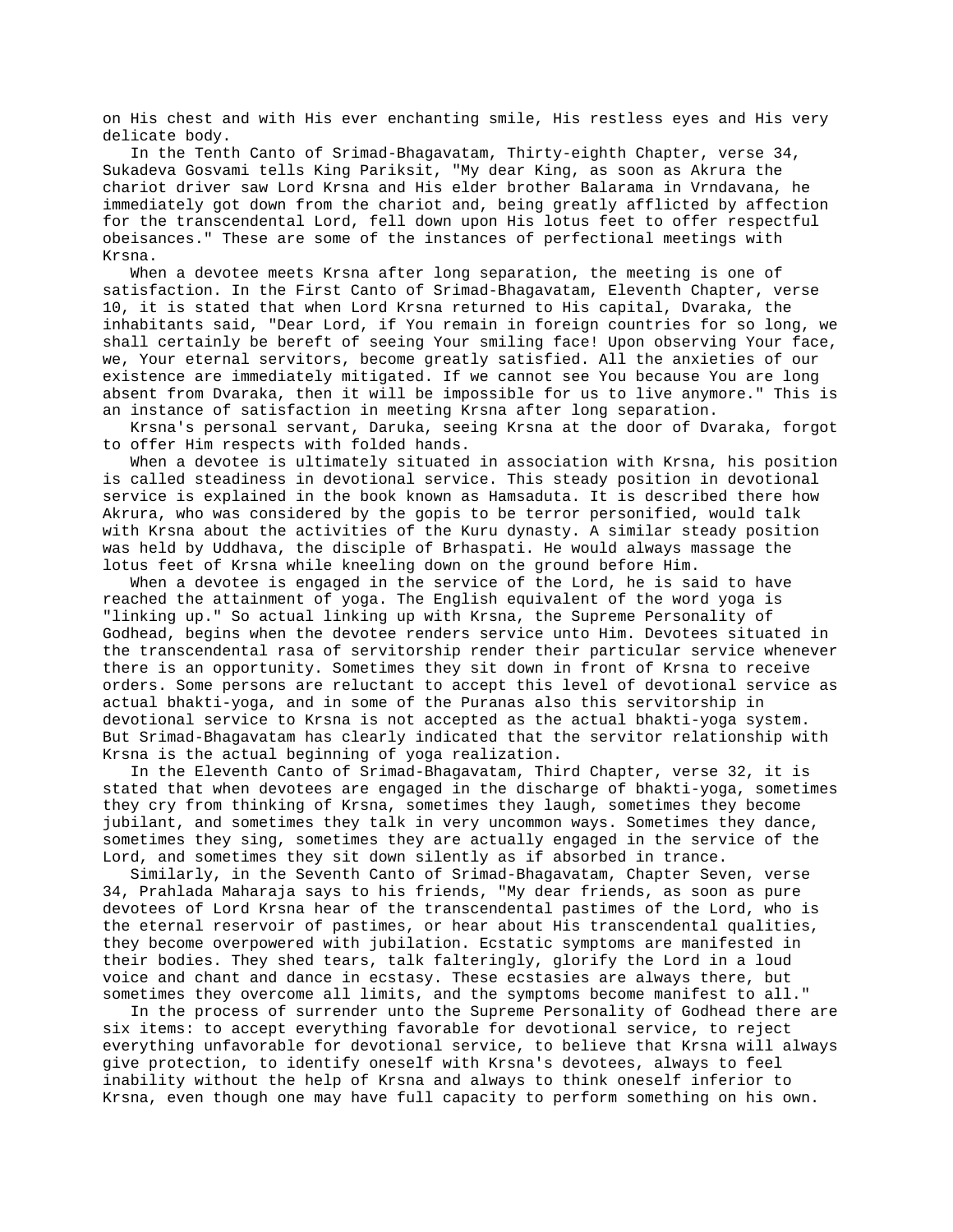on His chest and with His ever enchanting smile, His restless eyes and His very delicate body.

In the Tenth Canto of Srimad-Bhagavatam, Thirty-eighth Chapter, verse 34, Sukadeva Gosvami tells King Pariksit, "My dear King, as soon as Akrura the chariot driver saw Lord Krsna and His elder brother Balarama in Vrndavana, he immediately got down from the chariot and, being greatly afflicted by affection for the transcendental Lord, fell down upon His lotus feet to offer respectful obeisances." These are some of the instances of perfectional meetings with Krsna.

When a devotee meets Krsna after long separation, the meeting is one of satisfaction. In the First Canto of Srimad-Bhagavatam, Eleventh Chapter, verse 10, it is stated that when Lord Krsna returned to His capital, Dvaraka, the inhabitants said, "Dear Lord, if You remain in foreign countries for so long, we shall certainly be bereft of seeing Your smiling face! Upon observing Your face, we, Your eternal servitors, become greatly satisfied. All the anxieties of our existence are immediately mitigated. If we cannot see You because You are long absent from Dvaraka, then it will be impossible for us to live anymore." This is an instance of satisfaction in meeting Krsna after long separation.

Krsna's personal servant, Daruka, seeing Krsna at the door of Dvaraka, forgot to offer Him respects with folded hands.

When a devotee is ultimately situated in association with Krsna, his position is called steadiness in devotional service. This steady position in devotional service is explained in the book known as Hamsaduta. It is described there how Akrura, who was considered by the gopis to be terror personified, would talk with Krsna about the activities of the Kuru dynasty. A similar steady position was held by Uddhava, the disciple of Brhaspati. He would always massage the lotus feet of Krsna while kneeling down on the ground before Him.

When a devotee is engaged in the service of the Lord, he is said to have reached the attainment of yoga. The English equivalent of the word yoga is "linking up." So actual linking up with Krsna, the Supreme Personality of Godhead, begins when the devotee renders service unto Him. Devotees situated in the transcendental rasa of servitorship render their particular service whenever there is an opportunity. Sometimes they sit down in front of Krsna to receive orders. Some persons are reluctant to accept this level of devotional service as actual bhakti-yoga, and in some of the Puranas also this servitorship in devotional service to Krsna is not accepted as the actual bhakti-yoga system. But Srimad-Bhagavatam has clearly indicated that the servitor relationship with Krsna is the actual beginning of yoga realization.

In the Eleventh Canto of Srimad-Bhagavatam, Third Chapter, verse 32, it is stated that when devotees are engaged in the discharge of bhakti-yoga, sometimes they cry from thinking of Krsna, sometimes they laugh, sometimes they become jubilant, and sometimes they talk in very uncommon ways. Sometimes they dance, sometimes they sing, sometimes they are actually engaged in the service of the Lord, and sometimes they sit down silently as if absorbed in trance.

Similarly, in the Seventh Canto of Srimad-Bhagavatam, Chapter Seven, verse 34, Prahlada Maharaja says to his friends, "My dear friends, as soon as pure devotees of Lord Krsna hear of the transcendental pastimes of the Lord, who is the eternal reservoir of pastimes, or hear about His transcendental qualities, they become overpowered with jubilation. Ecstatic symptoms are manifested in their bodies. They shed tears, talk falteringly, glorify the Lord in a loud voice and chant and dance in ecstasy. These ecstasies are always there, but sometimes they overcome all limits, and the symptoms become manifest to all."

In the process of surrender unto the Supreme Personality of Godhead there are six items: to accept everything favorable for devotional service, to reject everything unfavorable for devotional service, to believe that Krsna will always give protection, to identify oneself with Krsna's devotees, always to feel inability without the help of Krsna and always to think oneself inferior to Krsna, even though one may have full capacity to perform something on his own.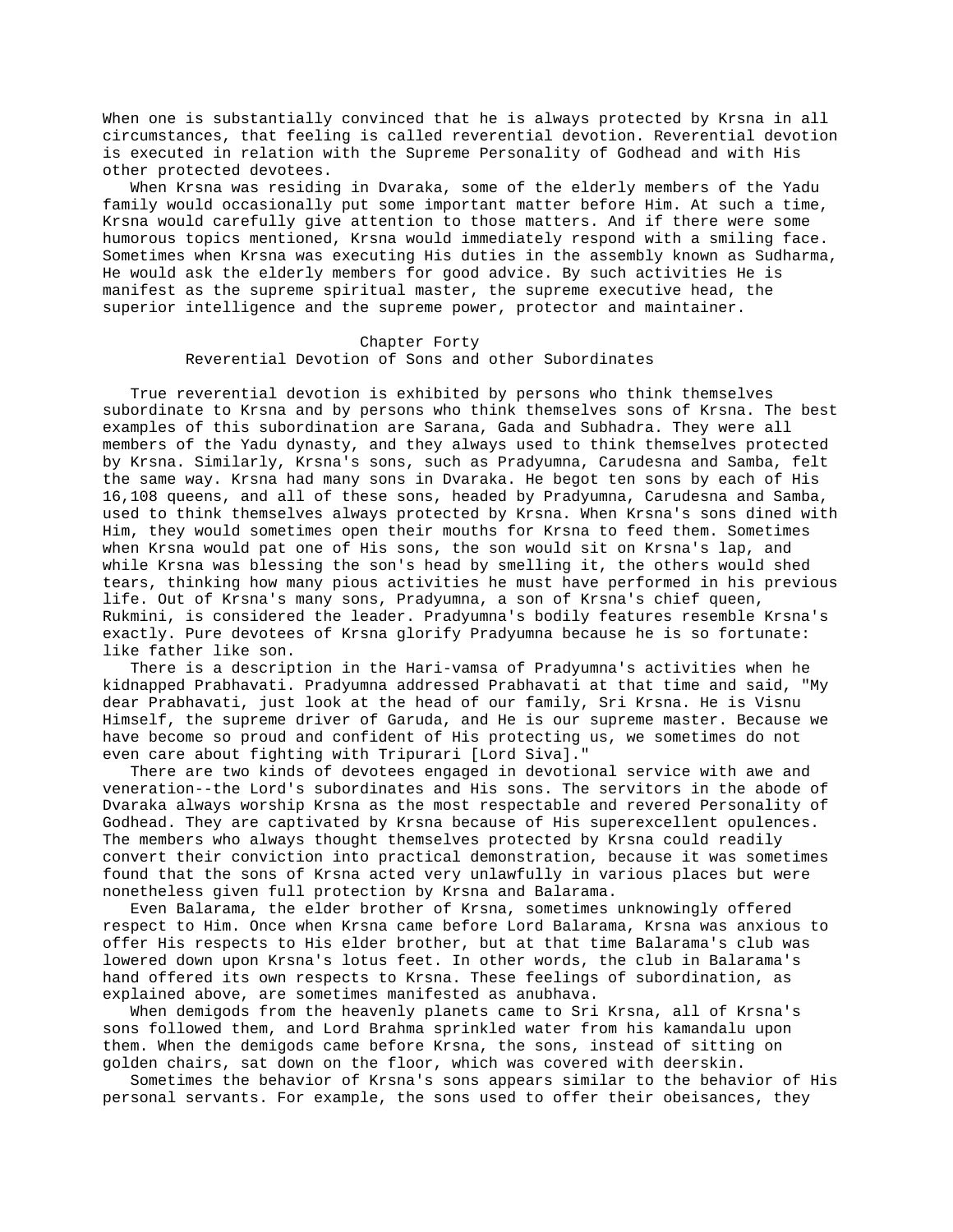When one is substantially convinced that he is always protected by Krsna in all circumstances, that feeling is called reverential devotion. Reverential devotion is executed in relation with the Supreme Personality of Godhead and with His other protected devotees.

When Krsna was residing in Dvaraka, some of the elderly members of the Yadu family would occasionally put some important matter before Him. At such a time, Krsna would carefully give attention to those matters. And if there were some humorous topics mentioned, Krsna would immediately respond with a smiling face. Sometimes when Krsna was executing His duties in the assembly known as Sudharma, He would ask the elderly members for good advice. By such activities He is manifest as the supreme spiritual master, the supreme executive head, the superior intelligence and the supreme power, protector and maintainer.

## Chapter Forty
### Reverential Devotion of Sons and other Subordinates

True reverential devotion is exhibited by persons who think themselves subordinate to Krsna and by persons who think themselves sons of Krsna. The best examples of this subordination are Sarana, Gada and Subhadra. They were all members of the Yadu dynasty, and they always used to think themselves protected by Krsna. Similarly, Krsna's sons, such as Pradyumna, Carudesna and Samba, felt the same way. Krsna had many sons in Dvaraka. He begot ten sons by each of His 16,108 queens, and all of these sons, headed by Pradyumna, Carudesna and Samba, used to think themselves always protected by Krsna. When Krsna's sons dined with Him, they would sometimes open their mouths for Krsna to feed them. Sometimes when Krsna would pat one of His sons, the son would sit on Krsna's lap, and while Krsna was blessing the son's head by smelling it, the others would shed tears, thinking how many pious activities he must have performed in his previous life. Out of Krsna's many sons, Pradyumna, a son of Krsna's chief queen, Rukmini, is considered the leader. Pradyumna's bodily features resemble Krsna's exactly. Pure devotees of Krsna glorify Pradyumna because he is so fortunate: like father like son.

There is a description in the Hari-vamsa of Pradyumna's activities when he kidnapped Prabhavati. Pradyumna addressed Prabhavati at that time and said, "My dear Prabhavati, just look at the head of our family, Sri Krsna. He is Visnu Himself, the supreme driver of Garuda, and He is our supreme master. Because we have become so proud and confident of His protecting us, we sometimes do not even care about fighting with Tripurari [Lord Siva]."

There are two kinds of devotees engaged in devotional service with awe and veneration--the Lord's subordinates and His sons. The servitors in the abode of Dvaraka always worship Krsna as the most respectable and revered Personality of Godhead. They are captivated by Krsna because of His superexcellent opulences. The members who always thought themselves protected by Krsna could readily convert their conviction into practical demonstration, because it was sometimes found that the sons of Krsna acted very unlawfully in various places but were nonetheless given full protection by Krsna and Balarama.

Even Balarama, the elder brother of Krsna, sometimes unknowingly offered respect to Him. Once when Krsna came before Lord Balarama, Krsna was anxious to offer His respects to His elder brother, but at that time Balarama's club was lowered down upon Krsna's lotus feet. In other words, the club in Balarama's hand offered its own respects to Krsna. These feelings of subordination, as explained above, are sometimes manifested as anubhava.

When demigods from the heavenly planets came to Sri Krsna, all of Krsna's sons followed them, and Lord Brahma sprinkled water from his kamandalu upon them. When the demigods came before Krsna, the sons, instead of sitting on golden chairs, sat down on the floor, which was covered with deerskin.

Sometimes the behavior of Krsna's sons appears similar to the behavior of His personal servants. For example, the sons used to offer their obeisances, they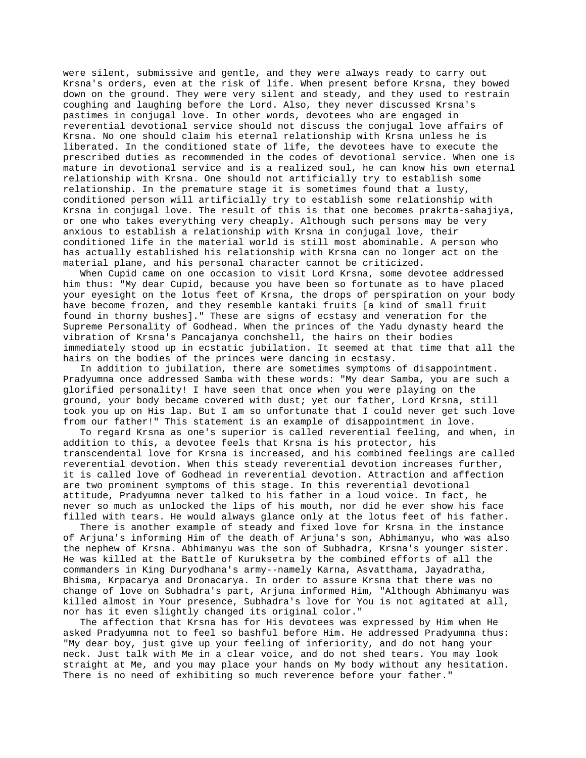were silent, submissive and gentle, and they were always ready to carry out Krsna's orders, even at the risk of life. When present before Krsna, they bowed down on the ground. They were very silent and steady, and they used to restrain coughing and laughing before the Lord. Also, they never discussed Krsna's pastimes in conjugal love. In other words, devotees who are engaged in reverential devotional service should not discuss the conjugal love affairs of Krsna. No one should claim his eternal relationship with Krsna unless he is liberated. In the conditioned state of life, the devotees have to execute the prescribed duties as recommended in the codes of devotional service. When one is mature in devotional service and is a realized soul, he can know his own eternal relationship with Krsna. One should not artificially try to establish some relationship. In the premature stage it is sometimes found that a lusty, conditioned person will artificially try to establish some relationship with Krsna in conjugal love. The result of this is that one becomes prakrta-sahajiya, or one who takes everything very cheaply. Although such persons may be very anxious to establish a relationship with Krsna in conjugal love, their conditioned life in the material world is still most abominable. A person who has actually established his relationship with Krsna can no longer act on the material plane, and his personal character cannot be criticized.

When Cupid came on one occasion to visit Lord Krsna, some devotee addressed him thus: "My dear Cupid, because you have been so fortunate as to have placed your eyesight on the lotus feet of Krsna, the drops of perspiration on your body have become frozen, and they resemble kantaki fruits [a kind of small fruit found in thorny bushes]." These are signs of ecstasy and veneration for the Supreme Personality of Godhead. When the princes of the Yadu dynasty heard the vibration of Krsna's Pancajanya conchshell, the hairs on their bodies immediately stood up in ecstatic jubilation. It seemed at that time that all the hairs on the bodies of the princes were dancing in ecstasy.

In addition to jubilation, there are sometimes symptoms of disappointment. Pradyumna once addressed Samba with these words: "My dear Samba, you are such a glorified personality! I have seen that once when you were playing on the ground, your body became covered with dust; yet our father, Lord Krsna, still took you up on His lap. But I am so unfortunate that I could never get such love from our father!" This statement is an example of disappointment in love.

To regard Krsna as one's superior is called reverential feeling, and when, in addition to this, a devotee feels that Krsna is his protector, his transcendental love for Krsna is increased, and his combined feelings are called reverential devotion. When this steady reverential devotion increases further, it is called love of Godhead in reverential devotion. Attraction and affection are two prominent symptoms of this stage. In this reverential devotional attitude, Pradyumna never talked to his father in a loud voice. In fact, he never so much as unlocked the lips of his mouth, nor did he ever show his face filled with tears. He would always glance only at the lotus feet of his father.

There is another example of steady and fixed love for Krsna in the instance of Arjuna's informing Him of the death of Arjuna's son, Abhimanyu, who was also the nephew of Krsna. Abhimanyu was the son of Subhadra, Krsna's younger sister. He was killed at the Battle of Kuruksetra by the combined efforts of all the commanders in King Duryodhana's army--namely Karna, Asvatthama, Jayadratha, Bhisma, Krpacarya and Dronacarya. In order to assure Krsna that there was no change of love on Subhadra's part, Arjuna informed Him, "Although Abhimanyu was killed almost in Your presence, Subhadra's love for You is not agitated at all, nor has it even slightly changed its original color."

The affection that Krsna has for His devotees was expressed by Him when He asked Pradyumna not to feel so bashful before Him. He addressed Pradyumna thus: "My dear boy, just give up your feeling of inferiority, and do not hang your neck. Just talk with Me in a clear voice, and do not shed tears. You may look straight at Me, and you may place your hands on My body without any hesitation. There is no need of exhibiting so much reverence before your father."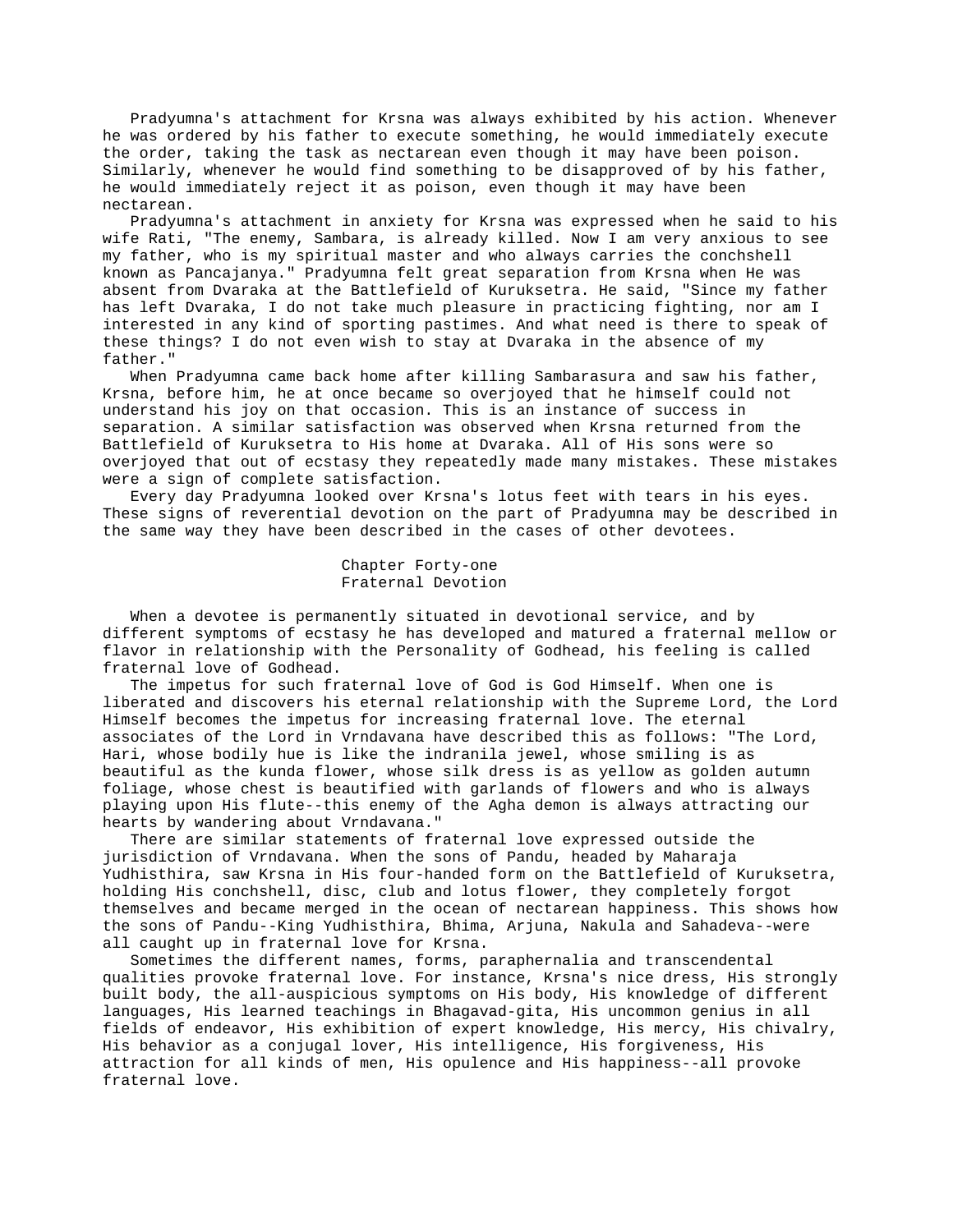Pradyumna's attachment for Krsna was always exhibited by his action. Whenever he was ordered by his father to execute something, he would immediately execute the order, taking the task as nectarean even though it may have been poison. Similarly, whenever he would find something to be disapproved of by his father, he would immediately reject it as poison, even though it may have been nectarean.

Pradyumna's attachment in anxiety for Krsna was expressed when he said to his wife Rati, "The enemy, Sambara, is already killed. Now I am very anxious to see my father, who is my spiritual master and who always carries the conchshell known as Pancajanya." Pradyumna felt great separation from Krsna when He was absent from Dvaraka at the Battlefield of Kuruksetra. He said, "Since my father has left Dvaraka, I do not take much pleasure in practicing fighting, nor am I interested in any kind of sporting pastimes. And what need is there to speak of these things? I do not even wish to stay at Dvaraka in the absence of my father."

When Pradyumna came back home after killing Sambarasura and saw his father, Krsna, before him, he at once became so overjoyed that he himself could not understand his joy on that occasion. This is an instance of success in separation. A similar satisfaction was observed when Krsna returned from the Battlefield of Kuruksetra to His home at Dvaraka. All of His sons were so overjoyed that out of ecstasy they repeatedly made many mistakes. These mistakes were a sign of complete satisfaction.

Every day Pradyumna looked over Krsna's lotus feet with tears in his eyes. These signs of reverential devotion on the part of Pradyumna may be described in the same way they have been described in the cases of other devotees.

## Chapter Forty-one
## Fraternal Devotion

When a devotee is permanently situated in devotional service, and by different symptoms of ecstasy he has developed and matured a fraternal mellow or flavor in relationship with the Personality of Godhead, his feeling is called fraternal love of Godhead.

The impetus for such fraternal love of God is God Himself. When one is liberated and discovers his eternal relationship with the Supreme Lord, the Lord Himself becomes the impetus for increasing fraternal love. The eternal associates of the Lord in Vrndavana have described this as follows: "The Lord, Hari, whose bodily hue is like the indranila jewel, whose smiling is as beautiful as the kunda flower, whose silk dress is as yellow as golden autumn foliage, whose chest is beautified with garlands of flowers and who is always playing upon His flute--this enemy of the Agha demon is always attracting our hearts by wandering about Vrndavana."

There are similar statements of fraternal love expressed outside the jurisdiction of Vrndavana. When the sons of Pandu, headed by Maharaja Yudhisthira, saw Krsna in His four-handed form on the Battlefield of Kuruksetra, holding His conchshell, disc, club and lotus flower, they completely forgot themselves and became merged in the ocean of nectarean happiness. This shows how the sons of Pandu--King Yudhisthira, Bhima, Arjuna, Nakula and Sahadeva--were all caught up in fraternal love for Krsna.

Sometimes the different names, forms, paraphernalia and transcendental qualities provoke fraternal love. For instance, Krsna's nice dress, His strongly built body, the all-auspicious symptoms on His body, His knowledge of different languages, His learned teachings in Bhagavad-gita, His uncommon genius in all fields of endeavor, His exhibition of expert knowledge, His mercy, His chivalry, His behavior as a conjugal lover, His intelligence, His forgiveness, His attraction for all kinds of men, His opulence and His happiness--all provoke fraternal love.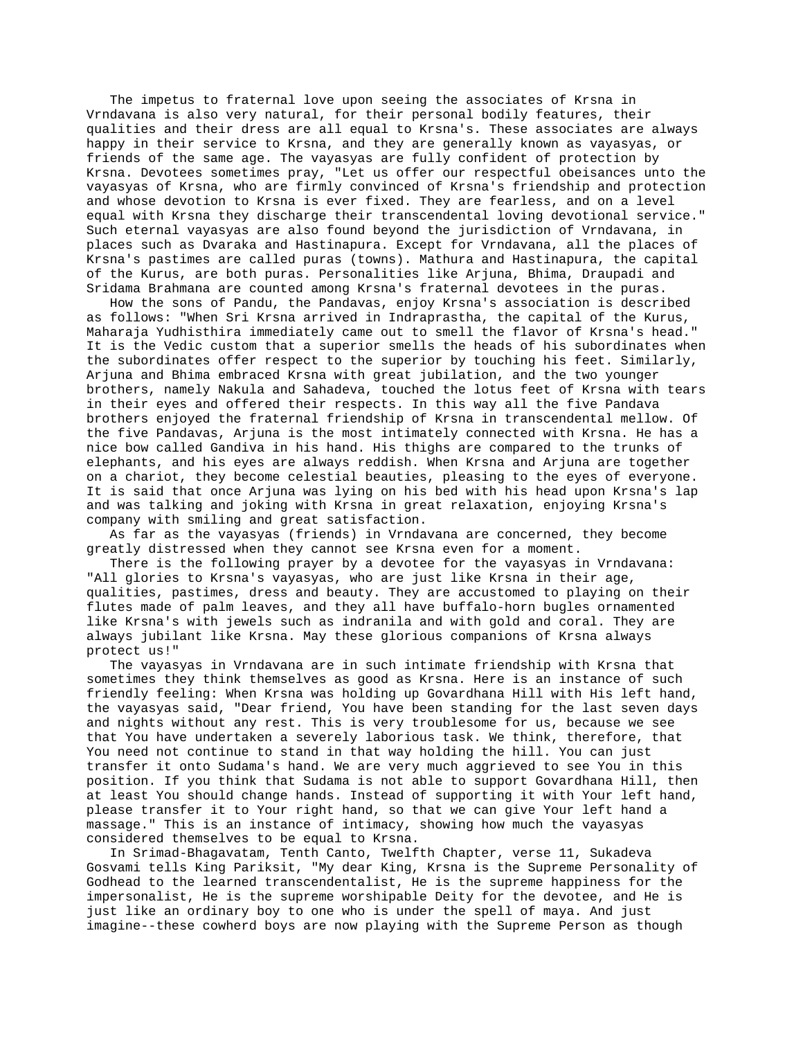The impetus to fraternal love upon seeing the associates of Krsna in Vrndavana is also very natural, for their personal bodily features, their qualities and their dress are all equal to Krsna's. These associates are always happy in their service to Krsna, and they are generally known as vayasyas, or friends of the same age. The vayasyas are fully confident of protection by Krsna. Devotees sometimes pray, "Let us offer our respectful obeisances unto the vayasyas of Krsna, who are firmly convinced of Krsna's friendship and protection and whose devotion to Krsna is ever fixed. They are fearless, and on a level equal with Krsna they discharge their transcendental loving devotional service." Such eternal vayasyas are also found beyond the jurisdiction of Vrndavana, in places such as Dvaraka and Hastinapura. Except for Vrndavana, all the places of Krsna's pastimes are called puras (towns). Mathura and Hastinapura, the capital of the Kurus, are both puras. Personalities like Arjuna, Bhima, Draupadi and Sridama Brahmana are counted among Krsna's fraternal devotees in the puras.

How the sons of Pandu, the Pandavas, enjoy Krsna's association is described as follows: "When Sri Krsna arrived in Indraprastha, the capital of the Kurus, Maharaja Yudhisthira immediately came out to smell the flavor of Krsna's head." It is the Vedic custom that a superior smells the heads of his subordinates when the subordinates offer respect to the superior by touching his feet. Similarly, Arjuna and Bhima embraced Krsna with great jubilation, and the two younger brothers, namely Nakula and Sahadeva, touched the lotus feet of Krsna with tears in their eyes and offered their respects. In this way all the five Pandava brothers enjoyed the fraternal friendship of Krsna in transcendental mellow. Of the five Pandavas, Arjuna is the most intimately connected with Krsna. He has a nice bow called Gandiva in his hand. His thighs are compared to the trunks of elephants, and his eyes are always reddish. When Krsna and Arjuna are together on a chariot, they become celestial beauties, pleasing to the eyes of everyone. It is said that once Arjuna was lying on his bed with his head upon Krsna's lap and was talking and joking with Krsna in great relaxation, enjoying Krsna's company with smiling and great satisfaction.

As far as the vayasyas (friends) in Vrndavana are concerned, they become greatly distressed when they cannot see Krsna even for a moment.

There is the following prayer by a devotee for the vayasyas in Vrndavana: "All glories to Krsna's vayasyas, who are just like Krsna in their age, qualities, pastimes, dress and beauty. They are accustomed to playing on their flutes made of palm leaves, and they all have buffalo-horn bugles ornamented like Krsna's with jewels such as indranila and with gold and coral. They are always jubilant like Krsna. May these glorious companions of Krsna always protect us!"

The vayasyas in Vrndavana are in such intimate friendship with Krsna that sometimes they think themselves as good as Krsna. Here is an instance of such friendly feeling: When Krsna was holding up Govardhana Hill with His left hand, the vayasyas said, "Dear friend, You have been standing for the last seven days and nights without any rest. This is very troublesome for us, because we see that You have undertaken a severely laborious task. We think, therefore, that You need not continue to stand in that way holding the hill. You can just transfer it onto Sudama's hand. We are very much aggrieved to see You in this position. If you think that Sudama is not able to support Govardhana Hill, then at least You should change hands. Instead of supporting it with Your left hand, please transfer it to Your right hand, so that we can give Your left hand a massage." This is an instance of intimacy, showing how much the vayasyas considered themselves to be equal to Krsna.

In Srimad-Bhagavatam, Tenth Canto, Twelfth Chapter, verse 11, Sukadeva Gosvami tells King Pariksit, "My dear King, Krsna is the Supreme Personality of Godhead to the learned transcendentalist, He is the supreme happiness for the impersonalist, He is the supreme worshipable Deity for the devotee, and He is just like an ordinary boy to one who is under the spell of maya. And just imagine--these cowherd boys are now playing with the Supreme Person as though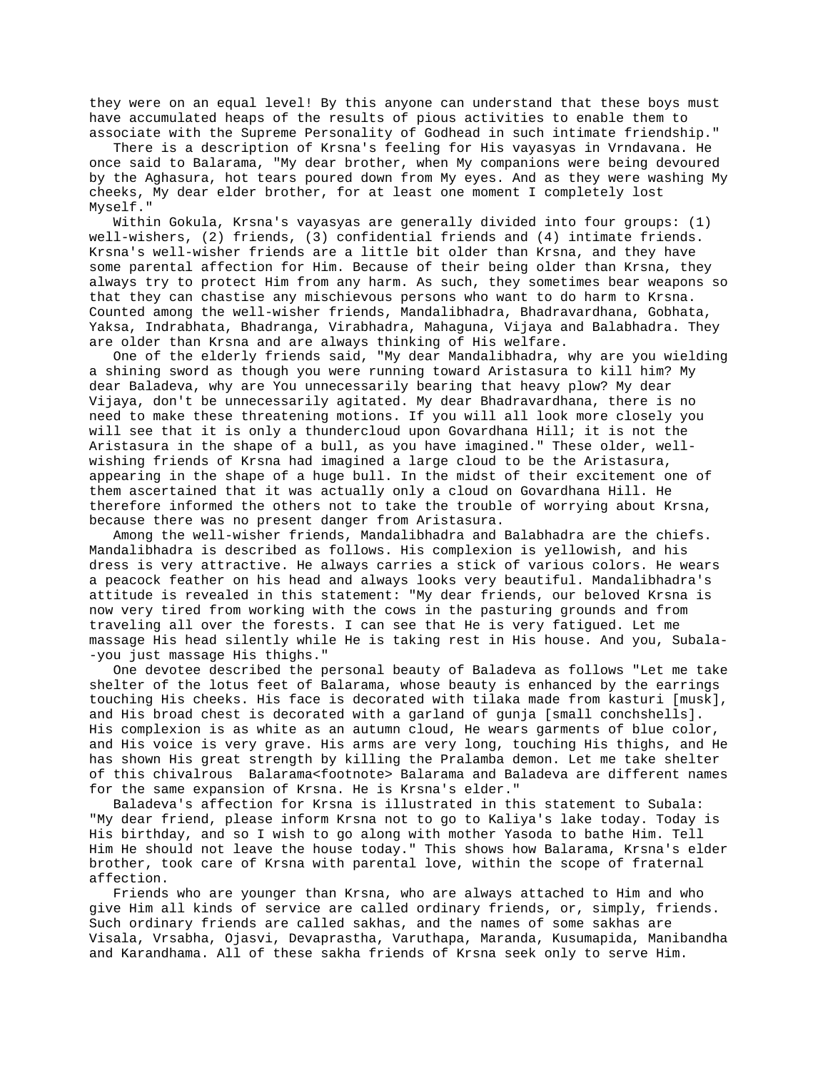they were on an equal level! By this anyone can understand that these boys must have accumulated heaps of the results of pious activities to enable them to associate with the Supreme Personality of Godhead in such intimate friendship."

There is a description of Krsna's feeling for His vayasyas in Vrndavana. He once said to Balarama, "My dear brother, when My companions were being devoured by the Aghasura, hot tears poured down from My eyes. And as they were washing My cheeks, My dear elder brother, for at least one moment I completely lost Myself."

Within Gokula, Krsna's vayasyas are generally divided into four groups: (1) well-wishers, (2) friends, (3) confidential friends and (4) intimate friends. Krsna's well-wisher friends are a little bit older than Krsna, and they have some parental affection for Him. Because of their being older than Krsna, they always try to protect Him from any harm. As such, they sometimes bear weapons so that they can chastise any mischievous persons who want to do harm to Krsna. Counted among the well-wisher friends, Mandalibhadra, Bhadravardhana, Gobhata, Yaksa, Indrabhata, Bhadranga, Virabhadra, Mahaguna, Vijaya and Balabhadra. They are older than Krsna and are always thinking of His welfare.

One of the elderly friends said, "My dear Mandalibhadra, why are you wielding a shining sword as though you were running toward Aristasura to kill him? My dear Baladeva, why are You unnecessarily bearing that heavy plow? My dear Vijaya, don't be unnecessarily agitated. My dear Bhadravardhana, there is no need to make these threatening motions. If you will all look more closely you will see that it is only a thundercloud upon Govardhana Hill; it is not the Aristasura in the shape of a bull, as you have imagined." These older, well-wishing friends of Krsna had imagined a large cloud to be the Aristasura, appearing in the shape of a huge bull. In the midst of their excitement one of them ascertained that it was actually only a cloud on Govardhana Hill. He therefore informed the others not to take the trouble of worrying about Krsna, because there was no present danger from Aristasura.

Among the well-wisher friends, Mandalibhadra and Balabhadra are the chiefs. Mandalibhadra is described as follows. His complexion is yellowish, and his dress is very attractive. He always carries a stick of various colors. He wears a peacock feather on his head and always looks very beautiful. Mandalibhadra's attitude is revealed in this statement: "My dear friends, our beloved Krsna is now very tired from working with the cows in the pasturing grounds and from traveling all over the forests. I can see that He is very fatigued. Let me massage His head silently while He is taking rest in His house. And you, Subala--you just massage His thighs."

One devotee described the personal beauty of Baladeva as follows "Let me take shelter of the lotus feet of Balarama, whose beauty is enhanced by the earrings touching His cheeks. His face is decorated with tilaka made from kasturi [musk], and His broad chest is decorated with a garland of gunja [small conchshells]. His complexion is as white as an autumn cloud, He wears garments of blue color, and His voice is very grave. His arms are very long, touching His thighs, and He has shown His great strength by killing the Pralamba demon. Let me take shelter of this chivalrous Balarama<footnote> Balarama and Baladeva are different names for the same expansion of Krsna. He is Krsna's elder."

Baladeva's affection for Krsna is illustrated in this statement to Subala: "My dear friend, please inform Krsna not to go to Kaliya's lake today. Today is His birthday, and so I wish to go along with mother Yasoda to bathe Him. Tell Him He should not leave the house today." This shows how Balarama, Krsna's elder brother, took care of Krsna with parental love, within the scope of fraternal affection.

Friends who are younger than Krsna, who are always attached to Him and who give Him all kinds of service are called ordinary friends, or, simply, friends. Such ordinary friends are called sakhas, and the names of some sakhas are Visala, Vrsabha, Ojasvi, Devaprastha, Varuthapa, Maranda, Kusumapida, Manibandha and Karandhama. All of these sakha friends of Krsna seek only to serve Him.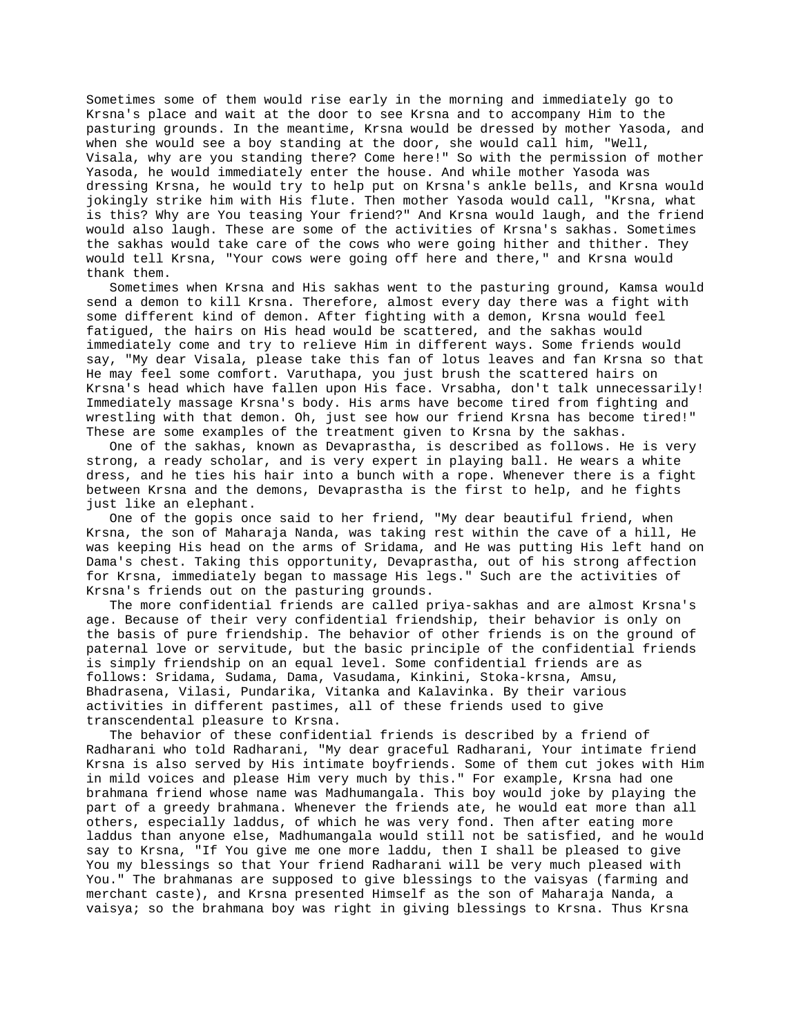Sometimes some of them would rise early in the morning and immediately go to Krsna's place and wait at the door to see Krsna and to accompany Him to the pasturing grounds. In the meantime, Krsna would be dressed by mother Yasoda, and when she would see a boy standing at the door, she would call him, "Well, Visala, why are you standing there? Come here!" So with the permission of mother Yasoda, he would immediately enter the house. And while mother Yasoda was dressing Krsna, he would try to help put on Krsna's ankle bells, and Krsna would jokingly strike him with His flute. Then mother Yasoda would call, "Krsna, what is this? Why are You teasing Your friend?" And Krsna would laugh, and the friend would also laugh. These are some of the activities of Krsna's sakhas. Sometimes the sakhas would take care of the cows who were going hither and thither. They would tell Krsna, "Your cows were going off here and there," and Krsna would thank them.

Sometimes when Krsna and His sakhas went to the pasturing ground, Kamsa would send a demon to kill Krsna. Therefore, almost every day there was a fight with some different kind of demon. After fighting with a demon, Krsna would feel fatigued, the hairs on His head would be scattered, and the sakhas would immediately come and try to relieve Him in different ways. Some friends would say, "My dear Visala, please take this fan of lotus leaves and fan Krsna so that He may feel some comfort. Varuthapa, you just brush the scattered hairs on Krsna's head which have fallen upon His face. Vrsabha, don't talk unnecessarily! Immediately massage Krsna's body. His arms have become tired from fighting and wrestling with that demon. Oh, just see how our friend Krsna has become tired!" These are some examples of the treatment given to Krsna by the sakhas.

One of the sakhas, known as Devaprastha, is described as follows. He is very strong, a ready scholar, and is very expert in playing ball. He wears a white dress, and he ties his hair into a bunch with a rope. Whenever there is a fight between Krsna and the demons, Devaprastha is the first to help, and he fights just like an elephant.

One of the gopis once said to her friend, "My dear beautiful friend, when Krsna, the son of Maharaja Nanda, was taking rest within the cave of a hill, He was keeping His head on the arms of Sridama, and He was putting His left hand on Dama's chest. Taking this opportunity, Devaprastha, out of his strong affection for Krsna, immediately began to massage His legs." Such are the activities of Krsna's friends out on the pasturing grounds.

The more confidential friends are called priya-sakhas and are almost Krsna's age. Because of their very confidential friendship, their behavior is only on the basis of pure friendship. The behavior of other friends is on the ground of paternal love or servitude, but the basic principle of the confidential friends is simply friendship on an equal level. Some confidential friends are as follows: Sridama, Sudama, Dama, Vasudama, Kinkini, Stoka-krsna, Amsu, Bhadrasena, Vilasi, Pundarika, Vitanka and Kalavinka. By their various activities in different pastimes, all of these friends used to give transcendental pleasure to Krsna.

The behavior of these confidential friends is described by a friend of Radharani who told Radharani, "My dear graceful Radharani, Your intimate friend Krsna is also served by His intimate boyfriends. Some of them cut jokes with Him in mild voices and please Him very much by this." For example, Krsna had one brahmana friend whose name was Madhumangala. This boy would joke by playing the part of a greedy brahmana. Whenever the friends ate, he would eat more than all others, especially laddus, of which he was very fond. Then after eating more laddus than anyone else, Madhumangala would still not be satisfied, and he would say to Krsna, "If You give me one more laddu, then I shall be pleased to give You my blessings so that Your friend Radharani will be very much pleased with You." The brahmanas are supposed to give blessings to the vaisyas (farming and merchant caste), and Krsna presented Himself as the son of Maharaja Nanda, a vaisya; so the brahmana boy was right in giving blessings to Krsna. Thus Krsna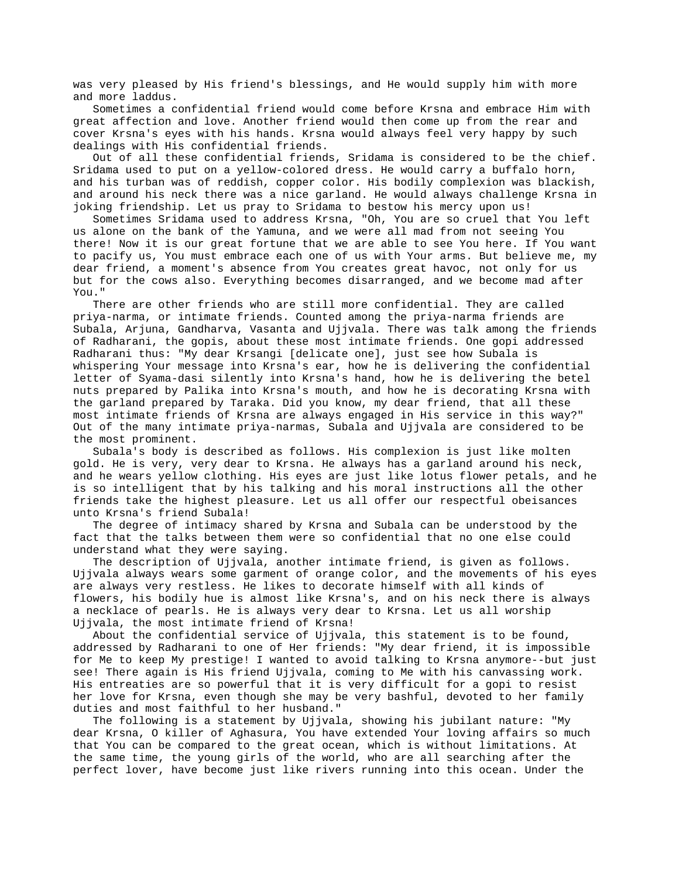was very pleased by His friend's blessings, and He would supply him with more and more laddus.

Sometimes a confidential friend would come before Krsna and embrace Him with great affection and love. Another friend would then come up from the rear and cover Krsna's eyes with his hands. Krsna would always feel very happy by such dealings with His confidential friends.

Out of all these confidential friends, Sridama is considered to be the chief. Sridama used to put on a yellow-colored dress. He would carry a buffalo horn, and his turban was of reddish, copper color. His bodily complexion was blackish, and around his neck there was a nice garland. He would always challenge Krsna in joking friendship. Let us pray to Sridama to bestow his mercy upon us!

Sometimes Sridama used to address Krsna, "Oh, You are so cruel that You left us alone on the bank of the Yamuna, and we were all mad from not seeing You there! Now it is our great fortune that we are able to see You here. If You want to pacify us, You must embrace each one of us with Your arms. But believe me, my dear friend, a moment's absence from You creates great havoc, not only for us but for the cows also. Everything becomes disarranged, and we become mad after You."

There are other friends who are still more confidential. They are called priya-narma, or intimate friends. Counted among the priya-narma friends are Subala, Arjuna, Gandharva, Vasanta and Ujjvala. There was talk among the friends of Radharani, the gopis, about these most intimate friends. One gopi addressed Radharani thus: "My dear Krsangi [delicate one], just see how Subala is whispering Your message into Krsna's ear, how he is delivering the confidential letter of Syama-dasi silently into Krsna's hand, how he is delivering the betel nuts prepared by Palika into Krsna's mouth, and how he is decorating Krsna with the garland prepared by Taraka. Did you know, my dear friend, that all these most intimate friends of Krsna are always engaged in His service in this way?" Out of the many intimate priya-narmas, Subala and Ujjvala are considered to be the most prominent.

Subala's body is described as follows. His complexion is just like molten gold. He is very, very dear to Krsna. He always has a garland around his neck, and he wears yellow clothing. His eyes are just like lotus flower petals, and he is so intelligent that by his talking and his moral instructions all the other friends take the highest pleasure. Let us all offer our respectful obeisances unto Krsna's friend Subala!

The degree of intimacy shared by Krsna and Subala can be understood by the fact that the talks between them were so confidential that no one else could understand what they were saying.

The description of Ujjvala, another intimate friend, is given as follows. Ujjvala always wears some garment of orange color, and the movements of his eyes are always very restless. He likes to decorate himself with all kinds of flowers, his bodily hue is almost like Krsna's, and on his neck there is always a necklace of pearls. He is always very dear to Krsna. Let us all worship Ujjvala, the most intimate friend of Krsna!

About the confidential service of Ujjvala, this statement is to be found, addressed by Radharani to one of Her friends: "My dear friend, it is impossible for Me to keep My prestige! I wanted to avoid talking to Krsna anymore--but just see! There again is His friend Ujjvala, coming to Me with his canvassing work. His entreaties are so powerful that it is very difficult for a gopi to resist her love for Krsna, even though she may be very bashful, devoted to her family duties and most faithful to her husband."

The following is a statement by Ujjvala, showing his jubilant nature: "My dear Krsna, O killer of Aghasura, You have extended Your loving affairs so much that You can be compared to the great ocean, which is without limitations. At the same time, the young girls of the world, who are all searching after the perfect lover, have become just like rivers running into this ocean. Under the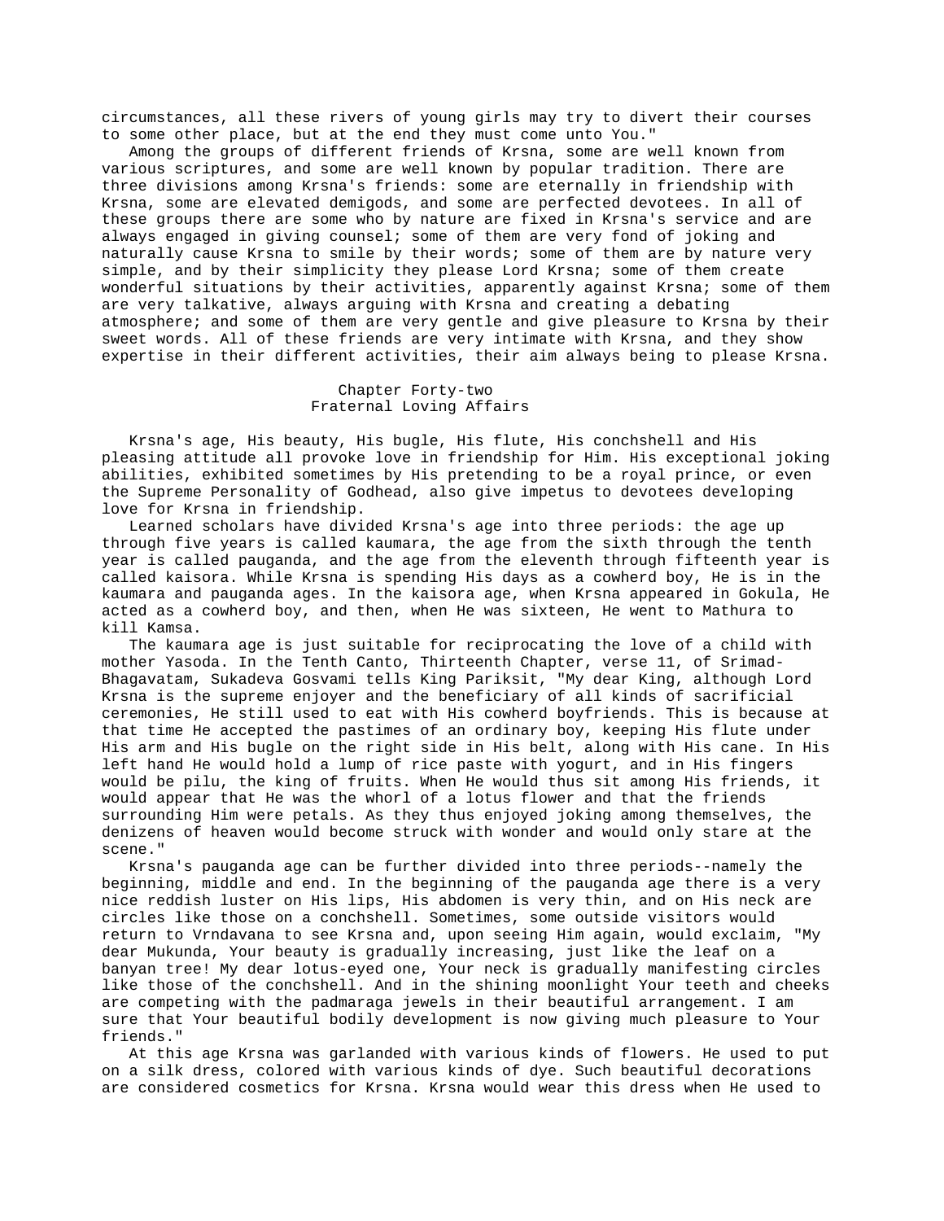circumstances, all these rivers of young girls may try to divert their courses to some other place, but at the end they must come unto You."

Among the groups of different friends of Krsna, some are well known from various scriptures, and some are well known by popular tradition. There are three divisions among Krsna's friends: some are eternally in friendship with Krsna, some are elevated demigods, and some are perfected devotees. In all of these groups there are some who by nature are fixed in Krsna's service and are always engaged in giving counsel; some of them are very fond of joking and naturally cause Krsna to smile by their words; some of them are by nature very simple, and by their simplicity they please Lord Krsna; some of them create wonderful situations by their activities, apparently against Krsna; some of them are very talkative, always arguing with Krsna and creating a debating atmosphere; and some of them are very gentle and give pleasure to Krsna by their sweet words. All of these friends are very intimate with Krsna, and they show expertise in their different activities, their aim always being to please Krsna.

## Chapter Forty-two
## Fraternal Loving Affairs

Krsna's age, His beauty, His bugle, His flute, His conchshell and His pleasing attitude all provoke love in friendship for Him. His exceptional joking abilities, exhibited sometimes by His pretending to be a royal prince, or even the Supreme Personality of Godhead, also give impetus to devotees developing love for Krsna in friendship.

Learned scholars have divided Krsna's age into three periods: the age up through five years is called kaumara, the age from the sixth through the tenth year is called pauganda, and the age from the eleventh through fifteenth year is called kaisora. While Krsna is spending His days as a cowherd boy, He is in the kaumara and pauganda ages. In the kaisora age, when Krsna appeared in Gokula, He acted as a cowherd boy, and then, when He was sixteen, He went to Mathura to kill Kamsa.

The kaumara age is just suitable for reciprocating the love of a child with mother Yasoda. In the Tenth Canto, Thirteenth Chapter, verse 11, of Srimad-Bhagavatam, Sukadeva Gosvami tells King Pariksit, "My dear King, although Lord Krsna is the supreme enjoyer and the beneficiary of all kinds of sacrificial ceremonies, He still used to eat with His cowherd boyfriends. This is because at that time He accepted the pastimes of an ordinary boy, keeping His flute under His arm and His bugle on the right side in His belt, along with His cane. In His left hand He would hold a lump of rice paste with yogurt, and in His fingers would be pilu, the king of fruits. When He would thus sit among His friends, it would appear that He was the whorl of a lotus flower and that the friends surrounding Him were petals. As they thus enjoyed joking among themselves, the denizens of heaven would become struck with wonder and would only stare at the scene."

Krsna's pauganda age can be further divided into three periods--namely the beginning, middle and end. In the beginning of the pauganda age there is a very nice reddish luster on His lips, His abdomen is very thin, and on His neck are circles like those on a conchshell. Sometimes, some outside visitors would return to Vrndavana to see Krsna and, upon seeing Him again, would exclaim, "My dear Mukunda, Your beauty is gradually increasing, just like the leaf on a banyan tree! My dear lotus-eyed one, Your neck is gradually manifesting circles like those of the conchshell. And in the shining moonlight Your teeth and cheeks are competing with the padmaraga jewels in their beautiful arrangement. I am sure that Your beautiful bodily development is now giving much pleasure to Your friends."

At this age Krsna was garlanded with various kinds of flowers. He used to put on a silk dress, colored with various kinds of dye. Such beautiful decorations are considered cosmetics for Krsna. Krsna would wear this dress when He used to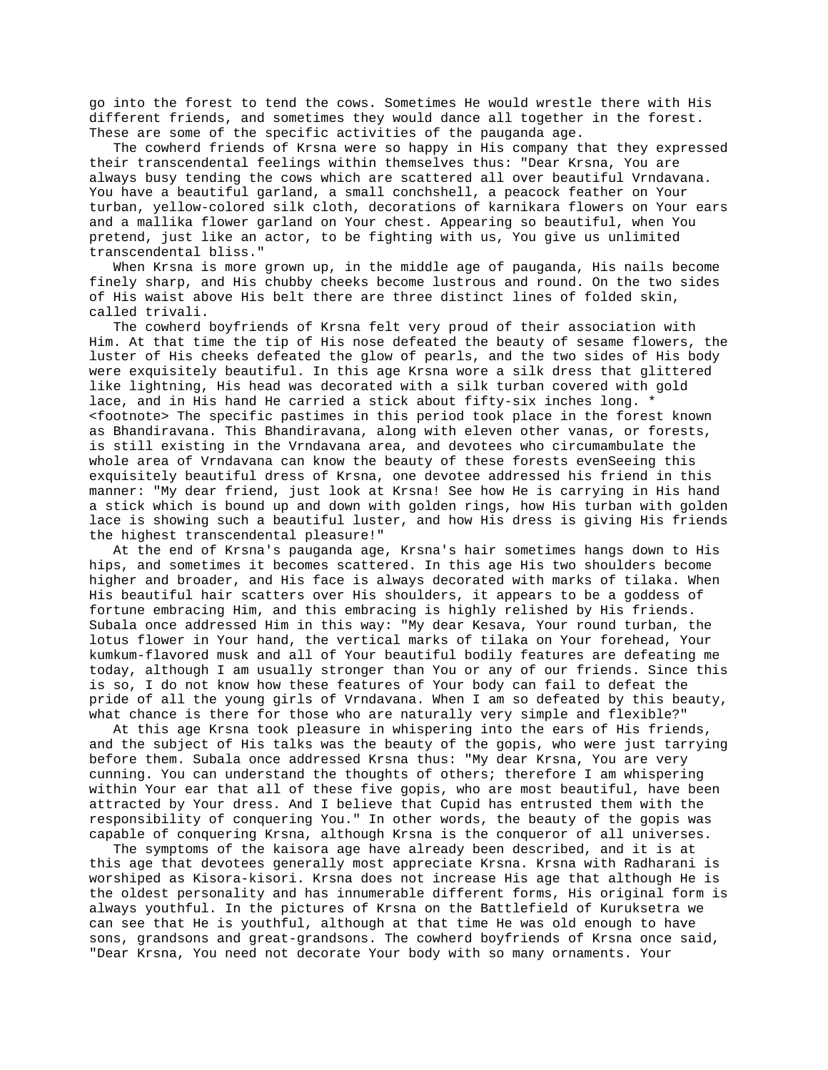go into the forest to tend the cows. Sometimes He would wrestle there with His different friends, and sometimes they would dance all together in the forest. These are some of the specific activities of the pauganda age.

The cowherd friends of Krsna were so happy in His company that they expressed their transcendental feelings within themselves thus: "Dear Krsna, You are always busy tending the cows which are scattered all over beautiful Vrndavana. You have a beautiful garland, a small conchshell, a peacock feather on Your turban, yellow-colored silk cloth, decorations of karnikara flowers on Your ears and a mallika flower garland on Your chest. Appearing so beautiful, when You pretend, just like an actor, to be fighting with us, You give us unlimited transcendental bliss."

When Krsna is more grown up, in the middle age of pauganda, His nails become finely sharp, and His chubby cheeks become lustrous and round. On the two sides of His waist above His belt there are three distinct lines of folded skin, called trivali.

The cowherd boyfriends of Krsna felt very proud of their association with Him. At that time the tip of His nose defeated the beauty of sesame flowers, the luster of His cheeks defeated the glow of pearls, and the two sides of His body were exquisitely beautiful. In this age Krsna wore a silk dress that glittered like lightning, His head was decorated with a silk turban covered with gold lace, and in His hand He carried a stick about fifty-six inches long. * <footnote> The specific pastimes in this period took place in the forest known as Bhandiravana. This Bhandiravana, along with eleven other vanas, or forests, is still existing in the Vrndavana area, and devotees who circumambulate the whole area of Vrndavana can know the beauty of these forests evenSeeing this exquisitely beautiful dress of Krsna, one devotee addressed his friend in this manner: "My dear friend, just look at Krsna! See how He is carrying in His hand a stick which is bound up and down with golden rings, how His turban with golden lace is showing such a beautiful luster, and how His dress is giving His friends the highest transcendental pleasure!"

At the end of Krsna's pauganda age, Krsna's hair sometimes hangs down to His hips, and sometimes it becomes scattered. In this age His two shoulders become higher and broader, and His face is always decorated with marks of tilaka. When His beautiful hair scatters over His shoulders, it appears to be a goddess of fortune embracing Him, and this embracing is highly relished by His friends. Subala once addressed Him in this way: "My dear Kesava, Your round turban, the lotus flower in Your hand, the vertical marks of tilaka on Your forehead, Your kumkum-flavored musk and all of Your beautiful bodily features are defeating me today, although I am usually stronger than You or any of our friends. Since this is so, I do not know how these features of Your body can fail to defeat the pride of all the young girls of Vrndavana. When I am so defeated by this beauty, what chance is there for those who are naturally very simple and flexible?"

At this age Krsna took pleasure in whispering into the ears of His friends, and the subject of His talks was the beauty of the gopis, who were just tarrying before them. Subala once addressed Krsna thus: "My dear Krsna, You are very cunning. You can understand the thoughts of others; therefore I am whispering within Your ear that all of these five gopis, who are most beautiful, have been attracted by Your dress. And I believe that Cupid has entrusted them with the responsibility of conquering You." In other words, the beauty of the gopis was capable of conquering Krsna, although Krsna is the conqueror of all universes.

The symptoms of the kaisora age have already been described, and it is at this age that devotees generally most appreciate Krsna. Krsna with Radharani is worshiped as Kisora-kisori. Krsna does not increase His age that although He is the oldest personality and has innumerable different forms, His original form is always youthful. In the pictures of Krsna on the Battlefield of Kuruksetra we can see that He is youthful, although at that time He was old enough to have sons, grandsons and great-grandsons. The cowherd boyfriends of Krsna once said, "Dear Krsna, You need not decorate Your body with so many ornaments. Your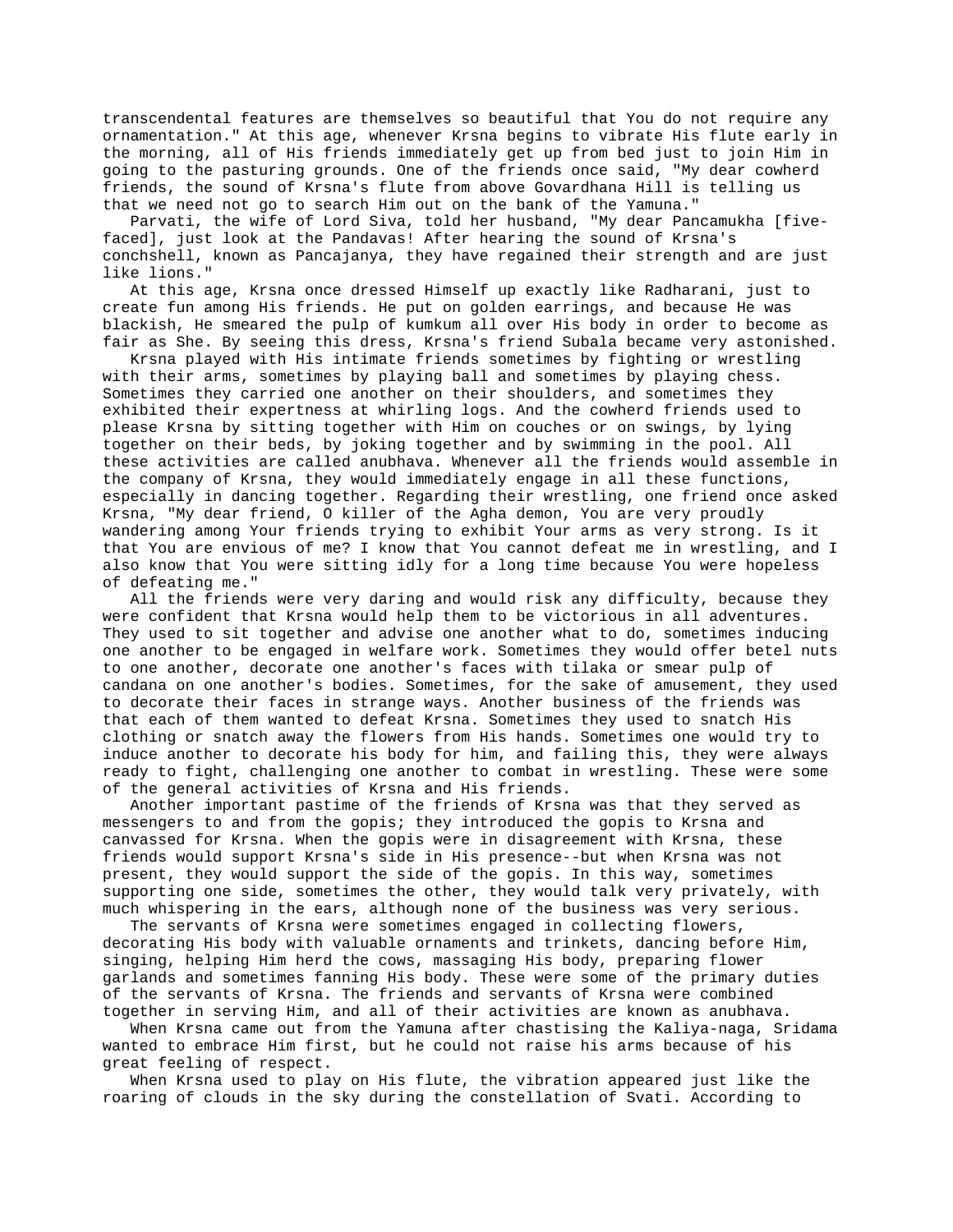transcendental features are themselves so beautiful that You do not require any ornamentation." At this age, whenever Krsna begins to vibrate His flute early in the morning, all of His friends immediately get up from bed just to join Him in going to the pasturing grounds. One of the friends once said, "My dear cowherd friends, the sound of Krsna's flute from above Govardhana Hill is telling us that we need not go to search Him out on the bank of the Yamuna."

Parvati, the wife of Lord Siva, told her husband, "My dear Pancamukha [five-faced], just look at the Pandavas! After hearing the sound of Krsna's conchshell, known as Pancajanya, they have regained their strength and are just like lions."

At this age, Krsna once dressed Himself up exactly like Radharani, just to create fun among His friends. He put on golden earrings, and because He was blackish, He smeared the pulp of kumkum all over His body in order to become as fair as She. By seeing this dress, Krsna's friend Subala became very astonished.

Krsna played with His intimate friends sometimes by fighting or wrestling with their arms, sometimes by playing ball and sometimes by playing chess. Sometimes they carried one another on their shoulders, and sometimes they exhibited their expertness at whirling logs. And the cowherd friends used to please Krsna by sitting together with Him on couches or on swings, by lying together on their beds, by joking together and by swimming in the pool. All these activities are called anubhava. Whenever all the friends would assemble in the company of Krsna, they would immediately engage in all these functions, especially in dancing together. Regarding their wrestling, one friend once asked Krsna, "My dear friend, O killer of the Agha demon, You are very proudly wandering among Your friends trying to exhibit Your arms as very strong. Is it that You are envious of me? I know that You cannot defeat me in wrestling, and I also know that You were sitting idly for a long time because You were hopeless of defeating me."

All the friends were very daring and would risk any difficulty, because they were confident that Krsna would help them to be victorious in all adventures. They used to sit together and advise one another what to do, sometimes inducing one another to be engaged in welfare work. Sometimes they would offer betel nuts to one another, decorate one another's faces with tilaka or smear pulp of candana on one another's bodies. Sometimes, for the sake of amusement, they used to decorate their faces in strange ways. Another business of the friends was that each of them wanted to defeat Krsna. Sometimes they used to snatch His clothing or snatch away the flowers from His hands. Sometimes one would try to induce another to decorate his body for him, and failing this, they were always ready to fight, challenging one another to combat in wrestling. These were some of the general activities of Krsna and His friends.

Another important pastime of the friends of Krsna was that they served as messengers to and from the gopis; they introduced the gopis to Krsna and canvassed for Krsna. When the gopis were in disagreement with Krsna, these friends would support Krsna's side in His presence--but when Krsna was not present, they would support the side of the gopis. In this way, sometimes supporting one side, sometimes the other, they would talk very privately, with much whispering in the ears, although none of the business was very serious.

The servants of Krsna were sometimes engaged in collecting flowers, decorating His body with valuable ornaments and trinkets, dancing before Him, singing, helping Him herd the cows, massaging His body, preparing flower garlands and sometimes fanning His body. These were some of the primary duties of the servants of Krsna. The friends and servants of Krsna were combined together in serving Him, and all of their activities are known as anubhava.

When Krsna came out from the Yamuna after chastising the Kaliya-naga, Sridama wanted to embrace Him first, but he could not raise his arms because of his great feeling of respect.

When Krsna used to play on His flute, the vibration appeared just like the roaring of clouds in the sky during the constellation of Svati. According to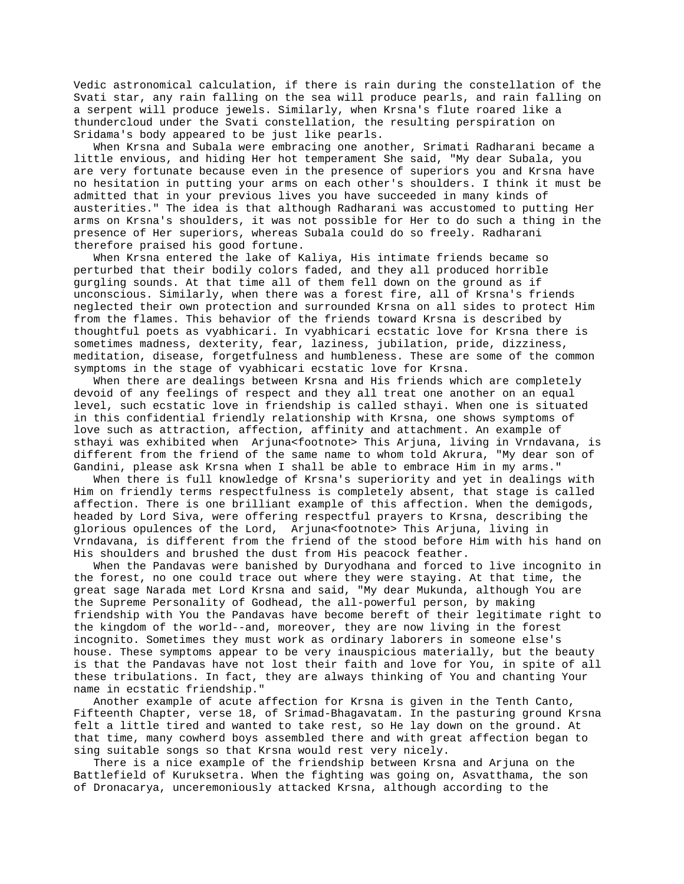Vedic astronomical calculation, if there is rain during the constellation of the Svati star, any rain falling on the sea will produce pearls, and rain falling on a serpent will produce jewels. Similarly, when Krsna's flute roared like a thundercloud under the Svati constellation, the resulting perspiration on Sridama's body appeared to be just like pearls.

When Krsna and Subala were embracing one another, Srimati Radharani became a little envious, and hiding Her hot temperament She said, "My dear Subala, you are very fortunate because even in the presence of superiors you and Krsna have no hesitation in putting your arms on each other's shoulders. I think it must be admitted that in your previous lives you have succeeded in many kinds of austerities." The idea is that although Radharani was accustomed to putting Her arms on Krsna's shoulders, it was not possible for Her to do such a thing in the presence of Her superiors, whereas Subala could do so freely. Radharani therefore praised his good fortune.

When Krsna entered the lake of Kaliya, His intimate friends became so perturbed that their bodily colors faded, and they all produced horrible gurgling sounds. At that time all of them fell down on the ground as if unconscious. Similarly, when there was a forest fire, all of Krsna's friends neglected their own protection and surrounded Krsna on all sides to protect Him from the flames. This behavior of the friends toward Krsna is described by thoughtful poets as vyabhicari. In vyabhicari ecstatic love for Krsna there is sometimes madness, dexterity, fear, laziness, jubilation, pride, dizziness, meditation, disease, forgetfulness and humbleness. These are some of the common symptoms in the stage of vyabhicari ecstatic love for Krsna.

When there are dealings between Krsna and His friends which are completely devoid of any feelings of respect and they all treat one another on an equal level, such ecstatic love in friendship is called sthayi. When one is situated in this confidential friendly relationship with Krsna, one shows symptoms of love such as attraction, affection, affinity and attachment. An example of sthayi was exhibited when  Arjuna<footnote> This Arjuna, living in Vrndavana, is different from the friend of the same name to whom told Akrura, "My dear son of Gandini, please ask Krsna when I shall be able to embrace Him in my arms."

When there is full knowledge of Krsna's superiority and yet in dealings with Him on friendly terms respectfulness is completely absent, that stage is called affection. There is one brilliant example of this affection. When the demigods, headed by Lord Siva, were offering respectful prayers to Krsna, describing the glorious opulences of the Lord,  Arjuna<footnote> This Arjuna, living in Vrndavana, is different from the friend of the stood before Him with his hand on His shoulders and brushed the dust from His peacock feather.

When the Pandavas were banished by Duryodhana and forced to live incognito in the forest, no one could trace out where they were staying. At that time, the great sage Narada met Lord Krsna and said, "My dear Mukunda, although You are the Supreme Personality of Godhead, the all-powerful person, by making friendship with You the Pandavas have become bereft of their legitimate right to the kingdom of the world--and, moreover, they are now living in the forest incognito. Sometimes they must work as ordinary laborers in someone else's house. These symptoms appear to be very inauspicious materially, but the beauty is that the Pandavas have not lost their faith and love for You, in spite of all these tribulations. In fact, they are always thinking of You and chanting Your name in ecstatic friendship."

Another example of acute affection for Krsna is given in the Tenth Canto, Fifteenth Chapter, verse 18, of Srimad-Bhagavatam. In the pasturing ground Krsna felt a little tired and wanted to take rest, so He lay down on the ground. At that time, many cowherd boys assembled there and with great affection began to sing suitable songs so that Krsna would rest very nicely.

There is a nice example of the friendship between Krsna and Arjuna on the Battlefield of Kuruksetra. When the fighting was going on, Asvatthama, the son of Dronacarya, unceremoniously attacked Krsna, although according to the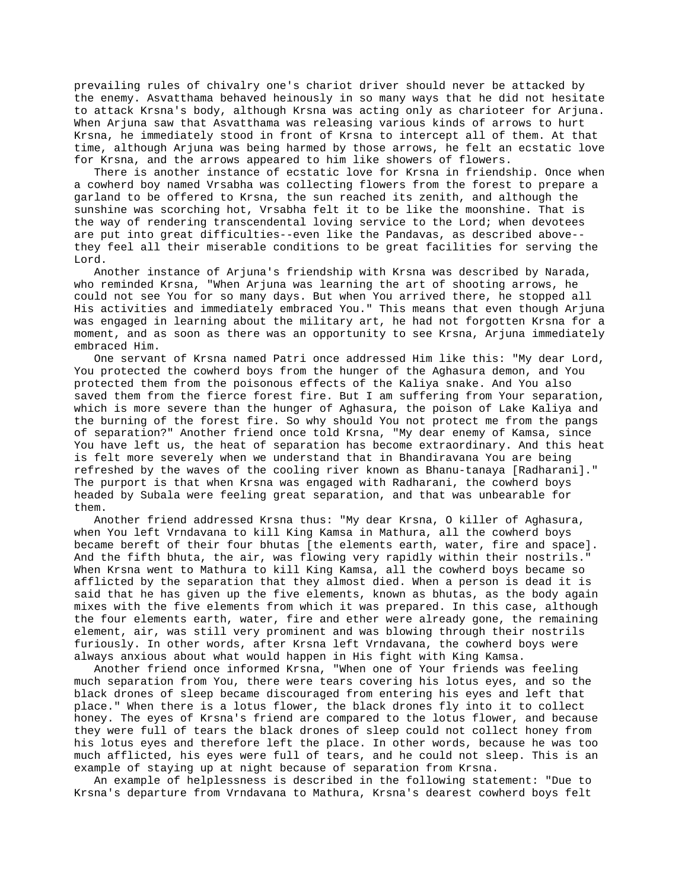prevailing rules of chivalry one's chariot driver should never be attacked by the enemy. Asvatthama behaved heinously in so many ways that he did not hesitate to attack Krsna's body, although Krsna was acting only as charioteer for Arjuna. When Arjuna saw that Asvatthama was releasing various kinds of arrows to hurt Krsna, he immediately stood in front of Krsna to intercept all of them. At that time, although Arjuna was being harmed by those arrows, he felt an ecstatic love for Krsna, and the arrows appeared to him like showers of flowers.

There is another instance of ecstatic love for Krsna in friendship. Once when a cowherd boy named Vrsabha was collecting flowers from the forest to prepare a garland to be offered to Krsna, the sun reached its zenith, and although the sunshine was scorching hot, Vrsabha felt it to be like the moonshine. That is the way of rendering transcendental loving service to the Lord; when devotees are put into great difficulties--even like the Pandavas, as described above--they feel all their miserable conditions to be great facilities for serving the Lord.

Another instance of Arjuna's friendship with Krsna was described by Narada, who reminded Krsna, "When Arjuna was learning the art of shooting arrows, he could not see You for so many days. But when You arrived there, he stopped all His activities and immediately embraced You." This means that even though Arjuna was engaged in learning about the military art, he had not forgotten Krsna for a moment, and as soon as there was an opportunity to see Krsna, Arjuna immediately embraced Him.

One servant of Krsna named Patri once addressed Him like this: "My dear Lord, You protected the cowherd boys from the hunger of the Aghasura demon, and You protected them from the poisonous effects of the Kaliya snake. And You also saved them from the fierce forest fire. But I am suffering from Your separation, which is more severe than the hunger of Aghasura, the poison of Lake Kaliya and the burning of the forest fire. So why should You not protect me from the pangs of separation?" Another friend once told Krsna, "My dear enemy of Kamsa, since You have left us, the heat of separation has become extraordinary. And this heat is felt more severely when we understand that in Bhandiravana You are being refreshed by the waves of the cooling river known as Bhanu-tanaya [Radharani]." The purport is that when Krsna was engaged with Radharani, the cowherd boys headed by Subala were feeling great separation, and that was unbearable for them.

Another friend addressed Krsna thus: "My dear Krsna, O killer of Aghasura, when You left Vrndavana to kill King Kamsa in Mathura, all the cowherd boys became bereft of their four bhutas [the elements earth, water, fire and space]. And the fifth bhuta, the air, was flowing very rapidly within their nostrils." When Krsna went to Mathura to kill King Kamsa, all the cowherd boys became so afflicted by the separation that they almost died. When a person is dead it is said that he has given up the five elements, known as bhutas, as the body again mixes with the five elements from which it was prepared. In this case, although the four elements earth, water, fire and ether were already gone, the remaining element, air, was still very prominent and was blowing through their nostrils furiously. In other words, after Krsna left Vrndavana, the cowherd boys were always anxious about what would happen in His fight with King Kamsa.

Another friend once informed Krsna, "When one of Your friends was feeling much separation from You, there were tears covering his lotus eyes, and so the black drones of sleep became discouraged from entering his eyes and left that place." When there is a lotus flower, the black drones fly into it to collect honey. The eyes of Krsna's friend are compared to the lotus flower, and because they were full of tears the black drones of sleep could not collect honey from his lotus eyes and therefore left the place. In other words, because he was too much afflicted, his eyes were full of tears, and he could not sleep. This is an example of staying up at night because of separation from Krsna.

An example of helplessness is described in the following statement: "Due to Krsna's departure from Vrndavana to Mathura, Krsna's dearest cowherd boys felt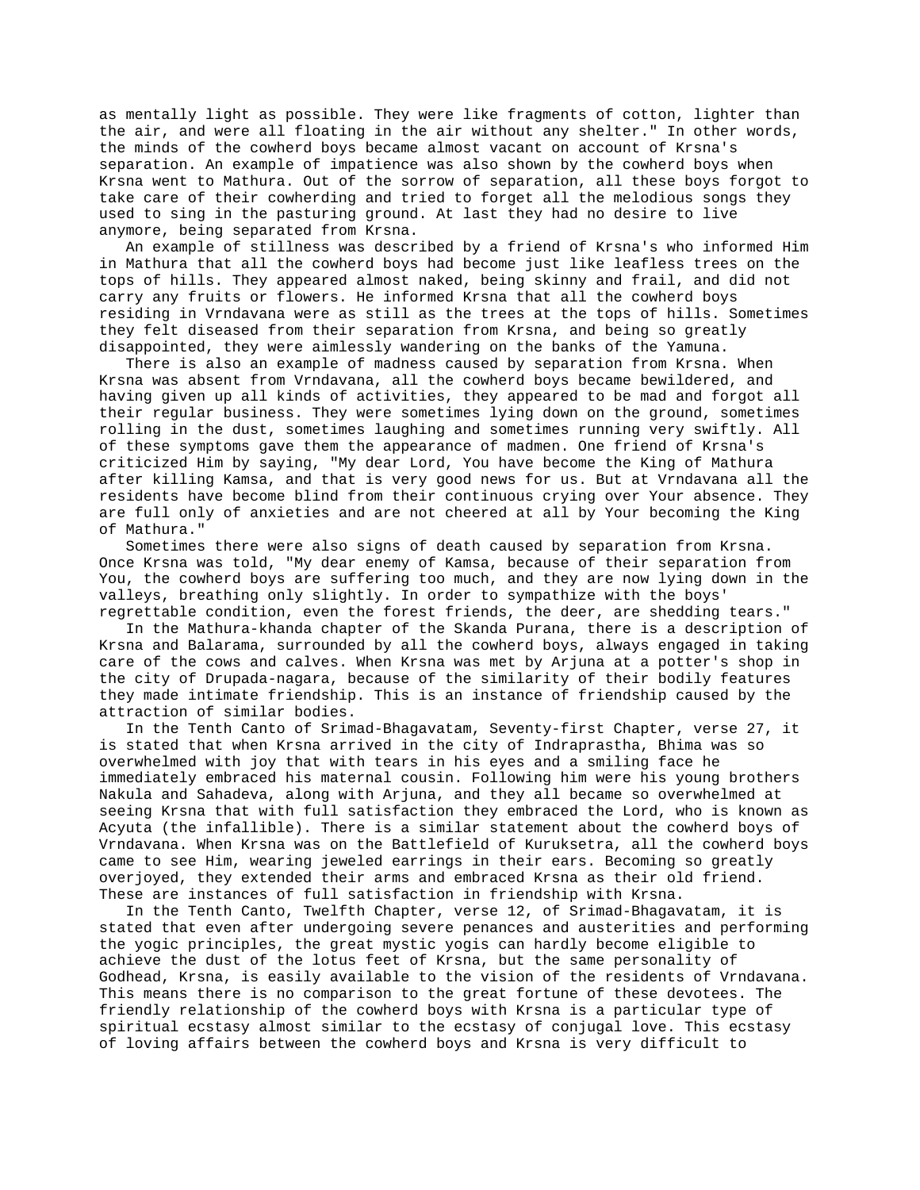as mentally light as possible. They were like fragments of cotton, lighter than the air, and were all floating in the air without any shelter." In other words, the minds of the cowherd boys became almost vacant on account of Krsna's separation. An example of impatience was also shown by the cowherd boys when Krsna went to Mathura. Out of the sorrow of separation, all these boys forgot to take care of their cowherding and tried to forget all the melodious songs they used to sing in the pasturing ground. At last they had no desire to live anymore, being separated from Krsna.

An example of stillness was described by a friend of Krsna's who informed Him in Mathura that all the cowherd boys had become just like leafless trees on the tops of hills. They appeared almost naked, being skinny and frail, and did not carry any fruits or flowers. He informed Krsna that all the cowherd boys residing in Vrndavana were as still as the trees at the tops of hills. Sometimes they felt diseased from their separation from Krsna, and being so greatly disappointed, they were aimlessly wandering on the banks of the Yamuna.

There is also an example of madness caused by separation from Krsna. When Krsna was absent from Vrndavana, all the cowherd boys became bewildered, and having given up all kinds of activities, they appeared to be mad and forgot all their regular business. They were sometimes lying down on the ground, sometimes rolling in the dust, sometimes laughing and sometimes running very swiftly. All of these symptoms gave them the appearance of madmen. One friend of Krsna's criticized Him by saying, "My dear Lord, You have become the King of Mathura after killing Kamsa, and that is very good news for us. But at Vrndavana all the residents have become blind from their continuous crying over Your absence. They are full only of anxieties and are not cheered at all by Your becoming the King of Mathura."

Sometimes there were also signs of death caused by separation from Krsna. Once Krsna was told, "My dear enemy of Kamsa, because of their separation from You, the cowherd boys are suffering too much, and they are now lying down in the valleys, breathing only slightly. In order to sympathize with the boys' regrettable condition, even the forest friends, the deer, are shedding tears."

In the Mathura-khanda chapter of the Skanda Purana, there is a description of Krsna and Balarama, surrounded by all the cowherd boys, always engaged in taking care of the cows and calves. When Krsna was met by Arjuna at a potter's shop in the city of Drupada-nagara, because of the similarity of their bodily features they made intimate friendship. This is an instance of friendship caused by the attraction of similar bodies.

In the Tenth Canto of Srimad-Bhagavatam, Seventy-first Chapter, verse 27, it is stated that when Krsna arrived in the city of Indraprastha, Bhima was so overwhelmed with joy that with tears in his eyes and a smiling face he immediately embraced his maternal cousin. Following him were his young brothers Nakula and Sahadeva, along with Arjuna, and they all became so overwhelmed at seeing Krsna that with full satisfaction they embraced the Lord, who is known as Acyuta (the infallible). There is a similar statement about the cowherd boys of Vrndavana. When Krsna was on the Battlefield of Kuruksetra, all the cowherd boys came to see Him, wearing jeweled earrings in their ears. Becoming so greatly overjoyed, they extended their arms and embraced Krsna as their old friend. These are instances of full satisfaction in friendship with Krsna.

In the Tenth Canto, Twelfth Chapter, verse 12, of Srimad-Bhagavatam, it is stated that even after undergoing severe penances and austerities and performing the yogic principles, the great mystic yogis can hardly become eligible to achieve the dust of the lotus feet of Krsna, but the same personality of Godhead, Krsna, is easily available to the vision of the residents of Vrndavana. This means there is no comparison to the great fortune of these devotees. The friendly relationship of the cowherd boys with Krsna is a particular type of spiritual ecstasy almost similar to the ecstasy of conjugal love. This ecstasy of loving affairs between the cowherd boys and Krsna is very difficult to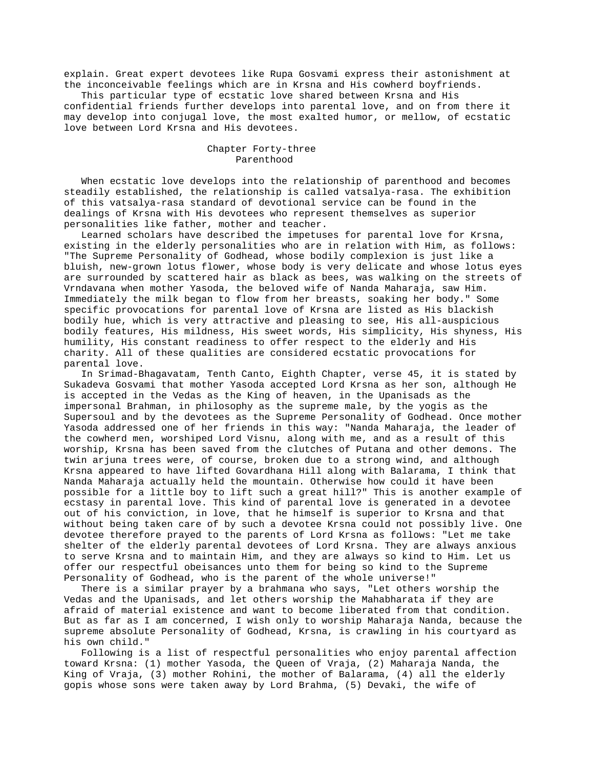explain. Great expert devotees like Rupa Gosvami express their astonishment at the inconceivable feelings which are in Krsna and His cowherd boyfriends.

This particular type of ecstatic love shared between Krsna and His confidential friends further develops into parental love, and on from there it may develop into conjugal love, the most exalted humor, or mellow, of ecstatic love between Lord Krsna and His devotees.

## Chapter Forty-three
## Parenthood

When ecstatic love develops into the relationship of parenthood and becomes steadily established, the relationship is called vatsalya-rasa. The exhibition of this vatsalya-rasa standard of devotional service can be found in the dealings of Krsna with His devotees who represent themselves as superior personalities like father, mother and teacher.

Learned scholars have described the impetuses for parental love for Krsna, existing in the elderly personalities who are in relation with Him, as follows: "The Supreme Personality of Godhead, whose bodily complexion is just like a bluish, new-grown lotus flower, whose body is very delicate and whose lotus eyes are surrounded by scattered hair as black as bees, was walking on the streets of Vrndavana when mother Yasoda, the beloved wife of Nanda Maharaja, saw Him. Immediately the milk began to flow from her breasts, soaking her body." Some specific provocations for parental love of Krsna are listed as His blackish bodily hue, which is very attractive and pleasing to see, His all-auspicious bodily features, His mildness, His sweet words, His simplicity, His shyness, His humility, His constant readiness to offer respect to the elderly and His charity. All of these qualities are considered ecstatic provocations for parental love.

In Srimad-Bhagavatam, Tenth Canto, Eighth Chapter, verse 45, it is stated by Sukadeva Gosvami that mother Yasoda accepted Lord Krsna as her son, although He is accepted in the Vedas as the King of heaven, in the Upanisads as the impersonal Brahman, in philosophy as the supreme male, by the yogis as the Supersoul and by the devotees as the Supreme Personality of Godhead. Once mother Yasoda addressed one of her friends in this way: "Nanda Maharaja, the leader of the cowherd men, worshiped Lord Visnu, along with me, and as a result of this worship, Krsna has been saved from the clutches of Putana and other demons. The twin arjuna trees were, of course, broken due to a strong wind, and although Krsna appeared to have lifted Govardhana Hill along with Balarama, I think that Nanda Maharaja actually held the mountain. Otherwise how could it have been possible for a little boy to lift such a great hill?" This is another example of ecstasy in parental love. This kind of parental love is generated in a devotee out of his conviction, in love, that he himself is superior to Krsna and that without being taken care of by such a devotee Krsna could not possibly live. One devotee therefore prayed to the parents of Lord Krsna as follows: "Let me take shelter of the elderly parental devotees of Lord Krsna. They are always anxious to serve Krsna and to maintain Him, and they are always so kind to Him. Let us offer our respectful obeisances unto them for being so kind to the Supreme Personality of Godhead, who is the parent of the whole universe!"

There is a similar prayer by a brahmana who says, "Let others worship the Vedas and the Upanisads, and let others worship the Mahabharata if they are afraid of material existence and want to become liberated from that condition. But as far as I am concerned, I wish only to worship Maharaja Nanda, because the supreme absolute Personality of Godhead, Krsna, is crawling in his courtyard as his own child."

Following is a list of respectful personalities who enjoy parental affection toward Krsna: (1) mother Yasoda, the Queen of Vraja, (2) Maharaja Nanda, the King of Vraja, (3) mother Rohini, the mother of Balarama, (4) all the elderly gopis whose sons were taken away by Lord Brahma, (5) Devaki, the wife of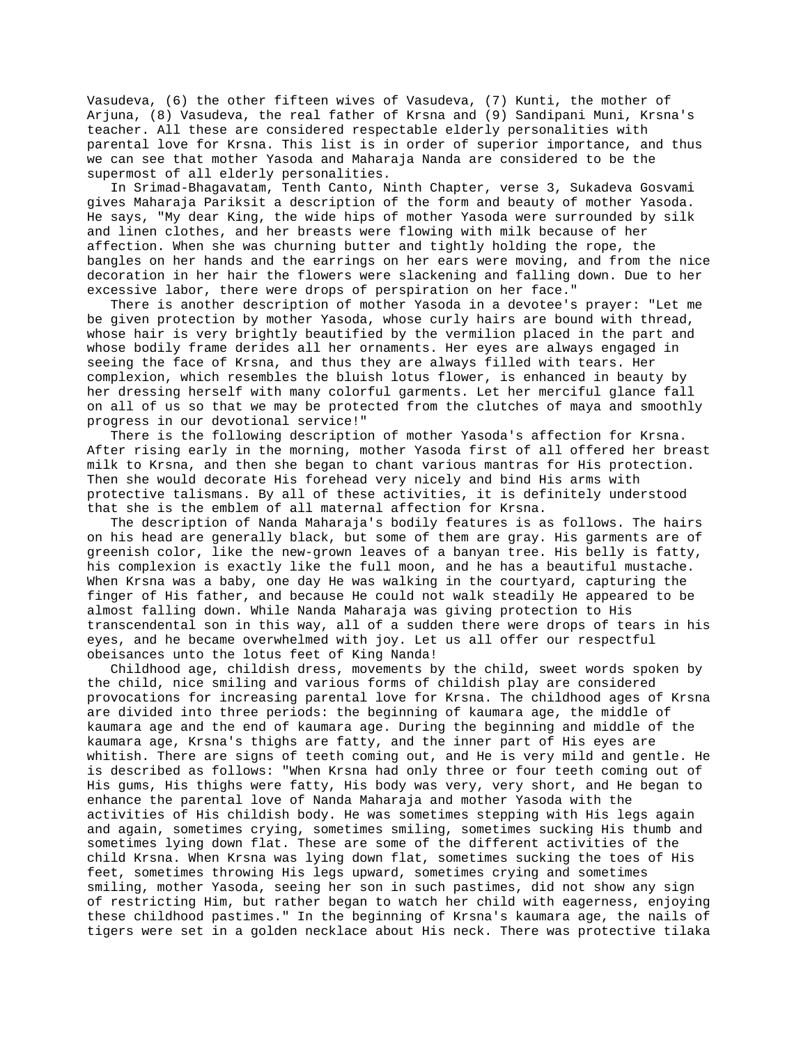Vasudeva, (6) the other fifteen wives of Vasudeva, (7) Kunti, the mother of Arjuna, (8) Vasudeva, the real father of Krsna and (9) Sandipani Muni, Krsna's teacher. All these are considered respectable elderly personalities with parental love for Krsna. This list is in order of superior importance, and thus we can see that mother Yasoda and Maharaja Nanda are considered to be the supermost of all elderly personalities.

In Srimad-Bhagavatam, Tenth Canto, Ninth Chapter, verse 3, Sukadeva Gosvami gives Maharaja Pariksit a description of the form and beauty of mother Yasoda. He says, "My dear King, the wide hips of mother Yasoda were surrounded by silk and linen clothes, and her breasts were flowing with milk because of her affection. When she was churning butter and tightly holding the rope, the bangles on her hands and the earrings on her ears were moving, and from the nice decoration in her hair the flowers were slackening and falling down. Due to her excessive labor, there were drops of perspiration on her face."

There is another description of mother Yasoda in a devotee's prayer: "Let me be given protection by mother Yasoda, whose curly hairs are bound with thread, whose hair is very brightly beautified by the vermilion placed in the part and whose bodily frame derides all her ornaments. Her eyes are always engaged in seeing the face of Krsna, and thus they are always filled with tears. Her complexion, which resembles the bluish lotus flower, is enhanced in beauty by her dressing herself with many colorful garments. Let her merciful glance fall on all of us so that we may be protected from the clutches of maya and smoothly progress in our devotional service!"

There is the following description of mother Yasoda's affection for Krsna. After rising early in the morning, mother Yasoda first of all offered her breast milk to Krsna, and then she began to chant various mantras for His protection. Then she would decorate His forehead very nicely and bind His arms with protective talismans. By all of these activities, it is definitely understood that she is the emblem of all maternal affection for Krsna.

The description of Nanda Maharaja's bodily features is as follows. The hairs on his head are generally black, but some of them are gray. His garments are of greenish color, like the new-grown leaves of a banyan tree. His belly is fatty, his complexion is exactly like the full moon, and he has a beautiful mustache. When Krsna was a baby, one day He was walking in the courtyard, capturing the finger of His father, and because He could not walk steadily He appeared to be almost falling down. While Nanda Maharaja was giving protection to His transcendental son in this way, all of a sudden there were drops of tears in his eyes, and he became overwhelmed with joy. Let us all offer our respectful obeisances unto the lotus feet of King Nanda!

Childhood age, childish dress, movements by the child, sweet words spoken by the child, nice smiling and various forms of childish play are considered provocations for increasing parental love for Krsna. The childhood ages of Krsna are divided into three periods: the beginning of kaumara age, the middle of kaumara age and the end of kaumara age. During the beginning and middle of the kaumara age, Krsna's thighs are fatty, and the inner part of His eyes are whitish. There are signs of teeth coming out, and He is very mild and gentle. He is described as follows: "When Krsna had only three or four teeth coming out of His gums, His thighs were fatty, His body was very, very short, and He began to enhance the parental love of Nanda Maharaja and mother Yasoda with the activities of His childish body. He was sometimes stepping with His legs again and again, sometimes crying, sometimes smiling, sometimes sucking His thumb and sometimes lying down flat. These are some of the different activities of the child Krsna. When Krsna was lying down flat, sometimes sucking the toes of His feet, sometimes throwing His legs upward, sometimes crying and sometimes smiling, mother Yasoda, seeing her son in such pastimes, did not show any sign of restricting Him, but rather began to watch her child with eagerness, enjoying these childhood pastimes." In the beginning of Krsna's kaumara age, the nails of tigers were set in a golden necklace about His neck. There was protective tilaka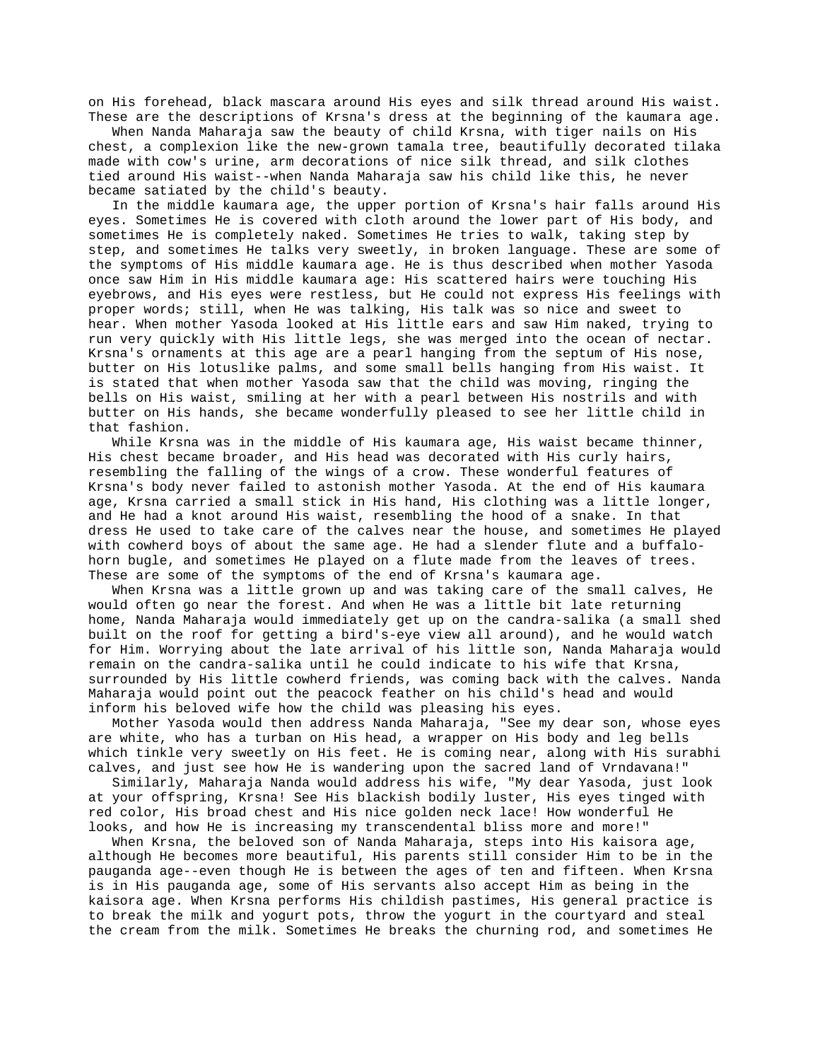on His forehead, black mascara around His eyes and silk thread around His waist. These are the descriptions of Krsna's dress at the beginning of the kaumara age.

When Nanda Maharaja saw the beauty of child Krsna, with tiger nails on His chest, a complexion like the new-grown tamala tree, beautifully decorated tilaka made with cow's urine, arm decorations of nice silk thread, and silk clothes tied around His waist--when Nanda Maharaja saw his child like this, he never became satiated by the child's beauty.

In the middle kaumara age, the upper portion of Krsna's hair falls around His eyes. Sometimes He is covered with cloth around the lower part of His body, and sometimes He is completely naked. Sometimes He tries to walk, taking step by step, and sometimes He talks very sweetly, in broken language. These are some of the symptoms of His middle kaumara age. He is thus described when mother Yasoda once saw Him in His middle kaumara age: His scattered hairs were touching His eyebrows, and His eyes were restless, but He could not express His feelings with proper words; still, when He was talking, His talk was so nice and sweet to hear. When mother Yasoda looked at His little ears and saw Him naked, trying to run very quickly with His little legs, she was merged into the ocean of nectar. Krsna's ornaments at this age are a pearl hanging from the septum of His nose, butter on His lotuslike palms, and some small bells hanging from His waist. It is stated that when mother Yasoda saw that the child was moving, ringing the bells on His waist, smiling at her with a pearl between His nostrils and with butter on His hands, she became wonderfully pleased to see her little child in that fashion.

While Krsna was in the middle of His kaumara age, His waist became thinner, His chest became broader, and His head was decorated with His curly hairs, resembling the falling of the wings of a crow. These wonderful features of Krsna's body never failed to astonish mother Yasoda. At the end of His kaumara age, Krsna carried a small stick in His hand, His clothing was a little longer, and He had a knot around His waist, resembling the hood of a snake. In that dress He used to take care of the calves near the house, and sometimes He played with cowherd boys of about the same age. He had a slender flute and a buffalo-horn bugle, and sometimes He played on a flute made from the leaves of trees. These are some of the symptoms of the end of Krsna's kaumara age.

When Krsna was a little grown up and was taking care of the small calves, He would often go near the forest. And when He was a little bit late returning home, Nanda Maharaja would immediately get up on the candra-salika (a small shed built on the roof for getting a bird's-eye view all around), and he would watch for Him. Worrying about the late arrival of his little son, Nanda Maharaja would remain on the candra-salika until he could indicate to his wife that Krsna, surrounded by His little cowherd friends, was coming back with the calves. Nanda Maharaja would point out the peacock feather on his child's head and would inform his beloved wife how the child was pleasing his eyes.

Mother Yasoda would then address Nanda Maharaja, "See my dear son, whose eyes are white, who has a turban on His head, a wrapper on His body and leg bells which tinkle very sweetly on His feet. He is coming near, along with His surabhi calves, and just see how He is wandering upon the sacred land of Vrndavana!"

Similarly, Maharaja Nanda would address his wife, "My dear Yasoda, just look at your offspring, Krsna! See His blackish bodily luster, His eyes tinged with red color, His broad chest and His nice golden neck lace! How wonderful He looks, and how He is increasing my transcendental bliss more and more!"

When Krsna, the beloved son of Nanda Maharaja, steps into His kaisora age, although He becomes more beautiful, His parents still consider Him to be in the pauganda age--even though He is between the ages of ten and fifteen. When Krsna is in His pauganda age, some of His servants also accept Him as being in the kaisora age. When Krsna performs His childish pastimes, His general practice is to break the milk and yogurt pots, throw the yogurt in the courtyard and steal the cream from the milk. Sometimes He breaks the churning rod, and sometimes He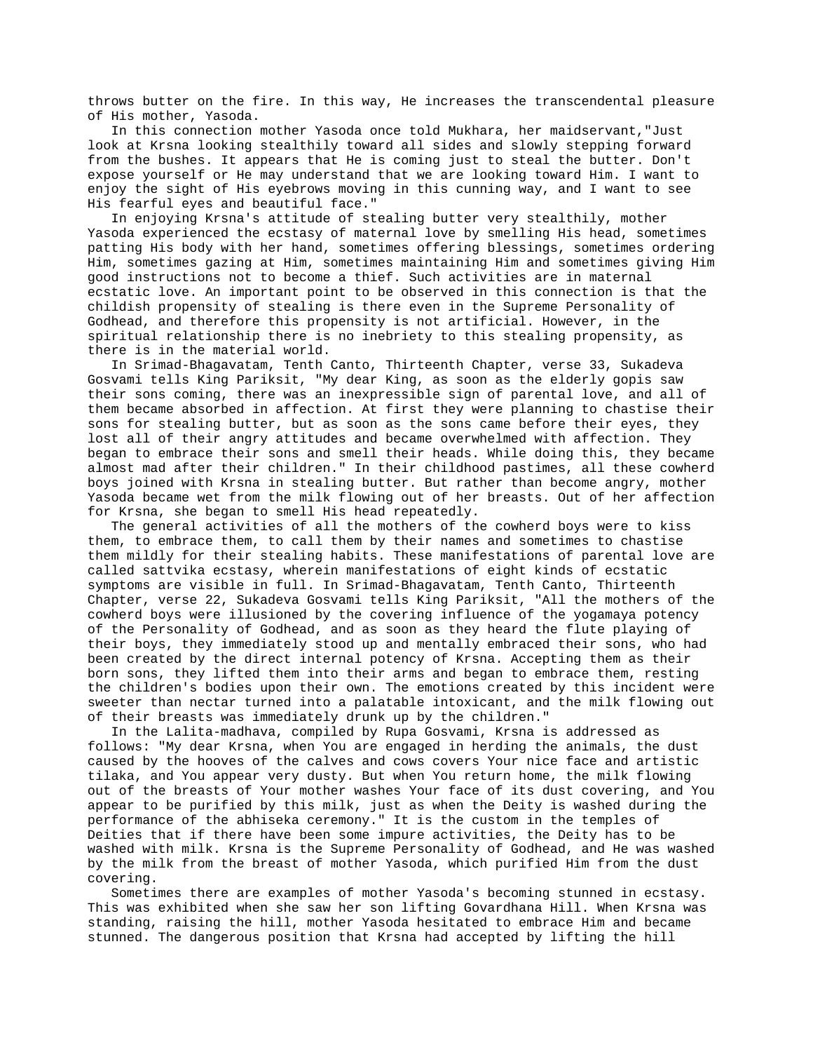throws butter on the fire. In this way, He increases the transcendental pleasure of His mother, Yasoda.

In this connection mother Yasoda once told Mukhara, her maidservant,"Just look at Krsna looking stealthily toward all sides and slowly stepping forward from the bushes. It appears that He is coming just to steal the butter. Don't expose yourself or He may understand that we are looking toward Him. I want to enjoy the sight of His eyebrows moving in this cunning way, and I want to see His fearful eyes and beautiful face."

In enjoying Krsna's attitude of stealing butter very stealthily, mother Yasoda experienced the ecstasy of maternal love by smelling His head, sometimes patting His body with her hand, sometimes offering blessings, sometimes ordering Him, sometimes gazing at Him, sometimes maintaining Him and sometimes giving Him good instructions not to become a thief. Such activities are in maternal ecstatic love. An important point to be observed in this connection is that the childish propensity of stealing is there even in the Supreme Personality of Godhead, and therefore this propensity is not artificial. However, in the spiritual relationship there is no inebriety to this stealing propensity, as there is in the material world.

In Srimad-Bhagavatam, Tenth Canto, Thirteenth Chapter, verse 33, Sukadeva Gosvami tells King Pariksit, "My dear King, as soon as the elderly gopis saw their sons coming, there was an inexpressible sign of parental love, and all of them became absorbed in affection. At first they were planning to chastise their sons for stealing butter, but as soon as the sons came before their eyes, they lost all of their angry attitudes and became overwhelmed with affection. They began to embrace their sons and smell their heads. While doing this, they became almost mad after their children." In their childhood pastimes, all these cowherd boys joined with Krsna in stealing butter. But rather than become angry, mother Yasoda became wet from the milk flowing out of her breasts. Out of her affection for Krsna, she began to smell His head repeatedly.

The general activities of all the mothers of the cowherd boys were to kiss them, to embrace them, to call them by their names and sometimes to chastise them mildly for their stealing habits. These manifestations of parental love are called sattvika ecstasy, wherein manifestations of eight kinds of ecstatic symptoms are visible in full. In Srimad-Bhagavatam, Tenth Canto, Thirteenth Chapter, verse 22, Sukadeva Gosvami tells King Pariksit, "All the mothers of the cowherd boys were illusioned by the covering influence of the yogamaya potency of the Personality of Godhead, and as soon as they heard the flute playing of their boys, they immediately stood up and mentally embraced their sons, who had been created by the direct internal potency of Krsna. Accepting them as their born sons, they lifted them into their arms and began to embrace them, resting the children's bodies upon their own. The emotions created by this incident were sweeter than nectar turned into a palatable intoxicant, and the milk flowing out of their breasts was immediately drunk up by the children."

In the Lalita-madhava, compiled by Rupa Gosvami, Krsna is addressed as follows: "My dear Krsna, when You are engaged in herding the animals, the dust caused by the hooves of the calves and cows covers Your nice face and artistic tilaka, and You appear very dusty. But when You return home, the milk flowing out of the breasts of Your mother washes Your face of its dust covering, and You appear to be purified by this milk, just as when the Deity is washed during the performance of the abhiseka ceremony." It is the custom in the temples of Deities that if there have been some impure activities, the Deity has to be washed with milk. Krsna is the Supreme Personality of Godhead, and He was washed by the milk from the breast of mother Yasoda, which purified Him from the dust covering.

Sometimes there are examples of mother Yasoda's becoming stunned in ecstasy. This was exhibited when she saw her son lifting Govardhana Hill. When Krsna was standing, raising the hill, mother Yasoda hesitated to embrace Him and became stunned. The dangerous position that Krsna had accepted by lifting the hill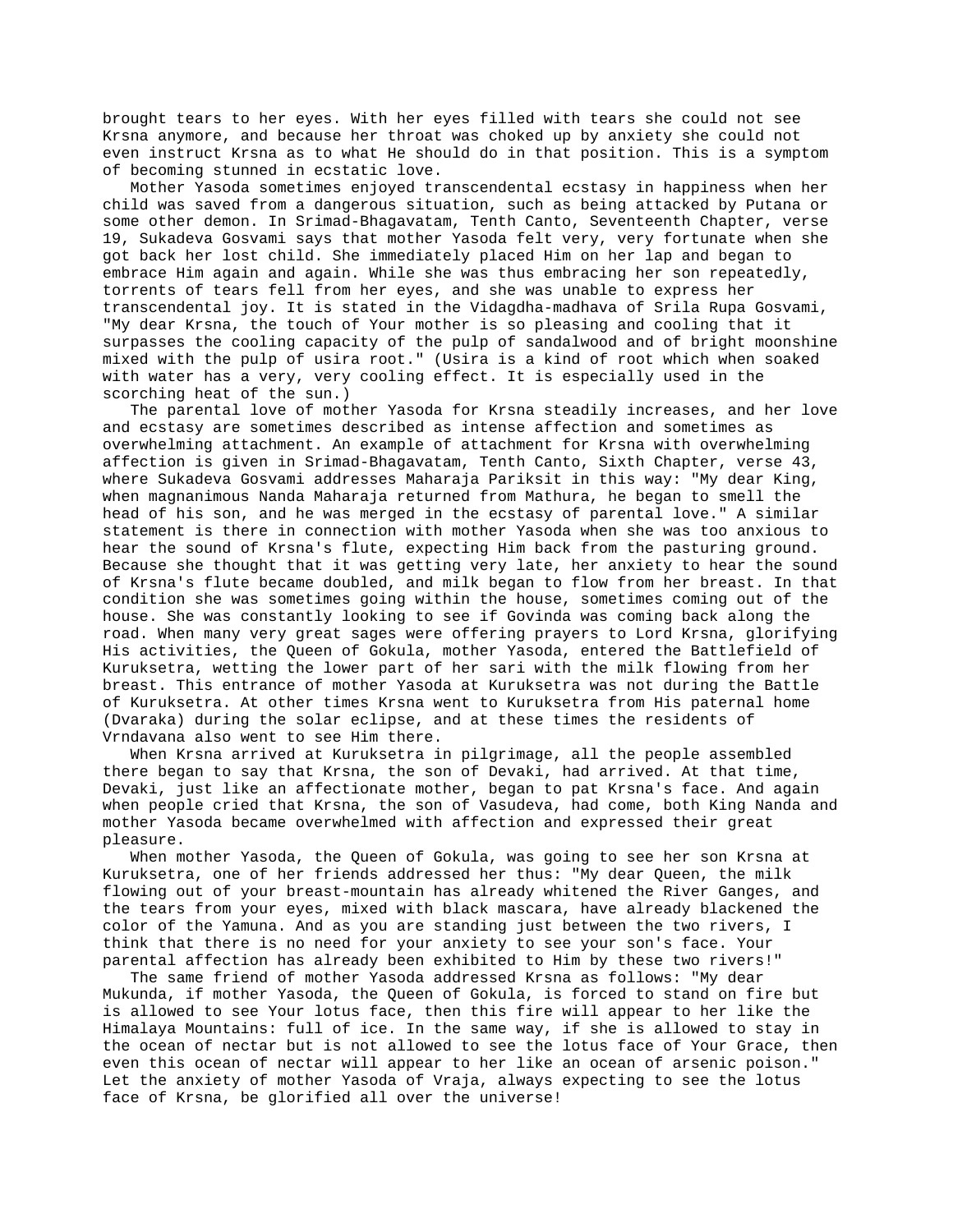brought tears to her eyes. With her eyes filled with tears she could not see Krsna anymore, and because her throat was choked up by anxiety she could not even instruct Krsna as to what He should do in that position. This is a symptom of becoming stunned in ecstatic love.

Mother Yasoda sometimes enjoyed transcendental ecstasy in happiness when her child was saved from a dangerous situation, such as being attacked by Putana or some other demon. In Srimad-Bhagavatam, Tenth Canto, Seventeenth Chapter, verse 19, Sukadeva Gosvami says that mother Yasoda felt very, very fortunate when she got back her lost child. She immediately placed Him on her lap and began to embrace Him again and again. While she was thus embracing her son repeatedly, torrents of tears fell from her eyes, and she was unable to express her transcendental joy. It is stated in the Vidagdha-madhava of Srila Rupa Gosvami, "My dear Krsna, the touch of Your mother is so pleasing and cooling that it surpasses the cooling capacity of the pulp of sandalwood and of bright moonshine mixed with the pulp of usira root." (Usira is a kind of root which when soaked with water has a very, very cooling effect. It is especially used in the scorching heat of the sun.)

The parental love of mother Yasoda for Krsna steadily increases, and her love and ecstasy are sometimes described as intense affection and sometimes as overwhelming attachment. An example of attachment for Krsna with overwhelming affection is given in Srimad-Bhagavatam, Tenth Canto, Sixth Chapter, verse 43, where Sukadeva Gosvami addresses Maharaja Pariksit in this way: "My dear King, when magnanimous Nanda Maharaja returned from Mathura, he began to smell the head of his son, and he was merged in the ecstasy of parental love." A similar statement is there in connection with mother Yasoda when she was too anxious to hear the sound of Krsna's flute, expecting Him back from the pasturing ground. Because she thought that it was getting very late, her anxiety to hear the sound of Krsna's flute became doubled, and milk began to flow from her breast. In that condition she was sometimes going within the house, sometimes coming out of the house. She was constantly looking to see if Govinda was coming back along the road. When many very great sages were offering prayers to Lord Krsna, glorifying His activities, the Queen of Gokula, mother Yasoda, entered the Battlefield of Kuruksetra, wetting the lower part of her sari with the milk flowing from her breast. This entrance of mother Yasoda at Kuruksetra was not during the Battle of Kuruksetra. At other times Krsna went to Kuruksetra from His paternal home (Dvaraka) during the solar eclipse, and at these times the residents of Vrndavana also went to see Him there.

When Krsna arrived at Kuruksetra in pilgrimage, all the people assembled there began to say that Krsna, the son of Devaki, had arrived. At that time, Devaki, just like an affectionate mother, began to pat Krsna's face. And again when people cried that Krsna, the son of Vasudeva, had come, both King Nanda and mother Yasoda became overwhelmed with affection and expressed their great pleasure.

When mother Yasoda, the Queen of Gokula, was going to see her son Krsna at Kuruksetra, one of her friends addressed her thus: "My dear Queen, the milk flowing out of your breast-mountain has already whitened the River Ganges, and the tears from your eyes, mixed with black mascara, have already blackened the color of the Yamuna. And as you are standing just between the two rivers, I think that there is no need for your anxiety to see your son's face. Your parental affection has already been exhibited to Him by these two rivers!"

The same friend of mother Yasoda addressed Krsna as follows: "My dear Mukunda, if mother Yasoda, the Queen of Gokula, is forced to stand on fire but is allowed to see Your lotus face, then this fire will appear to her like the Himalaya Mountains: full of ice. In the same way, if she is allowed to stay in the ocean of nectar but is not allowed to see the lotus face of Your Grace, then even this ocean of nectar will appear to her like an ocean of arsenic poison." Let the anxiety of mother Yasoda of Vraja, always expecting to see the lotus face of Krsna, be glorified all over the universe!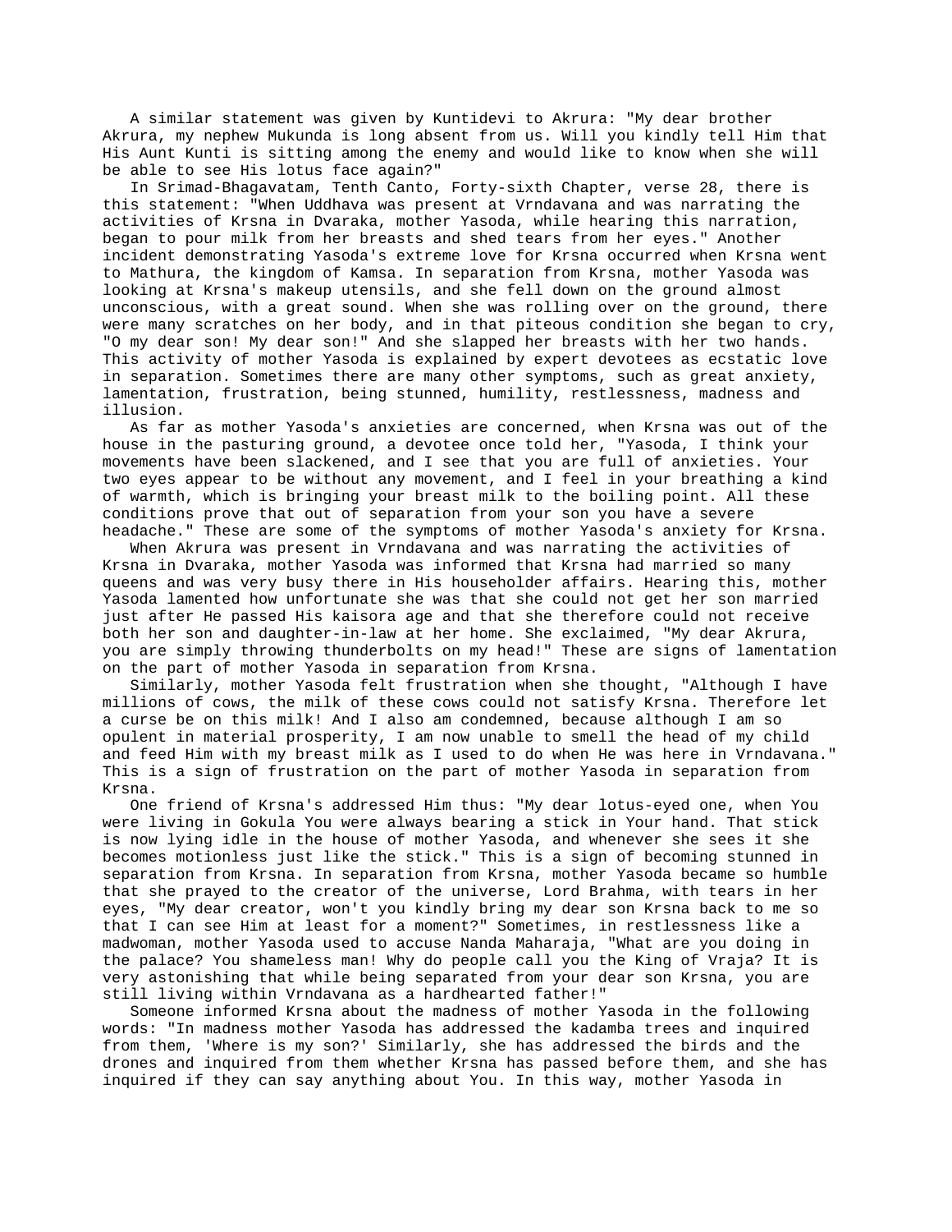A similar statement was given by Kuntidevi to Akrura: "My dear brother Akrura, my nephew Mukunda is long absent from us. Will you kindly tell Him that His Aunt Kunti is sitting among the enemy and would like to know when she will be able to see His lotus face again?"

In Srimad-Bhagavatam, Tenth Canto, Forty-sixth Chapter, verse 28, there is this statement: "When Uddhava was present at Vrndavana and was narrating the activities of Krsna in Dvaraka, mother Yasoda, while hearing this narration, began to pour milk from her breasts and shed tears from her eyes." Another incident demonstrating Yasoda's extreme love for Krsna occurred when Krsna went to Mathura, the kingdom of Kamsa. In separation from Krsna, mother Yasoda was looking at Krsna's makeup utensils, and she fell down on the ground almost unconscious, with a great sound. When she was rolling over on the ground, there were many scratches on her body, and in that piteous condition she began to cry, "O my dear son! My dear son!" And she slapped her breasts with her two hands. This activity of mother Yasoda is explained by expert devotees as ecstatic love in separation. Sometimes there are many other symptoms, such as great anxiety, lamentation, frustration, being stunned, humility, restlessness, madness and illusion.

As far as mother Yasoda's anxieties are concerned, when Krsna was out of the house in the pasturing ground, a devotee once told her, "Yasoda, I think your movements have been slackened, and I see that you are full of anxieties. Your two eyes appear to be without any movement, and I feel in your breathing a kind of warmth, which is bringing your breast milk to the boiling point. All these conditions prove that out of separation from your son you have a severe headache." These are some of the symptoms of mother Yasoda's anxiety for Krsna.

When Akrura was present in Vrndavana and was narrating the activities of Krsna in Dvaraka, mother Yasoda was informed that Krsna had married so many queens and was very busy there in His householder affairs. Hearing this, mother Yasoda lamented how unfortunate she was that she could not get her son married just after He passed His kaisora age and that she therefore could not receive both her son and daughter-in-law at her home. She exclaimed, "My dear Akrura, you are simply throwing thunderbolts on my head!" These are signs of lamentation on the part of mother Yasoda in separation from Krsna.

Similarly, mother Yasoda felt frustration when she thought, "Although I have millions of cows, the milk of these cows could not satisfy Krsna. Therefore let a curse be on this milk! And I also am condemned, because although I am so opulent in material prosperity, I am now unable to smell the head of my child and feed Him with my breast milk as I used to do when He was here in Vrndavana." This is a sign of frustration on the part of mother Yasoda in separation from Krsna.

One friend of Krsna's addressed Him thus: "My dear lotus-eyed one, when You were living in Gokula You were always bearing a stick in Your hand. That stick is now lying idle in the house of mother Yasoda, and whenever she sees it she becomes motionless just like the stick." This is a sign of becoming stunned in separation from Krsna. In separation from Krsna, mother Yasoda became so humble that she prayed to the creator of the universe, Lord Brahma, with tears in her eyes, "My dear creator, won't you kindly bring my dear son Krsna back to me so that I can see Him at least for a moment?" Sometimes, in restlessness like a madwoman, mother Yasoda used to accuse Nanda Maharaja, "What are you doing in the palace? You shameless man! Why do people call you the King of Vraja? It is very astonishing that while being separated from your dear son Krsna, you are still living within Vrndavana as a hardhearted father!"

Someone informed Krsna about the madness of mother Yasoda in the following words: "In madness mother Yasoda has addressed the kadamba trees and inquired from them, 'Where is my son?' Similarly, she has addressed the birds and the drones and inquired from them whether Krsna has passed before them, and she has inquired if they can say anything about You. In this way, mother Yasoda in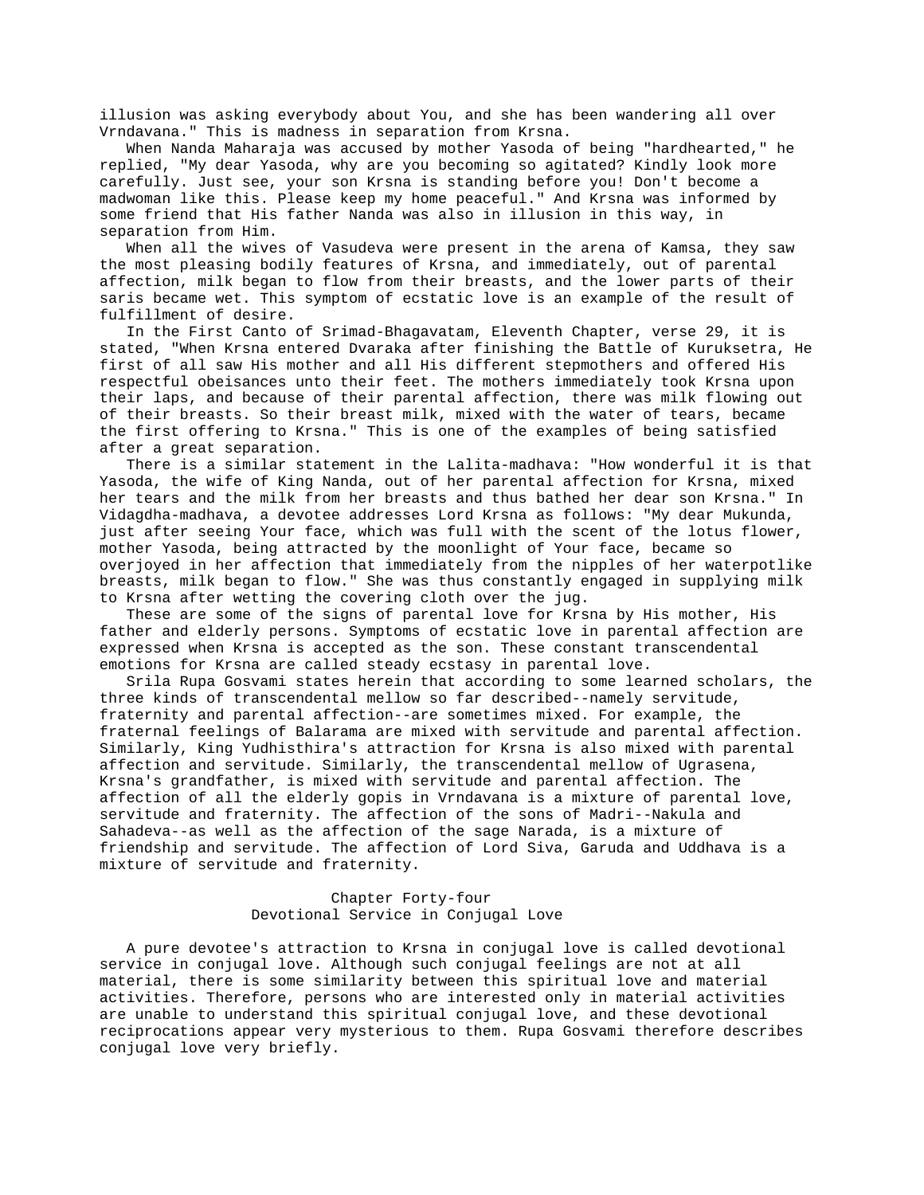illusion was asking everybody about You, and she has been wandering all over Vrndavana." This is madness in separation from Krsna.

When Nanda Maharaja was accused by mother Yasoda of being "hardhearted," he replied, "My dear Yasoda, why are you becoming so agitated? Kindly look more carefully. Just see, your son Krsna is standing before you! Don't become a madwoman like this. Please keep my home peaceful." And Krsna was informed by some friend that His father Nanda was also in illusion in this way, in separation from Him.

When all the wives of Vasudeva were present in the arena of Kamsa, they saw the most pleasing bodily features of Krsna, and immediately, out of parental affection, milk began to flow from their breasts, and the lower parts of their saris became wet. This symptom of ecstatic love is an example of the result of fulfillment of desire.

In the First Canto of Srimad-Bhagavatam, Eleventh Chapter, verse 29, it is stated, "When Krsna entered Dvaraka after finishing the Battle of Kuruksetra, He first of all saw His mother and all His different stepmothers and offered His respectful obeisances unto their feet. The mothers immediately took Krsna upon their laps, and because of their parental affection, there was milk flowing out of their breasts. So their breast milk, mixed with the water of tears, became the first offering to Krsna." This is one of the examples of being satisfied after a great separation.

There is a similar statement in the Lalita-madhava: "How wonderful it is that Yasoda, the wife of King Nanda, out of her parental affection for Krsna, mixed her tears and the milk from her breasts and thus bathed her dear son Krsna." In Vidagdha-madhava, a devotee addresses Lord Krsna as follows: "My dear Mukunda, just after seeing Your face, which was full with the scent of the lotus flower, mother Yasoda, being attracted by the moonlight of Your face, became so overjoyed in her affection that immediately from the nipples of her waterpotlike breasts, milk began to flow." She was thus constantly engaged in supplying milk to Krsna after wetting the covering cloth over the jug.

These are some of the signs of parental love for Krsna by His mother, His father and elderly persons. Symptoms of ecstatic love in parental affection are expressed when Krsna is accepted as the son. These constant transcendental emotions for Krsna are called steady ecstasy in parental love.

Srila Rupa Gosvami states herein that according to some learned scholars, the three kinds of transcendental mellow so far described--namely servitude, fraternity and parental affection--are sometimes mixed. For example, the fraternal feelings of Balarama are mixed with servitude and parental affection. Similarly, King Yudhisthira's attraction for Krsna is also mixed with parental affection and servitude. Similarly, the transcendental mellow of Ugrasena, Krsna's grandfather, is mixed with servitude and parental affection. The affection of all the elderly gopis in Vrndavana is a mixture of parental love, servitude and fraternity. The affection of the sons of Madri--Nakula and Sahadeva--as well as the affection of the sage Narada, is a mixture of friendship and servitude. The affection of Lord Siva, Garuda and Uddhava is a mixture of servitude and fraternity.

## Chapter Forty-four
## Devotional Service in Conjugal Love

A pure devotee's attraction to Krsna in conjugal love is called devotional service in conjugal love. Although such conjugal feelings are not at all material, there is some similarity between this spiritual love and material activities. Therefore, persons who are interested only in material activities are unable to understand this spiritual conjugal love, and these devotional reciprocations appear very mysterious to them. Rupa Gosvami therefore describes conjugal love very briefly.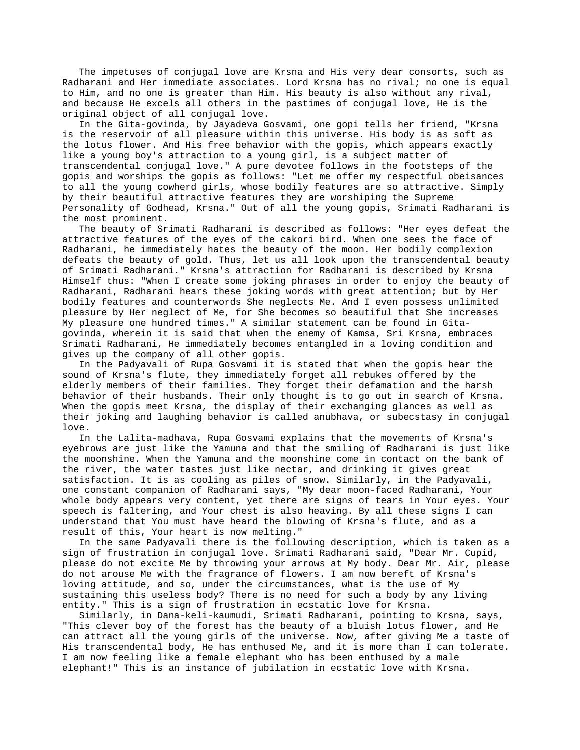The impetuses of conjugal love are Krsna and His very dear consorts, such as Radharani and Her immediate associates. Lord Krsna has no rival; no one is equal to Him, and no one is greater than Him. His beauty is also without any rival, and because He excels all others in the pastimes of conjugal love, He is the original object of all conjugal love.

In the Gita-govinda, by Jayadeva Gosvami, one gopi tells her friend, "Krsna is the reservoir of all pleasure within this universe. His body is as soft as the lotus flower. And His free behavior with the gopis, which appears exactly like a young boy's attraction to a young girl, is a subject matter of transcendental conjugal love." A pure devotee follows in the footsteps of the gopis and worships the gopis as follows: "Let me offer my respectful obeisances to all the young cowherd girls, whose bodily features are so attractive. Simply by their beautiful attractive features they are worshiping the Supreme Personality of Godhead, Krsna." Out of all the young gopis, Srimati Radharani is the most prominent.

The beauty of Srimati Radharani is described as follows: "Her eyes defeat the attractive features of the eyes of the cakori bird. When one sees the face of Radharani, he immediately hates the beauty of the moon. Her bodily complexion defeats the beauty of gold. Thus, let us all look upon the transcendental beauty of Srimati Radharani." Krsna's attraction for Radharani is described by Krsna Himself thus: "When I create some joking phrases in order to enjoy the beauty of Radharani, Radharani hears these joking words with great attention; but by Her bodily features and counterwords She neglects Me. And I even possess unlimited pleasure by Her neglect of Me, for She becomes so beautiful that She increases My pleasure one hundred times." A similar statement can be found in Gita-govinda, wherein it is said that when the enemy of Kamsa, Sri Krsna, embraces Srimati Radharani, He immediately becomes entangled in a loving condition and gives up the company of all other gopis.

In the Padyavali of Rupa Gosvami it is stated that when the gopis hear the sound of Krsna's flute, they immediately forget all rebukes offered by the elderly members of their families. They forget their defamation and the harsh behavior of their husbands. Their only thought is to go out in search of Krsna. When the gopis meet Krsna, the display of their exchanging glances as well as their joking and laughing behavior is called anubhava, or subecstasy in conjugal love.

In the Lalita-madhava, Rupa Gosvami explains that the movements of Krsna's eyebrows are just like the Yamuna and that the smiling of Radharani is just like the moonshine. When the Yamuna and the moonshine come in contact on the bank of the river, the water tastes just like nectar, and drinking it gives great satisfaction. It is as cooling as piles of snow. Similarly, in the Padyavali, one constant companion of Radharani says, "My dear moon-faced Radharani, Your whole body appears very content, yet there are signs of tears in Your eyes. Your speech is faltering, and Your chest is also heaving. By all these signs I can understand that You must have heard the blowing of Krsna's flute, and as a result of this, Your heart is now melting."

In the same Padyavali there is the following description, which is taken as a sign of frustration in conjugal love. Srimati Radharani said, "Dear Mr. Cupid, please do not excite Me by throwing your arrows at My body. Dear Mr. Air, please do not arouse Me with the fragrance of flowers. I am now bereft of Krsna's loving attitude, and so, under the circumstances, what is the use of My sustaining this useless body? There is no need for such a body by any living entity." This is a sign of frustration in ecstatic love for Krsna.

Similarly, in Dana-keli-kaumudi, Srimati Radharani, pointing to Krsna, says, "This clever boy of the forest has the beauty of a bluish lotus flower, and He can attract all the young girls of the universe. Now, after giving Me a taste of His transcendental body, He has enthused Me, and it is more than I can tolerate. I am now feeling like a female elephant who has been enthused by a male elephant!" This is an instance of jubilation in ecstatic love with Krsna.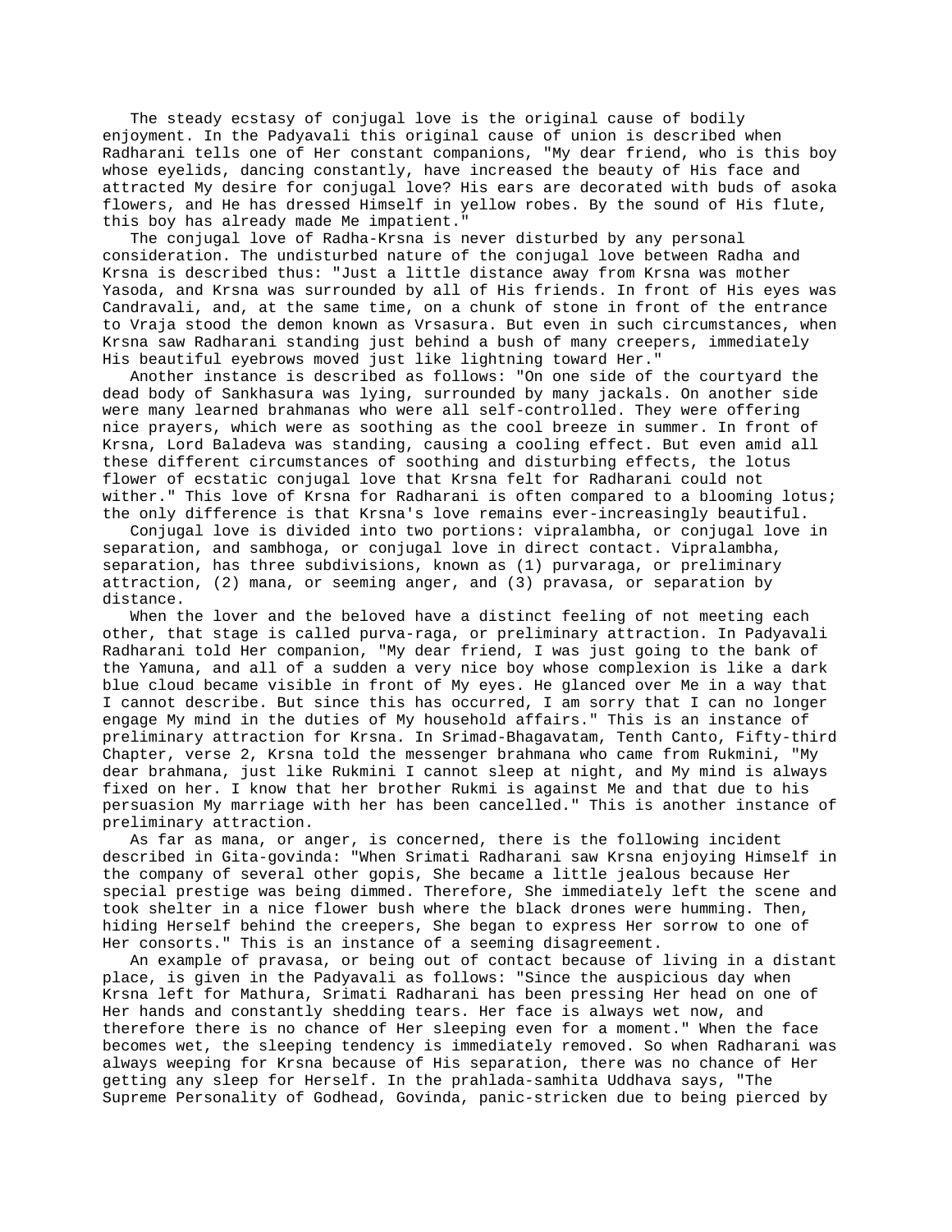The steady ecstasy of conjugal love is the original cause of bodily enjoyment. In the Padyavali this original cause of union is described when Radharani tells one of Her constant companions, "My dear friend, who is this boy whose eyelids, dancing constantly, have increased the beauty of His face and attracted My desire for conjugal love? His ears are decorated with buds of asoka flowers, and He has dressed Himself in yellow robes. By the sound of His flute, this boy has already made Me impatient."

The conjugal love of Radha-Krsna is never disturbed by any personal consideration. The undisturbed nature of the conjugal love between Radha and Krsna is described thus: "Just a little distance away from Krsna was mother Yasoda, and Krsna was surrounded by all of His friends. In front of His eyes was Candravali, and, at the same time, on a chunk of stone in front of the entrance to Vraja stood the demon known as Vrsasura. But even in such circumstances, when Krsna saw Radharani standing just behind a bush of many creepers, immediately His beautiful eyebrows moved just like lightning toward Her."

Another instance is described as follows: "On one side of the courtyard the dead body of Sankhasura was lying, surrounded by many jackals. On another side were many learned brahmanas who were all self-controlled. They were offering nice prayers, which were as soothing as the cool breeze in summer. In front of Krsna, Lord Baladeva was standing, causing a cooling effect. But even amid all these different circumstances of soothing and disturbing effects, the lotus flower of ecstatic conjugal love that Krsna felt for Radharani could not wither." This love of Krsna for Radharani is often compared to a blooming lotus; the only difference is that Krsna's love remains ever-increasingly beautiful.

Conjugal love is divided into two portions: vipralambha, or conjugal love in separation, and sambhoga, or conjugal love in direct contact. Vipralambha, separation, has three subdivisions, known as (1) purvaraga, or preliminary attraction, (2) mana, or seeming anger, and (3) pravasa, or separation by distance.

When the lover and the beloved have a distinct feeling of not meeting each other, that stage is called purva-raga, or preliminary attraction. In Padyavali Radharani told Her companion, "My dear friend, I was just going to the bank of the Yamuna, and all of a sudden a very nice boy whose complexion is like a dark blue cloud became visible in front of My eyes. He glanced over Me in a way that I cannot describe. But since this has occurred, I am sorry that I can no longer engage My mind in the duties of My household affairs." This is an instance of preliminary attraction for Krsna. In Srimad-Bhagavatam, Tenth Canto, Fifty-third Chapter, verse 2, Krsna told the messenger brahmana who came from Rukmini, "My dear brahmana, just like Rukmini I cannot sleep at night, and My mind is always fixed on her. I know that her brother Rukmi is against Me and that due to his persuasion My marriage with her has been cancelled." This is another instance of preliminary attraction.

As far as mana, or anger, is concerned, there is the following incident described in Gita-govinda: "When Srimati Radharani saw Krsna enjoying Himself in the company of several other gopis, She became a little jealous because Her special prestige was being dimmed. Therefore, She immediately left the scene and took shelter in a nice flower bush where the black drones were humming. Then, hiding Herself behind the creepers, She began to express Her sorrow to one of Her consorts." This is an instance of a seeming disagreement.

An example of pravasa, or being out of contact because of living in a distant place, is given in the Padyavali as follows: "Since the auspicious day when Krsna left for Mathura, Srimati Radharani has been pressing Her head on one of Her hands and constantly shedding tears. Her face is always wet now, and therefore there is no chance of Her sleeping even for a moment." When the face becomes wet, the sleeping tendency is immediately removed. So when Radharani was always weeping for Krsna because of His separation, there was no chance of Her getting any sleep for Herself. In the prahlada-samhita Uddhava says, "The Supreme Personality of Godhead, Govinda, panic-stricken due to being pierced by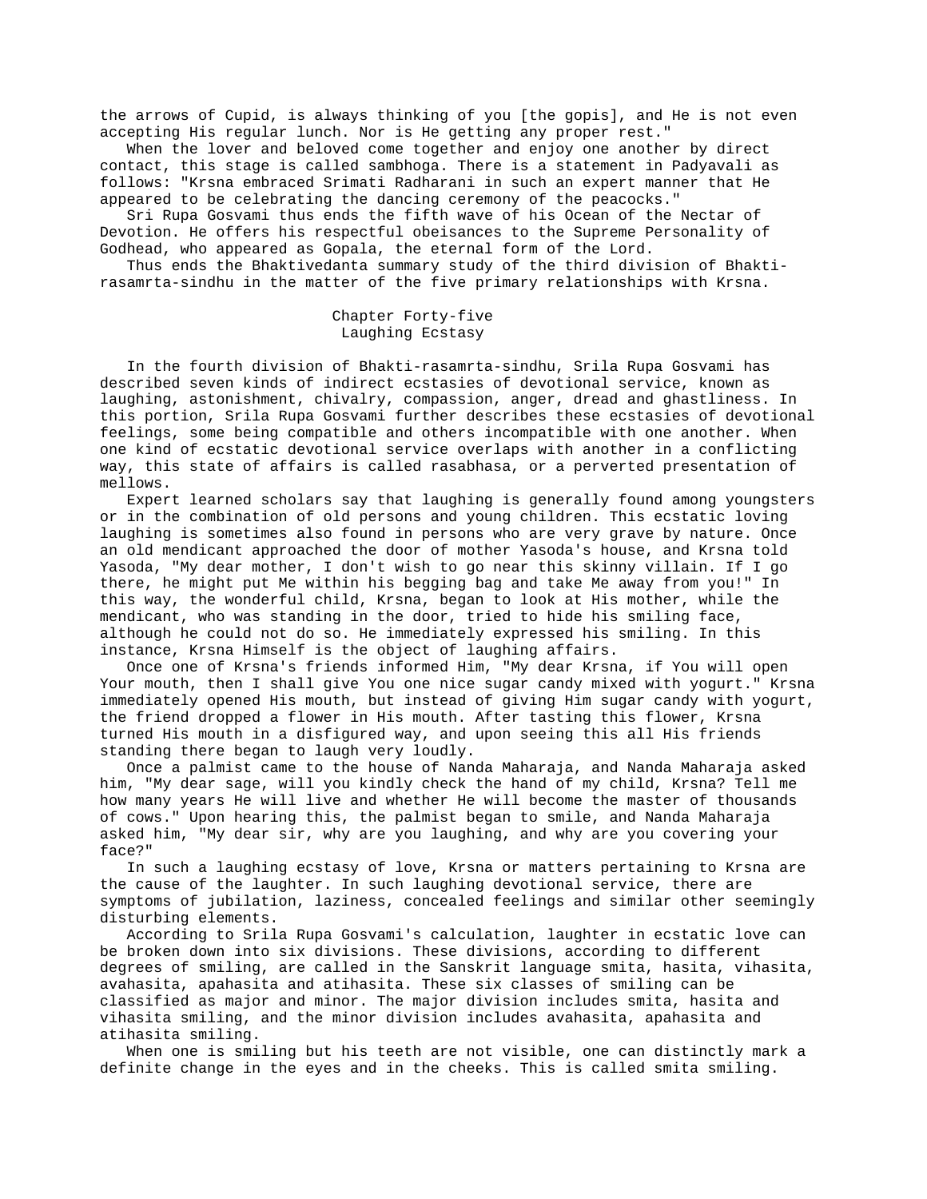the arrows of Cupid, is always thinking of you [the gopis], and He is not even accepting His regular lunch. Nor is He getting any proper rest."

When the lover and beloved come together and enjoy one another by direct contact, this stage is called sambhoga. There is a statement in Padyavali as follows: "Krsna embraced Srimati Radharani in such an expert manner that He appeared to be celebrating the dancing ceremony of the peacocks."

Sri Rupa Gosvami thus ends the fifth wave of his Ocean of the Nectar of Devotion. He offers his respectful obeisances to the Supreme Personality of Godhead, who appeared as Gopala, the eternal form of the Lord.

Thus ends the Bhaktivedanta summary study of the third division of Bhakti-rasamrta-sindhu in the matter of the five primary relationships with Krsna.

## Chapter Forty-five
## Laughing Ecstasy

In the fourth division of Bhakti-rasamrta-sindhu, Srila Rupa Gosvami has described seven kinds of indirect ecstasies of devotional service, known as laughing, astonishment, chivalry, compassion, anger, dread and ghastliness. In this portion, Srila Rupa Gosvami further describes these ecstasies of devotional feelings, some being compatible and others incompatible with one another. When one kind of ecstatic devotional service overlaps with another in a conflicting way, this state of affairs is called rasabhasa, or a perverted presentation of mellows.

Expert learned scholars say that laughing is generally found among youngsters or in the combination of old persons and young children. This ecstatic loving laughing is sometimes also found in persons who are very grave by nature. Once an old mendicant approached the door of mother Yasoda's house, and Krsna told Yasoda, "My dear mother, I don't wish to go near this skinny villain. If I go there, he might put Me within his begging bag and take Me away from you!" In this way, the wonderful child, Krsna, began to look at His mother, while the mendicant, who was standing in the door, tried to hide his smiling face, although he could not do so. He immediately expressed his smiling. In this instance, Krsna Himself is the object of laughing affairs.

Once one of Krsna's friends informed Him, "My dear Krsna, if You will open Your mouth, then I shall give You one nice sugar candy mixed with yogurt." Krsna immediately opened His mouth, but instead of giving Him sugar candy with yogurt, the friend dropped a flower in His mouth. After tasting this flower, Krsna turned His mouth in a disfigured way, and upon seeing this all His friends standing there began to laugh very loudly.

Once a palmist came to the house of Nanda Maharaja, and Nanda Maharaja asked him, "My dear sage, will you kindly check the hand of my child, Krsna? Tell me how many years He will live and whether He will become the master of thousands of cows." Upon hearing this, the palmist began to smile, and Nanda Maharaja asked him, "My dear sir, why are you laughing, and why are you covering your face?"

In such a laughing ecstasy of love, Krsna or matters pertaining to Krsna are the cause of the laughter. In such laughing devotional service, there are symptoms of jubilation, laziness, concealed feelings and similar other seemingly disturbing elements.

According to Srila Rupa Gosvami's calculation, laughter in ecstatic love can be broken down into six divisions. These divisions, according to different degrees of smiling, are called in the Sanskrit language smita, hasita, vihasita, avahasita, apahasita and atihasita. These six classes of smiling can be classified as major and minor. The major division includes smita, hasita and vihasita smiling, and the minor division includes avahasita, apahasita and atihasita smiling.

When one is smiling but his teeth are not visible, one can distinctly mark a definite change in the eyes and in the cheeks. This is called smita smiling.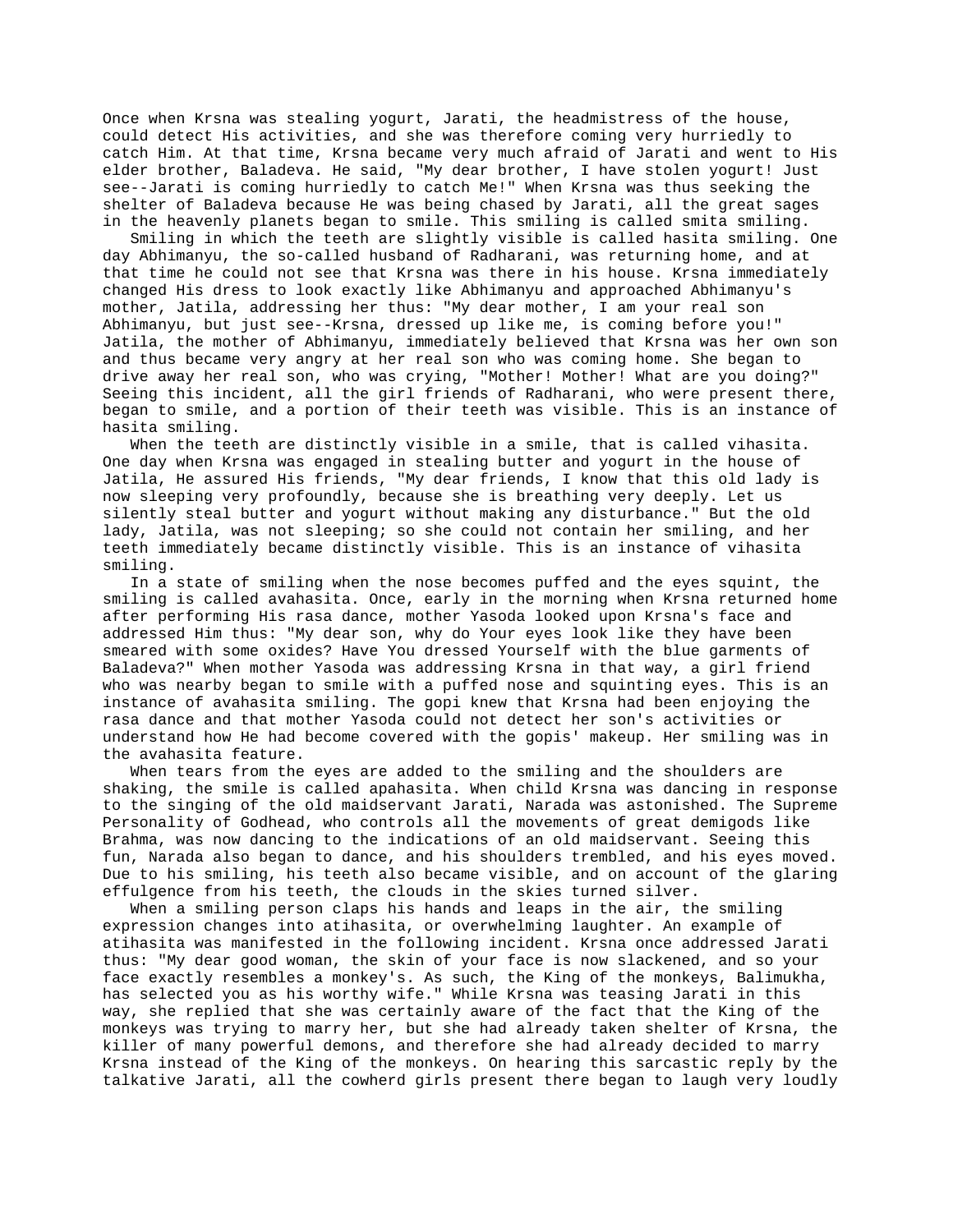Once when Krsna was stealing yogurt, Jarati, the headmistress of the house, could detect His activities, and she was therefore coming very hurriedly to catch Him. At that time, Krsna became very much afraid of Jarati and went to His elder brother, Baladeva. He said, "My dear brother, I have stolen yogurt! Just see--Jarati is coming hurriedly to catch Me!" When Krsna was thus seeking the shelter of Baladeva because He was being chased by Jarati, all the great sages in the heavenly planets began to smile. This smiling is called smita smiling.

Smiling in which the teeth are slightly visible is called hasita smiling. One day Abhimanyu, the so-called husband of Radharani, was returning home, and at that time he could not see that Krsna was there in his house. Krsna immediately changed His dress to look exactly like Abhimanyu and approached Abhimanyu's mother, Jatila, addressing her thus: "My dear mother, I am your real son Abhimanyu, but just see--Krsna, dressed up like me, is coming before you!" Jatila, the mother of Abhimanyu, immediately believed that Krsna was her own son and thus became very angry at her real son who was coming home. She began to drive away her real son, who was crying, "Mother! Mother! What are you doing?" Seeing this incident, all the girl friends of Radharani, who were present there, began to smile, and a portion of their teeth was visible. This is an instance of hasita smiling.

When the teeth are distinctly visible in a smile, that is called vihasita. One day when Krsna was engaged in stealing butter and yogurt in the house of Jatila, He assured His friends, "My dear friends, I know that this old lady is now sleeping very profoundly, because she is breathing very deeply. Let us silently steal butter and yogurt without making any disturbance." But the old lady, Jatila, was not sleeping; so she could not contain her smiling, and her teeth immediately became distinctly visible. This is an instance of vihasita smiling.

In a state of smiling when the nose becomes puffed and the eyes squint, the smiling is called avahasita. Once, early in the morning when Krsna returned home after performing His rasa dance, mother Yasoda looked upon Krsna's face and addressed Him thus: "My dear son, why do Your eyes look like they have been smeared with some oxides? Have You dressed Yourself with the blue garments of Baladeva?" When mother Yasoda was addressing Krsna in that way, a girl friend who was nearby began to smile with a puffed nose and squinting eyes. This is an instance of avahasita smiling. The gopi knew that Krsna had been enjoying the rasa dance and that mother Yasoda could not detect her son's activities or understand how He had become covered with the gopis' makeup. Her smiling was in the avahasita feature.

When tears from the eyes are added to the smiling and the shoulders are shaking, the smile is called apahasita. When child Krsna was dancing in response to the singing of the old maidservant Jarati, Narada was astonished. The Supreme Personality of Godhead, who controls all the movements of great demigods like Brahma, was now dancing to the indications of an old maidservant. Seeing this fun, Narada also began to dance, and his shoulders trembled, and his eyes moved. Due to his smiling, his teeth also became visible, and on account of the glaring effulgence from his teeth, the clouds in the skies turned silver.

When a smiling person claps his hands and leaps in the air, the smiling expression changes into atihasita, or overwhelming laughter. An example of atihasita was manifested in the following incident. Krsna once addressed Jarati thus: "My dear good woman, the skin of your face is now slackened, and so your face exactly resembles a monkey's. As such, the King of the monkeys, Balimukha, has selected you as his worthy wife." While Krsna was teasing Jarati in this way, she replied that she was certainly aware of the fact that the King of the monkeys was trying to marry her, but she had already taken shelter of Krsna, the killer of many powerful demons, and therefore she had already decided to marry Krsna instead of the King of the monkeys. On hearing this sarcastic reply by the talkative Jarati, all the cowherd girls present there began to laugh very loudly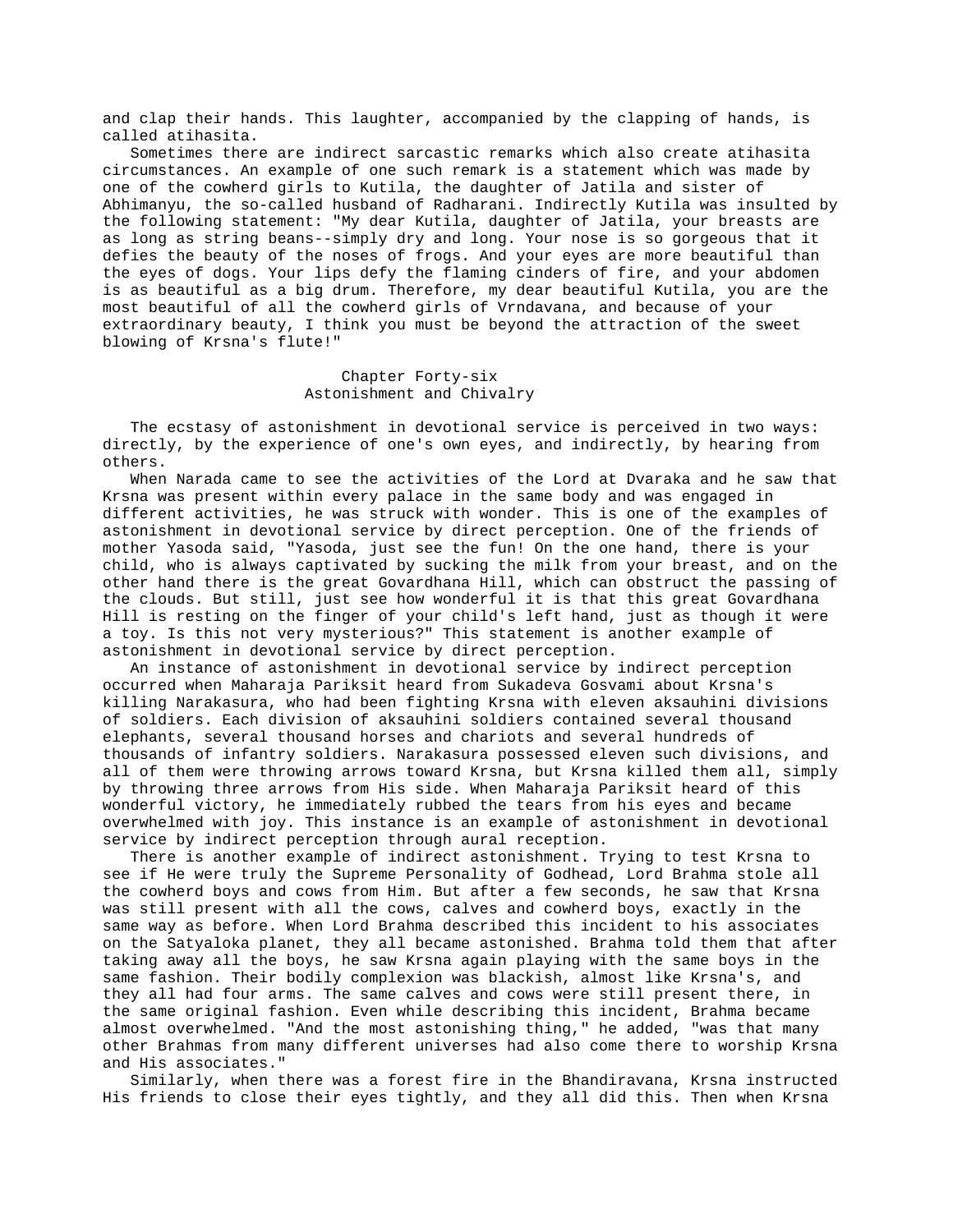and clap their hands. This laughter, accompanied by the clapping of hands, is called atihasita.

Sometimes there are indirect sarcastic remarks which also create atihasita circumstances. An example of one such remark is a statement which was made by one of the cowherd girls to Kutila, the daughter of Jatila and sister of Abhimanyu, the so-called husband of Radharani. Indirectly Kutila was insulted by the following statement: "My dear Kutila, daughter of Jatila, your breasts are as long as string beans--simply dry and long. Your nose is so gorgeous that it defies the beauty of the noses of frogs. And your eyes are more beautiful than the eyes of dogs. Your lips defy the flaming cinders of fire, and your abdomen is as beautiful as a big drum. Therefore, my dear beautiful Kutila, you are the most beautiful of all the cowherd girls of Vrndavana, and because of your extraordinary beauty, I think you must be beyond the attraction of the sweet blowing of Krsna's flute!"

## Chapter Forty-six
## Astonishment and Chivalry

The ecstasy of astonishment in devotional service is perceived in two ways: directly, by the experience of one's own eyes, and indirectly, by hearing from others.

When Narada came to see the activities of the Lord at Dvaraka and he saw that Krsna was present within every palace in the same body and was engaged in different activities, he was struck with wonder. This is one of the examples of astonishment in devotional service by direct perception. One of the friends of mother Yasoda said, "Yasoda, just see the fun! On the one hand, there is your child, who is always captivated by sucking the milk from your breast, and on the other hand there is the great Govardhana Hill, which can obstruct the passing of the clouds. But still, just see how wonderful it is that this great Govardhana Hill is resting on the finger of your child's left hand, just as though it were a toy. Is this not very mysterious?" This statement is another example of astonishment in devotional service by direct perception.

An instance of astonishment in devotional service by indirect perception occurred when Maharaja Pariksit heard from Sukadeva Gosvami about Krsna's killing Narakasura, who had been fighting Krsna with eleven aksauhini divisions of soldiers. Each division of aksauhini soldiers contained several thousand elephants, several thousand horses and chariots and several hundreds of thousands of infantry soldiers. Narakasura possessed eleven such divisions, and all of them were throwing arrows toward Krsna, but Krsna killed them all, simply by throwing three arrows from His side. When Maharaja Pariksit heard of this wonderful victory, he immediately rubbed the tears from his eyes and became overwhelmed with joy. This instance is an example of astonishment in devotional service by indirect perception through aural reception.

There is another example of indirect astonishment. Trying to test Krsna to see if He were truly the Supreme Personality of Godhead, Lord Brahma stole all the cowherd boys and cows from Him. But after a few seconds, he saw that Krsna was still present with all the cows, calves and cowherd boys, exactly in the same way as before. When Lord Brahma described this incident to his associates on the Satyaloka planet, they all became astonished. Brahma told them that after taking away all the boys, he saw Krsna again playing with the same boys in the same fashion. Their bodily complexion was blackish, almost like Krsna's, and they all had four arms. The same calves and cows were still present there, in the same original fashion. Even while describing this incident, Brahma became almost overwhelmed. "And the most astonishing thing," he added, "was that many other Brahmas from many different universes had also come there to worship Krsna and His associates."

Similarly, when there was a forest fire in the Bhandiravana, Krsna instructed His friends to close their eyes tightly, and they all did this. Then when Krsna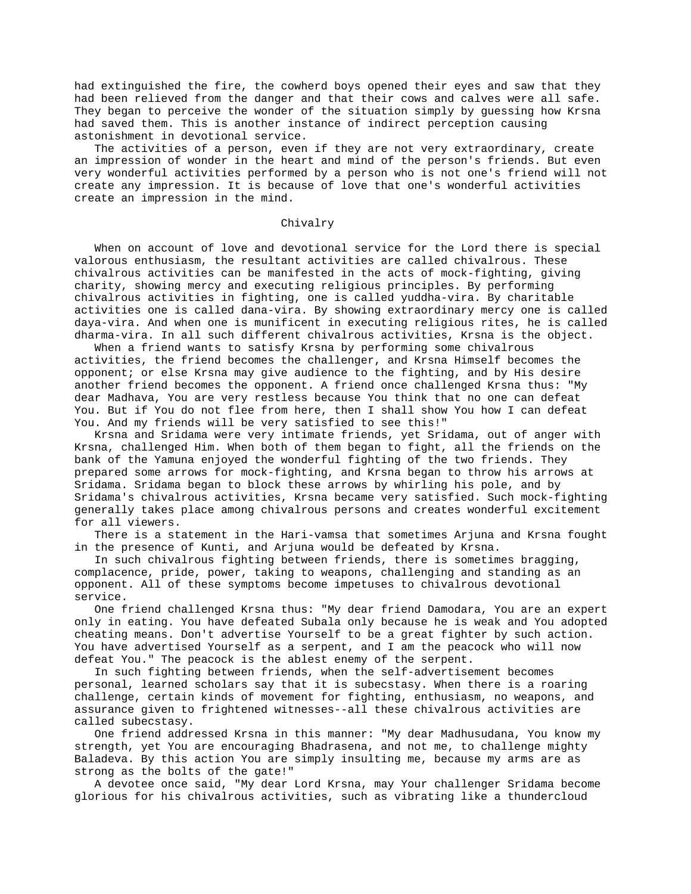had extinguished the fire, the cowherd boys opened their eyes and saw that they had been relieved from the danger and that their cows and calves were all safe. They began to perceive the wonder of the situation simply by guessing how Krsna had saved them. This is another instance of indirect perception causing astonishment in devotional service.

The activities of a person, even if they are not very extraordinary, create an impression of wonder in the heart and mind of the person's friends. But even very wonderful activities performed by a person who is not one's friend will not create any impression. It is because of love that one's wonderful activities create an impression in the mind.

## Chivalry

When on account of love and devotional service for the Lord there is special valorous enthusiasm, the resultant activities are called chivalrous. These chivalrous activities can be manifested in the acts of mock-fighting, giving charity, showing mercy and executing religious principles. By performing chivalrous activities in fighting, one is called yuddha-vira. By charitable activities one is called dana-vira. By showing extraordinary mercy one is called daya-vira. And when one is munificent in executing religious rites, he is called dharma-vira. In all such different chivalrous activities, Krsna is the object.

When a friend wants to satisfy Krsna by performing some chivalrous activities, the friend becomes the challenger, and Krsna Himself becomes the opponent; or else Krsna may give audience to the fighting, and by His desire another friend becomes the opponent. A friend once challenged Krsna thus: "My dear Madhava, You are very restless because You think that no one can defeat You. But if You do not flee from here, then I shall show You how I can defeat You. And my friends will be very satisfied to see this!"

Krsna and Sridama were very intimate friends, yet Sridama, out of anger with Krsna, challenged Him. When both of them began to fight, all the friends on the bank of the Yamuna enjoyed the wonderful fighting of the two friends. They prepared some arrows for mock-fighting, and Krsna began to throw his arrows at Sridama. Sridama began to block these arrows by whirling his pole, and by Sridama's chivalrous activities, Krsna became very satisfied. Such mock-fighting generally takes place among chivalrous persons and creates wonderful excitement for all viewers.

There is a statement in the Hari-vamsa that sometimes Arjuna and Krsna fought in the presence of Kunti, and Arjuna would be defeated by Krsna.

In such chivalrous fighting between friends, there is sometimes bragging, complacence, pride, power, taking to weapons, challenging and standing as an opponent. All of these symptoms become impetuses to chivalrous devotional service.

One friend challenged Krsna thus: "My dear friend Damodara, You are an expert only in eating. You have defeated Subala only because he is weak and You adopted cheating means. Don't advertise Yourself to be a great fighter by such action. You have advertised Yourself as a serpent, and I am the peacock who will now defeat You." The peacock is the ablest enemy of the serpent.

In such fighting between friends, when the self-advertisement becomes personal, learned scholars say that it is subecstasy. When there is a roaring challenge, certain kinds of movement for fighting, enthusiasm, no weapons, and assurance given to frightened witnesses--all these chivalrous activities are called subecstasy.

One friend addressed Krsna in this manner: "My dear Madhusudana, You know my strength, yet You are encouraging Bhadrasena, and not me, to challenge mighty Baladeva. By this action You are simply insulting me, because my arms are as strong as the bolts of the gate!"

A devotee once said, "My dear Lord Krsna, may Your challenger Sridama become glorious for his chivalrous activities, such as vibrating like a thundercloud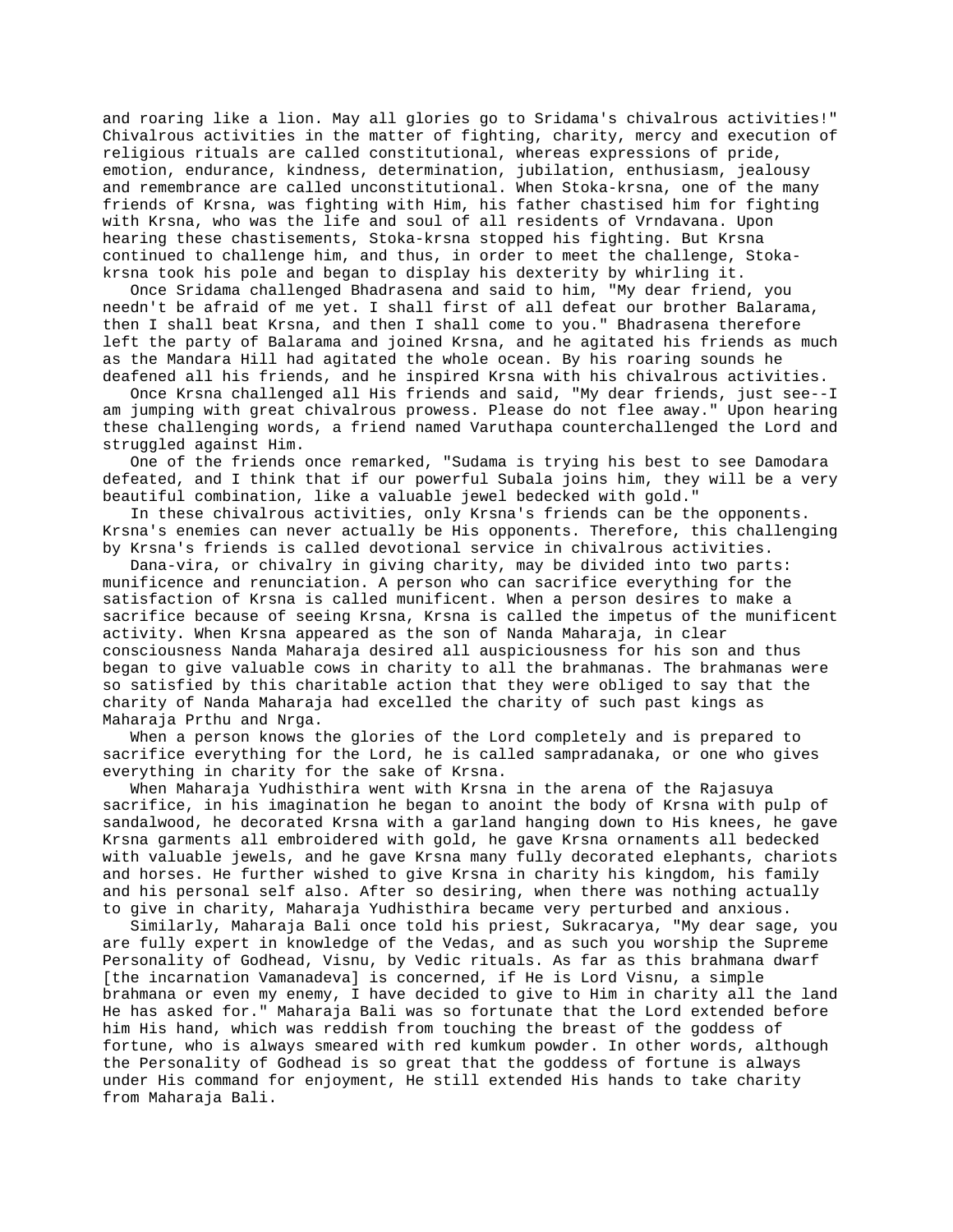and roaring like a lion. May all glories go to Sridama's chivalrous activities!" Chivalrous activities in the matter of fighting, charity, mercy and execution of religious rituals are called constitutional, whereas expressions of pride, emotion, endurance, kindness, determination, jubilation, enthusiasm, jealousy and remembrance are called unconstitutional. When Stoka-krsna, one of the many friends of Krsna, was fighting with Him, his father chastised him for fighting with Krsna, who was the life and soul of all residents of Vrndavana. Upon hearing these chastisements, Stoka-krsna stopped his fighting. But Krsna continued to challenge him, and thus, in order to meet the challenge, Stoka-krsna took his pole and began to display his dexterity by whirling it.

Once Sridama challenged Bhadrasena and said to him, "My dear friend, you needn't be afraid of me yet. I shall first of all defeat our brother Balarama, then I shall beat Krsna, and then I shall come to you." Bhadrasena therefore left the party of Balarama and joined Krsna, and he agitated his friends as much as the Mandara Hill had agitated the whole ocean. By his roaring sounds he deafened all his friends, and he inspired Krsna with his chivalrous activities.

Once Krsna challenged all His friends and said, "My dear friends, just see--I am jumping with great chivalrous prowess. Please do not flee away." Upon hearing these challenging words, a friend named Varuthapa counterchallenged the Lord and struggled against Him.

One of the friends once remarked, "Sudama is trying his best to see Damodara defeated, and I think that if our powerful Subala joins him, they will be a very beautiful combination, like a valuable jewel bedecked with gold."

In these chivalrous activities, only Krsna's friends can be the opponents. Krsna's enemies can never actually be His opponents. Therefore, this challenging by Krsna's friends is called devotional service in chivalrous activities.

Dana-vira, or chivalry in giving charity, may be divided into two parts: munificence and renunciation. A person who can sacrifice everything for the satisfaction of Krsna is called munificent. When a person desires to make a sacrifice because of seeing Krsna, Krsna is called the impetus of the munificent activity. When Krsna appeared as the son of Nanda Maharaja, in clear consciousness Nanda Maharaja desired all auspiciousness for his son and thus began to give valuable cows in charity to all the brahmanas. The brahmanas were so satisfied by this charitable action that they were obliged to say that the charity of Nanda Maharaja had excelled the charity of such past kings as Maharaja Prthu and Nrga.

When a person knows the glories of the Lord completely and is prepared to sacrifice everything for the Lord, he is called sampradanaka, or one who gives everything in charity for the sake of Krsna.

When Maharaja Yudhisthira went with Krsna in the arena of the Rajasuya sacrifice, in his imagination he began to anoint the body of Krsna with pulp of sandalwood, he decorated Krsna with a garland hanging down to His knees, he gave Krsna garments all embroidered with gold, he gave Krsna ornaments all bedecked with valuable jewels, and he gave Krsna many fully decorated elephants, chariots and horses. He further wished to give Krsna in charity his kingdom, his family and his personal self also. After so desiring, when there was nothing actually to give in charity, Maharaja Yudhisthira became very perturbed and anxious.

Similarly, Maharaja Bali once told his priest, Sukracarya, "My dear sage, you are fully expert in knowledge of the Vedas, and as such you worship the Supreme Personality of Godhead, Visnu, by Vedic rituals. As far as this brahmana dwarf [the incarnation Vamanadeva] is concerned, if He is Lord Visnu, a simple brahmana or even my enemy, I have decided to give to Him in charity all the land He has asked for." Maharaja Bali was so fortunate that the Lord extended before him His hand, which was reddish from touching the breast of the goddess of fortune, who is always smeared with red kumkum powder. In other words, although the Personality of Godhead is so great that the goddess of fortune is always under His command for enjoyment, He still extended His hands to take charity from Maharaja Bali.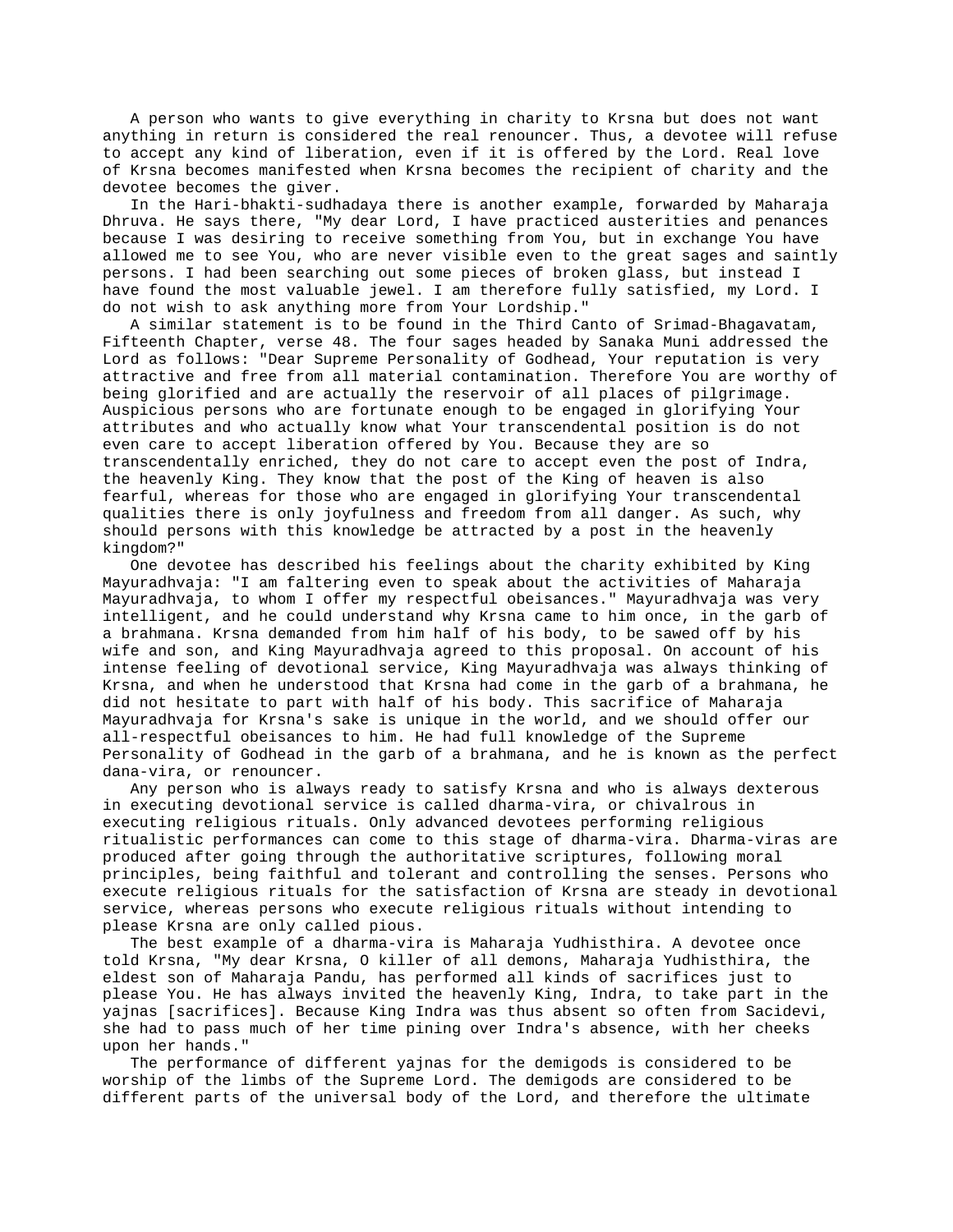A person who wants to give everything in charity to Krsna but does not want anything in return is considered the real renouncer. Thus, a devotee will refuse to accept any kind of liberation, even if it is offered by the Lord. Real love of Krsna becomes manifested when Krsna becomes the recipient of charity and the devotee becomes the giver.

In the Hari-bhakti-sudhadaya there is another example, forwarded by Maharaja Dhruva. He says there, "My dear Lord, I have practiced austerities and penances because I was desiring to receive something from You, but in exchange You have allowed me to see You, who are never visible even to the great sages and saintly persons. I had been searching out some pieces of broken glass, but instead I have found the most valuable jewel. I am therefore fully satisfied, my Lord. I do not wish to ask anything more from Your Lordship."

A similar statement is to be found in the Third Canto of Srimad-Bhagavatam, Fifteenth Chapter, verse 48. The four sages headed by Sanaka Muni addressed the Lord as follows: "Dear Supreme Personality of Godhead, Your reputation is very attractive and free from all material contamination. Therefore You are worthy of being glorified and are actually the reservoir of all places of pilgrimage. Auspicious persons who are fortunate enough to be engaged in glorifying Your attributes and who actually know what Your transcendental position is do not even care to accept liberation offered by You. Because they are so transcendentally enriched, they do not care to accept even the post of Indra, the heavenly King. They know that the post of the King of heaven is also fearful, whereas for those who are engaged in glorifying Your transcendental qualities there is only joyfulness and freedom from all danger. As such, why should persons with this knowledge be attracted by a post in the heavenly kingdom?"

One devotee has described his feelings about the charity exhibited by King Mayuradhvaja: "I am faltering even to speak about the activities of Maharaja Mayuradhvaja, to whom I offer my respectful obeisances." Mayuradhvaja was very intelligent, and he could understand why Krsna came to him once, in the garb of a brahmana. Krsna demanded from him half of his body, to be sawed off by his wife and son, and King Mayuradhvaja agreed to this proposal. On account of his intense feeling of devotional service, King Mayuradhvaja was always thinking of Krsna, and when he understood that Krsna had come in the garb of a brahmana, he did not hesitate to part with half of his body. This sacrifice of Maharaja Mayuradhvaja for Krsna's sake is unique in the world, and we should offer our all-respectful obeisances to him. He had full knowledge of the Supreme Personality of Godhead in the garb of a brahmana, and he is known as the perfect dana-vira, or renouncer.

Any person who is always ready to satisfy Krsna and who is always dexterous in executing devotional service is called dharma-vira, or chivalrous in executing religious rituals. Only advanced devotees performing religious ritualistic performances can come to this stage of dharma-vira. Dharma-viras are produced after going through the authoritative scriptures, following moral principles, being faithful and tolerant and controlling the senses. Persons who execute religious rituals for the satisfaction of Krsna are steady in devotional service, whereas persons who execute religious rituals without intending to please Krsna are only called pious.

The best example of a dharma-vira is Maharaja Yudhisthira. A devotee once told Krsna, "My dear Krsna, O killer of all demons, Maharaja Yudhisthira, the eldest son of Maharaja Pandu, has performed all kinds of sacrifices just to please You. He has always invited the heavenly King, Indra, to take part in the yajnas [sacrifices]. Because King Indra was thus absent so often from Sacidevi, she had to pass much of her time pining over Indra's absence, with her cheeks upon her hands."

The performance of different yajnas for the demigods is considered to be worship of the limbs of the Supreme Lord. The demigods are considered to be different parts of the universal body of the Lord, and therefore the ultimate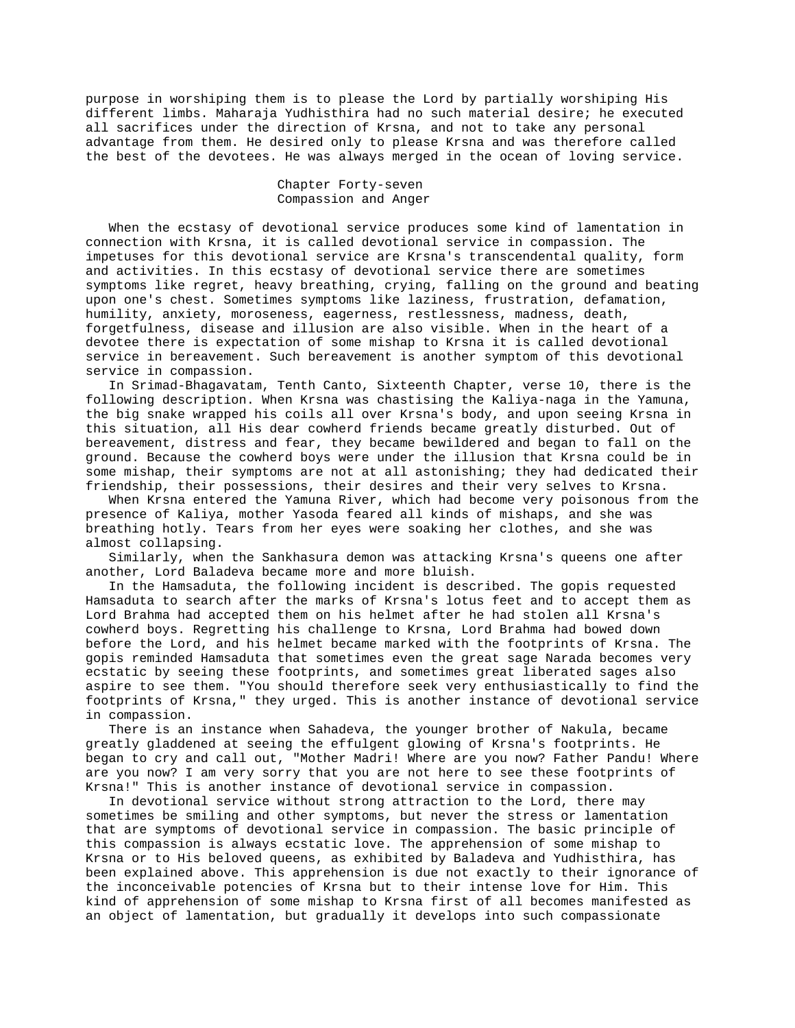purpose in worshiping them is to please the Lord by partially worshiping His different limbs. Maharaja Yudhisthira had no such material desire; he executed all sacrifices under the direction of Krsna, and not to take any personal advantage from them. He desired only to please Krsna and was therefore called the best of the devotees. He was always merged in the ocean of loving service.

## Chapter Forty-seven
## Compassion and Anger

When the ecstasy of devotional service produces some kind of lamentation in connection with Krsna, it is called devotional service in compassion. The impetuses for this devotional service are Krsna's transcendental quality, form and activities. In this ecstasy of devotional service there are sometimes symptoms like regret, heavy breathing, crying, falling on the ground and beating upon one's chest. Sometimes symptoms like laziness, frustration, defamation, humility, anxiety, moroseness, eagerness, restlessness, madness, death, forgetfulness, disease and illusion are also visible. When in the heart of a devotee there is expectation of some mishap to Krsna it is called devotional service in bereavement. Such bereavement is another symptom of this devotional service in compassion.

In Srimad-Bhagavatam, Tenth Canto, Sixteenth Chapter, verse 10, there is the following description. When Krsna was chastising the Kaliya-naga in the Yamuna, the big snake wrapped his coils all over Krsna's body, and upon seeing Krsna in this situation, all His dear cowherd friends became greatly disturbed. Out of bereavement, distress and fear, they became bewildered and began to fall on the ground. Because the cowherd boys were under the illusion that Krsna could be in some mishap, their symptoms are not at all astonishing; they had dedicated their friendship, their possessions, their desires and their very selves to Krsna.

When Krsna entered the Yamuna River, which had become very poisonous from the presence of Kaliya, mother Yasoda feared all kinds of mishaps, and she was breathing hotly. Tears from her eyes were soaking her clothes, and she was almost collapsing.

Similarly, when the Sankhasura demon was attacking Krsna's queens one after another, Lord Baladeva became more and more bluish.

In the Hamsaduta, the following incident is described. The gopis requested Hamsaduta to search after the marks of Krsna's lotus feet and to accept them as Lord Brahma had accepted them on his helmet after he had stolen all Krsna's cowherd boys. Regretting his challenge to Krsna, Lord Brahma had bowed down before the Lord, and his helmet became marked with the footprints of Krsna. The gopis reminded Hamsaduta that sometimes even the great sage Narada becomes very ecstatic by seeing these footprints, and sometimes great liberated sages also aspire to see them. "You should therefore seek very enthusiastically to find the footprints of Krsna," they urged. This is another instance of devotional service in compassion.

There is an instance when Sahadeva, the younger brother of Nakula, became greatly gladdened at seeing the effulgent glowing of Krsna's footprints. He began to cry and call out, "Mother Madri! Where are you now? Father Pandu! Where are you now? I am very sorry that you are not here to see these footprints of Krsna!" This is another instance of devotional service in compassion.

In devotional service without strong attraction to the Lord, there may sometimes be smiling and other symptoms, but never the stress or lamentation that are symptoms of devotional service in compassion. The basic principle of this compassion is always ecstatic love. The apprehension of some mishap to Krsna or to His beloved queens, as exhibited by Baladeva and Yudhisthira, has been explained above. This apprehension is due not exactly to their ignorance of the inconceivable potencies of Krsna but to their intense love for Him. This kind of apprehension of some mishap to Krsna first of all becomes manifested as an object of lamentation, but gradually it develops into such compassionate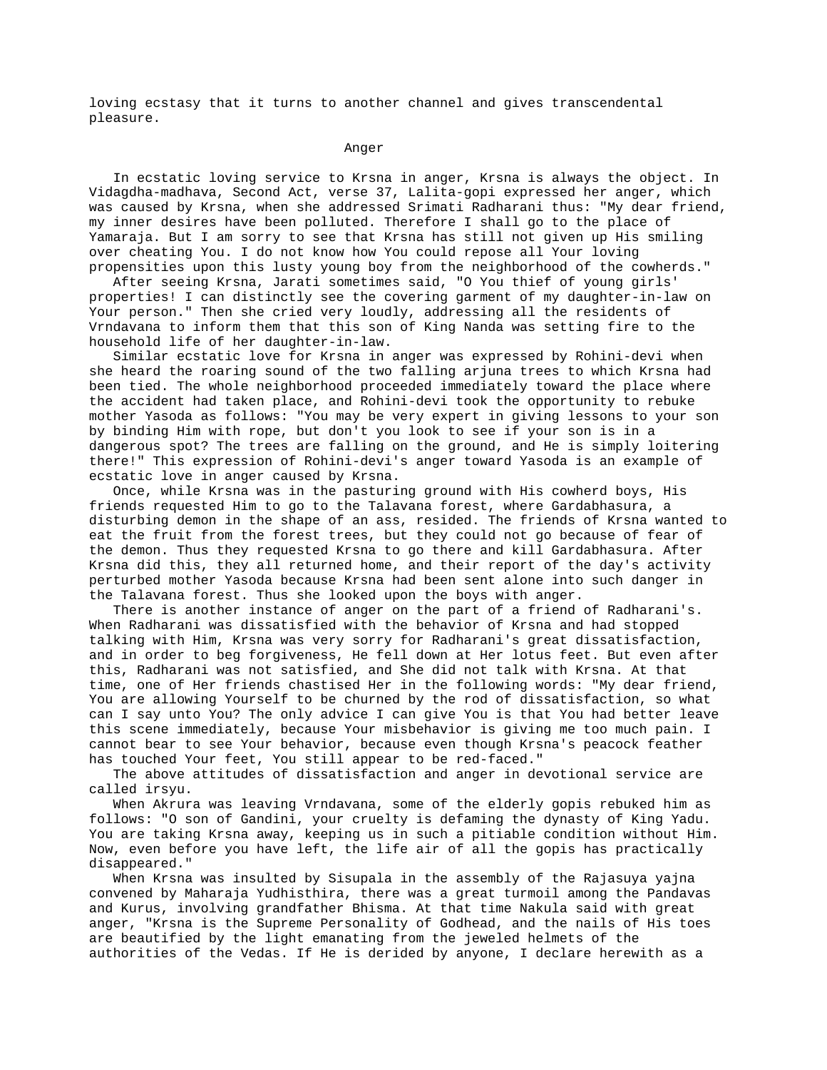loving ecstasy that it turns to another channel and gives transcendental pleasure.

## Anger

In ecstatic loving service to Krsna in anger, Krsna is always the object. In Vidagdha-madhava, Second Act, verse 37, Lalita-gopi expressed her anger, which was caused by Krsna, when she addressed Srimati Radharani thus: "My dear friend, my inner desires have been polluted. Therefore I shall go to the place of Yamaraja. But I am sorry to see that Krsna has still not given up His smiling over cheating You. I do not know how You could repose all Your loving propensities upon this lusty young boy from the neighborhood of the cowherds."

After seeing Krsna, Jarati sometimes said, "O You thief of young girls' properties! I can distinctly see the covering garment of my daughter-in-law on Your person." Then she cried very loudly, addressing all the residents of Vrndavana to inform them that this son of King Nanda was setting fire to the household life of her daughter-in-law.

Similar ecstatic love for Krsna in anger was expressed by Rohini-devi when she heard the roaring sound of the two falling arjuna trees to which Krsna had been tied. The whole neighborhood proceeded immediately toward the place where the accident had taken place, and Rohini-devi took the opportunity to rebuke mother Yasoda as follows: "You may be very expert in giving lessons to your son by binding Him with rope, but don't you look to see if your son is in a dangerous spot? The trees are falling on the ground, and He is simply loitering there!" This expression of Rohini-devi's anger toward Yasoda is an example of ecstatic love in anger caused by Krsna.

Once, while Krsna was in the pasturing ground with His cowherd boys, His friends requested Him to go to the Talavana forest, where Gardabhasura, a disturbing demon in the shape of an ass, resided. The friends of Krsna wanted to eat the fruit from the forest trees, but they could not go because of fear of the demon. Thus they requested Krsna to go there and kill Gardabhasura. After Krsna did this, they all returned home, and their report of the day's activity perturbed mother Yasoda because Krsna had been sent alone into such danger in the Talavana forest. Thus she looked upon the boys with anger.

There is another instance of anger on the part of a friend of Radharani's. When Radharani was dissatisfied with the behavior of Krsna and had stopped talking with Him, Krsna was very sorry for Radharani's great dissatisfaction, and in order to beg forgiveness, He fell down at Her lotus feet. But even after this, Radharani was not satisfied, and She did not talk with Krsna. At that time, one of Her friends chastised Her in the following words: "My dear friend, You are allowing Yourself to be churned by the rod of dissatisfaction, so what can I say unto You? The only advice I can give You is that You had better leave this scene immediately, because Your misbehavior is giving me too much pain. I cannot bear to see Your behavior, because even though Krsna's peacock feather has touched Your feet, You still appear to be red-faced."

The above attitudes of dissatisfaction and anger in devotional service are called irsyu.

When Akrura was leaving Vrndavana, some of the elderly gopis rebuked him as follows: "O son of Gandini, your cruelty is defaming the dynasty of King Yadu. You are taking Krsna away, keeping us in such a pitiable condition without Him. Now, even before you have left, the life air of all the gopis has practically disappeared."

When Krsna was insulted by Sisupala in the assembly of the Rajasuya yajna convened by Maharaja Yudhisthira, there was a great turmoil among the Pandavas and Kurus, involving grandfather Bhisma. At that time Nakula said with great anger, "Krsna is the Supreme Personality of Godhead, and the nails of His toes are beautified by the light emanating from the jeweled helmets of the authorities of the Vedas. If He is derided by anyone, I declare herewith as a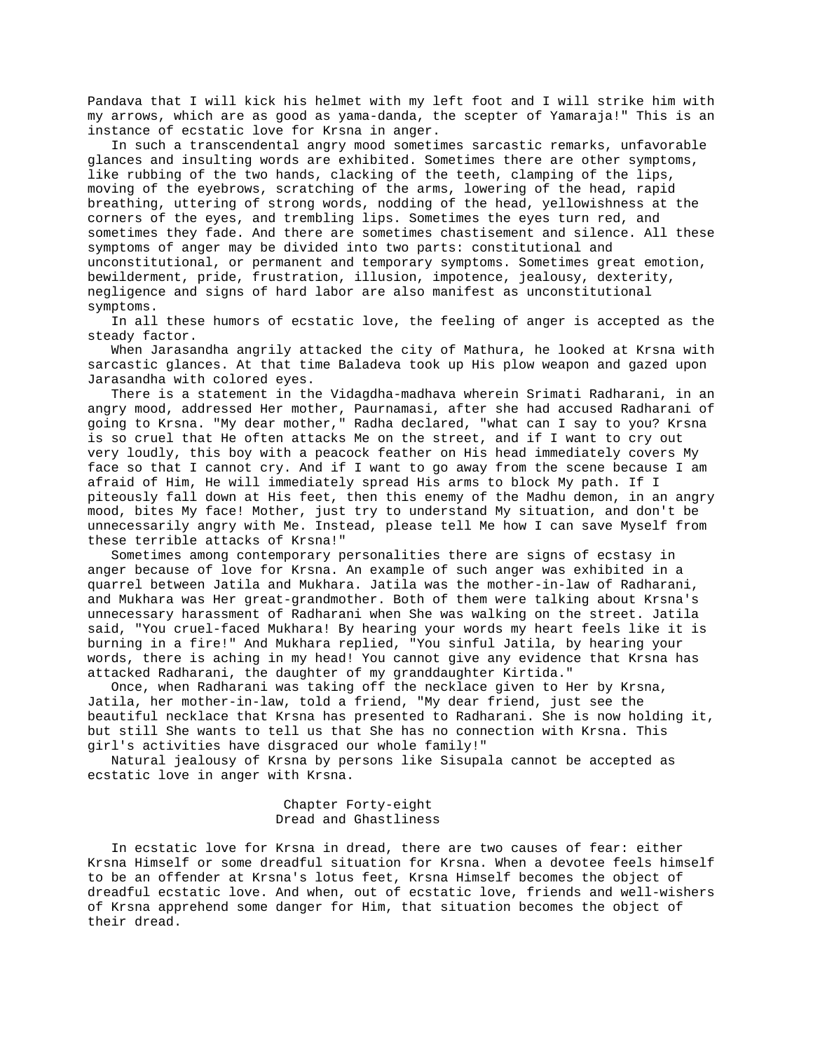Pandava that I will kick his helmet with my left foot and I will strike him with my arrows, which are as good as yama-danda, the scepter of Yamaraja!" This is an instance of ecstatic love for Krsna in anger.

In such a transcendental angry mood sometimes sarcastic remarks, unfavorable glances and insulting words are exhibited. Sometimes there are other symptoms, like rubbing of the two hands, clacking of the teeth, clamping of the lips, moving of the eyebrows, scratching of the arms, lowering of the head, rapid breathing, uttering of strong words, nodding of the head, yellowishness at the corners of the eyes, and trembling lips. Sometimes the eyes turn red, and sometimes they fade. And there are sometimes chastisement and silence. All these symptoms of anger may be divided into two parts: constitutional and unconstitutional, or permanent and temporary symptoms. Sometimes great emotion, bewilderment, pride, frustration, illusion, impotence, jealousy, dexterity, negligence and signs of hard labor are also manifest as unconstitutional symptoms.

In all these humors of ecstatic love, the feeling of anger is accepted as the steady factor.

When Jarasandha angrily attacked the city of Mathura, he looked at Krsna with sarcastic glances. At that time Baladeva took up His plow weapon and gazed upon Jarasandha with colored eyes.

There is a statement in the Vidagdha-madhava wherein Srimati Radharani, in an angry mood, addressed Her mother, Paurnamasi, after she had accused Radharani of going to Krsna. "My dear mother," Radha declared, "what can I say to you? Krsna is so cruel that He often attacks Me on the street, and if I want to cry out very loudly, this boy with a peacock feather on His head immediately covers My face so that I cannot cry. And if I want to go away from the scene because I am afraid of Him, He will immediately spread His arms to block My path. If I piteously fall down at His feet, then this enemy of the Madhu demon, in an angry mood, bites My face! Mother, just try to understand My situation, and don't be unnecessarily angry with Me. Instead, please tell Me how I can save Myself from these terrible attacks of Krsna!"

Sometimes among contemporary personalities there are signs of ecstasy in anger because of love for Krsna. An example of such anger was exhibited in a quarrel between Jatila and Mukhara. Jatila was the mother-in-law of Radharani, and Mukhara was Her great-grandmother. Both of them were talking about Krsna's unnecessary harassment of Radharani when She was walking on the street. Jatila said, "You cruel-faced Mukhara! By hearing your words my heart feels like it is burning in a fire!" And Mukhara replied, "You sinful Jatila, by hearing your words, there is aching in my head! You cannot give any evidence that Krsna has attacked Radharani, the daughter of my granddaughter Kirtida."

Once, when Radharani was taking off the necklace given to Her by Krsna, Jatila, her mother-in-law, told a friend, "My dear friend, just see the beautiful necklace that Krsna has presented to Radharani. She is now holding it, but still She wants to tell us that She has no connection with Krsna. This girl's activities have disgraced our whole family!"

Natural jealousy of Krsna by persons like Sisupala cannot be accepted as ecstatic love in anger with Krsna.

## Chapter Forty-eight
## Dread and Ghastliness

In ecstatic love for Krsna in dread, there are two causes of fear: either Krsna Himself or some dreadful situation for Krsna. When a devotee feels himself to be an offender at Krsna's lotus feet, Krsna Himself becomes the object of dreadful ecstatic love. And when, out of ecstatic love, friends and well-wishers of Krsna apprehend some danger for Him, that situation becomes the object of their dread.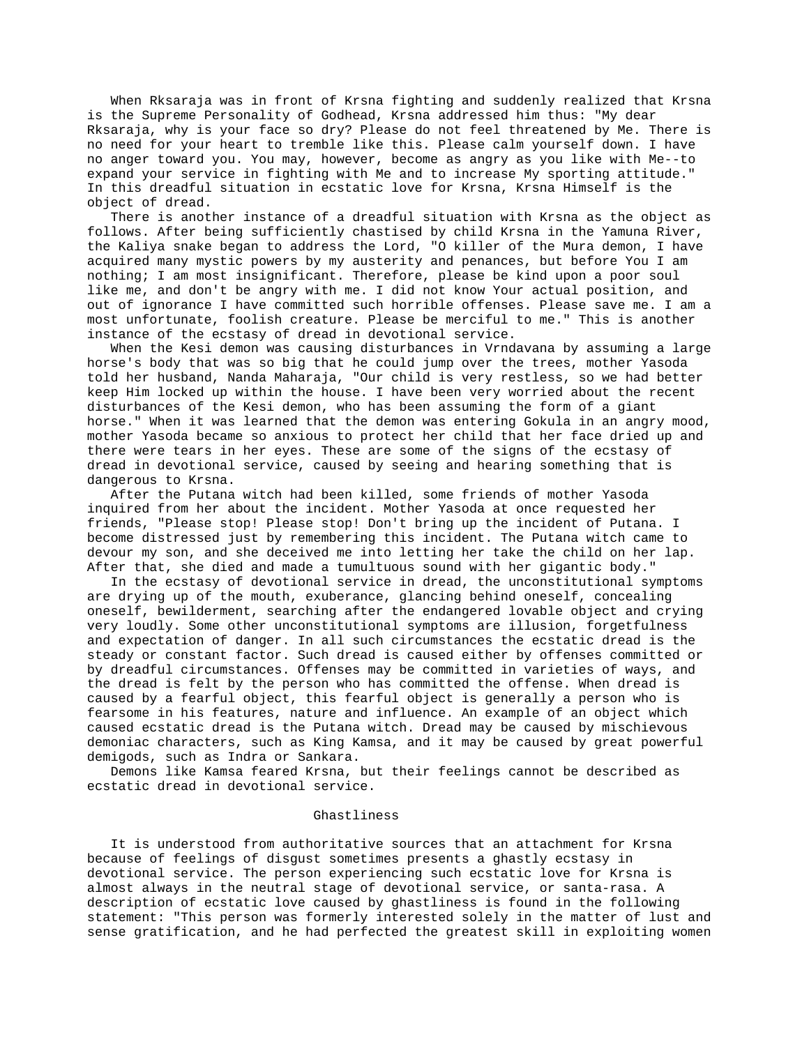When Rksaraja was in front of Krsna fighting and suddenly realized that Krsna is the Supreme Personality of Godhead, Krsna addressed him thus: "My dear Rksaraja, why is your face so dry? Please do not feel threatened by Me. There is no need for your heart to tremble like this. Please calm yourself down. I have no anger toward you. You may, however, become as angry as you like with Me--to expand your service in fighting with Me and to increase My sporting attitude." In this dreadful situation in ecstatic love for Krsna, Krsna Himself is the object of dread.

There is another instance of a dreadful situation with Krsna as the object as follows. After being sufficiently chastised by child Krsna in the Yamuna River, the Kaliya snake began to address the Lord, "O killer of the Mura demon, I have acquired many mystic powers by my austerity and penances, but before You I am nothing; I am most insignificant. Therefore, please be kind upon a poor soul like me, and don't be angry with me. I did not know Your actual position, and out of ignorance I have committed such horrible offenses. Please save me. I am a most unfortunate, foolish creature. Please be merciful to me." This is another instance of the ecstasy of dread in devotional service.

When the Kesi demon was causing disturbances in Vrndavana by assuming a large horse's body that was so big that he could jump over the trees, mother Yasoda told her husband, Nanda Maharaja, "Our child is very restless, so we had better keep Him locked up within the house. I have been very worried about the recent disturbances of the Kesi demon, who has been assuming the form of a giant horse." When it was learned that the demon was entering Gokula in an angry mood, mother Yasoda became so anxious to protect her child that her face dried up and there were tears in her eyes. These are some of the signs of the ecstasy of dread in devotional service, caused by seeing and hearing something that is dangerous to Krsna.

After the Putana witch had been killed, some friends of mother Yasoda inquired from her about the incident. Mother Yasoda at once requested her friends, "Please stop! Please stop! Don't bring up the incident of Putana. I become distressed just by remembering this incident. The Putana witch came to devour my son, and she deceived me into letting her take the child on her lap. After that, she died and made a tumultuous sound with her gigantic body."

In the ecstasy of devotional service in dread, the unconstitutional symptoms are drying up of the mouth, exuberance, glancing behind oneself, concealing oneself, bewilderment, searching after the endangered lovable object and crying very loudly. Some other unconstitutional symptoms are illusion, forgetfulness and expectation of danger. In all such circumstances the ecstatic dread is the steady or constant factor. Such dread is caused either by offenses committed or by dreadful circumstances. Offenses may be committed in varieties of ways, and the dread is felt by the person who has committed the offense. When dread is caused by a fearful object, this fearful object is generally a person who is fearsome in his features, nature and influence. An example of an object which caused ecstatic dread is the Putana witch. Dread may be caused by mischievous demoniac characters, such as King Kamsa, and it may be caused by great powerful demigods, such as Indra or Sankara.

Demons like Kamsa feared Krsna, but their feelings cannot be described as ecstatic dread in devotional service.

## Ghastliness

It is understood from authoritative sources that an attachment for Krsna because of feelings of disgust sometimes presents a ghastly ecstasy in devotional service. The person experiencing such ecstatic love for Krsna is almost always in the neutral stage of devotional service, or santa-rasa. A description of ecstatic love caused by ghastliness is found in the following statement: "This person was formerly interested solely in the matter of lust and sense gratification, and he had perfected the greatest skill in exploiting women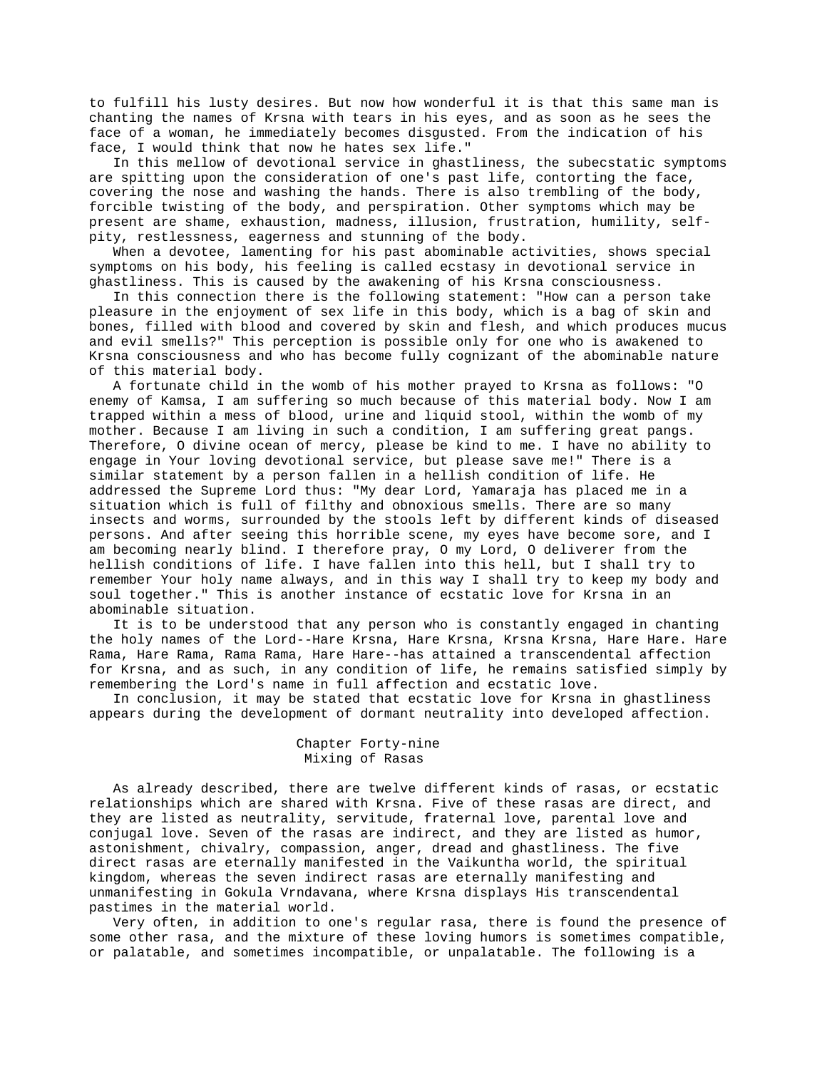to fulfill his lusty desires. But now how wonderful it is that this same man is chanting the names of Krsna with tears in his eyes, and as soon as he sees the face of a woman, he immediately becomes disgusted. From the indication of his face, I would think that now he hates sex life."

In this mellow of devotional service in ghastliness, the subecstatic symptoms are spitting upon the consideration of one's past life, contorting the face, covering the nose and washing the hands. There is also trembling of the body, forcible twisting of the body, and perspiration. Other symptoms which may be present are shame, exhaustion, madness, illusion, frustration, humility, self-pity, restlessness, eagerness and stunning of the body.

When a devotee, lamenting for his past abominable activities, shows special symptoms on his body, his feeling is called ecstasy in devotional service in ghastliness. This is caused by the awakening of his Krsna consciousness.

In this connection there is the following statement: "How can a person take pleasure in the enjoyment of sex life in this body, which is a bag of skin and bones, filled with blood and covered by skin and flesh, and which produces mucus and evil smells?" This perception is possible only for one who is awakened to Krsna consciousness and who has become fully cognizant of the abominable nature of this material body.

A fortunate child in the womb of his mother prayed to Krsna as follows: "O enemy of Kamsa, I am suffering so much because of this material body. Now I am trapped within a mess of blood, urine and liquid stool, within the womb of my mother. Because I am living in such a condition, I am suffering great pangs. Therefore, O divine ocean of mercy, please be kind to me. I have no ability to engage in Your loving devotional service, but please save me!" There is a similar statement by a person fallen in a hellish condition of life. He addressed the Supreme Lord thus: "My dear Lord, Yamaraja has placed me in a situation which is full of filthy and obnoxious smells. There are so many insects and worms, surrounded by the stools left by different kinds of diseased persons. And after seeing this horrible scene, my eyes have become sore, and I am becoming nearly blind. I therefore pray, O my Lord, O deliverer from the hellish conditions of life. I have fallen into this hell, but I shall try to remember Your holy name always, and in this way I shall try to keep my body and soul together." This is another instance of ecstatic love for Krsna in an abominable situation.

It is to be understood that any person who is constantly engaged in chanting the holy names of the Lord--Hare Krsna, Hare Krsna, Krsna Krsna, Hare Hare. Hare Rama, Hare Rama, Rama Rama, Hare Hare--has attained a transcendental affection for Krsna, and as such, in any condition of life, he remains satisfied simply by remembering the Lord's name in full affection and ecstatic love.

In conclusion, it may be stated that ecstatic love for Krsna in ghastliness appears during the development of dormant neutrality into developed affection.

## Chapter Forty-nine
## Mixing of Rasas

As already described, there are twelve different kinds of rasas, or ecstatic relationships which are shared with Krsna. Five of these rasas are direct, and they are listed as neutrality, servitude, fraternal love, parental love and conjugal love. Seven of the rasas are indirect, and they are listed as humor, astonishment, chivalry, compassion, anger, dread and ghastliness. The five direct rasas are eternally manifested in the Vaikuntha world, the spiritual kingdom, whereas the seven indirect rasas are eternally manifesting and unmanifesting in Gokula Vrndavana, where Krsna displays His transcendental pastimes in the material world.

Very often, in addition to one's regular rasa, there is found the presence of some other rasa, and the mixture of these loving humors is sometimes compatible, or palatable, and sometimes incompatible, or unpalatable. The following is a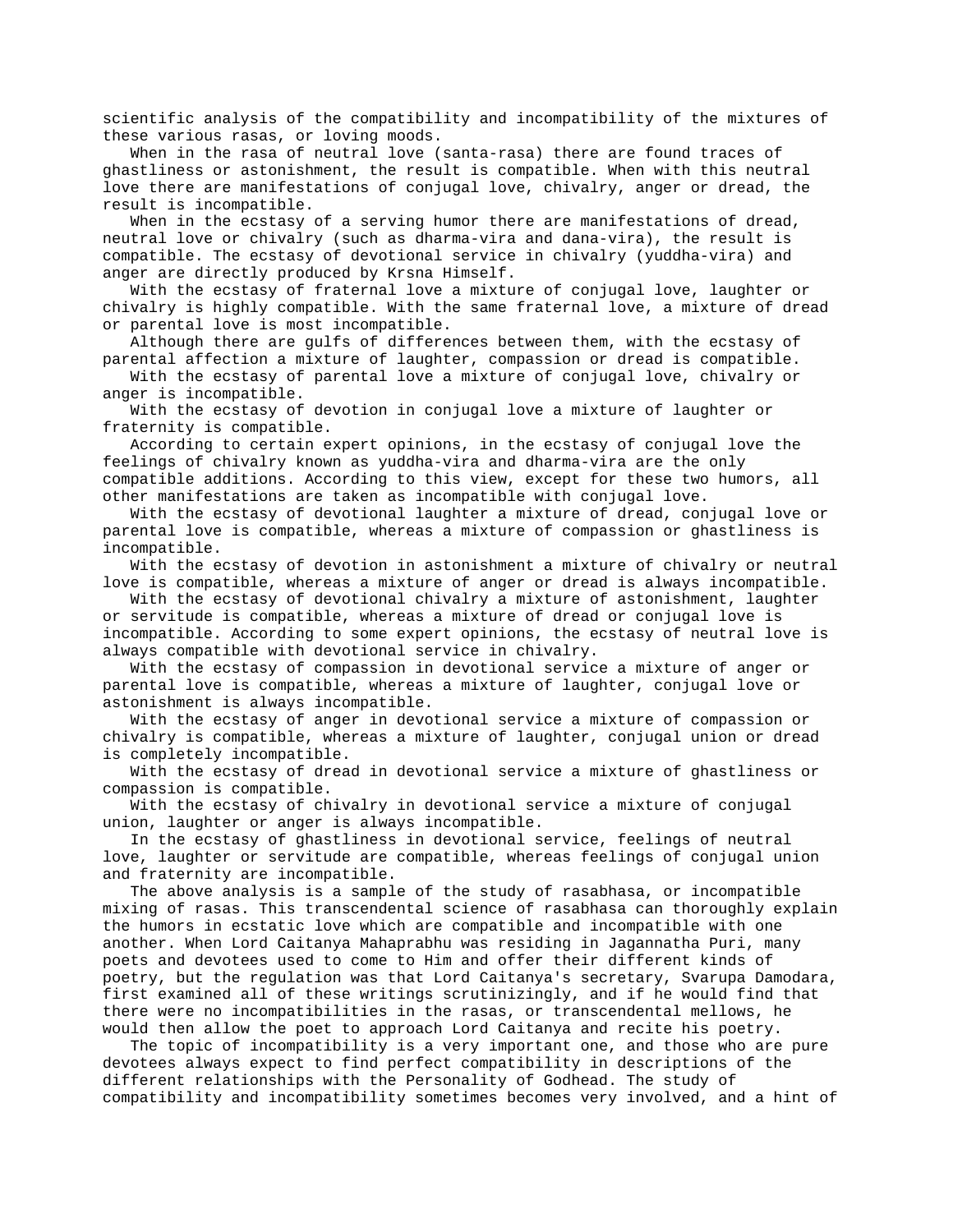scientific analysis of the compatibility and incompatibility of the mixtures of these various rasas, or loving moods.

When in the rasa of neutral love (santa-rasa) there are found traces of ghastliness or astonishment, the result is compatible. When with this neutral love there are manifestations of conjugal love, chivalry, anger or dread, the result is incompatible.

When in the ecstasy of a serving humor there are manifestations of dread, neutral love or chivalry (such as dharma-vira and dana-vira), the result is compatible. The ecstasy of devotional service in chivalry (yuddha-vira) and anger are directly produced by Krsna Himself.

With the ecstasy of fraternal love a mixture of conjugal love, laughter or chivalry is highly compatible. With the same fraternal love, a mixture of dread or parental love is most incompatible.

Although there are gulfs of differences between them, with the ecstasy of parental affection a mixture of laughter, compassion or dread is compatible.

With the ecstasy of parental love a mixture of conjugal love, chivalry or anger is incompatible.

With the ecstasy of devotion in conjugal love a mixture of laughter or fraternity is compatible.

According to certain expert opinions, in the ecstasy of conjugal love the feelings of chivalry known as yuddha-vira and dharma-vira are the only compatible additions. According to this view, except for these two humors, all other manifestations are taken as incompatible with conjugal love.

With the ecstasy of devotional laughter a mixture of dread, conjugal love or parental love is compatible, whereas a mixture of compassion or ghastliness is incompatible.

With the ecstasy of devotion in astonishment a mixture of chivalry or neutral love is compatible, whereas a mixture of anger or dread is always incompatible.

With the ecstasy of devotional chivalry a mixture of astonishment, laughter or servitude is compatible, whereas a mixture of dread or conjugal love is incompatible. According to some expert opinions, the ecstasy of neutral love is always compatible with devotional service in chivalry.

With the ecstasy of compassion in devotional service a mixture of anger or parental love is compatible, whereas a mixture of laughter, conjugal love or astonishment is always incompatible.

With the ecstasy of anger in devotional service a mixture of compassion or chivalry is compatible, whereas a mixture of laughter, conjugal union or dread is completely incompatible.

With the ecstasy of dread in devotional service a mixture of ghastliness or compassion is compatible.

With the ecstasy of chivalry in devotional service a mixture of conjugal union, laughter or anger is always incompatible.

In the ecstasy of ghastliness in devotional service, feelings of neutral love, laughter or servitude are compatible, whereas feelings of conjugal union and fraternity are incompatible.

The above analysis is a sample of the study of rasabhasa, or incompatible mixing of rasas. This transcendental science of rasabhasa can thoroughly explain the humors in ecstatic love which are compatible and incompatible with one another. When Lord Caitanya Mahaprabhu was residing in Jagannatha Puri, many poets and devotees used to come to Him and offer their different kinds of poetry, but the regulation was that Lord Caitanya's secretary, Svarupa Damodara, first examined all of these writings scrutinizingly, and if he would find that there were no incompatibilities in the rasas, or transcendental mellows, he would then allow the poet to approach Lord Caitanya and recite his poetry.

The topic of incompatibility is a very important one, and those who are pure devotees always expect to find perfect compatibility in descriptions of the different relationships with the Personality of Godhead. The study of compatibility and incompatibility sometimes becomes very involved, and a hint of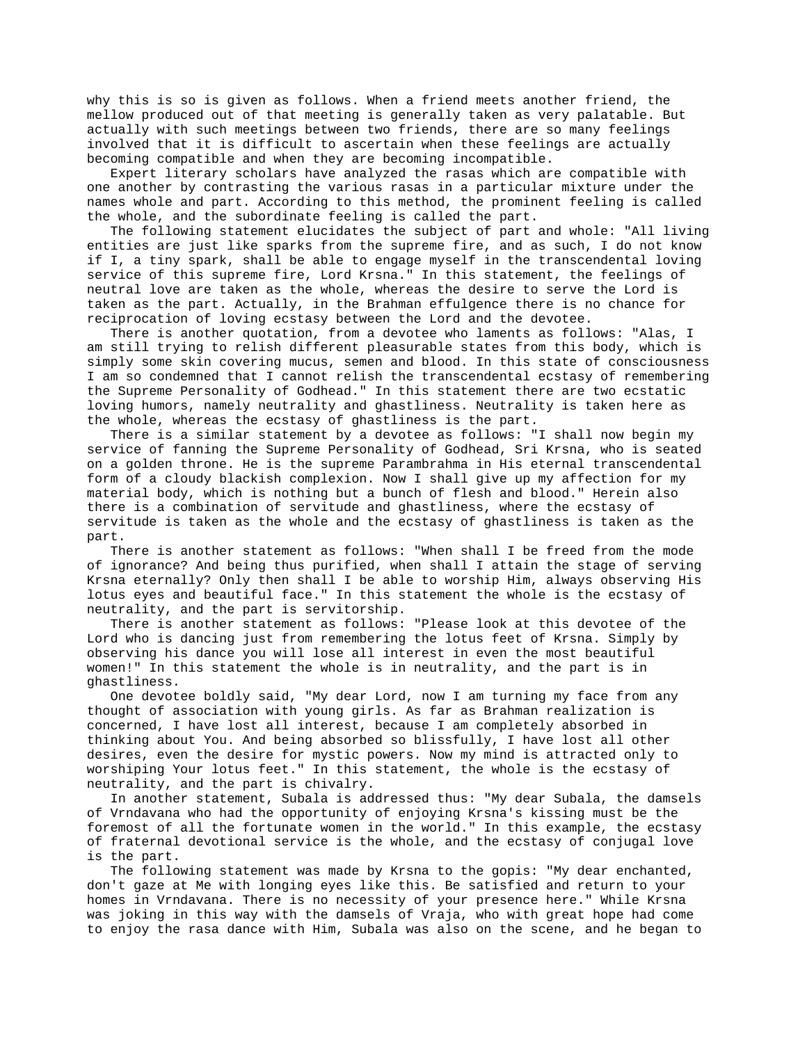why this is so is given as follows. When a friend meets another friend, the mellow produced out of that meeting is generally taken as very palatable. But actually with such meetings between two friends, there are so many feelings involved that it is difficult to ascertain when these feelings are actually becoming compatible and when they are becoming incompatible.

Expert literary scholars have analyzed the rasas which are compatible with one another by contrasting the various rasas in a particular mixture under the names whole and part. According to this method, the prominent feeling is called the whole, and the subordinate feeling is called the part.

The following statement elucidates the subject of part and whole: "All living entities are just like sparks from the supreme fire, and as such, I do not know if I, a tiny spark, shall be able to engage myself in the transcendental loving service of this supreme fire, Lord Krsna." In this statement, the feelings of neutral love are taken as the whole, whereas the desire to serve the Lord is taken as the part. Actually, in the Brahman effulgence there is no chance for reciprocation of loving ecstasy between the Lord and the devotee.

There is another quotation, from a devotee who laments as follows: "Alas, I am still trying to relish different pleasurable states from this body, which is simply some skin covering mucus, semen and blood. In this state of consciousness I am so condemned that I cannot relish the transcendental ecstasy of remembering the Supreme Personality of Godhead." In this statement there are two ecstatic loving humors, namely neutrality and ghastliness. Neutrality is taken here as the whole, whereas the ecstasy of ghastliness is the part.

There is a similar statement by a devotee as follows: "I shall now begin my service of fanning the Supreme Personality of Godhead, Sri Krsna, who is seated on a golden throne. He is the supreme Parambrahma in His eternal transcendental form of a cloudy blackish complexion. Now I shall give up my affection for my material body, which is nothing but a bunch of flesh and blood." Herein also there is a combination of servitude and ghastliness, where the ecstasy of servitude is taken as the whole and the ecstasy of ghastliness is taken as the part.

There is another statement as follows: "When shall I be freed from the mode of ignorance? And being thus purified, when shall I attain the stage of serving Krsna eternally? Only then shall I be able to worship Him, always observing His lotus eyes and beautiful face." In this statement the whole is the ecstasy of neutrality, and the part is servitorship.

There is another statement as follows: "Please look at this devotee of the Lord who is dancing just from remembering the lotus feet of Krsna. Simply by observing his dance you will lose all interest in even the most beautiful women!" In this statement the whole is in neutrality, and the part is in ghastliness.

One devotee boldly said, "My dear Lord, now I am turning my face from any thought of association with young girls. As far as Brahman realization is concerned, I have lost all interest, because I am completely absorbed in thinking about You. And being absorbed so blissfully, I have lost all other desires, even the desire for mystic powers. Now my mind is attracted only to worshiping Your lotus feet." In this statement, the whole is the ecstasy of neutrality, and the part is chivalry.

In another statement, Subala is addressed thus: "My dear Subala, the damsels of Vrndavana who had the opportunity of enjoying Krsna's kissing must be the foremost of all the fortunate women in the world." In this example, the ecstasy of fraternal devotional service is the whole, and the ecstasy of conjugal love is the part.

The following statement was made by Krsna to the gopis: "My dear enchanted, don't gaze at Me with longing eyes like this. Be satisfied and return to your homes in Vrndavana. There is no necessity of your presence here." While Krsna was joking in this way with the damsels of Vraja, who with great hope had come to enjoy the rasa dance with Him, Subala was also on the scene, and he began to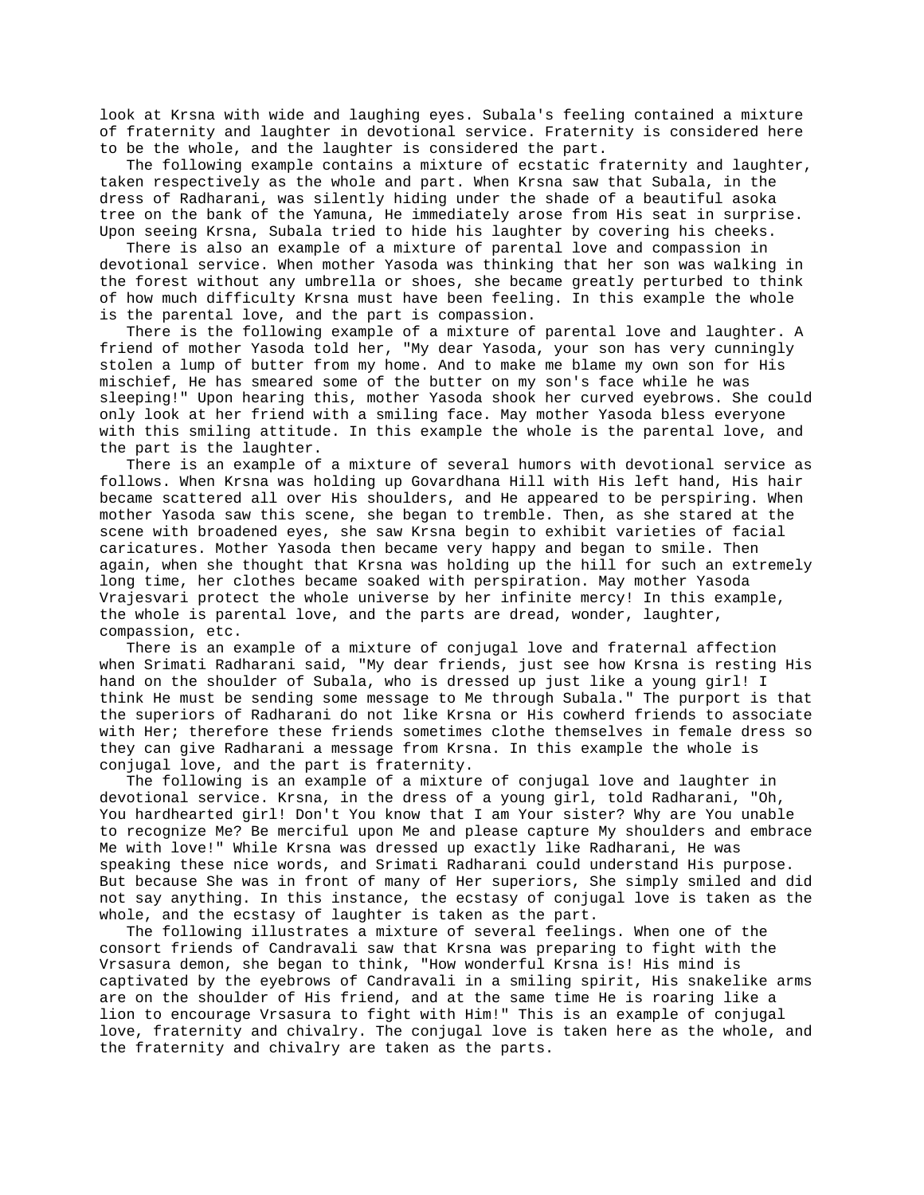look at Krsna with wide and laughing eyes. Subala's feeling contained a mixture of fraternity and laughter in devotional service. Fraternity is considered here to be the whole, and the laughter is considered the part.

The following example contains a mixture of ecstatic fraternity and laughter, taken respectively as the whole and part. When Krsna saw that Subala, in the dress of Radharani, was silently hiding under the shade of a beautiful asoka tree on the bank of the Yamuna, He immediately arose from His seat in surprise. Upon seeing Krsna, Subala tried to hide his laughter by covering his cheeks.

There is also an example of a mixture of parental love and compassion in devotional service. When mother Yasoda was thinking that her son was walking in the forest without any umbrella or shoes, she became greatly perturbed to think of how much difficulty Krsna must have been feeling. In this example the whole is the parental love, and the part is compassion.

There is the following example of a mixture of parental love and laughter. A friend of mother Yasoda told her, "My dear Yasoda, your son has very cunningly stolen a lump of butter from my home. And to make me blame my own son for His mischief, He has smeared some of the butter on my son's face while he was sleeping!" Upon hearing this, mother Yasoda shook her curved eyebrows. She could only look at her friend with a smiling face. May mother Yasoda bless everyone with this smiling attitude. In this example the whole is the parental love, and the part is the laughter.

There is an example of a mixture of several humors with devotional service as follows. When Krsna was holding up Govardhana Hill with His left hand, His hair became scattered all over His shoulders, and He appeared to be perspiring. When mother Yasoda saw this scene, she began to tremble. Then, as she stared at the scene with broadened eyes, she saw Krsna begin to exhibit varieties of facial caricatures. Mother Yasoda then became very happy and began to smile. Then again, when she thought that Krsna was holding up the hill for such an extremely long time, her clothes became soaked with perspiration. May mother Yasoda Vrajesvari protect the whole universe by her infinite mercy! In this example, the whole is parental love, and the parts are dread, wonder, laughter, compassion, etc.

There is an example of a mixture of conjugal love and fraternal affection when Srimati Radharani said, "My dear friends, just see how Krsna is resting His hand on the shoulder of Subala, who is dressed up just like a young girl! I think He must be sending some message to Me through Subala." The purport is that the superiors of Radharani do not like Krsna or His cowherd friends to associate with Her; therefore these friends sometimes clothe themselves in female dress so they can give Radharani a message from Krsna. In this example the whole is conjugal love, and the part is fraternity.

The following is an example of a mixture of conjugal love and laughter in devotional service. Krsna, in the dress of a young girl, told Radharani, "Oh, You hardhearted girl! Don't You know that I am Your sister? Why are You unable to recognize Me? Be merciful upon Me and please capture My shoulders and embrace Me with love!" While Krsna was dressed up exactly like Radharani, He was speaking these nice words, and Srimati Radharani could understand His purpose. But because She was in front of many of Her superiors, She simply smiled and did not say anything. In this instance, the ecstasy of conjugal love is taken as the whole, and the ecstasy of laughter is taken as the part.

The following illustrates a mixture of several feelings. When one of the consort friends of Candravali saw that Krsna was preparing to fight with the Vrsasura demon, she began to think, "How wonderful Krsna is! His mind is captivated by the eyebrows of Candravali in a smiling spirit, His snakelike arms are on the shoulder of His friend, and at the same time He is roaring like a lion to encourage Vrsasura to fight with Him!" This is an example of conjugal love, fraternity and chivalry. The conjugal love is taken here as the whole, and the fraternity and chivalry are taken as the parts.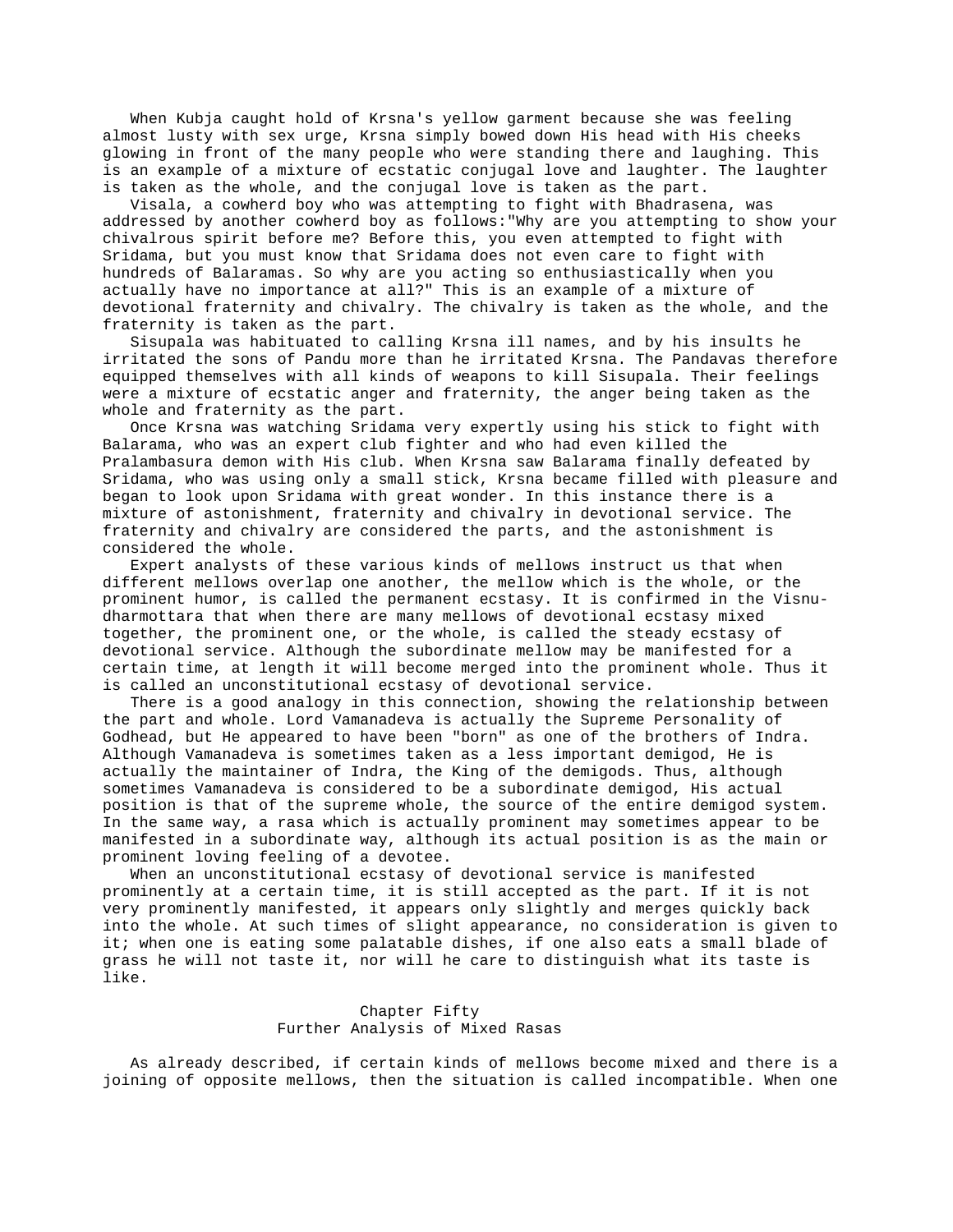When Kubja caught hold of Krsna's yellow garment because she was feeling almost lusty with sex urge, Krsna simply bowed down His head with His cheeks glowing in front of the many people who were standing there and laughing. This is an example of a mixture of ecstatic conjugal love and laughter. The laughter is taken as the whole, and the conjugal love is taken as the part.

Visala, a cowherd boy who was attempting to fight with Bhadrasena, was addressed by another cowherd boy as follows:"Why are you attempting to show your chivalrous spirit before me? Before this, you even attempted to fight with Sridama, but you must know that Sridama does not even care to fight with hundreds of Balaramas. So why are you acting so enthusiastically when you actually have no importance at all?" This is an example of a mixture of devotional fraternity and chivalry. The chivalry is taken as the whole, and the fraternity is taken as the part.

Sisupala was habituated to calling Krsna ill names, and by his insults he irritated the sons of Pandu more than he irritated Krsna. The Pandavas therefore equipped themselves with all kinds of weapons to kill Sisupala. Their feelings were a mixture of ecstatic anger and fraternity, the anger being taken as the whole and fraternity as the part.

Once Krsna was watching Sridama very expertly using his stick to fight with Balarama, who was an expert club fighter and who had even killed the Pralambasura demon with His club. When Krsna saw Balarama finally defeated by Sridama, who was using only a small stick, Krsna became filled with pleasure and began to look upon Sridama with great wonder. In this instance there is a mixture of astonishment, fraternity and chivalry in devotional service. The fraternity and chivalry are considered the parts, and the astonishment is considered the whole.

Expert analysts of these various kinds of mellows instruct us that when different mellows overlap one another, the mellow which is the whole, or the prominent humor, is called the permanent ecstasy. It is confirmed in the Visnu-dharmottara that when there are many mellows of devotional ecstasy mixed together, the prominent one, or the whole, is called the steady ecstasy of devotional service. Although the subordinate mellow may be manifested for a certain time, at length it will become merged into the prominent whole. Thus it is called an unconstitutional ecstasy of devotional service.

There is a good analogy in this connection, showing the relationship between the part and whole. Lord Vamanadeva is actually the Supreme Personality of Godhead, but He appeared to have been "born" as one of the brothers of Indra. Although Vamanadeva is sometimes taken as a less important demigod, He is actually the maintainer of Indra, the King of the demigods. Thus, although sometimes Vamanadeva is considered to be a subordinate demigod, His actual position is that of the supreme whole, the source of the entire demigod system. In the same way, a rasa which is actually prominent may sometimes appear to be manifested in a subordinate way, although its actual position is as the main or prominent loving feeling of a devotee.

When an unconstitutional ecstasy of devotional service is manifested prominently at a certain time, it is still accepted as the part. If it is not very prominently manifested, it appears only slightly and merges quickly back into the whole. At such times of slight appearance, no consideration is given to it; when one is eating some palatable dishes, if one also eats a small blade of grass he will not taste it, nor will he care to distinguish what its taste is like.

## Chapter Fifty
## Further Analysis of Mixed Rasas

As already described, if certain kinds of mellows become mixed and there is a joining of opposite mellows, then the situation is called incompatible. When one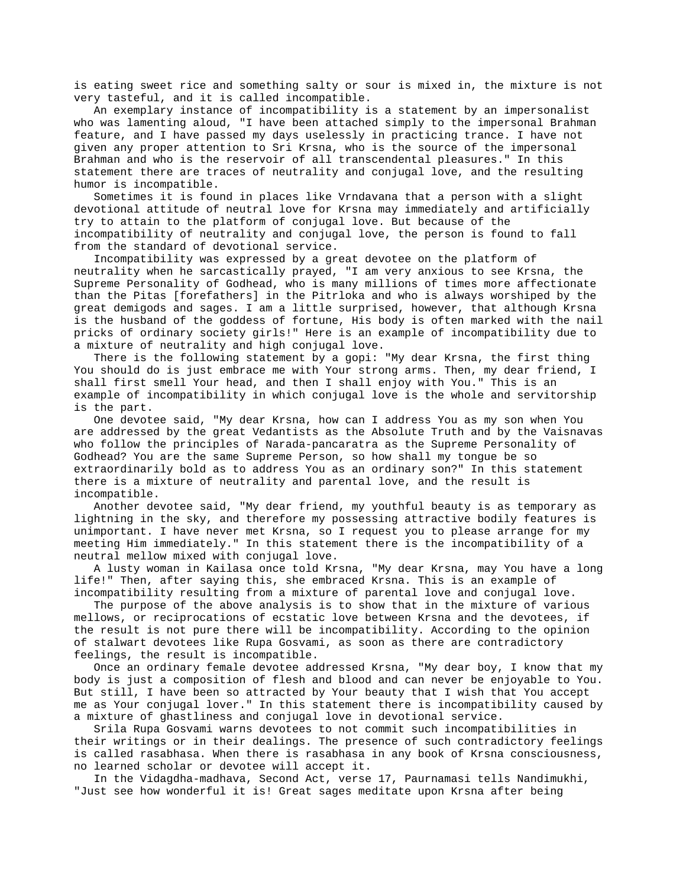is eating sweet rice and something salty or sour is mixed in, the mixture is not very tasteful, and it is called incompatible.

An exemplary instance of incompatibility is a statement by an impersonalist who was lamenting aloud, "I have been attached simply to the impersonal Brahman feature, and I have passed my days uselessly in practicing trance. I have not given any proper attention to Sri Krsna, who is the source of the impersonal Brahman and who is the reservoir of all transcendental pleasures." In this statement there are traces of neutrality and conjugal love, and the resulting humor is incompatible.

Sometimes it is found in places like Vrndavana that a person with a slight devotional attitude of neutral love for Krsna may immediately and artificially try to attain to the platform of conjugal love. But because of the incompatibility of neutrality and conjugal love, the person is found to fall from the standard of devotional service.

Incompatibility was expressed by a great devotee on the platform of neutrality when he sarcastically prayed, "I am very anxious to see Krsna, the Supreme Personality of Godhead, who is many millions of times more affectionate than the Pitas [forefathers] in the Pitrloka and who is always worshiped by the great demigods and sages. I am a little surprised, however, that although Krsna is the husband of the goddess of fortune, His body is often marked with the nail pricks of ordinary society girls!" Here is an example of incompatibility due to a mixture of neutrality and high conjugal love.

There is the following statement by a gopi: "My dear Krsna, the first thing You should do is just embrace me with Your strong arms. Then, my dear friend, I shall first smell Your head, and then I shall enjoy with You." This is an example of incompatibility in which conjugal love is the whole and servitorship is the part.

One devotee said, "My dear Krsna, how can I address You as my son when You are addressed by the great Vedantists as the Absolute Truth and by the Vaisnavas who follow the principles of Narada-pancaratra as the Supreme Personality of Godhead? You are the same Supreme Person, so how shall my tongue be so extraordinarily bold as to address You as an ordinary son?" In this statement there is a mixture of neutrality and parental love, and the result is incompatible.

Another devotee said, "My dear friend, my youthful beauty is as temporary as lightning in the sky, and therefore my possessing attractive bodily features is unimportant. I have never met Krsna, so I request you to please arrange for my meeting Him immediately." In this statement there is the incompatibility of a neutral mellow mixed with conjugal love.

A lusty woman in Kailasa once told Krsna, "My dear Krsna, may You have a long life!" Then, after saying this, she embraced Krsna. This is an example of incompatibility resulting from a mixture of parental love and conjugal love.

The purpose of the above analysis is to show that in the mixture of various mellows, or reciprocations of ecstatic love between Krsna and the devotees, if the result is not pure there will be incompatibility. According to the opinion of stalwart devotees like Rupa Gosvami, as soon as there are contradictory feelings, the result is incompatible.

Once an ordinary female devotee addressed Krsna, "My dear boy, I know that my body is just a composition of flesh and blood and can never be enjoyable to You. But still, I have been so attracted by Your beauty that I wish that You accept me as Your conjugal lover." In this statement there is incompatibility caused by a mixture of ghastliness and conjugal love in devotional service.

Srila Rupa Gosvami warns devotees to not commit such incompatibilities in their writings or in their dealings. The presence of such contradictory feelings is called rasabhasa. When there is rasabhasa in any book of Krsna consciousness, no learned scholar or devotee will accept it.

In the Vidagdha-madhava, Second Act, verse 17, Paurnamasi tells Nandimukhi, "Just see how wonderful it is! Great sages meditate upon Krsna after being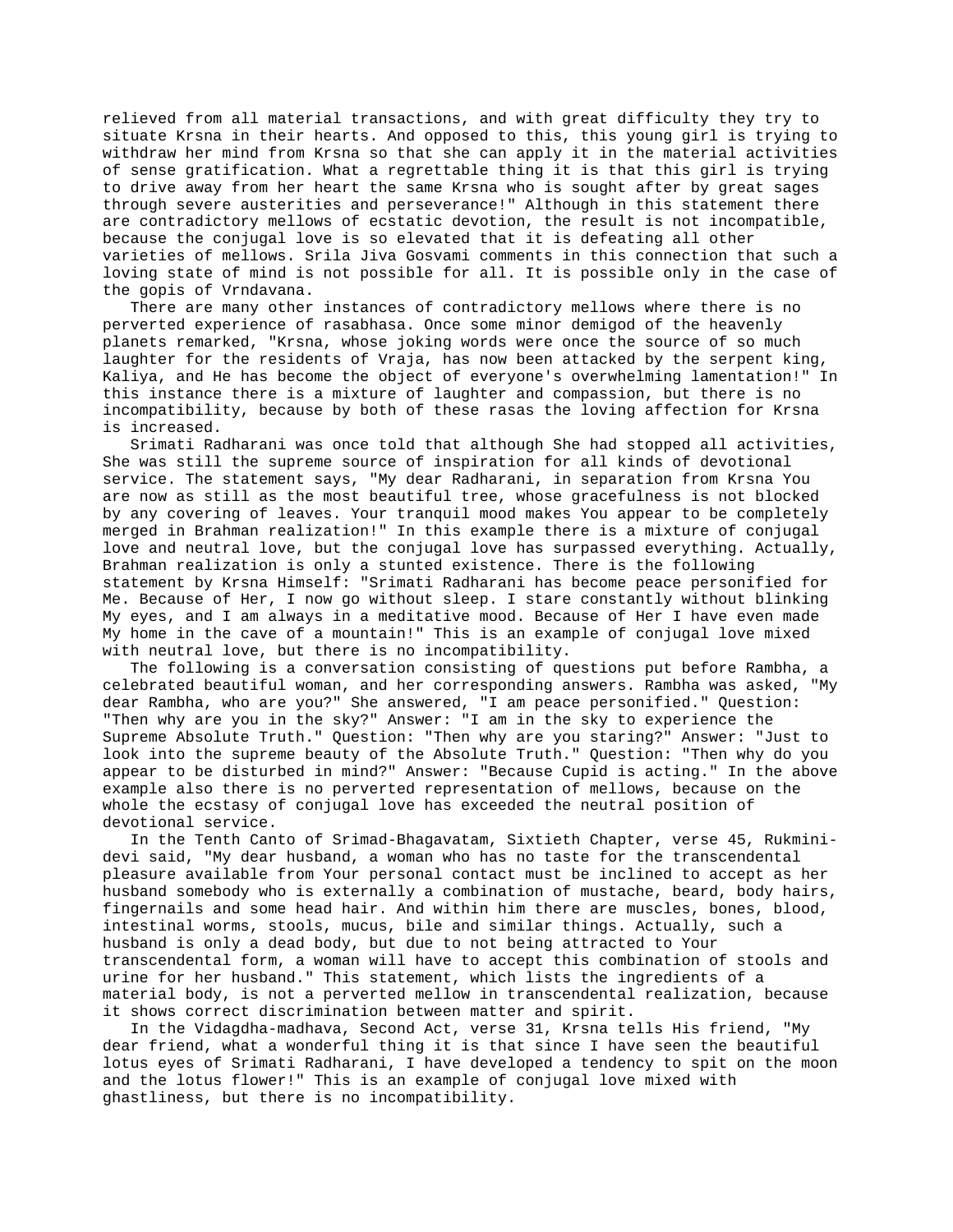relieved from all material transactions, and with great difficulty they try to situate Krsna in their hearts. And opposed to this, this young girl is trying to withdraw her mind from Krsna so that she can apply it in the material activities of sense gratification. What a regrettable thing it is that this girl is trying to drive away from her heart the same Krsna who is sought after by great sages through severe austerities and perseverance!" Although in this statement there are contradictory mellows of ecstatic devotion, the result is not incompatible, because the conjugal love is so elevated that it is defeating all other varieties of mellows. Srila Jiva Gosvami comments in this connection that such a loving state of mind is not possible for all. It is possible only in the case of the gopis of Vrndavana.

There are many other instances of contradictory mellows where there is no perverted experience of rasabhasa. Once some minor demigod of the heavenly planets remarked, "Krsna, whose joking words were once the source of so much laughter for the residents of Vraja, has now been attacked by the serpent king, Kaliya, and He has become the object of everyone's overwhelming lamentation!" In this instance there is a mixture of laughter and compassion, but there is no incompatibility, because by both of these rasas the loving affection for Krsna is increased.

Srimati Radharani was once told that although She had stopped all activities, She was still the supreme source of inspiration for all kinds of devotional service. The statement says, "My dear Radharani, in separation from Krsna You are now as still as the most beautiful tree, whose gracefulness is not blocked by any covering of leaves. Your tranquil mood makes You appear to be completely merged in Brahman realization!" In this example there is a mixture of conjugal love and neutral love, but the conjugal love has surpassed everything. Actually, Brahman realization is only a stunted existence. There is the following statement by Krsna Himself: "Srimati Radharani has become peace personified for Me. Because of Her, I now go without sleep. I stare constantly without blinking My eyes, and I am always in a meditative mood. Because of Her I have even made My home in the cave of a mountain!" This is an example of conjugal love mixed with neutral love, but there is no incompatibility.

The following is a conversation consisting of questions put before Rambha, a celebrated beautiful woman, and her corresponding answers. Rambha was asked, "My dear Rambha, who are you?" She answered, "I am peace personified." Question: "Then why are you in the sky?" Answer: "I am in the sky to experience the Supreme Absolute Truth." Question: "Then why are you staring?" Answer: "Just to look into the supreme beauty of the Absolute Truth." Question: "Then why do you appear to be disturbed in mind?" Answer: "Because Cupid is acting." In the above example also there is no perverted representation of mellows, because on the whole the ecstasy of conjugal love has exceeded the neutral position of devotional service.

In the Tenth Canto of Srimad-Bhagavatam, Sixtieth Chapter, verse 45, Rukmini-devi said, "My dear husband, a woman who has no taste for the transcendental pleasure available from Your personal contact must be inclined to accept as her husband somebody who is externally a combination of mustache, beard, body hairs, fingernails and some head hair. And within him there are muscles, bones, blood, intestinal worms, stools, mucus, bile and similar things. Actually, such a husband is only a dead body, but due to not being attracted to Your transcendental form, a woman will have to accept this combination of stools and urine for her husband." This statement, which lists the ingredients of a material body, is not a perverted mellow in transcendental realization, because it shows correct discrimination between matter and spirit.

In the Vidagdha-madhava, Second Act, verse 31, Krsna tells His friend, "My dear friend, what a wonderful thing it is that since I have seen the beautiful lotus eyes of Srimati Radharani, I have developed a tendency to spit on the moon and the lotus flower!" This is an example of conjugal love mixed with ghastliness, but there is no incompatibility.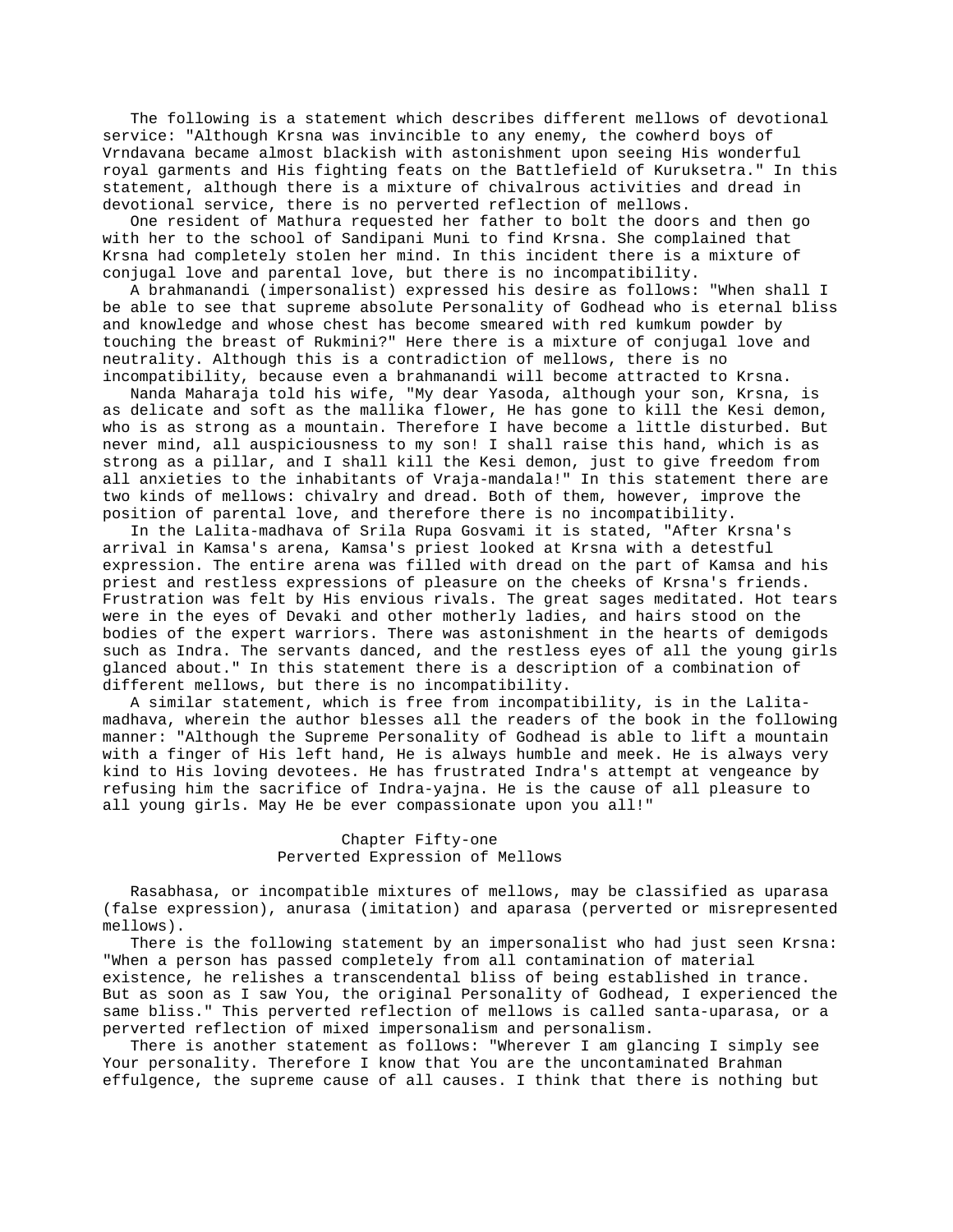The following is a statement which describes different mellows of devotional service: "Although Krsna was invincible to any enemy, the cowherd boys of Vrndavana became almost blackish with astonishment upon seeing His wonderful royal garments and His fighting feats on the Battlefield of Kuruksetra." In this statement, although there is a mixture of chivalrous activities and dread in devotional service, there is no perverted reflection of mellows.

One resident of Mathura requested her father to bolt the doors and then go with her to the school of Sandipani Muni to find Krsna. She complained that Krsna had completely stolen her mind. In this incident there is a mixture of conjugal love and parental love, but there is no incompatibility.

A brahmanandi (impersonalist) expressed his desire as follows: "When shall I be able to see that supreme absolute Personality of Godhead who is eternal bliss and knowledge and whose chest has become smeared with red kumkum powder by touching the breast of Rukmini?" Here there is a mixture of conjugal love and neutrality. Although this is a contradiction of mellows, there is no incompatibility, because even a brahmanandi will become attracted to Krsna.

Nanda Maharaja told his wife, "My dear Yasoda, although your son, Krsna, is as delicate and soft as the mallika flower, He has gone to kill the Kesi demon, who is as strong as a mountain. Therefore I have become a little disturbed. But never mind, all auspiciousness to my son! I shall raise this hand, which is as strong as a pillar, and I shall kill the Kesi demon, just to give freedom from all anxieties to the inhabitants of Vraja-mandala!" In this statement there are two kinds of mellows: chivalry and dread. Both of them, however, improve the position of parental love, and therefore there is no incompatibility.

In the Lalita-madhava of Srila Rupa Gosvami it is stated, "After Krsna's arrival in Kamsa's arena, Kamsa's priest looked at Krsna with a detestful expression. The entire arena was filled with dread on the part of Kamsa and his priest and restless expressions of pleasure on the cheeks of Krsna's friends. Frustration was felt by His envious rivals. The great sages meditated. Hot tears were in the eyes of Devaki and other motherly ladies, and hairs stood on the bodies of the expert warriors. There was astonishment in the hearts of demigods such as Indra. The servants danced, and the restless eyes of all the young girls glanced about." In this statement there is a description of a combination of different mellows, but there is no incompatibility.

A similar statement, which is free from incompatibility, is in the Lalita-madhava, wherein the author blesses all the readers of the book in the following manner: "Although the Supreme Personality of Godhead is able to lift a mountain with a finger of His left hand, He is always humble and meek. He is always very kind to His loving devotees. He has frustrated Indra's attempt at vengeance by refusing him the sacrifice of Indra-yajna. He is the cause of all pleasure to all young girls. May He be ever compassionate upon you all!"

## Chapter Fifty-one
## Perverted Expression of Mellows

Rasabhasa, or incompatible mixtures of mellows, may be classified as uparasa (false expression), anurasa (imitation) and aparasa (perverted or misrepresented mellows).

There is the following statement by an impersonalist who had just seen Krsna: "When a person has passed completely from all contamination of material existence, he relishes a transcendental bliss of being established in trance. But as soon as I saw You, the original Personality of Godhead, I experienced the same bliss." This perverted reflection of mellows is called santa-uparasa, or a perverted reflection of mixed impersonalism and personalism.

There is another statement as follows: "Wherever I am glancing I simply see Your personality. Therefore I know that You are the uncontaminated Brahman effulgence, the supreme cause of all causes. I think that there is nothing but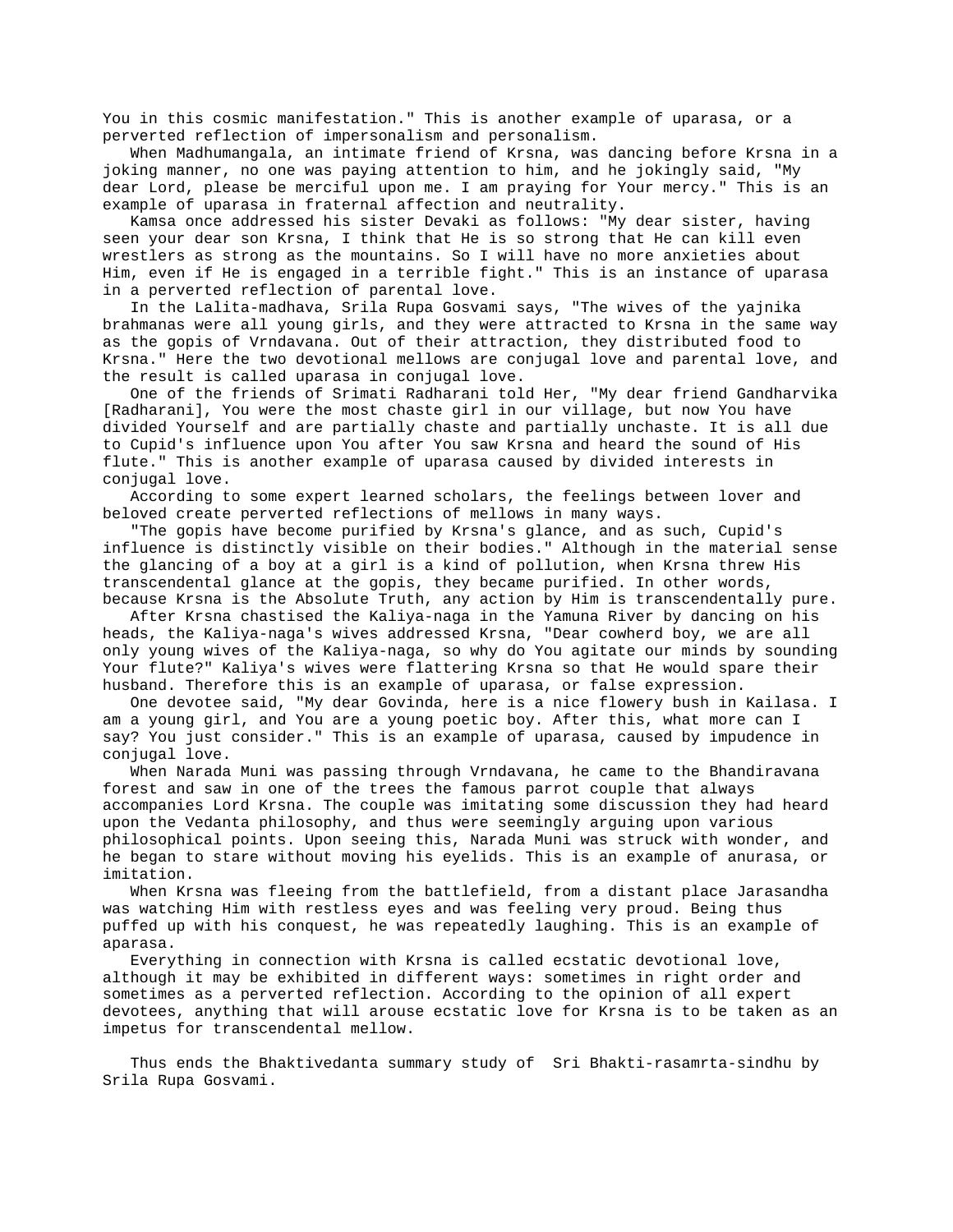You in this cosmic manifestation." This is another example of uparasa, or a perverted reflection of impersonalism and personalism.

When Madhumangala, an intimate friend of Krsna, was dancing before Krsna in a joking manner, no one was paying attention to him, and he jokingly said, "My dear Lord, please be merciful upon me. I am praying for Your mercy." This is an example of uparasa in fraternal affection and neutrality.

Kamsa once addressed his sister Devaki as follows: "My dear sister, having seen your dear son Krsna, I think that He is so strong that He can kill even wrestlers as strong as the mountains. So I will have no more anxieties about Him, even if He is engaged in a terrible fight." This is an instance of uparasa in a perverted reflection of parental love.

In the Lalita-madhava, Srila Rupa Gosvami says, "The wives of the yajnika brahmanas were all young girls, and they were attracted to Krsna in the same way as the gopis of Vrndavana. Out of their attraction, they distributed food to Krsna." Here the two devotional mellows are conjugal love and parental love, and the result is called uparasa in conjugal love.

One of the friends of Srimati Radharani told Her, "My dear friend Gandharvika [Radharani], You were the most chaste girl in our village, but now You have divided Yourself and are partially chaste and partially unchaste. It is all due to Cupid's influence upon You after You saw Krsna and heard the sound of His flute." This is another example of uparasa caused by divided interests in conjugal love.

According to some expert learned scholars, the feelings between lover and beloved create perverted reflections of mellows in many ways.

"The gopis have become purified by Krsna's glance, and as such, Cupid's influence is distinctly visible on their bodies." Although in the material sense the glancing of a boy at a girl is a kind of pollution, when Krsna threw His transcendental glance at the gopis, they became purified. In other words, because Krsna is the Absolute Truth, any action by Him is transcendentally pure.

After Krsna chastised the Kaliya-naga in the Yamuna River by dancing on his heads, the Kaliya-naga's wives addressed Krsna, "Dear cowherd boy, we are all only young wives of the Kaliya-naga, so why do You agitate our minds by sounding Your flute?" Kaliya's wives were flattering Krsna so that He would spare their husband. Therefore this is an example of uparasa, or false expression.

One devotee said, "My dear Govinda, here is a nice flowery bush in Kailasa. I am a young girl, and You are a young poetic boy. After this, what more can I say? You just consider." This is an example of uparasa, caused by impudence in conjugal love.

When Narada Muni was passing through Vrndavana, he came to the Bhandiravana forest and saw in one of the trees the famous parrot couple that always accompanies Lord Krsna. The couple was imitating some discussion they had heard upon the Vedanta philosophy, and thus were seemingly arguing upon various philosophical points. Upon seeing this, Narada Muni was struck with wonder, and he began to stare without moving his eyelids. This is an example of anurasa, or imitation.

When Krsna was fleeing from the battlefield, from a distant place Jarasandha was watching Him with restless eyes and was feeling very proud. Being thus puffed up with his conquest, he was repeatedly laughing. This is an example of aparasa.

Everything in connection with Krsna is called ecstatic devotional love, although it may be exhibited in different ways: sometimes in right order and sometimes as a perverted reflection. According to the opinion of all expert devotees, anything that will arouse ecstatic love for Krsna is to be taken as an impetus for transcendental mellow.

Thus ends the Bhaktivedanta summary study of Sri Bhakti-rasamrta-sindhu by Srila Rupa Gosvami.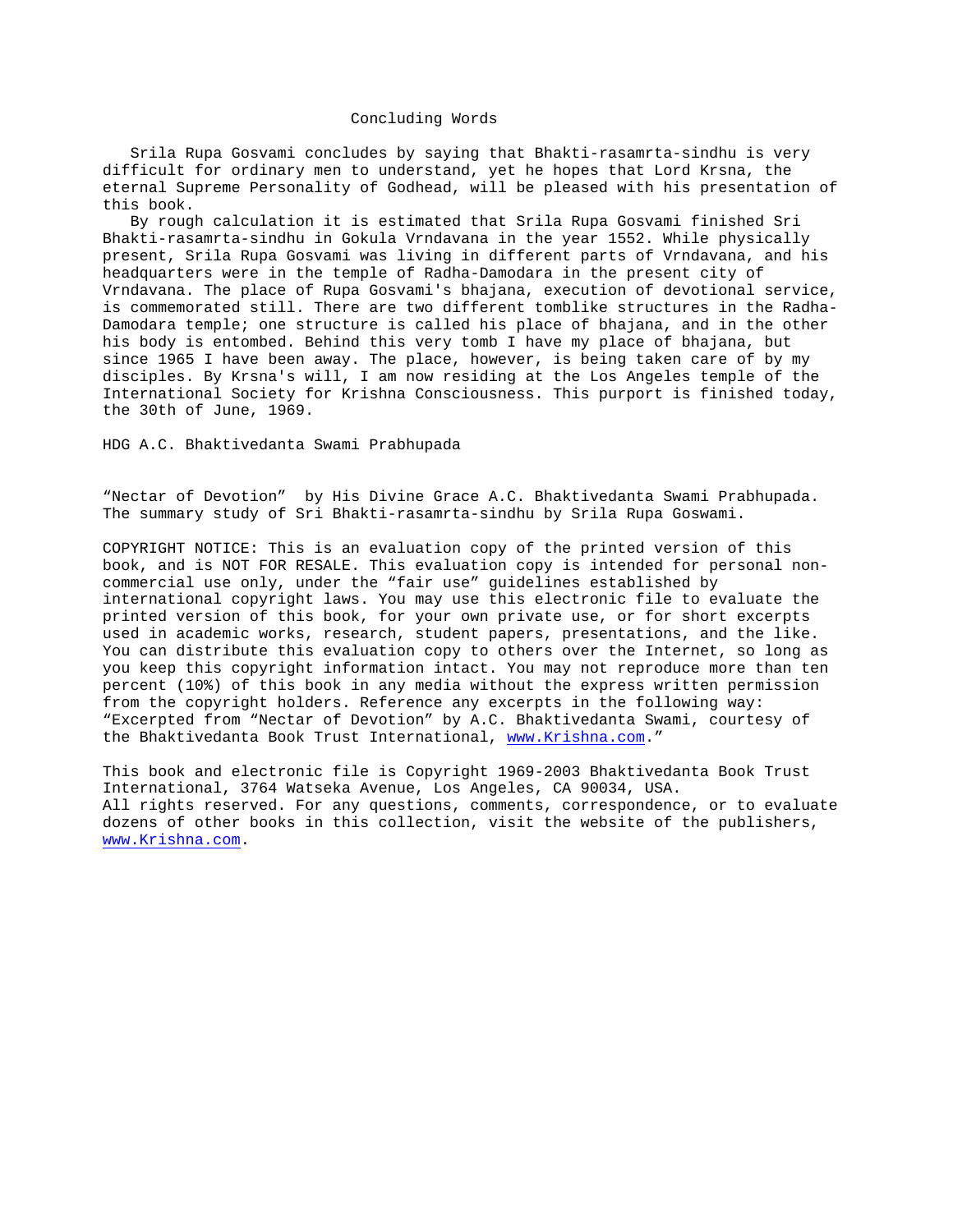## Concluding Words

Srila Rupa Gosvami concludes by saying that Bhakti-rasamrta-sindhu is very difficult for ordinary men to understand, yet he hopes that Lord Krsna, the eternal Supreme Personality of Godhead, will be pleased with his presentation of this book.

By rough calculation it is estimated that Srila Rupa Gosvami finished Sri Bhakti-rasamrta-sindhu in Gokula Vrndavana in the year 1552. While physically present, Srila Rupa Gosvami was living in different parts of Vrndavana, and his headquarters were in the temple of Radha-Damodara in the present city of Vrndavana. The place of Rupa Gosvami's bhajana, execution of devotional service, is commemorated still. There are two different tomblike structures in the Radha-Damodara temple; one structure is called his place of bhajana, and in the other his body is entombed. Behind this very tomb I have my place of bhajana, but since 1965 I have been away. The place, however, is being taken care of by my disciples. By Krsna's will, I am now residing at the Los Angeles temple of the International Society for Krishna Consciousness. This purport is finished today, the 30th of June, 1969.

HDG A.C. Bhaktivedanta Swami Prabhupada

“Nectar of Devotion” by His Divine Grace A.C. Bhaktivedanta Swami Prabhupada. The summary study of Sri Bhakti-rasamrta-sindhu by Srila Rupa Goswami.

COPYRIGHT NOTICE: This is an evaluation copy of the printed version of this book, and is NOT FOR RESALE. This evaluation copy is intended for personal non-commercial use only, under the “fair use” guidelines established by international copyright laws. You may use this electronic file to evaluate the printed version of this book, for your own private use, or for short excerpts used in academic works, research, student papers, presentations, and the like. You can distribute this evaluation copy to others over the Internet, so long as you keep this copyright information intact. You may not reproduce more than ten percent (10%) of this book in any media without the express written permission from the copyright holders. Reference any excerpts in the following way: “Excerpted from “Nectar of Devotion” by A.C. Bhaktivedanta Swami, courtesy of the Bhaktivedanta Book Trust International, www.Krishna.com.”

This book and electronic file is Copyright 1969-2003 Bhaktivedanta Book Trust International, 3764 Watseka Avenue, Los Angeles, CA 90034, USA.
All rights reserved. For any questions, comments, correspondence, or to evaluate dozens of other books in this collection, visit the website of the publishers, www.Krishna.com.